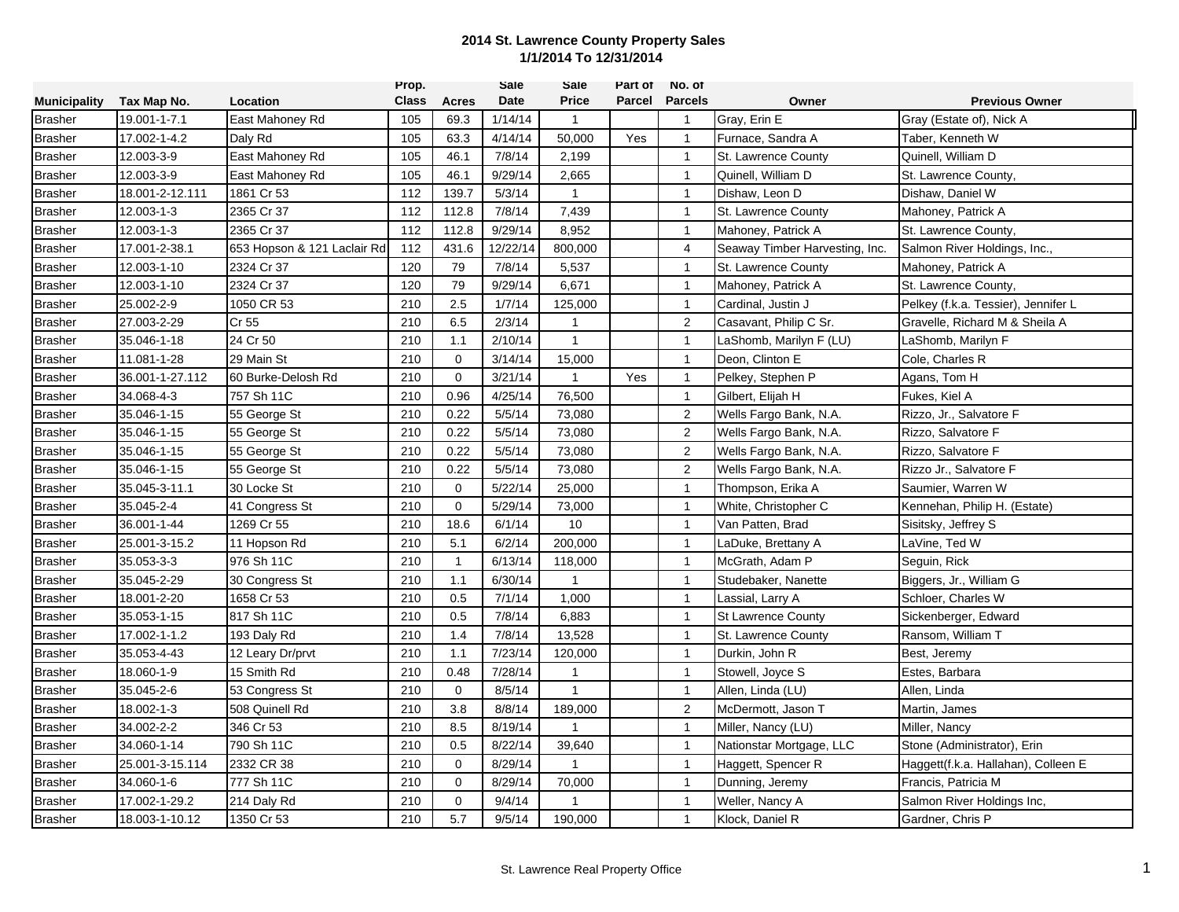# 2014 St. Lawrence County Property Sales
## 1/1/2014 To 12/31/2014

| Municipality | Tax Map No. | Location | Prop. Class | Acres | Sale Date | Sale Price | Part of Parcel | No. of Parcels | Owner | Previous Owner |
|---|---|---|---|---|---|---|---|---|---|---|
| Brasher | 19.001-1-7.1 | East Mahoney Rd | 105 | 69.3 | 1/14/14 | 1 | | 1 | Gray, Erin E | Gray (Estate of), Nick A |
| Brasher | 17.002-1-4.2 | Daly Rd | 105 | 63.3 | 4/14/14 | 50,000 | Yes | 1 | Furnace, Sandra A | Taber, Kenneth W |
| Brasher | 12.003-3-9 | East Mahoney Rd | 105 | 46.1 | 7/8/14 | 2,199 | | 1 | St. Lawrence County | Quinell, William D |
| Brasher | 12.003-3-9 | East Mahoney Rd | 105 | 46.1 | 9/29/14 | 2,665 | | 1 | Quinell, William D | St. Lawrence County, |
| Brasher | 18.001-2-12.111 | 1861 Cr 53 | 112 | 139.7 | 5/3/14 | 1 | | 1 | Dishaw, Leon D | Dishaw, Daniel W |
| Brasher | 12.003-1-3 | 2365 Cr 37 | 112 | 112.8 | 7/8/14 | 7,439 | | 1 | St. Lawrence County | Mahoney, Patrick A |
| Brasher | 12.003-1-3 | 2365 Cr 37 | 112 | 112.8 | 9/29/14 | 8,952 | | 1 | Mahoney, Patrick A | St. Lawrence County, |
| Brasher | 17.001-2-38.1 | 653 Hopson & 121 Laclair Rd | 112 | 431.6 | 12/22/14 | 800,000 | | 4 | Seaway Timber Harvesting, Inc. | Salmon River Holdings, Inc., |
| Brasher | 12.003-1-10 | 2324 Cr 37 | 120 | 79 | 7/8/14 | 5,537 | | 1 | St. Lawrence County | Mahoney, Patrick A |
| Brasher | 12.003-1-10 | 2324 Cr 37 | 120 | 79 | 9/29/14 | 6,671 | | 1 | Mahoney, Patrick A | St. Lawrence County, |
| Brasher | 25.002-2-9 | 1050 CR 53 | 210 | 2.5 | 1/7/14 | 125,000 | | 1 | Cardinal, Justin J | Pelkey (f.k.a. Tessier), Jennifer L |
| Brasher | 27.003-2-29 | Cr 55 | 210 | 6.5 | 2/3/14 | 1 | | 2 | Casavant, Philip C Sr. | Gravelle, Richard M & Sheila A |
| Brasher | 35.046-1-18 | 24 Cr 50 | 210 | 1.1 | 2/10/14 | 1 | | 1 | LaShomb, Marilyn F (LU) | LaShomb, Marilyn F |
| Brasher | 11.081-1-28 | 29 Main St | 210 | 0 | 3/14/14 | 15,000 | | 1 | Deon, Clinton E | Cole, Charles R |
| Brasher | 36.001-1-27.112 | 60 Burke-Delosh Rd | 210 | 0 | 3/21/14 | 1 | Yes | 1 | Pelkey, Stephen P | Agans, Tom H |
| Brasher | 34.068-4-3 | 757 Sh 11C | 210 | 0.96 | 4/25/14 | 76,500 | | 1 | Gilbert, Elijah H | Fukes, Kiel A |
| Brasher | 35.046-1-15 | 55 George St | 210 | 0.22 | 5/5/14 | 73,080 | | 2 | Wells Fargo Bank, N.A. | Rizzo, Jr., Salvatore F |
| Brasher | 35.046-1-15 | 55 George St | 210 | 0.22 | 5/5/14 | 73,080 | | 2 | Wells Fargo Bank, N.A. | Rizzo, Salvatore F |
| Brasher | 35.046-1-15 | 55 George St | 210 | 0.22 | 5/5/14 | 73,080 | | 2 | Wells Fargo Bank, N.A. | Rizzo, Salvatore F |
| Brasher | 35.046-1-15 | 55 George St | 210 | 0.22 | 5/5/14 | 73,080 | | 2 | Wells Fargo Bank, N.A. | Rizzo Jr., Salvatore F |
| Brasher | 35.045-3-11.1 | 30 Locke St | 210 | 0 | 5/22/14 | 25,000 | | 1 | Thompson, Erika A | Saumier, Warren W |
| Brasher | 35.045-2-4 | 41 Congress St | 210 | 0 | 5/29/14 | 73,000 | | 1 | White, Christopher C | Kennehan, Philip H. (Estate) |
| Brasher | 36.001-1-44 | 1269 Cr 55 | 210 | 18.6 | 6/1/14 | 10 | | 1 | Van Patten, Brad | Sisitsky, Jeffrey S |
| Brasher | 25.001-3-15.2 | 11 Hopson Rd | 210 | 5.1 | 6/2/14 | 200,000 | | 1 | LaDuke, Brettany A | LaVine, Ted W |
| Brasher | 35.053-3-3 | 976 Sh 11C | 210 | 1 | 6/13/14 | 118,000 | | 1 | McGrath, Adam P | Seguin, Rick |
| Brasher | 35.045-2-29 | 30 Congress St | 210 | 1.1 | 6/30/14 | 1 | | 1 | Studebaker, Nanette | Biggers, Jr., William G |
| Brasher | 18.001-2-20 | 1658 Cr 53 | 210 | 0.5 | 7/1/14 | 1,000 | | 1 | Lassial, Larry A | Schloer, Charles W |
| Brasher | 35.053-1-15 | 817 Sh 11C | 210 | 0.5 | 7/8/14 | 6,883 | | 1 | St Lawrence County | Sickenberger, Edward |
| Brasher | 17.002-1-1.2 | 193 Daly Rd | 210 | 1.4 | 7/8/14 | 13,528 | | 1 | St. Lawrence County | Ransom, William T |
| Brasher | 35.053-4-43 | 12 Leary Dr/prvt | 210 | 1.1 | 7/23/14 | 120,000 | | 1 | Durkin, John R | Best, Jeremy |
| Brasher | 18.060-1-9 | 15 Smith Rd | 210 | 0.48 | 7/28/14 | 1 | | 1 | Stowell, Joyce S | Estes, Barbara |
| Brasher | 35.045-2-6 | 53 Congress St | 210 | 0 | 8/5/14 | 1 | | 1 | Allen, Linda (LU) | Allen, Linda |
| Brasher | 18.002-1-3 | 508 Quinell Rd | 210 | 3.8 | 8/8/14 | 189,000 | | 2 | McDermott, Jason T | Martin, James |
| Brasher | 34.002-2-2 | 346 Cr 53 | 210 | 8.5 | 8/19/14 | 1 | | 1 | Miller, Nancy (LU) | Miller, Nancy |
| Brasher | 34.060-1-14 | 790 Sh 11C | 210 | 0.5 | 8/22/14 | 39,640 | | 1 | Nationstar Mortgage, LLC | Stone (Administrator), Erin |
| Brasher | 25.001-3-15.114 | 2332 CR 38 | 210 | 0 | 8/29/14 | 1 | | 1 | Haggett, Spencer R | Haggett(f.k.a. Hallahan), Colleen E |
| Brasher | 34.060-1-6 | 777 Sh 11C | 210 | 0 | 8/29/14 | 70,000 | | 1 | Dunning, Jeremy | Francis, Patricia M |
| Brasher | 17.002-1-29.2 | 214 Daly Rd | 210 | 0 | 9/4/14 | 1 | | 1 | Weller, Nancy A | Salmon River Holdings Inc, |
| Brasher | 18.003-1-10.12 | 1350 Cr 53 | 210 | 5.7 | 9/5/14 | 190,000 | | 1 | Klock, Daniel R | Gardner, Chris P |

St. Lawrence Real Property Office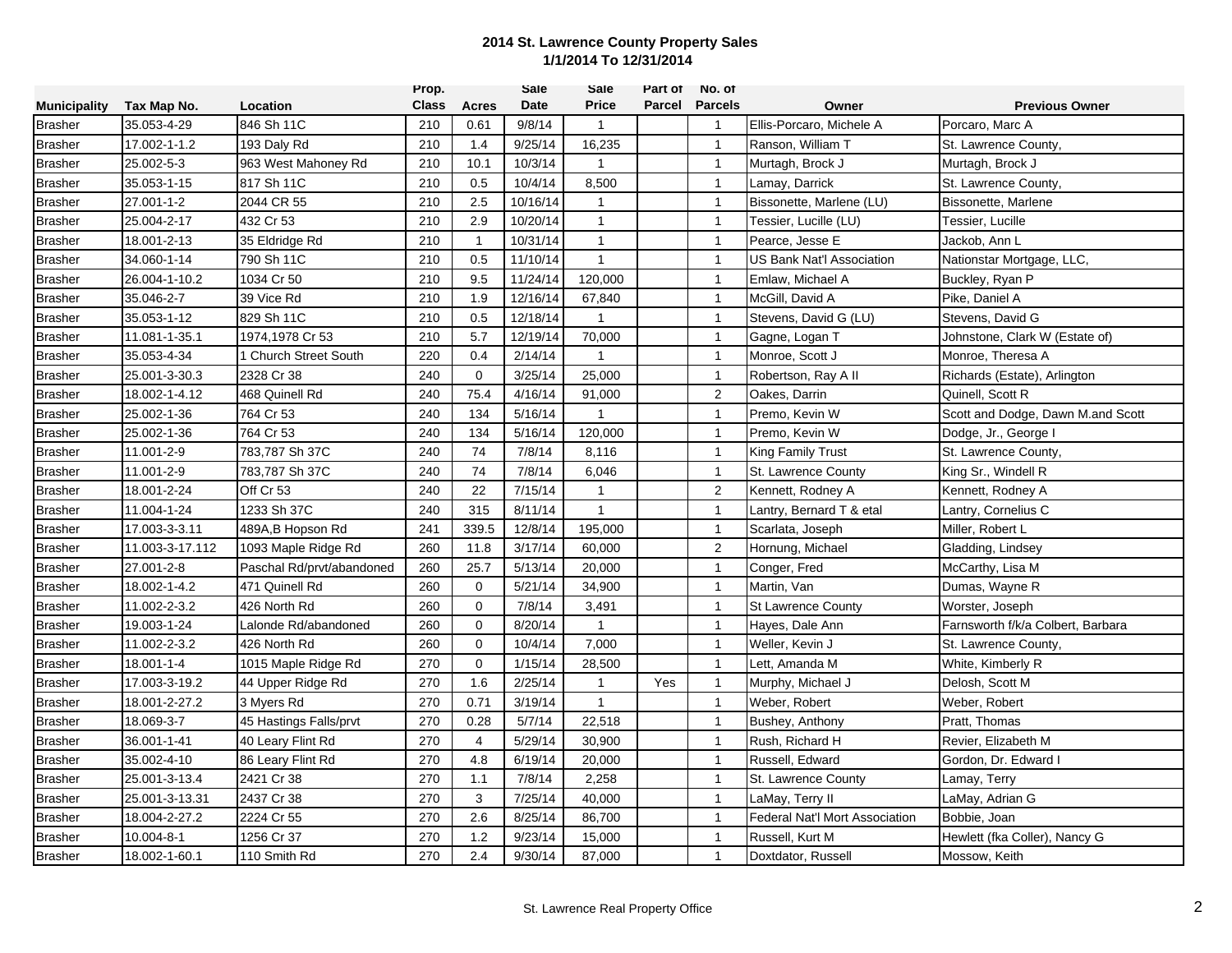## 2014 St. Lawrence County Property Sales
## 1/1/2014 To 12/31/2014

| Municipality | Tax Map No. | Location | Prop. Class | Acres | Sale Date | Sale Price | Part of Parcel | No. of Parcels | Owner | Previous Owner |
|---|---|---|---|---|---|---|---|---|---|---|
| Brasher | 35.053-4-29 | 846 Sh 11C | 210 | 0.61 | 9/8/14 | 1 | | 1 | Ellis-Porcaro, Michele A | Porcaro, Marc A |
| Brasher | 17.002-1-1.2 | 193 Daly Rd | 210 | 1.4 | 9/25/14 | 16,235 | | 1 | Ranson, William T | St. Lawrence County, |
| Brasher | 25.002-5-3 | 963 West Mahoney Rd | 210 | 10.1 | 10/3/14 | 1 | | 1 | Murtagh, Brock J | Murtagh, Brock J |
| Brasher | 35.053-1-15 | 817 Sh 11C | 210 | 0.5 | 10/4/14 | 8,500 | | 1 | Lamay, Darrick | St. Lawrence County, |
| Brasher | 27.001-1-2 | 2044 CR 55 | 210 | 2.5 | 10/16/14 | 1 | | 1 | Bissonette, Marlene (LU) | Bissonette, Marlene |
| Brasher | 25.004-2-17 | 432 Cr 53 | 210 | 2.9 | 10/20/14 | 1 | | 1 | Tessier, Lucille (LU) | Tessier, Lucille |
| Brasher | 18.001-2-13 | 35 Eldridge Rd | 210 | 1 | 10/31/14 | 1 | | 1 | Pearce, Jesse E | Jackob, Ann L |
| Brasher | 34.060-1-14 | 790 Sh 11C | 210 | 0.5 | 11/10/14 | 1 | | 1 | US Bank Nat'l Association | Nationstar Mortgage, LLC, |
| Brasher | 26.004-1-10.2 | 1034 Cr 50 | 210 | 9.5 | 11/24/14 | 120,000 | | 1 | Emlaw, Michael A | Buckley, Ryan P |
| Brasher | 35.046-2-7 | 39 Vice Rd | 210 | 1.9 | 12/16/14 | 67,840 | | 1 | McGill, David A | Pike, Daniel A |
| Brasher | 35.053-1-12 | 829 Sh 11C | 210 | 0.5 | 12/18/14 | 1 | | 1 | Stevens, David G (LU) | Stevens, David G |
| Brasher | 11.081-1-35.1 | 1974,1978 Cr 53 | 210 | 5.7 | 12/19/14 | 70,000 | | 1 | Gagne, Logan T | Johnstone, Clark W (Estate of) |
| Brasher | 35.053-4-34 | 1 Church Street South | 220 | 0.4 | 2/14/14 | 1 | | 1 | Monroe, Scott J | Monroe, Theresa A |
| Brasher | 25.001-3-30.3 | 2328 Cr 38 | 240 | 0 | 3/25/14 | 25,000 | | 1 | Robertson, Ray A II | Richards (Estate), Arlington |
| Brasher | 18.002-1-4.12 | 468 Quinell Rd | 240 | 75.4 | 4/16/14 | 91,000 | | 2 | Oakes, Darrin | Quinell, Scott R |
| Brasher | 25.002-1-36 | 764 Cr 53 | 240 | 134 | 5/16/14 | 1 | | 1 | Premo, Kevin W | Scott and Dodge, Dawn M.and Scott |
| Brasher | 25.002-1-36 | 764 Cr 53 | 240 | 134 | 5/16/14 | 120,000 | | 1 | Premo, Kevin W | Dodge, Jr., George I |
| Brasher | 11.001-2-9 | 783,787 Sh 37C | 240 | 74 | 7/8/14 | 8,116 | | 1 | King Family Trust | St. Lawrence County, |
| Brasher | 11.001-2-9 | 783,787 Sh 37C | 240 | 74 | 7/8/14 | 6,046 | | 1 | St. Lawrence County | King Sr., Windell R |
| Brasher | 18.001-2-24 | Off Cr 53 | 240 | 22 | 7/15/14 | 1 | | 2 | Kennett, Rodney A | Kennett, Rodney A |
| Brasher | 11.004-1-24 | 1233 Sh 37C | 240 | 315 | 8/11/14 | 1 | | 1 | Lantry, Bernard T & etal | Lantry, Cornelius C |
| Brasher | 17.003-3-3.11 | 489A,B Hopson Rd | 241 | 339.5 | 12/8/14 | 195,000 | | 1 | Scarlata, Joseph | Miller, Robert L |
| Brasher | 11.003-3-17.112 | 1093 Maple Ridge Rd | 260 | 11.8 | 3/17/14 | 60,000 | | 2 | Hornung, Michael | Gladding, Lindsey |
| Brasher | 27.001-2-8 | Paschal Rd/prvt/abandoned | 260 | 25.7 | 5/13/14 | 20,000 | | 1 | Conger, Fred | McCarthy, Lisa M |
| Brasher | 18.002-1-4.2 | 471 Quinell Rd | 260 | 0 | 5/21/14 | 34,900 | | 1 | Martin, Van | Dumas, Wayne R |
| Brasher | 11.002-2-3.2 | 426 North Rd | 260 | 0 | 7/8/14 | 3,491 | | 1 | St Lawrence County | Worster, Joseph |
| Brasher | 19.003-1-24 | Lalonde Rd/abandoned | 260 | 0 | 8/20/14 | 1 | | 1 | Hayes, Dale Ann | Farnsworth f/k/a Colbert, Barbara |
| Brasher | 11.002-2-3.2 | 426 North Rd | 260 | 0 | 10/4/14 | 7,000 | | 1 | Weller, Kevin J | St. Lawrence County, |
| Brasher | 18.001-1-4 | 1015 Maple Ridge Rd | 270 | 0 | 1/15/14 | 28,500 | | 1 | Lett, Amanda M | White, Kimberly R |
| Brasher | 17.003-3-19.2 | 44 Upper Ridge Rd | 270 | 1.6 | 2/25/14 | 1 | Yes | 1 | Murphy, Michael J | Delosh, Scott M |
| Brasher | 18.001-2-27.2 | 3 Myers Rd | 270 | 0.71 | 3/19/14 | 1 | | 1 | Weber, Robert | Weber, Robert |
| Brasher | 18.069-3-7 | 45 Hastings Falls/prvt | 270 | 0.28 | 5/7/14 | 22,518 | | 1 | Bushey, Anthony | Pratt, Thomas |
| Brasher | 36.001-1-41 | 40 Leary Flint Rd | 270 | 4 | 5/29/14 | 30,900 | | 1 | Rush, Richard H | Revier, Elizabeth M |
| Brasher | 35.002-4-10 | 86 Leary Flint Rd | 270 | 4.8 | 6/19/14 | 20,000 | | 1 | Russell, Edward | Gordon, Dr. Edward I |
| Brasher | 25.001-3-13.4 | 2421 Cr 38 | 270 | 1.1 | 7/8/14 | 2,258 | | 1 | St. Lawrence County | Lamay, Terry |
| Brasher | 25.001-3-13.31 | 2437 Cr 38 | 270 | 3 | 7/25/14 | 40,000 | | 1 | LaMay, Terry II | LaMay, Adrian G |
| Brasher | 18.004-2-27.2 | 2224 Cr 55 | 270 | 2.6 | 8/25/14 | 86,700 | | 1 | Federal Nat'l Mort Association | Bobbie, Joan |
| Brasher | 10.004-8-1 | 1256 Cr 37 | 270 | 1.2 | 9/23/14 | 15,000 | | 1 | Russell, Kurt M | Hewlett (fka Coller), Nancy G |
| Brasher | 18.002-1-60.1 | 110 Smith Rd | 270 | 2.4 | 9/30/14 | 87,000 | | 1 | Doxtdator, Russell | Mossow, Keith |

St. Lawrence Real Property Office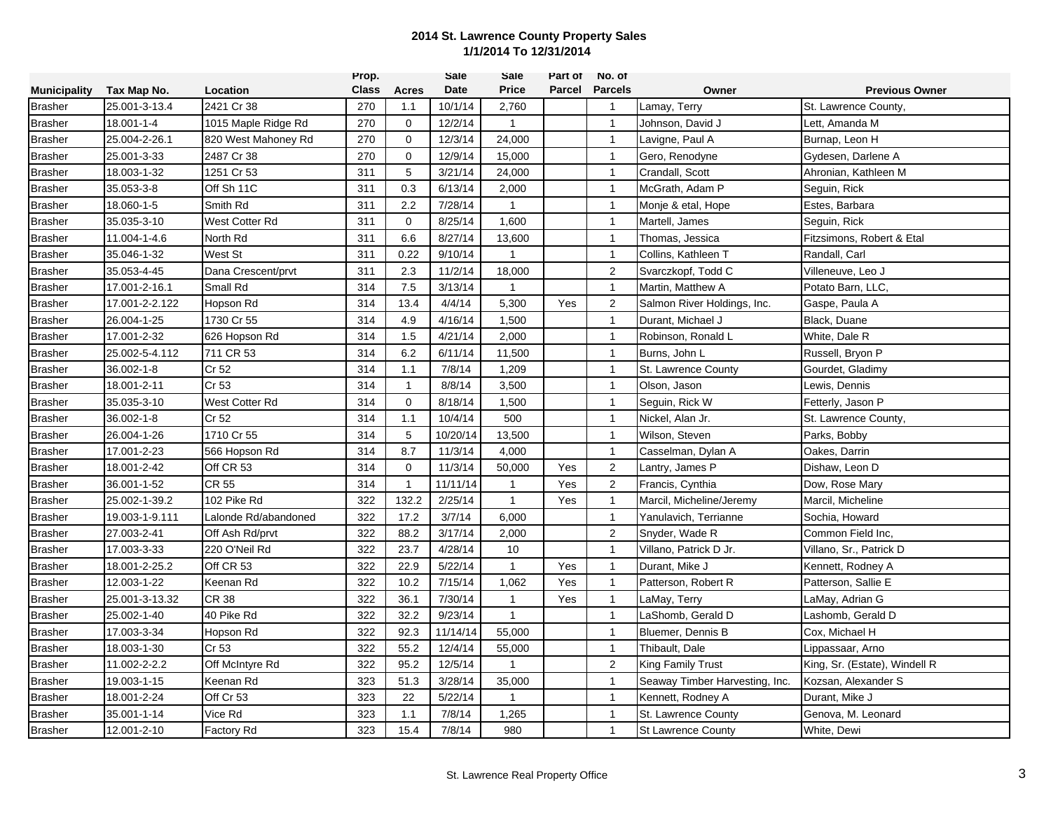**2014 St. Lawrence County Property Sales**
**1/1/2014 To 12/31/2014**

| Municipality | Tax Map No. | Location | Prop. Class | Acres | Sale Date | Sale Price | Part of Parcel | No. of Parcels | Owner | Previous Owner |
|---|---|---|---|---|---|---|---|---|---|---|
| Brasher | 25.001-3-13.4 | 2421 Cr 38 | 270 | 1.1 | 10/1/14 | 2,760 | | 1 | Lamay, Terry | St. Lawrence County, |
| Brasher | 18.001-1-4 | 1015 Maple Ridge Rd | 270 | 0 | 12/2/14 | 1 | | 1 | Johnson, David J | Lett, Amanda M |
| Brasher | 25.004-2-26.1 | 820 West Mahoney Rd | 270 | 0 | 12/3/14 | 24,000 | | 1 | Lavigne, Paul A | Burnap, Leon H |
| Brasher | 25.001-3-33 | 2487 Cr 38 | 270 | 0 | 12/9/14 | 15,000 | | 1 | Gero, Renodyne | Gydesen, Darlene A |
| Brasher | 18.003-1-32 | 1251 Cr 53 | 311 | 5 | 3/21/14 | 24,000 | | 1 | Crandall, Scott | Ahronian, Kathleen M |
| Brasher | 35.053-3-8 | Off Sh 11C | 311 | 0.3 | 6/13/14 | 2,000 | | 1 | McGrath, Adam P | Seguin, Rick |
| Brasher | 18.060-1-5 | Smith Rd | 311 | 2.2 | 7/28/14 | 1 | | 1 | Monje & etal, Hope | Estes, Barbara |
| Brasher | 35.035-3-10 | West Cotter Rd | 311 | 0 | 8/25/14 | 1,600 | | 1 | Martell, James | Seguin, Rick |
| Brasher | 11.004-1-4.6 | North Rd | 311 | 6.6 | 8/27/14 | 13,600 | | 1 | Thomas, Jessica | Fitzsimons, Robert & Etal |
| Brasher | 35.046-1-32 | West St | 311 | 0.22 | 9/10/14 | 1 | | 1 | Collins, Kathleen T | Randall, Carl |
| Brasher | 35.053-4-45 | Dana Crescent/prvt | 311 | 2.3 | 11/2/14 | 18,000 | | 2 | Svarczkopf, Todd C | Villeneuve, Leo J |
| Brasher | 17.001-2-16.1 | Small Rd | 314 | 7.5 | 3/13/14 | 1 | | 1 | Martin, Matthew A | Potato Barn, LLC, |
| Brasher | 17.001-2-2.122 | Hopson Rd | 314 | 13.4 | 4/4/14 | 5,300 | Yes | 2 | Salmon River Holdings, Inc. | Gaspe, Paula A |
| Brasher | 26.004-1-25 | 1730 Cr 55 | 314 | 4.9 | 4/16/14 | 1,500 | | 1 | Durant, Michael J | Black, Duane |
| Brasher | 17.001-2-32 | 626 Hopson Rd | 314 | 1.5 | 4/21/14 | 2,000 | | 1 | Robinson, Ronald L | White, Dale R |
| Brasher | 25.002-5-4.112 | 711 CR 53 | 314 | 6.2 | 6/11/14 | 11,500 | | 1 | Burns, John L | Russell, Bryon P |
| Brasher | 36.002-1-8 | Cr 52 | 314 | 1.1 | 7/8/14 | 1,209 | | 1 | St. Lawrence County | Gourdet, Gladimy |
| Brasher | 18.001-2-11 | Cr 53 | 314 | 1 | 8/8/14 | 3,500 | | 1 | Olson, Jason | Lewis, Dennis |
| Brasher | 35.035-3-10 | West Cotter Rd | 314 | 0 | 8/18/14 | 1,500 | | 1 | Seguin, Rick W | Fetterly, Jason P |
| Brasher | 36.002-1-8 | Cr 52 | 314 | 1.1 | 10/4/14 | 500 | | 1 | Nickel, Alan Jr. | St. Lawrence County, |
| Brasher | 26.004-1-26 | 1710 Cr 55 | 314 | 5 | 10/20/14 | 13,500 | | 1 | Wilson, Steven | Parks, Bobby |
| Brasher | 17.001-2-23 | 566 Hopson Rd | 314 | 8.7 | 11/3/14 | 4,000 | | 1 | Casselman, Dylan A | Oakes, Darrin |
| Brasher | 18.001-2-42 | Off CR 53 | 314 | 0 | 11/3/14 | 50,000 | Yes | 2 | Lantry, James P | Dishaw, Leon D |
| Brasher | 36.001-1-52 | CR 55 | 314 | 1 | 11/11/14 | 1 | Yes | 2 | Francis, Cynthia | Dow, Rose Mary |
| Brasher | 25.002-1-39.2 | 102 Pike Rd | 322 | 132.2 | 2/25/14 | 1 | Yes | 1 | Marcil, Micheline/Jeremy | Marcil, Micheline |
| Brasher | 19.003-1-9.111 | Lalonde Rd/abandoned | 322 | 17.2 | 3/7/14 | 6,000 | | 1 | Yanulavich, Terrianne | Sochia, Howard |
| Brasher | 27.003-2-41 | Off Ash Rd/prvt | 322 | 88.2 | 3/17/14 | 2,000 | | 2 | Snyder, Wade R | Common Field Inc, |
| Brasher | 17.003-3-33 | 220 O'Neil Rd | 322 | 23.7 | 4/28/14 | 10 | | 1 | Villano, Patrick D Jr. | Villano, Sr., Patrick D |
| Brasher | 18.001-2-25.2 | Off CR 53 | 322 | 22.9 | 5/22/14 | 1 | Yes | 1 | Durant, Mike J | Kennett, Rodney A |
| Brasher | 12.003-1-22 | Keenan Rd | 322 | 10.2 | 7/15/14 | 1,062 | Yes | 1 | Patterson, Robert R | Patterson, Sallie E |
| Brasher | 25.001-3-13.32 | CR 38 | 322 | 36.1 | 7/30/14 | 1 | Yes | 1 | LaMay, Terry | LaMay, Adrian G |
| Brasher | 25.002-1-40 | 40 Pike Rd | 322 | 32.2 | 9/23/14 | 1 | | 1 | LaShomb, Gerald D | Lashomb, Gerald D |
| Brasher | 17.003-3-34 | Hopson Rd | 322 | 92.3 | 11/14/14 | 55,000 | | 1 | Bluemer, Dennis B | Cox, Michael H |
| Brasher | 18.003-1-30 | Cr 53 | 322 | 55.2 | 12/4/14 | 55,000 | | 1 | Thibault, Dale | Lippassaar, Arno |
| Brasher | 11.002-2-2.2 | Off McIntyre Rd | 322 | 95.2 | 12/5/14 | 1 | | 2 | King Family Trust | King, Sr. (Estate), Windell R |
| Brasher | 19.003-1-15 | Keenan Rd | 323 | 51.3 | 3/28/14 | 35,000 | | 1 | Seaway Timber Harvesting, Inc. | Kozsan, Alexander S |
| Brasher | 18.001-2-24 | Off Cr 53 | 323 | 22 | 5/22/14 | 1 | | 1 | Kennett, Rodney A | Durant, Mike J |
| Brasher | 35.001-1-14 | Vice Rd | 323 | 1.1 | 7/8/14 | 1,265 | | 1 | St. Lawrence County | Genova, M. Leonard |
| Brasher | 12.001-2-10 | Factory Rd | 323 | 15.4 | 7/8/14 | 980 | | 1 | St Lawrence County | White, Dewi |

St. Lawrence Real Property Office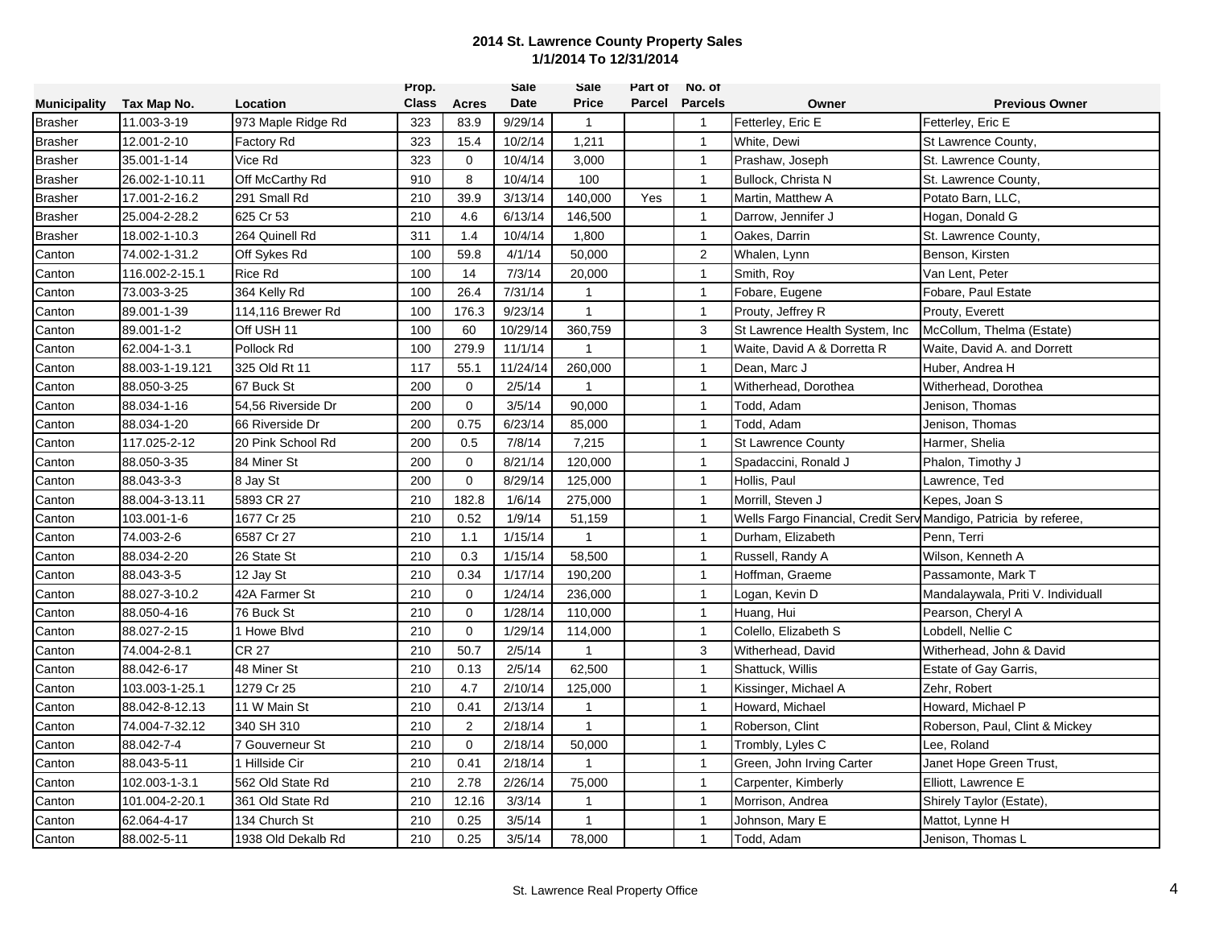## 2014 St. Lawrence County Property Sales
## 1/1/2014 To 12/31/2014

| Municipality | Tax Map No. | Location | Prop. Class | Acres | Sale Date | Sale Price | Part of Parcel | No. of Parcels | Owner | Previous Owner |
|---|---|---|---|---|---|---|---|---|---|---|
| Brasher | 11.003-3-19 | 973 Maple Ridge Rd | 323 | 83.9 | 9/29/14 | 1 | | 1 | Fetterley, Eric E | Fetterley, Eric E |
| Brasher | 12.001-2-10 | Factory Rd | 323 | 15.4 | 10/2/14 | 1,211 | | 1 | White, Dewi | St Lawrence County, |
| Brasher | 35.001-1-14 | Vice Rd | 323 | 0 | 10/4/14 | 3,000 | | 1 | Prashaw, Joseph | St. Lawrence County, |
| Brasher | 26.002-1-10.11 | Off McCarthy Rd | 910 | 8 | 10/4/14 | 100 | | 1 | Bullock, Christa N | St. Lawrence County, |
| Brasher | 17.001-2-16.2 | 291 Small Rd | 210 | 39.9 | 3/13/14 | 140,000 | Yes | 1 | Martin, Matthew A | Potato Barn, LLC, |
| Brasher | 25.004-2-28.2 | 625 Cr 53 | 210 | 4.6 | 6/13/14 | 146,500 | | 1 | Darrow, Jennifer J | Hogan, Donald G |
| Brasher | 18.002-1-10.3 | 264 Quinell Rd | 311 | 1.4 | 10/4/14 | 1,800 | | 1 | Oakes, Darrin | St. Lawrence County, |
| Canton | 74.002-1-31.2 | Off Sykes Rd | 100 | 59.8 | 4/1/14 | 50,000 | | 2 | Whalen, Lynn | Benson, Kirsten |
| Canton | 116.002-2-15.1 | Rice Rd | 100 | 14 | 7/3/14 | 20,000 | | 1 | Smith, Roy | Van Lent, Peter |
| Canton | 73.003-3-25 | 364 Kelly Rd | 100 | 26.4 | 7/31/14 | 1 | | 1 | Fobare, Eugene | Fobare, Paul Estate |
| Canton | 89.001-1-39 | 114,116 Brewer Rd | 100 | 176.3 | 9/23/14 | 1 | | 1 | Prouty, Jeffrey R | Prouty, Everett |
| Canton | 89.001-1-2 | Off USH 11 | 100 | 60 | 10/29/14 | 360,759 | | 3 | St Lawrence Health System, Inc | McCollum, Thelma (Estate) |
| Canton | 62.004-1-3.1 | Pollock Rd | 100 | 279.9 | 11/1/14 | 1 | | 1 | Waite, David A & Dorretta R | Waite, David A. and Dorrett |
| Canton | 88.003-1-19.121 | 325 Old Rt 11 | 117 | 55.1 | 11/24/14 | 260,000 | | 1 | Dean, Marc J | Huber, Andrea H |
| Canton | 88.050-3-25 | 67 Buck St | 200 | 0 | 2/5/14 | 1 | | 1 | Witherhead, Dorothea | Witherhead, Dorothea |
| Canton | 88.034-1-16 | 54,56 Riverside Dr | 200 | 0 | 3/5/14 | 90,000 | | 1 | Todd, Adam | Jenison, Thomas |
| Canton | 88.034-1-20 | 66 Riverside Dr | 200 | 0.75 | 6/23/14 | 85,000 | | 1 | Todd, Adam | Jenison, Thomas |
| Canton | 117.025-2-12 | 20 Pink School Rd | 200 | 0.5 | 7/8/14 | 7,215 | | 1 | St Lawrence County | Harmer, Shelia |
| Canton | 88.050-3-35 | 84 Miner St | 200 | 0 | 8/21/14 | 120,000 | | 1 | Spadaccini, Ronald J | Phalon, Timothy J |
| Canton | 88.043-3-3 | 8 Jay St | 200 | 0 | 8/29/14 | 125,000 | | 1 | Hollis, Paul | Lawrence, Ted |
| Canton | 88.004-3-13.11 | 5893 CR 27 | 210 | 182.8 | 1/6/14 | 275,000 | | 1 | Morrill, Steven J | Kepes, Joan S |
| Canton | 103.001-1-6 | 1677 Cr 25 | 210 | 0.52 | 1/9/14 | 51,159 | | 1 | Wells Fargo Financial, Credit Serv | Mandigo, Patricia by referee, |
| Canton | 74.003-2-6 | 6587 Cr 27 | 210 | 1.1 | 1/15/14 | 1 | | 1 | Durham, Elizabeth | Penn, Terri |
| Canton | 88.034-2-20 | 26 State St | 210 | 0.3 | 1/15/14 | 58,500 | | 1 | Russell, Randy A | Wilson, Kenneth A |
| Canton | 88.043-3-5 | 12 Jay St | 210 | 0.34 | 1/17/14 | 190,200 | | 1 | Hoffman, Graeme | Passamonte, Mark T |
| Canton | 88.027-3-10.2 | 42A Farmer St | 210 | 0 | 1/24/14 | 236,000 | | 1 | Logan, Kevin D | Mandalaywala, Priti V. Individuall |
| Canton | 88.050-4-16 | 76 Buck St | 210 | 0 | 1/28/14 | 110,000 | | 1 | Huang, Hui | Pearson, Cheryl A |
| Canton | 88.027-2-15 | 1 Howe Blvd | 210 | 0 | 1/29/14 | 114,000 | | 1 | Colello, Elizabeth S | Lobdell, Nellie C |
| Canton | 74.004-2-8.1 | CR 27 | 210 | 50.7 | 2/5/14 | 1 | | 3 | Witherhead, David | Witherhead, John & David |
| Canton | 88.042-6-17 | 48 Miner St | 210 | 0.13 | 2/5/14 | 62,500 | | 1 | Shattuck, Willis | Estate of Gay Garris, |
| Canton | 103.003-1-25.1 | 1279 Cr 25 | 210 | 4.7 | 2/10/14 | 125,000 | | 1 | Kissinger, Michael A | Zehr, Robert |
| Canton | 88.042-8-12.13 | 11 W Main St | 210 | 0.41 | 2/13/14 | 1 | | 1 | Howard, Michael | Howard, Michael P |
| Canton | 74.004-7-32.12 | 340 SH 310 | 210 | 2 | 2/18/14 | 1 | | 1 | Roberson, Clint | Roberson, Paul, Clint & Mickey |
| Canton | 88.042-7-4 | 7 Gouverneur St | 210 | 0 | 2/18/14 | 50,000 | | 1 | Trombly, Lyles C | Lee, Roland |
| Canton | 88.043-5-11 | 1 Hillside Cir | 210 | 0.41 | 2/18/14 | 1 | | 1 | Green, John Irving Carter | Janet Hope Green Trust, |
| Canton | 102.003-1-3.1 | 562 Old State Rd | 210 | 2.78 | 2/26/14 | 75,000 | | 1 | Carpenter, Kimberly | Elliott, Lawrence E |
| Canton | 101.004-2-20.1 | 361 Old State Rd | 210 | 12.16 | 3/3/14 | 1 | | 1 | Morrison, Andrea | Shirely Taylor (Estate), |
| Canton | 62.064-4-17 | 134 Church St | 210 | 0.25 | 3/5/14 | 1 | | 1 | Johnson, Mary E | Mattot, Lynne H |
| Canton | 88.002-5-11 | 1938 Old Dekalb Rd | 210 | 0.25 | 3/5/14 | 78,000 | | 1 | Todd, Adam | Jenison, Thomas L |

St. Lawrence Real Property Office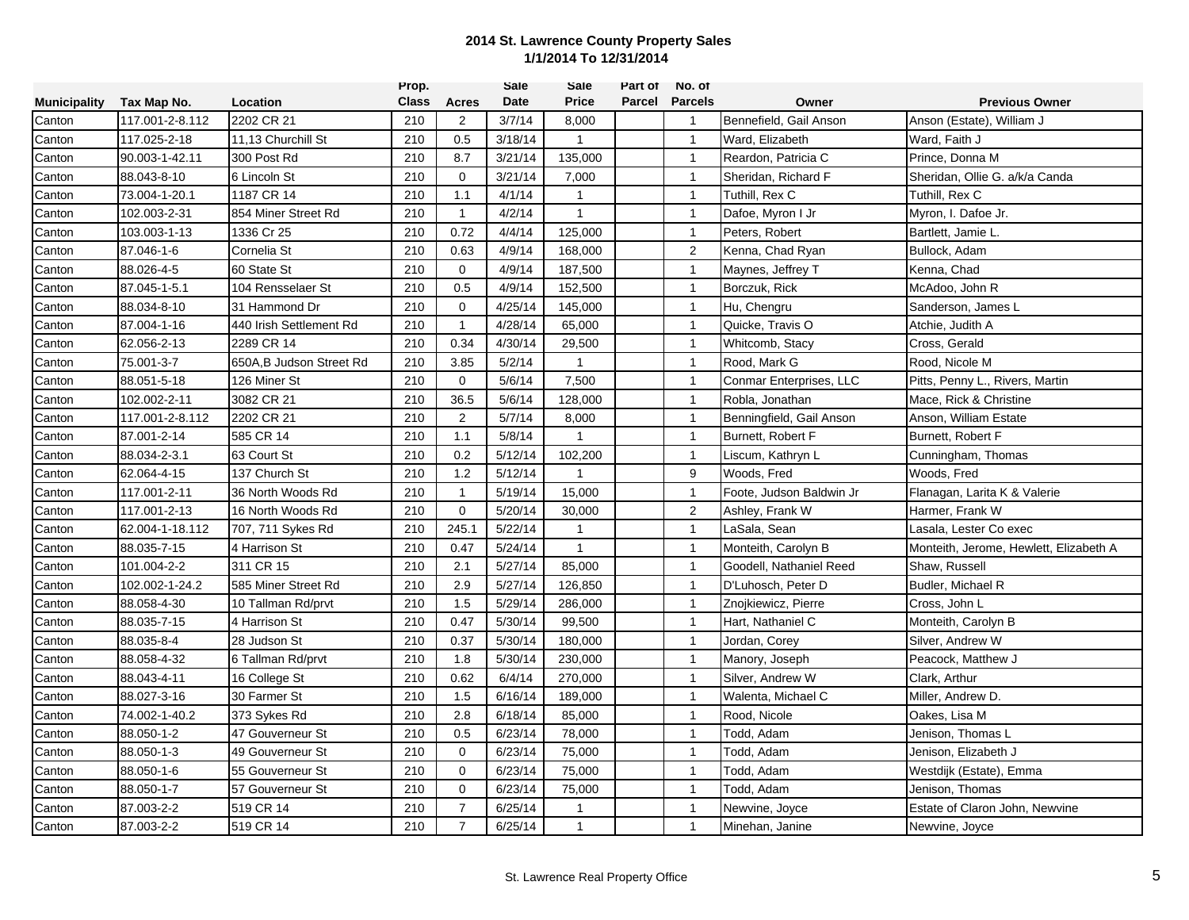**2014 St. Lawrence County Property Sales**
**1/1/2014 To 12/31/2014**

| Municipality | Tax Map No. | Location | Prop. Class | Acres | Sale Date | Sale Price | Part of Parcel | No. of Parcels | Owner | Previous Owner |
|---|---|---|---|---|---|---|---|---|---|---|
| Canton | 117.001-2-8.112 | 2202 CR 21 | 210 | 2 | 3/7/14 | 8,000 | | 1 | Bennefield, Gail Anson | Anson (Estate), William J |
| Canton | 117.025-2-18 | 11,13 Churchill St | 210 | 0.5 | 3/18/14 | 1 | | 1 | Ward, Elizabeth | Ward, Faith J |
| Canton | 90.003-1-42.11 | 300 Post Rd | 210 | 8.7 | 3/21/14 | 135,000 | | 1 | Reardon, Patricia C | Prince, Donna M |
| Canton | 88.043-8-10 | 6 Lincoln St | 210 | 0 | 3/21/14 | 7,000 | | 1 | Sheridan, Richard F | Sheridan, Ollie G. a/k/a Canda |
| Canton | 73.004-1-20.1 | 1187 CR 14 | 210 | 1.1 | 4/1/14 | 1 | | 1 | Tuthill, Rex C | Tuthill, Rex C |
| Canton | 102.003-2-31 | 854 Miner Street Rd | 210 | 1 | 4/2/14 | 1 | | 1 | Dafoe, Myron I Jr | Myron, I. Dafoe Jr. |
| Canton | 103.003-1-13 | 1336 Cr 25 | 210 | 0.72 | 4/4/14 | 125,000 | | 1 | Peters, Robert | Bartlett, Jamie L. |
| Canton | 87.046-1-6 | Cornelia St | 210 | 0.63 | 4/9/14 | 168,000 | | 2 | Kenna, Chad Ryan | Bullock, Adam |
| Canton | 88.026-4-5 | 60 State St | 210 | 0 | 4/9/14 | 187,500 | | 1 | Maynes, Jeffrey T | Kenna, Chad |
| Canton | 87.045-1-5.1 | 104 Rensselaer St | 210 | 0.5 | 4/9/14 | 152,500 | | 1 | Borczuk, Rick | McAdoo, John R |
| Canton | 88.034-8-10 | 31 Hammond Dr | 210 | 0 | 4/25/14 | 145,000 | | 1 | Hu, Chengru | Sanderson, James L |
| Canton | 87.004-1-16 | 440 Irish Settlement Rd | 210 | 1 | 4/28/14 | 65,000 | | 1 | Quicke, Travis O | Atchie, Judith A |
| Canton | 62.056-2-13 | 2289 CR 14 | 210 | 0.34 | 4/30/14 | 29,500 | | 1 | Whitcomb, Stacy | Cross, Gerald |
| Canton | 75.001-3-7 | 650A,B Judson Street Rd | 210 | 3.85 | 5/2/14 | 1 | | 1 | Rood, Mark G | Rood, Nicole M |
| Canton | 88.051-5-18 | 126 Miner St | 210 | 0 | 5/6/14 | 7,500 | | 1 | Conmar Enterprises, LLC | Pitts, Penny L., Rivers, Martin |
| Canton | 102.002-2-11 | 3082 CR 21 | 210 | 36.5 | 5/6/14 | 128,000 | | 1 | Robla, Jonathan | Mace, Rick & Christine |
| Canton | 117.001-2-8.112 | 2202 CR 21 | 210 | 2 | 5/7/14 | 8,000 | | 1 | Benningfield, Gail Anson | Anson, William Estate |
| Canton | 87.001-2-14 | 585 CR 14 | 210 | 1.1 | 5/8/14 | 1 | | 1 | Burnett, Robert F | Burnett, Robert F |
| Canton | 88.034-2-3.1 | 63 Court St | 210 | 0.2 | 5/12/14 | 102,200 | | 1 | Liscum, Kathryn L | Cunningham, Thomas |
| Canton | 62.064-4-15 | 137 Church St | 210 | 1.2 | 5/12/14 | 1 | | 9 | Woods, Fred | Woods, Fred |
| Canton | 117.001-2-11 | 36 North Woods Rd | 210 | 1 | 5/19/14 | 15,000 | | 1 | Foote, Judson Baldwin Jr | Flanagan, Larita K & Valerie |
| Canton | 117.001-2-13 | 16 North Woods Rd | 210 | 0 | 5/20/14 | 30,000 | | 2 | Ashley, Frank W | Harmer, Frank W |
| Canton | 62.004-1-18.112 | 707, 711 Sykes Rd | 210 | 245.1 | 5/22/14 | 1 | | 1 | LaSala, Sean | Lasala, Lester Co exec |
| Canton | 88.035-7-15 | 4 Harrison St | 210 | 0.47 | 5/24/14 | 1 | | 1 | Monteith, Carolyn B | Monteith, Jerome, Hewlett, Elizabeth A |
| Canton | 101.004-2-2 | 311 CR 15 | 210 | 2.1 | 5/27/14 | 85,000 | | 1 | Goodell, Nathaniel Reed | Shaw, Russell |
| Canton | 102.002-1-24.2 | 585 Miner Street Rd | 210 | 2.9 | 5/27/14 | 126,850 | | 1 | D'Luhosch, Peter D | Budler, Michael R |
| Canton | 88.058-4-30 | 10 Tallman Rd/prvt | 210 | 1.5 | 5/29/14 | 286,000 | | 1 | Znojkiewicz, Pierre | Cross, John L |
| Canton | 88.035-7-15 | 4 Harrison St | 210 | 0.47 | 5/30/14 | 99,500 | | 1 | Hart, Nathaniel C | Monteith, Carolyn B |
| Canton | 88.035-8-4 | 28 Judson St | 210 | 0.37 | 5/30/14 | 180,000 | | 1 | Jordan, Corey | Silver, Andrew W |
| Canton | 88.058-4-32 | 6 Tallman Rd/prvt | 210 | 1.8 | 5/30/14 | 230,000 | | 1 | Manory, Joseph | Peacock, Matthew J |
| Canton | 88.043-4-11 | 16 College St | 210 | 0.62 | 6/4/14 | 270,000 | | 1 | Silver, Andrew W | Clark, Arthur |
| Canton | 88.027-3-16 | 30 Farmer St | 210 | 1.5 | 6/16/14 | 189,000 | | 1 | Walenta, Michael C | Miller, Andrew D. |
| Canton | 74.002-1-40.2 | 373 Sykes Rd | 210 | 2.8 | 6/18/14 | 85,000 | | 1 | Rood, Nicole | Oakes, Lisa M |
| Canton | 88.050-1-2 | 47 Gouverneur St | 210 | 0.5 | 6/23/14 | 78,000 | | 1 | Todd, Adam | Jenison, Thomas L |
| Canton | 88.050-1-3 | 49 Gouverneur St | 210 | 0 | 6/23/14 | 75,000 | | 1 | Todd, Adam | Jenison, Elizabeth J |
| Canton | 88.050-1-6 | 55 Gouverneur St | 210 | 0 | 6/23/14 | 75,000 | | 1 | Todd, Adam | Westdijk (Estate), Emma |
| Canton | 88.050-1-7 | 57 Gouverneur St | 210 | 0 | 6/23/14 | 75,000 | | 1 | Todd, Adam | Jenison, Thomas |
| Canton | 87.003-2-2 | 519 CR 14 | 210 | 7 | 6/25/14 | 1 | | 1 | Newvine, Joyce | Estate of Claron John, Newvine |
| Canton | 87.003-2-2 | 519 CR 14 | 210 | 7 | 6/25/14 | 1 | | 1 | Minehan, Janine | Newvine, Joyce |

St. Lawrence Real Property Office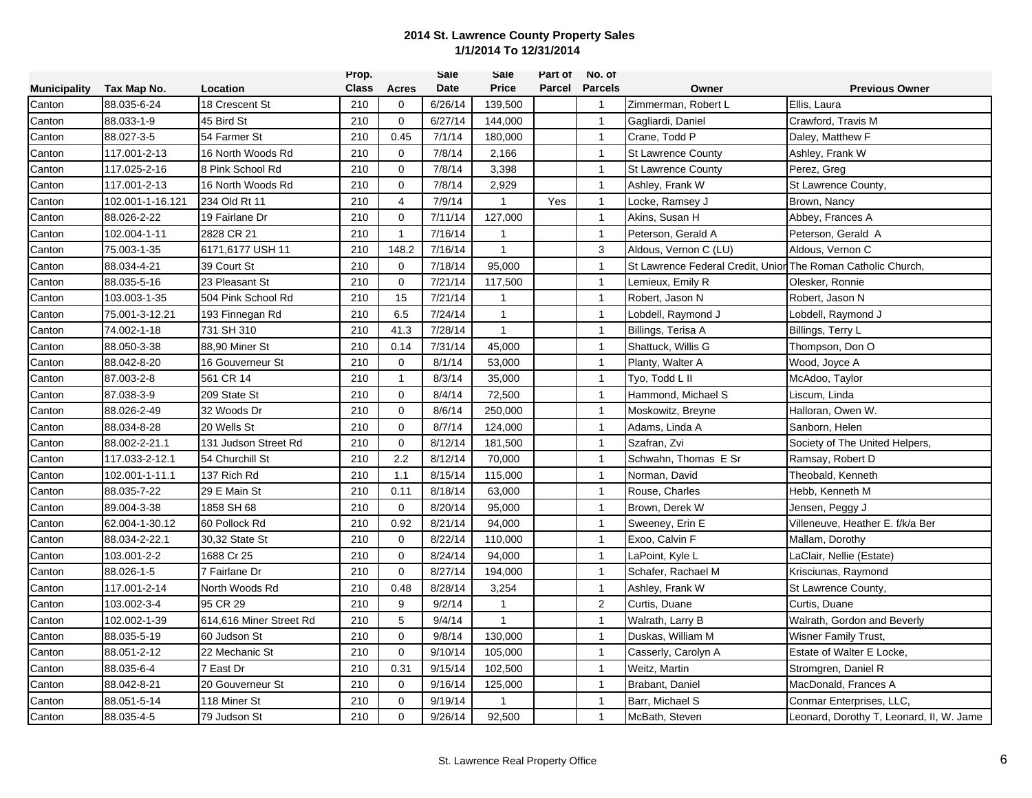**2014 St. Lawrence County Property Sales**
**1/1/2014 To 12/31/2014**

| Municipality | Tax Map No. | Location | Prop. Class | Acres | Sale Date | Sale Price | Part of Parcel | No. of Parcels | Owner | Previous Owner |
|---|---|---|---|---|---|---|---|---|---|---|
| Canton | 88.035-6-24 | 18 Crescent St | 210 | 0 | 6/26/14 | 139,500 | | 1 | Zimmerman, Robert L | Ellis, Laura |
| Canton | 88.033-1-9 | 45 Bird St | 210 | 0 | 6/27/14 | 144,000 | | 1 | Gagliardi, Daniel | Crawford, Travis M |
| Canton | 88.027-3-5 | 54 Farmer St | 210 | 0.45 | 7/1/14 | 180,000 | | 1 | Crane, Todd P | Daley, Matthew F |
| Canton | 117.001-2-13 | 16 North Woods Rd | 210 | 0 | 7/8/14 | 2,166 | | 1 | St Lawrence County | Ashley, Frank W |
| Canton | 117.025-2-16 | 8 Pink School Rd | 210 | 0 | 7/8/14 | 3,398 | | 1 | St Lawrence County | Perez, Greg |
| Canton | 117.001-2-13 | 16 North Woods Rd | 210 | 0 | 7/8/14 | 2,929 | | 1 | Ashley, Frank W | St Lawrence County, |
| Canton | 102.001-1-16.121 | 234 Old Rt 11 | 210 | 4 | 7/9/14 | 1 | Yes | 1 | Locke, Ramsey J | Brown, Nancy |
| Canton | 88.026-2-22 | 19 Fairlane Dr | 210 | 0 | 7/11/14 | 127,000 | | 1 | Akins, Susan H | Abbey, Frances A |
| Canton | 102.004-1-11 | 2828 CR 21 | 210 | 1 | 7/16/14 | 1 | | 1 | Peterson, Gerald A | Peterson, Gerald A |
| Canton | 75.003-1-35 | 6171,6177 USH 11 | 210 | 148.2 | 7/16/14 | 1 | | 3 | Aldous, Vernon C (LU) | Aldous, Vernon C |
| Canton | 88.034-4-21 | 39 Court St | 210 | 0 | 7/18/14 | 95,000 | | 1 | St Lawrence Federal Credit, Unior | The Roman Catholic Church, |
| Canton | 88.035-5-16 | 23 Pleasant St | 210 | 0 | 7/21/14 | 117,500 | | 1 | Lemieux, Emily R | Olesker, Ronnie |
| Canton | 103.003-1-35 | 504 Pink School Rd | 210 | 15 | 7/21/14 | 1 | | 1 | Robert, Jason N | Robert, Jason N |
| Canton | 75.001-3-12.21 | 193 Finnegan Rd | 210 | 6.5 | 7/24/14 | 1 | | 1 | Lobdell, Raymond J | Lobdell, Raymond J |
| Canton | 74.002-1-18 | 731 SH 310 | 210 | 41.3 | 7/28/14 | 1 | | 1 | Billings, Terisa A | Billings, Terry L |
| Canton | 88.050-3-38 | 88,90 Miner St | 210 | 0.14 | 7/31/14 | 45,000 | | 1 | Shattuck, Willis G | Thompson, Don O |
| Canton | 88.042-8-20 | 16 Gouverneur St | 210 | 0 | 8/1/14 | 53,000 | | 1 | Planty, Walter A | Wood, Joyce A |
| Canton | 87.003-2-8 | 561 CR 14 | 210 | 1 | 8/3/14 | 35,000 | | 1 | Tyo, Todd L II | McAdoo, Taylor |
| Canton | 87.038-3-9 | 209 State St | 210 | 0 | 8/4/14 | 72,500 | | 1 | Hammond, Michael S | Liscum, Linda |
| Canton | 88.026-2-49 | 32 Woods Dr | 210 | 0 | 8/6/14 | 250,000 | | 1 | Moskowitz, Breyne | Halloran, Owen W. |
| Canton | 88.034-8-28 | 20 Wells St | 210 | 0 | 8/7/14 | 124,000 | | 1 | Adams, Linda A | Sanborn, Helen |
| Canton | 88.002-2-21.1 | 131 Judson Street Rd | 210 | 0 | 8/12/14 | 181,500 | | 1 | Szafran, Zvi | Society of The United Helpers, |
| Canton | 117.033-2-12.1 | 54 Churchill St | 210 | 2.2 | 8/12/14 | 70,000 | | 1 | Schwahn, Thomas E Sr | Ramsay, Robert D |
| Canton | 102.001-1-11.1 | 137 Rich Rd | 210 | 1.1 | 8/15/14 | 115,000 | | 1 | Norman, David | Theobald, Kenneth |
| Canton | 88.035-7-22 | 29 E Main St | 210 | 0.11 | 8/18/14 | 63,000 | | 1 | Rouse, Charles | Hebb, Kenneth M |
| Canton | 89.004-3-38 | 1858 SH 68 | 210 | 0 | 8/20/14 | 95,000 | | 1 | Brown, Derek W | Jensen, Peggy J |
| Canton | 62.004-1-30.12 | 60 Pollock Rd | 210 | 0.92 | 8/21/14 | 94,000 | | 1 | Sweeney, Erin E | Villeneuve, Heather E. f/k/a Ber |
| Canton | 88.034-2-22.1 | 30,32 State St | 210 | 0 | 8/22/14 | 110,000 | | 1 | Exoo, Calvin F | Mallam, Dorothy |
| Canton | 103.001-2-2 | 1688 Cr 25 | 210 | 0 | 8/24/14 | 94,000 | | 1 | LaPoint, Kyle L | LaClair, Nellie (Estate) |
| Canton | 88.026-1-5 | 7 Fairlane Dr | 210 | 0 | 8/27/14 | 194,000 | | 1 | Schafer, Rachael M | Krisciunas, Raymond |
| Canton | 117.001-2-14 | North Woods Rd | 210 | 0.48 | 8/28/14 | 3,254 | | 1 | Ashley, Frank W | St Lawrence County, |
| Canton | 103.002-3-4 | 95 CR 29 | 210 | 9 | 9/2/14 | 1 | | 2 | Curtis, Duane | Curtis, Duane |
| Canton | 102.002-1-39 | 614,616 Miner Street Rd | 210 | 5 | 9/4/14 | 1 | | 1 | Walrath, Larry B | Walrath, Gordon and Beverly |
| Canton | 88.035-5-19 | 60 Judson St | 210 | 0 | 9/8/14 | 130,000 | | 1 | Duskas, William M | Wisner Family Trust, |
| Canton | 88.051-2-12 | 22 Mechanic St | 210 | 0 | 9/10/14 | 105,000 | | 1 | Casserly, Carolyn A | Estate of Walter E Locke, |
| Canton | 88.035-6-4 | 7 East Dr | 210 | 0.31 | 9/15/14 | 102,500 | | 1 | Weitz, Martin | Stromgren, Daniel R |
| Canton | 88.042-8-21 | 20 Gouverneur St | 210 | 0 | 9/16/14 | 125,000 | | 1 | Brabant, Daniel | MacDonald, Frances A |
| Canton | 88.051-5-14 | 118 Miner St | 210 | 0 | 9/19/14 | 1 | | 1 | Barr, Michael S | Conmar Enterprises, LLC, |
| Canton | 88.035-4-5 | 79 Judson St | 210 | 0 | 9/26/14 | 92,500 | | 1 | McBath, Steven | Leonard, Dorothy T, Leonard, II, W. Jame |

St. Lawrence Real Property Office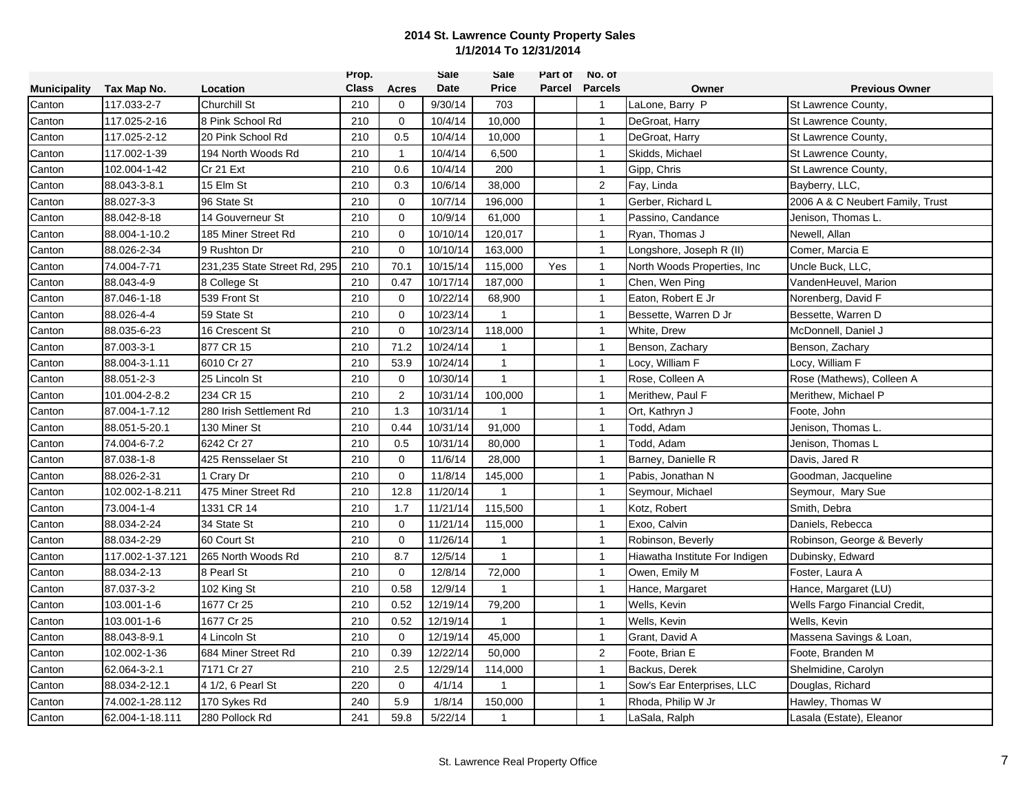## 2014 St. Lawrence County Property Sales
## 1/1/2014 To 12/31/2014

| Municipality | Tax Map No. | Location | Prop. Class | Acres | Sale Date | Sale Price | Part of Parcel | No. of Parcels | Owner | Previous Owner |
|---|---|---|---|---|---|---|---|---|---|---|
| Canton | 117.033-2-7 | Churchill St | 210 | 0 | 9/30/14 | 703 | | 1 | LaLone, Barry P | St Lawrence County, |
| Canton | 117.025-2-16 | 8 Pink School Rd | 210 | 0 | 10/4/14 | 10,000 | | 1 | DeGroat, Harry | St Lawrence County, |
| Canton | 117.025-2-12 | 20 Pink School Rd | 210 | 0.5 | 10/4/14 | 10,000 | | 1 | DeGroat, Harry | St Lawrence County, |
| Canton | 117.002-1-39 | 194 North Woods Rd | 210 | 1 | 10/4/14 | 6,500 | | 1 | Skidds, Michael | St Lawrence County, |
| Canton | 102.004-1-42 | Cr 21 Ext | 210 | 0.6 | 10/4/14 | 200 | | 1 | Gipp, Chris | St Lawrence County, |
| Canton | 88.043-3-8.1 | 15 Elm St | 210 | 0.3 | 10/6/14 | 38,000 | | 2 | Fay, Linda | Bayberry, LLC, |
| Canton | 88.027-3-3 | 96 State St | 210 | 0 | 10/7/14 | 196,000 | | 1 | Gerber, Richard L | 2006 A & C Neubert Family, Trust |
| Canton | 88.042-8-18 | 14 Gouverneur St | 210 | 0 | 10/9/14 | 61,000 | | 1 | Passino, Candance | Jenison, Thomas L. |
| Canton | 88.004-1-10.2 | 185 Miner Street Rd | 210 | 0 | 10/10/14 | 120,017 | | 1 | Ryan, Thomas J | Newell, Allan |
| Canton | 88.026-2-34 | 9 Rushton Dr | 210 | 0 | 10/10/14 | 163,000 | | 1 | Longshore, Joseph R (II) | Comer, Marcia E |
| Canton | 74.004-7-71 | 231,235 State Street Rd, 295 | 210 | 70.1 | 10/15/14 | 115,000 | Yes | 1 | North Woods Properties, Inc | Uncle Buck, LLC, |
| Canton | 88.043-4-9 | 8 College St | 210 | 0.47 | 10/17/14 | 187,000 | | 1 | Chen, Wen Ping | VandenHeuvel, Marion |
| Canton | 87.046-1-18 | 539 Front St | 210 | 0 | 10/22/14 | 68,900 | | 1 | Eaton, Robert E Jr | Norenberg, David F |
| Canton | 88.026-4-4 | 59 State St | 210 | 0 | 10/23/14 | 1 | | 1 | Bessette, Warren D Jr | Bessette, Warren D |
| Canton | 88.035-6-23 | 16 Crescent St | 210 | 0 | 10/23/14 | 118,000 | | 1 | White, Drew | McDonnell, Daniel J |
| Canton | 87.003-3-1 | 877 CR 15 | 210 | 71.2 | 10/24/14 | 1 | | 1 | Benson, Zachary | Benson, Zachary |
| Canton | 88.004-3-1.11 | 6010 Cr 27 | 210 | 53.9 | 10/24/14 | 1 | | 1 | Locy, William F | Locy, William F |
| Canton | 88.051-2-3 | 25 Lincoln St | 210 | 0 | 10/30/14 | 1 | | 1 | Rose, Colleen A | Rose (Mathews), Colleen A |
| Canton | 101.004-2-8.2 | 234 CR 15 | 210 | 2 | 10/31/14 | 100,000 | | 1 | Merithew, Paul F | Merithew, Michael P |
| Canton | 87.004-1-7.12 | 280 Irish Settlement Rd | 210 | 1.3 | 10/31/14 | 1 | | 1 | Ort, Kathryn J | Foote, John |
| Canton | 88.051-5-20.1 | 130 Miner St | 210 | 0.44 | 10/31/14 | 91,000 | | 1 | Todd, Adam | Jenison, Thomas L. |
| Canton | 74.004-6-7.2 | 6242 Cr 27 | 210 | 0.5 | 10/31/14 | 80,000 | | 1 | Todd, Adam | Jenison, Thomas L |
| Canton | 87.038-1-8 | 425 Rensselaer St | 210 | 0 | 11/6/14 | 28,000 | | 1 | Barney, Danielle R | Davis, Jared R |
| Canton | 88.026-2-31 | 1 Crary Dr | 210 | 0 | 11/8/14 | 145,000 | | 1 | Pabis, Jonathan N | Goodman, Jacqueline |
| Canton | 102.002-1-8.211 | 475 Miner Street Rd | 210 | 12.8 | 11/20/14 | 1 | | 1 | Seymour, Michael | Seymour, Mary Sue |
| Canton | 73.004-1-4 | 1331 CR 14 | 210 | 1.7 | 11/21/14 | 115,500 | | 1 | Kotz, Robert | Smith, Debra |
| Canton | 88.034-2-24 | 34 State St | 210 | 0 | 11/21/14 | 115,000 | | 1 | Exoo, Calvin | Daniels, Rebecca |
| Canton | 88.034-2-29 | 60 Court St | 210 | 0 | 11/26/14 | 1 | | 1 | Robinson, Beverly | Robinson, George & Beverly |
| Canton | 117.002-1-37.121 | 265 North Woods Rd | 210 | 8.7 | 12/5/14 | 1 | | 1 | Hiawatha Institute For Indigen | Dubinsky, Edward |
| Canton | 88.034-2-13 | 8 Pearl St | 210 | 0 | 12/8/14 | 72,000 | | 1 | Owen, Emily M | Foster, Laura A |
| Canton | 87.037-3-2 | 102 King St | 210 | 0.58 | 12/9/14 | 1 | | 1 | Hance, Margaret | Hance, Margaret (LU) |
| Canton | 103.001-1-6 | 1677 Cr 25 | 210 | 0.52 | 12/19/14 | 79,200 | | 1 | Wells, Kevin | Wells Fargo Financial Credit, |
| Canton | 103.001-1-6 | 1677 Cr 25 | 210 | 0.52 | 12/19/14 | 1 | | 1 | Wells, Kevin | Wells, Kevin |
| Canton | 88.043-8-9.1 | 4 Lincoln St | 210 | 0 | 12/19/14 | 45,000 | | 1 | Grant, David A | Massena Savings & Loan, |
| Canton | 102.002-1-36 | 684 Miner Street Rd | 210 | 0.39 | 12/22/14 | 50,000 | | 2 | Foote, Brian E | Foote, Branden M |
| Canton | 62.064-3-2.1 | 7171 Cr 27 | 210 | 2.5 | 12/29/14 | 114,000 | | 1 | Backus, Derek | Shelmidine, Carolyn |
| Canton | 88.034-2-12.1 | 4 1/2, 6 Pearl St | 220 | 0 | 4/1/14 | 1 | | 1 | Sow's Ear Enterprises, LLC | Douglas, Richard |
| Canton | 74.002-1-28.112 | 170 Sykes Rd | 240 | 5.9 | 1/8/14 | 150,000 | | 1 | Rhoda, Philip W Jr | Hawley, Thomas W |
| Canton | 62.004-1-18.111 | 280 Pollock Rd | 241 | 59.8 | 5/22/14 | 1 | | 1 | LaSala, Ralph | Lasala (Estate), Eleanor |

St. Lawrence Real Property Office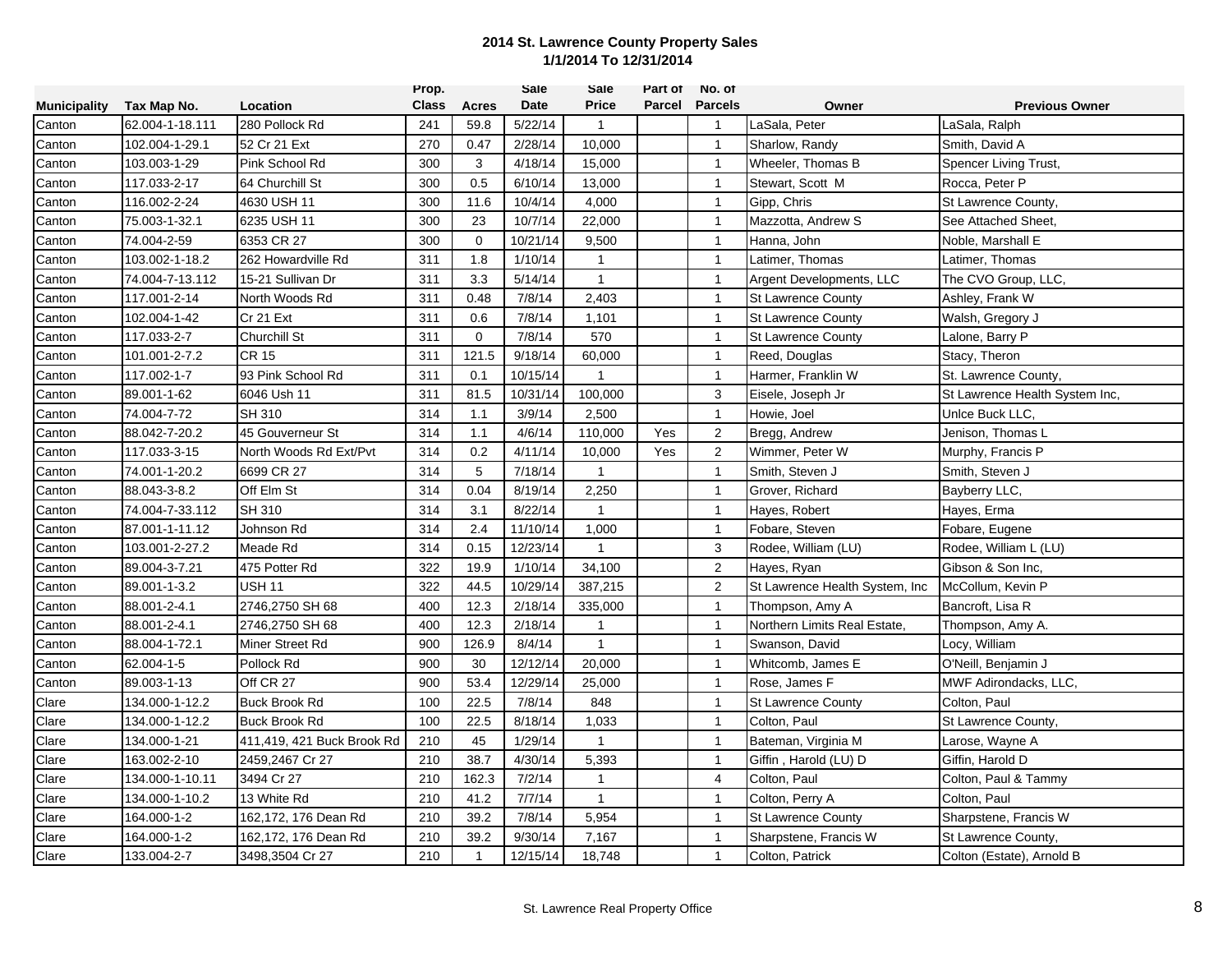# 2014 St. Lawrence County Property Sales

## 1/1/2014 To 12/31/2014

| Municipality | Tax Map No. | Location | Prop. Class | Acres | Sale Date | Sale Price | Part of Parcel | No. of Parcels | Owner | Previous Owner |
|---|---|---|---|---|---|---|---|---|---|---|
| Canton | 62.004-1-18.111 | 280 Pollock Rd | 241 | 59.8 | 5/22/14 | 1 | | 1 | LaSala, Peter | LaSala, Ralph |
| Canton | 102.004-1-29.1 | 52 Cr 21 Ext | 270 | 0.47 | 2/28/14 | 10,000 | | 1 | Sharlow, Randy | Smith, David A |
| Canton | 103.003-1-29 | Pink School Rd | 300 | 3 | 4/18/14 | 15,000 | | 1 | Wheeler, Thomas B | Spencer Living Trust, |
| Canton | 117.033-2-17 | 64 Churchill St | 300 | 0.5 | 6/10/14 | 13,000 | | 1 | Stewart, Scott M | Rocca, Peter P |
| Canton | 116.002-2-24 | 4630 USH 11 | 300 | 11.6 | 10/4/14 | 4,000 | | 1 | Gipp, Chris | St Lawrence County, |
| Canton | 75.003-1-32.1 | 6235 USH 11 | 300 | 23 | 10/7/14 | 22,000 | | 1 | Mazzotta, Andrew S | See Attached Sheet, |
| Canton | 74.004-2-59 | 6353 CR 27 | 300 | 0 | 10/21/14 | 9,500 | | 1 | Hanna, John | Noble, Marshall E |
| Canton | 103.002-1-18.2 | 262 Howardville Rd | 311 | 1.8 | 1/10/14 | 1 | | 1 | Latimer, Thomas | Latimer, Thomas |
| Canton | 74.004-7-13.112 | 15-21 Sullivan Dr | 311 | 3.3 | 5/14/14 | 1 | | 1 | Argent Developments, LLC | The CVO Group, LLC, |
| Canton | 117.001-2-14 | North Woods Rd | 311 | 0.48 | 7/8/14 | 2,403 | | 1 | St Lawrence County | Ashley, Frank W |
| Canton | 102.004-1-42 | Cr 21 Ext | 311 | 0.6 | 7/8/14 | 1,101 | | 1 | St Lawrence County | Walsh, Gregory J |
| Canton | 117.033-2-7 | Churchill St | 311 | 0 | 7/8/14 | 570 | | 1 | St Lawrence County | Lalone, Barry P |
| Canton | 101.001-2-7.2 | CR 15 | 311 | 121.5 | 9/18/14 | 60,000 | | 1 | Reed, Douglas | Stacy, Theron |
| Canton | 117.002-1-7 | 93 Pink School Rd | 311 | 0.1 | 10/15/14 | 1 | | 1 | Harmer, Franklin W | St. Lawrence County, |
| Canton | 89.001-1-62 | 6046 Ush 11 | 311 | 81.5 | 10/31/14 | 100,000 | | 3 | Eisele, Joseph Jr | St Lawrence Health System Inc, |
| Canton | 74.004-7-72 | SH 310 | 314 | 1.1 | 3/9/14 | 2,500 | | 1 | Howie, Joel | Unlce Buck LLC, |
| Canton | 88.042-7-20.2 | 45 Gouverneur St | 314 | 1.1 | 4/6/14 | 110,000 | Yes | 2 | Bregg, Andrew | Jenison, Thomas L |
| Canton | 117.033-3-15 | North Woods Rd Ext/Pvt | 314 | 0.2 | 4/11/14 | 10,000 | Yes | 2 | Wimmer, Peter W | Murphy, Francis P |
| Canton | 74.001-1-20.2 | 6699 CR 27 | 314 | 5 | 7/18/14 | 1 | | 1 | Smith, Steven J | Smith, Steven J |
| Canton | 88.043-3-8.2 | Off Elm St | 314 | 0.04 | 8/19/14 | 2,250 | | 1 | Grover, Richard | Bayberry LLC, |
| Canton | 74.004-7-33.112 | SH 310 | 314 | 3.1 | 8/22/14 | 1 | | 1 | Hayes, Robert | Hayes, Erma |
| Canton | 87.001-1-11.12 | Johnson Rd | 314 | 2.4 | 11/10/14 | 1,000 | | 1 | Fobare, Steven | Fobare, Eugene |
| Canton | 103.001-2-27.2 | Meade Rd | 314 | 0.15 | 12/23/14 | 1 | | 3 | Rodee, William (LU) | Rodee, William L (LU) |
| Canton | 89.004-3-7.21 | 475 Potter Rd | 322 | 19.9 | 1/10/14 | 34,100 | | 2 | Hayes, Ryan | Gibson & Son Inc, |
| Canton | 89.001-1-3.2 | USH 11 | 322 | 44.5 | 10/29/14 | 387,215 | | 2 | St Lawrence Health System, Inc | McCollum, Kevin P |
| Canton | 88.001-2-4.1 | 2746,2750 SH 68 | 400 | 12.3 | 2/18/14 | 335,000 | | 1 | Thompson, Amy A | Bancroft, Lisa R |
| Canton | 88.001-2-4.1 | 2746,2750 SH 68 | 400 | 12.3 | 2/18/14 | 1 | | 1 | Northern Limits Real Estate, | Thompson, Amy A. |
| Canton | 88.004-1-72.1 | Miner Street Rd | 900 | 126.9 | 8/4/14 | 1 | | 1 | Swanson, David | Locy, William |
| Canton | 62.004-1-5 | Pollock Rd | 900 | 30 | 12/12/14 | 20,000 | | 1 | Whitcomb, James E | O'Neill, Benjamin J |
| Canton | 89.003-1-13 | Off CR 27 | 900 | 53.4 | 12/29/14 | 25,000 | | 1 | Rose, James F | MWF Adirondacks, LLC, |
| Clare | 134.000-1-12.2 | Buck Brook Rd | 100 | 22.5 | 7/8/14 | 848 | | 1 | St Lawrence County | Colton, Paul |
| Clare | 134.000-1-12.2 | Buck Brook Rd | 100 | 22.5 | 8/18/14 | 1,033 | | 1 | Colton, Paul | St Lawrence County, |
| Clare | 134.000-1-21 | 411,419, 421 Buck Brook Rd | 210 | 45 | 1/29/14 | 1 | | 1 | Bateman, Virginia M | Larose, Wayne A |
| Clare | 163.002-2-10 | 2459,2467 Cr 27 | 210 | 38.7 | 4/30/14 | 5,393 | | 1 | Giffin , Harold (LU) D | Giffin, Harold D |
| Clare | 134.000-1-10.11 | 3494 Cr 27 | 210 | 162.3 | 7/2/14 | 1 | | 4 | Colton, Paul | Colton, Paul & Tammy |
| Clare | 134.000-1-10.2 | 13 White Rd | 210 | 41.2 | 7/7/14 | 1 | | 1 | Colton, Perry A | Colton, Paul |
| Clare | 164.000-1-2 | 162,172, 176 Dean Rd | 210 | 39.2 | 7/8/14 | 5,954 | | 1 | St Lawrence County | Sharpstene, Francis W |
| Clare | 164.000-1-2 | 162,172, 176 Dean Rd | 210 | 39.2 | 9/30/14 | 7,167 | | 1 | Sharpstene, Francis W | St Lawrence County, |
| Clare | 133.004-2-7 | 3498,3504 Cr 27 | 210 | 1 | 12/15/14 | 18,748 | | 1 | Colton, Patrick | Colton (Estate), Arnold B |

St. Lawrence Real Property Office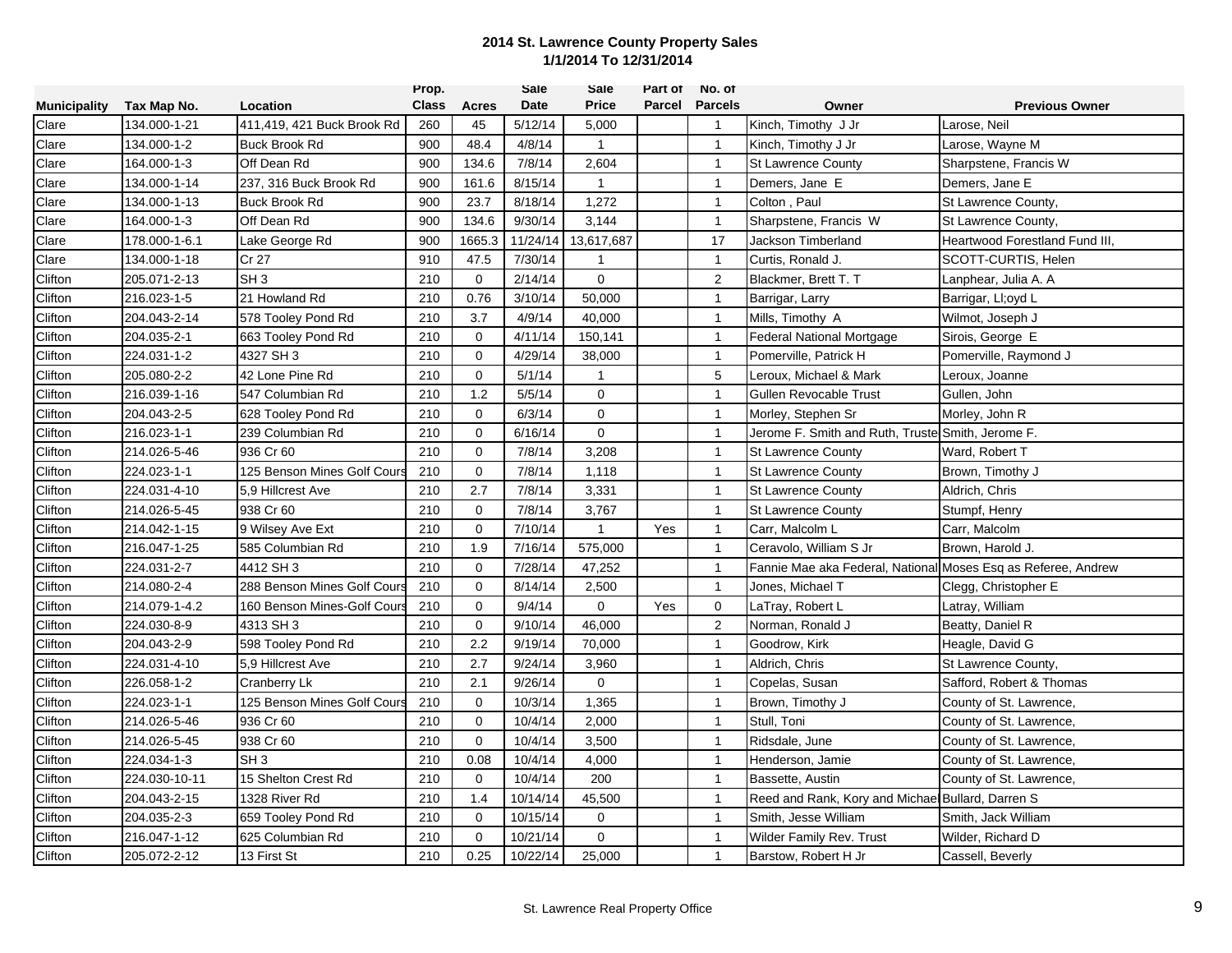**2014 St. Lawrence County Property Sales**
**1/1/2014 To 12/31/2014**

| Municipality | Tax Map No. | Location | Prop. Class | Acres | Sale Date | Sale Price | Part of Parcel | No. of Parcels | Owner | Previous Owner |
|---|---|---|---|---|---|---|---|---|---|---|
| Clare | 134.000-1-21 | 411,419, 421 Buck Brook Rd | 260 | 45 | 5/12/14 | 5,000 | | 1 | Kinch, Timothy J Jr | Larose, Neil |
| Clare | 134.000-1-2 | Buck Brook Rd | 900 | 48.4 | 4/8/14 | 1 | | 1 | Kinch, Timothy J Jr | Larose, Wayne M |
| Clare | 164.000-1-3 | Off Dean Rd | 900 | 134.6 | 7/8/14 | 2,604 | | 1 | St Lawrence County | Sharpstene, Francis W |
| Clare | 134.000-1-14 | 237, 316 Buck Brook Rd | 900 | 161.6 | 8/15/14 | 1 | | 1 | Demers, Jane E | Demers, Jane E |
| Clare | 134.000-1-13 | Buck Brook Rd | 900 | 23.7 | 8/18/14 | 1,272 | | 1 | Colton , Paul | St Lawrence County, |
| Clare | 164.000-1-3 | Off Dean Rd | 900 | 134.6 | 9/30/14 | 3,144 | | 1 | Sharpstene, Francis W | St Lawrence County, |
| Clare | 178.000-1-6.1 | Lake George Rd | 900 | 1665.3 | 11/24/14 | 13,617,687 | | 17 | Jackson Timberland | Heartwood Forestland Fund III, |
| Clare | 134.000-1-18 | Cr 27 | 910 | 47.5 | 7/30/14 | 1 | | 1 | Curtis, Ronald J. | SCOTT-CURTIS, Helen |
| Clifton | 205.071-2-13 | SH 3 | 210 | 0 | 2/14/14 | 0 | | 2 | Blackmer, Brett T. T | Lanphear, Julia A. A |
| Clifton | 216.023-1-5 | 21 Howland Rd | 210 | 0.76 | 3/10/14 | 50,000 | | 1 | Barrigar, Larry | Barrigar, Ll;oyd L |
| Clifton | 204.043-2-14 | 578 Tooley Pond Rd | 210 | 3.7 | 4/9/14 | 40,000 | | 1 | Mills, Timothy A | Wilmot, Joseph J |
| Clifton | 204.035-2-1 | 663 Tooley Pond Rd | 210 | 0 | 4/11/14 | 150,141 | | 1 | Federal National Mortgage | Sirois, George E |
| Clifton | 224.031-1-2 | 4327 SH 3 | 210 | 0 | 4/29/14 | 38,000 | | 1 | Pomerville, Patrick H | Pomerville, Raymond J |
| Clifton | 205.080-2-2 | 42 Lone Pine Rd | 210 | 0 | 5/1/14 | 1 | | 5 | Leroux, Michael & Mark | Leroux, Joanne |
| Clifton | 216.039-1-16 | 547 Columbian Rd | 210 | 1.2 | 5/5/14 | 0 | | 1 | Gullen Revocable Trust | Gullen, John |
| Clifton | 204.043-2-5 | 628 Tooley Pond Rd | 210 | 0 | 6/3/14 | 0 | | 1 | Morley, Stephen Sr | Morley, John R |
| Clifton | 216.023-1-1 | 239 Columbian Rd | 210 | 0 | 6/16/14 | 0 | | 1 | Jerome F. Smith and Ruth, Truste | Smith, Jerome F. |
| Clifton | 214.026-5-46 | 936 Cr 60 | 210 | 0 | 7/8/14 | 3,208 | | 1 | St Lawrence County | Ward, Robert T |
| Clifton | 224.023-1-1 | 125 Benson Mines Golf Cours | 210 | 0 | 7/8/14 | 1,118 | | 1 | St Lawrence County | Brown, Timothy J |
| Clifton | 224.031-4-10 | 5,9 Hillcrest Ave | 210 | 2.7 | 7/8/14 | 3,331 | | 1 | St Lawrence County | Aldrich, Chris |
| Clifton | 214.026-5-45 | 938 Cr 60 | 210 | 0 | 7/8/14 | 3,767 | | 1 | St Lawrence County | Stumpf, Henry |
| Clifton | 214.042-1-15 | 9 Wilsey Ave Ext | 210 | 0 | 7/10/14 | 1 | Yes | 1 | Carr, Malcolm L | Carr, Malcolm |
| Clifton | 216.047-1-25 | 585 Columbian Rd | 210 | 1.9 | 7/16/14 | 575,000 | | 1 | Ceravolo, William S Jr | Brown, Harold J. |
| Clifton | 224.031-2-7 | 4412 SH 3 | 210 | 0 | 7/28/14 | 47,252 | | 1 | Fannie Mae aka Federal, National | Moses Esq as Referee, Andrew |
| Clifton | 214.080-2-4 | 288 Benson Mines Golf Cours | 210 | 0 | 8/14/14 | 2,500 | | 1 | Jones, Michael T | Clegg, Christopher E |
| Clifton | 214.079-1-4.2 | 160 Benson Mines-Golf Cours | 210 | 0 | 9/4/14 | 0 | Yes | 0 | LaTray, Robert L | Latray, William |
| Clifton | 224.030-8-9 | 4313 SH 3 | 210 | 0 | 9/10/14 | 46,000 | | 2 | Norman, Ronald J | Beatty, Daniel R |
| Clifton | 204.043-2-9 | 598 Tooley Pond Rd | 210 | 2.2 | 9/19/14 | 70,000 | | 1 | Goodrow, Kirk | Heagle, David G |
| Clifton | 224.031-4-10 | 5,9 Hillcrest Ave | 210 | 2.7 | 9/24/14 | 3,960 | | 1 | Aldrich, Chris | St Lawrence County, |
| Clifton | 226.058-1-2 | Cranberry Lk | 210 | 2.1 | 9/26/14 | 0 | | 1 | Copelas, Susan | Safford, Robert & Thomas |
| Clifton | 224.023-1-1 | 125 Benson Mines Golf Cours | 210 | 0 | 10/3/14 | 1,365 | | 1 | Brown, Timothy J | County of St. Lawrence, |
| Clifton | 214.026-5-46 | 936 Cr 60 | 210 | 0 | 10/4/14 | 2,000 | | 1 | Stull, Toni | County of St. Lawrence, |
| Clifton | 214.026-5-45 | 938 Cr 60 | 210 | 0 | 10/4/14 | 3,500 | | 1 | Ridsdale, June | County of St. Lawrence, |
| Clifton | 224.034-1-3 | SH 3 | 210 | 0.08 | 10/4/14 | 4,000 | | 1 | Henderson, Jamie | County of St. Lawrence, |
| Clifton | 224.030-10-11 | 15 Shelton Crest Rd | 210 | 0 | 10/4/14 | 200 | | 1 | Bassette, Austin | County of St. Lawrence, |
| Clifton | 204.043-2-15 | 1328 River Rd | 210 | 1.4 | 10/14/14 | 45,500 | | 1 | Reed and Rank, Kory and Michae | Bullard, Darren S |
| Clifton | 204.035-2-3 | 659 Tooley Pond Rd | 210 | 0 | 10/15/14 | 0 | | 1 | Smith, Jesse William | Smith, Jack William |
| Clifton | 216.047-1-12 | 625 Columbian Rd | 210 | 0 | 10/21/14 | 0 | | 1 | Wilder Family Rev. Trust | Wilder, Richard D |
| Clifton | 205.072-2-12 | 13 First St | 210 | 0.25 | 10/22/14 | 25,000 | | 1 | Barstow, Robert H Jr | Cassell, Beverly |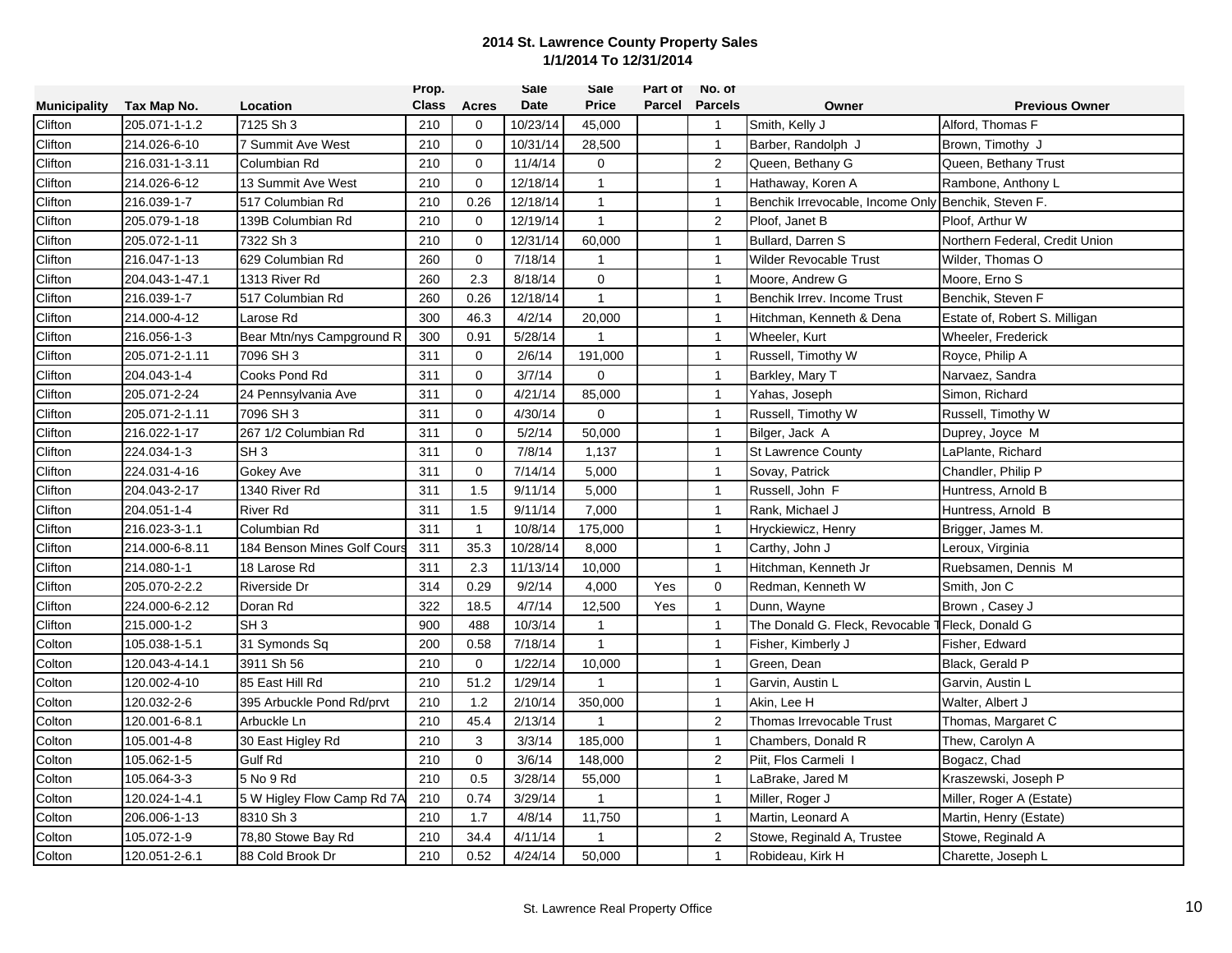# 2014 St. Lawrence County Property Sales

## 1/1/2014 To 12/31/2014

| Municipality | Tax Map No. | Location | Prop. Class | Acres | Sale Date | Sale Price | Part of Parcel | No. of Parcels | Owner | Previous Owner |
|---|---|---|---|---|---|---|---|---|---|---|
| Clifton | 205.071-1-1.2 | 7125 Sh 3 | 210 | 0 | 10/23/14 | 45,000 | | 1 | Smith, Kelly J | Alford, Thomas F |
| Clifton | 214.026-6-10 | 7 Summit Ave West | 210 | 0 | 10/31/14 | 28,500 | | 1 | Barber, Randolph J | Brown, Timothy J |
| Clifton | 216.031-1-3.11 | Columbian Rd | 210 | 0 | 11/4/14 | 0 | | 2 | Queen, Bethany G | Queen, Bethany Trust |
| Clifton | 214.026-6-12 | 13 Summit Ave West | 210 | 0 | 12/18/14 | 1 | | 1 | Hathaway, Koren A | Rambone, Anthony L |
| Clifton | 216.039-1-7 | 517 Columbian Rd | 210 | 0.26 | 12/18/14 | 1 | | 1 | Benchik Irrevocable, Income Only | Benchik, Steven F. |
| Clifton | 205.079-1-18 | 139B Columbian Rd | 210 | 0 | 12/19/14 | 1 | | 2 | Ploof, Janet B | Ploof, Arthur W |
| Clifton | 205.072-1-11 | 7322 Sh 3 | 210 | 0 | 12/31/14 | 60,000 | | 1 | Bullard, Darren S | Northern Federal, Credit Union |
| Clifton | 216.047-1-13 | 629 Columbian Rd | 260 | 0 | 7/18/14 | 1 | | 1 | Wilder Revocable Trust | Wilder, Thomas O |
| Clifton | 204.043-1-47.1 | 1313 River Rd | 260 | 2.3 | 8/18/14 | 0 | | 1 | Moore, Andrew G | Moore, Erno S |
| Clifton | 216.039-1-7 | 517 Columbian Rd | 260 | 0.26 | 12/18/14 | 1 | | 1 | Benchik Irrev. Income Trust | Benchik, Steven F |
| Clifton | 214.000-4-12 | Larose Rd | 300 | 46.3 | 4/2/14 | 20,000 | | 1 | Hitchman, Kenneth & Dena | Estate of, Robert S. Milligan |
| Clifton | 216.056-1-3 | Bear Mtn/nys Campground R | 300 | 0.91 | 5/28/14 | 1 | | 1 | Wheeler, Kurt | Wheeler, Frederick |
| Clifton | 205.071-2-1.11 | 7096 SH 3 | 311 | 0 | 2/6/14 | 191,000 | | 1 | Russell, Timothy W | Royce, Philip A |
| Clifton | 204.043-1-4 | Cooks Pond Rd | 311 | 0 | 3/7/14 | 0 | | 1 | Barkley, Mary T | Narvaez, Sandra |
| Clifton | 205.071-2-24 | 24 Pennsylvania Ave | 311 | 0 | 4/21/14 | 85,000 | | 1 | Yahas, Joseph | Simon, Richard |
| Clifton | 205.071-2-1.11 | 7096 SH 3 | 311 | 0 | 4/30/14 | 0 | | 1 | Russell, Timothy W | Russell, Timothy W |
| Clifton | 216.022-1-17 | 267 1/2 Columbian Rd | 311 | 0 | 5/2/14 | 50,000 | | 1 | Bilger, Jack A | Duprey, Joyce M |
| Clifton | 224.034-1-3 | SH 3 | 311 | 0 | 7/8/14 | 1,137 | | 1 | St Lawrence County | LaPlante, Richard |
| Clifton | 224.031-4-16 | Gokey Ave | 311 | 0 | 7/14/14 | 5,000 | | 1 | Sovay, Patrick | Chandler, Philip P |
| Clifton | 204.043-2-17 | 1340 River Rd | 311 | 1.5 | 9/11/14 | 5,000 | | 1 | Russell, John F | Huntress, Arnold B |
| Clifton | 204.051-1-4 | River Rd | 311 | 1.5 | 9/11/14 | 7,000 | | 1 | Rank, Michael J | Huntress, Arnold B |
| Clifton | 216.023-3-1.1 | Columbian Rd | 311 | 1 | 10/8/14 | 175,000 | | 1 | Hryckiewicz, Henry | Brigger, James M. |
| Clifton | 214.000-6-8.11 | 184 Benson Mines Golf Cours | 311 | 35.3 | 10/28/14 | 8,000 | | 1 | Carthy, John J | Leroux, Virginia |
| Clifton | 214.080-1-1 | 18 Larose Rd | 311 | 2.3 | 11/13/14 | 10,000 | | 1 | Hitchman, Kenneth Jr | Ruebsamen, Dennis M |
| Clifton | 205.070-2-2.2 | Riverside Dr | 314 | 0.29 | 9/2/14 | 4,000 | Yes | 0 | Redman, Kenneth W | Smith, Jon C |
| Clifton | 224.000-6-2.12 | Doran Rd | 322 | 18.5 | 4/7/14 | 12,500 | Yes | 1 | Dunn, Wayne | Brown , Casey J |
| Clifton | 215.000-1-2 | SH 3 | 900 | 488 | 10/3/14 | 1 | | 1 | The Donald G. Fleck, Revocable T | Fleck, Donald G |
| Colton | 105.038-1-5.1 | 31 Symonds Sq | 200 | 0.58 | 7/18/14 | 1 | | 1 | Fisher, Kimberly J | Fisher, Edward |
| Colton | 120.043-4-14.1 | 3911 Sh 56 | 210 | 0 | 1/22/14 | 10,000 | | 1 | Green, Dean | Black, Gerald P |
| Colton | 120.002-4-10 | 85 East Hill Rd | 210 | 51.2 | 1/29/14 | 1 | | 1 | Garvin, Austin L | Garvin, Austin L |
| Colton | 120.032-2-6 | 395 Arbuckle Pond Rd/prvt | 210 | 1.2 | 2/10/14 | 350,000 | | 1 | Akin, Lee H | Walter, Albert J |
| Colton | 120.001-6-8.1 | Arbuckle Ln | 210 | 45.4 | 2/13/14 | 1 | | 2 | Thomas Irrevocable Trust | Thomas, Margaret C |
| Colton | 105.001-4-8 | 30 East Higley Rd | 210 | 3 | 3/3/14 | 185,000 | | 1 | Chambers, Donald R | Thew, Carolyn A |
| Colton | 105.062-1-5 | Gulf Rd | 210 | 0 | 3/6/14 | 148,000 | | 2 | Piit, Flos Carmeli I | Bogacz, Chad |
| Colton | 105.064-3-3 | 5 No 9 Rd | 210 | 0.5 | 3/28/14 | 55,000 | | 1 | LaBrake, Jared M | Kraszewski, Joseph P |
| Colton | 120.024-1-4.1 | 5 W Higley Flow Camp Rd 7A | 210 | 0.74 | 3/29/14 | 1 | | 1 | Miller, Roger J | Miller, Roger A (Estate) |
| Colton | 206.006-1-13 | 8310 Sh 3 | 210 | 1.7 | 4/8/14 | 11,750 | | 1 | Martin, Leonard A | Martin, Henry (Estate) |
| Colton | 105.072-1-9 | 78,80 Stowe Bay Rd | 210 | 34.4 | 4/11/14 | 1 | | 2 | Stowe, Reginald A, Trustee | Stowe, Reginald A |
| Colton | 120.051-2-6.1 | 88 Cold Brook Dr | 210 | 0.52 | 4/24/14 | 50,000 | | 1 | Robideau, Kirk H | Charette, Joseph L |

St. Lawrence Real Property Office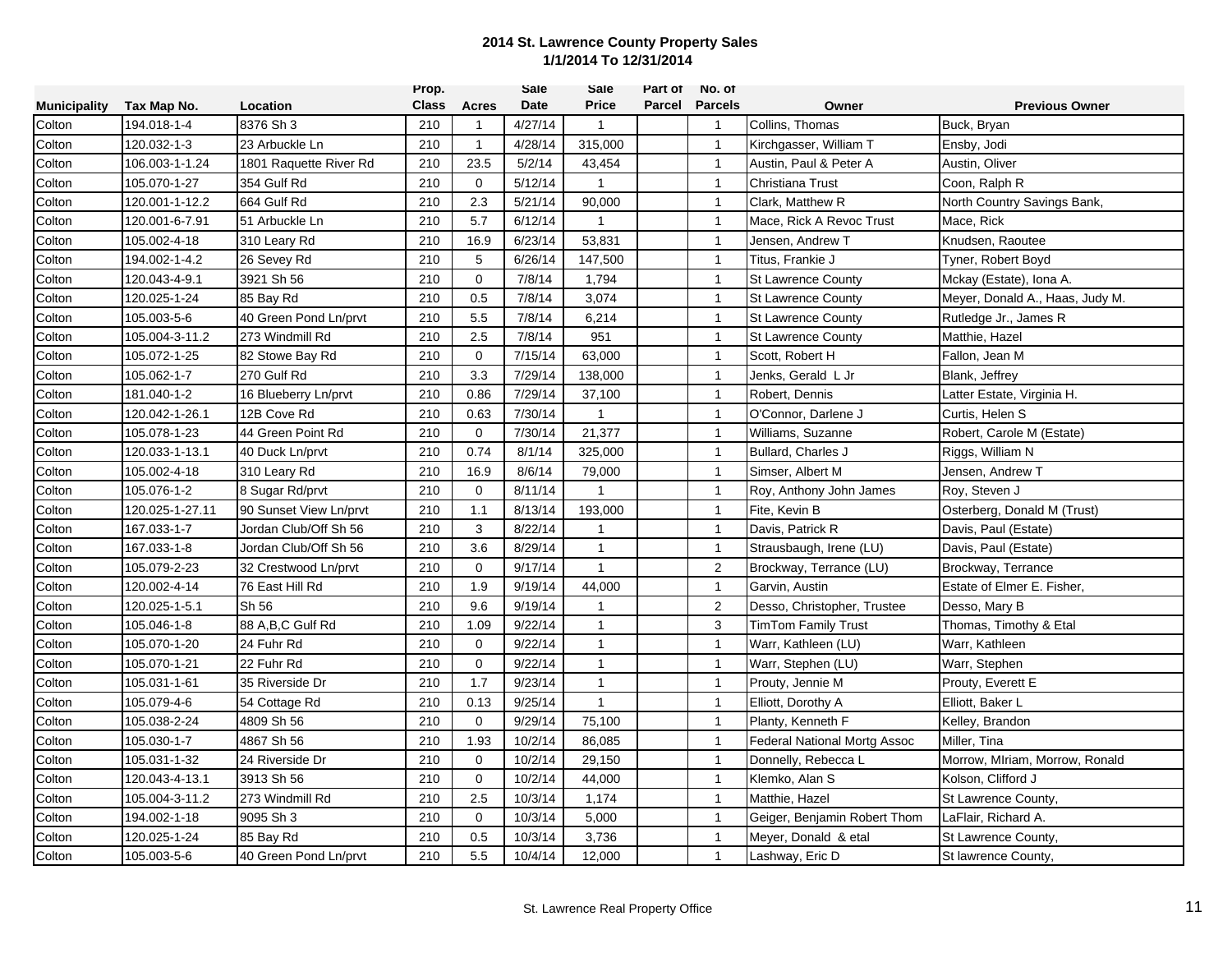# 2014 St. Lawrence County Property Sales
## 1/1/2014 To 12/31/2014

| Municipality | Tax Map No. | Location | Prop. Class | Acres | Sale Date | Sale Price | Part of Parcel | No. of Parcels | Owner | Previous Owner |
|---|---|---|---|---|---|---|---|---|---|---|
| Colton | 194.018-1-4 | 8376 Sh 3 | 210 | 1 | 4/27/14 | 1 | | 1 | Collins, Thomas | Buck, Bryan |
| Colton | 120.032-1-3 | 23 Arbuckle Ln | 210 | 1 | 4/28/14 | 315,000 | | 1 | Kirchgasser, William T | Ensby, Jodi |
| Colton | 106.003-1-1.24 | 1801 Raquette River Rd | 210 | 23.5 | 5/2/14 | 43,454 | | 1 | Austin, Paul & Peter A | Austin, Oliver |
| Colton | 105.070-1-27 | 354 Gulf Rd | 210 | 0 | 5/12/14 | 1 | | 1 | Christiana Trust | Coon, Ralph R |
| Colton | 120.001-1-12.2 | 664 Gulf Rd | 210 | 2.3 | 5/21/14 | 90,000 | | 1 | Clark, Matthew R | North Country Savings Bank, |
| Colton | 120.001-6-7.91 | 51 Arbuckle Ln | 210 | 5.7 | 6/12/14 | 1 | | 1 | Mace, Rick A Revoc Trust | Mace, Rick |
| Colton | 105.002-4-18 | 310 Leary Rd | 210 | 16.9 | 6/23/14 | 53,831 | | 1 | Jensen, Andrew T | Knudsen, Raoutee |
| Colton | 194.002-1-4.2 | 26 Sevey Rd | 210 | 5 | 6/26/14 | 147,500 | | 1 | Titus, Frankie J | Tyner, Robert Boyd |
| Colton | 120.043-4-9.1 | 3921 Sh 56 | 210 | 0 | 7/8/14 | 1,794 | | 1 | St Lawrence County | Mckay (Estate), Iona A. |
| Colton | 120.025-1-24 | 85 Bay Rd | 210 | 0.5 | 7/8/14 | 3,074 | | 1 | St Lawrence County | Meyer, Donald A., Haas, Judy M. |
| Colton | 105.003-5-6 | 40 Green Pond Ln/prvt | 210 | 5.5 | 7/8/14 | 6,214 | | 1 | St Lawrence County | Rutledge Jr., James R |
| Colton | 105.004-3-11.2 | 273 Windmill Rd | 210 | 2.5 | 7/8/14 | 951 | | 1 | St Lawrence County | Matthie, Hazel |
| Colton | 105.072-1-25 | 82 Stowe Bay Rd | 210 | 0 | 7/15/14 | 63,000 | | 1 | Scott, Robert H | Fallon, Jean M |
| Colton | 105.062-1-7 | 270 Gulf Rd | 210 | 3.3 | 7/29/14 | 138,000 | | 1 | Jenks, Gerald L Jr | Blank, Jeffrey |
| Colton | 181.040-1-2 | 16 Blueberry Ln/prvt | 210 | 0.86 | 7/29/14 | 37,100 | | 1 | Robert, Dennis | Latter Estate, Virginia H. |
| Colton | 120.042-1-26.1 | 12B Cove Rd | 210 | 0.63 | 7/30/14 | 1 | | 1 | O'Connor, Darlene J | Curtis, Helen S |
| Colton | 105.078-1-23 | 44 Green Point Rd | 210 | 0 | 7/30/14 | 21,377 | | 1 | Williams, Suzanne | Robert, Carole M (Estate) |
| Colton | 120.033-1-13.1 | 40 Duck Ln/prvt | 210 | 0.74 | 8/1/14 | 325,000 | | 1 | Bullard, Charles J | Riggs, William N |
| Colton | 105.002-4-18 | 310 Leary Rd | 210 | 16.9 | 8/6/14 | 79,000 | | 1 | Simser, Albert M | Jensen, Andrew T |
| Colton | 105.076-1-2 | 8 Sugar Rd/prvt | 210 | 0 | 8/11/14 | 1 | | 1 | Roy, Anthony John James | Roy, Steven J |
| Colton | 120.025-1-27.11 | 90 Sunset View Ln/prvt | 210 | 1.1 | 8/13/14 | 193,000 | | 1 | Fite, Kevin B | Osterberg, Donald M (Trust) |
| Colton | 167.033-1-7 | Jordan Club/Off Sh 56 | 210 | 3 | 8/22/14 | 1 | | 1 | Davis, Patrick R | Davis, Paul (Estate) |
| Colton | 167.033-1-8 | Jordan Club/Off Sh 56 | 210 | 3.6 | 8/29/14 | 1 | | 1 | Strausbaugh, Irene (LU) | Davis, Paul (Estate) |
| Colton | 105.079-2-23 | 32 Crestwood Ln/prvt | 210 | 0 | 9/17/14 | 1 | | 2 | Brockway, Terrance (LU) | Brockway, Terrance |
| Colton | 120.002-4-14 | 76 East Hill Rd | 210 | 1.9 | 9/19/14 | 44,000 | | 1 | Garvin, Austin | Estate of Elmer E. Fisher, |
| Colton | 120.025-1-5.1 | Sh 56 | 210 | 9.6 | 9/19/14 | 1 | | 2 | Desso, Christopher, Trustee | Desso, Mary B |
| Colton | 105.046-1-8 | 88 A,B,C Gulf Rd | 210 | 1.09 | 9/22/14 | 1 | | 3 | TimTom Family Trust | Thomas, Timothy & Etal |
| Colton | 105.070-1-20 | 24 Fuhr Rd | 210 | 0 | 9/22/14 | 1 | | 1 | Warr, Kathleen (LU) | Warr, Kathleen |
| Colton | 105.070-1-21 | 22 Fuhr Rd | 210 | 0 | 9/22/14 | 1 | | 1 | Warr, Stephen (LU) | Warr, Stephen |
| Colton | 105.031-1-61 | 35 Riverside Dr | 210 | 1.7 | 9/23/14 | 1 | | 1 | Prouty, Jennie M | Prouty, Everett E |
| Colton | 105.079-4-6 | 54 Cottage Rd | 210 | 0.13 | 9/25/14 | 1 | | 1 | Elliott, Dorothy A | Elliott, Baker L |
| Colton | 105.038-2-24 | 4809 Sh 56 | 210 | 0 | 9/29/14 | 75,100 | | 1 | Planty, Kenneth F | Kelley, Brandon |
| Colton | 105.030-1-7 | 4867 Sh 56 | 210 | 1.93 | 10/2/14 | 86,085 | | 1 | Federal National Mortg Assoc | Miller, Tina |
| Colton | 105.031-1-32 | 24 Riverside Dr | 210 | 0 | 10/2/14 | 29,150 | | 1 | Donnelly, Rebecca L | Morrow, MIriam, Morrow, Ronald |
| Colton | 120.043-4-13.1 | 3913 Sh 56 | 210 | 0 | 10/2/14 | 44,000 | | 1 | Klemko, Alan S | Kolson, Clifford J |
| Colton | 105.004-3-11.2 | 273 Windmill Rd | 210 | 2.5 | 10/3/14 | 1,174 | | 1 | Matthie, Hazel | St Lawrence County, |
| Colton | 194.002-1-18 | 9095 Sh 3 | 210 | 0 | 10/3/14 | 5,000 | | 1 | Geiger, Benjamin Robert Thom | LaFlair, Richard A. |
| Colton | 120.025-1-24 | 85 Bay Rd | 210 | 0.5 | 10/3/14 | 3,736 | | 1 | Meyer, Donald & etal | St Lawrence County, |
| Colton | 105.003-5-6 | 40 Green Pond Ln/prvt | 210 | 5.5 | 10/4/14 | 12,000 | | 1 | Lashway, Eric D | St lawrence County, |

St. Lawrence Real Property Office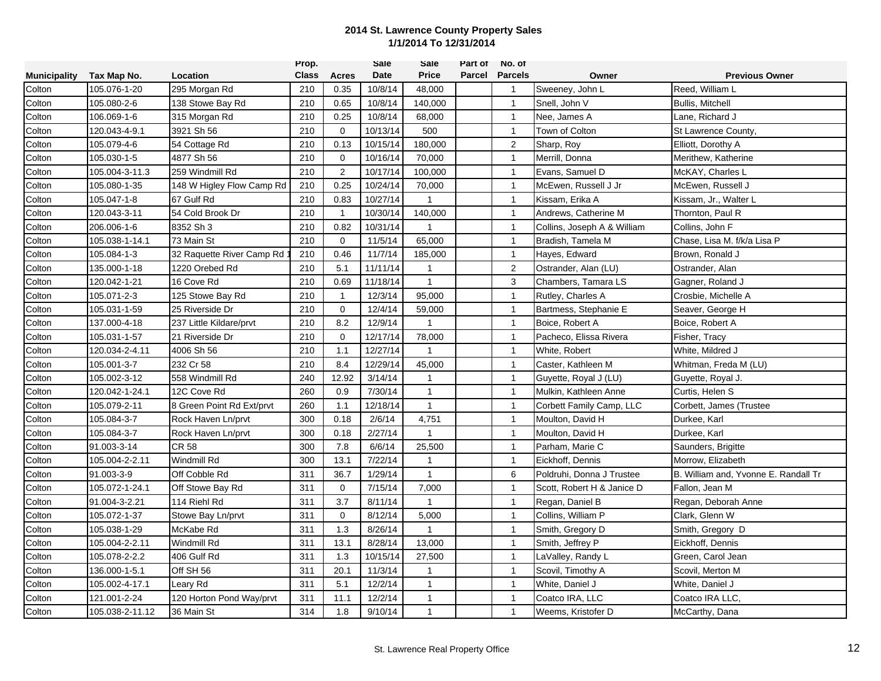**2014 St. Lawrence County Property Sales**
**1/1/2014 To 12/31/2014**

| Municipality | Tax Map No. | Location | Prop. Class | Acres | Sale Date | Sale Price | Part of Parcel | No. of Parcels | Owner | Previous Owner |
|---|---|---|---|---|---|---|---|---|---|---|
| Colton | 105.076-1-20 | 295 Morgan Rd | 210 | 0.35 | 10/8/14 | 48,000 | | 1 | Sweeney, John L | Reed, William L |
| Colton | 105.080-2-6 | 138 Stowe Bay Rd | 210 | 0.65 | 10/8/14 | 140,000 | | 1 | Snell, John V | Bullis, Mitchell |
| Colton | 106.069-1-6 | 315 Morgan Rd | 210 | 0.25 | 10/8/14 | 68,000 | | 1 | Nee, James A | Lane, Richard J |
| Colton | 120.043-4-9.1 | 3921 Sh 56 | 210 | 0 | 10/13/14 | 500 | | 1 | Town of Colton | St Lawrence County, |
| Colton | 105.079-4-6 | 54 Cottage Rd | 210 | 0.13 | 10/15/14 | 180,000 | | 2 | Sharp, Roy | Elliott, Dorothy A |
| Colton | 105.030-1-5 | 4877 Sh 56 | 210 | 0 | 10/16/14 | 70,000 | | 1 | Merrill, Donna | Merithew, Katherine |
| Colton | 105.004-3-11.3 | 259 Windmill Rd | 210 | 2 | 10/17/14 | 100,000 | | 1 | Evans, Samuel D | McKAY, Charles L |
| Colton | 105.080-1-35 | 148 W Higley Flow Camp Rd | 210 | 0.25 | 10/24/14 | 70,000 | | 1 | McEwen, Russell J Jr | McEwen, Russell J |
| Colton | 105.047-1-8 | 67 Gulf Rd | 210 | 0.83 | 10/27/14 | 1 | | 1 | Kissam, Erika A | Kissam, Jr., Walter L |
| Colton | 120.043-3-11 | 54 Cold Brook Dr | 210 | 1 | 10/30/14 | 140,000 | | 1 | Andrews, Catherine M | Thornton, Paul R |
| Colton | 206.006-1-6 | 8352 Sh 3 | 210 | 0.82 | 10/31/14 | 1 | | 1 | Collins, Joseph A & William | Collins, John F |
| Colton | 105.038-1-14.1 | 73 Main St | 210 | 0 | 11/5/14 | 65,000 | | 1 | Bradish, Tamela M | Chase, Lisa M. f/k/a Lisa P |
| Colton | 105.084-1-3 | 32 Raquette River Camp Rd 1 | 210 | 0.46 | 11/7/14 | 185,000 | | 1 | Hayes, Edward | Brown, Ronald J |
| Colton | 135.000-1-18 | 1220 Orebed Rd | 210 | 5.1 | 11/11/14 | 1 | | 2 | Ostrander, Alan (LU) | Ostrander, Alan |
| Colton | 120.042-1-21 | 16 Cove Rd | 210 | 0.69 | 11/18/14 | 1 | | 3 | Chambers, Tamara LS | Gagner, Roland J |
| Colton | 105.071-2-3 | 125 Stowe Bay Rd | 210 | 1 | 12/3/14 | 95,000 | | 1 | Rutley, Charles A | Crosbie, Michelle A |
| Colton | 105.031-1-59 | 25 Riverside Dr | 210 | 0 | 12/4/14 | 59,000 | | 1 | Bartmess, Stephanie E | Seaver, George H |
| Colton | 137.000-4-18 | 237 Little Kildare/prvt | 210 | 8.2 | 12/9/14 | 1 | | 1 | Boice, Robert A | Boice, Robert A |
| Colton | 105.031-1-57 | 21 Riverside Dr | 210 | 0 | 12/17/14 | 78,000 | | 1 | Pacheco, Elissa Rivera | Fisher, Tracy |
| Colton | 120.034-2-4.11 | 4006 Sh 56 | 210 | 1.1 | 12/27/14 | 1 | | 1 | White, Robert | White, Mildred J |
| Colton | 105.001-3-7 | 232 Cr 58 | 210 | 8.4 | 12/29/14 | 45,000 | | 1 | Caster, Kathleen M | Whitman, Freda M (LU) |
| Colton | 105.002-3-12 | 558 Windmill Rd | 240 | 12.92 | 3/14/14 | 1 | | 1 | Guyette, Royal J (LU) | Guyette, Royal J. |
| Colton | 120.042-1-24.1 | 12C Cove Rd | 260 | 0.9 | 7/30/14 | 1 | | 1 | Mulkin, Kathleen Anne | Curtis, Helen S |
| Colton | 105.079-2-11 | 8 Green Point Rd Ext/prvt | 260 | 1.1 | 12/18/14 | 1 | | 1 | Corbett Family Camp, LLC | Corbett, James (Trustee |
| Colton | 105.084-3-7 | Rock Haven Ln/prvt | 300 | 0.18 | 2/6/14 | 4,751 | | 1 | Moulton, David H | Durkee, Karl |
| Colton | 105.084-3-7 | Rock Haven Ln/prvt | 300 | 0.18 | 2/27/14 | 1 | | 1 | Moulton, David H | Durkee, Karl |
| Colton | 91.003-3-14 | CR 58 | 300 | 7.8 | 6/6/14 | 25,500 | | 1 | Parham, Marie C | Saunders, Brigitte |
| Colton | 105.004-2-2.11 | Windmill Rd | 300 | 13.1 | 7/22/14 | 1 | | 1 | Eickhoff, Dennis | Morrow, Elizabeth |
| Colton | 91.003-3-9 | Off Cobble Rd | 311 | 36.7 | 1/29/14 | 1 | | 6 | Poldruhi, Donna J Trustee | B. William and, Yvonne E. Randall Tr |
| Colton | 105.072-1-24.1 | Off Stowe Bay Rd | 311 | 0 | 7/15/14 | 7,000 | | 1 | Scott, Robert H & Janice D | Fallon, Jean M |
| Colton | 91.004-3-2.21 | 114 Riehl Rd | 311 | 3.7 | 8/11/14 | 1 | | 1 | Regan, Daniel B | Regan, Deborah Anne |
| Colton | 105.072-1-37 | Stowe Bay Ln/prvt | 311 | 0 | 8/12/14 | 5,000 | | 1 | Collins, William P | Clark, Glenn W |
| Colton | 105.038-1-29 | McKabe Rd | 311 | 1.3 | 8/26/14 | 1 | | 1 | Smith, Gregory D | Smith, Gregory D |
| Colton | 105.004-2-2.11 | Windmill Rd | 311 | 13.1 | 8/28/14 | 13,000 | | 1 | Smith, Jeffrey P | Eickhoff, Dennis |
| Colton | 105.078-2-2.2 | 406 Gulf Rd | 311 | 1.3 | 10/15/14 | 27,500 | | 1 | LaValley, Randy L | Green, Carol Jean |
| Colton | 136.000-1-5.1 | Off SH 56 | 311 | 20.1 | 11/3/14 | 1 | | 1 | Scovil, Timothy A | Scovil, Merton M |
| Colton | 105.002-4-17.1 | Leary Rd | 311 | 5.1 | 12/2/14 | 1 | | 1 | White, Daniel J | White, Daniel J |
| Colton | 121.001-2-24 | 120 Horton Pond Way/prvt | 311 | 11.1 | 12/2/14 | 1 | | 1 | Coatco IRA, LLC | Coatco IRA LLC, |
| Colton | 105.038-2-11.12 | 36 Main St | 314 | 1.8 | 9/10/14 | 1 | | 1 | Weems, Kristofer D | McCarthy, Dana |

St. Lawrence Real Property Office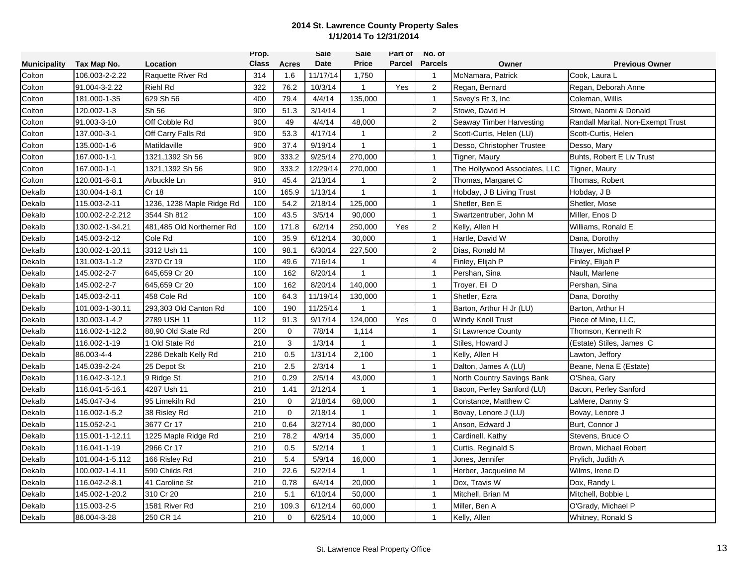**2014 St. Lawrence County Property Sales**
**1/1/2014 To 12/31/2014**

| Municipality | Tax Map No. | Location | Prop. Class | Acres | Sale Date | Sale Price | Part of Parcel | No. of Parcels | Owner | Previous Owner |
|---|---|---|---|---|---|---|---|---|---|---|
| Colton | 106.003-2-2.22 | Raquette River Rd | 314 | 1.6 | 11/17/14 | 1,750 | | 1 | McNamara, Patrick | Cook, Laura L |
| Colton | 91.004-3-2.22 | Riehl Rd | 322 | 76.2 | 10/3/14 | 1 | Yes | 2 | Regan, Bernard | Regan, Deborah Anne |
| Colton | 181.000-1-35 | 629 Sh 56 | 400 | 79.4 | 4/4/14 | 135,000 | | 1 | Sevey's Rt 3, Inc | Coleman, Willis |
| Colton | 120.002-1-3 | Sh 56 | 900 | 51.3 | 3/14/14 | 1 | | 2 | Stowe, David H | Stowe, Naomi & Donald |
| Colton | 91.003-3-10 | Off Cobble Rd | 900 | 49 | 4/4/14 | 48,000 | | 2 | Seaway Timber Harvesting | Randall Marital, Non-Exempt Trust |
| Colton | 137.000-3-1 | Off Carry Falls Rd | 900 | 53.3 | 4/17/14 | 1 | | 2 | Scott-Curtis, Helen (LU) | Scott-Curtis, Helen |
| Colton | 135.000-1-6 | Matildaville | 900 | 37.4 | 9/19/14 | 1 | | 1 | Desso, Christopher Trustee | Desso, Mary |
| Colton | 167.000-1-1 | 1321,1392 Sh 56 | 900 | 333.2 | 9/25/14 | 270,000 | | 1 | Tigner, Maury | Buhts, Robert E Liv Trust |
| Colton | 167.000-1-1 | 1321,1392 Sh 56 | 900 | 333.2 | 12/29/14 | 270,000 | | 1 | The Hollywood Associates, LLC | Tigner, Maury |
| Colton | 120.001-6-8.1 | Arbuckle Ln | 910 | 45.4 | 2/13/14 | 1 | | 2 | Thomas, Margaret C | Thomas, Robert |
| Dekalb | 130.004-1-8.1 | Cr 18 | 100 | 165.9 | 1/13/14 | 1 | | 1 | Hobday, J B Living Trust | Hobday, J B |
| Dekalb | 115.003-2-11 | 1236, 1238 Maple Ridge Rd | 100 | 54.2 | 2/18/14 | 125,000 | | 1 | Shetler, Ben E | Shetler, Mose |
| Dekalb | 100.002-2-2.212 | 3544 Sh 812 | 100 | 43.5 | 3/5/14 | 90,000 | | 1 | Swartzentruber, John M | Miller, Enos D |
| Dekalb | 130.002-1-34.21 | 481,485 Old Northerner Rd | 100 | 171.8 | 6/2/14 | 250,000 | Yes | 2 | Kelly, Allen H | Williams, Ronald E |
| Dekalb | 145.003-2-12 | Cole Rd | 100 | 35.9 | 6/12/14 | 30,000 | | 1 | Hartle, David W | Dana, Dorothy |
| Dekalb | 130.002-1-20.11 | 3312 Ush 11 | 100 | 98.1 | 6/30/14 | 227,500 | | 2 | Dias, Ronald M | Thayer, Michael P |
| Dekalb | 131.003-1-1.2 | 2370 Cr 19 | 100 | 49.6 | 7/16/14 | 1 | | 4 | Finley, Elijah P | Finley, Elijah P |
| Dekalb | 145.002-2-7 | 645,659 Cr 20 | 100 | 162 | 8/20/14 | 1 | | 1 | Pershan, Sina | Nault, Marlene |
| Dekalb | 145.002-2-7 | 645,659 Cr 20 | 100 | 162 | 8/20/14 | 140,000 | | 1 | Troyer, Eli D | Pershan, Sina |
| Dekalb | 145.003-2-11 | 458 Cole Rd | 100 | 64.3 | 11/19/14 | 130,000 | | 1 | Shetler, Ezra | Dana, Dorothy |
| Dekalb | 101.003-1-30.11 | 293,303 Old Canton Rd | 100 | 190 | 11/25/14 | 1 | | 1 | Barton, Arthur H Jr (LU) | Barton, Arthur H |
| Dekalb | 130.003-1-4.2 | 2789 USH 11 | 112 | 91.3 | 9/17/14 | 124,000 | Yes | 0 | Windy Knoll Trust | Piece of Mine, LLC, |
| Dekalb | 116.002-1-12.2 | 88,90 Old State Rd | 200 | 0 | 7/8/14 | 1,114 | | 1 | St Lawrence County | Thomson, Kenneth R |
| Dekalb | 116.002-1-19 | 1 Old State Rd | 210 | 3 | 1/3/14 | 1 | | 1 | Stiles, Howard J | (Estate) Stiles, James C |
| Dekalb | 86.003-4-4 | 2286 Dekalb Kelly Rd | 210 | 0.5 | 1/31/14 | 2,100 | | 1 | Kelly, Allen H | Lawton, Jeffory |
| Dekalb | 145.039-2-24 | 25 Depot St | 210 | 2.5 | 2/3/14 | 1 | | 1 | Dalton, James A (LU) | Beane, Nena E (Estate) |
| Dekalb | 116.042-3-12.1 | 9 Ridge St | 210 | 0.29 | 2/5/14 | 43,000 | | 1 | North Country Savings Bank | O'Shea, Gary |
| Dekalb | 116.041-5-16.1 | 4287 Ush 11 | 210 | 1.41 | 2/12/14 | 1 | | 1 | Bacon, Perley Sanford (LU) | Bacon, Perley Sanford |
| Dekalb | 145.047-3-4 | 95 Limekiln Rd | 210 | 0 | 2/18/14 | 68,000 | | 1 | Constance, Matthew C | LaMere, Danny S |
| Dekalb | 116.002-1-5.2 | 38 Risley Rd | 210 | 0 | 2/18/14 | 1 | | 1 | Bovay, Lenore J (LU) | Bovay, Lenore J |
| Dekalb | 115.052-2-1 | 3677 Cr 17 | 210 | 0.64 | 3/27/14 | 80,000 | | 1 | Anson, Edward J | Burt, Connor J |
| Dekalb | 115.001-1-12.11 | 1225 Maple Ridge Rd | 210 | 78.2 | 4/9/14 | 35,000 | | 1 | Cardinell, Kathy | Stevens, Bruce O |
| Dekalb | 116.041-1-19 | 2966 Cr 17 | 210 | 0.5 | 5/2/14 | 1 | | 1 | Curtis, Reginald S | Brown, Michael Robert |
| Dekalb | 101.004-1-5.112 | 166 Risley Rd | 210 | 5.4 | 5/9/14 | 16,000 | | 1 | Jones, Jennifer | Prylich, Judith A |
| Dekalb | 100.002-1-4.11 | 590 Childs Rd | 210 | 22.6 | 5/22/14 | 1 | | 1 | Herber, Jacqueline M | Wilms, Irene D |
| Dekalb | 116.042-2-8.1 | 41 Caroline St | 210 | 0.78 | 6/4/14 | 20,000 | | 1 | Dox, Travis W | Dox, Randy L |
| Dekalb | 145.002-1-20.2 | 310 Cr 20 | 210 | 5.1 | 6/10/14 | 50,000 | | 1 | Mitchell, Brian M | Mitchell, Bobbie L |
| Dekalb | 115.003-2-5 | 1581 River Rd | 210 | 109.3 | 6/12/14 | 60,000 | | 1 | Miller, Ben A | O'Grady, Michael P |
| Dekalb | 86.004-3-28 | 250 CR 14 | 210 | 0 | 6/25/14 | 10,000 | | 1 | Kelly, Allen | Whitney, Ronald S |

St. Lawrence Real Property Office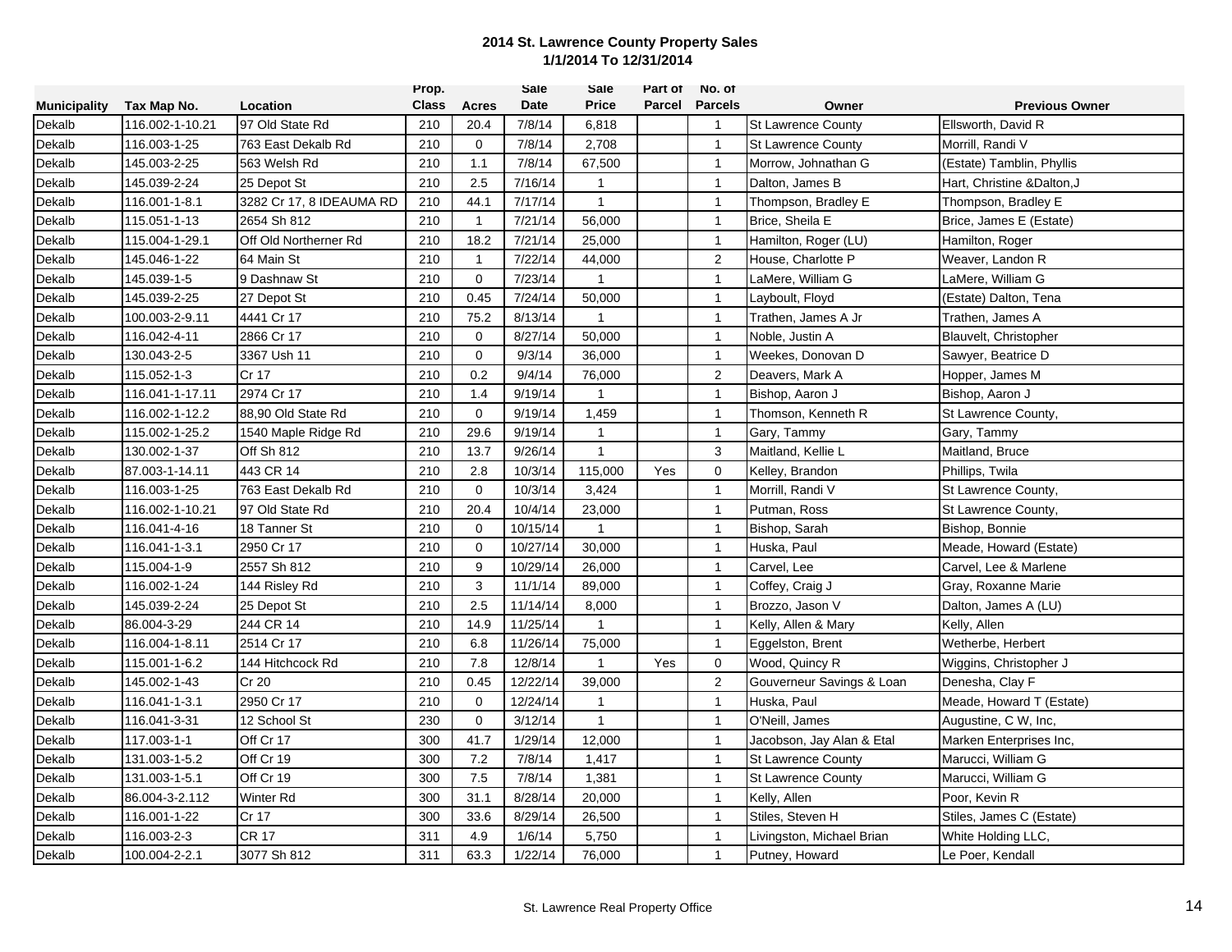**2014 St. Lawrence County Property Sales**
**1/1/2014 To 12/31/2014**

| Municipality | Tax Map No. | Location | Prop. Class | Acres | Sale Date | Sale Price | Part of Parcel | No. of Parcels | Owner | Previous Owner |
|---|---|---|---|---|---|---|---|---|---|---|
| Dekalb | 116.002-1-10.21 | 97 Old State Rd | 210 | 20.4 | 7/8/14 | 6,818 | | 1 | St Lawrence County | Ellsworth, David R |
| Dekalb | 116.003-1-25 | 763 East Dekalb Rd | 210 | 0 | 7/8/14 | 2,708 | | 1 | St Lawrence County | Morrill, Randi V |
| Dekalb | 145.003-2-25 | 563 Welsh Rd | 210 | 1.1 | 7/8/14 | 67,500 | | 1 | Morrow, Johnathan G | (Estate) Tamblin, Phyllis |
| Dekalb | 145.039-2-24 | 25 Depot St | 210 | 2.5 | 7/16/14 | 1 | | 1 | Dalton, James B | Hart, Christine &Dalton,J |
| Dekalb | 116.001-1-8.1 | 3282 Cr 17, 8 IDEAUMA RD | 210 | 44.1 | 7/17/14 | 1 | | 1 | Thompson, Bradley E | Thompson, Bradley E |
| Dekalb | 115.051-1-13 | 2654 Sh 812 | 210 | 1 | 7/21/14 | 56,000 | | 1 | Brice, Sheila E | Brice, James E (Estate) |
| Dekalb | 115.004-1-29.1 | Off Old Northerner Rd | 210 | 18.2 | 7/21/14 | 25,000 | | 1 | Hamilton, Roger (LU) | Hamilton, Roger |
| Dekalb | 145.046-1-22 | 64 Main St | 210 | 1 | 7/22/14 | 44,000 | | 2 | House, Charlotte P | Weaver, Landon R |
| Dekalb | 145.039-1-5 | 9 Dashnaw St | 210 | 0 | 7/23/14 | 1 | | 1 | LaMere, William G | LaMere, William G |
| Dekalb | 145.039-2-25 | 27 Depot St | 210 | 0.45 | 7/24/14 | 50,000 | | 1 | Layboult, Floyd | (Estate) Dalton, Tena |
| Dekalb | 100.003-2-9.11 | 4441 Cr 17 | 210 | 75.2 | 8/13/14 | 1 | | 1 | Trathen, James A Jr | Trathen, James A |
| Dekalb | 116.042-4-11 | 2866 Cr 17 | 210 | 0 | 8/27/14 | 50,000 | | 1 | Noble, Justin A | Blauvelt, Christopher |
| Dekalb | 130.043-2-5 | 3367 Ush 11 | 210 | 0 | 9/3/14 | 36,000 | | 1 | Weekes, Donovan D | Sawyer, Beatrice D |
| Dekalb | 115.052-1-3 | Cr 17 | 210 | 0.2 | 9/4/14 | 76,000 | | 2 | Deavers, Mark A | Hopper, James M |
| Dekalb | 116.041-1-17.11 | 2974 Cr 17 | 210 | 1.4 | 9/19/14 | 1 | | 1 | Bishop, Aaron J | Bishop, Aaron J |
| Dekalb | 116.002-1-12.2 | 88,90 Old State Rd | 210 | 0 | 9/19/14 | 1,459 | | 1 | Thomson, Kenneth R | St Lawrence County, |
| Dekalb | 115.002-1-25.2 | 1540 Maple Ridge Rd | 210 | 29.6 | 9/19/14 | 1 | | 1 | Gary, Tammy | Gary, Tammy |
| Dekalb | 130.002-1-37 | Off Sh 812 | 210 | 13.7 | 9/26/14 | 1 | | 3 | Maitland, Kellie L | Maitland, Bruce |
| Dekalb | 87.003-1-14.11 | 443 CR 14 | 210 | 2.8 | 10/3/14 | 115,000 | Yes | 0 | Kelley, Brandon | Phillips, Twila |
| Dekalb | 116.003-1-25 | 763 East Dekalb Rd | 210 | 0 | 10/3/14 | 3,424 | | 1 | Morrill, Randi V | St Lawrence County, |
| Dekalb | 116.002-1-10.21 | 97 Old State Rd | 210 | 20.4 | 10/4/14 | 23,000 | | 1 | Putman, Ross | St Lawrence County, |
| Dekalb | 116.041-4-16 | 18 Tanner St | 210 | 0 | 10/15/14 | 1 | | 1 | Bishop, Sarah | Bishop, Bonnie |
| Dekalb | 116.041-1-3.1 | 2950 Cr 17 | 210 | 0 | 10/27/14 | 30,000 | | 1 | Huska, Paul | Meade, Howard (Estate) |
| Dekalb | 115.004-1-9 | 2557 Sh 812 | 210 | 9 | 10/29/14 | 26,000 | | 1 | Carvel, Lee | Carvel, Lee & Marlene |
| Dekalb | 116.002-1-24 | 144 Risley Rd | 210 | 3 | 11/1/14 | 89,000 | | 1 | Coffey, Craig J | Gray, Roxanne Marie |
| Dekalb | 145.039-2-24 | 25 Depot St | 210 | 2.5 | 11/14/14 | 8,000 | | 1 | Brozzo, Jason V | Dalton, James A (LU) |
| Dekalb | 86.004-3-29 | 244 CR 14 | 210 | 14.9 | 11/25/14 | 1 | | 1 | Kelly, Allen & Mary | Kelly, Allen |
| Dekalb | 116.004-1-8.11 | 2514 Cr 17 | 210 | 6.8 | 11/26/14 | 75,000 | | 1 | Eggelston, Brent | Wetherbe, Herbert |
| Dekalb | 115.001-1-6.2 | 144 Hitchcock Rd | 210 | 7.8 | 12/8/14 | 1 | Yes | 0 | Wood, Quincy R | Wiggins, Christopher J |
| Dekalb | 145.002-1-43 | Cr 20 | 210 | 0.45 | 12/22/14 | 39,000 | | 2 | Gouverneur Savings & Loan | Denesha, Clay F |
| Dekalb | 116.041-1-3.1 | 2950 Cr 17 | 210 | 0 | 12/24/14 | 1 | | 1 | Huska, Paul | Meade, Howard T (Estate) |
| Dekalb | 116.041-3-31 | 12 School St | 230 | 0 | 3/12/14 | 1 | | 1 | O'Neill, James | Augustine, C W, Inc, |
| Dekalb | 117.003-1-1 | Off Cr 17 | 300 | 41.7 | 1/29/14 | 12,000 | | 1 | Jacobson, Jay Alan & Etal | Marken Enterprises Inc, |
| Dekalb | 131.003-1-5.2 | Off Cr 19 | 300 | 7.2 | 7/8/14 | 1,417 | | 1 | St Lawrence County | Marucci, William G |
| Dekalb | 131.003-1-5.1 | Off Cr 19 | 300 | 7.5 | 7/8/14 | 1,381 | | 1 | St Lawrence County | Marucci, William G |
| Dekalb | 86.004-3-2.112 | Winter Rd | 300 | 31.1 | 8/28/14 | 20,000 | | 1 | Kelly, Allen | Poor, Kevin R |
| Dekalb | 116.001-1-22 | Cr 17 | 300 | 33.6 | 8/29/14 | 26,500 | | 1 | Stiles, Steven H | Stiles, James C (Estate) |
| Dekalb | 116.003-2-3 | CR 17 | 311 | 4.9 | 1/6/14 | 5,750 | | 1 | Livingston, Michael Brian | White Holding LLC, |
| Dekalb | 100.004-2-2.1 | 3077 Sh 812 | 311 | 63.3 | 1/22/14 | 76,000 | | 1 | Putney, Howard | Le Poer, Kendall |

St. Lawrence Real Property Office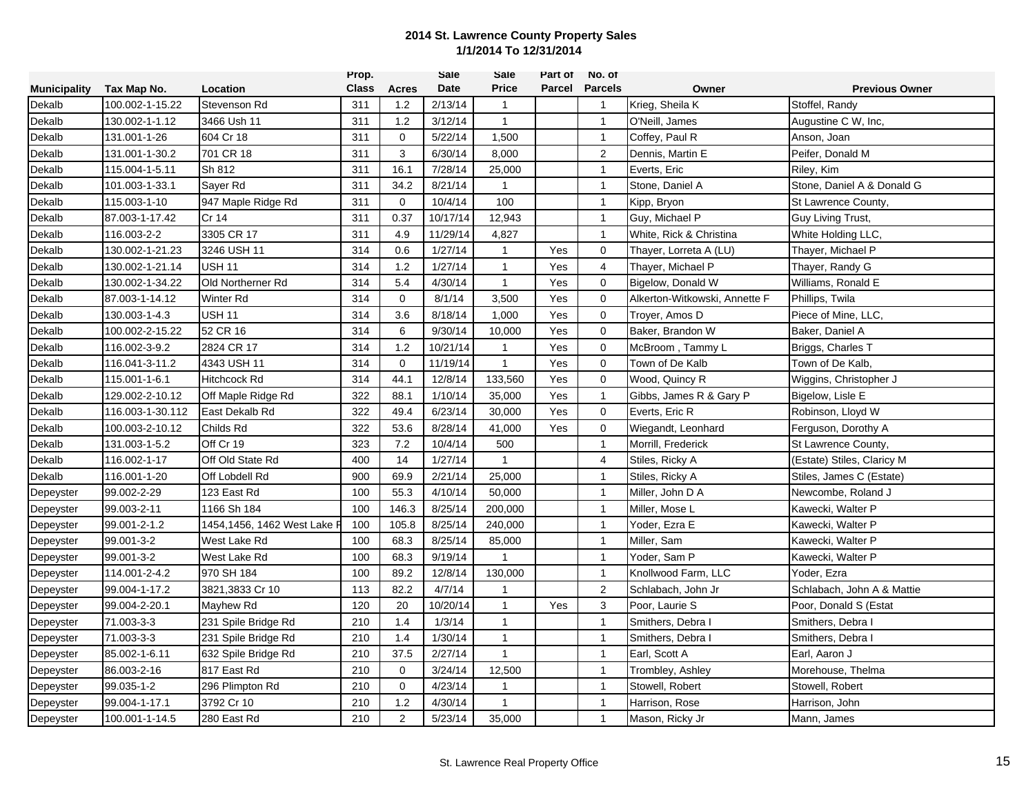**2014 St. Lawrence County Property Sales**
**1/1/2014 To 12/31/2014**

| Municipality | Tax Map No. | Location | Prop. Class | Acres | Sale Date | Sale Price | Part of Parcel | No. of Parcels | Owner | Previous Owner |
|---|---|---|---|---|---|---|---|---|---|---|
| Dekalb | 100.002-1-15.22 | Stevenson Rd | 311 | 1.2 | 2/13/14 | 1 | | 1 | Krieg, Sheila K | Stoffel, Randy |
| Dekalb | 130.002-1-1.12 | 3466 Ush 11 | 311 | 1.2 | 3/12/14 | 1 | | 1 | O'Neill, James | Augustine C W, Inc, |
| Dekalb | 131.001-1-26 | 604 Cr 18 | 311 | 0 | 5/22/14 | 1,500 | | 1 | Coffey, Paul R | Anson, Joan |
| Dekalb | 131.001-1-30.2 | 701 CR 18 | 311 | 3 | 6/30/14 | 8,000 | | 2 | Dennis, Martin E | Peifer, Donald M |
| Dekalb | 115.004-1-5.11 | Sh 812 | 311 | 16.1 | 7/28/14 | 25,000 | | 1 | Everts, Eric | Riley, Kim |
| Dekalb | 101.003-1-33.1 | Sayer Rd | 311 | 34.2 | 8/21/14 | 1 | | 1 | Stone, Daniel A | Stone, Daniel A & Donald G |
| Dekalb | 115.003-1-10 | 947 Maple Ridge Rd | 311 | 0 | 10/4/14 | 100 | | 1 | Kipp, Bryon | St Lawrence County, |
| Dekalb | 87.003-1-17.42 | Cr 14 | 311 | 0.37 | 10/17/14 | 12,943 | | 1 | Guy, Michael P | Guy Living Trust, |
| Dekalb | 116.003-2-2 | 3305 CR 17 | 311 | 4.9 | 11/29/14 | 4,827 | | 1 | White, Rick & Christina | White Holding LLC, |
| Dekalb | 130.002-1-21.23 | 3246 USH 11 | 314 | 0.6 | 1/27/14 | 1 | Yes | 0 | Thayer, Lorreta A (LU) | Thayer, Michael P |
| Dekalb | 130.002-1-21.14 | USH 11 | 314 | 1.2 | 1/27/14 | 1 | Yes | 4 | Thayer, Michael P | Thayer, Randy G |
| Dekalb | 130.002-1-34.22 | Old Northerner Rd | 314 | 5.4 | 4/30/14 | 1 | Yes | 0 | Bigelow, Donald W | Williams, Ronald E |
| Dekalb | 87.003-1-14.12 | Winter Rd | 314 | 0 | 8/1/14 | 3,500 | Yes | 0 | Alkerton-Witkowski, Annette F | Phillips, Twila |
| Dekalb | 130.003-1-4.3 | USH 11 | 314 | 3.6 | 8/18/14 | 1,000 | Yes | 0 | Troyer, Amos D | Piece of Mine, LLC, |
| Dekalb | 100.002-2-15.22 | 52 CR 16 | 314 | 6 | 9/30/14 | 10,000 | Yes | 0 | Baker, Brandon W | Baker, Daniel A |
| Dekalb | 116.002-3-9.2 | 2824 CR 17 | 314 | 1.2 | 10/21/14 | 1 | Yes | 0 | McBroom , Tammy L | Briggs, Charles T |
| Dekalb | 116.041-3-11.2 | 4343 USH 11 | 314 | 0 | 11/19/14 | 1 | Yes | 0 | Town of De Kalb | Town of De Kalb, |
| Dekalb | 115.001-1-6.1 | Hitchcock Rd | 314 | 44.1 | 12/8/14 | 133,560 | Yes | 0 | Wood, Quincy R | Wiggins, Christopher J |
| Dekalb | 129.002-2-10.12 | Off Maple Ridge Rd | 322 | 88.1 | 1/10/14 | 35,000 | Yes | 1 | Gibbs, James R & Gary P | Bigelow, Lisle E |
| Dekalb | 116.003-1-30.112 | East Dekalb Rd | 322 | 49.4 | 6/23/14 | 30,000 | Yes | 0 | Everts, Eric R | Robinson, Lloyd W |
| Dekalb | 100.003-2-10.12 | Childs Rd | 322 | 53.6 | 8/28/14 | 41,000 | Yes | 0 | Wiegandt, Leonhard | Ferguson, Dorothy A |
| Dekalb | 131.003-1-5.2 | Off Cr 19 | 323 | 7.2 | 10/4/14 | 500 | | 1 | Morrill, Frederick | St Lawrence County, |
| Dekalb | 116.002-1-17 | Off Old State Rd | 400 | 14 | 1/27/14 | 1 | | 4 | Stiles, Ricky A | (Estate) Stiles, Claricy M |
| Dekalb | 116.001-1-20 | Off Lobdell Rd | 900 | 69.9 | 2/21/14 | 25,000 | | 1 | Stiles, Ricky A | Stiles, James C (Estate) |
| Depeyster | 99.002-2-29 | 123 East Rd | 100 | 55.3 | 4/10/14 | 50,000 | | 1 | Miller, John D A | Newcombe, Roland J |
| Depeyster | 99.003-2-11 | 1166 Sh 184 | 100 | 146.3 | 8/25/14 | 200,000 | | 1 | Miller, Mose L | Kawecki, Walter P |
| Depeyster | 99.001-2-1.2 | 1454,1456, 1462 West Lake R | 100 | 105.8 | 8/25/14 | 240,000 | | 1 | Yoder, Ezra E | Kawecki, Walter P |
| Depeyster | 99.001-3-2 | West Lake Rd | 100 | 68.3 | 8/25/14 | 85,000 | | 1 | Miller, Sam | Kawecki, Walter P |
| Depeyster | 99.001-3-2 | West Lake Rd | 100 | 68.3 | 9/19/14 | 1 | | 1 | Yoder, Sam P | Kawecki, Walter P |
| Depeyster | 114.001-2-4.2 | 970 SH 184 | 100 | 89.2 | 12/8/14 | 130,000 | | 1 | Knollwood Farm, LLC | Yoder, Ezra |
| Depeyster | 99.004-1-17.2 | 3821,3833 Cr 10 | 113 | 82.2 | 4/7/14 | 1 | | 2 | Schlabach, John Jr | Schlabach, John A & Mattie |
| Depeyster | 99.004-2-20.1 | Mayhew Rd | 120 | 20 | 10/20/14 | 1 | Yes | 3 | Poor, Laurie S | Poor, Donald S (Estat |
| Depeyster | 71.003-3-3 | 231 Spile Bridge Rd | 210 | 1.4 | 1/3/14 | 1 | | 1 | Smithers, Debra I | Smithers, Debra I |
| Depeyster | 71.003-3-3 | 231 Spile Bridge Rd | 210 | 1.4 | 1/30/14 | 1 | | 1 | Smithers, Debra I | Smithers, Debra I |
| Depeyster | 85.002-1-6.11 | 632 Spile Bridge Rd | 210 | 37.5 | 2/27/14 | 1 | | 1 | Earl, Scott A | Earl, Aaron J |
| Depeyster | 86.003-2-16 | 817 East Rd | 210 | 0 | 3/24/14 | 12,500 | | 1 | Trombley, Ashley | Morehouse, Thelma |
| Depeyster | 99.035-1-2 | 296 Plimpton Rd | 210 | 0 | 4/23/14 | 1 | | 1 | Stowell, Robert | Stowell, Robert |
| Depeyster | 99.004-1-17.1 | 3792 Cr 10 | 210 | 1.2 | 4/30/14 | 1 | | 1 | Harrison, Rose | Harrison, John |
| Depeyster | 100.001-1-14.5 | 280 East Rd | 210 | 2 | 5/23/14 | 35,000 | | 1 | Mason, Ricky Jr | Mann, James |

St. Lawrence Real Property Office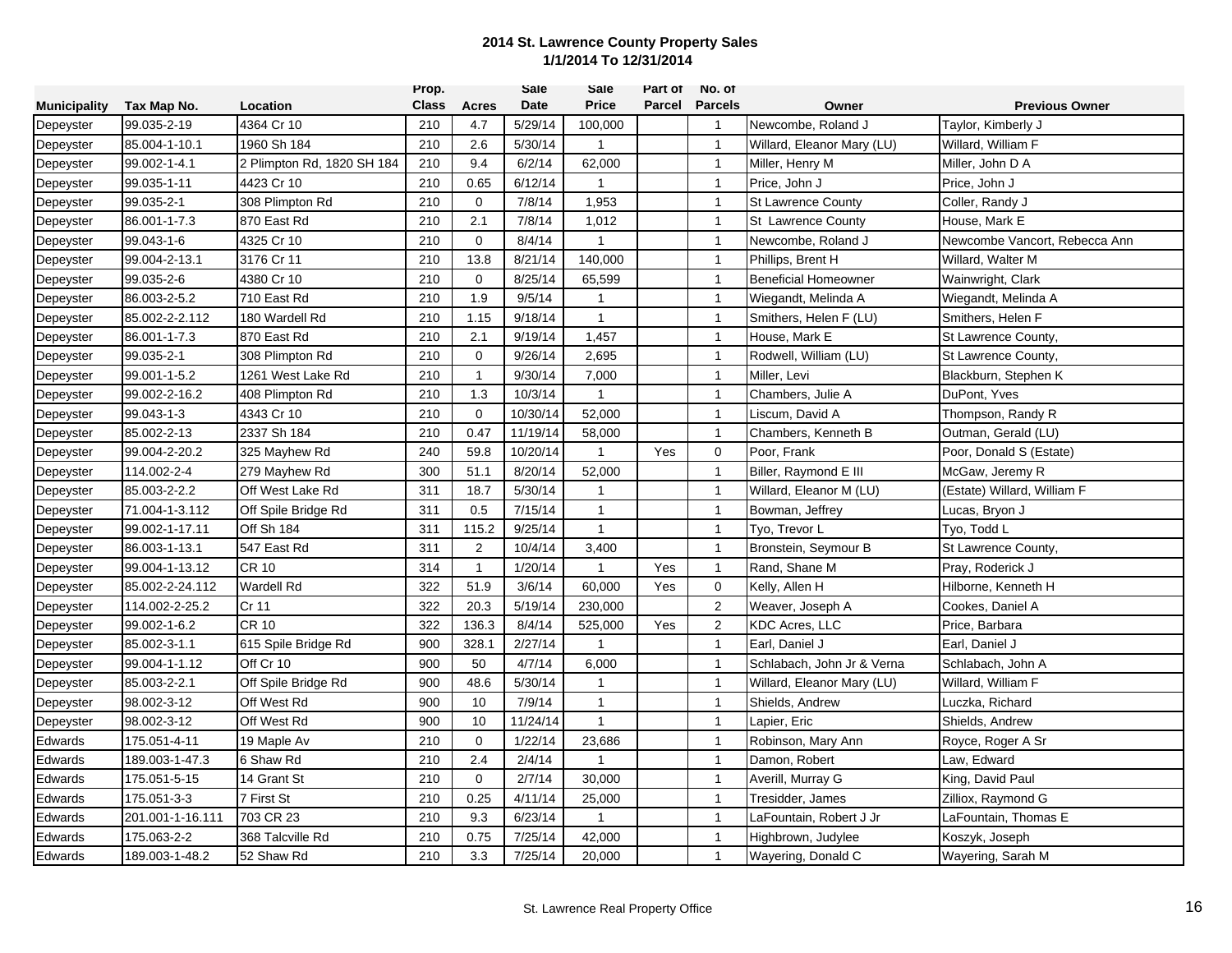**2014 St. Lawrence County Property Sales**
**1/1/2014 To 12/31/2014**

| Municipality | Tax Map No. | Location | Prop. Class | Acres | Sale Date | Sale Price | Part of Parcel | No. of Parcels | Owner | Previous Owner |
|---|---|---|---|---|---|---|---|---|---|---|
| Depeyster | 99.035-2-19 | 4364 Cr 10 | 210 | 4.7 | 5/29/14 | 100,000 | | 1 | Newcombe, Roland J | Taylor, Kimberly J |
| Depeyster | 85.004-1-10.1 | 1960 Sh 184 | 210 | 2.6 | 5/30/14 | 1 | | 1 | Willard, Eleanor Mary (LU) | Willard, William F |
| Depeyster | 99.002-1-4.1 | 2 Plimpton Rd, 1820 SH 184 | 210 | 9.4 | 6/2/14 | 62,000 | | 1 | Miller, Henry M | Miller, John D A |
| Depeyster | 99.035-1-11 | 4423 Cr 10 | 210 | 0.65 | 6/12/14 | 1 | | 1 | Price, John J | Price, John J |
| Depeyster | 99.035-2-1 | 308 Plimpton Rd | 210 | 0 | 7/8/14 | 1,953 | | 1 | St Lawrence County | Coller, Randy J |
| Depeyster | 86.001-1-7.3 | 870 East Rd | 210 | 2.1 | 7/8/14 | 1,012 | | 1 | St Lawrence County | House, Mark E |
| Depeyster | 99.043-1-6 | 4325 Cr 10 | 210 | 0 | 8/4/14 | 1 | | 1 | Newcombe, Roland J | Newcombe Vancort, Rebecca Ann |
| Depeyster | 99.004-2-13.1 | 3176 Cr 11 | 210 | 13.8 | 8/21/14 | 140,000 | | 1 | Phillips, Brent H | Willard, Walter M |
| Depeyster | 99.035-2-6 | 4380 Cr 10 | 210 | 0 | 8/25/14 | 65,599 | | 1 | Beneficial Homeowner | Wainwright, Clark |
| Depeyster | 86.003-2-5.2 | 710 East Rd | 210 | 1.9 | 9/5/14 | 1 | | 1 | Wiegandt, Melinda A | Wiegandt, Melinda A |
| Depeyster | 85.002-2-2.112 | 180 Wardell Rd | 210 | 1.15 | 9/18/14 | 1 | | 1 | Smithers, Helen F (LU) | Smithers, Helen F |
| Depeyster | 86.001-1-7.3 | 870 East Rd | 210 | 2.1 | 9/19/14 | 1,457 | | 1 | House, Mark E | St Lawrence County, |
| Depeyster | 99.035-2-1 | 308 Plimpton Rd | 210 | 0 | 9/26/14 | 2,695 | | 1 | Rodwell, William (LU) | St Lawrence County, |
| Depeyster | 99.001-1-5.2 | 1261 West Lake Rd | 210 | 1 | 9/30/14 | 7,000 | | 1 | Miller, Levi | Blackburn, Stephen K |
| Depeyster | 99.002-2-16.2 | 408 Plimpton Rd | 210 | 1.3 | 10/3/14 | 1 | | 1 | Chambers, Julie A | DuPont, Yves |
| Depeyster | 99.043-1-3 | 4343 Cr 10 | 210 | 0 | 10/30/14 | 52,000 | | 1 | Liscum, David A | Thompson, Randy R |
| Depeyster | 85.002-2-13 | 2337 Sh 184 | 210 | 0.47 | 11/19/14 | 58,000 | | 1 | Chambers, Kenneth B | Outman, Gerald (LU) |
| Depeyster | 99.004-2-20.2 | 325 Mayhew Rd | 240 | 59.8 | 10/20/14 | 1 | Yes | 0 | Poor, Frank | Poor, Donald S (Estate) |
| Depeyster | 114.002-2-4 | 279 Mayhew Rd | 300 | 51.1 | 8/20/14 | 52,000 | | 1 | Biller, Raymond E III | McGaw, Jeremy R |
| Depeyster | 85.003-2-2.2 | Off West Lake Rd | 311 | 18.7 | 5/30/14 | 1 | | 1 | Willard, Eleanor M (LU) | (Estate) Willard, William F |
| Depeyster | 71.004-1-3.112 | Off Spile Bridge Rd | 311 | 0.5 | 7/15/14 | 1 | | 1 | Bowman, Jeffrey | Lucas, Bryon J |
| Depeyster | 99.002-1-17.11 | Off Sh 184 | 311 | 115.2 | 9/25/14 | 1 | | 1 | Tyo, Trevor L | Tyo, Todd L |
| Depeyster | 86.003-1-13.1 | 547 East Rd | 311 | 2 | 10/4/14 | 3,400 | | 1 | Bronstein, Seymour B | St Lawrence County, |
| Depeyster | 99.004-1-13.12 | CR 10 | 314 | 1 | 1/20/14 | 1 | Yes | 1 | Rand, Shane M | Pray, Roderick J |
| Depeyster | 85.002-2-24.112 | Wardell Rd | 322 | 51.9 | 3/6/14 | 60,000 | Yes | 0 | Kelly, Allen H | Hilborne, Kenneth H |
| Depeyster | 114.002-2-25.2 | Cr 11 | 322 | 20.3 | 5/19/14 | 230,000 | | 2 | Weaver, Joseph A | Cookes, Daniel A |
| Depeyster | 99.002-1-6.2 | CR 10 | 322 | 136.3 | 8/4/14 | 525,000 | Yes | 2 | KDC Acres, LLC | Price, Barbara |
| Depeyster | 85.002-3-1.1 | 615 Spile Bridge Rd | 900 | 328.1 | 2/27/14 | 1 | | 1 | Earl, Daniel J | Earl, Daniel J |
| Depeyster | 99.004-1-1.12 | Off Cr 10 | 900 | 50 | 4/7/14 | 6,000 | | 1 | Schlabach, John Jr & Verna | Schlabach, John A |
| Depeyster | 85.003-2-2.1 | Off Spile Bridge Rd | 900 | 48.6 | 5/30/14 | 1 | | 1 | Willard, Eleanor Mary (LU) | Willard, William F |
| Depeyster | 98.002-3-12 | Off West Rd | 900 | 10 | 7/9/14 | 1 | | 1 | Shields, Andrew | Luczka, Richard |
| Depeyster | 98.002-3-12 | Off West Rd | 900 | 10 | 11/24/14 | 1 | | 1 | Lapier, Eric | Shields, Andrew |
| Edwards | 175.051-4-11 | 19 Maple Av | 210 | 0 | 1/22/14 | 23,686 | | 1 | Robinson, Mary Ann | Royce, Roger A Sr |
| Edwards | 189.003-1-47.3 | 6 Shaw Rd | 210 | 2.4 | 2/4/14 | 1 | | 1 | Damon, Robert | Law, Edward |
| Edwards | 175.051-5-15 | 14 Grant St | 210 | 0 | 2/7/14 | 30,000 | | 1 | Averill, Murray G | King, David Paul |
| Edwards | 175.051-3-3 | 7 First St | 210 | 0.25 | 4/11/14 | 25,000 | | 1 | Tresidder, James | Zilliox, Raymond G |
| Edwards | 201.001-1-16.111 | 703 CR 23 | 210 | 9.3 | 6/23/14 | 1 | | 1 | LaFountain, Robert J Jr | LaFountain, Thomas E |
| Edwards | 175.063-2-2 | 368 Talcville Rd | 210 | 0.75 | 7/25/14 | 42,000 | | 1 | Highbrown, Judylee | Koszyk, Joseph |
| Edwards | 189.003-1-48.2 | 52 Shaw Rd | 210 | 3.3 | 7/25/14 | 20,000 | | 1 | Wayering, Donald C | Wayering, Sarah M |

St. Lawrence Real Property Office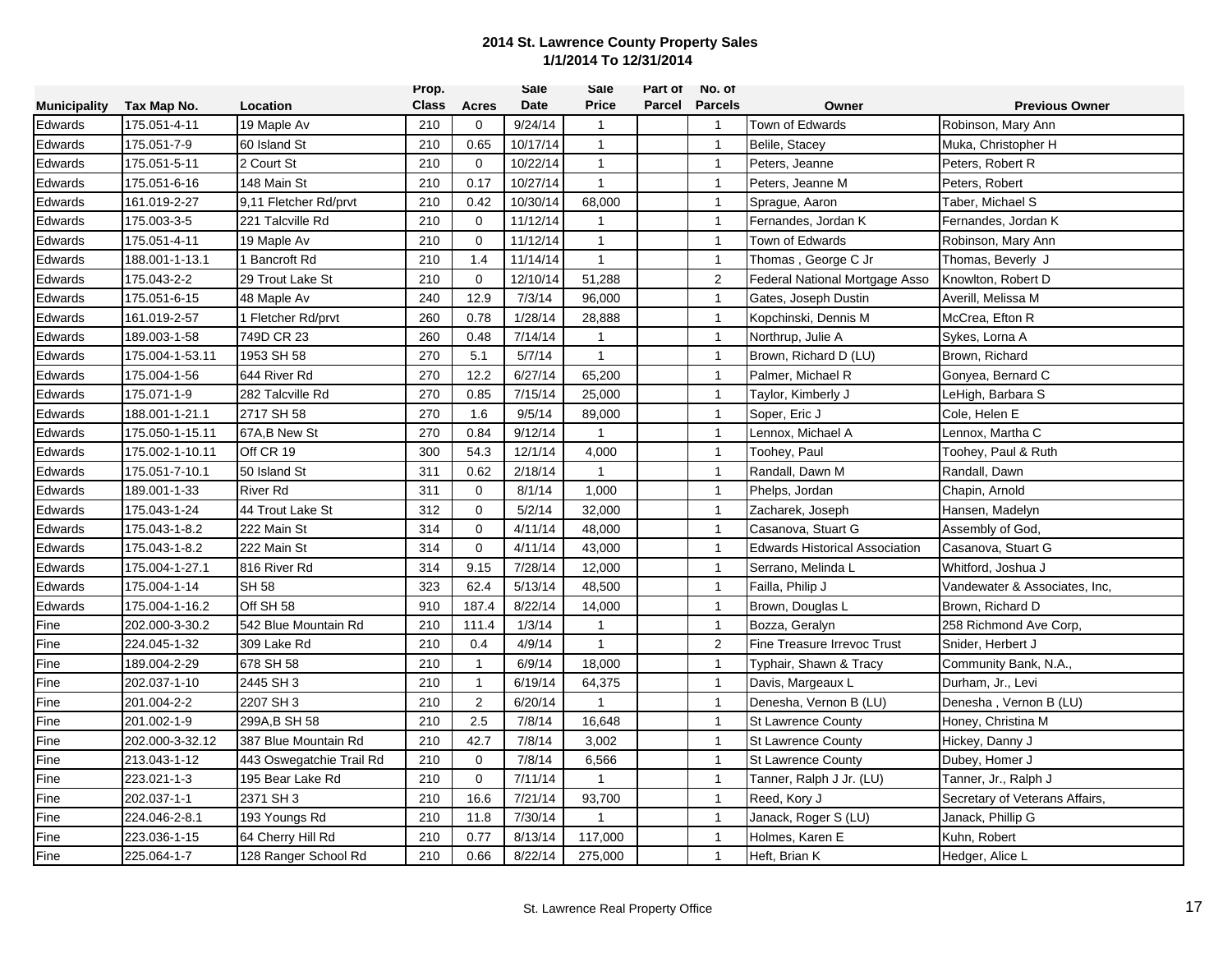# 2014 St. Lawrence County Property Sales
## 1/1/2014 To 12/31/2014

| Municipality | Tax Map No. | Location | Prop. Class | Acres | Sale Date | Sale Price | Part of Parcel | No. of Parcels | Owner | Previous Owner |
|---|---|---|---|---|---|---|---|---|---|---|
| Edwards | 175.051-4-11 | 19 Maple Av | 210 | 0 | 9/24/14 | 1 | | 1 | Town of Edwards | Robinson, Mary Ann |
| Edwards | 175.051-7-9 | 60 Island St | 210 | 0.65 | 10/17/14 | 1 | | 1 | Belile, Stacey | Muka, Christopher H |
| Edwards | 175.051-5-11 | 2 Court St | 210 | 0 | 10/22/14 | 1 | | 1 | Peters, Jeanne | Peters, Robert R |
| Edwards | 175.051-6-16 | 148 Main St | 210 | 0.17 | 10/27/14 | 1 | | 1 | Peters, Jeanne M | Peters, Robert |
| Edwards | 161.019-2-27 | 9,11 Fletcher Rd/prvt | 210 | 0.42 | 10/30/14 | 68,000 | | 1 | Sprague, Aaron | Taber, Michael S |
| Edwards | 175.003-3-5 | 221 Talcville Rd | 210 | 0 | 11/12/14 | 1 | | 1 | Fernandes, Jordan K | Fernandes, Jordan K |
| Edwards | 175.051-4-11 | 19 Maple Av | 210 | 0 | 11/12/14 | 1 | | 1 | Town of Edwards | Robinson, Mary Ann |
| Edwards | 188.001-1-13.1 | 1 Bancroft Rd | 210 | 1.4 | 11/14/14 | 1 | | 1 | Thomas , George C Jr | Thomas, Beverly J |
| Edwards | 175.043-2-2 | 29 Trout Lake St | 210 | 0 | 12/10/14 | 51,288 | | 2 | Federal National Mortgage Asso | Knowlton, Robert D |
| Edwards | 175.051-6-15 | 48 Maple Av | 240 | 12.9 | 7/3/14 | 96,000 | | 1 | Gates, Joseph Dustin | Averill, Melissa M |
| Edwards | 161.019-2-57 | 1 Fletcher Rd/prvt | 260 | 0.78 | 1/28/14 | 28,888 | | 1 | Kopchinski, Dennis M | McCrea, Efton R |
| Edwards | 189.003-1-58 | 749D CR 23 | 260 | 0.48 | 7/14/14 | 1 | | 1 | Northrup, Julie A | Sykes, Lorna A |
| Edwards | 175.004-1-53.11 | 1953 SH 58 | 270 | 5.1 | 5/7/14 | 1 | | 1 | Brown, Richard D (LU) | Brown, Richard |
| Edwards | 175.004-1-56 | 644 River Rd | 270 | 12.2 | 6/27/14 | 65,200 | | 1 | Palmer, Michael R | Gonyea, Bernard C |
| Edwards | 175.071-1-9 | 282 Talcville Rd | 270 | 0.85 | 7/15/14 | 25,000 | | 1 | Taylor, Kimberly J | LeHigh, Barbara S |
| Edwards | 188.001-1-21.1 | 2717 SH 58 | 270 | 1.6 | 9/5/14 | 89,000 | | 1 | Soper, Eric J | Cole, Helen E |
| Edwards | 175.050-1-15.11 | 67A,B New St | 270 | 0.84 | 9/12/14 | 1 | | 1 | Lennox, Michael A | Lennox, Martha C |
| Edwards | 175.002-1-10.11 | Off CR 19 | 300 | 54.3 | 12/1/14 | 4,000 | | 1 | Toohey, Paul | Toohey, Paul & Ruth |
| Edwards | 175.051-7-10.1 | 50 Island St | 311 | 0.62 | 2/18/14 | 1 | | 1 | Randall, Dawn M | Randall, Dawn |
| Edwards | 189.001-1-33 | River Rd | 311 | 0 | 8/1/14 | 1,000 | | 1 | Phelps, Jordan | Chapin, Arnold |
| Edwards | 175.043-1-24 | 44 Trout Lake St | 312 | 0 | 5/2/14 | 32,000 | | 1 | Zacharek, Joseph | Hansen, Madelyn |
| Edwards | 175.043-1-8.2 | 222 Main St | 314 | 0 | 4/11/14 | 48,000 | | 1 | Casanova, Stuart G | Assembly of God, |
| Edwards | 175.043-1-8.2 | 222 Main St | 314 | 0 | 4/11/14 | 43,000 | | 1 | Edwards Historical Association | Casanova, Stuart G |
| Edwards | 175.004-1-27.1 | 816 River Rd | 314 | 9.15 | 7/28/14 | 12,000 | | 1 | Serrano, Melinda L | Whitford, Joshua J |
| Edwards | 175.004-1-14 | SH 58 | 323 | 62.4 | 5/13/14 | 48,500 | | 1 | Failla, Philip J | Vandewater & Associates, Inc, |
| Edwards | 175.004-1-16.2 | Off SH 58 | 910 | 187.4 | 8/22/14 | 14,000 | | 1 | Brown, Douglas L | Brown, Richard D |
| Fine | 202.000-3-30.2 | 542 Blue Mountain Rd | 210 | 111.4 | 1/3/14 | 1 | | 1 | Bozza, Geralyn | 258 Richmond Ave Corp, |
| Fine | 224.045-1-32 | 309 Lake Rd | 210 | 0.4 | 4/9/14 | 1 | | 2 | Fine Treasure Irrevoc Trust | Snider, Herbert J |
| Fine | 189.004-2-29 | 678 SH 58 | 210 | 1 | 6/9/14 | 18,000 | | 1 | Typhair, Shawn & Tracy | Community Bank, N.A., |
| Fine | 202.037-1-10 | 2445 SH 3 | 210 | 1 | 6/19/14 | 64,375 | | 1 | Davis, Margeaux L | Durham, Jr., Levi |
| Fine | 201.004-2-2 | 2207 SH 3 | 210 | 2 | 6/20/14 | 1 | | 1 | Denesha, Vernon B (LU) | Denesha , Vernon B (LU) |
| Fine | 201.002-1-9 | 299A,B SH 58 | 210 | 2.5 | 7/8/14 | 16,648 | | 1 | St Lawrence County | Honey, Christina M |
| Fine | 202.000-3-32.12 | 387 Blue Mountain Rd | 210 | 42.7 | 7/8/14 | 3,002 | | 1 | St Lawrence County | Hickey, Danny J |
| Fine | 213.043-1-12 | 443 Oswegatchie Trail Rd | 210 | 0 | 7/8/14 | 6,566 | | 1 | St Lawrence County | Dubey, Homer J |
| Fine | 223.021-1-3 | 195 Bear Lake Rd | 210 | 0 | 7/11/14 | 1 | | 1 | Tanner, Ralph J Jr. (LU) | Tanner, Jr., Ralph J |
| Fine | 202.037-1-1 | 2371 SH 3 | 210 | 16.6 | 7/21/14 | 93,700 | | 1 | Reed, Kory J | Secretary of Veterans Affairs, |
| Fine | 224.046-2-8.1 | 193 Youngs Rd | 210 | 11.8 | 7/30/14 | 1 | | 1 | Janack, Roger S (LU) | Janack, Phillip G |
| Fine | 223.036-1-15 | 64 Cherry Hill Rd | 210 | 0.77 | 8/13/14 | 117,000 | | 1 | Holmes, Karen E | Kuhn, Robert |
| Fine | 225.064-1-7 | 128 Ranger School Rd | 210 | 0.66 | 8/22/14 | 275,000 | | 1 | Heft, Brian K | Hedger, Alice L |

St. Lawrence Real Property Office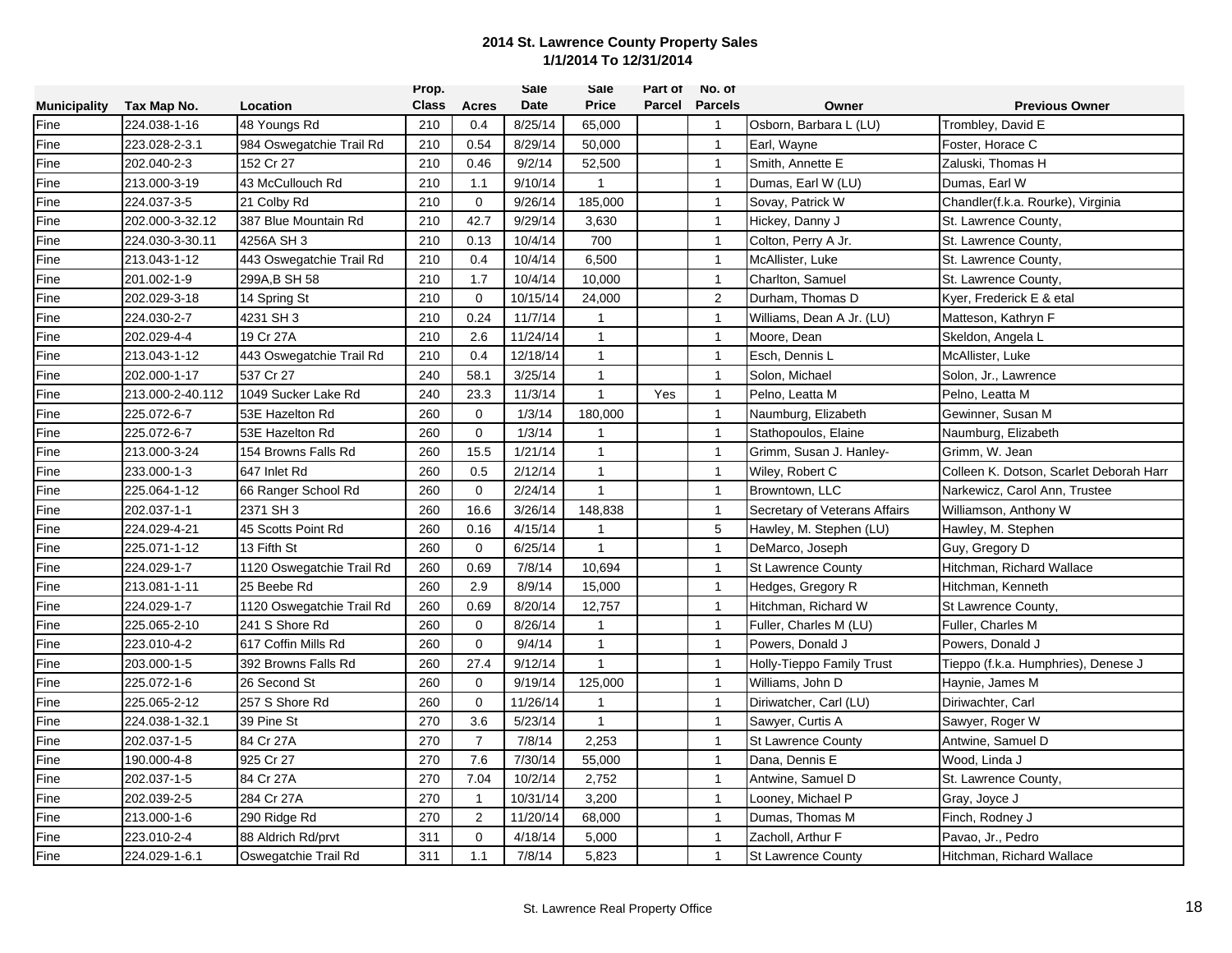**2014 St. Lawrence County Property Sales**
**1/1/2014 To 12/31/2014**

| Municipality | Tax Map No. | Location | Prop. Class | Acres | Sale Date | Sale Price | Part of Parcel | No. of Parcels | Owner | Previous Owner |
|---|---|---|---|---|---|---|---|---|---|---|
| Fine | 224.038-1-16 | 48 Youngs Rd | 210 | 0.4 | 8/25/14 | 65,000 | | 1 | Osborn, Barbara L (LU) | Trombley, David E |
| Fine | 223.028-2-3.1 | 984 Oswegatchie Trail Rd | 210 | 0.54 | 8/29/14 | 50,000 | | 1 | Earl, Wayne | Foster, Horace C |
| Fine | 202.040-2-3 | 152 Cr 27 | 210 | 0.46 | 9/2/14 | 52,500 | | 1 | Smith, Annette E | Zaluski, Thomas H |
| Fine | 213.000-3-19 | 43 McCullouch Rd | 210 | 1.1 | 9/10/14 | 1 | | 1 | Dumas, Earl W (LU) | Dumas, Earl W |
| Fine | 224.037-3-5 | 21 Colby Rd | 210 | 0 | 9/26/14 | 185,000 | | 1 | Sovay, Patrick W | Chandler(f.k.a. Rourke), Virginia |
| Fine | 202.000-3-32.12 | 387 Blue Mountain Rd | 210 | 42.7 | 9/29/14 | 3,630 | | 1 | Hickey, Danny J | St. Lawrence County, |
| Fine | 224.030-3-30.11 | 4256A SH 3 | 210 | 0.13 | 10/4/14 | 700 | | 1 | Colton, Perry A Jr. | St. Lawrence County, |
| Fine | 213.043-1-12 | 443 Oswegatchie Trail Rd | 210 | 0.4 | 10/4/14 | 6,500 | | 1 | McAllister, Luke | St. Lawrence County, |
| Fine | 201.002-1-9 | 299A,B SH 58 | 210 | 1.7 | 10/4/14 | 10,000 | | 1 | Charlton, Samuel | St. Lawrence County, |
| Fine | 202.029-3-18 | 14 Spring St | 210 | 0 | 10/15/14 | 24,000 | | 2 | Durham, Thomas D | Kyer, Frederick E & etal |
| Fine | 224.030-2-7 | 4231 SH 3 | 210 | 0.24 | 11/7/14 | 1 | | 1 | Williams, Dean A Jr. (LU) | Matteson, Kathryn F |
| Fine | 202.029-4-4 | 19 Cr 27A | 210 | 2.6 | 11/24/14 | 1 | | 1 | Moore, Dean | Skeldon, Angela L |
| Fine | 213.043-1-12 | 443 Oswegatchie Trail Rd | 210 | 0.4 | 12/18/14 | 1 | | 1 | Esch, Dennis L | McAllister, Luke |
| Fine | 202.000-1-17 | 537 Cr 27 | 240 | 58.1 | 3/25/14 | 1 | | 1 | Solon, Michael | Solon, Jr., Lawrence |
| Fine | 213.000-2-40.112 | 1049 Sucker Lake Rd | 240 | 23.3 | 11/3/14 | 1 | Yes | 1 | Pelno, Leatta M | Pelno, Leatta M |
| Fine | 225.072-6-7 | 53E Hazelton Rd | 260 | 0 | 1/3/14 | 180,000 | | 1 | Naumburg, Elizabeth | Gewinner, Susan M |
| Fine | 225.072-6-7 | 53E Hazelton Rd | 260 | 0 | 1/3/14 | 1 | | 1 | Stathopoulos, Elaine | Naumburg, Elizabeth |
| Fine | 213.000-3-24 | 154 Browns Falls Rd | 260 | 15.5 | 1/21/14 | 1 | | 1 | Grimm, Susan J. Hanley- | Grimm, W. Jean |
| Fine | 233.000-1-3 | 647 Inlet Rd | 260 | 0.5 | 2/12/14 | 1 | | 1 | Wiley, Robert C | Colleen K. Dotson, Scarlet Deborah Harr |
| Fine | 225.064-1-12 | 66 Ranger School Rd | 260 | 0 | 2/24/14 | 1 | | 1 | Browntown, LLC | Narkewicz, Carol Ann, Trustee |
| Fine | 202.037-1-1 | 2371 SH 3 | 260 | 16.6 | 3/26/14 | 148,838 | | 1 | Secretary of Veterans Affairs | Williamson, Anthony W |
| Fine | 224.029-4-21 | 45 Scotts Point Rd | 260 | 0.16 | 4/15/14 | 1 | | 5 | Hawley, M. Stephen (LU) | Hawley, M. Stephen |
| Fine | 225.071-1-12 | 13 Fifth St | 260 | 0 | 6/25/14 | 1 | | 1 | DeMarco, Joseph | Guy, Gregory D |
| Fine | 224.029-1-7 | 1120 Oswegatchie Trail Rd | 260 | 0.69 | 7/8/14 | 10,694 | | 1 | St Lawrence County | Hitchman, Richard Wallace |
| Fine | 213.081-1-11 | 25 Beebe Rd | 260 | 2.9 | 8/9/14 | 15,000 | | 1 | Hedges, Gregory R | Hitchman, Kenneth |
| Fine | 224.029-1-7 | 1120 Oswegatchie Trail Rd | 260 | 0.69 | 8/20/14 | 12,757 | | 1 | Hitchman, Richard W | St Lawrence County, |
| Fine | 225.065-2-10 | 241 S Shore Rd | 260 | 0 | 8/26/14 | 1 | | 1 | Fuller, Charles M (LU) | Fuller, Charles M |
| Fine | 223.010-4-2 | 617 Coffin Mills Rd | 260 | 0 | 9/4/14 | 1 | | 1 | Powers, Donald J | Powers, Donald J |
| Fine | 203.000-1-5 | 392 Browns Falls Rd | 260 | 27.4 | 9/12/14 | 1 | | 1 | Holly-Tieppo Family Trust | Tieppo (f.k.a. Humphries), Denese J |
| Fine | 225.072-1-6 | 26 Second St | 260 | 0 | 9/19/14 | 125,000 | | 1 | Williams, John D | Haynie, James M |
| Fine | 225.065-2-12 | 257 S Shore Rd | 260 | 0 | 11/26/14 | 1 | | 1 | Diriwatcher, Carl (LU) | Diriwachter, Carl |
| Fine | 224.038-1-32.1 | 39 Pine St | 270 | 3.6 | 5/23/14 | 1 | | 1 | Sawyer, Curtis A | Sawyer, Roger W |
| Fine | 202.037-1-5 | 84 Cr 27A | 270 | 7 | 7/8/14 | 2,253 | | 1 | St Lawrence County | Antwine, Samuel D |
| Fine | 190.000-4-8 | 925 Cr 27 | 270 | 7.6 | 7/30/14 | 55,000 | | 1 | Dana, Dennis E | Wood, Linda J |
| Fine | 202.037-1-5 | 84 Cr 27A | 270 | 7.04 | 10/2/14 | 2,752 | | 1 | Antwine, Samuel D | St. Lawrence County, |
| Fine | 202.039-2-5 | 284 Cr 27A | 270 | 1 | 10/31/14 | 3,200 | | 1 | Looney, Michael P | Gray, Joyce J |
| Fine | 213.000-1-6 | 290 Ridge Rd | 270 | 2 | 11/20/14 | 68,000 | | 1 | Dumas, Thomas M | Finch, Rodney J |
| Fine | 223.010-2-4 | 88 Aldrich Rd/prvt | 311 | 0 | 4/18/14 | 5,000 | | 1 | Zacholl, Arthur F | Pavao, Jr., Pedro |
| Fine | 224.029-1-6.1 | Oswegatchie Trail Rd | 311 | 1.1 | 7/8/14 | 5,823 | | 1 | St Lawrence County | Hitchman, Richard Wallace |

St. Lawrence Real Property Office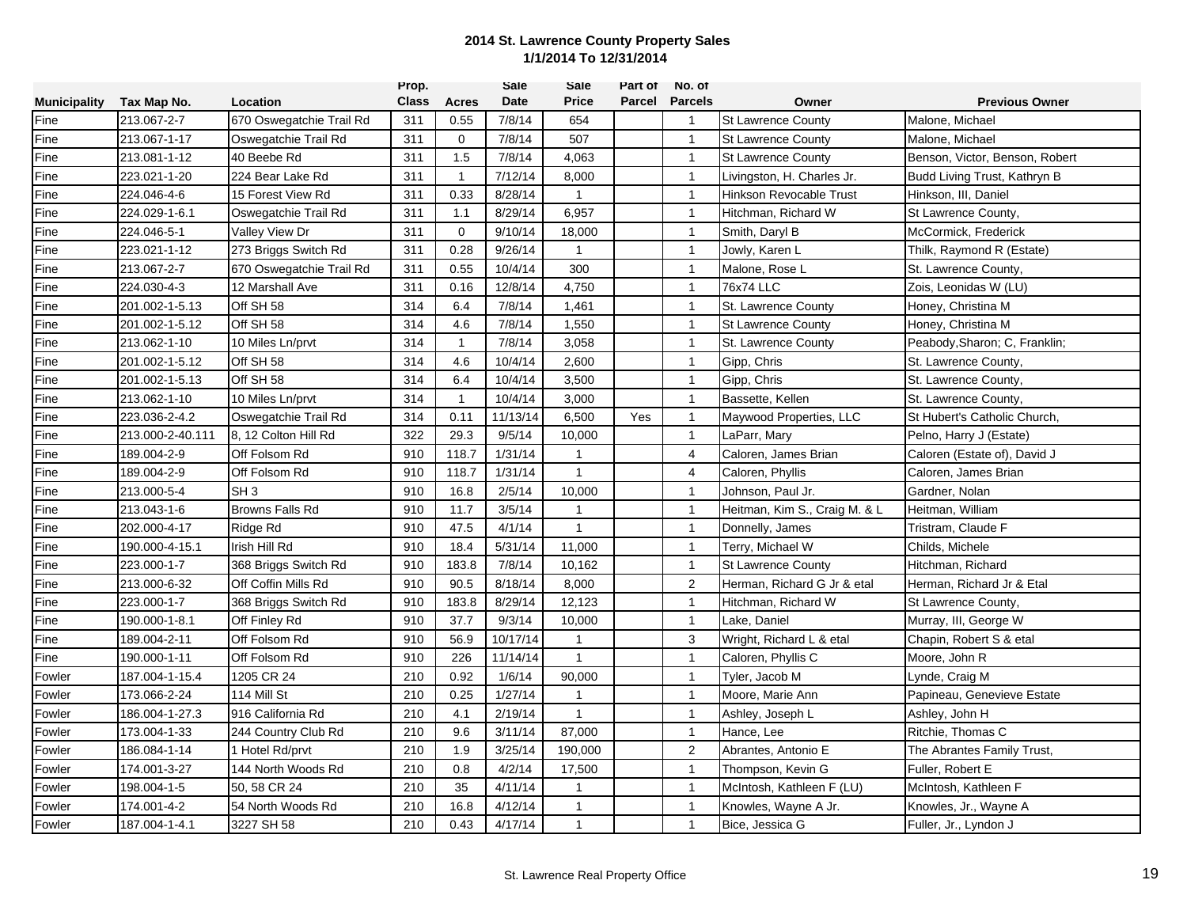**2014 St. Lawrence County Property Sales**
**1/1/2014 To 12/31/2014**

| Municipality | Tax Map No. | Location | Prop. Class | Acres | Sale Date | Sale Price | Part of Parcel | No. of Parcels | Owner | Previous Owner |
|---|---|---|---|---|---|---|---|---|---|---|
| Fine | 213.067-2-7 | 670 Oswegatchie Trail Rd | 311 | 0.55 | 7/8/14 | 654 | | 1 | St Lawrence County | Malone, Michael |
| Fine | 213.067-1-17 | Oswegatchie Trail Rd | 311 | 0 | 7/8/14 | 507 | | 1 | St Lawrence County | Malone, Michael |
| Fine | 213.081-1-12 | 40 Beebe Rd | 311 | 1.5 | 7/8/14 | 4,063 | | 1 | St Lawrence County | Benson, Victor, Benson, Robert |
| Fine | 223.021-1-20 | 224 Bear Lake Rd | 311 | 1 | 7/12/14 | 8,000 | | 1 | Livingston, H. Charles Jr. | Budd Living Trust, Kathryn B |
| Fine | 224.046-4-6 | 15 Forest View Rd | 311 | 0.33 | 8/28/14 | 1 | | 1 | Hinkson Revocable Trust | Hinkson, III, Daniel |
| Fine | 224.029-1-6.1 | Oswegatchie Trail Rd | 311 | 1.1 | 8/29/14 | 6,957 | | 1 | Hitchman, Richard W | St Lawrence County, |
| Fine | 224.046-5-1 | Valley View Dr | 311 | 0 | 9/10/14 | 18,000 | | 1 | Smith, Daryl B | McCormick, Frederick |
| Fine | 223.021-1-12 | 273 Briggs Switch Rd | 311 | 0.28 | 9/26/14 | 1 | | 1 | Jowly, Karen L | Thilk, Raymond R (Estate) |
| Fine | 213.067-2-7 | 670 Oswegatchie Trail Rd | 311 | 0.55 | 10/4/14 | 300 | | 1 | Malone, Rose L | St. Lawrence County, |
| Fine | 224.030-4-3 | 12 Marshall Ave | 311 | 0.16 | 12/8/14 | 4,750 | | 1 | 76x74 LLC | Zois, Leonidas W (LU) |
| Fine | 201.002-1-5.13 | Off SH 58 | 314 | 6.4 | 7/8/14 | 1,461 | | 1 | St. Lawrence County | Honey, Christina M |
| Fine | 201.002-1-5.12 | Off SH 58 | 314 | 4.6 | 7/8/14 | 1,550 | | 1 | St Lawrence County | Honey, Christina M |
| Fine | 213.062-1-10 | 10 Miles Ln/prvt | 314 | 1 | 7/8/14 | 3,058 | | 1 | St. Lawrence County | Peabody,Sharon; C, Franklin; |
| Fine | 201.002-1-5.12 | Off SH 58 | 314 | 4.6 | 10/4/14 | 2,600 | | 1 | Gipp, Chris | St. Lawrence County, |
| Fine | 201.002-1-5.13 | Off SH 58 | 314 | 6.4 | 10/4/14 | 3,500 | | 1 | Gipp, Chris | St. Lawrence County, |
| Fine | 213.062-1-10 | 10 Miles Ln/prvt | 314 | 1 | 10/4/14 | 3,000 | | 1 | Bassette, Kellen | St. Lawrence County, |
| Fine | 223.036-2-4.2 | Oswegatchie Trail Rd | 314 | 0.11 | 11/13/14 | 6,500 | Yes | 1 | Maywood Properties, LLC | St Hubert's Catholic Church, |
| Fine | 213.000-2-40.111 | 8, 12 Colton Hill Rd | 322 | 29.3 | 9/5/14 | 10,000 | | 1 | LaParr, Mary | Pelno, Harry J (Estate) |
| Fine | 189.004-2-9 | Off Folsom Rd | 910 | 118.7 | 1/31/14 | 1 | | 4 | Caloren, James Brian | Caloren (Estate of), David J |
| Fine | 189.004-2-9 | Off Folsom Rd | 910 | 118.7 | 1/31/14 | 1 | | 4 | Caloren, Phyllis | Caloren, James Brian |
| Fine | 213.000-5-4 | SH 3 | 910 | 16.8 | 2/5/14 | 10,000 | | 1 | Johnson, Paul Jr. | Gardner, Nolan |
| Fine | 213.043-1-6 | Browns Falls Rd | 910 | 11.7 | 3/5/14 | 1 | | 1 | Heitman, Kim S., Craig M. & L | Heitman, William |
| Fine | 202.000-4-17 | Ridge Rd | 910 | 47.5 | 4/1/14 | 1 | | 1 | Donnelly, James | Tristram, Claude F |
| Fine | 190.000-4-15.1 | Irish Hill Rd | 910 | 18.4 | 5/31/14 | 11,000 | | 1 | Terry, Michael W | Childs, Michele |
| Fine | 223.000-1-7 | 368 Briggs Switch Rd | 910 | 183.8 | 7/8/14 | 10,162 | | 1 | St Lawrence County | Hitchman, Richard |
| Fine | 213.000-6-32 | Off Coffin Mills Rd | 910 | 90.5 | 8/18/14 | 8,000 | | 2 | Herman, Richard G Jr & etal | Herman, Richard Jr & Etal |
| Fine | 223.000-1-7 | 368 Briggs Switch Rd | 910 | 183.8 | 8/29/14 | 12,123 | | 1 | Hitchman, Richard W | St Lawrence County, |
| Fine | 190.000-1-8.1 | Off Finley Rd | 910 | 37.7 | 9/3/14 | 10,000 | | 1 | Lake, Daniel | Murray, III, George W |
| Fine | 189.004-2-11 | Off Folsom Rd | 910 | 56.9 | 10/17/14 | 1 | | 3 | Wright, Richard L & etal | Chapin, Robert S & etal |
| Fine | 190.000-1-11 | Off Folsom Rd | 910 | 226 | 11/14/14 | 1 | | 1 | Caloren, Phyllis C | Moore, John R |
| Fowler | 187.004-1-15.4 | 1205 CR 24 | 210 | 0.92 | 1/6/14 | 90,000 | | 1 | Tyler, Jacob M | Lynde, Craig M |
| Fowler | 173.066-2-24 | 114 Mill St | 210 | 0.25 | 1/27/14 | 1 | | 1 | Moore, Marie Ann | Papineau, Genevieve Estate |
| Fowler | 186.004-1-27.3 | 916 California Rd | 210 | 4.1 | 2/19/14 | 1 | | 1 | Ashley, Joseph L | Ashley, John H |
| Fowler | 173.004-1-33 | 244 Country Club Rd | 210 | 9.6 | 3/11/14 | 87,000 | | 1 | Hance, Lee | Ritchie, Thomas C |
| Fowler | 186.084-1-14 | 1 Hotel Rd/prvt | 210 | 1.9 | 3/25/14 | 190,000 | | 2 | Abrantes, Antonio E | The Abrantes Family Trust, |
| Fowler | 174.001-3-27 | 144 North Woods Rd | 210 | 0.8 | 4/2/14 | 17,500 | | 1 | Thompson, Kevin G | Fuller, Robert E |
| Fowler | 198.004-1-5 | 50, 58 CR 24 | 210 | 35 | 4/11/14 | 1 | | 1 | McIntosh, Kathleen F (LU) | McIntosh, Kathleen F |
| Fowler | 174.001-4-2 | 54 North Woods Rd | 210 | 16.8 | 4/12/14 | 1 | | 1 | Knowles, Wayne A Jr. | Knowles, Jr., Wayne A |
| Fowler | 187.004-1-4.1 | 3227 SH 58 | 210 | 0.43 | 4/17/14 | 1 | | 1 | Bice, Jessica G | Fuller, Jr., Lyndon J |

St. Lawrence Real Property Office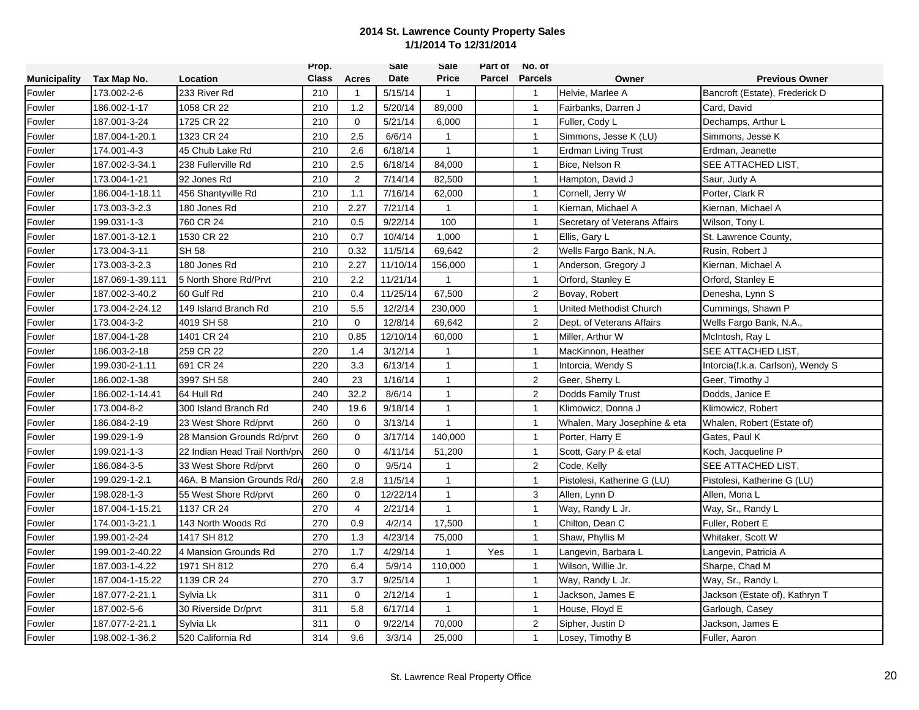# 2014 St. Lawrence County Property Sales

## 1/1/2014 To 12/31/2014

| Municipality | Tax Map No. | Location | Prop. Class | Acres | Sale Date | Sale Price | Part of Parcel | No. of Parcels | Owner | Previous Owner |
|---|---|---|---|---|---|---|---|---|---|---|
| Fowler | 173.002-2-6 | 233 River Rd | 210 | 1 | 5/15/14 | 1 | | 1 | Helvie, Marlee A | Bancroft (Estate), Frederick D |
| Fowler | 186.002-1-17 | 1058 CR 22 | 210 | 1.2 | 5/20/14 | 89,000 | | 1 | Fairbanks, Darren J | Card, David |
| Fowler | 187.001-3-24 | 1725 CR 22 | 210 | 0 | 5/21/14 | 6,000 | | 1 | Fuller, Cody L | Dechamps, Arthur L |
| Fowler | 187.004-1-20.1 | 1323 CR 24 | 210 | 2.5 | 6/6/14 | 1 | | 1 | Simmons, Jesse K (LU) | Simmons, Jesse K |
| Fowler | 174.001-4-3 | 45 Chub Lake Rd | 210 | 2.6 | 6/18/14 | 1 | | 1 | Erdman Living Trust | Erdman, Jeanette |
| Fowler | 187.002-3-34.1 | 238 Fullerville Rd | 210 | 2.5 | 6/18/14 | 84,000 | | 1 | Bice, Nelson R | SEE ATTACHED LIST, |
| Fowler | 173.004-1-21 | 92 Jones Rd | 210 | 2 | 7/14/14 | 82,500 | | 1 | Hampton, David J | Saur, Judy A |
| Fowler | 186.004-1-18.11 | 456 Shantyville Rd | 210 | 1.1 | 7/16/14 | 62,000 | | 1 | Cornell, Jerry W | Porter, Clark R |
| Fowler | 173.003-3-2.3 | 180 Jones Rd | 210 | 2.27 | 7/21/14 | 1 | | 1 | Kiernan, Michael A | Kiernan, Michael A |
| Fowler | 199.031-1-3 | 760 CR 24 | 210 | 0.5 | 9/22/14 | 100 | | 1 | Secretary of Veterans Affairs | Wilson, Tony L |
| Fowler | 187.001-3-12.1 | 1530 CR 22 | 210 | 0.7 | 10/4/14 | 1,000 | | 1 | Ellis, Gary L | St. Lawrence County, |
| Fowler | 173.004-3-11 | SH 58 | 210 | 0.32 | 11/5/14 | 69,642 | | 2 | Wells Fargo Bank, N.A. | Rusin, Robert J |
| Fowler | 173.003-3-2.3 | 180 Jones Rd | 210 | 2.27 | 11/10/14 | 156,000 | | 1 | Anderson, Gregory J | Kiernan, Michael A |
| Fowler | 187.069-1-39.111 | 5 North Shore Rd/Prvt | 210 | 2.2 | 11/21/14 | 1 | | 1 | Orford, Stanley E | Orford, Stanley E |
| Fowler | 187.002-3-40.2 | 60 Gulf Rd | 210 | 0.4 | 11/25/14 | 67,500 | | 2 | Bovay, Robert | Denesha, Lynn S |
| Fowler | 173.004-2-24.12 | 149 Island Branch Rd | 210 | 5.5 | 12/2/14 | 230,000 | | 1 | United Methodist Church | Cummings, Shawn P |
| Fowler | 173.004-3-2 | 4019 SH 58 | 210 | 0 | 12/8/14 | 69,642 | | 2 | Dept. of Veterans Affairs | Wells Fargo Bank, N.A., |
| Fowler | 187.004-1-28 | 1401 CR 24 | 210 | 0.85 | 12/10/14 | 60,000 | | 1 | Miller, Arthur W | McIntosh, Ray L |
| Fowler | 186.003-2-18 | 259 CR 22 | 220 | 1.4 | 3/12/14 | 1 | | 1 | MacKinnon, Heather | SEE ATTACHED LIST, |
| Fowler | 199.030-2-1.11 | 691 CR 24 | 220 | 3.3 | 6/13/14 | 1 | | 1 | Intorcia, Wendy S | Intorcia(f.k.a. Carlson), Wendy S |
| Fowler | 186.002-1-38 | 3997 SH 58 | 240 | 23 | 1/16/14 | 1 | | 2 | Geer, Sherry L | Geer, Timothy J |
| Fowler | 186.002-1-14.41 | 64 Hull Rd | 240 | 32.2 | 8/6/14 | 1 | | 2 | Dodds Family Trust | Dodds, Janice E |
| Fowler | 173.004-8-2 | 300 Island Branch Rd | 240 | 19.6 | 9/18/14 | 1 | | 1 | Klimowicz, Donna J | Klimowicz, Robert |
| Fowler | 186.084-2-19 | 23 West Shore Rd/prvt | 260 | 0 | 3/13/14 | 1 | | 1 | Whalen, Mary Josephine & eta | Whalen, Robert (Estate of) |
| Fowler | 199.029-1-9 | 28 Mansion Grounds Rd/prvt | 260 | 0 | 3/17/14 | 140,000 | | 1 | Porter, Harry E | Gates, Paul K |
| Fowler | 199.021-1-3 | 22 Indian Head Trail North/prv | 260 | 0 | 4/11/14 | 51,200 | | 1 | Scott, Gary P & etal | Koch, Jacqueline P |
| Fowler | 186.084-3-5 | 33 West Shore Rd/prvt | 260 | 0 | 9/5/14 | 1 | | 2 | Code, Kelly | SEE ATTACHED LIST, |
| Fowler | 199.029-1-2.1 | 46A, B Mansion Grounds Rd/ | 260 | 2.8 | 11/5/14 | 1 | | 1 | Pistolesi, Katherine G (LU) | Pistolesi, Katherine G (LU) |
| Fowler | 198.028-1-3 | 55 West Shore Rd/prvt | 260 | 0 | 12/22/14 | 1 | | 3 | Allen, Lynn D | Allen, Mona L |
| Fowler | 187.004-1-15.21 | 1137 CR 24 | 270 | 4 | 2/21/14 | 1 | | 1 | Way, Randy L Jr. | Way, Sr., Randy L |
| Fowler | 174.001-3-21.1 | 143 North Woods Rd | 270 | 0.9 | 4/2/14 | 17,500 | | 1 | Chilton, Dean C | Fuller, Robert E |
| Fowler | 199.001-2-24 | 1417 SH 812 | 270 | 1.3 | 4/23/14 | 75,000 | | 1 | Shaw, Phyllis M | Whitaker, Scott W |
| Fowler | 199.001-2-40.22 | 4 Mansion Grounds Rd | 270 | 1.7 | 4/29/14 | 1 | Yes | 1 | Langevin, Barbara L | Langevin, Patricia A |
| Fowler | 187.003-1-4.22 | 1971 SH 812 | 270 | 6.4 | 5/9/14 | 110,000 | | 1 | Wilson, Willie Jr. | Sharpe, Chad M |
| Fowler | 187.004-1-15.22 | 1139 CR 24 | 270 | 3.7 | 9/25/14 | 1 | | 1 | Way, Randy L Jr. | Way, Sr., Randy L |
| Fowler | 187.077-2-21.1 | Sylvia Lk | 311 | 0 | 2/12/14 | 1 | | 1 | Jackson, James E | Jackson (Estate of), Kathryn T |
| Fowler | 187.002-5-6 | 30 Riverside Dr/prvt | 311 | 5.8 | 6/17/14 | 1 | | 1 | House, Floyd E | Garlough, Casey |
| Fowler | 187.077-2-21.1 | Sylvia Lk | 311 | 0 | 9/22/14 | 70,000 | | 2 | Sipher, Justin D | Jackson, James E |
| Fowler | 198.002-1-36.2 | 520 California Rd | 314 | 9.6 | 3/3/14 | 25,000 | | 1 | Losey, Timothy B | Fuller, Aaron |

St. Lawrence Real Property Office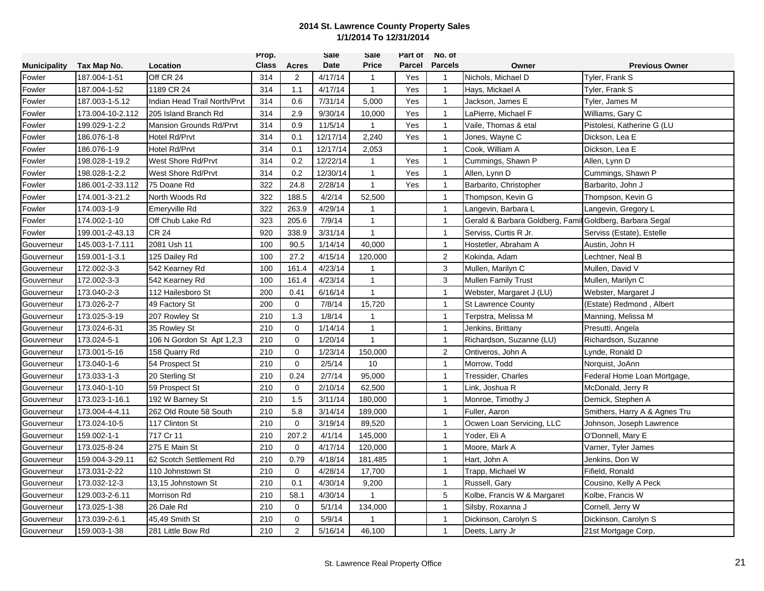**2014 St. Lawrence County Property Sales**
**1/1/2014 To 12/31/2014**

| Municipality | Tax Map No. | Location | Prop. Class | Acres | Sale Date | Sale Price | Part of Parcel | No. of Parcels | Owner | Previous Owner |
|---|---|---|---|---|---|---|---|---|---|---|
| Fowler | 187.004-1-51 | Off CR 24 | 314 | 2 | 4/17/14 | 1 | Yes | 1 | Nichols, Michael D | Tyler, Frank S |
| Fowler | 187.004-1-52 | 1189 CR 24 | 314 | 1.1 | 4/17/14 | 1 | Yes | 1 | Hays, Mickael A | Tyler, Frank S |
| Fowler | 187.003-1-5.12 | Indian Head Trail North/Prvt | 314 | 0.6 | 7/31/14 | 5,000 | Yes | 1 | Jackson, James E | Tyler, James M |
| Fowler | 173.004-10-2.112 | 205 Island Branch Rd | 314 | 2.9 | 9/30/14 | 10,000 | Yes | 1 | LaPierre, Michael F | Williams, Gary C |
| Fowler | 199.029-1-2.2 | Mansion Grounds Rd/Prvt | 314 | 0.9 | 11/5/14 | 1 | Yes | 1 | Vaile, Thomas & etal | Pistolesi, Katherine G (LU |
| Fowler | 186.076-1-8 | Hotel Rd/Prvt | 314 | 0.1 | 12/17/14 | 2,240 | Yes | 1 | Jones, Wayne C | Dickson, Lea E |
| Fowler | 186.076-1-9 | Hotel Rd/Prvt | 314 | 0.1 | 12/17/14 | 2,053 | | 1 | Cook, William A | Dickson, Lea E |
| Fowler | 198.028-1-19.2 | West Shore Rd/Prvt | 314 | 0.2 | 12/22/14 | 1 | Yes | 1 | Cummings, Shawn P | Allen, Lynn D |
| Fowler | 198.028-1-2.2 | West Shore Rd/Prvt | 314 | 0.2 | 12/30/14 | 1 | Yes | 1 | Allen, Lynn D | Cummings, Shawn P |
| Fowler | 186.001-2-33.112 | 75 Doane Rd | 322 | 24.8 | 2/28/14 | 1 | Yes | 1 | Barbarito, Christopher | Barbarito, John J |
| Fowler | 174.001-3-21.2 | North Woods Rd | 322 | 188.5 | 4/2/14 | 52,500 | | 1 | Thompson, Kevin G | Thompson, Kevin G |
| Fowler | 174.003-1-9 | Emeryville Rd | 322 | 263.9 | 4/29/14 | 1 | | 1 | Langevin, Barbara L | Langevin, Gregory L |
| Fowler | 174.002-1-10 | Off Chub Lake Rd | 323 | 205.6 | 7/9/14 | 1 | | 1 | Gerald & Barbara Goldberg, Famil | Goldberg, Barbara Segal |
| Fowler | 199.001-2-43.13 | CR 24 | 920 | 338.9 | 3/31/14 | 1 | | 1 | Serviss, Curtis R Jr. | Serviss (Estate), Estelle |
| Gouverneur | 145.003-1-7.111 | 2081 Ush 11 | 100 | 90.5 | 1/14/14 | 40,000 | | 1 | Hostetler, Abraham A | Austin, John H |
| Gouverneur | 159.001-1-3.1 | 125 Dailey Rd | 100 | 27.2 | 4/15/14 | 120,000 | | 2 | Kokinda, Adam | Lechtner, Neal B |
| Gouverneur | 172.002-3-3 | 542 Kearney Rd | 100 | 161.4 | 4/23/14 | 1 | | 3 | Mullen, Marilyn C | Mullen, David V |
| Gouverneur | 172.002-3-3 | 542 Kearney Rd | 100 | 161.4 | 4/23/14 | 1 | | 3 | Mullen Family Trust | Mullen, Marilyn C |
| Gouverneur | 173.040-2-3 | 112 Hailesboro St | 200 | 0.41 | 6/16/14 | 1 | | 1 | Webster, Margaret J (LU) | Webster, Margaret J |
| Gouverneur | 173.026-2-7 | 49 Factory St | 200 | 0 | 7/8/14 | 15,720 | | 1 | St Lawrence County | (Estate) Redmond , Albert |
| Gouverneur | 173.025-3-19 | 207 Rowley St | 210 | 1.3 | 1/8/14 | 1 | | 1 | Terpstra, Melissa M | Manning, Melissa M |
| Gouverneur | 173.024-6-31 | 35 Rowley St | 210 | 0 | 1/14/14 | 1 | | 1 | Jenkins, Brittany | Presutti, Angela |
| Gouverneur | 173.024-5-1 | 106 N Gordon St Apt 1,2,3 | 210 | 0 | 1/20/14 | 1 | | 1 | Richardson, Suzanne (LU) | Richardson, Suzanne |
| Gouverneur | 173.001-5-16 | 158 Quarry Rd | 210 | 0 | 1/23/14 | 150,000 | | 2 | Ontiveros, John A | Lynde, Ronald D |
| Gouverneur | 173.040-1-6 | 54 Prospect St | 210 | 0 | 2/5/14 | 10 | | 1 | Morrow, Todd | Norquist, JoAnn |
| Gouverneur | 173.033-1-3 | 20 Sterling St | 210 | 0.24 | 2/7/14 | 95,000 | | 1 | Tressider, Charles | Federal Home Loan Mortgage, |
| Gouverneur | 173.040-1-10 | 59 Prospect St | 210 | 0 | 2/10/14 | 62,500 | | 1 | Link, Joshua R | McDonald, Jerry R |
| Gouverneur | 173.023-1-16.1 | 192 W Barney St | 210 | 1.5 | 3/11/14 | 180,000 | | 1 | Monroe, Timothy J | Demick, Stephen A |
| Gouverneur | 173.004-4-4.11 | 262 Old Route 58 South | 210 | 5.8 | 3/14/14 | 189,000 | | 1 | Fuller, Aaron | Smithers, Harry A & Agnes Tru |
| Gouverneur | 173.024-10-5 | 117 Clinton St | 210 | 0 | 3/19/14 | 89,520 | | 1 | Ocwen Loan Servicing, LLC | Johnson, Joseph Lawrence |
| Gouverneur | 159.002-1-1 | 717 Cr 11 | 210 | 207.2 | 4/1/14 | 145,000 | | 1 | Yoder, Eli A | O'Donnell, Mary E |
| Gouverneur | 173.025-8-24 | 275 E Main St | 210 | 0 | 4/17/14 | 120,000 | | 1 | Moore, Mark A | Varner, Tyler James |
| Gouverneur | 159.004-3-29.11 | 62 Scotch Settlement Rd | 210 | 0.79 | 4/18/14 | 181,485 | | 1 | Hart, John A | Jenkins, Don W |
| Gouverneur | 173.031-2-22 | 110 Johnstown St | 210 | 0 | 4/28/14 | 17,700 | | 1 | Trapp, Michael W | Fifield, Ronald |
| Gouverneur | 173.032-12-3 | 13,15 Johnstown St | 210 | 0.1 | 4/30/14 | 9,200 | | 1 | Russell, Gary | Cousino, Kelly A Peck |
| Gouverneur | 129.003-2-6.11 | Morrison Rd | 210 | 58.1 | 4/30/14 | 1 | | 5 | Kolbe, Francis W & Margaret | Kolbe, Francis W |
| Gouverneur | 173.025-1-38 | 26 Dale Rd | 210 | 0 | 5/1/14 | 134,000 | | 1 | Silsby, Roxanna J | Cornell, Jerry W |
| Gouverneur | 173.039-2-6.1 | 45,49 Smith St | 210 | 0 | 5/9/14 | 1 | | 1 | Dickinson, Carolyn S | Dickinson, Carolyn S |
| Gouverneur | 159.003-1-38 | 281 Little Bow Rd | 210 | 2 | 5/16/14 | 46,100 | | 1 | Deets, Larry Jr | 21st Mortgage Corp, |

St. Lawrence Real Property Office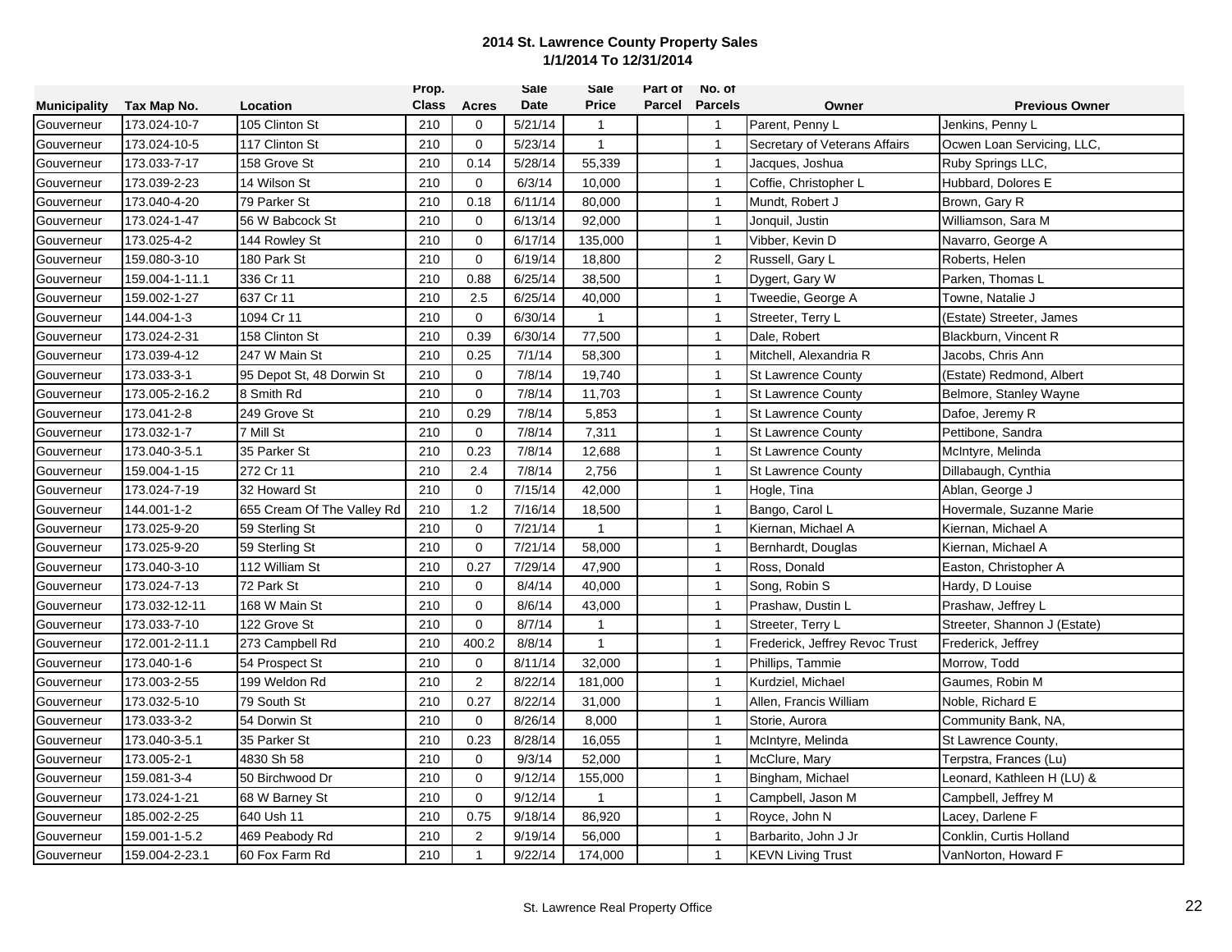**2014 St. Lawrence County Property Sales**
**1/1/2014 To 12/31/2014**

| Municipality | Tax Map No. | Location | Prop. Class | Acres | Sale Date | Sale Price | Part of Parcel | No. of Parcels | Owner | Previous Owner |
|---|---|---|---|---|---|---|---|---|---|---|
| Gouverneur | 173.024-10-7 | 105 Clinton St | 210 | 0 | 5/21/14 | 1 | | 1 | Parent, Penny L | Jenkins, Penny L |
| Gouverneur | 173.024-10-5 | 117 Clinton St | 210 | 0 | 5/23/14 | 1 | | 1 | Secretary of Veterans Affairs | Ocwen Loan Servicing, LLC, |
| Gouverneur | 173.033-7-17 | 158 Grove St | 210 | 0.14 | 5/28/14 | 55,339 | | 1 | Jacques, Joshua | Ruby Springs LLC, |
| Gouverneur | 173.039-2-23 | 14 Wilson St | 210 | 0 | 6/3/14 | 10,000 | | 1 | Coffie, Christopher L | Hubbard, Dolores E |
| Gouverneur | 173.040-4-20 | 79 Parker St | 210 | 0.18 | 6/11/14 | 80,000 | | 1 | Mundt, Robert J | Brown, Gary R |
| Gouverneur | 173.024-1-47 | 56 W Babcock St | 210 | 0 | 6/13/14 | 92,000 | | 1 | Jonquil, Justin | Williamson, Sara M |
| Gouverneur | 173.025-4-2 | 144 Rowley St | 210 | 0 | 6/17/14 | 135,000 | | 1 | Vibber, Kevin D | Navarro, George A |
| Gouverneur | 159.080-3-10 | 180 Park St | 210 | 0 | 6/19/14 | 18,800 | | 2 | Russell, Gary L | Roberts, Helen |
| Gouverneur | 159.004-1-11.1 | 336 Cr 11 | 210 | 0.88 | 6/25/14 | 38,500 | | 1 | Dygert, Gary W | Parken, Thomas L |
| Gouverneur | 159.002-1-27 | 637 Cr 11 | 210 | 2.5 | 6/25/14 | 40,000 | | 1 | Tweedie, George A | Towne, Natalie J |
| Gouverneur | 144.004-1-3 | 1094 Cr 11 | 210 | 0 | 6/30/14 | 1 | | 1 | Streeter, Terry L | (Estate) Streeter, James |
| Gouverneur | 173.024-2-31 | 158 Clinton St | 210 | 0.39 | 6/30/14 | 77,500 | | 1 | Dale, Robert | Blackburn, Vincent R |
| Gouverneur | 173.039-4-12 | 247 W Main St | 210 | 0.25 | 7/1/14 | 58,300 | | 1 | Mitchell, Alexandria R | Jacobs, Chris Ann |
| Gouverneur | 173.033-3-1 | 95 Depot St, 48 Dorwin St | 210 | 0 | 7/8/14 | 19,740 | | 1 | St Lawrence County | (Estate) Redmond, Albert |
| Gouverneur | 173.005-2-16.2 | 8 Smith Rd | 210 | 0 | 7/8/14 | 11,703 | | 1 | St Lawrence County | Belmore, Stanley Wayne |
| Gouverneur | 173.041-2-8 | 249 Grove St | 210 | 0.29 | 7/8/14 | 5,853 | | 1 | St Lawrence County | Dafoe, Jeremy R |
| Gouverneur | 173.032-1-7 | 7 Mill St | 210 | 0 | 7/8/14 | 7,311 | | 1 | St Lawrence County | Pettibone, Sandra |
| Gouverneur | 173.040-3-5.1 | 35 Parker St | 210 | 0.23 | 7/8/14 | 12,688 | | 1 | St Lawrence County | McIntyre, Melinda |
| Gouverneur | 159.004-1-15 | 272 Cr 11 | 210 | 2.4 | 7/8/14 | 2,756 | | 1 | St Lawrence County | Dillabaugh, Cynthia |
| Gouverneur | 173.024-7-19 | 32 Howard St | 210 | 0 | 7/15/14 | 42,000 | | 1 | Hogle, Tina | Ablan, George J |
| Gouverneur | 144.001-1-2 | 655 Cream Of The Valley Rd | 210 | 1.2 | 7/16/14 | 18,500 | | 1 | Bango, Carol L | Hovermale, Suzanne Marie |
| Gouverneur | 173.025-9-20 | 59 Sterling St | 210 | 0 | 7/21/14 | 1 | | 1 | Kiernan, Michael A | Kiernan, Michael A |
| Gouverneur | 173.025-9-20 | 59 Sterling St | 210 | 0 | 7/21/14 | 58,000 | | 1 | Bernhardt, Douglas | Kiernan, Michael A |
| Gouverneur | 173.040-3-10 | 112 William St | 210 | 0.27 | 7/29/14 | 47,900 | | 1 | Ross, Donald | Easton, Christopher A |
| Gouverneur | 173.024-7-13 | 72 Park St | 210 | 0 | 8/4/14 | 40,000 | | 1 | Song, Robin S | Hardy, D Louise |
| Gouverneur | 173.032-12-11 | 168 W Main St | 210 | 0 | 8/6/14 | 43,000 | | 1 | Prashaw, Dustin L | Prashaw, Jeffrey L |
| Gouverneur | 173.033-7-10 | 122 Grove St | 210 | 0 | 8/7/14 | 1 | | 1 | Streeter, Terry L | Streeter, Shannon J (Estate) |
| Gouverneur | 172.001-2-11.1 | 273 Campbell Rd | 210 | 400.2 | 8/8/14 | 1 | | 1 | Frederick, Jeffrey Revoc Trust | Frederick, Jeffrey |
| Gouverneur | 173.040-1-6 | 54 Prospect St | 210 | 0 | 8/11/14 | 32,000 | | 1 | Phillips, Tammie | Morrow, Todd |
| Gouverneur | 173.003-2-55 | 199 Weldon Rd | 210 | 2 | 8/22/14 | 181,000 | | 1 | Kurdziel, Michael | Gaumes, Robin M |
| Gouverneur | 173.032-5-10 | 79 South St | 210 | 0.27 | 8/22/14 | 31,000 | | 1 | Allen, Francis William | Noble, Richard E |
| Gouverneur | 173.033-3-2 | 54 Dorwin St | 210 | 0 | 8/26/14 | 8,000 | | 1 | Storie, Aurora | Community Bank, NA, |
| Gouverneur | 173.040-3-5.1 | 35 Parker St | 210 | 0.23 | 8/28/14 | 16,055 | | 1 | McIntyre, Melinda | St Lawrence County, |
| Gouverneur | 173.005-2-1 | 4830 Sh 58 | 210 | 0 | 9/3/14 | 52,000 | | 1 | McClure, Mary | Terpstra, Frances (Lu) |
| Gouverneur | 159.081-3-4 | 50 Birchwood Dr | 210 | 0 | 9/12/14 | 155,000 | | 1 | Bingham, Michael | Leonard, Kathleen H (LU) & |
| Gouverneur | 173.024-1-21 | 68 W Barney St | 210 | 0 | 9/12/14 | 1 | | 1 | Campbell, Jason M | Campbell, Jeffrey M |
| Gouverneur | 185.002-2-25 | 640 Ush 11 | 210 | 0.75 | 9/18/14 | 86,920 | | 1 | Royce, John N | Lacey, Darlene F |
| Gouverneur | 159.001-1-5.2 | 469 Peabody Rd | 210 | 2 | 9/19/14 | 56,000 | | 1 | Barbarito, John J Jr | Conklin, Curtis Holland |
| Gouverneur | 159.004-2-23.1 | 60 Fox Farm Rd | 210 | 1 | 9/22/14 | 174,000 | | 1 | KEVN Living Trust | VanNorton, Howard F |

St. Lawrence Real Property Office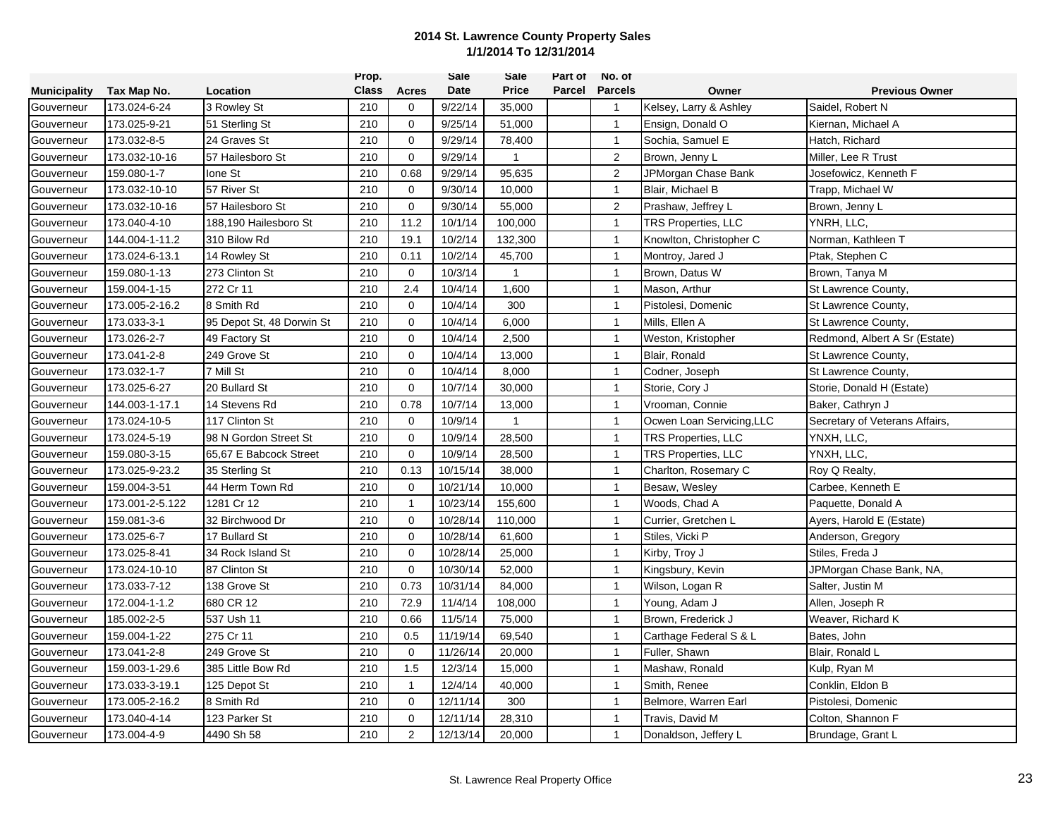# 2014 St. Lawrence County Property Sales
## 1/1/2014 To 12/31/2014

| Municipality | Tax Map No. | Location | Prop. Class | Acres | Sale Date | Sale Price | Part of Parcel | No. of Parcels | Owner | Previous Owner |
|---|---|---|---|---|---|---|---|---|---|---|
| Gouverneur | 173.024-6-24 | 3 Rowley St | 210 | 0 | 9/22/14 | 35,000 | | 1 | Kelsey, Larry & Ashley | Saidel, Robert N |
| Gouverneur | 173.025-9-21 | 51 Sterling St | 210 | 0 | 9/25/14 | 51,000 | | 1 | Ensign, Donald O | Kiernan, Michael A |
| Gouverneur | 173.032-8-5 | 24 Graves St | 210 | 0 | 9/29/14 | 78,400 | | 1 | Sochia, Samuel E | Hatch, Richard |
| Gouverneur | 173.032-10-16 | 57 Hailesboro St | 210 | 0 | 9/29/14 | 1 | | 2 | Brown, Jenny L | Miller, Lee R Trust |
| Gouverneur | 159.080-1-7 | Ione St | 210 | 0.68 | 9/29/14 | 95,635 | | 2 | JPMorgan Chase Bank | Josefowicz, Kenneth F |
| Gouverneur | 173.032-10-10 | 57 River St | 210 | 0 | 9/30/14 | 10,000 | | 1 | Blair, Michael B | Trapp, Michael W |
| Gouverneur | 173.032-10-16 | 57 Hailesboro St | 210 | 0 | 9/30/14 | 55,000 | | 2 | Prashaw, Jeffrey L | Brown, Jenny L |
| Gouverneur | 173.040-4-10 | 188,190 Hailesboro St | 210 | 11.2 | 10/1/14 | 100,000 | | 1 | TRS Properties, LLC | YNRH, LLC, |
| Gouverneur | 144.004-1-11.2 | 310 Bilow Rd | 210 | 19.1 | 10/2/14 | 132,300 | | 1 | Knowlton, Christopher C | Norman, Kathleen T |
| Gouverneur | 173.024-6-13.1 | 14 Rowley St | 210 | 0.11 | 10/2/14 | 45,700 | | 1 | Montroy, Jared J | Ptak, Stephen C |
| Gouverneur | 159.080-1-13 | 273 Clinton St | 210 | 0 | 10/3/14 | 1 | | 1 | Brown, Datus W | Brown, Tanya M |
| Gouverneur | 159.004-1-15 | 272 Cr 11 | 210 | 2.4 | 10/4/14 | 1,600 | | 1 | Mason, Arthur | St Lawrence County, |
| Gouverneur | 173.005-2-16.2 | 8 Smith Rd | 210 | 0 | 10/4/14 | 300 | | 1 | Pistolesi, Domenic | St Lawrence County, |
| Gouverneur | 173.033-3-1 | 95 Depot St, 48 Dorwin St | 210 | 0 | 10/4/14 | 6,000 | | 1 | Mills, Ellen A | St Lawrence County, |
| Gouverneur | 173.026-2-7 | 49 Factory St | 210 | 0 | 10/4/14 | 2,500 | | 1 | Weston, Kristopher | Redmond, Albert A Sr (Estate) |
| Gouverneur | 173.041-2-8 | 249 Grove St | 210 | 0 | 10/4/14 | 13,000 | | 1 | Blair, Ronald | St Lawrence County, |
| Gouverneur | 173.032-1-7 | 7 Mill St | 210 | 0 | 10/4/14 | 8,000 | | 1 | Codner, Joseph | St Lawrence County, |
| Gouverneur | 173.025-6-27 | 20 Bullard St | 210 | 0 | 10/7/14 | 30,000 | | 1 | Storie, Cory J | Storie, Donald H (Estate) |
| Gouverneur | 144.003-1-17.1 | 14 Stevens Rd | 210 | 0.78 | 10/7/14 | 13,000 | | 1 | Vrooman, Connie | Baker, Cathryn J |
| Gouverneur | 173.024-10-5 | 117 Clinton St | 210 | 0 | 10/9/14 | 1 | | 1 | Ocwen Loan Servicing,LLC | Secretary of Veterans Affairs, |
| Gouverneur | 173.024-5-19 | 98 N Gordon Street St | 210 | 0 | 10/9/14 | 28,500 | | 1 | TRS Properties, LLC | YNXH, LLC, |
| Gouverneur | 159.080-3-15 | 65,67 E Babcock Street | 210 | 0 | 10/9/14 | 28,500 | | 1 | TRS Properties, LLC | YNXH, LLC, |
| Gouverneur | 173.025-9-23.2 | 35 Sterling St | 210 | 0.13 | 10/15/14 | 38,000 | | 1 | Charlton, Rosemary C | Roy Q Realty, |
| Gouverneur | 159.004-3-51 | 44 Herm Town Rd | 210 | 0 | 10/21/14 | 10,000 | | 1 | Besaw, Wesley | Carbee, Kenneth E |
| Gouverneur | 173.001-2-5.122 | 1281 Cr 12 | 210 | 1 | 10/23/14 | 155,600 | | 1 | Woods, Chad A | Paquette, Donald A |
| Gouverneur | 159.081-3-6 | 32 Birchwood Dr | 210 | 0 | 10/28/14 | 110,000 | | 1 | Currier, Gretchen L | Ayers, Harold E (Estate) |
| Gouverneur | 173.025-6-7 | 17 Bullard St | 210 | 0 | 10/28/14 | 61,600 | | 1 | Stiles, Vicki P | Anderson, Gregory |
| Gouverneur | 173.025-8-41 | 34 Rock Island St | 210 | 0 | 10/28/14 | 25,000 | | 1 | Kirby, Troy J | Stiles, Freda J |
| Gouverneur | 173.024-10-10 | 87 Clinton St | 210 | 0 | 10/30/14 | 52,000 | | 1 | Kingsbury, Kevin | JPMorgan Chase Bank, NA, |
| Gouverneur | 173.033-7-12 | 138 Grove St | 210 | 0.73 | 10/31/14 | 84,000 | | 1 | Wilson, Logan R | Salter, Justin M |
| Gouverneur | 172.004-1-1.2 | 680 CR 12 | 210 | 72.9 | 11/4/14 | 108,000 | | 1 | Young, Adam J | Allen, Joseph R |
| Gouverneur | 185.002-2-5 | 537 Ush 11 | 210 | 0.66 | 11/5/14 | 75,000 | | 1 | Brown, Frederick J | Weaver, Richard K |
| Gouverneur | 159.004-1-22 | 275 Cr 11 | 210 | 0.5 | 11/19/14 | 69,540 | | 1 | Carthage Federal S & L | Bates, John |
| Gouverneur | 173.041-2-8 | 249 Grove St | 210 | 0 | 11/26/14 | 20,000 | | 1 | Fuller, Shawn | Blair, Ronald L |
| Gouverneur | 159.003-1-29.6 | 385 Little Bow Rd | 210 | 1.5 | 12/3/14 | 15,000 | | 1 | Mashaw, Ronald | Kulp, Ryan M |
| Gouverneur | 173.033-3-19.1 | 125 Depot St | 210 | 1 | 12/4/14 | 40,000 | | 1 | Smith, Renee | Conklin, Eldon B |
| Gouverneur | 173.005-2-16.2 | 8 Smith Rd | 210 | 0 | 12/11/14 | 300 | | 1 | Belmore, Warren Earl | Pistolesi, Domenic |
| Gouverneur | 173.040-4-14 | 123 Parker St | 210 | 0 | 12/11/14 | 28,310 | | 1 | Travis, David M | Colton, Shannon F |
| Gouverneur | 173.004-4-9 | 4490 Sh 58 | 210 | 2 | 12/13/14 | 20,000 | | 1 | Donaldson, Jeffery L | Brundage, Grant L |

St. Lawrence Real Property Office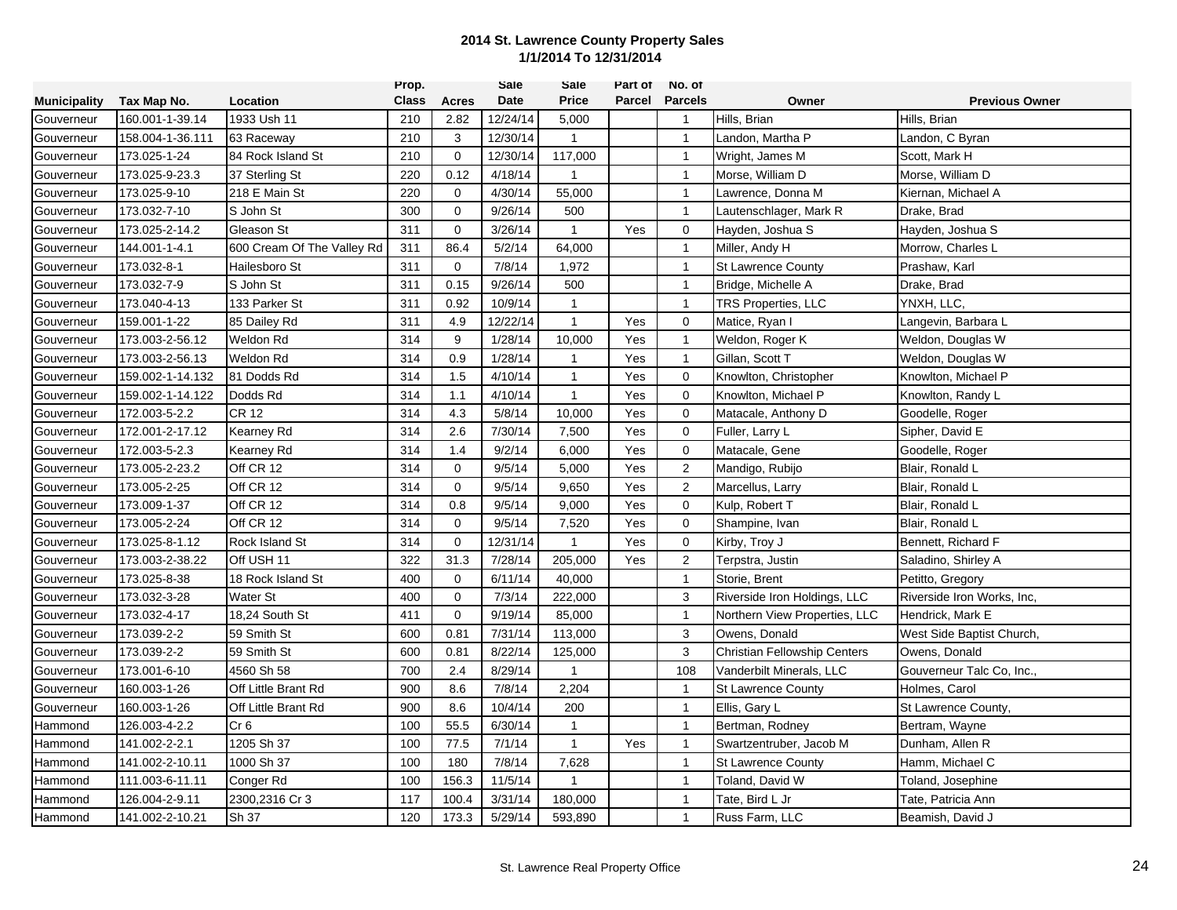# 2014 St. Lawrence County Property Sales
## 1/1/2014 To 12/31/2014

| Municipality | Tax Map No. | Location | Prop. Class | Acres | Sale Date | Sale Price | Part of Parcel | No. of Parcels | Owner | Previous Owner |
|---|---|---|---|---|---|---|---|---|---|---|
| Gouverneur | 160.001-1-39.14 | 1933 Ush 11 | 210 | 2.82 | 12/24/14 | 5,000 | | 1 | Hills, Brian | Hills, Brian |
| Gouverneur | 158.004-1-36.111 | 63 Raceway | 210 | 3 | 12/30/14 | 1 | | 1 | Landon, Martha P | Landon, C Byran |
| Gouverneur | 173.025-1-24 | 84 Rock Island St | 210 | 0 | 12/30/14 | 117,000 | | 1 | Wright, James M | Scott, Mark H |
| Gouverneur | 173.025-9-23.3 | 37 Sterling St | 220 | 0.12 | 4/18/14 | 1 | | 1 | Morse, William D | Morse, William D |
| Gouverneur | 173.025-9-10 | 218 E Main St | 220 | 0 | 4/30/14 | 55,000 | | 1 | Lawrence, Donna M | Kiernan, Michael A |
| Gouverneur | 173.032-7-10 | S John St | 300 | 0 | 9/26/14 | 500 | | 1 | Lautenschlager, Mark R | Drake, Brad |
| Gouverneur | 173.025-2-14.2 | Gleason St | 311 | 0 | 3/26/14 | 1 | Yes | 0 | Hayden, Joshua S | Hayden, Joshua S |
| Gouverneur | 144.001-1-4.1 | 600 Cream Of The Valley Rd | 311 | 86.4 | 5/2/14 | 64,000 | | 1 | Miller, Andy H | Morrow, Charles L |
| Gouverneur | 173.032-8-1 | Hailesboro St | 311 | 0 | 7/8/14 | 1,972 | | 1 | St Lawrence County | Prashaw, Karl |
| Gouverneur | 173.032-7-9 | S John St | 311 | 0.15 | 9/26/14 | 500 | | 1 | Bridge, Michelle A | Drake, Brad |
| Gouverneur | 173.040-4-13 | 133 Parker St | 311 | 0.92 | 10/9/14 | 1 | | 1 | TRS Properties, LLC | YNXH, LLC, |
| Gouverneur | 159.001-1-22 | 85 Dailey Rd | 311 | 4.9 | 12/22/14 | 1 | Yes | 0 | Matice, Ryan I | Langevin, Barbara L |
| Gouverneur | 173.003-2-56.12 | Weldon Rd | 314 | 9 | 1/28/14 | 10,000 | Yes | 1 | Weldon, Roger K | Weldon, Douglas W |
| Gouverneur | 173.003-2-56.13 | Weldon Rd | 314 | 0.9 | 1/28/14 | 1 | Yes | 1 | Gillan, Scott T | Weldon, Douglas W |
| Gouverneur | 159.002-1-14.132 | 81 Dodds Rd | 314 | 1.5 | 4/10/14 | 1 | Yes | 0 | Knowlton, Christopher | Knowlton, Michael P |
| Gouverneur | 159.002-1-14.122 | Dodds Rd | 314 | 1.1 | 4/10/14 | 1 | Yes | 0 | Knowlton, Michael P | Knowlton, Randy L |
| Gouverneur | 172.003-5-2.2 | CR 12 | 314 | 4.3 | 5/8/14 | 10,000 | Yes | 0 | Matacale, Anthony D | Goodelle, Roger |
| Gouverneur | 172.001-2-17.12 | Kearney Rd | 314 | 2.6 | 7/30/14 | 7,500 | Yes | 0 | Fuller, Larry L | Sipher, David E |
| Gouverneur | 172.003-5-2.3 | Kearney Rd | 314 | 1.4 | 9/2/14 | 6,000 | Yes | 0 | Matacale, Gene | Goodelle, Roger |
| Gouverneur | 173.005-2-23.2 | Off CR 12 | 314 | 0 | 9/5/14 | 5,000 | Yes | 2 | Mandigo, Rubijo | Blair, Ronald L |
| Gouverneur | 173.005-2-25 | Off CR 12 | 314 | 0 | 9/5/14 | 9,650 | Yes | 2 | Marcellus, Larry | Blair, Ronald L |
| Gouverneur | 173.009-1-37 | Off CR 12 | 314 | 0.8 | 9/5/14 | 9,000 | Yes | 0 | Kulp, Robert T | Blair, Ronald L |
| Gouverneur | 173.005-2-24 | Off CR 12 | 314 | 0 | 9/5/14 | 7,520 | Yes | 0 | Shampine, Ivan | Blair, Ronald L |
| Gouverneur | 173.025-8-1.12 | Rock Island St | 314 | 0 | 12/31/14 | 1 | Yes | 0 | Kirby, Troy J | Bennett, Richard F |
| Gouverneur | 173.003-2-38.22 | Off USH 11 | 322 | 31.3 | 7/28/14 | 205,000 | Yes | 2 | Terpstra, Justin | Saladino, Shirley A |
| Gouverneur | 173.025-8-38 | 18 Rock Island St | 400 | 0 | 6/11/14 | 40,000 | | 1 | Storie, Brent | Petitto, Gregory |
| Gouverneur | 173.032-3-28 | Water St | 400 | 0 | 7/3/14 | 222,000 | | 3 | Riverside Iron Holdings, LLC | Riverside Iron Works, Inc, |
| Gouverneur | 173.032-4-17 | 18,24 South St | 411 | 0 | 9/19/14 | 85,000 | | 1 | Northern View Properties, LLC | Hendrick, Mark E |
| Gouverneur | 173.039-2-2 | 59 Smith St | 600 | 0.81 | 7/31/14 | 113,000 | | 3 | Owens, Donald | West Side Baptist Church, |
| Gouverneur | 173.039-2-2 | 59 Smith St | 600 | 0.81 | 8/22/14 | 125,000 | | 3 | Christian Fellowship Centers | Owens, Donald |
| Gouverneur | 173.001-6-10 | 4560 Sh 58 | 700 | 2.4 | 8/29/14 | 1 | | 108 | Vanderbilt Minerals, LLC | Gouverneur Talc Co, Inc., |
| Gouverneur | 160.003-1-26 | Off Little Brant Rd | 900 | 8.6 | 7/8/14 | 2,204 | | 1 | St Lawrence County | Holmes, Carol |
| Gouverneur | 160.003-1-26 | Off Little Brant Rd | 900 | 8.6 | 10/4/14 | 200 | | 1 | Ellis, Gary L | St Lawrence County, |
| Hammond | 126.003-4-2.2 | Cr 6 | 100 | 55.5 | 6/30/14 | 1 | | 1 | Bertman, Rodney | Bertram, Wayne |
| Hammond | 141.002-2-2.1 | 1205 Sh 37 | 100 | 77.5 | 7/1/14 | 1 | Yes | 1 | Swartzentruber, Jacob M | Dunham, Allen R |
| Hammond | 141.002-2-10.11 | 1000 Sh 37 | 100 | 180 | 7/8/14 | 7,628 | | 1 | St Lawrence County | Hamm, Michael C |
| Hammond | 111.003-6-11.11 | Conger Rd | 100 | 156.3 | 11/5/14 | 1 | | 1 | Toland, David W | Toland, Josephine |
| Hammond | 126.004-2-9.11 | 2300,2316 Cr 3 | 117 | 100.4 | 3/31/14 | 180,000 | | 1 | Tate, Bird L Jr | Tate, Patricia Ann |
| Hammond | 141.002-2-10.21 | Sh 37 | 120 | 173.3 | 5/29/14 | 593,890 | | 1 | Russ Farm, LLC | Beamish, David J |

St. Lawrence Real Property Office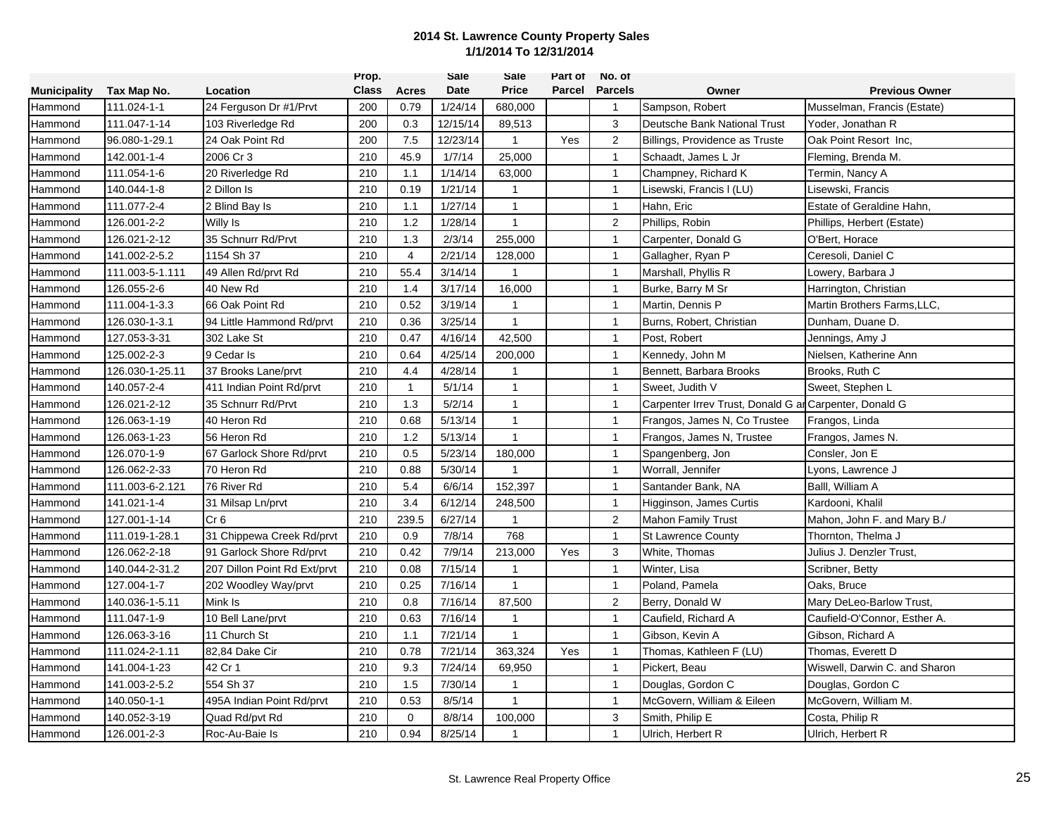**2014 St. Lawrence County Property Sales**
**1/1/2014 To 12/31/2014**

| Municipality | Tax Map No. | Location | Prop. Class | Acres | Sale Date | Sale Price | Part of Parcel | No. of Parcels | Owner | Previous Owner |
|---|---|---|---|---|---|---|---|---|---|---|
| Hammond | 111.024-1-1 | 24 Ferguson Dr #1/Prvt | 200 | 0.79 | 1/24/14 | 680,000 | | 1 | Sampson, Robert | Musselman, Francis (Estate) |
| Hammond | 111.047-1-14 | 103 Riverledge Rd | 200 | 0.3 | 12/15/14 | 89,513 | | 3 | Deutsche Bank National Trust | Yoder, Jonathan R |
| Hammond | 96.080-1-29.1 | 24 Oak Point Rd | 200 | 7.5 | 12/23/14 | 1 | Yes | 2 | Billings, Providence as Truste | Oak Point Resort Inc, |
| Hammond | 142.001-1-4 | 2006 Cr 3 | 210 | 45.9 | 1/7/14 | 25,000 | | 1 | Schaadt, James L Jr | Fleming, Brenda M. |
| Hammond | 111.054-1-6 | 20 Riverledge Rd | 210 | 1.1 | 1/14/14 | 63,000 | | 1 | Champney, Richard K | Termin, Nancy A |
| Hammond | 140.044-1-8 | 2 Dillon Is | 210 | 0.19 | 1/21/14 | 1 | | 1 | Lisewski, Francis l (LU) | Lisewski, Francis |
| Hammond | 111.077-2-4 | 2 Blind Bay Is | 210 | 1.1 | 1/27/14 | 1 | | 1 | Hahn, Eric | Estate of Geraldine Hahn, |
| Hammond | 126.001-2-2 | Willy Is | 210 | 1.2 | 1/28/14 | 1 | | 2 | Phillips, Robin | Phillips, Herbert (Estate) |
| Hammond | 126.021-2-12 | 35 Schnurr Rd/Prvt | 210 | 1.3 | 2/3/14 | 255,000 | | 1 | Carpenter, Donald G | O'Bert, Horace |
| Hammond | 141.002-2-5.2 | 1154 Sh 37 | 210 | 4 | 2/21/14 | 128,000 | | 1 | Gallagher, Ryan P | Ceresoli, Daniel C |
| Hammond | 111.003-5-1.111 | 49 Allen Rd/prvt Rd | 210 | 55.4 | 3/14/14 | 1 | | 1 | Marshall, Phyllis R | Lowery, Barbara J |
| Hammond | 126.055-2-6 | 40 New Rd | 210 | 1.4 | 3/17/14 | 16,000 | | 1 | Burke, Barry M Sr | Harrington, Christian |
| Hammond | 111.004-1-3.3 | 66 Oak Point Rd | 210 | 0.52 | 3/19/14 | 1 | | 1 | Martin, Dennis P | Martin Brothers Farms,LLC, |
| Hammond | 126.030-1-3.1 | 94 Little Hammond Rd/prvt | 210 | 0.36 | 3/25/14 | 1 | | 1 | Burns, Robert, Christian | Dunham, Duane D. |
| Hammond | 127.053-3-31 | 302 Lake St | 210 | 0.47 | 4/16/14 | 42,500 | | 1 | Post, Robert | Jennings, Amy J |
| Hammond | 125.002-2-3 | 9 Cedar Is | 210 | 0.64 | 4/25/14 | 200,000 | | 1 | Kennedy, John M | Nielsen, Katherine Ann |
| Hammond | 126.030-1-25.11 | 37 Brooks Lane/prvt | 210 | 4.4 | 4/28/14 | 1 | | 1 | Bennett, Barbara Brooks | Brooks, Ruth C |
| Hammond | 140.057-2-4 | 411 Indian Point Rd/prvt | 210 | 1 | 5/1/14 | 1 | | 1 | Sweet, Judith V | Sweet, Stephen L |
| Hammond | 126.021-2-12 | 35 Schnurr Rd/Prvt | 210 | 1.3 | 5/2/14 | 1 | | 1 | Carpenter Irrev Trust, Donald G ar | Carpenter, Donald G |
| Hammond | 126.063-1-19 | 40 Heron Rd | 210 | 0.68 | 5/13/14 | 1 | | 1 | Frangos, James N, Co Trustee | Frangos, Linda |
| Hammond | 126.063-1-23 | 56 Heron Rd | 210 | 1.2 | 5/13/14 | 1 | | 1 | Frangos, James N, Trustee | Frangos, James N. |
| Hammond | 126.070-1-9 | 67 Garlock Shore Rd/prvt | 210 | 0.5 | 5/23/14 | 180,000 | | 1 | Spangenberg, Jon | Consler, Jon E |
| Hammond | 126.062-2-33 | 70 Heron Rd | 210 | 0.88 | 5/30/14 | 1 | | 1 | Worrall, Jennifer | Lyons, Lawrence J |
| Hammond | 111.003-6-2.121 | 76 River Rd | 210 | 5.4 | 6/6/14 | 152,397 | | 1 | Santander Bank, NA | Balll, William A |
| Hammond | 141.021-1-4 | 31 Milsap Ln/prvt | 210 | 3.4 | 6/12/14 | 248,500 | | 1 | Higginson, James Curtis | Kardooni, Khalil |
| Hammond | 127.001-1-14 | Cr 6 | 210 | 239.5 | 6/27/14 | 1 | | 2 | Mahon Family Trust | Mahon, John F. and Mary B./ |
| Hammond | 111.019-1-28.1 | 31 Chippewa Creek Rd/prvt | 210 | 0.9 | 7/8/14 | 768 | | 1 | St Lawrence County | Thornton, Thelma J |
| Hammond | 126.062-2-18 | 91 Garlock Shore Rd/prvt | 210 | 0.42 | 7/9/14 | 213,000 | Yes | 3 | White, Thomas | Julius J. Denzler Trust, |
| Hammond | 140.044-2-31.2 | 207 Dillon Point Rd Ext/prvt | 210 | 0.08 | 7/15/14 | 1 | | 1 | Winter, Lisa | Scribner, Betty |
| Hammond | 127.004-1-7 | 202 Woodley Way/prvt | 210 | 0.25 | 7/16/14 | 1 | | 1 | Poland, Pamela | Oaks, Bruce |
| Hammond | 140.036-1-5.11 | Mink Is | 210 | 0.8 | 7/16/14 | 87,500 | | 2 | Berry, Donald W | Mary DeLeo-Barlow Trust, |
| Hammond | 111.047-1-9 | 10 Bell Lane/prvt | 210 | 0.63 | 7/16/14 | 1 | | 1 | Caufield, Richard A | Caufield-O'Connor, Esther A. |
| Hammond | 126.063-3-16 | 11 Church St | 210 | 1.1 | 7/21/14 | 1 | | 1 | Gibson, Kevin A | Gibson, Richard A |
| Hammond | 111.024-2-1.11 | 82,84 Dake Cir | 210 | 0.78 | 7/21/14 | 363,324 | Yes | 1 | Thomas, Kathleen F (LU) | Thomas, Everett D |
| Hammond | 141.004-1-23 | 42 Cr 1 | 210 | 9.3 | 7/24/14 | 69,950 | | 1 | Pickert, Beau | Wiswell, Darwin C. and Sharon |
| Hammond | 141.003-2-5.2 | 554 Sh 37 | 210 | 1.5 | 7/30/14 | 1 | | 1 | Douglas, Gordon C | Douglas, Gordon C |
| Hammond | 140.050-1-1 | 495A Indian Point Rd/prvt | 210 | 0.53 | 8/5/14 | 1 | | 1 | McGovern, William & Eileen | McGovern, William M. |
| Hammond | 140.052-3-19 | Quad Rd/pvt Rd | 210 | 0 | 8/8/14 | 100,000 | | 3 | Smith, Philip E | Costa, Philip R |
| Hammond | 126.001-2-3 | Roc-Au-Baie Is | 210 | 0.94 | 8/25/14 | 1 | | 1 | Ulrich, Herbert R | Ulrich, Herbert R |

St. Lawrence Real Property Office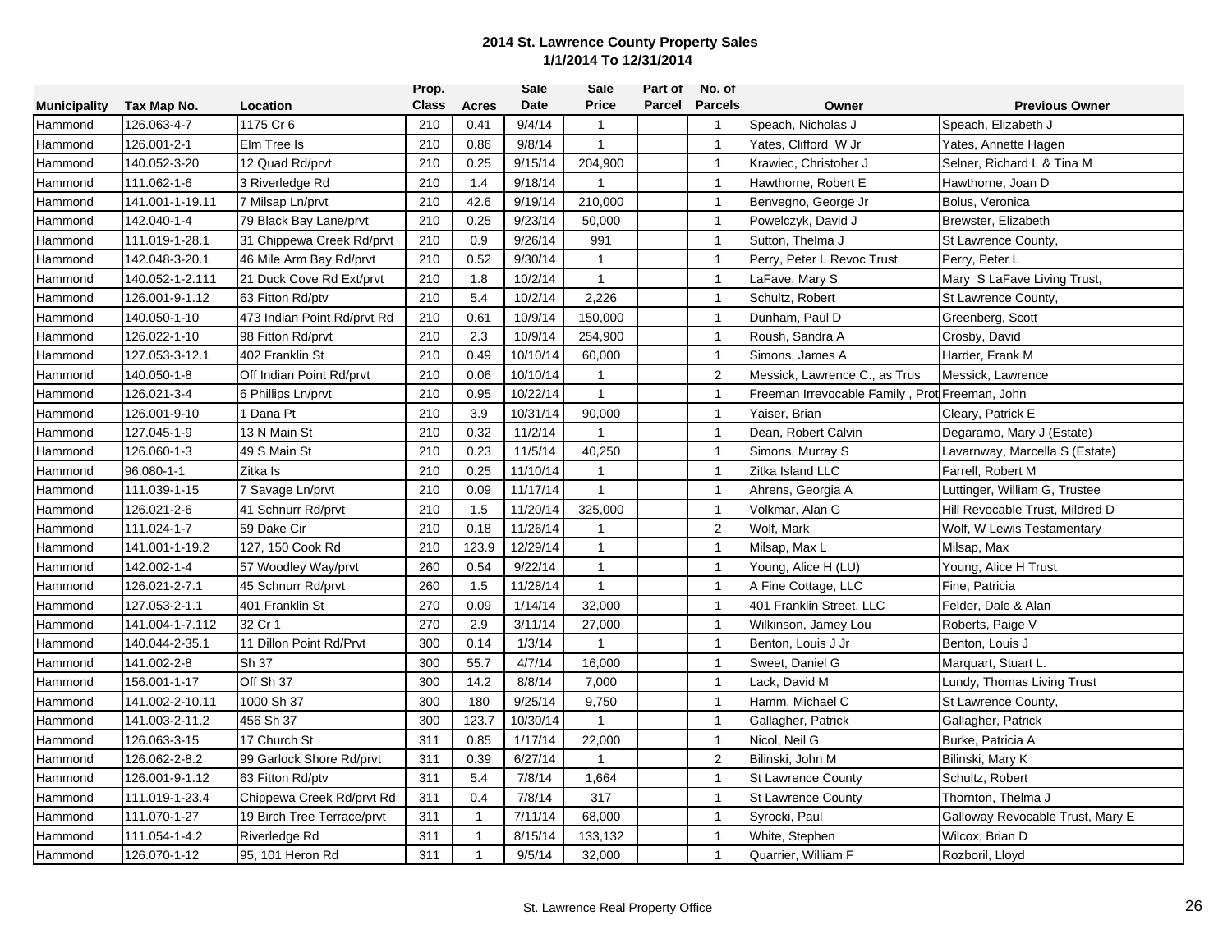**2014 St. Lawrence County Property Sales**
**1/1/2014 To 12/31/2014**

| Municipality | Tax Map No. | Location | Prop. Class | Acres | Sale Date | Sale Price | Part of Parcel | No. of Parcels | Owner | Previous Owner |
|---|---|---|---|---|---|---|---|---|---|---|
| Hammond | 126.063-4-7 | 1175 Cr 6 | 210 | 0.41 | 9/4/14 | 1 | | 1 | Speach, Nicholas J | Speach, Elizabeth J |
| Hammond | 126.001-2-1 | Elm Tree Is | 210 | 0.86 | 9/8/14 | 1 | | 1 | Yates, Clifford W Jr | Yates, Annette Hagen |
| Hammond | 140.052-3-20 | 12 Quad Rd/prvt | 210 | 0.25 | 9/15/14 | 204,900 | | 1 | Krawiec, Christoher J | Selner, Richard L & Tina M |
| Hammond | 111.062-1-6 | 3 Riverledge Rd | 210 | 1.4 | 9/18/14 | 1 | | 1 | Hawthorne, Robert E | Hawthorne, Joan D |
| Hammond | 141.001-1-19.11 | 7 Milsap Ln/prvt | 210 | 42.6 | 9/19/14 | 210,000 | | 1 | Benvegno, George Jr | Bolus, Veronica |
| Hammond | 142.040-1-4 | 79 Black Bay Lane/prvt | 210 | 0.25 | 9/23/14 | 50,000 | | 1 | Powelczyk, David J | Brewster, Elizabeth |
| Hammond | 111.019-1-28.1 | 31 Chippewa Creek Rd/prvt | 210 | 0.9 | 9/26/14 | 991 | | 1 | Sutton, Thelma J | St Lawrence County, |
| Hammond | 142.048-3-20.1 | 46 Mile Arm Bay Rd/prvt | 210 | 0.52 | 9/30/14 | 1 | | 1 | Perry, Peter L Revoc Trust | Perry, Peter L |
| Hammond | 140.052-1-2.111 | 21 Duck Cove Rd Ext/prvt | 210 | 1.8 | 10/2/14 | 1 | | 1 | LaFave, Mary S | Mary S LaFave Living Trust, |
| Hammond | 126.001-9-1.12 | 63 Fitton Rd/ptv | 210 | 5.4 | 10/2/14 | 2,226 | | 1 | Schultz, Robert | St Lawrence County, |
| Hammond | 140.050-1-10 | 473 Indian Point Rd/prvt Rd | 210 | 0.61 | 10/9/14 | 150,000 | | 1 | Dunham, Paul D | Greenberg, Scott |
| Hammond | 126.022-1-10 | 98 Fitton Rd/prvt | 210 | 2.3 | 10/9/14 | 254,900 | | 1 | Roush, Sandra A | Crosby, David |
| Hammond | 127.053-3-12.1 | 402 Franklin St | 210 | 0.49 | 10/10/14 | 60,000 | | 1 | Simons, James A | Harder, Frank M |
| Hammond | 140.050-1-8 | Off Indian Point Rd/prvt | 210 | 0.06 | 10/10/14 | 1 | | 2 | Messick, Lawrence C., as Trus | Messick, Lawrence |
| Hammond | 126.021-3-4 | 6 Phillips Ln/prvt | 210 | 0.95 | 10/22/14 | 1 | | 1 | Freeman Irrevocable Family , Prot | Freeman, John |
| Hammond | 126.001-9-10 | 1 Dana Pt | 210 | 3.9 | 10/31/14 | 90,000 | | 1 | Yaiser, Brian | Cleary, Patrick E |
| Hammond | 127.045-1-9 | 13 N Main St | 210 | 0.32 | 11/2/14 | 1 | | 1 | Dean, Robert Calvin | Degaramo, Mary J (Estate) |
| Hammond | 126.060-1-3 | 49 S Main St | 210 | 0.23 | 11/5/14 | 40,250 | | 1 | Simons, Murray S | Lavarnway, Marcella S (Estate) |
| Hammond | 96.080-1-1 | Zitka Is | 210 | 0.25 | 11/10/14 | 1 | | 1 | Zitka Island LLC | Farrell, Robert M |
| Hammond | 111.039-1-15 | 7 Savage Ln/prvt | 210 | 0.09 | 11/17/14 | 1 | | 1 | Ahrens, Georgia A | Luttinger, William G, Trustee |
| Hammond | 126.021-2-6 | 41 Schnurr Rd/prvt | 210 | 1.5 | 11/20/14 | 325,000 | | 1 | Volkmar, Alan G | Hill Revocable Trust, Mildred D |
| Hammond | 111.024-1-7 | 59 Dake Cir | 210 | 0.18 | 11/26/14 | 1 | | 2 | Wolf, Mark | Wolf, W Lewis Testamentary |
| Hammond | 141.001-1-19.2 | 127, 150 Cook Rd | 210 | 123.9 | 12/29/14 | 1 | | 1 | Milsap, Max L | Milsap, Max |
| Hammond | 142.002-1-4 | 57 Woodley Way/prvt | 260 | 0.54 | 9/22/14 | 1 | | 1 | Young, Alice H (LU) | Young, Alice H Trust |
| Hammond | 126.021-2-7.1 | 45 Schnurr Rd/prvt | 260 | 1.5 | 11/28/14 | 1 | | 1 | A Fine Cottage, LLC | Fine, Patricia |
| Hammond | 127.053-2-1.1 | 401 Franklin St | 270 | 0.09 | 1/14/14 | 32,000 | | 1 | 401 Franklin Street, LLC | Felder, Dale & Alan |
| Hammond | 141.004-1-7.112 | 32 Cr 1 | 270 | 2.9 | 3/11/14 | 27,000 | | 1 | Wilkinson, Jamey Lou | Roberts, Paige V |
| Hammond | 140.044-2-35.1 | 11 Dillon Point Rd/Prvt | 300 | 0.14 | 1/3/14 | 1 | | 1 | Benton, Louis J Jr | Benton, Louis J |
| Hammond | 141.002-2-8 | Sh 37 | 300 | 55.7 | 4/7/14 | 16,000 | | 1 | Sweet, Daniel G | Marquart, Stuart L. |
| Hammond | 156.001-1-17 | Off Sh 37 | 300 | 14.2 | 8/8/14 | 7,000 | | 1 | Lack, David M | Lundy, Thomas Living Trust |
| Hammond | 141.002-2-10.11 | 1000 Sh 37 | 300 | 180 | 9/25/14 | 9,750 | | 1 | Hamm, Michael C | St Lawrence County, |
| Hammond | 141.003-2-11.2 | 456 Sh 37 | 300 | 123.7 | 10/30/14 | 1 | | 1 | Gallagher, Patrick | Gallagher, Patrick |
| Hammond | 126.063-3-15 | 17 Church St | 311 | 0.85 | 1/17/14 | 22,000 | | 1 | Nicol, Neil G | Burke, Patricia A |
| Hammond | 126.062-2-8.2 | 99 Garlock Shore Rd/prvt | 311 | 0.39 | 6/27/14 | 1 | | 2 | Bilinski, John M | Bilinski, Mary K |
| Hammond | 126.001-9-1.12 | 63 Fitton Rd/ptv | 311 | 5.4 | 7/8/14 | 1,664 | | 1 | St Lawrence County | Schultz, Robert |
| Hammond | 111.019-1-23.4 | Chippewa Creek Rd/prvt Rd | 311 | 0.4 | 7/8/14 | 317 | | 1 | St Lawrence County | Thornton, Thelma J |
| Hammond | 111.070-1-27 | 19 Birch Tree Terrace/prvt | 311 | 1 | 7/11/14 | 68,000 | | 1 | Syrocki, Paul | Galloway Revocable Trust, Mary E |
| Hammond | 111.054-1-4.2 | Riverledge Rd | 311 | 1 | 8/15/14 | 133,132 | | 1 | White, Stephen | Wilcox, Brian D |
| Hammond | 126.070-1-12 | 95, 101 Heron Rd | 311 | 1 | 9/5/14 | 32,000 | | 1 | Quarrier, William F | Rozboril, Lloyd |

St. Lawrence Real Property Office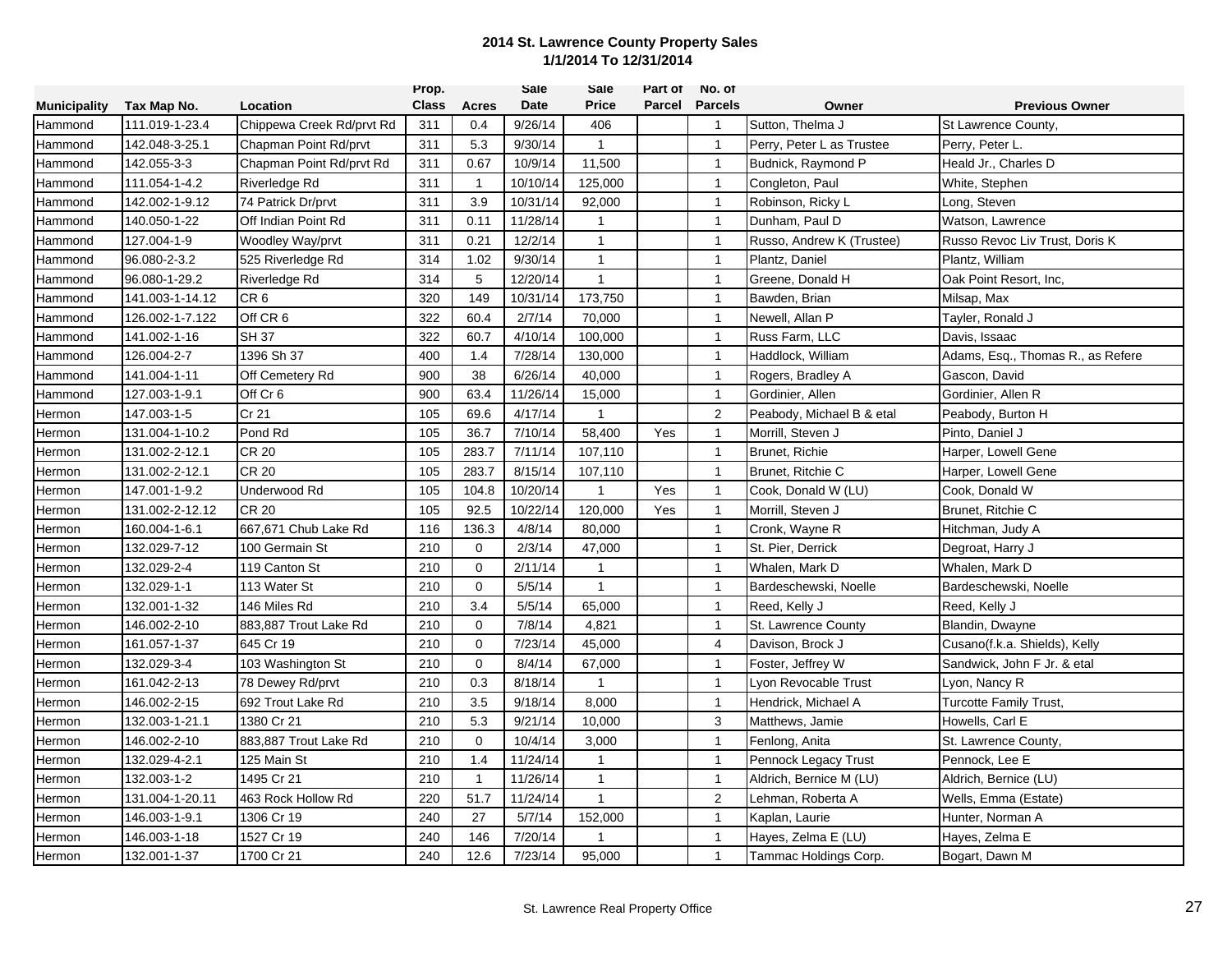**2014 St. Lawrence County Property Sales**
**1/1/2014 To 12/31/2014**

| Municipality | Tax Map No. | Location | Prop. Class | Acres | Sale Date | Sale Price | Part of Parcel | No. of Parcels | Owner | Previous Owner |
|---|---|---|---|---|---|---|---|---|---|---|
| Hammond | 111.019-1-23.4 | Chippewa Creek Rd/prvt Rd | 311 | 0.4 | 9/26/14 | 406 | | 1 | Sutton, Thelma J | St Lawrence County, |
| Hammond | 142.048-3-25.1 | Chapman Point Rd/prvt | 311 | 5.3 | 9/30/14 | 1 | | 1 | Perry, Peter L as Trustee | Perry, Peter L. |
| Hammond | 142.055-3-3 | Chapman Point Rd/prvt Rd | 311 | 0.67 | 10/9/14 | 11,500 | | 1 | Budnick, Raymond P | Heald Jr., Charles D |
| Hammond | 111.054-1-4.2 | Riverledge Rd | 311 | 1 | 10/10/14 | 125,000 | | 1 | Congleton, Paul | White, Stephen |
| Hammond | 142.002-1-9.12 | 74 Patrick Dr/prvt | 311 | 3.9 | 10/31/14 | 92,000 | | 1 | Robinson, Ricky L | Long, Steven |
| Hammond | 140.050-1-22 | Off Indian Point Rd | 311 | 0.11 | 11/28/14 | 1 | | 1 | Dunham, Paul D | Watson, Lawrence |
| Hammond | 127.004-1-9 | Woodley Way/prvt | 311 | 0.21 | 12/2/14 | 1 | | 1 | Russo, Andrew K (Trustee) | Russo Revoc Liv Trust, Doris K |
| Hammond | 96.080-2-3.2 | 525 Riverledge Rd | 314 | 1.02 | 9/30/14 | 1 | | 1 | Plantz, Daniel | Plantz, William |
| Hammond | 96.080-1-29.2 | Riverledge Rd | 314 | 5 | 12/20/14 | 1 | | 1 | Greene, Donald H | Oak Point Resort, Inc, |
| Hammond | 141.003-1-14.12 | CR 6 | 320 | 149 | 10/31/14 | 173,750 | | 1 | Bawden, Brian | Milsap, Max |
| Hammond | 126.002-1-7.122 | Off CR 6 | 322 | 60.4 | 2/7/14 | 70,000 | | 1 | Newell, Allan P | Tayler, Ronald J |
| Hammond | 141.002-1-16 | SH 37 | 322 | 60.7 | 4/10/14 | 100,000 | | 1 | Russ Farm, LLC | Davis, Issaac |
| Hammond | 126.004-2-7 | 1396 Sh 37 | 400 | 1.4 | 7/28/14 | 130,000 | | 1 | Haddlock, William | Adams, Esq., Thomas R., as Refere |
| Hammond | 141.004-1-11 | Off Cemetery Rd | 900 | 38 | 6/26/14 | 40,000 | | 1 | Rogers, Bradley A | Gascon, David |
| Hammond | 127.003-1-9.1 | Off Cr 6 | 900 | 63.4 | 11/26/14 | 15,000 | | 1 | Gordinier, Allen | Gordinier, Allen R |
| Hermon | 147.003-1-5 | Cr 21 | 105 | 69.6 | 4/17/14 | 1 | | 2 | Peabody, Michael B & etal | Peabody, Burton H |
| Hermon | 131.004-1-10.2 | Pond Rd | 105 | 36.7 | 7/10/14 | 58,400 | Yes | 1 | Morrill, Steven J | Pinto, Daniel J |
| Hermon | 131.002-2-12.1 | CR 20 | 105 | 283.7 | 7/11/14 | 107,110 | | 1 | Brunet, Richie | Harper, Lowell Gene |
| Hermon | 131.002-2-12.1 | CR 20 | 105 | 283.7 | 8/15/14 | 107,110 | | 1 | Brunet, Ritchie C | Harper, Lowell Gene |
| Hermon | 147.001-1-9.2 | Underwood Rd | 105 | 104.8 | 10/20/14 | 1 | Yes | 1 | Cook, Donald W (LU) | Cook, Donald W |
| Hermon | 131.002-2-12.12 | CR 20 | 105 | 92.5 | 10/22/14 | 120,000 | Yes | 1 | Morrill, Steven J | Brunet, Ritchie C |
| Hermon | 160.004-1-6.1 | 667,671 Chub Lake Rd | 116 | 136.3 | 4/8/14 | 80,000 | | 1 | Cronk, Wayne R | Hitchman, Judy A |
| Hermon | 132.029-7-12 | 100 Germain St | 210 | 0 | 2/3/14 | 47,000 | | 1 | St. Pier, Derrick | Degroat, Harry J |
| Hermon | 132.029-2-4 | 119 Canton St | 210 | 0 | 2/11/14 | 1 | | 1 | Whalen, Mark D | Whalen, Mark D |
| Hermon | 132.029-1-1 | 113 Water St | 210 | 0 | 5/5/14 | 1 | | 1 | Bardeschewski, Noelle | Bardeschewski, Noelle |
| Hermon | 132.001-1-32 | 146 Miles Rd | 210 | 3.4 | 5/5/14 | 65,000 | | 1 | Reed, Kelly J | Reed, Kelly J |
| Hermon | 146.002-2-10 | 883,887 Trout Lake Rd | 210 | 0 | 7/8/14 | 4,821 | | 1 | St. Lawrence County | Blandin, Dwayne |
| Hermon | 161.057-1-37 | 645 Cr 19 | 210 | 0 | 7/23/14 | 45,000 | | 4 | Davison, Brock J | Cusano(f.k.a. Shields), Kelly |
| Hermon | 132.029-3-4 | 103 Washington St | 210 | 0 | 8/4/14 | 67,000 | | 1 | Foster, Jeffrey W | Sandwick, John F Jr. & etal |
| Hermon | 161.042-2-13 | 78 Dewey Rd/prvt | 210 | 0.3 | 8/18/14 | 1 | | 1 | Lyon Revocable Trust | Lyon, Nancy R |
| Hermon | 146.002-2-15 | 692 Trout Lake Rd | 210 | 3.5 | 9/18/14 | 8,000 | | 1 | Hendrick, Michael A | Turcotte Family Trust, |
| Hermon | 132.003-1-21.1 | 1380 Cr 21 | 210 | 5.3 | 9/21/14 | 10,000 | | 3 | Matthews, Jamie | Howells, Carl E |
| Hermon | 146.002-2-10 | 883,887 Trout Lake Rd | 210 | 0 | 10/4/14 | 3,000 | | 1 | Fenlong, Anita | St. Lawrence County, |
| Hermon | 132.029-4-2.1 | 125 Main St | 210 | 1.4 | 11/24/14 | 1 | | 1 | Pennock Legacy Trust | Pennock, Lee E |
| Hermon | 132.003-1-2 | 1495 Cr 21 | 210 | 1 | 11/26/14 | 1 | | 1 | Aldrich, Bernice M (LU) | Aldrich, Bernice (LU) |
| Hermon | 131.004-1-20.11 | 463 Rock Hollow Rd | 220 | 51.7 | 11/24/14 | 1 | | 2 | Lehman, Roberta A | Wells, Emma (Estate) |
| Hermon | 146.003-1-9.1 | 1306 Cr 19 | 240 | 27 | 5/7/14 | 152,000 | | 1 | Kaplan, Laurie | Hunter, Norman A |
| Hermon | 146.003-1-18 | 1527 Cr 19 | 240 | 146 | 7/20/14 | 1 | | 1 | Hayes, Zelma E (LU) | Hayes, Zelma E |
| Hermon | 132.001-1-37 | 1700 Cr 21 | 240 | 12.6 | 7/23/14 | 95,000 | | 1 | Tammac Holdings Corp. | Bogart, Dawn M |

St. Lawrence Real Property Office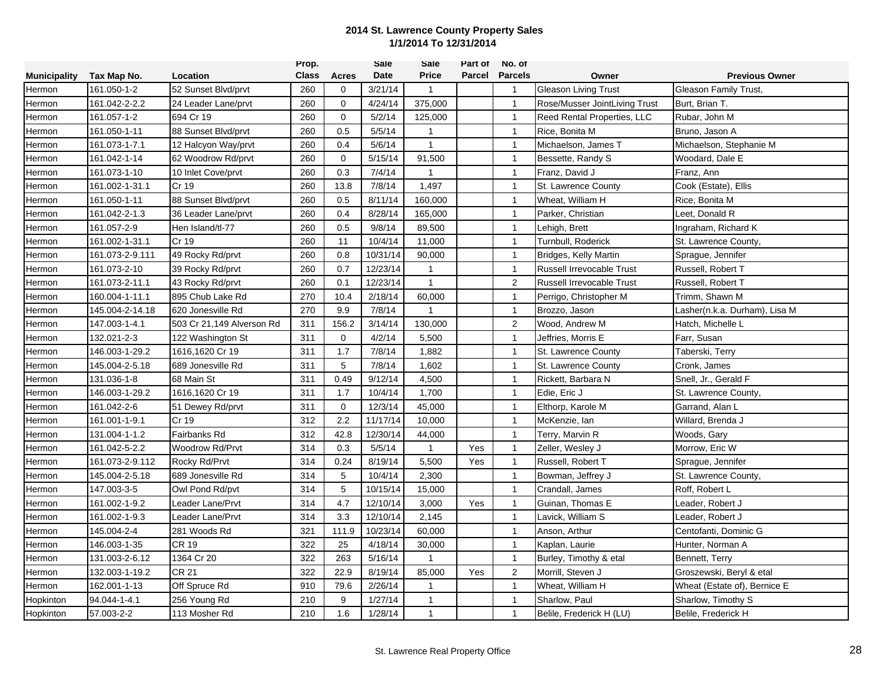**2014 St. Lawrence County Property Sales**
**1/1/2014 To 12/31/2014**

| Municipality | Tax Map No. | Location | Prop. Class | Acres | Sale Date | Sale Price | Part of Parcel | No. of Parcels | Owner | Previous Owner |
|---|---|---|---|---|---|---|---|---|---|---|
| Hermon | 161.050-1-2 | 52 Sunset Blvd/prvt | 260 | 0 | 3/21/14 | 1 | | 1 | Gleason Living Trust | Gleason Family Trust, |
| Hermon | 161.042-2-2.2 | 24 Leader Lane/prvt | 260 | 0 | 4/24/14 | 375,000 | | 1 | Rose/Musser JointLiving Trust | Burt, Brian T. |
| Hermon | 161.057-1-2 | 694 Cr 19 | 260 | 0 | 5/2/14 | 125,000 | | 1 | Reed Rental Properties, LLC | Rubar, John M |
| Hermon | 161.050-1-11 | 88 Sunset Blvd/prvt | 260 | 0.5 | 5/5/14 | 1 | | 1 | Rice, Bonita M | Bruno, Jason A |
| Hermon | 161.073-1-7.1 | 12 Halcyon Way/prvt | 260 | 0.4 | 5/6/14 | 1 | | 1 | Michaelson, James T | Michaelson, Stephanie M |
| Hermon | 161.042-1-14 | 62 Woodrow Rd/prvt | 260 | 0 | 5/15/14 | 91,500 | | 1 | Bessette, Randy S | Woodard, Dale E |
| Hermon | 161.073-1-10 | 10 Inlet Cove/prvt | 260 | 0.3 | 7/4/14 | 1 | | 1 | Franz, David J | Franz, Ann |
| Hermon | 161.002-1-31.1 | Cr 19 | 260 | 13.8 | 7/8/14 | 1,497 | | 1 | St. Lawrence County | Cook (Estate), Ellis |
| Hermon | 161.050-1-11 | 88 Sunset Blvd/prvt | 260 | 0.5 | 8/11/14 | 160,000 | | 1 | Wheat, William H | Rice, Bonita M |
| Hermon | 161.042-2-1.3 | 36 Leader Lane/prvt | 260 | 0.4 | 8/28/14 | 165,000 | | 1 | Parker, Christian | Leet, Donald R |
| Hermon | 161.057-2-9 | Hen Island/tl-77 | 260 | 0.5 | 9/8/14 | 89,500 | | 1 | Lehigh, Brett | Ingraham, Richard K |
| Hermon | 161.002-1-31.1 | Cr 19 | 260 | 11 | 10/4/14 | 11,000 | | 1 | Turnbull, Roderick | St. Lawrence County, |
| Hermon | 161.073-2-9.111 | 49 Rocky Rd/prvt | 260 | 0.8 | 10/31/14 | 90,000 | | 1 | Bridges, Kelly Martin | Sprague, Jennifer |
| Hermon | 161.073-2-10 | 39 Rocky Rd/prvt | 260 | 0.7 | 12/23/14 | 1 | | 1 | Russell Irrevocable Trust | Russell, Robert T |
| Hermon | 161.073-2-11.1 | 43 Rocky Rd/prvt | 260 | 0.1 | 12/23/14 | 1 | | 2 | Russell Irrevocable Trust | Russell, Robert T |
| Hermon | 160.004-1-11.1 | 895 Chub Lake Rd | 270 | 10.4 | 2/18/14 | 60,000 | | 1 | Perrigo, Christopher M | Trimm, Shawn M |
| Hermon | 145.004-2-14.18 | 620 Jonesville Rd | 270 | 9.9 | 7/8/14 | 1 | | 1 | Brozzo, Jason | Lasher(n.k.a. Durham), Lisa M |
| Hermon | 147.003-1-4.1 | 503 Cr 21,149 Alverson Rd | 311 | 156.2 | 3/14/14 | 130,000 | | 2 | Wood, Andrew M | Hatch, Michelle L |
| Hermon | 132.021-2-3 | 122 Washington St | 311 | 0 | 4/2/14 | 5,500 | | 1 | Jeffries, Morris E | Farr, Susan |
| Hermon | 146.003-1-29.2 | 1616,1620 Cr 19 | 311 | 1.7 | 7/8/14 | 1,882 | | 1 | St. Lawrence County | Taberski, Terry |
| Hermon | 145.004-2-5.18 | 689 Jonesville Rd | 311 | 5 | 7/8/14 | 1,602 | | 1 | St. Lawrence County | Cronk, James |
| Hermon | 131.036-1-8 | 68 Main St | 311 | 0.49 | 9/12/14 | 4,500 | | 1 | Rickett, Barbara N | Snell, Jr., Gerald F |
| Hermon | 146.003-1-29.2 | 1616,1620 Cr 19 | 311 | 1.7 | 10/4/14 | 1,700 | | 1 | Edie, Eric J | St. Lawrence County, |
| Hermon | 161.042-2-6 | 51 Dewey Rd/prvt | 311 | 0 | 12/3/14 | 45,000 | | 1 | Elthorp, Karole M | Garrand, Alan L |
| Hermon | 161.001-1-9.1 | Cr 19 | 312 | 2.2 | 11/17/14 | 10,000 | | 1 | McKenzie, Ian | Willard, Brenda J |
| Hermon | 131.004-1-1.2 | Fairbanks Rd | 312 | 42.8 | 12/30/14 | 44,000 | | 1 | Terry, Marvin R | Woods, Gary |
| Hermon | 161.042-5-2.2 | Woodrow Rd/Prvt | 314 | 0.3 | 5/5/14 | 1 | Yes | 1 | Zeller, Wesley J | Morrow, Eric W |
| Hermon | 161.073-2-9.112 | Rocky Rd/Prvt | 314 | 0.24 | 8/19/14 | 5,500 | Yes | 1 | Russell, Robert T | Sprague, Jennifer |
| Hermon | 145.004-2-5.18 | 689 Jonesville Rd | 314 | 5 | 10/4/14 | 2,300 | | 1 | Bowman, Jeffrey J | St. Lawrence County, |
| Hermon | 147.003-3-5 | Owl Pond Rd/pvt | 314 | 5 | 10/15/14 | 15,000 | | 1 | Crandall, James | Roff, Robert L |
| Hermon | 161.002-1-9.2 | Leader Lane/Prvt | 314 | 4.7 | 12/10/14 | 3,000 | Yes | 1 | Guinan, Thomas E | Leader, Robert J |
| Hermon | 161.002-1-9.3 | Leader Lane/Prvt | 314 | 3.3 | 12/10/14 | 2,145 | | 1 | Lavick, William S | Leader, Robert J |
| Hermon | 145.004-2-4 | 281 Woods Rd | 321 | 111.9 | 10/23/14 | 60,000 | | 1 | Anson, Arthur | Centofanti, Dominic G |
| Hermon | 146.003-1-35 | CR 19 | 322 | 25 | 4/18/14 | 30,000 | | 1 | Kaplan, Laurie | Hunter, Norman A |
| Hermon | 131.003-2-6.12 | 1364 Cr 20 | 322 | 263 | 5/16/14 | 1 | | 1 | Burley, Timothy & etal | Bennett, Terry |
| Hermon | 132.003-1-19.2 | CR 21 | 322 | 22.9 | 8/19/14 | 85,000 | Yes | 2 | Morrill, Steven J | Groszewski, Beryl & etal |
| Hermon | 162.001-1-13 | Off Spruce Rd | 910 | 79.6 | 2/26/14 | 1 | | 1 | Wheat, William H | Wheat (Estate of), Bernice E |
| Hopkinton | 94.044-1-4.1 | 256 Young Rd | 210 | 9 | 1/27/14 | 1 | | 1 | Sharlow, Paul | Sharlow, Timothy S |
| Hopkinton | 57.003-2-2 | 113 Mosher Rd | 210 | 1.6 | 1/28/14 | 1 | | 1 | Belile, Frederick H (LU) | Belile, Frederick H |

St. Lawrence Real Property Office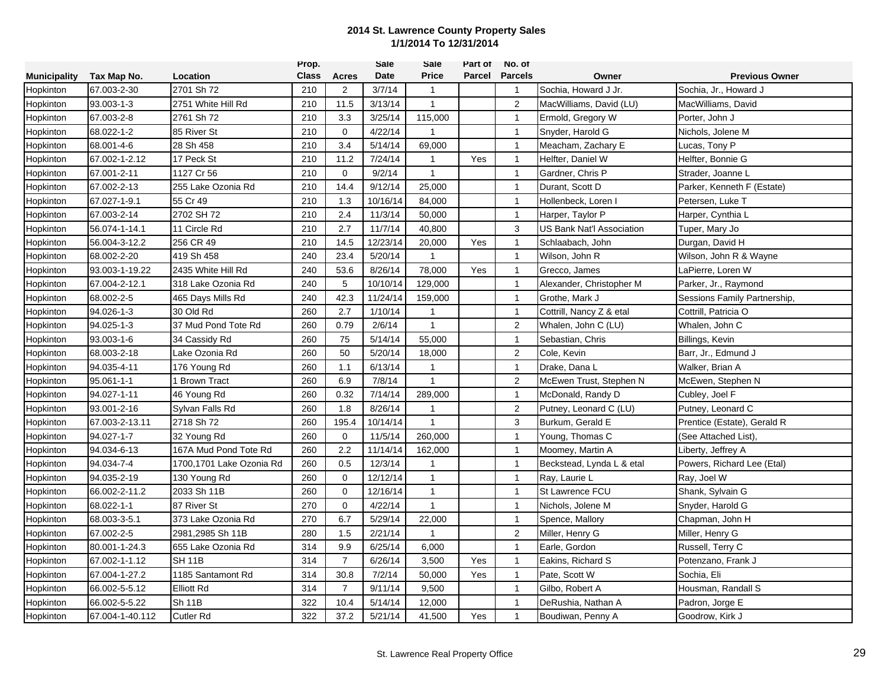**2014 St. Lawrence County Property Sales**
**1/1/2014 To 12/31/2014**

| Municipality | Tax Map No. | Location | Prop. Class | Acres | Sale Date | Sale Price | Part of Parcel | No. of Parcels | Owner | Previous Owner |
|---|---|---|---|---|---|---|---|---|---|---|
| Hopkinton | 67.003-2-30 | 2701 Sh 72 | 210 | 2 | 3/7/14 | 1 | | 1 | Sochia, Howard J Jr. | Sochia, Jr., Howard J |
| Hopkinton | 93.003-1-3 | 2751 White Hill Rd | 210 | 11.5 | 3/13/14 | 1 | | 2 | MacWilliams, David (LU) | MacWilliams, David |
| Hopkinton | 67.003-2-8 | 2761 Sh 72 | 210 | 3.3 | 3/25/14 | 115,000 | | 1 | Ermold, Gregory W | Porter, John J |
| Hopkinton | 68.022-1-2 | 85 River St | 210 | 0 | 4/22/14 | 1 | | 1 | Snyder, Harold G | Nichols, Jolene M |
| Hopkinton | 68.001-4-6 | 28 Sh 458 | 210 | 3.4 | 5/14/14 | 69,000 | | 1 | Meacham, Zachary E | Lucas, Tony P |
| Hopkinton | 67.002-1-2.12 | 17 Peck St | 210 | 11.2 | 7/24/14 | 1 | Yes | 1 | Helfter, Daniel W | Helfter, Bonnie G |
| Hopkinton | 67.001-2-11 | 1127 Cr 56 | 210 | 0 | 9/2/14 | 1 | | 1 | Gardner, Chris P | Strader, Joanne L |
| Hopkinton | 67.002-2-13 | 255 Lake Ozonia Rd | 210 | 14.4 | 9/12/14 | 25,000 | | 1 | Durant, Scott D | Parker, Kenneth F (Estate) |
| Hopkinton | 67.027-1-9.1 | 55 Cr 49 | 210 | 1.3 | 10/16/14 | 84,000 | | 1 | Hollenbeck, Loren I | Petersen, Luke T |
| Hopkinton | 67.003-2-14 | 2702 SH 72 | 210 | 2.4 | 11/3/14 | 50,000 | | 1 | Harper, Taylor P | Harper, Cynthia L |
| Hopkinton | 56.074-1-14.1 | 11 Circle Rd | 210 | 2.7 | 11/7/14 | 40,800 | | 3 | US Bank Nat'l Association | Tuper, Mary Jo |
| Hopkinton | 56.004-3-12.2 | 256 CR 49 | 210 | 14.5 | 12/23/14 | 20,000 | Yes | 1 | Schlaabach, John | Durgan, David H |
| Hopkinton | 68.002-2-20 | 419 Sh 458 | 240 | 23.4 | 5/20/14 | 1 | | 1 | Wilson, John R | Wilson, John R & Wayne |
| Hopkinton | 93.003-1-19.22 | 2435 White Hill Rd | 240 | 53.6 | 8/26/14 | 78,000 | Yes | 1 | Grecco, James | LaPierre, Loren W |
| Hopkinton | 67.004-2-12.1 | 318 Lake Ozonia Rd | 240 | 5 | 10/10/14 | 129,000 | | 1 | Alexander, Christopher M | Parker, Jr., Raymond |
| Hopkinton | 68.002-2-5 | 465 Days Mills Rd | 240 | 42.3 | 11/24/14 | 159,000 | | 1 | Grothe, Mark J | Sessions Family Partnership, |
| Hopkinton | 94.026-1-3 | 30 Old Rd | 260 | 2.7 | 1/10/14 | 1 | | 1 | Cottrill, Nancy Z & etal | Cottrill, Patricia O |
| Hopkinton | 94.025-1-3 | 37 Mud Pond Tote Rd | 260 | 0.79 | 2/6/14 | 1 | | 2 | Whalen, John C (LU) | Whalen, John C |
| Hopkinton | 93.003-1-6 | 34 Cassidy Rd | 260 | 75 | 5/14/14 | 55,000 | | 1 | Sebastian, Chris | Billings, Kevin |
| Hopkinton | 68.003-2-18 | Lake Ozonia Rd | 260 | 50 | 5/20/14 | 18,000 | | 2 | Cole, Kevin | Barr, Jr., Edmund J |
| Hopkinton | 94.035-4-11 | 176 Young Rd | 260 | 1.1 | 6/13/14 | 1 | | 1 | Drake, Dana L | Walker, Brian A |
| Hopkinton | 95.061-1-1 | 1 Brown Tract | 260 | 6.9 | 7/8/14 | 1 | | 2 | McEwen Trust, Stephen N | McEwen, Stephen N |
| Hopkinton | 94.027-1-11 | 46 Young Rd | 260 | 0.32 | 7/14/14 | 289,000 | | 1 | McDonald, Randy D | Cubley, Joel F |
| Hopkinton | 93.001-2-16 | Sylvan Falls Rd | 260 | 1.8 | 8/26/14 | 1 | | 2 | Putney, Leonard C (LU) | Putney, Leonard C |
| Hopkinton | 67.003-2-13.11 | 2718 Sh 72 | 260 | 195.4 | 10/14/14 | 1 | | 3 | Burkum, Gerald E | Prentice (Estate), Gerald R |
| Hopkinton | 94.027-1-7 | 32 Young Rd | 260 | 0 | 11/5/14 | 260,000 | | 1 | Young, Thomas C | (See Attached List), |
| Hopkinton | 94.034-6-13 | 167A Mud Pond Tote Rd | 260 | 2.2 | 11/14/14 | 162,000 | | 1 | Moomey, Martin A | Liberty, Jeffrey A |
| Hopkinton | 94.034-7-4 | 1700,1701 Lake Ozonia Rd | 260 | 0.5 | 12/3/14 | 1 | | 1 | Beckstead, Lynda L & etal | Powers, Richard Lee (Etal) |
| Hopkinton | 94.035-2-19 | 130 Young Rd | 260 | 0 | 12/12/14 | 1 | | 1 | Ray, Laurie L | Ray, Joel W |
| Hopkinton | 66.002-2-11.2 | 2033 Sh 11B | 260 | 0 | 12/16/14 | 1 | | 1 | St Lawrence FCU | Shank, Sylvain G |
| Hopkinton | 68.022-1-1 | 87 River St | 270 | 0 | 4/22/14 | 1 | | 1 | Nichols, Jolene M | Snyder, Harold G |
| Hopkinton | 68.003-3-5.1 | 373 Lake Ozonia Rd | 270 | 6.7 | 5/29/14 | 22,000 | | 1 | Spence, Mallory | Chapman, John H |
| Hopkinton | 67.002-2-5 | 2981,2985 Sh 11B | 280 | 1.5 | 2/21/14 | 1 | | 2 | Miller, Henry G | Miller, Henry G |
| Hopkinton | 80.001-1-24.3 | 655 Lake Ozonia Rd | 314 | 9.9 | 6/25/14 | 6,000 | | 1 | Earle, Gordon | Russell, Terry C |
| Hopkinton | 67.002-1-1.12 | SH 11B | 314 | 7 | 6/26/14 | 3,500 | Yes | 1 | Eakins, Richard S | Potenzano, Frank J |
| Hopkinton | 67.004-1-27.2 | 1185 Santamont Rd | 314 | 30.8 | 7/2/14 | 50,000 | Yes | 1 | Pate, Scott W | Sochia, Eli |
| Hopkinton | 66.002-5-5.12 | Elliott Rd | 314 | 7 | 9/11/14 | 9,500 | | 1 | Gilbo, Robert A | Housman, Randall S |
| Hopkinton | 66.002-5-5.22 | Sh 11B | 322 | 10.4 | 5/14/14 | 12,000 | | 1 | DeRushia, Nathan A | Padron, Jorge E |
| Hopkinton | 67.004-1-40.112 | Cutler Rd | 322 | 37.2 | 5/21/14 | 41,500 | Yes | 1 | Boudiwan, Penny A | Goodrow, Kirk J |

St. Lawrence Real Property Office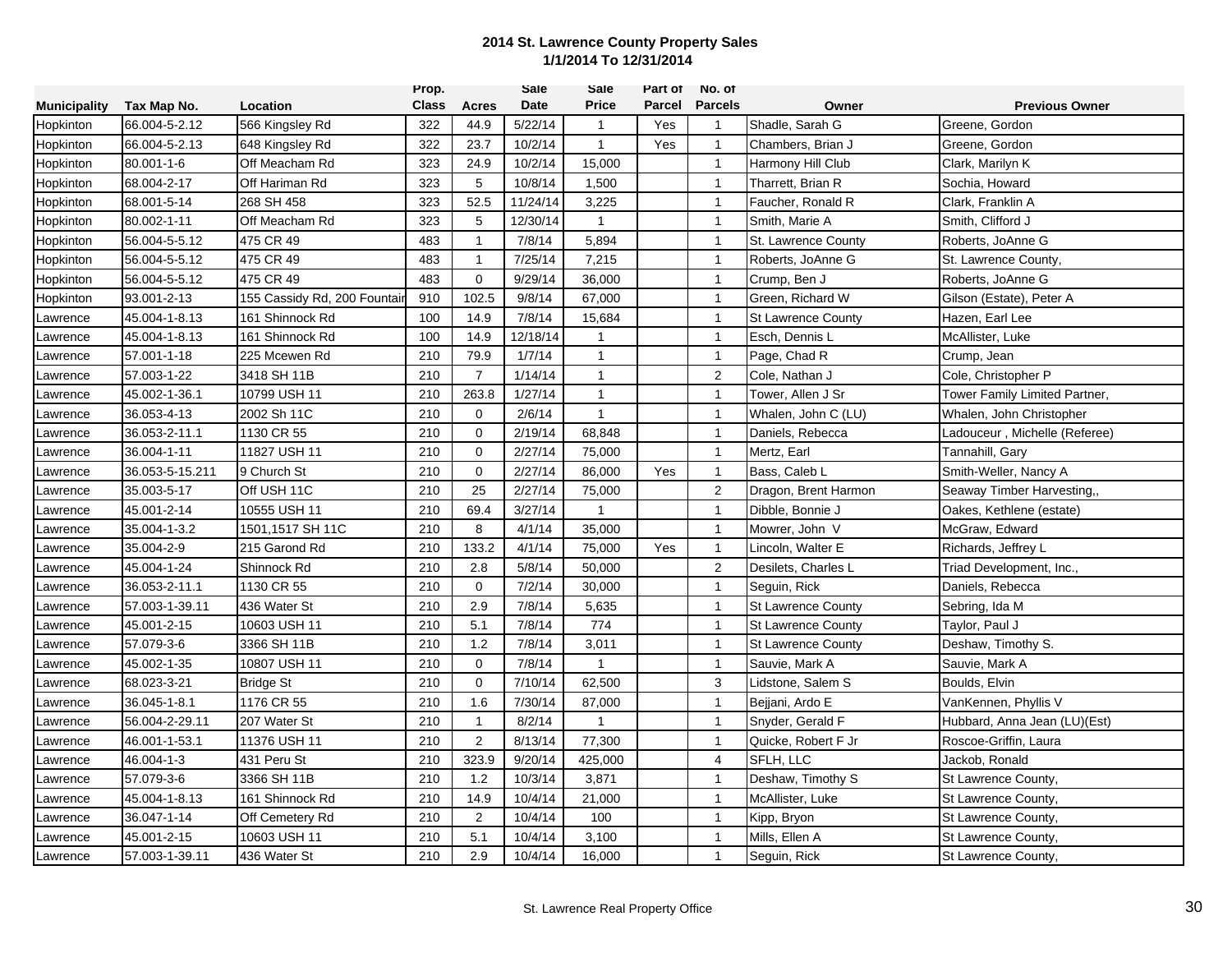# 2014 St. Lawrence County Property Sales
## 1/1/2014 To 12/31/2014

| Municipality | Tax Map No. | Location | Prop. Class | Acres | Sale Date | Sale Price | Part of Parcel | No. of Parcels | Owner | Previous Owner |
|---|---|---|---|---|---|---|---|---|---|---|
| Hopkinton | 66.004-5-2.12 | 566 Kingsley Rd | 322 | 44.9 | 5/22/14 | 1 | Yes | 1 | Shadle, Sarah G | Greene, Gordon |
| Hopkinton | 66.004-5-2.13 | 648 Kingsley Rd | 322 | 23.7 | 10/2/14 | 1 | Yes | 1 | Chambers, Brian J | Greene, Gordon |
| Hopkinton | 80.001-1-6 | Off Meacham Rd | 323 | 24.9 | 10/2/14 | 15,000 | | 1 | Harmony Hill Club | Clark, Marilyn K |
| Hopkinton | 68.004-2-17 | Off Hariman Rd | 323 | 5 | 10/8/14 | 1,500 | | 1 | Tharrett, Brian R | Sochia, Howard |
| Hopkinton | 68.001-5-14 | 268 SH 458 | 323 | 52.5 | 11/24/14 | 3,225 | | 1 | Faucher, Ronald R | Clark, Franklin A |
| Hopkinton | 80.002-1-11 | Off Meacham Rd | 323 | 5 | 12/30/14 | 1 | | 1 | Smith, Marie A | Smith, Clifford J |
| Hopkinton | 56.004-5-5.12 | 475 CR 49 | 483 | 1 | 7/8/14 | 5,894 | | 1 | St. Lawrence County | Roberts, JoAnne G |
| Hopkinton | 56.004-5-5.12 | 475 CR 49 | 483 | 1 | 7/25/14 | 7,215 | | 1 | Roberts, JoAnne G | St. Lawrence County, |
| Hopkinton | 56.004-5-5.12 | 475 CR 49 | 483 | 0 | 9/29/14 | 36,000 | | 1 | Crump, Ben J | Roberts, JoAnne G |
| Hopkinton | 93.001-2-13 | 155 Cassidy Rd, 200 Fountain | 910 | 102.5 | 9/8/14 | 67,000 | | 1 | Green, Richard W | Gilson (Estate), Peter A |
| Lawrence | 45.004-1-8.13 | 161 Shinnock Rd | 100 | 14.9 | 7/8/14 | 15,684 | | 1 | St Lawrence County | Hazen, Earl Lee |
| Lawrence | 45.004-1-8.13 | 161 Shinnock Rd | 100 | 14.9 | 12/18/14 | 1 | | 1 | Esch, Dennis L | McAllister, Luke |
| Lawrence | 57.001-1-18 | 225 Mcewen Rd | 210 | 79.9 | 1/7/14 | 1 | | 1 | Page, Chad R | Crump, Jean |
| Lawrence | 57.003-1-22 | 3418 SH 11B | 210 | 7 | 1/14/14 | 1 | | 2 | Cole, Nathan J | Cole, Christopher P |
| Lawrence | 45.002-1-36.1 | 10799 USH 11 | 210 | 263.8 | 1/27/14 | 1 | | 1 | Tower, Allen J Sr | Tower Family Limited Partner, |
| Lawrence | 36.053-4-13 | 2002 Sh 11C | 210 | 0 | 2/6/14 | 1 | | 1 | Whalen, John C (LU) | Whalen, John Christopher |
| Lawrence | 36.053-2-11.1 | 1130 CR 55 | 210 | 0 | 2/19/14 | 68,848 | | 1 | Daniels, Rebecca | Ladouceur , Michelle (Referee) |
| Lawrence | 36.004-1-11 | 11827 USH 11 | 210 | 0 | 2/27/14 | 75,000 | | 1 | Mertz, Earl | Tannahill, Gary |
| Lawrence | 36.053-5-15.211 | 9 Church St | 210 | 0 | 2/27/14 | 86,000 | Yes | 1 | Bass, Caleb L | Smith-Weller, Nancy A |
| Lawrence | 35.003-5-17 | Off USH 11C | 210 | 25 | 2/27/14 | 75,000 | | 2 | Dragon, Brent Harmon | Seaway Timber Harvesting,, |
| Lawrence | 45.001-2-14 | 10555 USH 11 | 210 | 69.4 | 3/27/14 | 1 | | 1 | Dibble, Bonnie J | Oakes, Kethlene (estate) |
| Lawrence | 35.004-1-3.2 | 1501,1517 SH 11C | 210 | 8 | 4/1/14 | 35,000 | | 1 | Mowrer, John V | McGraw, Edward |
| Lawrence | 35.004-2-9 | 215 Garond Rd | 210 | 133.2 | 4/1/14 | 75,000 | Yes | 1 | Lincoln, Walter E | Richards, Jeffrey L |
| Lawrence | 45.004-1-24 | Shinnock Rd | 210 | 2.8 | 5/8/14 | 50,000 | | 2 | Desilets, Charles L | Triad Development, Inc., |
| Lawrence | 36.053-2-11.1 | 1130 CR 55 | 210 | 0 | 7/2/14 | 30,000 | | 1 | Seguin, Rick | Daniels, Rebecca |
| Lawrence | 57.003-1-39.11 | 436 Water St | 210 | 2.9 | 7/8/14 | 5,635 | | 1 | St Lawrence County | Sebring, Ida M |
| Lawrence | 45.001-2-15 | 10603 USH 11 | 210 | 5.1 | 7/8/14 | 774 | | 1 | St Lawrence County | Taylor, Paul J |
| Lawrence | 57.079-3-6 | 3366 SH 11B | 210 | 1.2 | 7/8/14 | 3,011 | | 1 | St Lawrence County | Deshaw, Timothy S. |
| Lawrence | 45.002-1-35 | 10807 USH 11 | 210 | 0 | 7/8/14 | 1 | | 1 | Sauvie, Mark A | Sauvie, Mark A |
| Lawrence | 68.023-3-21 | Bridge St | 210 | 0 | 7/10/14 | 62,500 | | 3 | Lidstone, Salem S | Boulds, Elvin |
| Lawrence | 36.045-1-8.1 | 1176 CR 55 | 210 | 1.6 | 7/30/14 | 87,000 | | 1 | Bejjani, Ardo E | VanKennen, Phyllis V |
| Lawrence | 56.004-2-29.11 | 207 Water St | 210 | 1 | 8/2/14 | 1 | | 1 | Snyder, Gerald F | Hubbard, Anna Jean (LU)(Est) |
| Lawrence | 46.001-1-53.1 | 11376 USH 11 | 210 | 2 | 8/13/14 | 77,300 | | 1 | Quicke, Robert F Jr | Roscoe-Griffin, Laura |
| Lawrence | 46.004-1-3 | 431 Peru St | 210 | 323.9 | 9/20/14 | 425,000 | | 4 | SFLH, LLC | Jackob, Ronald |
| Lawrence | 57.079-3-6 | 3366 SH 11B | 210 | 1.2 | 10/3/14 | 3,871 | | 1 | Deshaw, Timothy S | St Lawrence County, |
| Lawrence | 45.004-1-8.13 | 161 Shinnock Rd | 210 | 14.9 | 10/4/14 | 21,000 | | 1 | McAllister, Luke | St Lawrence County, |
| Lawrence | 36.047-1-14 | Off Cemetery Rd | 210 | 2 | 10/4/14 | 100 | | 1 | Kipp, Bryon | St Lawrence County, |
| Lawrence | 45.001-2-15 | 10603 USH 11 | 210 | 5.1 | 10/4/14 | 3,100 | | 1 | Mills, Ellen A | St Lawrence County, |
| Lawrence | 57.003-1-39.11 | 436 Water St | 210 | 2.9 | 10/4/14 | 16,000 | | 1 | Seguin, Rick | St Lawrence County, |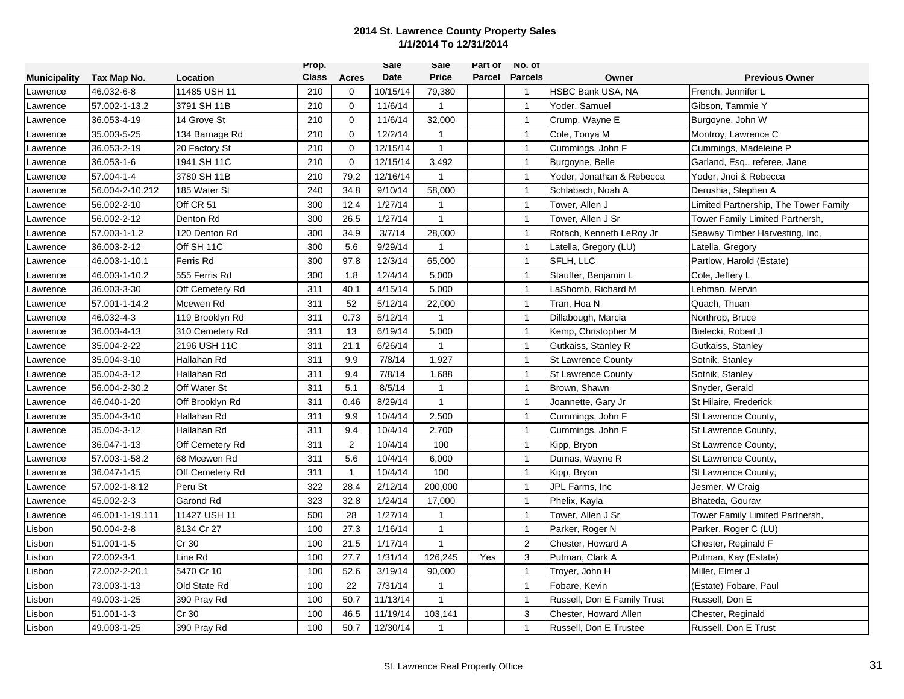**2014 St. Lawrence County Property Sales**
**1/1/2014 To 12/31/2014**

| Municipality | Tax Map No. | Location | Prop. Class | Acres | Sale Date | Sale Price | Part of Parcel | No. of Parcels | Owner | Previous Owner |
|---|---|---|---|---|---|---|---|---|---|---|
| Lawrence | 46.032-6-8 | 11485 USH 11 | 210 | 0 | 10/15/14 | 79,380 | | 1 | HSBC Bank USA, NA | French, Jennifer L |
| Lawrence | 57.002-1-13.2 | 3791 SH 11B | 210 | 0 | 11/6/14 | 1 | | 1 | Yoder, Samuel | Gibson, Tammie Y |
| Lawrence | 36.053-4-19 | 14 Grove St | 210 | 0 | 11/6/14 | 32,000 | | 1 | Crump, Wayne E | Burgoyne, John W |
| Lawrence | 35.003-5-25 | 134 Barnage Rd | 210 | 0 | 12/2/14 | 1 | | 1 | Cole, Tonya M | Montroy, Lawrence C |
| Lawrence | 36.053-2-19 | 20 Factory St | 210 | 0 | 12/15/14 | 1 | | 1 | Cummings, John F | Cummings, Madeleine P |
| Lawrence | 36.053-1-6 | 1941 SH 11C | 210 | 0 | 12/15/14 | 3,492 | | 1 | Burgoyne, Belle | Garland, Esq., referee, Jane |
| Lawrence | 57.004-1-4 | 3780 SH 11B | 210 | 79.2 | 12/16/14 | 1 | | 1 | Yoder, Jonathan & Rebecca | Yoder, Jnoi & Rebecca |
| Lawrence | 56.004-2-10.212 | 185 Water St | 240 | 34.8 | 9/10/14 | 58,000 | | 1 | Schlabach, Noah A | Derushia, Stephen A |
| Lawrence | 56.002-2-10 | Off CR 51 | 300 | 12.4 | 1/27/14 | 1 | | 1 | Tower, Allen J | Limited Partnership, The Tower Family |
| Lawrence | 56.002-2-12 | Denton Rd | 300 | 26.5 | 1/27/14 | 1 | | 1 | Tower, Allen J Sr | Tower Family Limited Partnersh, |
| Lawrence | 57.003-1-1.2 | 120 Denton Rd | 300 | 34.9 | 3/7/14 | 28,000 | | 1 | Rotach, Kenneth LeRoy Jr | Seaway Timber Harvesting, Inc, |
| Lawrence | 36.003-2-12 | Off SH 11C | 300 | 5.6 | 9/29/14 | 1 | | 1 | Latella, Gregory (LU) | Latella, Gregory |
| Lawrence | 46.003-1-10.1 | Ferris Rd | 300 | 97.8 | 12/3/14 | 65,000 | | 1 | SFLH, LLC | Partlow, Harold (Estate) |
| Lawrence | 46.003-1-10.2 | 555 Ferris Rd | 300 | 1.8 | 12/4/14 | 5,000 | | 1 | Stauffer, Benjamin L | Cole, Jeffery L |
| Lawrence | 36.003-3-30 | Off Cemetery Rd | 311 | 40.1 | 4/15/14 | 5,000 | | 1 | LaShomb, Richard M | Lehman, Mervin |
| Lawrence | 57.001-1-14.2 | Mcewen Rd | 311 | 52 | 5/12/14 | 22,000 | | 1 | Tran, Hoa N | Quach, Thuan |
| Lawrence | 46.032-4-3 | 119 Brooklyn Rd | 311 | 0.73 | 5/12/14 | 1 | | 1 | Dillabough, Marcia | Northrop, Bruce |
| Lawrence | 36.003-4-13 | 310 Cemetery Rd | 311 | 13 | 6/19/14 | 5,000 | | 1 | Kemp, Christopher M | Bielecki, Robert J |
| Lawrence | 35.004-2-22 | 2196 USH 11C | 311 | 21.1 | 6/26/14 | 1 | | 1 | Gutkaiss, Stanley R | Gutkaiss, Stanley |
| Lawrence | 35.004-3-10 | Hallahan Rd | 311 | 9.9 | 7/8/14 | 1,927 | | 1 | St Lawrence County | Sotnik, Stanley |
| Lawrence | 35.004-3-12 | Hallahan Rd | 311 | 9.4 | 7/8/14 | 1,688 | | 1 | St Lawrence County | Sotnik, Stanley |
| Lawrence | 56.004-2-30.2 | Off Water St | 311 | 5.1 | 8/5/14 | 1 | | 1 | Brown, Shawn | Snyder, Gerald |
| Lawrence | 46.040-1-20 | Off Brooklyn Rd | 311 | 0.46 | 8/29/14 | 1 | | 1 | Joannette, Gary Jr | St Hilaire, Frederick |
| Lawrence | 35.004-3-10 | Hallahan Rd | 311 | 9.9 | 10/4/14 | 2,500 | | 1 | Cummings, John F | St Lawrence County, |
| Lawrence | 35.004-3-12 | Hallahan Rd | 311 | 9.4 | 10/4/14 | 2,700 | | 1 | Cummings, John F | St Lawrence County, |
| Lawrence | 36.047-1-13 | Off Cemetery Rd | 311 | 2 | 10/4/14 | 100 | | 1 | Kipp, Bryon | St Lawrence County, |
| Lawrence | 57.003-1-58.2 | 68 Mcewen Rd | 311 | 5.6 | 10/4/14 | 6,000 | | 1 | Dumas, Wayne R | St Lawrence County, |
| Lawrence | 36.047-1-15 | Off Cemetery Rd | 311 | 1 | 10/4/14 | 100 | | 1 | Kipp, Bryon | St Lawrence County, |
| Lawrence | 57.002-1-8.12 | Peru St | 322 | 28.4 | 2/12/14 | 200,000 | | 1 | JPL Farms, Inc | Jesmer, W Craig |
| Lawrence | 45.002-2-3 | Garond Rd | 323 | 32.8 | 1/24/14 | 17,000 | | 1 | Phelix, Kayla | Bhateda, Gourav |
| Lawrence | 46.001-1-19.111 | 11427 USH 11 | 500 | 28 | 1/27/14 | 1 | | 1 | Tower, Allen J Sr | Tower Family Limited Partnersh, |
| Lisbon | 50.004-2-8 | 8134 Cr 27 | 100 | 27.3 | 1/16/14 | 1 | | 1 | Parker, Roger N | Parker, Roger C (LU) |
| Lisbon | 51.001-1-5 | Cr 30 | 100 | 21.5 | 1/17/14 | 1 | | 2 | Chester, Howard A | Chester, Reginald F |
| Lisbon | 72.002-3-1 | Line Rd | 100 | 27.7 | 1/31/14 | 126,245 | Yes | 3 | Putman, Clark A | Putman, Kay (Estate) |
| Lisbon | 72.002-2-20.1 | 5470 Cr 10 | 100 | 52.6 | 3/19/14 | 90,000 | | 1 | Troyer, John H | Miller, Elmer J |
| Lisbon | 73.003-1-13 | Old State Rd | 100 | 22 | 7/31/14 | 1 | | 1 | Fobare, Kevin | (Estate) Fobare, Paul |
| Lisbon | 49.003-1-25 | 390 Pray Rd | 100 | 50.7 | 11/13/14 | 1 | | 1 | Russell, Don E Family Trust | Russell, Don E |
| Lisbon | 51.001-1-3 | Cr 30 | 100 | 46.5 | 11/19/14 | 103,141 | | 3 | Chester, Howard Allen | Chester, Reginald |
| Lisbon | 49.003-1-25 | 390 Pray Rd | 100 | 50.7 | 12/30/14 | 1 | | 1 | Russell, Don E Trustee | Russell, Don E Trust |

St. Lawrence Real Property Office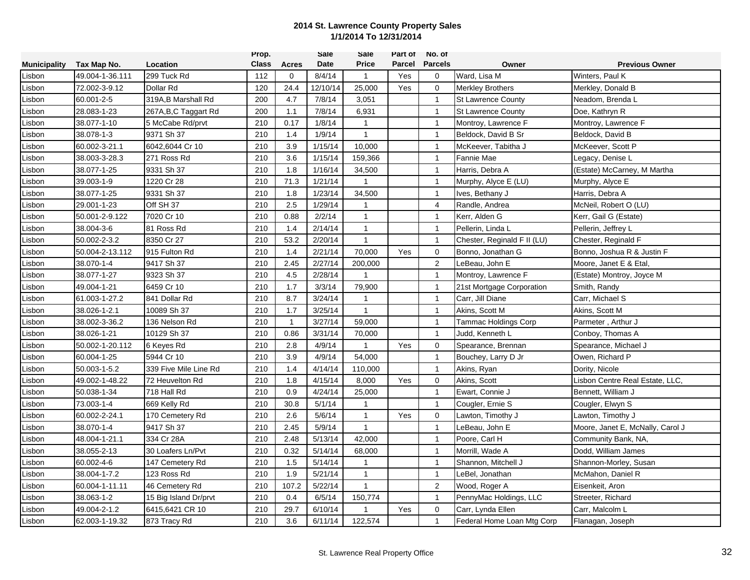# 2014 St. Lawrence County Property Sales
## 1/1/2014 To 12/31/2014

| Municipality | Tax Map No. | Location | Prop. Class | Acres | Sale Date | Sale Price | Part of Parcel | No. of Parcels | Owner | Previous Owner |
|---|---|---|---|---|---|---|---|---|---|---|
| Lisbon | 49.004-1-36.111 | 299 Tuck Rd | 112 | 0 | 8/4/14 | 1 | Yes | 0 | Ward, Lisa M | Winters, Paul K |
| Lisbon | 72.002-3-9.12 | Dollar Rd | 120 | 24.4 | 12/10/14 | 25,000 | Yes | 0 | Merkley Brothers | Merkley, Donald B |
| Lisbon | 60.001-2-5 | 319A,B Marshall Rd | 200 | 4.7 | 7/8/14 | 3,051 | | 1 | St Lawrence County | Neadom, Brenda L |
| Lisbon | 28.083-1-23 | 267A,B,C Taggart Rd | 200 | 1.1 | 7/8/14 | 6,931 | | 1 | St Lawrence County | Doe, Kathryn R |
| Lisbon | 38.077-1-10 | 5 McCabe Rd/prvt | 210 | 0.17 | 1/8/14 | 1 | | 1 | Montroy, Lawrence F | Montroy, Lawrence F |
| Lisbon | 38.078-1-3 | 9371 Sh 37 | 210 | 1.4 | 1/9/14 | 1 | | 1 | Beldock, David B Sr | Beldock, David B |
| Lisbon | 60.002-3-21.1 | 6042,6044 Cr 10 | 210 | 3.9 | 1/15/14 | 10,000 | | 1 | McKeever, Tabitha J | McKeever, Scott P |
| Lisbon | 38.003-3-28.3 | 271 Ross Rd | 210 | 3.6 | 1/15/14 | 159,366 | | 1 | Fannie Mae | Legacy, Denise L |
| Lisbon | 38.077-1-25 | 9331 Sh 37 | 210 | 1.8 | 1/16/14 | 34,500 | | 1 | Harris, Debra A | (Estate) McCarney, M Martha |
| Lisbon | 39.003-1-9 | 1220 Cr 28 | 210 | 71.3 | 1/21/14 | 1 | | 1 | Murphy, Alyce E (LU) | Murphy, Alyce E |
| Lisbon | 38.077-1-25 | 9331 Sh 37 | 210 | 1.8 | 1/23/14 | 34,500 | | 1 | Ives, Bethany J | Harris, Debra A |
| Lisbon | 29.001-1-23 | Off SH 37 | 210 | 2.5 | 1/29/14 | 1 | | 4 | Randle, Andrea | McNeil, Robert O (LU) |
| Lisbon | 50.001-2-9.122 | 7020 Cr 10 | 210 | 0.88 | 2/2/14 | 1 | | 1 | Kerr, Alden G | Kerr, Gail G (Estate) |
| Lisbon | 38.004-3-6 | 81 Ross Rd | 210 | 1.4 | 2/14/14 | 1 | | 1 | Pellerin, Linda L | Pellerin, Jeffrey L |
| Lisbon | 50.002-2-3.2 | 8350 Cr 27 | 210 | 53.2 | 2/20/14 | 1 | | 1 | Chester, Reginald F II (LU) | Chester, Reginald F |
| Lisbon | 50.004-2-13.112 | 915 Fulton Rd | 210 | 1.4 | 2/21/14 | 70,000 | Yes | 0 | Bonno, Jonathan G | Bonno, Joshua R & Justin F |
| Lisbon | 38.070-1-4 | 9417 Sh 37 | 210 | 2.45 | 2/27/14 | 200,000 | | 2 | LeBeau, John E | Moore, Janet E & Etal, |
| Lisbon | 38.077-1-27 | 9323 Sh 37 | 210 | 4.5 | 2/28/14 | 1 | | 1 | Montroy, Lawrence F | (Estate) Montroy, Joyce M |
| Lisbon | 49.004-1-21 | 6459 Cr 10 | 210 | 1.7 | 3/3/14 | 79,900 | | 1 | 21st Mortgage Corporation | Smith, Randy |
| Lisbon | 61.003-1-27.2 | 841 Dollar Rd | 210 | 8.7 | 3/24/14 | 1 | | 1 | Carr, Jill Diane | Carr, Michael S |
| Lisbon | 38.026-1-2.1 | 10089 Sh 37 | 210 | 1.7 | 3/25/14 | 1 | | 1 | Akins, Scott M | Akins, Scott M |
| Lisbon | 38.002-3-36.2 | 136 Nelson Rd | 210 | 1 | 3/27/14 | 59,000 | | 1 | Tammac Holdings Corp | Parmeter , Arthur J |
| Lisbon | 38.026-1-21 | 10129 Sh 37 | 210 | 0.86 | 3/31/14 | 70,000 | | 1 | Judd, Kenneth L | Conboy, Thomas A |
| Lisbon | 50.002-1-20.112 | 6 Keyes Rd | 210 | 2.8 | 4/9/14 | 1 | Yes | 0 | Spearance, Brennan | Spearance, Michael J |
| Lisbon | 60.004-1-25 | 5944 Cr 10 | 210 | 3.9 | 4/9/14 | 54,000 | | 1 | Bouchey, Larry D Jr | Owen, Richard P |
| Lisbon | 50.003-1-5.2 | 339 Five Mile Line Rd | 210 | 1.4 | 4/14/14 | 110,000 | | 1 | Akins, Ryan | Dority, Nicole |
| Lisbon | 49.002-1-48.22 | 72 Heuvelton Rd | 210 | 1.8 | 4/15/14 | 8,000 | Yes | 0 | Akins, Scott | Lisbon Centre Real Estate, LLC, |
| Lisbon | 50.038-1-34 | 718 Hall Rd | 210 | 0.9 | 4/24/14 | 25,000 | | 1 | Ewart, Connie J | Bennett, William J |
| Lisbon | 73.003-1-4 | 669 Kelly Rd | 210 | 30.8 | 5/1/14 | 1 | | 1 | Cougler, Ernie S | Cougler, Elwyn S |
| Lisbon | 60.002-2-24.1 | 170 Cemetery Rd | 210 | 2.6 | 5/6/14 | 1 | Yes | 0 | Lawton, Timothy J | Lawton, Timothy J |
| Lisbon | 38.070-1-4 | 9417 Sh 37 | 210 | 2.45 | 5/9/14 | 1 | | 1 | LeBeau, John E | Moore, Janet E, McNally, Carol J |
| Lisbon | 48.004-1-21.1 | 334 Cr 28A | 210 | 2.48 | 5/13/14 | 42,000 | | 1 | Poore, Carl H | Community Bank, NA, |
| Lisbon | 38.055-2-13 | 30 Loafers Ln/Pvt | 210 | 0.32 | 5/14/14 | 68,000 | | 1 | Morrill, Wade A | Dodd, William James |
| Lisbon | 60.002-4-6 | 147 Cemetery Rd | 210 | 1.5 | 5/14/14 | 1 | | 1 | Shannon, Mitchell J | Shannon-Morley, Susan |
| Lisbon | 38.004-1-7.2 | 123 Ross Rd | 210 | 1.9 | 5/21/14 | 1 | | 1 | LeBel, Jonathan | McMahon, Daniel R |
| Lisbon | 60.004-1-11.11 | 46 Cemetery Rd | 210 | 107.2 | 5/22/14 | 1 | | 2 | Wood, Roger A | Eisenkeit, Aron |
| Lisbon | 38.063-1-2 | 15 Big Island Dr/prvt | 210 | 0.4 | 6/5/14 | 150,774 | | 1 | PennyMac Holdings, LLC | Streeter, Richard |
| Lisbon | 49.004-2-1.2 | 6415,6421 CR 10 | 210 | 29.7 | 6/10/14 | 1 | Yes | 0 | Carr, Lynda Ellen | Carr, Malcolm L |
| Lisbon | 62.003-1-19.32 | 873 Tracy Rd | 210 | 3.6 | 6/11/14 | 122,574 | | 1 | Federal Home Loan Mtg Corp | Flanagan, Joseph |

St. Lawrence Real Property Office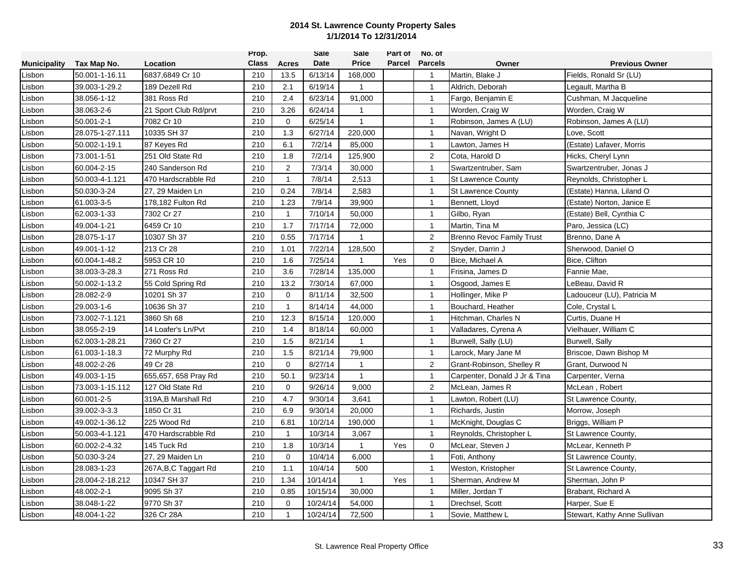# 2014 St. Lawrence County Property Sales
## 1/1/2014 To 12/31/2014

| Municipality | Tax Map No. | Location | Prop. Class | Acres | Sale Date | Sale Price | Part of Parcel | No. of Parcels | Owner | Previous Owner |
|---|---|---|---|---|---|---|---|---|---|---|
| Lisbon | 50.001-1-16.11 | 6837,6849 Cr 10 | 210 | 13.5 | 6/13/14 | 168,000 | | 1 | Martin, Blake J | Fields, Ronald Sr (LU) |
| Lisbon | 39.003-1-29.2 | 189 Dezell Rd | 210 | 2.1 | 6/19/14 | 1 | | 1 | Aldrich, Deborah | Legault, Martha B |
| Lisbon | 38.056-1-12 | 381 Ross Rd | 210 | 2.4 | 6/23/14 | 91,000 | | 1 | Fargo, Benjamin E | Cushman, M Jacqueline |
| Lisbon | 38.063-2-6 | 21 Sport Club Rd/prvt | 210 | 3.26 | 6/24/14 | 1 | | 1 | Worden, Craig W | Worden, Craig W |
| Lisbon | 50.001-2-1 | 7082 Cr 10 | 210 | 0 | 6/25/14 | 1 | | 1 | Robinson, James A (LU) | Robinson, James A (LU) |
| Lisbon | 28.075-1-27.111 | 10335 SH 37 | 210 | 1.3 | 6/27/14 | 220,000 | | 1 | Navan, Wright D | Love, Scott |
| Lisbon | 50.002-1-19.1 | 87 Keyes Rd | 210 | 6.1 | 7/2/14 | 85,000 | | 1 | Lawton, James H | (Estate) Lafaver, Morris |
| Lisbon | 73.001-1-51 | 251 Old State Rd | 210 | 1.8 | 7/2/14 | 125,900 | | 2 | Cota, Harold D | Hicks, Cheryl Lynn |
| Lisbon | 60.004-2-15 | 240 Sanderson Rd | 210 | 2 | 7/3/14 | 30,000 | | 1 | Swartzentruber, Sam | Swartzentruber, Jonas J |
| Lisbon | 50.003-4-1.121 | 470 Hardscrabble Rd | 210 | 1 | 7/8/14 | 2,513 | | 1 | St Lawrence County | Reynolds, Christopher L |
| Lisbon | 50.030-3-24 | 27, 29 Maiden Ln | 210 | 0.24 | 7/8/14 | 2,583 | | 1 | St Lawrence County | (Estate) Hanna, Liland O |
| Lisbon | 61.003-3-5 | 178,182 Fulton Rd | 210 | 1.23 | 7/9/14 | 39,900 | | 1 | Bennett, Lloyd | (Estate) Norton, Janice E |
| Lisbon | 62.003-1-33 | 7302 Cr 27 | 210 | 1 | 7/10/14 | 50,000 | | 1 | Gilbo, Ryan | (Estate) Bell, Cynthia C |
| Lisbon | 49.004-1-21 | 6459 Cr 10 | 210 | 1.7 | 7/17/14 | 72,000 | | 1 | Martin, Tina M | Paro, Jessica (LC) |
| Lisbon | 28.075-1-17 | 10307 Sh 37 | 210 | 0.55 | 7/17/14 | 1 | | 2 | Brenno Revoc Family Trust | Brenno, Dane A |
| Lisbon | 49.001-1-12 | 213 Cr 28 | 210 | 1.01 | 7/22/14 | 128,500 | | 2 | Snyder, Darrin J | Sherwood, Daniel O |
| Lisbon | 60.004-1-48.2 | 5953 CR 10 | 210 | 1.6 | 7/25/14 | 1 | Yes | 0 | Bice, Michael A | Bice, Clifton |
| Lisbon | 38.003-3-28.3 | 271 Ross Rd | 210 | 3.6 | 7/28/14 | 135,000 | | 1 | Frisina, James D | Fannie Mae, |
| Lisbon | 50.002-1-13.2 | 55 Cold Spring Rd | 210 | 13.2 | 7/30/14 | 67,000 | | 1 | Osgood, James E | LeBeau, David R |
| Lisbon | 28.082-2-9 | 10201 Sh 37 | 210 | 0 | 8/11/14 | 32,500 | | 1 | Hollinger, Mike P | Ladouceur (LU), Patricia M |
| Lisbon | 29.003-1-6 | 10636 Sh 37 | 210 | 1 | 8/14/14 | 44,000 | | 1 | Bouchard, Heather | Cole, Crystal L |
| Lisbon | 73.002-7-1.121 | 3860 Sh 68 | 210 | 12.3 | 8/15/14 | 120,000 | | 1 | Hitchman, Charles N | Curtis, Duane H |
| Lisbon | 38.055-2-19 | 14 Loafer's Ln/Pvt | 210 | 1.4 | 8/18/14 | 60,000 | | 1 | Valladares, Cyrena A | Vielhauer, William C |
| Lisbon | 62.003-1-28.21 | 7360 Cr 27 | 210 | 1.5 | 8/21/14 | 1 | | 1 | Burwell, Sally (LU) | Burwell, Sally |
| Lisbon | 61.003-1-18.3 | 72 Murphy Rd | 210 | 1.5 | 8/21/14 | 79,900 | | 1 | Larock, Mary Jane M | Briscoe, Dawn Bishop M |
| Lisbon | 48.002-2-26 | 49 Cr 28 | 210 | 0 | 8/27/14 | 1 | | 2 | Grant-Robinson, Shelley R | Grant, Durwood N |
| Lisbon | 49.003-1-15 | 655,657, 658 Pray Rd | 210 | 50.1 | 9/23/14 | 1 | | 1 | Carpenter, Donald J Jr & Tina | Carpenter, Verna |
| Lisbon | 73.003-1-15.112 | 127 Old State Rd | 210 | 0 | 9/26/14 | 9,000 | | 2 | McLean, James R | McLean , Robert |
| Lisbon | 60.001-2-5 | 319A,B Marshall Rd | 210 | 4.7 | 9/30/14 | 3,641 | | 1 | Lawton, Robert (LU) | St Lawrence County, |
| Lisbon | 39.002-3-3.3 | 1850 Cr 31 | 210 | 6.9 | 9/30/14 | 20,000 | | 1 | Richards, Justin | Morrow, Joseph |
| Lisbon | 49.002-1-36.12 | 225 Wood Rd | 210 | 6.81 | 10/2/14 | 190,000 | | 1 | McKnight, Douglas C | Briggs, William P |
| Lisbon | 50.003-4-1.121 | 470 Hardscrabble Rd | 210 | 1 | 10/3/14 | 3,067 | | 1 | Reynolds, Christopher L | St Lawrence County, |
| Lisbon | 60.002-2-4.32 | 145 Tuck Rd | 210 | 1.8 | 10/3/14 | 1 | Yes | 0 | McLear, Steven J | McLear, Kenneth P |
| Lisbon | 50.030-3-24 | 27, 29 Maiden Ln | 210 | 0 | 10/4/14 | 6,000 | | 1 | Foti, Anthony | St Lawrence County, |
| Lisbon | 28.083-1-23 | 267A,B,C Taggart Rd | 210 | 1.1 | 10/4/14 | 500 | | 1 | Weston, Kristopher | St Lawrence County, |
| Lisbon | 28.004-2-18.212 | 10347 SH 37 | 210 | 1.34 | 10/14/14 | 1 | Yes | 1 | Sherman, Andrew M | Sherman, John P |
| Lisbon | 48.002-2-1 | 9095 Sh 37 | 210 | 0.85 | 10/15/14 | 30,000 | | 1 | Miller, Jordan T | Brabant, Richard A |
| Lisbon | 38.048-1-22 | 9770 Sh 37 | 210 | 0 | 10/24/14 | 54,000 | | 1 | Drechsel, Scott | Harper, Sue E |
| Lisbon | 48.004-1-22 | 326 Cr 28A | 210 | 1 | 10/24/14 | 72,500 | | 1 | Sovie, Matthew L | Stewart, Kathy Anne Sullivan |

St. Lawrence Real Property Office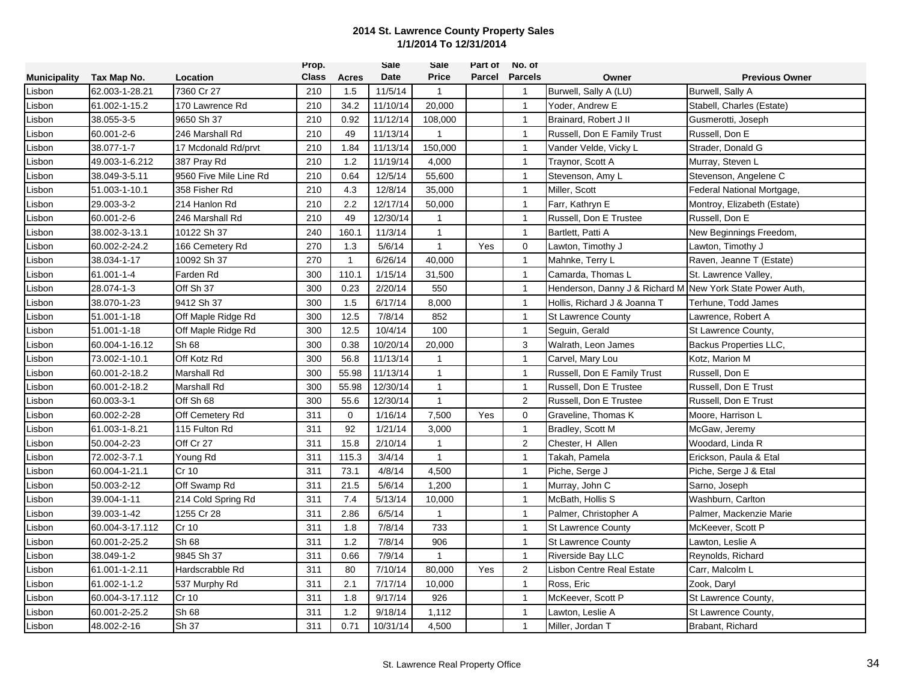## 2014 St. Lawrence County Property Sales
### 1/1/2014 To 12/31/2014

| Municipality | Tax Map No. | Location | Prop. Class | Acres | Sale Date | Sale Price | Part of Parcel | No. of Parcels | Owner | Previous Owner |
|---|---|---|---|---|---|---|---|---|---|---|
| Lisbon | 62.003-1-28.21 | 7360 Cr 27 | 210 | 1.5 | 11/5/14 | 1 | | 1 | Burwell, Sally A (LU) | Burwell, Sally A |
| Lisbon | 61.002-1-15.2 | 170 Lawrence Rd | 210 | 34.2 | 11/10/14 | 20,000 | | 1 | Yoder, Andrew E | Stabell, Charles (Estate) |
| Lisbon | 38.055-3-5 | 9650 Sh 37 | 210 | 0.92 | 11/12/14 | 108,000 | | 1 | Brainard, Robert J II | Gusmerotti, Joseph |
| Lisbon | 60.001-2-6 | 246 Marshall Rd | 210 | 49 | 11/13/14 | 1 | | 1 | Russell, Don E Family Trust | Russell, Don E |
| Lisbon | 38.077-1-7 | 17 Mcdonald Rd/prvt | 210 | 1.84 | 11/13/14 | 150,000 | | 1 | Vander Velde, Vicky L | Strader, Donald G |
| Lisbon | 49.003-1-6.212 | 387 Pray Rd | 210 | 1.2 | 11/19/14 | 4,000 | | 1 | Traynor, Scott A | Murray, Steven L |
| Lisbon | 38.049-3-5.11 | 9560 Five Mile Line Rd | 210 | 0.64 | 12/5/14 | 55,600 | | 1 | Stevenson, Amy L | Stevenson, Angelene C |
| Lisbon | 51.003-1-10.1 | 358 Fisher Rd | 210 | 4.3 | 12/8/14 | 35,000 | | 1 | Miller, Scott | Federal National Mortgage, |
| Lisbon | 29.003-3-2 | 214 Hanlon Rd | 210 | 2.2 | 12/17/14 | 50,000 | | 1 | Farr, Kathryn E | Montroy, Elizabeth (Estate) |
| Lisbon | 60.001-2-6 | 246 Marshall Rd | 210 | 49 | 12/30/14 | 1 | | 1 | Russell, Don E Trustee | Russell, Don E |
| Lisbon | 38.002-3-13.1 | 10122 Sh 37 | 240 | 160.1 | 11/3/14 | 1 | | 1 | Bartlett, Patti A | New Beginnings Freedom, |
| Lisbon | 60.002-2-24.2 | 166 Cemetery Rd | 270 | 1.3 | 5/6/14 | 1 | Yes | 0 | Lawton, Timothy J | Lawton, Timothy J |
| Lisbon | 38.034-1-17 | 10092 Sh 37 | 270 | 1 | 6/26/14 | 40,000 | | 1 | Mahnke, Terry L | Raven, Jeanne T (Estate) |
| Lisbon | 61.001-1-4 | Farden Rd | 300 | 110.1 | 1/15/14 | 31,500 | | 1 | Camarda, Thomas L | St. Lawrence Valley, |
| Lisbon | 28.074-1-3 | Off Sh 37 | 300 | 0.23 | 2/20/14 | 550 | | 1 | Henderson, Danny J & Richard M | New York State Power Auth, |
| Lisbon | 38.070-1-23 | 9412 Sh 37 | 300 | 1.5 | 6/17/14 | 8,000 | | 1 | Hollis, Richard J & Joanna T | Terhune, Todd James |
| Lisbon | 51.001-1-18 | Off Maple Ridge Rd | 300 | 12.5 | 7/8/14 | 852 | | 1 | St Lawrence County | Lawrence, Robert A |
| Lisbon | 51.001-1-18 | Off Maple Ridge Rd | 300 | 12.5 | 10/4/14 | 100 | | 1 | Seguin, Gerald | St Lawrence County, |
| Lisbon | 60.004-1-16.12 | Sh 68 | 300 | 0.38 | 10/20/14 | 20,000 | | 3 | Walrath, Leon James | Backus Properties LLC, |
| Lisbon | 73.002-1-10.1 | Off Kotz Rd | 300 | 56.8 | 11/13/14 | 1 | | 1 | Carvel, Mary Lou | Kotz, Marion M |
| Lisbon | 60.001-2-18.2 | Marshall Rd | 300 | 55.98 | 11/13/14 | 1 | | 1 | Russell, Don E Family Trust | Russell, Don E |
| Lisbon | 60.001-2-18.2 | Marshall Rd | 300 | 55.98 | 12/30/14 | 1 | | 1 | Russell, Don E Trustee | Russell, Don E Trust |
| Lisbon | 60.003-3-1 | Off Sh 68 | 300 | 55.6 | 12/30/14 | 1 | | 2 | Russell, Don E Trustee | Russell, Don E Trust |
| Lisbon | 60.002-2-28 | Off Cemetery Rd | 311 | 0 | 1/16/14 | 7,500 | Yes | 0 | Graveline, Thomas K | Moore, Harrison L |
| Lisbon | 61.003-1-8.21 | 115 Fulton Rd | 311 | 92 | 1/21/14 | 3,000 | | 1 | Bradley, Scott M | McGaw, Jeremy |
| Lisbon | 50.004-2-23 | Off Cr 27 | 311 | 15.8 | 2/10/14 | 1 | | 2 | Chester, H Allen | Woodard, Linda R |
| Lisbon | 72.002-3-7.1 | Young Rd | 311 | 115.3 | 3/4/14 | 1 | | 1 | Takah, Pamela | Erickson, Paula & Etal |
| Lisbon | 60.004-1-21.1 | Cr 10 | 311 | 73.1 | 4/8/14 | 4,500 | | 1 | Piche, Serge J | Piche, Serge J & Etal |
| Lisbon | 50.003-2-12 | Off Swamp Rd | 311 | 21.5 | 5/6/14 | 1,200 | | 1 | Murray, John C | Sarno, Joseph |
| Lisbon | 39.004-1-11 | 214 Cold Spring Rd | 311 | 7.4 | 5/13/14 | 10,000 | | 1 | McBath, Hollis S | Washburn, Carlton |
| Lisbon | 39.003-1-42 | 1255 Cr 28 | 311 | 2.86 | 6/5/14 | 1 | | 1 | Palmer, Christopher A | Palmer, Mackenzie Marie |
| Lisbon | 60.004-3-17.112 | Cr 10 | 311 | 1.8 | 7/8/14 | 733 | | 1 | St Lawrence County | McKeever, Scott P |
| Lisbon | 60.001-2-25.2 | Sh 68 | 311 | 1.2 | 7/8/14 | 906 | | 1 | St Lawrence County | Lawton, Leslie A |
| Lisbon | 38.049-1-2 | 9845 Sh 37 | 311 | 0.66 | 7/9/14 | 1 | | 1 | Riverside Bay LLC | Reynolds, Richard |
| Lisbon | 61.001-1-2.11 | Hardscrabble Rd | 311 | 80 | 7/10/14 | 80,000 | Yes | 2 | Lisbon Centre Real Estate | Carr, Malcolm L |
| Lisbon | 61.002-1-1.2 | 537 Murphy Rd | 311 | 2.1 | 7/17/14 | 10,000 | | 1 | Ross, Eric | Zook, Daryl |
| Lisbon | 60.004-3-17.112 | Cr 10 | 311 | 1.8 | 9/17/14 | 926 | | 1 | McKeever, Scott P | St Lawrence County, |
| Lisbon | 60.001-2-25.2 | Sh 68 | 311 | 1.2 | 9/18/14 | 1,112 | | 1 | Lawton, Leslie A | St Lawrence County, |
| Lisbon | 48.002-2-16 | Sh 37 | 311 | 0.71 | 10/31/14 | 4,500 | | 1 | Miller, Jordan T | Brabant, Richard |

St. Lawrence Real Property Office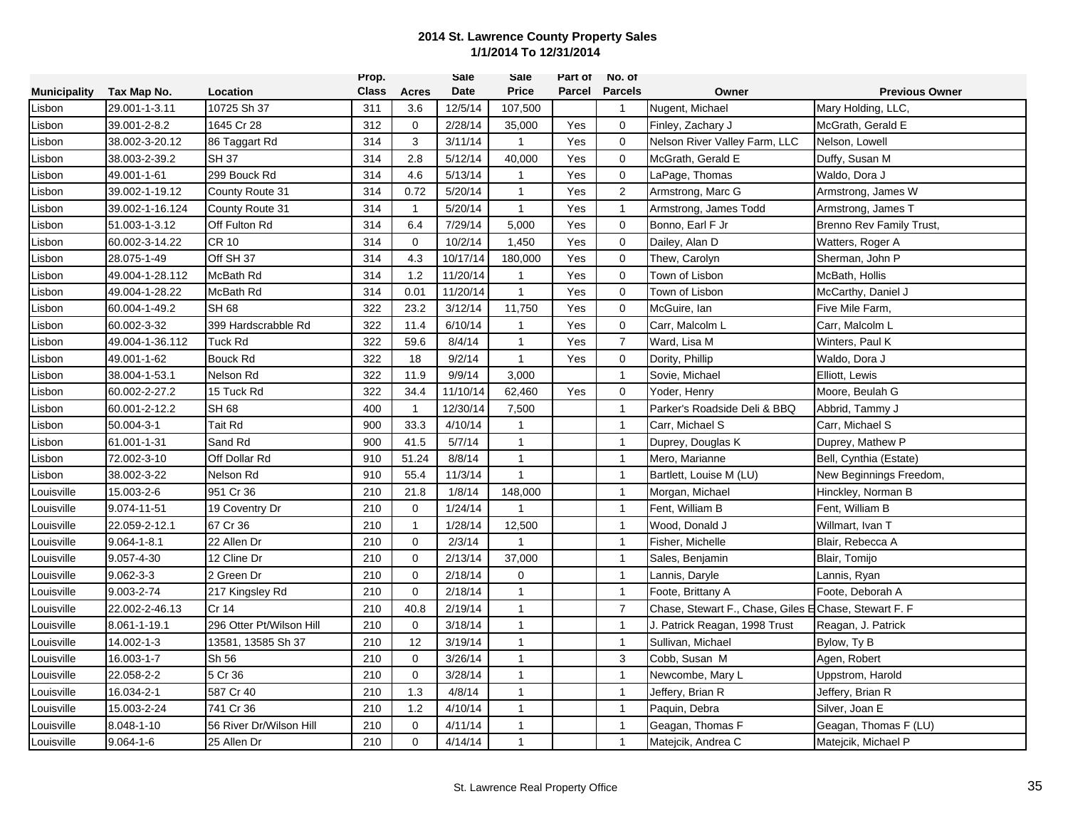**2014 St. Lawrence County Property Sales**
**1/1/2014 To 12/31/2014**

| Municipality | Tax Map No. | Location | Prop. Class | Acres | Sale Date | Sale Price | Part of Parcel | No. of Parcels | Owner | Previous Owner |
|---|---|---|---|---|---|---|---|---|---|---|
| Lisbon | 29.001-1-3.11 | 10725 Sh 37 | 311 | 3.6 | 12/5/14 | 107,500 | | 1 | Nugent, Michael | Mary Holding, LLC, |
| Lisbon | 39.001-2-8.2 | 1645 Cr 28 | 312 | 0 | 2/28/14 | 35,000 | Yes | 0 | Finley, Zachary J | McGrath, Gerald E |
| Lisbon | 38.002-3-20.12 | 86 Taggart Rd | 314 | 3 | 3/11/14 | 1 | Yes | 0 | Nelson River Valley Farm, LLC | Nelson, Lowell |
| Lisbon | 38.003-2-39.2 | SH 37 | 314 | 2.8 | 5/12/14 | 40,000 | Yes | 0 | McGrath, Gerald E | Duffy, Susan M |
| Lisbon | 49.001-1-61 | 299 Bouck Rd | 314 | 4.6 | 5/13/14 | 1 | Yes | 0 | LaPage, Thomas | Waldo, Dora J |
| Lisbon | 39.002-1-19.12 | County Route 31 | 314 | 0.72 | 5/20/14 | 1 | Yes | 2 | Armstrong, Marc G | Armstrong, James W |
| Lisbon | 39.002-1-16.124 | County Route 31 | 314 | 1 | 5/20/14 | 1 | Yes | 1 | Armstrong, James Todd | Armstrong, James T |
| Lisbon | 51.003-1-3.12 | Off Fulton Rd | 314 | 6.4 | 7/29/14 | 5,000 | Yes | 0 | Bonno, Earl F Jr | Brenno Rev Family Trust, |
| Lisbon | 60.002-3-14.22 | CR 10 | 314 | 0 | 10/2/14 | 1,450 | Yes | 0 | Dailey, Alan D | Watters, Roger A |
| Lisbon | 28.075-1-49 | Off SH 37 | 314 | 4.3 | 10/17/14 | 180,000 | Yes | 0 | Thew, Carolyn | Sherman, John P |
| Lisbon | 49.004-1-28.112 | McBath Rd | 314 | 1.2 | 11/20/14 | 1 | Yes | 0 | Town of Lisbon | McBath, Hollis |
| Lisbon | 49.004-1-28.22 | McBath Rd | 314 | 0.01 | 11/20/14 | 1 | Yes | 0 | Town of Lisbon | McCarthy, Daniel J |
| Lisbon | 60.004-1-49.2 | SH 68 | 322 | 23.2 | 3/12/14 | 11,750 | Yes | 0 | McGuire, Ian | Five Mile Farm, |
| Lisbon | 60.002-3-32 | 399 Hardscrabble Rd | 322 | 11.4 | 6/10/14 | 1 | Yes | 0 | Carr, Malcolm L | Carr, Malcolm L |
| Lisbon | 49.004-1-36.112 | Tuck Rd | 322 | 59.6 | 8/4/14 | 1 | Yes | 7 | Ward, Lisa M | Winters, Paul K |
| Lisbon | 49.001-1-62 | Bouck Rd | 322 | 18 | 9/2/14 | 1 | Yes | 0 | Dority, Phillip | Waldo, Dora J |
| Lisbon | 38.004-1-53.1 | Nelson Rd | 322 | 11.9 | 9/9/14 | 3,000 | | 1 | Sovie, Michael | Elliott, Lewis |
| Lisbon | 60.002-2-27.2 | 15 Tuck Rd | 322 | 34.4 | 11/10/14 | 62,460 | Yes | 0 | Yoder, Henry | Moore, Beulah G |
| Lisbon | 60.001-2-12.2 | SH 68 | 400 | 1 | 12/30/14 | 7,500 | | 1 | Parker's Roadside Deli & BBQ | Abbrid, Tammy J |
| Lisbon | 50.004-3-1 | Tait Rd | 900 | 33.3 | 4/10/14 | 1 | | 1 | Carr, Michael S | Carr, Michael S |
| Lisbon | 61.001-1-31 | Sand Rd | 900 | 41.5 | 5/7/14 | 1 | | 1 | Duprey, Douglas K | Duprey, Mathew P |
| Lisbon | 72.002-3-10 | Off Dollar Rd | 910 | 51.24 | 8/8/14 | 1 | | 1 | Mero, Marianne | Bell, Cynthia (Estate) |
| Lisbon | 38.002-3-22 | Nelson Rd | 910 | 55.4 | 11/3/14 | 1 | | 1 | Bartlett, Louise M (LU) | New Beginnings Freedom, |
| Louisville | 15.003-2-6 | 951 Cr 36 | 210 | 21.8 | 1/8/14 | 148,000 | | 1 | Morgan, Michael | Hinckley, Norman B |
| Louisville | 9.074-11-51 | 19 Coventry Dr | 210 | 0 | 1/24/14 | 1 | | 1 | Fent, William B | Fent, William B |
| Louisville | 22.059-2-12.1 | 67 Cr 36 | 210 | 1 | 1/28/14 | 12,500 | | 1 | Wood, Donald J | Willmart, Ivan T |
| Louisville | 9.064-1-8.1 | 22 Allen Dr | 210 | 0 | 2/3/14 | 1 | | 1 | Fisher, Michelle | Blair, Rebecca A |
| Louisville | 9.057-4-30 | 12 Cline Dr | 210 | 0 | 2/13/14 | 37,000 | | 1 | Sales, Benjamin | Blair, Tomijo |
| Louisville | 9.062-3-3 | 2 Green Dr | 210 | 0 | 2/18/14 | 0 | | 1 | Lannis, Daryle | Lannis, Ryan |
| Louisville | 9.003-2-74 | 217 Kingsley Rd | 210 | 0 | 2/18/14 | 1 | | 1 | Foote, Brittany A | Foote, Deborah A |
| Louisville | 22.002-2-46.13 | Cr 14 | 210 | 40.8 | 2/19/14 | 1 | | 7 | Chase, Stewart F., Chase, Giles E | Chase, Stewart F. F |
| Louisville | 8.061-1-19.1 | 296 Otter Pt/Wilson Hill | 210 | 0 | 3/18/14 | 1 | | 1 | J. Patrick Reagan, 1998 Trust | Reagan, J. Patrick |
| Louisville | 14.002-1-3 | 13581, 13585 Sh 37 | 210 | 12 | 3/19/14 | 1 | | 1 | Sullivan, Michael | Bylow, Ty B |
| Louisville | 16.003-1-7 | Sh 56 | 210 | 0 | 3/26/14 | 1 | | 3 | Cobb, Susan M | Agen, Robert |
| Louisville | 22.058-2-2 | 5 Cr 36 | 210 | 0 | 3/28/14 | 1 | | 1 | Newcombe, Mary L | Uppstrom, Harold |
| Louisville | 16.034-2-1 | 587 Cr 40 | 210 | 1.3 | 4/8/14 | 1 | | 1 | Jeffery, Brian R | Jeffery, Brian R |
| Louisville | 15.003-2-24 | 741 Cr 36 | 210 | 1.2 | 4/10/14 | 1 | | 1 | Paquin, Debra | Silver, Joan E |
| Louisville | 8.048-1-10 | 56 River Dr/Wilson Hill | 210 | 0 | 4/11/14 | 1 | | 1 | Geagan, Thomas F | Geagan, Thomas F (LU) |
| Louisville | 9.064-1-6 | 25 Allen Dr | 210 | 0 | 4/14/14 | 1 | | 1 | Matejcik, Andrea C | Matejcik, Michael P |

St. Lawrence Real Property Office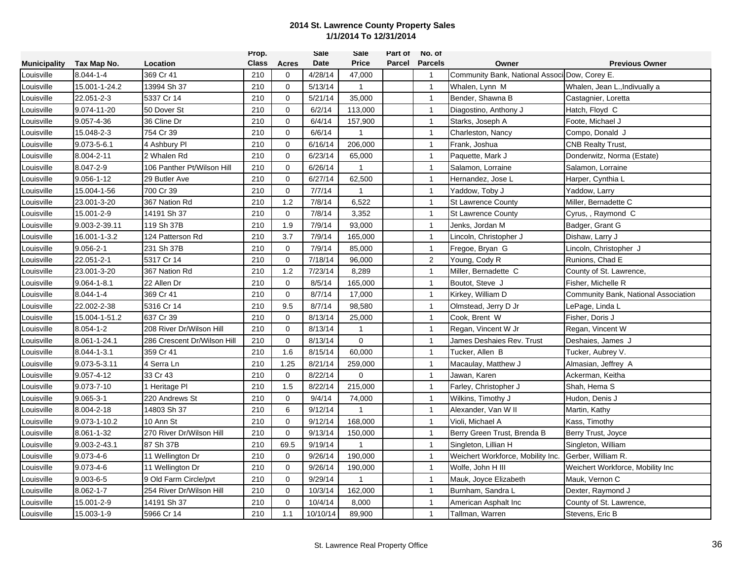**2014 St. Lawrence County Property Sales**
**1/1/2014 To 12/31/2014**

| Municipality | Tax Map No. | Location | Prop. Class | Acres | Sale Date | Sale Price | Part of Parcel | No. of Parcels | Owner | Previous Owner |
|---|---|---|---|---|---|---|---|---|---|---|
| Louisville | 8.044-1-4 | 369 Cr 41 | 210 | 0 | 4/28/14 | 47,000 | | 1 | Community Bank, National Associ | Dow, Corey E. |
| Louisville | 15.001-1-24.2 | 13994 Sh 37 | 210 | 0 | 5/13/14 | 1 | | 1 | Whalen, Lynn M | Whalen, Jean L.,Indivually a |
| Louisville | 22.051-2-3 | 5337 Cr 14 | 210 | 0 | 5/21/14 | 35,000 | | 1 | Bender, Shawna B | Castagnier, Loretta |
| Louisville | 9.074-11-20 | 50 Dover St | 210 | 0 | 6/2/14 | 113,000 | | 1 | Diagostino, Anthony J | Hatch, Floyd C |
| Louisville | 9.057-4-36 | 36 Cline Dr | 210 | 0 | 6/4/14 | 157,900 | | 1 | Starks, Joseph A | Foote, Michael J |
| Louisville | 15.048-2-3 | 754 Cr 39 | 210 | 0 | 6/6/14 | 1 | | 1 | Charleston, Nancy | Compo, Donald J |
| Louisville | 9.073-5-6.1 | 4 Ashbury Pl | 210 | 0 | 6/16/14 | 206,000 | | 1 | Frank, Joshua | CNB Realty Trust, |
| Louisville | 8.004-2-11 | 2 Whalen Rd | 210 | 0 | 6/23/14 | 65,000 | | 1 | Paquette, Mark J | Donderwitz, Norma (Estate) |
| Louisville | 8.047-2-9 | 106 Panther Pt/Wilson Hill | 210 | 0 | 6/26/14 | 1 | | 1 | Salamon, Lorraine | Salamon, Lorraine |
| Louisville | 9.056-1-12 | 29 Butler Ave | 210 | 0 | 6/27/14 | 62,500 | | 1 | Hernandez, Jose L | Harper, Cynthia L |
| Louisville | 15.004-1-56 | 700 Cr 39 | 210 | 0 | 7/7/14 | 1 | | 1 | Yaddow, Toby J | Yaddow, Larry |
| Louisville | 23.001-3-20 | 367 Nation Rd | 210 | 1.2 | 7/8/14 | 6,522 | | 1 | St Lawrence County | Miller, Bernadette C |
| Louisville | 15.001-2-9 | 14191 Sh 37 | 210 | 0 | 7/8/14 | 3,352 | | 1 | St Lawrence County | Cyrus, , Raymond C |
| Louisville | 9.003-2-39.11 | 119 Sh 37B | 210 | 1.9 | 7/9/14 | 93,000 | | 1 | Jenks, Jordan M | Badger, Grant G |
| Louisville | 16.001-1-3.2 | 124 Patterson Rd | 210 | 3.7 | 7/9/14 | 165,000 | | 1 | Lincoln, Christopher J | Dishaw, Larry J |
| Louisville | 9.056-2-1 | 231 Sh 37B | 210 | 0 | 7/9/14 | 85,000 | | 1 | Fregoe, Bryan G | Lincoln, Christopher J |
| Louisville | 22.051-2-1 | 5317 Cr 14 | 210 | 0 | 7/18/14 | 96,000 | | 2 | Young, Cody R | Runions, Chad E |
| Louisville | 23.001-3-20 | 367 Nation Rd | 210 | 1.2 | 7/23/14 | 8,289 | | 1 | Miller, Bernadette C | County of St. Lawrence, |
| Louisville | 9.064-1-8.1 | 22 Allen Dr | 210 | 0 | 8/5/14 | 165,000 | | 1 | Boutot, Steve J | Fisher, Michelle R |
| Louisville | 8.044-1-4 | 369 Cr 41 | 210 | 0 | 8/7/14 | 17,000 | | 1 | Kirkey, William D | Community Bank, National Association |
| Louisville | 22.002-2-38 | 5316 Cr 14 | 210 | 9.5 | 8/7/14 | 98,580 | | 1 | Olmstead, Jerry D Jr | LePage, Linda L |
| Louisville | 15.004-1-51.2 | 637 Cr 39 | 210 | 0 | 8/13/14 | 25,000 | | 1 | Cook, Brent W | Fisher, Doris J |
| Louisville | 8.054-1-2 | 208 River Dr/Wilson Hill | 210 | 0 | 8/13/14 | 1 | | 1 | Regan, Vincent W Jr | Regan, Vincent W |
| Louisville | 8.061-1-24.1 | 286 Crescent Dr/Wilson Hill | 210 | 0 | 8/13/14 | 0 | | 1 | James Deshaies Rev. Trust | Deshaies, James J |
| Louisville | 8.044-1-3.1 | 359 Cr 41 | 210 | 1.6 | 8/15/14 | 60,000 | | 1 | Tucker, Allen B | Tucker, Aubrey V. |
| Louisville | 9.073-5-3.11 | 4 Serra Ln | 210 | 1.25 | 8/21/14 | 259,000 | | 1 | Macaulay, Matthew J | Almasian, Jeffrey A |
| Louisville | 9.057-4-12 | 33 Cr 43 | 210 | 0 | 8/22/14 | 0 | | 1 | Jawan, Karen | Ackerman, Keitha |
| Louisville | 9.073-7-10 | 1 Heritage Pl | 210 | 1.5 | 8/22/14 | 215,000 | | 1 | Farley, Christopher J | Shah, Hema S |
| Louisville | 9.065-3-1 | 220 Andrews St | 210 | 0 | 9/4/14 | 74,000 | | 1 | Wilkins, Timothy J | Hudon, Denis J |
| Louisville | 8.004-2-18 | 14803 Sh 37 | 210 | 6 | 9/12/14 | 1 | | 1 | Alexander, Van W II | Martin, Kathy |
| Louisville | 9.073-1-10.2 | 10 Ann St | 210 | 0 | 9/12/14 | 168,000 | | 1 | Violi, Michael A | Kass, Timothy |
| Louisville | 8.061-1-32 | 270 River Dr/Wilson Hill | 210 | 0 | 9/13/14 | 150,000 | | 1 | Berry Green Trust, Brenda B | Berry Trust, Joyce |
| Louisville | 9.003-2-43.1 | 87 Sh 37B | 210 | 69.5 | 9/19/14 | 1 | | 1 | Singleton, Lillian H | Singleton, William |
| Louisville | 9.073-4-6 | 11 Wellington Dr | 210 | 0 | 9/26/14 | 190,000 | | 1 | Weichert Workforce, Mobility Inc. | Gerber, William R. |
| Louisville | 9.073-4-6 | 11 Wellington Dr | 210 | 0 | 9/26/14 | 190,000 | | 1 | Wolfe, John H III | Weichert Workforce, Mobility Inc |
| Louisville | 9.003-6-5 | 9 Old Farm Circle/pvt | 210 | 0 | 9/29/14 | 1 | | 1 | Mauk, Joyce Elizabeth | Mauk, Vernon C |
| Louisville | 8.062-1-7 | 254 River Dr/Wilson Hill | 210 | 0 | 10/3/14 | 162,000 | | 1 | Burnham, Sandra L | Dexter, Raymond J |
| Louisville | 15.001-2-9 | 14191 Sh 37 | 210 | 0 | 10/4/14 | 8,000 | | 1 | American Asphalt Inc | County of St. Lawrence, |
| Louisville | 15.003-1-9 | 5966 Cr 14 | 210 | 1.1 | 10/10/14 | 89,900 | | 1 | Tallman, Warren | Stevens, Eric B |

St. Lawrence Real Property Office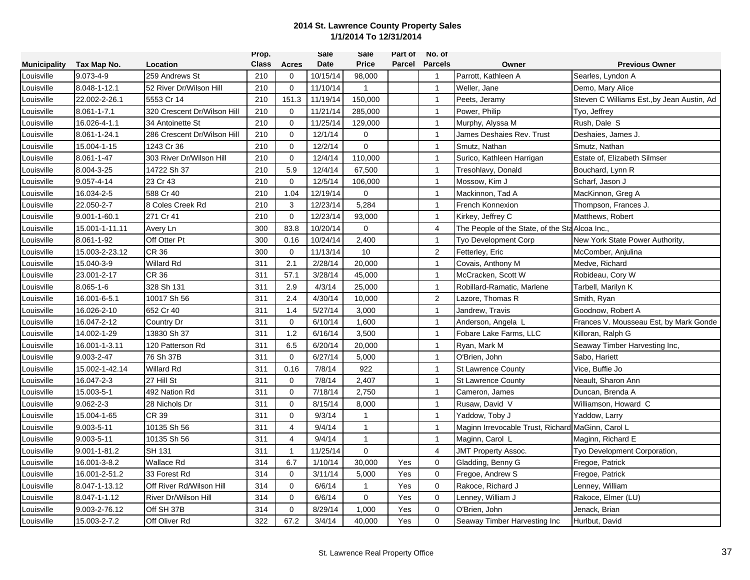**2014 St. Lawrence County Property Sales**
**1/1/2014 To 12/31/2014**

| Municipality | Tax Map No. | Location | Prop. Class | Acres | Sale Date | Sale Price | Part of Parcel | No. of Parcels | Owner | Previous Owner |
|---|---|---|---|---|---|---|---|---|---|---|
| Louisville | 9.073-4-9 | 259 Andrews St | 210 | 0 | 10/15/14 | 98,000 | | 1 | Parrott, Kathleen A | Searles, Lyndon A |
| Louisville | 8.048-1-12.1 | 52 River Dr/Wilson Hill | 210 | 0 | 11/10/14 | 1 | | 1 | Weller, Jane | Demo, Mary Alice |
| Louisville | 22.002-2-26.1 | 5553 Cr 14 | 210 | 151.3 | 11/19/14 | 150,000 | | 1 | Peets, Jeramy | Steven C Williams Est.,by Jean Austin, Ad |
| Louisville | 8.061-1-7.1 | 320 Crescent Dr/Wilson Hill | 210 | 0 | 11/21/14 | 285,000 | | 1 | Power, Philip | Tyo, Jeffrey |
| Louisville | 16.026-4-1.1 | 34 Antoinette St | 210 | 0 | 11/25/14 | 129,000 | | 1 | Murphy, Alyssa M | Rush, Dale S |
| Louisville | 8.061-1-24.1 | 286 Crescent Dr/Wilson Hill | 210 | 0 | 12/1/14 | 0 | | 1 | James Deshaies Rev. Trust | Deshaies, James J. |
| Louisville | 15.004-1-15 | 1243 Cr 36 | 210 | 0 | 12/2/14 | 0 | | 1 | Smutz, Nathan | Smutz, Nathan |
| Louisville | 8.061-1-47 | 303 River Dr/Wilson Hill | 210 | 0 | 12/4/14 | 110,000 | | 1 | Surico, Kathleen Harrigan | Estate of, Elizabeth Silmser |
| Louisville | 8.004-3-25 | 14722 Sh 37 | 210 | 5.9 | 12/4/14 | 67,500 | | 1 | Tresohlavy, Donald | Bouchard, Lynn R |
| Louisville | 9.057-4-14 | 23 Cr 43 | 210 | 0 | 12/5/14 | 106,000 | | 1 | Mossow, Kim J | Scharf, Jason J |
| Louisville | 16.034-2-5 | 588 Cr 40 | 210 | 1.04 | 12/19/14 | 0 | | 1 | Mackinnon, Tad A | MacKinnon, Greg A |
| Louisville | 22.050-2-7 | 8 Coles Creek Rd | 210 | 3 | 12/23/14 | 5,284 | | 1 | French Konnexion | Thompson, Frances J. |
| Louisville | 9.001-1-60.1 | 271 Cr 41 | 210 | 0 | 12/23/14 | 93,000 | | 1 | Kirkey, Jeffrey C | Matthews, Robert |
| Louisville | 15.001-1-11.11 | Avery Ln | 300 | 83.8 | 10/20/14 | 0 | | 4 | The People of the State, of the Sta | Alcoa Inc., |
| Louisville | 8.061-1-92 | Off Otter Pt | 300 | 0.16 | 10/24/14 | 2,400 | | 1 | Tyo Development Corp | New York State Power Authority, |
| Louisville | 15.003-2-23.12 | CR 36 | 300 | 0 | 11/13/14 | 10 | | 2 | Fetterley, Eric | McComber, Anjulina |
| Louisville | 15.040-3-9 | Willard Rd | 311 | 2.1 | 2/28/14 | 20,000 | | 1 | Covais, Anthony M | Medve, Richard |
| Louisville | 23.001-2-17 | CR 36 | 311 | 57.1 | 3/28/14 | 45,000 | | 1 | McCracken, Scott W | Robideau, Cory W |
| Louisville | 8.065-1-6 | 328 Sh 131 | 311 | 2.9 | 4/3/14 | 25,000 | | 1 | Robillard-Ramatic, Marlene | Tarbell, Marilyn K |
| Louisville | 16.001-6-5.1 | 10017 Sh 56 | 311 | 2.4 | 4/30/14 | 10,000 | | 2 | Lazore, Thomas R | Smith, Ryan |
| Louisville | 16.026-2-10 | 652 Cr 40 | 311 | 1.4 | 5/27/14 | 3,000 | | 1 | Jandrew, Travis | Goodnow, Robert A |
| Louisville | 16.047-2-12 | Country Dr | 311 | 0 | 6/10/14 | 1,600 | | 1 | Anderson, Angela L | Frances V. Mousseau Est, by Mark Gonde |
| Louisville | 14.002-1-29 | 13830 Sh 37 | 311 | 1.2 | 6/16/14 | 3,500 | | 1 | Fobare Lake Farms, LLC | Killoran, Ralph G |
| Louisville | 16.001-1-3.11 | 120 Patterson Rd | 311 | 6.5 | 6/20/14 | 20,000 | | 1 | Ryan, Mark M | Seaway Timber Harvesting Inc, |
| Louisville | 9.003-2-47 | 76 Sh 37B | 311 | 0 | 6/27/14 | 5,000 | | 1 | O'Brien, John | Sabo, Hariett |
| Louisville | 15.002-1-42.14 | Willard Rd | 311 | 0.16 | 7/8/14 | 922 | | 1 | St Lawrence County | Vice, Buffie Jo |
| Louisville | 16.047-2-3 | 27 Hill St | 311 | 0 | 7/8/14 | 2,407 | | 1 | St Lawrence County | Neault, Sharon Ann |
| Louisville | 15.003-5-1 | 492 Nation Rd | 311 | 0 | 7/18/14 | 2,750 | | 1 | Cameron, James | Duncan, Brenda A |
| Louisville | 9.062-2-3 | 28 Nichols Dr | 311 | 0 | 8/15/14 | 8,000 | | 1 | Rusaw, David V | Williamson, Howard C |
| Louisville | 15.004-1-65 | CR 39 | 311 | 0 | 9/3/14 | 1 | | 1 | Yaddow, Toby J | Yaddow, Larry |
| Louisville | 9.003-5-11 | 10135 Sh 56 | 311 | 4 | 9/4/14 | 1 | | 1 | Maginn Irrevocable Trust, Richard | MaGinn, Carol L |
| Louisville | 9.003-5-11 | 10135 Sh 56 | 311 | 4 | 9/4/14 | 1 | | 1 | Maginn, Carol L | Maginn, Richard E |
| Louisville | 9.001-1-81.2 | SH 131 | 311 | 1 | 11/25/14 | 0 | | 4 | JMT Property Assoc. | Tyo Development Corporation, |
| Louisville | 16.001-3-8.2 | Wallace Rd | 314 | 6.7 | 1/10/14 | 30,000 | Yes | 0 | Gladding, Benny G | Fregoe, Patrick |
| Louisville | 16.001-2-51.2 | 33 Forest Rd | 314 | 0 | 3/11/14 | 5,000 | Yes | 0 | Fregoe, Andrew S | Fregoe, Patrick |
| Louisville | 8.047-1-13.12 | Off River Rd/Wilson Hill | 314 | 0 | 6/6/14 | 1 | Yes | 0 | Rakoce, Richard J | Lenney, William |
| Louisville | 8.047-1-1.12 | River Dr/Wilson Hill | 314 | 0 | 6/6/14 | 0 | Yes | 0 | Lenney, William J | Rakoce, Elmer (LU) |
| Louisville | 9.003-2-76.12 | Off SH 37B | 314 | 0 | 8/29/14 | 1,000 | Yes | 0 | O'Brien, John | Jenack, Brian |
| Louisville | 15.003-2-7.2 | Off Oliver Rd | 322 | 67.2 | 3/4/14 | 40,000 | Yes | 0 | Seaway Timber Harvesting Inc | Hurlbut, David |

St. Lawrence Real Property Office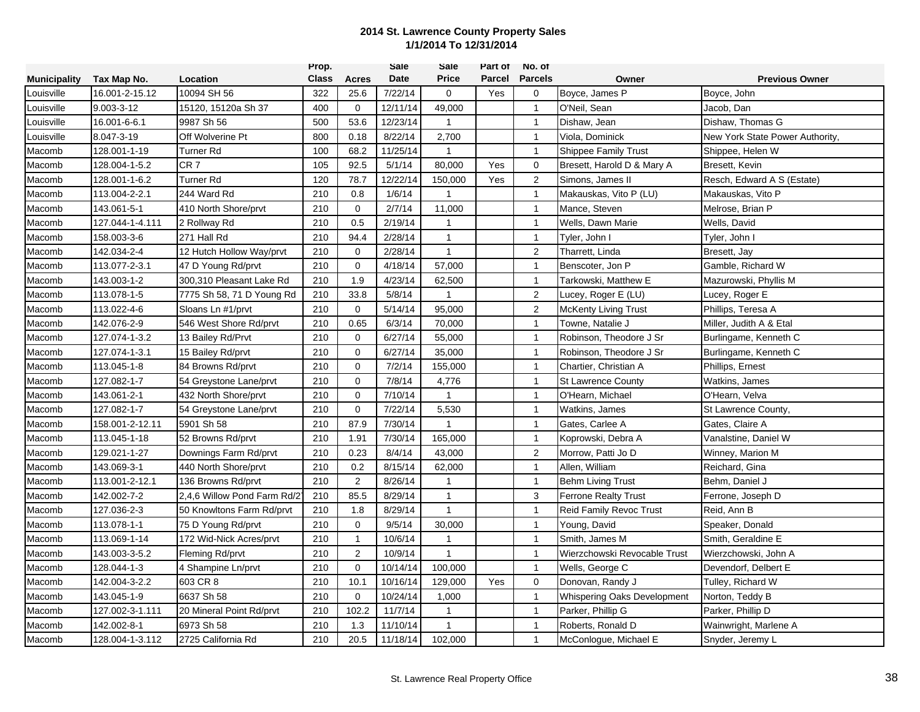# 2014 St. Lawrence County Property Sales
## 1/1/2014 To 12/31/2014

| Municipality | Tax Map No. | Location | Prop. Class | Acres | Sale Date | Sale Price | Part of Parcel | No. of Parcels | Owner | Previous Owner |
|---|---|---|---|---|---|---|---|---|---|---|
| Louisville | 16.001-2-15.12 | 10094 SH 56 | 322 | 25.6 | 7/22/14 | 0 | Yes | 0 | Boyce, James P | Boyce, John |
| Louisville | 9.003-3-12 | 15120, 15120a Sh 37 | 400 | 0 | 12/11/14 | 49,000 | | 1 | O'Neil, Sean | Jacob, Dan |
| Louisville | 16.001-6-6.1 | 9987 Sh 56 | 500 | 53.6 | 12/23/14 | 1 | | 1 | Dishaw, Jean | Dishaw, Thomas G |
| Louisville | 8.047-3-19 | Off Wolverine Pt | 800 | 0.18 | 8/22/14 | 2,700 | | 1 | Viola, Dominick | New York State Power Authority, |
| Macomb | 128.001-1-19 | Turner Rd | 100 | 68.2 | 11/25/14 | 1 | | 1 | Shippee Family Trust | Shippee, Helen W |
| Macomb | 128.004-1-5.2 | CR 7 | 105 | 92.5 | 5/1/14 | 80,000 | Yes | 0 | Bresett, Harold D & Mary A | Bresett, Kevin |
| Macomb | 128.001-1-6.2 | Turner Rd | 120 | 78.7 | 12/22/14 | 150,000 | Yes | 2 | Simons, James II | Resch, Edward A S (Estate) |
| Macomb | 113.004-2-2.1 | 244 Ward Rd | 210 | 0.8 | 1/6/14 | 1 | | 1 | Makauskas, Vito P (LU) | Makauskas, Vito P |
| Macomb | 143.061-5-1 | 410 North Shore/prvt | 210 | 0 | 2/7/14 | 11,000 | | 1 | Mance, Steven | Melrose, Brian P |
| Macomb | 127.044-1-4.111 | 2 Rollway Rd | 210 | 0.5 | 2/19/14 | 1 | | 1 | Wells, Dawn Marie | Wells, David |
| Macomb | 158.003-3-6 | 271 Hall Rd | 210 | 94.4 | 2/28/14 | 1 | | 1 | Tyler, John I | Tyler, John I |
| Macomb | 142.034-2-4 | 12 Hutch Hollow Way/prvt | 210 | 0 | 2/28/14 | 1 | | 2 | Tharrett, Linda | Bresett, Jay |
| Macomb | 113.077-2-3.1 | 47 D Young Rd/prvt | 210 | 0 | 4/18/14 | 57,000 | | 1 | Benscoter, Jon P | Gamble, Richard W |
| Macomb | 143.003-1-2 | 300,310 Pleasant Lake Rd | 210 | 1.9 | 4/23/14 | 62,500 | | 1 | Tarkowski, Matthew E | Mazurowski, Phyllis M |
| Macomb | 113.078-1-5 | 7775 Sh 58, 71 D Young Rd | 210 | 33.8 | 5/8/14 | 1 | | 2 | Lucey, Roger E (LU) | Lucey, Roger E |
| Macomb | 113.022-4-6 | Sloans Ln #1/prvt | 210 | 0 | 5/14/14 | 95,000 | | 2 | McKenty Living Trust | Phillips, Teresa A |
| Macomb | 142.076-2-9 | 546 West Shore Rd/prvt | 210 | 0.65 | 6/3/14 | 70,000 | | 1 | Towne, Natalie J | Miller, Judith A & Etal |
| Macomb | 127.074-1-3.2 | 13 Bailey Rd/Prvt | 210 | 0 | 6/27/14 | 55,000 | | 1 | Robinson, Theodore J Sr | Burlingame, Kenneth C |
| Macomb | 127.074-1-3.1 | 15 Bailey Rd/prvt | 210 | 0 | 6/27/14 | 35,000 | | 1 | Robinson, Theodore J Sr | Burlingame, Kenneth C |
| Macomb | 113.045-1-8 | 84 Browns Rd/prvt | 210 | 0 | 7/2/14 | 155,000 | | 1 | Chartier, Christian A | Phillips, Ernest |
| Macomb | 127.082-1-7 | 54 Greystone Lane/prvt | 210 | 0 | 7/8/14 | 4,776 | | 1 | St Lawrence County | Watkins, James |
| Macomb | 143.061-2-1 | 432 North Shore/prvt | 210 | 0 | 7/10/14 | 1 | | 1 | O'Hearn, Michael | O'Hearn, Velva |
| Macomb | 127.082-1-7 | 54 Greystone Lane/prvt | 210 | 0 | 7/22/14 | 5,530 | | 1 | Watkins, James | St Lawrence County, |
| Macomb | 158.001-2-12.11 | 5901 Sh 58 | 210 | 87.9 | 7/30/14 | 1 | | 1 | Gates, Carlee A | Gates, Claire A |
| Macomb | 113.045-1-18 | 52 Browns Rd/prvt | 210 | 1.91 | 7/30/14 | 165,000 | | 1 | Koprowski, Debra A | Vanalstine, Daniel W |
| Macomb | 129.021-1-27 | Downings Farm Rd/prvt | 210 | 0.23 | 8/4/14 | 43,000 | | 2 | Morrow, Patti Jo D | Winney, Marion M |
| Macomb | 143.069-3-1 | 440 North Shore/prvt | 210 | 0.2 | 8/15/14 | 62,000 | | 1 | Allen, William | Reichard, Gina |
| Macomb | 113.001-2-12.1 | 136 Browns Rd/prvt | 210 | 2 | 8/26/14 | 1 | | 1 | Behm Living Trust | Behm, Daniel J |
| Macomb | 142.002-7-2 | 2,4,6 Willow Pond Farm Rd/2 | 210 | 85.5 | 8/29/14 | 1 | | 3 | Ferrone Realty Trust | Ferrone, Joseph D |
| Macomb | 127.036-2-3 | 50 Knowltons Farm Rd/prvt | 210 | 1.8 | 8/29/14 | 1 | | 1 | Reid Family Revoc Trust | Reid, Ann B |
| Macomb | 113.078-1-1 | 75 D Young Rd/prvt | 210 | 0 | 9/5/14 | 30,000 | | 1 | Young, David | Speaker, Donald |
| Macomb | 113.069-1-14 | 172 Wid-Nick Acres/prvt | 210 | 1 | 10/6/14 | 1 | | 1 | Smith, James M | Smith, Geraldine E |
| Macomb | 143.003-3-5.2 | Fleming Rd/prvt | 210 | 2 | 10/9/14 | 1 | | 1 | Wierzchowski Revocable Trust | Wierzchowski, John A |
| Macomb | 128.044-1-3 | 4 Shampine Ln/prvt | 210 | 0 | 10/14/14 | 100,000 | | 1 | Wells, George C | Devendorf, Delbert E |
| Macomb | 142.004-3-2.2 | 603 CR 8 | 210 | 10.1 | 10/16/14 | 129,000 | Yes | 0 | Donovan, Randy J | Tulley, Richard W |
| Macomb | 143.045-1-9 | 6637 Sh 58 | 210 | 0 | 10/24/14 | 1,000 | | 1 | Whispering Oaks Development | Norton, Teddy B |
| Macomb | 127.002-3-1.111 | 20 Mineral Point Rd/prvt | 210 | 102.2 | 11/7/14 | 1 | | 1 | Parker, Phillip G | Parker, Phillip D |
| Macomb | 142.002-8-1 | 6973 Sh 58 | 210 | 1.3 | 11/10/14 | 1 | | 1 | Roberts, Ronald D | Wainwright, Marlene A |
| Macomb | 128.004-1-3.112 | 2725 California Rd | 210 | 20.5 | 11/18/14 | 102,000 | | 1 | McConlogue, Michael E | Snyder, Jeremy L |

St. Lawrence Real Property Office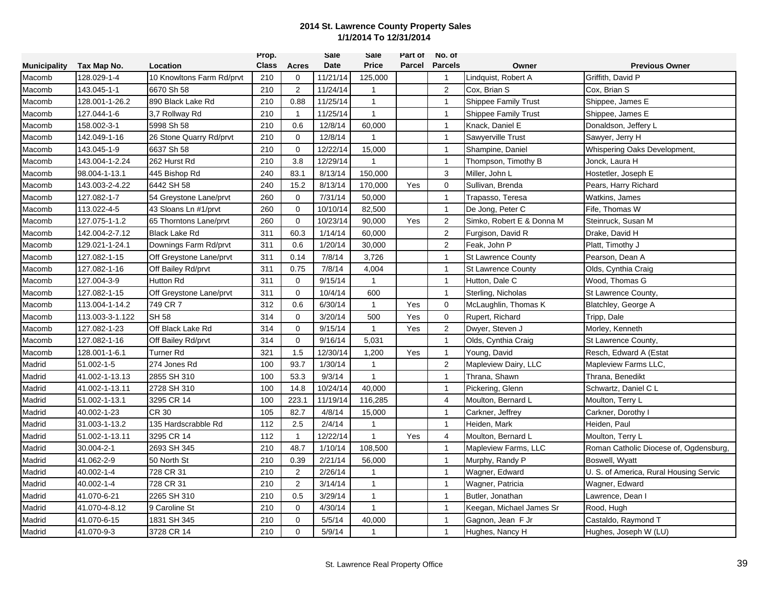**2014 St. Lawrence County Property Sales**
**1/1/2014 To 12/31/2014**

| Municipality | Tax Map No. | Location | Prop. Class | Acres | Sale Date | Sale Price | Part of Parcel | No. of Parcels | Owner | Previous Owner |
|---|---|---|---|---|---|---|---|---|---|---|
| Macomb | 128.029-1-4 | 10 Knowltons Farm Rd/prvt | 210 | 0 | 11/21/14 | 125,000 | | 1 | Lindquist, Robert A | Griffith, David P |
| Macomb | 143.045-1-1 | 6670 Sh 58 | 210 | 2 | 11/24/14 | 1 | | 2 | Cox, Brian S | Cox, Brian S |
| Macomb | 128.001-1-26.2 | 890 Black Lake Rd | 210 | 0.88 | 11/25/14 | 1 | | 1 | Shippee Family Trust | Shippee, James E |
| Macomb | 127.044-1-6 | 3,7 Rollway Rd | 210 | 1 | 11/25/14 | 1 | | 1 | Shippee Family Trust | Shippee, James E |
| Macomb | 158.002-3-1 | 5998 Sh 58 | 210 | 0.6 | 12/8/14 | 60,000 | | 1 | Knack, Daniel E | Donaldson, Jeffery L |
| Macomb | 142.049-1-16 | 26 Stone Quarry Rd/prvt | 210 | 0 | 12/8/14 | 1 | | 1 | Sawyerville Trust | Sawyer, Jerry H |
| Macomb | 143.045-1-9 | 6637 Sh 58 | 210 | 0 | 12/22/14 | 15,000 | | 1 | Shampine, Daniel | Whispering Oaks Development, |
| Macomb | 143.004-1-2.24 | 262 Hurst Rd | 210 | 3.8 | 12/29/14 | 1 | | 1 | Thompson, Timothy B | Jonck, Laura H |
| Macomb | 98.004-1-13.1 | 445 Bishop Rd | 240 | 83.1 | 8/13/14 | 150,000 | | 3 | Miller, John L | Hostetler, Joseph E |
| Macomb | 143.003-2-4.22 | 6442 SH 58 | 240 | 15.2 | 8/13/14 | 170,000 | Yes | 0 | Sullivan, Brenda | Pears, Harry Richard |
| Macomb | 127.082-1-7 | 54 Greystone Lane/prvt | 260 | 0 | 7/31/14 | 50,000 | | 1 | Trapasso, Teresa | Watkins, James |
| Macomb | 113.022-4-5 | 43 Sloans Ln #1/prvt | 260 | 0 | 10/10/14 | 82,500 | | 1 | De Jong, Peter C | Fife, Thomas W |
| Macomb | 127.075-1-1.2 | 65 Thorntons Lane/prvt | 260 | 0 | 10/23/14 | 90,000 | Yes | 2 | Simko, Robert E & Donna M | Steinruck, Susan M |
| Macomb | 142.004-2-7.12 | Black Lake Rd | 311 | 60.3 | 1/14/14 | 60,000 | | 2 | Furgison, David R | Drake, David H |
| Macomb | 129.021-1-24.1 | Downings Farm Rd/prvt | 311 | 0.6 | 1/20/14 | 30,000 | | 2 | Feak, John P | Platt, Timothy J |
| Macomb | 127.082-1-15 | Off Greystone Lane/prvt | 311 | 0.14 | 7/8/14 | 3,726 | | 1 | St Lawrence County | Pearson, Dean A |
| Macomb | 127.082-1-16 | Off Bailey Rd/prvt | 311 | 0.75 | 7/8/14 | 4,004 | | 1 | St Lawrence County | Olds, Cynthia Craig |
| Macomb | 127.004-3-9 | Hutton Rd | 311 | 0 | 9/15/14 | 1 | | 1 | Hutton, Dale C | Wood, Thomas G |
| Macomb | 127.082-1-15 | Off Greystone Lane/prvt | 311 | 0 | 10/4/14 | 600 | | 1 | Sterling, Nicholas | St Lawrence County, |
| Macomb | 113.004-1-14.2 | 749 CR 7 | 312 | 0.6 | 6/30/14 | 1 | Yes | 0 | McLaughlin, Thomas K | Blatchley, George A |
| Macomb | 113.003-3-1.122 | SH 58 | 314 | 0 | 3/20/14 | 500 | Yes | 0 | Rupert, Richard | Tripp, Dale |
| Macomb | 127.082-1-23 | Off Black Lake Rd | 314 | 0 | 9/15/14 | 1 | Yes | 2 | Dwyer, Steven J | Morley, Kenneth |
| Macomb | 127.082-1-16 | Off Bailey Rd/prvt | 314 | 0 | 9/16/14 | 5,031 | | 1 | Olds, Cynthia Craig | St Lawrence County, |
| Macomb | 128.001-1-6.1 | Turner Rd | 321 | 1.5 | 12/30/14 | 1,200 | Yes | 1 | Young, David | Resch, Edward A (Estat |
| Madrid | 51.002-1-5 | 274 Jones Rd | 100 | 93.7 | 1/30/14 | 1 | | 2 | Mapleview Dairy, LLC | Mapleview Farms LLC, |
| Madrid | 41.002-1-13.13 | 2855 SH 310 | 100 | 53.3 | 9/3/14 | 1 | | 1 | Thrana, Shawn | Thrana, Benedikt |
| Madrid | 41.002-1-13.11 | 2728 SH 310 | 100 | 14.8 | 10/24/14 | 40,000 | | 1 | Pickering, Glenn | Schwartz, Daniel C L |
| Madrid | 51.002-1-13.1 | 3295 CR 14 | 100 | 223.1 | 11/19/14 | 116,285 | | 4 | Moulton, Bernard L | Moulton, Terry L |
| Madrid | 40.002-1-23 | CR 30 | 105 | 82.7 | 4/8/14 | 15,000 | | 1 | Carkner, Jeffrey | Carkner, Dorothy I |
| Madrid | 31.003-1-13.2 | 135 Hardscrabble Rd | 112 | 2.5 | 2/4/14 | 1 | | 1 | Heiden, Mark | Heiden, Paul |
| Madrid | 51.002-1-13.11 | 3295 CR 14 | 112 | 1 | 12/22/14 | 1 | Yes | 4 | Moulton, Bernard L | Moulton, Terry L |
| Madrid | 30.004-2-1 | 2693 SH 345 | 210 | 48.7 | 1/10/14 | 108,500 | | 1 | Mapleview Farms, LLC | Roman Catholic Diocese of, Ogdensburg, |
| Madrid | 41.062-2-9 | 50 North St | 210 | 0.39 | 2/21/14 | 56,000 | | 1 | Murphy, Randy P | Boswell, Wyatt |
| Madrid | 40.002-1-4 | 728 CR 31 | 210 | 2 | 2/26/14 | 1 | | 1 | Wagner, Edward | U. S. of America, Rural Housing Servic |
| Madrid | 40.002-1-4 | 728 CR 31 | 210 | 2 | 3/14/14 | 1 | | 1 | Wagner, Patricia | Wagner, Edward |
| Madrid | 41.070-6-21 | 2265 SH 310 | 210 | 0.5 | 3/29/14 | 1 | | 1 | Butler, Jonathan | Lawrence, Dean I |
| Madrid | 41.070-4-8.12 | 9 Caroline St | 210 | 0 | 4/30/14 | 1 | | 1 | Keegan, Michael James Sr | Rood, Hugh |
| Madrid | 41.070-6-15 | 1831 SH 345 | 210 | 0 | 5/5/14 | 40,000 | | 1 | Gagnon, Jean F Jr | Castaldo, Raymond T |
| Madrid | 41.070-9-3 | 3728 CR 14 | 210 | 0 | 5/9/14 | 1 | | 1 | Hughes, Nancy H | Hughes, Joseph W (LU) |

St. Lawrence Real Property Office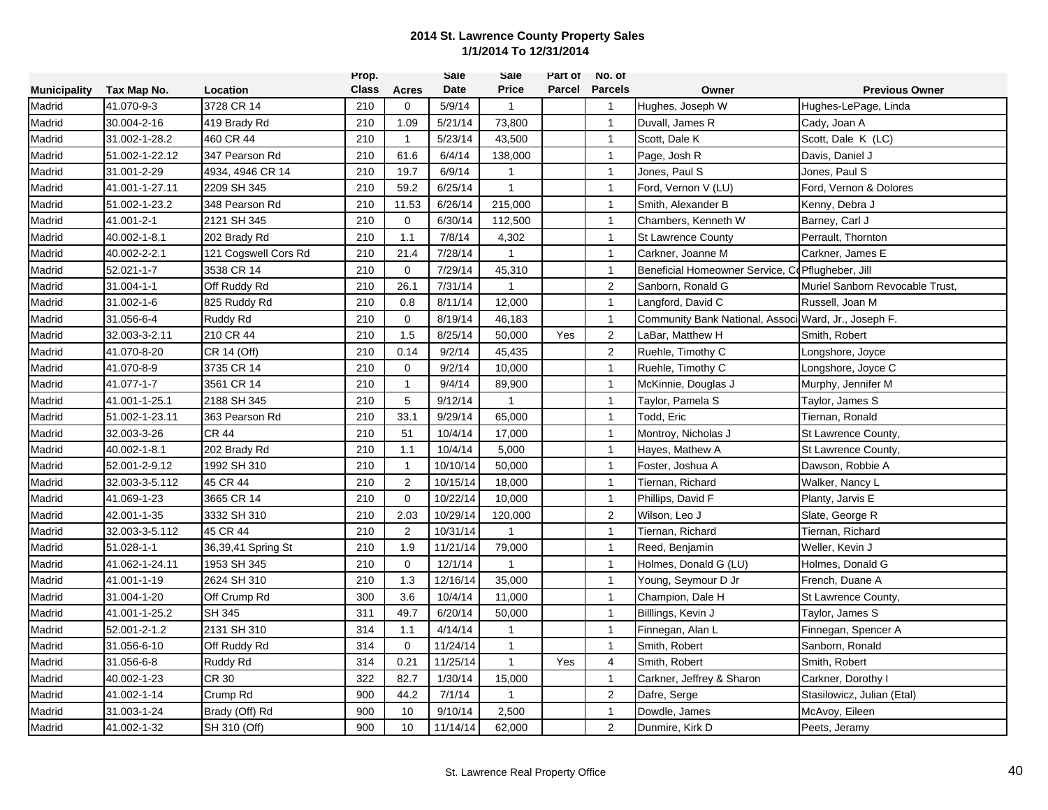**2014 St. Lawrence County Property Sales**
**1/1/2014 To 12/31/2014**

| Municipality | Tax Map No. | Location | Prop. Class | Acres | Sale Date | Sale Price | Part of Parcel | No. of Parcels | Owner | Previous Owner |
|---|---|---|---|---|---|---|---|---|---|---|
| Madrid | 41.070-9-3 | 3728 CR 14 | 210 | 0 | 5/9/14 | 1 | | 1 | Hughes, Joseph W | Hughes-LePage, Linda |
| Madrid | 30.004-2-16 | 419 Brady Rd | 210 | 1.09 | 5/21/14 | 73,800 | | 1 | Duvall, James R | Cady, Joan A |
| Madrid | 31.002-1-28.2 | 460 CR 44 | 210 | 1 | 5/23/14 | 43,500 | | 1 | Scott, Dale K | Scott, Dale K (LC) |
| Madrid | 51.002-1-22.12 | 347 Pearson Rd | 210 | 61.6 | 6/4/14 | 138,000 | | 1 | Page, Josh R | Davis, Daniel J |
| Madrid | 31.001-2-29 | 4934, 4946 CR 14 | 210 | 19.7 | 6/9/14 | 1 | | 1 | Jones, Paul S | Jones, Paul S |
| Madrid | 41.001-1-27.11 | 2209 SH 345 | 210 | 59.2 | 6/25/14 | 1 | | 1 | Ford, Vernon V (LU) | Ford, Vernon & Dolores |
| Madrid | 51.002-1-23.2 | 348 Pearson Rd | 210 | 11.53 | 6/26/14 | 215,000 | | 1 | Smith, Alexander B | Kenny, Debra J |
| Madrid | 41.001-2-1 | 2121 SH 345 | 210 | 0 | 6/30/14 | 112,500 | | 1 | Chambers, Kenneth W | Barney, Carl J |
| Madrid | 40.002-1-8.1 | 202 Brady Rd | 210 | 1.1 | 7/8/14 | 4,302 | | 1 | St Lawrence County | Perrault, Thornton |
| Madrid | 40.002-2-2.1 | 121 Cogswell Cors Rd | 210 | 21.4 | 7/28/14 | 1 | | 1 | Carkner, Joanne M | Carkner, James E |
| Madrid | 52.021-1-7 | 3538 CR 14 | 210 | 0 | 7/29/14 | 45,310 | | 1 | Beneficial Homeowner Service, Co | Pflugheber, Jill |
| Madrid | 31.004-1-1 | Off Ruddy Rd | 210 | 26.1 | 7/31/14 | 1 | | 2 | Sanborn, Ronald G | Muriel Sanborn Revocable Trust, |
| Madrid | 31.002-1-6 | 825 Ruddy Rd | 210 | 0.8 | 8/11/14 | 12,000 | | 1 | Langford, David C | Russell, Joan M |
| Madrid | 31.056-6-4 | Ruddy Rd | 210 | 0 | 8/19/14 | 46,183 | | 1 | Community Bank National, Associ | Ward, Jr., Joseph F. |
| Madrid | 32.003-3-2.11 | 210 CR 44 | 210 | 1.5 | 8/25/14 | 50,000 | Yes | 2 | LaBar, Matthew H | Smith, Robert |
| Madrid | 41.070-8-20 | CR 14 (Off) | 210 | 0.14 | 9/2/14 | 45,435 | | 2 | Ruehle, Timothy C | Longshore, Joyce |
| Madrid | 41.070-8-9 | 3735 CR 14 | 210 | 0 | 9/2/14 | 10,000 | | 1 | Ruehle, Timothy C | Longshore, Joyce C |
| Madrid | 41.077-1-7 | 3561 CR 14 | 210 | 1 | 9/4/14 | 89,900 | | 1 | McKinnie, Douglas J | Murphy, Jennifer M |
| Madrid | 41.001-1-25.1 | 2188 SH 345 | 210 | 5 | 9/12/14 | 1 | | 1 | Taylor, Pamela S | Taylor, James S |
| Madrid | 51.002-1-23.11 | 363 Pearson Rd | 210 | 33.1 | 9/29/14 | 65,000 | | 1 | Todd, Eric | Tiernan, Ronald |
| Madrid | 32.003-3-26 | CR 44 | 210 | 51 | 10/4/14 | 17,000 | | 1 | Montroy, Nicholas J | St Lawrence County, |
| Madrid | 40.002-1-8.1 | 202 Brady Rd | 210 | 1.1 | 10/4/14 | 5,000 | | 1 | Hayes, Mathew A | St Lawrence County, |
| Madrid | 52.001-2-9.12 | 1992 SH 310 | 210 | 1 | 10/10/14 | 50,000 | | 1 | Foster, Joshua A | Dawson, Robbie A |
| Madrid | 32.003-3-5.112 | 45 CR 44 | 210 | 2 | 10/15/14 | 18,000 | | 1 | Tiernan, Richard | Walker, Nancy L |
| Madrid | 41.069-1-23 | 3665 CR 14 | 210 | 0 | 10/22/14 | 10,000 | | 1 | Phillips, David F | Planty, Jarvis E |
| Madrid | 42.001-1-35 | 3332 SH 310 | 210 | 2.03 | 10/29/14 | 120,000 | | 2 | Wilson, Leo J | Slate, George R |
| Madrid | 32.003-3-5.112 | 45 CR 44 | 210 | 2 | 10/31/14 | 1 | | 1 | Tiernan, Richard | Tiernan, Richard |
| Madrid | 51.028-1-1 | 36,39,41 Spring St | 210 | 1.9 | 11/21/14 | 79,000 | | 1 | Reed, Benjamin | Weller, Kevin J |
| Madrid | 41.062-1-24.11 | 1953 SH 345 | 210 | 0 | 12/1/14 | 1 | | 1 | Holmes, Donald G (LU) | Holmes, Donald G |
| Madrid | 41.001-1-19 | 2624 SH 310 | 210 | 1.3 | 12/16/14 | 35,000 | | 1 | Young, Seymour D Jr | French, Duane A |
| Madrid | 31.004-1-20 | Off Crump Rd | 300 | 3.6 | 10/4/14 | 11,000 | | 1 | Champion, Dale H | St Lawrence County, |
| Madrid | 41.001-1-25.2 | SH 345 | 311 | 49.7 | 6/20/14 | 50,000 | | 1 | Billlings, Kevin J | Taylor, James S |
| Madrid | 52.001-2-1.2 | 2131 SH 310 | 314 | 1.1 | 4/14/14 | 1 | | 1 | Finnegan, Alan L | Finnegan, Spencer A |
| Madrid | 31.056-6-10 | Off Ruddy Rd | 314 | 0 | 11/24/14 | 1 | | 1 | Smith, Robert | Sanborn, Ronald |
| Madrid | 31.056-6-8 | Ruddy Rd | 314 | 0.21 | 11/25/14 | 1 | Yes | 4 | Smith, Robert | Smith, Robert |
| Madrid | 40.002-1-23 | CR 30 | 322 | 82.7 | 1/30/14 | 15,000 | | 1 | Carkner, Jeffrey & Sharon | Carkner, Dorothy I |
| Madrid | 41.002-1-14 | Crump Rd | 900 | 44.2 | 7/1/14 | 1 | | 2 | Dafre, Serge | Stasilowicz, Julian (Etal) |
| Madrid | 31.003-1-24 | Brady (Off) Rd | 900 | 10 | 9/10/14 | 2,500 | | 1 | Dowdle, James | McAvoy, Eileen |
| Madrid | 41.002-1-32 | SH 310 (Off) | 900 | 10 | 11/14/14 | 62,000 | | 2 | Dunmire, Kirk D | Peets, Jeramy |

St. Lawrence Real Property Office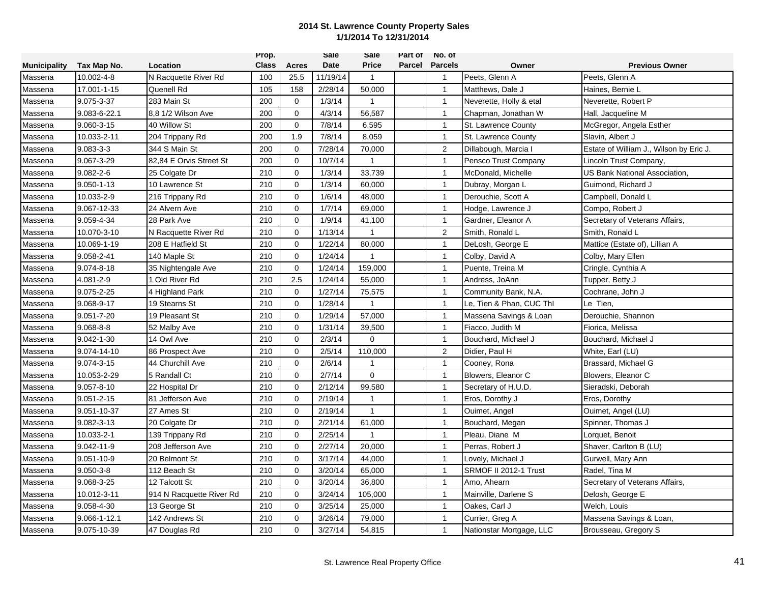**2014 St. Lawrence County Property Sales**
**1/1/2014 To 12/31/2014**

| Municipality | Tax Map No. | Location | Prop. Class | Acres | Sale Date | Sale Price | Part of Parcel | No. of Parcels | Owner | Previous Owner |
|---|---|---|---|---|---|---|---|---|---|---|
| Massena | 10.002-4-8 | N Racquette River Rd | 100 | 25.5 | 11/19/14 | 1 | | 1 | Peets, Glenn A | Peets, Glenn A |
| Massena | 17.001-1-15 | Quenell Rd | 105 | 158 | 2/28/14 | 50,000 | | 1 | Matthews, Dale J | Haines, Bernie L |
| Massena | 9.075-3-37 | 283 Main St | 200 | 0 | 1/3/14 | 1 | | 1 | Neverette, Holly & etal | Neverette, Robert P |
| Massena | 9.083-6-22.1 | 8,8 1/2 Wilson Ave | 200 | 0 | 4/3/14 | 56,587 | | 1 | Chapman, Jonathan W | Hall, Jacqueline M |
| Massena | 9.060-3-15 | 40 Willow St | 200 | 0 | 7/8/14 | 6,595 | | 1 | St. Lawrence County | McGregor, Angela Esther |
| Massena | 10.033-2-11 | 204 Trippany Rd | 200 | 1.9 | 7/8/14 | 8,059 | | 1 | St. Lawrence County | Slavin, Albert J |
| Massena | 9.083-3-3 | 344 S Main St | 200 | 0 | 7/28/14 | 70,000 | | 2 | Dillabough, Marcia I | Estate of William J., Wilson by Eric J. |
| Massena | 9.067-3-29 | 82,84 E Orvis Street St | 200 | 0 | 10/7/14 | 1 | | 1 | Pensco Trust Company | Lincoln Trust Company, |
| Massena | 9.082-2-6 | 25 Colgate Dr | 210 | 0 | 1/3/14 | 33,739 | | 1 | McDonald, Michelle | US Bank National Association, |
| Massena | 9.050-1-13 | 10 Lawrence St | 210 | 0 | 1/3/14 | 60,000 | | 1 | Dubray, Morgan L | Guimond, Richard J |
| Massena | 10.033-2-9 | 216 Trippany Rd | 210 | 0 | 1/6/14 | 48,000 | | 1 | Derouchie, Scott A | Campbell, Donald L |
| Massena | 9.067-12-33 | 24 Alvern Ave | 210 | 0 | 1/7/14 | 69,000 | | 1 | Hodge, Lawrence J | Compo, Robert J |
| Massena | 9.059-4-34 | 28 Park Ave | 210 | 0 | 1/9/14 | 41,100 | | 1 | Gardner, Eleanor A | Secretary of Veterans Affairs, |
| Massena | 10.070-3-10 | N Racquette River Rd | 210 | 0 | 1/13/14 | 1 | | 2 | Smith, Ronald L | Smith, Ronald L |
| Massena | 10.069-1-19 | 208 E Hatfield St | 210 | 0 | 1/22/14 | 80,000 | | 1 | DeLosh, George E | Mattice (Estate of), Lillian A |
| Massena | 9.058-2-41 | 140 Maple St | 210 | 0 | 1/24/14 | 1 | | 1 | Colby, David A | Colby, Mary Ellen |
| Massena | 9.074-8-18 | 35 Nightengale Ave | 210 | 0 | 1/24/14 | 159,000 | | 1 | Puente, Treina M | Cringle, Cynthia A |
| Massena | 4.081-2-9 | 1 Old River Rd | 210 | 2.5 | 1/24/14 | 55,000 | | 1 | Andress, JoAnn | Tupper, Betty J |
| Massena | 9.075-2-25 | 4 Highland Park | 210 | 0 | 1/27/14 | 75,575 | | 1 | Community Bank, N.A. | Cochrane, John J |
| Massena | 9.068-9-17 | 19 Stearns St | 210 | 0 | 1/28/14 | 1 | | 1 | Le, Tien & Phan, CUC Thl | Le Tien, |
| Massena | 9.051-7-20 | 19 Pleasant St | 210 | 0 | 1/29/14 | 57,000 | | 1 | Massena Savings & Loan | Derouchie, Shannon |
| Massena | 9.068-8-8 | 52 Malby Ave | 210 | 0 | 1/31/14 | 39,500 | | 1 | Fiacco, Judith M | Fiorica, Melissa |
| Massena | 9.042-1-30 | 14 Owl Ave | 210 | 0 | 2/3/14 | 0 | | 1 | Bouchard, Michael J | Bouchard, Michael J |
| Massena | 9.074-14-10 | 86 Prospect Ave | 210 | 0 | 2/5/14 | 110,000 | | 2 | Didier, Paul H | White, Earl (LU) |
| Massena | 9.074-3-15 | 44 Churchill Ave | 210 | 0 | 2/6/14 | 1 | | 1 | Cooney, Rona | Brassard, Michael G |
| Massena | 10.053-2-29 | 5 Randall Ct | 210 | 0 | 2/7/14 | 0 | | 1 | Blowers, Eleanor C | Blowers, Eleanor C |
| Massena | 9.057-8-10 | 22 Hospital Dr | 210 | 0 | 2/12/14 | 99,580 | | 1 | Secretary of H.U.D. | Sieradski, Deborah |
| Massena | 9.051-2-15 | 81 Jefferson Ave | 210 | 0 | 2/19/14 | 1 | | 1 | Eros, Dorothy J | Eros, Dorothy |
| Massena | 9.051-10-37 | 27 Ames St | 210 | 0 | 2/19/14 | 1 | | 1 | Ouimet, Angel | Ouimet, Angel (LU) |
| Massena | 9.082-3-13 | 20 Colgate Dr | 210 | 0 | 2/21/14 | 61,000 | | 1 | Bouchard, Megan | Spinner, Thomas J |
| Massena | 10.033-2-1 | 139 Trippany Rd | 210 | 0 | 2/25/14 | 1 | | 1 | Pleau, Diane M | Lorquet, Benoit |
| Massena | 9.042-11-9 | 208 Jefferson Ave | 210 | 0 | 2/27/14 | 20,000 | | 1 | Perras, Robert J | Shaver, Carlton B (LU) |
| Massena | 9.051-10-9 | 20 Belmont St | 210 | 0 | 3/17/14 | 44,000 | | 1 | Lovely, Michael J | Gurwell, Mary Ann |
| Massena | 9.050-3-8 | 112 Beach St | 210 | 0 | 3/20/14 | 65,000 | | 1 | SRMOF II 2012-1 Trust | Radel, Tina M |
| Massena | 9.068-3-25 | 12 Talcott St | 210 | 0 | 3/20/14 | 36,800 | | 1 | Amo, Ahearn | Secretary of Veterans Affairs, |
| Massena | 10.012-3-11 | 914 N Racquette River Rd | 210 | 0 | 3/24/14 | 105,000 | | 1 | Mainville, Darlene S | Delosh, George E |
| Massena | 9.058-4-30 | 13 George St | 210 | 0 | 3/25/14 | 25,000 | | 1 | Oakes, Carl J | Welch, Louis |
| Massena | 9.066-1-12.1 | 142 Andrews St | 210 | 0 | 3/26/14 | 79,000 | | 1 | Currier, Greg A | Massena Savings & Loan, |
| Massena | 9.075-10-39 | 47 Douglas Rd | 210 | 0 | 3/27/14 | 54,815 | | 1 | Nationstar Mortgage, LLC | Brousseau, Gregory S |

St. Lawrence Real Property Office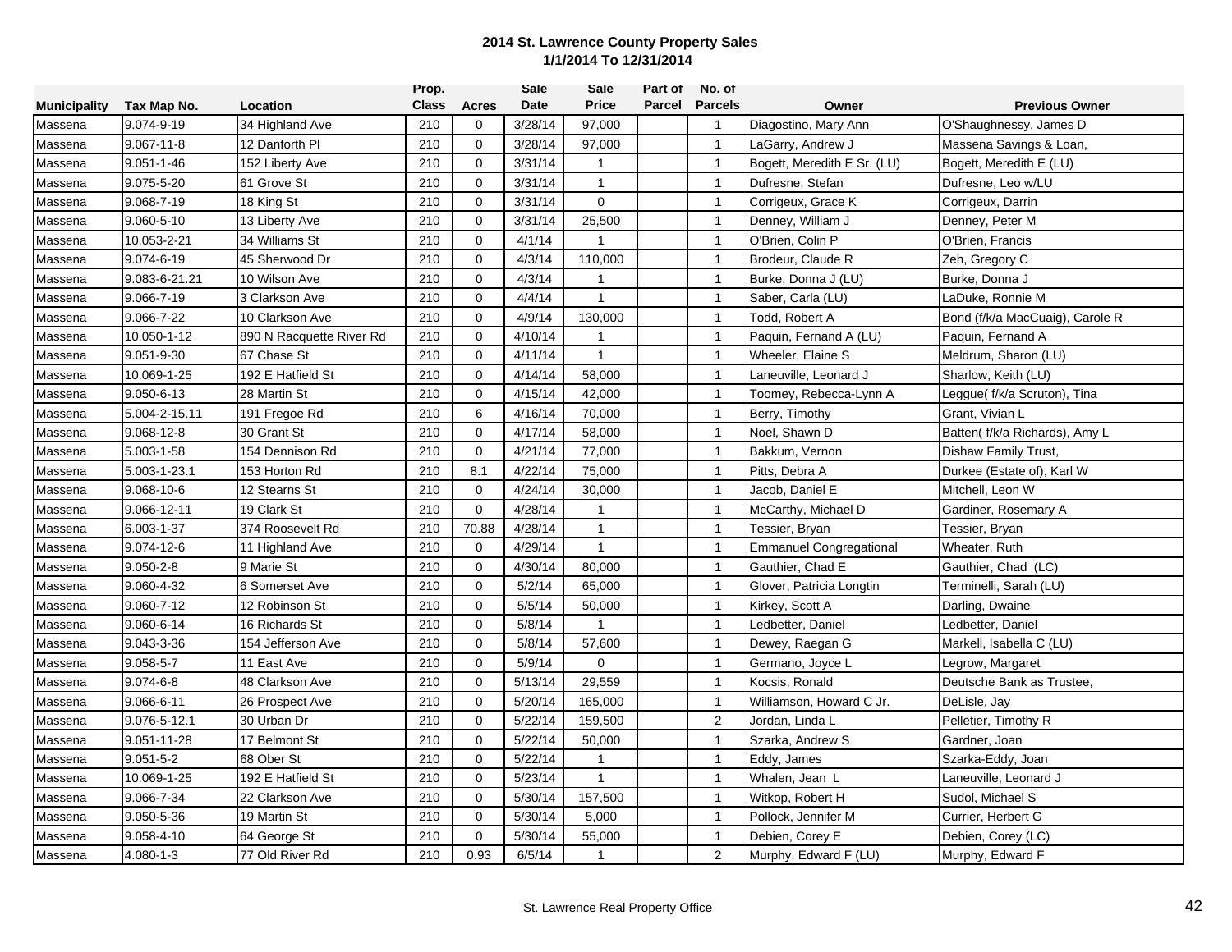# 2014 St. Lawrence County Property Sales
## 1/1/2014 To 12/31/2014

| Municipality | Tax Map No. | Location | Prop. Class | Acres | Sale Date | Sale Price | Part of Parcel | No. of Parcels | Owner | Previous Owner |
|---|---|---|---|---|---|---|---|---|---|---|
| Massena | 9.074-9-19 | 34 Highland Ave | 210 | 0 | 3/28/14 | 97,000 | | 1 | Diagostino, Mary Ann | O'Shaughnessy, James D |
| Massena | 9.067-11-8 | 12 Danforth Pl | 210 | 0 | 3/28/14 | 97,000 | | 1 | LaGarry, Andrew J | Massena Savings & Loan, |
| Massena | 9.051-1-46 | 152 Liberty Ave | 210 | 0 | 3/31/14 | 1 | | 1 | Bogett, Meredith E Sr. (LU) | Bogett, Meredith E (LU) |
| Massena | 9.075-5-20 | 61 Grove St | 210 | 0 | 3/31/14 | 1 | | 1 | Dufresne, Stefan | Dufresne, Leo w/LU |
| Massena | 9.068-7-19 | 18 King St | 210 | 0 | 3/31/14 | 0 | | 1 | Corrigeux, Grace K | Corrigeux, Darrin |
| Massena | 9.060-5-10 | 13 Liberty Ave | 210 | 0 | 3/31/14 | 25,500 | | 1 | Denney, William J | Denney, Peter M |
| Massena | 10.053-2-21 | 34 Williams St | 210 | 0 | 4/1/14 | 1 | | 1 | O'Brien, Colin P | O'Brien, Francis |
| Massena | 9.074-6-19 | 45 Sherwood Dr | 210 | 0 | 4/3/14 | 110,000 | | 1 | Brodeur, Claude R | Zeh, Gregory C |
| Massena | 9.083-6-21.21 | 10 Wilson Ave | 210 | 0 | 4/3/14 | 1 | | 1 | Burke, Donna J (LU) | Burke, Donna J |
| Massena | 9.066-7-19 | 3 Clarkson Ave | 210 | 0 | 4/4/14 | 1 | | 1 | Saber, Carla (LU) | LaDuke, Ronnie M |
| Massena | 9.066-7-22 | 10 Clarkson Ave | 210 | 0 | 4/9/14 | 130,000 | | 1 | Todd, Robert A | Bond (f/k/a MacCuaig), Carole R |
| Massena | 10.050-1-12 | 890 N Racquette River Rd | 210 | 0 | 4/10/14 | 1 | | 1 | Paquin, Fernand A (LU) | Paquin, Fernand A |
| Massena | 9.051-9-30 | 67 Chase St | 210 | 0 | 4/11/14 | 1 | | 1 | Wheeler, Elaine S | Meldrum, Sharon (LU) |
| Massena | 10.069-1-25 | 192 E Hatfield St | 210 | 0 | 4/14/14 | 58,000 | | 1 | Laneuville, Leonard J | Sharlow, Keith (LU) |
| Massena | 9.050-6-13 | 28 Martin St | 210 | 0 | 4/15/14 | 42,000 | | 1 | Toomey, Rebecca-Lynn A | Leggue( f/k/a Scruton), Tina |
| Massena | 5.004-2-15.11 | 191 Fregoe Rd | 210 | 6 | 4/16/14 | 70,000 | | 1 | Berry, Timothy | Grant, Vivian L |
| Massena | 9.068-12-8 | 30 Grant St | 210 | 0 | 4/17/14 | 58,000 | | 1 | Noel, Shawn D | Batten( f/k/a Richards), Amy L |
| Massena | 5.003-1-58 | 154 Dennison Rd | 210 | 0 | 4/21/14 | 77,000 | | 1 | Bakkum, Vernon | Dishaw Family Trust, |
| Massena | 5.003-1-23.1 | 153 Horton Rd | 210 | 8.1 | 4/22/14 | 75,000 | | 1 | Pitts, Debra A | Durkee (Estate of), Karl W |
| Massena | 9.068-10-6 | 12 Stearns St | 210 | 0 | 4/24/14 | 30,000 | | 1 | Jacob, Daniel E | Mitchell, Leon W |
| Massena | 9.066-12-11 | 19 Clark St | 210 | 0 | 4/28/14 | 1 | | 1 | McCarthy, Michael D | Gardiner, Rosemary A |
| Massena | 6.003-1-37 | 374 Roosevelt Rd | 210 | 70.88 | 4/28/14 | 1 | | 1 | Tessier, Bryan | Tessier, Bryan |
| Massena | 9.074-12-6 | 11 Highland Ave | 210 | 0 | 4/29/14 | 1 | | 1 | Emmanuel Congregational | Wheater, Ruth |
| Massena | 9.050-2-8 | 9 Marie St | 210 | 0 | 4/30/14 | 80,000 | | 1 | Gauthier, Chad E | Gauthier, Chad (LC) |
| Massena | 9.060-4-32 | 6 Somerset Ave | 210 | 0 | 5/2/14 | 65,000 | | 1 | Glover, Patricia Longtin | Terminelli, Sarah (LU) |
| Massena | 9.060-7-12 | 12 Robinson St | 210 | 0 | 5/5/14 | 50,000 | | 1 | Kirkey, Scott A | Darling, Dwaine |
| Massena | 9.060-6-14 | 16 Richards St | 210 | 0 | 5/8/14 | 1 | | 1 | Ledbetter, Daniel | Ledbetter, Daniel |
| Massena | 9.043-3-36 | 154 Jefferson Ave | 210 | 0 | 5/8/14 | 57,600 | | 1 | Dewey, Raegan G | Markell, Isabella C (LU) |
| Massena | 9.058-5-7 | 11 East Ave | 210 | 0 | 5/9/14 | 0 | | 1 | Germano, Joyce L | Legrow, Margaret |
| Massena | 9.074-6-8 | 48 Clarkson Ave | 210 | 0 | 5/13/14 | 29,559 | | 1 | Kocsis, Ronald | Deutsche Bank as Trustee, |
| Massena | 9.066-6-11 | 26 Prospect Ave | 210 | 0 | 5/20/14 | 165,000 | | 1 | Williamson, Howard C Jr. | DeLisle, Jay |
| Massena | 9.076-5-12.1 | 30 Urban Dr | 210 | 0 | 5/22/14 | 159,500 | | 2 | Jordan, Linda L | Pelletier, Timothy R |
| Massena | 9.051-11-28 | 17 Belmont St | 210 | 0 | 5/22/14 | 50,000 | | 1 | Szarka, Andrew S | Gardner, Joan |
| Massena | 9.051-5-2 | 68 Ober St | 210 | 0 | 5/22/14 | 1 | | 1 | Eddy, James | Szarka-Eddy, Joan |
| Massena | 10.069-1-25 | 192 E Hatfield St | 210 | 0 | 5/23/14 | 1 | | 1 | Whalen, Jean L | Laneuville, Leonard J |
| Massena | 9.066-7-34 | 22 Clarkson Ave | 210 | 0 | 5/30/14 | 157,500 | | 1 | Witkop, Robert H | Sudol, Michael S |
| Massena | 9.050-5-36 | 19 Martin St | 210 | 0 | 5/30/14 | 5,000 | | 1 | Pollock, Jennifer M | Currier, Herbert G |
| Massena | 9.058-4-10 | 64 George St | 210 | 0 | 5/30/14 | 55,000 | | 1 | Debien, Corey E | Debien, Corey (LC) |
| Massena | 4.080-1-3 | 77 Old River Rd | 210 | 0.93 | 6/5/14 | 1 | | 2 | Murphy, Edward F (LU) | Murphy, Edward F |

St. Lawrence Real Property Office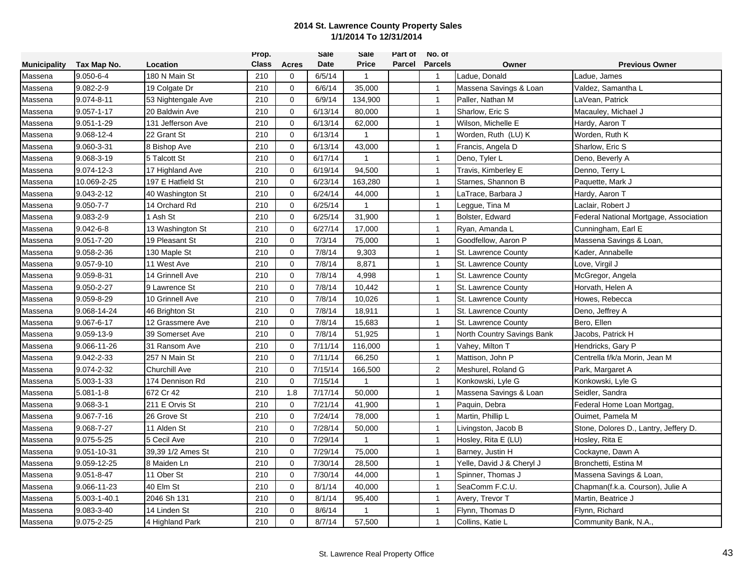**2014 St. Lawrence County Property Sales**
**1/1/2014 To 12/31/2014**

| Municipality | Tax Map No. | Location | Prop. Class | Acres | Sale Date | Sale Price | Part of Parcel | No. of Parcels | Owner | Previous Owner |
|---|---|---|---|---|---|---|---|---|---|---|
| Massena | 9.050-6-4 | 180 N Main St | 210 | 0 | 6/5/14 | 1 | | 1 | Ladue, Donald | Ladue, James |
| Massena | 9.082-2-9 | 19 Colgate Dr | 210 | 0 | 6/6/14 | 35,000 | | 1 | Massena Savings & Loan | Valdez, Samantha L |
| Massena | 9.074-8-11 | 53 Nightengale Ave | 210 | 0 | 6/9/14 | 134,900 | | 1 | Paller, Nathan M | LaVean, Patrick |
| Massena | 9.057-1-17 | 20 Baldwin Ave | 210 | 0 | 6/13/14 | 80,000 | | 1 | Sharlow, Eric S | Macauley, Michael J |
| Massena | 9.051-1-29 | 131 Jefferson Ave | 210 | 0 | 6/13/14 | 62,000 | | 1 | Wilson, Michelle E | Hardy, Aaron T |
| Massena | 9.068-12-4 | 22 Grant St | 210 | 0 | 6/13/14 | 1 | | 1 | Worden, Ruth (LU) K | Worden, Ruth K |
| Massena | 9.060-3-31 | 8 Bishop Ave | 210 | 0 | 6/13/14 | 43,000 | | 1 | Francis, Angela D | Sharlow, Eric S |
| Massena | 9.068-3-19 | 5 Talcott St | 210 | 0 | 6/17/14 | 1 | | 1 | Deno, Tyler L | Deno, Beverly A |
| Massena | 9.074-12-3 | 17 Highland Ave | 210 | 0 | 6/19/14 | 94,500 | | 1 | Travis, Kimberley E | Denno, Terry L |
| Massena | 10.069-2-25 | 197 E Hatfield St | 210 | 0 | 6/23/14 | 163,280 | | 1 | Starnes, Shannon B | Paquette, Mark J |
| Massena | 9.043-2-12 | 40 Washington St | 210 | 0 | 6/24/14 | 44,000 | | 1 | LaTrace, Barbara J | Hardy, Aaron T |
| Massena | 9.050-7-7 | 14 Orchard Rd | 210 | 0 | 6/25/14 | 1 | | 1 | Leggue, Tina M | Laclair, Robert J |
| Massena | 9.083-2-9 | 1 Ash St | 210 | 0 | 6/25/14 | 31,900 | | 1 | Bolster, Edward | Federal National Mortgage, Association |
| Massena | 9.042-6-8 | 13 Washington St | 210 | 0 | 6/27/14 | 17,000 | | 1 | Ryan, Amanda L | Cunningham, Earl E |
| Massena | 9.051-7-20 | 19 Pleasant St | 210 | 0 | 7/3/14 | 75,000 | | 1 | Goodfellow, Aaron P | Massena Savings & Loan, |
| Massena | 9.058-2-36 | 130 Maple St | 210 | 0 | 7/8/14 | 9,303 | | 1 | St. Lawrence County | Kader, Annabelle |
| Massena | 9.057-9-10 | 11 West Ave | 210 | 0 | 7/8/14 | 8,871 | | 1 | St. Lawrence County | Love, Virgil J |
| Massena | 9.059-8-31 | 14 Grinnell Ave | 210 | 0 | 7/8/14 | 4,998 | | 1 | St. Lawrence County | McGregor, Angela |
| Massena | 9.050-2-27 | 9 Lawrence St | 210 | 0 | 7/8/14 | 10,442 | | 1 | St. Lawrence County | Horvath, Helen A |
| Massena | 9.059-8-29 | 10 Grinnell Ave | 210 | 0 | 7/8/14 | 10,026 | | 1 | St. Lawrence County | Howes, Rebecca |
| Massena | 9.068-14-24 | 46 Brighton St | 210 | 0 | 7/8/14 | 18,911 | | 1 | St. Lawrence County | Deno, Jeffrey A |
| Massena | 9.067-6-17 | 12 Grassmere Ave | 210 | 0 | 7/8/14 | 15,683 | | 1 | St. Lawrence County | Bero, Ellen |
| Massena | 9.059-13-9 | 39 Somerset Ave | 210 | 0 | 7/8/14 | 51,925 | | 1 | North Country Savings Bank | Jacobs, Patrick H |
| Massena | 9.066-11-26 | 31 Ransom Ave | 210 | 0 | 7/11/14 | 116,000 | | 1 | Vahey, Milton T | Hendricks, Gary P |
| Massena | 9.042-2-33 | 257 N Main St | 210 | 0 | 7/11/14 | 66,250 | | 1 | Mattison, John P | Centrella f/k/a Morin, Jean M |
| Massena | 9.074-2-32 | Churchill Ave | 210 | 0 | 7/15/14 | 166,500 | | 2 | Meshurel, Roland G | Park, Margaret A |
| Massena | 5.003-1-33 | 174 Dennison Rd | 210 | 0 | 7/15/14 | 1 | | 1 | Konkowski, Lyle G | Konkowski, Lyle G |
| Massena | 5.081-1-8 | 672 Cr 42 | 210 | 1.8 | 7/17/14 | 50,000 | | 1 | Massena Savings & Loan | Seidler, Sandra |
| Massena | 9.068-3-1 | 211 E Orvis St | 210 | 0 | 7/21/14 | 41,900 | | 1 | Paquin, Debra | Federal Home Loan Mortgag, |
| Massena | 9.067-7-16 | 26 Grove St | 210 | 0 | 7/24/14 | 78,000 | | 1 | Martin, Phillip L | Ouimet, Pamela M |
| Massena | 9.068-7-27 | 11 Alden St | 210 | 0 | 7/28/14 | 50,000 | | 1 | Livingston, Jacob B | Stone, Dolores D., Lantry, Jeffery D. |
| Massena | 9.075-5-25 | 5 Cecil Ave | 210 | 0 | 7/29/14 | 1 | | 1 | Hosley, Rita E (LU) | Hosley, Rita E |
| Massena | 9.051-10-31 | 39,39 1/2 Ames St | 210 | 0 | 7/29/14 | 75,000 | | 1 | Barney, Justin H | Cockayne, Dawn A |
| Massena | 9.059-12-25 | 8 Maiden Ln | 210 | 0 | 7/30/14 | 28,500 | | 1 | Yelle, David J & Cheryl J | Bronchetti, Estina M |
| Massena | 9.051-8-47 | 11 Ober St | 210 | 0 | 7/30/14 | 44,000 | | 1 | Spinner, Thomas J | Massena Savings & Loan, |
| Massena | 9.066-11-23 | 40 Elm St | 210 | 0 | 8/1/14 | 40,000 | | 1 | SeaComm F.C.U. | Chapman(f.k.a. Courson), Julie A |
| Massena | 5.003-1-40.1 | 2046 Sh 131 | 210 | 0 | 8/1/14 | 95,400 | | 1 | Avery, Trevor T | Martin, Beatrice J |
| Massena | 9.083-3-40 | 14 Linden St | 210 | 0 | 8/6/14 | 1 | | 1 | Flynn, Thomas D | Flynn, Richard |
| Massena | 9.075-2-25 | 4 Highland Park | 210 | 0 | 8/7/14 | 57,500 | | 1 | Collins, Katie L | Community Bank, N.A., |

St. Lawrence Real Property Office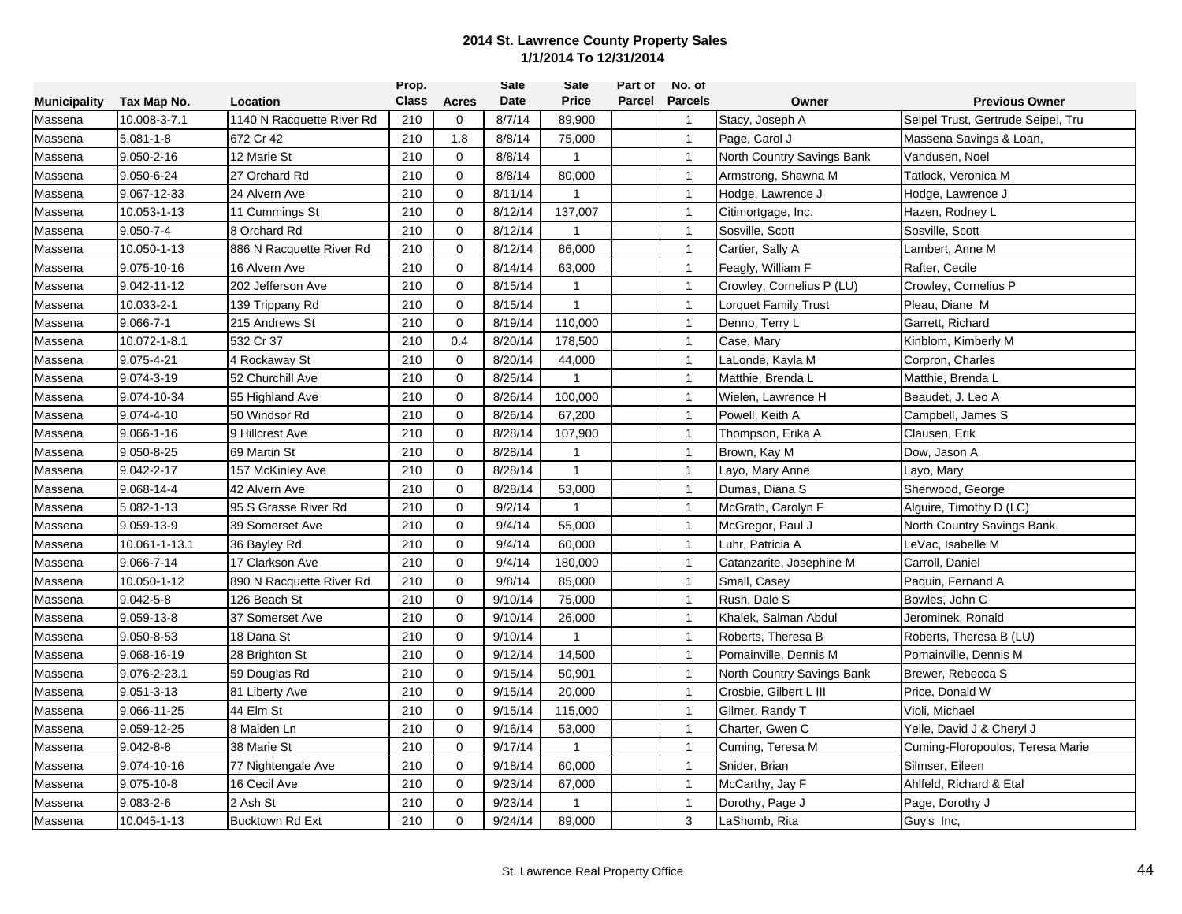**2014 St. Lawrence County Property Sales**
**1/1/2014 To 12/31/2014**

| Municipality | Tax Map No. | Location | Prop. Class | Acres | Sale Date | Sale Price | Part of Parcel | No. of Parcels | Owner | Previous Owner |
|---|---|---|---|---|---|---|---|---|---|---|
| Massena | 10.008-3-7.1 | 1140 N Racquette River Rd | 210 | 0 | 8/7/14 | 89,900 | | 1 | Stacy, Joseph A | Seipel Trust, Gertrude Seipel, Tru |
| Massena | 5.081-1-8 | 672 Cr 42 | 210 | 1.8 | 8/8/14 | 75,000 | | 1 | Page, Carol J | Massena Savings & Loan, |
| Massena | 9.050-2-16 | 12 Marie St | 210 | 0 | 8/8/14 | 1 | | 1 | North Country Savings Bank | Vandusen, Noel |
| Massena | 9.050-6-24 | 27 Orchard Rd | 210 | 0 | 8/8/14 | 80,000 | | 1 | Armstrong, Shawna M | Tatlock, Veronica M |
| Massena | 9.067-12-33 | 24 Alvern Ave | 210 | 0 | 8/11/14 | 1 | | 1 | Hodge, Lawrence J | Hodge, Lawrence J |
| Massena | 10.053-1-13 | 11 Cummings St | 210 | 0 | 8/12/14 | 137,007 | | 1 | Citimortgage, Inc. | Hazen, Rodney L |
| Massena | 9.050-7-4 | 8 Orchard Rd | 210 | 0 | 8/12/14 | 1 | | 1 | Sosville, Scott | Sosville, Scott |
| Massena | 10.050-1-13 | 886 N Racquette River Rd | 210 | 0 | 8/12/14 | 86,000 | | 1 | Cartier, Sally A | Lambert, Anne M |
| Massena | 9.075-10-16 | 16 Alvern Ave | 210 | 0 | 8/14/14 | 63,000 | | 1 | Feagly, William F | Rafter, Cecile |
| Massena | 9.042-11-12 | 202 Jefferson Ave | 210 | 0 | 8/15/14 | 1 | | 1 | Crowley, Cornelius P (LU) | Crowley, Cornelius P |
| Massena | 10.033-2-1 | 139 Trippany Rd | 210 | 0 | 8/15/14 | 1 | | 1 | Lorquet Family Trust | Pleau, Diane M |
| Massena | 9.066-7-1 | 215 Andrews St | 210 | 0 | 8/19/14 | 110,000 | | 1 | Denno, Terry L | Garrett, Richard |
| Massena | 10.072-1-8.1 | 532 Cr 37 | 210 | 0.4 | 8/20/14 | 178,500 | | 1 | Case, Mary | Kinblom, Kimberly M |
| Massena | 9.075-4-21 | 4 Rockaway St | 210 | 0 | 8/20/14 | 44,000 | | 1 | LaLonde, Kayla M | Corpron, Charles |
| Massena | 9.074-3-19 | 52 Churchill Ave | 210 | 0 | 8/25/14 | 1 | | 1 | Matthie, Brenda L | Matthie, Brenda L |
| Massena | 9.074-10-34 | 55 Highland Ave | 210 | 0 | 8/26/14 | 100,000 | | 1 | Wielen, Lawrence H | Beaudet, J. Leo A |
| Massena | 9.074-4-10 | 50 Windsor Rd | 210 | 0 | 8/26/14 | 67,200 | | 1 | Powell, Keith A | Campbell, James S |
| Massena | 9.066-1-16 | 9 Hillcrest Ave | 210 | 0 | 8/28/14 | 107,900 | | 1 | Thompson, Erika A | Clausen, Erik |
| Massena | 9.050-8-25 | 69 Martin St | 210 | 0 | 8/28/14 | 1 | | 1 | Brown, Kay M | Dow, Jason A |
| Massena | 9.042-2-17 | 157 McKinley Ave | 210 | 0 | 8/28/14 | 1 | | 1 | Layo, Mary Anne | Layo, Mary |
| Massena | 9.068-14-4 | 42 Alvern Ave | 210 | 0 | 8/28/14 | 53,000 | | 1 | Dumas, Diana S | Sherwood, George |
| Massena | 5.082-1-13 | 95 S Grasse River Rd | 210 | 0 | 9/2/14 | 1 | | 1 | McGrath, Carolyn F | Alguire, Timothy D (LC) |
| Massena | 9.059-13-9 | 39 Somerset Ave | 210 | 0 | 9/4/14 | 55,000 | | 1 | McGregor, Paul J | North Country Savings Bank, |
| Massena | 10.061-1-13.1 | 36 Bayley Rd | 210 | 0 | 9/4/14 | 60,000 | | 1 | Luhr, Patricia A | LeVac, Isabelle M |
| Massena | 9.066-7-14 | 17 Clarkson Ave | 210 | 0 | 9/4/14 | 180,000 | | 1 | Catanzarite, Josephine M | Carroll, Daniel |
| Massena | 10.050-1-12 | 890 N Racquette River Rd | 210 | 0 | 9/8/14 | 85,000 | | 1 | Small, Casey | Paquin, Fernand A |
| Massena | 9.042-5-8 | 126 Beach St | 210 | 0 | 9/10/14 | 75,000 | | 1 | Rush, Dale S | Bowles, John C |
| Massena | 9.059-13-8 | 37 Somerset Ave | 210 | 0 | 9/10/14 | 26,000 | | 1 | Khalek, Salman Abdul | Jerominek, Ronald |
| Massena | 9.050-8-53 | 18 Dana St | 210 | 0 | 9/10/14 | 1 | | 1 | Roberts, Theresa B | Roberts, Theresa B (LU) |
| Massena | 9.068-16-19 | 28 Brighton St | 210 | 0 | 9/12/14 | 14,500 | | 1 | Pomainville, Dennis M | Pomainville, Dennis M |
| Massena | 9.076-2-23.1 | 59 Douglas Rd | 210 | 0 | 9/15/14 | 50,901 | | 1 | North Country Savings Bank | Brewer, Rebecca S |
| Massena | 9.051-3-13 | 81 Liberty Ave | 210 | 0 | 9/15/14 | 20,000 | | 1 | Crosbie, Gilbert L III | Price, Donald W |
| Massena | 9.066-11-25 | 44 Elm St | 210 | 0 | 9/15/14 | 115,000 | | 1 | Gilmer, Randy T | Violi, Michael |
| Massena | 9.059-12-25 | 8 Maiden Ln | 210 | 0 | 9/16/14 | 53,000 | | 1 | Charter, Gwen C | Yelle, David J & Cheryl J |
| Massena | 9.042-8-8 | 38 Marie St | 210 | 0 | 9/17/14 | 1 | | 1 | Cuming, Teresa M | Cuming-Floropoulos, Teresa Marie |
| Massena | 9.074-10-16 | 77 Nightengale Ave | 210 | 0 | 9/18/14 | 60,000 | | 1 | Snider, Brian | Silmser, Eileen |
| Massena | 9.075-10-8 | 16 Cecil Ave | 210 | 0 | 9/23/14 | 67,000 | | 1 | McCarthy, Jay F | Ahlfeld, Richard & Etal |
| Massena | 9.083-2-6 | 2 Ash St | 210 | 0 | 9/23/14 | 1 | | 1 | Dorothy, Page J | Page, Dorothy J |
| Massena | 10.045-1-13 | Bucktown Rd Ext | 210 | 0 | 9/24/14 | 89,000 | | 3 | LaShomb, Rita | Guy's Inc, |

St. Lawrence Real Property Office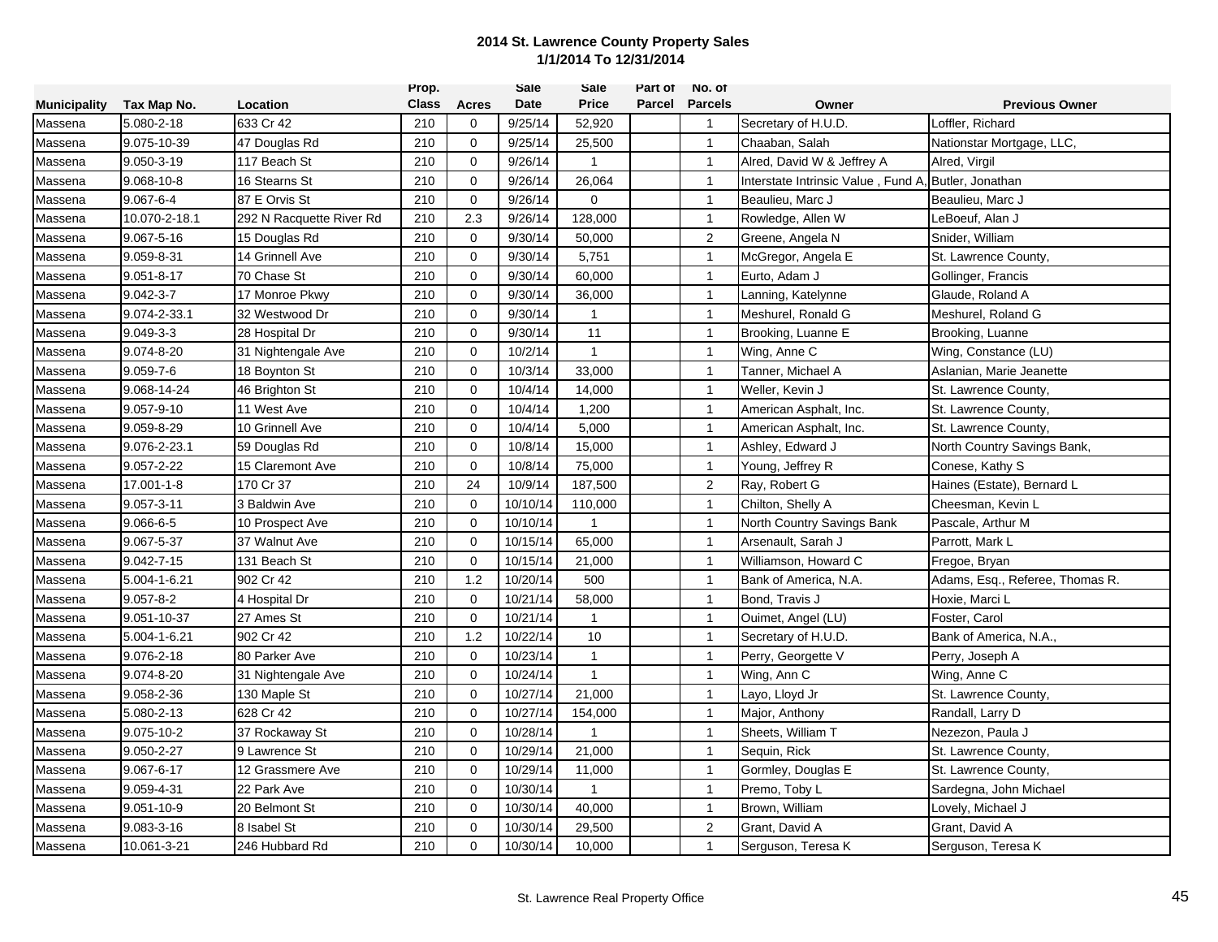# 2014 St. Lawrence County Property Sales
## 1/1/2014 To 12/31/2014

| Municipality | Tax Map No. | Location | Prop. Class | Acres | Sale Date | Sale Price | Part of Parcel | No. of Parcels | Owner | Previous Owner |
|---|---|---|---|---|---|---|---|---|---|---|
| Massena | 5.080-2-18 | 633 Cr 42 | 210 | 0 | 9/25/14 | 52,920 | | 1 | Secretary of H.U.D. | Loffler, Richard |
| Massena | 9.075-10-39 | 47 Douglas Rd | 210 | 0 | 9/25/14 | 25,500 | | 1 | Chaaban, Salah | Nationstar Mortgage, LLC, |
| Massena | 9.050-3-19 | 117 Beach St | 210 | 0 | 9/26/14 | 1 | | 1 | Alred, David W & Jeffrey A | Alred, Virgil |
| Massena | 9.068-10-8 | 16 Stearns St | 210 | 0 | 9/26/14 | 26,064 | | 1 | Interstate Intrinsic Value , Fund A, | Butler, Jonathan |
| Massena | 9.067-6-4 | 87 E Orvis St | 210 | 0 | 9/26/14 | 0 | | 1 | Beaulieu, Marc J | Beaulieu, Marc J |
| Massena | 10.070-2-18.1 | 292 N Racquette River Rd | 210 | 2.3 | 9/26/14 | 128,000 | | 1 | Rowledge, Allen W | LeBoeuf, Alan J |
| Massena | 9.067-5-16 | 15 Douglas Rd | 210 | 0 | 9/30/14 | 50,000 | | 2 | Greene, Angela N | Snider, William |
| Massena | 9.059-8-31 | 14 Grinnell Ave | 210 | 0 | 9/30/14 | 5,751 | | 1 | McGregor, Angela E | St. Lawrence County, |
| Massena | 9.051-8-17 | 70 Chase St | 210 | 0 | 9/30/14 | 60,000 | | 1 | Eurto, Adam J | Gollinger, Francis |
| Massena | 9.042-3-7 | 17 Monroe Pkwy | 210 | 0 | 9/30/14 | 36,000 | | 1 | Lanning, Katelynne | Glaude, Roland A |
| Massena | 9.074-2-33.1 | 32 Westwood Dr | 210 | 0 | 9/30/14 | 1 | | 1 | Meshurel, Ronald G | Meshurel, Roland G |
| Massena | 9.049-3-3 | 28 Hospital Dr | 210 | 0 | 9/30/14 | 11 | | 1 | Brooking, Luanne E | Brooking, Luanne |
| Massena | 9.074-8-20 | 31 Nightengale Ave | 210 | 0 | 10/2/14 | 1 | | 1 | Wing, Anne C | Wing, Constance (LU) |
| Massena | 9.059-7-6 | 18 Boynton St | 210 | 0 | 10/3/14 | 33,000 | | 1 | Tanner, Michael A | Aslanian, Marie Jeanette |
| Massena | 9.068-14-24 | 46 Brighton St | 210 | 0 | 10/4/14 | 14,000 | | 1 | Weller, Kevin J | St. Lawrence County, |
| Massena | 9.057-9-10 | 11 West Ave | 210 | 0 | 10/4/14 | 1,200 | | 1 | American Asphalt, Inc. | St. Lawrence County, |
| Massena | 9.059-8-29 | 10 Grinnell Ave | 210 | 0 | 10/4/14 | 5,000 | | 1 | American Asphalt, Inc. | St. Lawrence County, |
| Massena | 9.076-2-23.1 | 59 Douglas Rd | 210 | 0 | 10/8/14 | 15,000 | | 1 | Ashley, Edward J | North Country Savings Bank, |
| Massena | 9.057-2-22 | 15 Claremont Ave | 210 | 0 | 10/8/14 | 75,000 | | 1 | Young, Jeffrey R | Conese, Kathy S |
| Massena | 17.001-1-8 | 170 Cr 37 | 210 | 24 | 10/9/14 | 187,500 | | 2 | Ray, Robert G | Haines (Estate), Bernard L |
| Massena | 9.057-3-11 | 3 Baldwin Ave | 210 | 0 | 10/10/14 | 110,000 | | 1 | Chilton, Shelly A | Cheesman, Kevin L |
| Massena | 9.066-6-5 | 10 Prospect Ave | 210 | 0 | 10/10/14 | 1 | | 1 | North Country Savings Bank | Pascale, Arthur M |
| Massena | 9.067-5-37 | 37 Walnut Ave | 210 | 0 | 10/15/14 | 65,000 | | 1 | Arsenault, Sarah J | Parrott, Mark L |
| Massena | 9.042-7-15 | 131 Beach St | 210 | 0 | 10/15/14 | 21,000 | | 1 | Williamson, Howard C | Fregoe, Bryan |
| Massena | 5.004-1-6.21 | 902 Cr 42 | 210 | 1.2 | 10/20/14 | 500 | | 1 | Bank of America, N.A. | Adams, Esq., Referee, Thomas R. |
| Massena | 9.057-8-2 | 4 Hospital Dr | 210 | 0 | 10/21/14 | 58,000 | | 1 | Bond, Travis J | Hoxie, Marci L |
| Massena | 9.051-10-37 | 27 Ames St | 210 | 0 | 10/21/14 | 1 | | 1 | Ouimet, Angel (LU) | Foster, Carol |
| Massena | 5.004-1-6.21 | 902 Cr 42 | 210 | 1.2 | 10/22/14 | 10 | | 1 | Secretary of H.U.D. | Bank of America, N.A., |
| Massena | 9.076-2-18 | 80 Parker Ave | 210 | 0 | 10/23/14 | 1 | | 1 | Perry, Georgette V | Perry, Joseph A |
| Massena | 9.074-8-20 | 31 Nightengale Ave | 210 | 0 | 10/24/14 | 1 | | 1 | Wing, Ann C | Wing, Anne C |
| Massena | 9.058-2-36 | 130 Maple St | 210 | 0 | 10/27/14 | 21,000 | | 1 | Layo, Lloyd Jr | St. Lawrence County, |
| Massena | 5.080-2-13 | 628 Cr 42 | 210 | 0 | 10/27/14 | 154,000 | | 1 | Major, Anthony | Randall, Larry D |
| Massena | 9.075-10-2 | 37 Rockaway St | 210 | 0 | 10/28/14 | 1 | | 1 | Sheets, William T | Nezezon, Paula J |
| Massena | 9.050-2-27 | 9 Lawrence St | 210 | 0 | 10/29/14 | 21,000 | | 1 | Sequin, Rick | St. Lawrence County, |
| Massena | 9.067-6-17 | 12 Grassmere Ave | 210 | 0 | 10/29/14 | 11,000 | | 1 | Gormley, Douglas E | St. Lawrence County, |
| Massena | 9.059-4-31 | 22 Park Ave | 210 | 0 | 10/30/14 | 1 | | 1 | Premo, Toby L | Sardegna, John Michael |
| Massena | 9.051-10-9 | 20 Belmont St | 210 | 0 | 10/30/14 | 40,000 | | 1 | Brown, William | Lovely, Michael J |
| Massena | 9.083-3-16 | 8 Isabel St | 210 | 0 | 10/30/14 | 29,500 | | 2 | Grant, David A | Grant, David A |
| Massena | 10.061-3-21 | 246 Hubbard Rd | 210 | 0 | 10/30/14 | 10,000 | | 1 | Serguson, Teresa K | Serguson, Teresa K |

St. Lawrence Real Property Office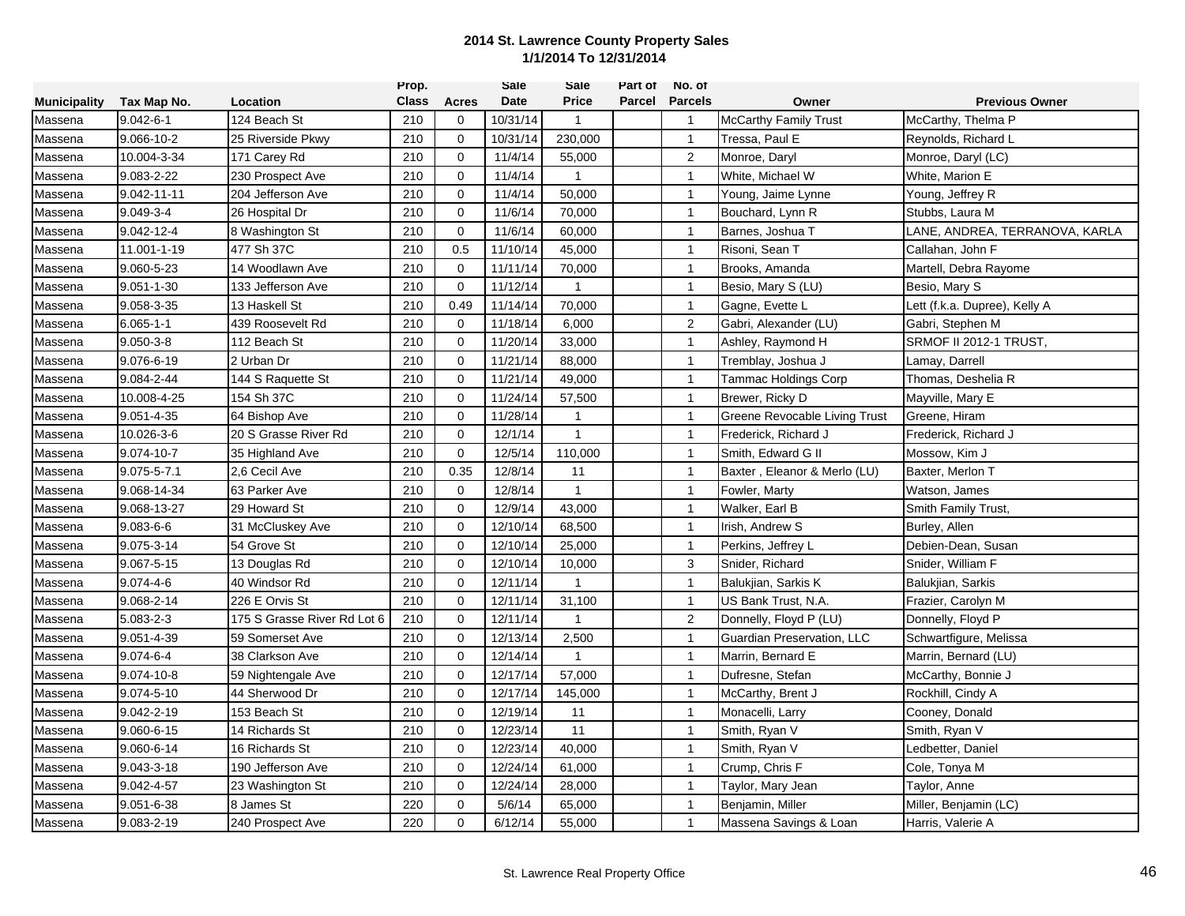**2014 St. Lawrence County Property Sales**
**1/1/2014 To 12/31/2014**

| Municipality | Tax Map No. | Location | Prop. Class | Acres | Sale Date | Sale Price | Part of Parcel | No. of Parcels | Owner | Previous Owner |
|---|---|---|---|---|---|---|---|---|---|---|
| Massena | 9.042-6-1 | 124 Beach St | 210 | 0 | 10/31/14 | 1 | | 1 | McCarthy Family Trust | McCarthy, Thelma P |
| Massena | 9.066-10-2 | 25 Riverside Pkwy | 210 | 0 | 10/31/14 | 230,000 | | 1 | Tressa, Paul E | Reynolds, Richard L |
| Massena | 10.004-3-34 | 171 Carey Rd | 210 | 0 | 11/4/14 | 55,000 | | 2 | Monroe, Daryl | Monroe, Daryl (LC) |
| Massena | 9.083-2-22 | 230 Prospect Ave | 210 | 0 | 11/4/14 | 1 | | 1 | White, Michael W | White, Marion E |
| Massena | 9.042-11-11 | 204 Jefferson Ave | 210 | 0 | 11/4/14 | 50,000 | | 1 | Young, Jaime Lynne | Young, Jeffrey R |
| Massena | 9.049-3-4 | 26 Hospital Dr | 210 | 0 | 11/6/14 | 70,000 | | 1 | Bouchard, Lynn R | Stubbs, Laura M |
| Massena | 9.042-12-4 | 8 Washington St | 210 | 0 | 11/6/14 | 60,000 | | 1 | Barnes, Joshua T | LANE, ANDREA, TERRANOVA, KARLA |
| Massena | 11.001-1-19 | 477 Sh 37C | 210 | 0.5 | 11/10/14 | 45,000 | | 1 | Risoni, Sean T | Callahan, John F |
| Massena | 9.060-5-23 | 14 Woodlawn Ave | 210 | 0 | 11/11/14 | 70,000 | | 1 | Brooks, Amanda | Martell, Debra Rayome |
| Massena | 9.051-1-30 | 133 Jefferson Ave | 210 | 0 | 11/12/14 | 1 | | 1 | Besio, Mary S (LU) | Besio, Mary S |
| Massena | 9.058-3-35 | 13 Haskell St | 210 | 0.49 | 11/14/14 | 70,000 | | 1 | Gagne, Evette L | Lett (f.k.a. Dupree), Kelly A |
| Massena | 6.065-1-1 | 439 Roosevelt Rd | 210 | 0 | 11/18/14 | 6,000 | | 2 | Gabri, Alexander (LU) | Gabri, Stephen M |
| Massena | 9.050-3-8 | 112 Beach St | 210 | 0 | 11/20/14 | 33,000 | | 1 | Ashley, Raymond H | SRMOF II 2012-1 TRUST, |
| Massena | 9.076-6-19 | 2 Urban Dr | 210 | 0 | 11/21/14 | 88,000 | | 1 | Tremblay, Joshua J | Lamay, Darrell |
| Massena | 9.084-2-44 | 144 S Raquette St | 210 | 0 | 11/21/14 | 49,000 | | 1 | Tammac Holdings Corp | Thomas, Deshelia R |
| Massena | 10.008-4-25 | 154 Sh 37C | 210 | 0 | 11/24/14 | 57,500 | | 1 | Brewer, Ricky D | Mayville, Mary E |
| Massena | 9.051-4-35 | 64 Bishop Ave | 210 | 0 | 11/28/14 | 1 | | 1 | Greene Revocable Living Trust | Greene, Hiram |
| Massena | 10.026-3-6 | 20 S Grasse River Rd | 210 | 0 | 12/1/14 | 1 | | 1 | Frederick, Richard J | Frederick, Richard J |
| Massena | 9.074-10-7 | 35 Highland Ave | 210 | 0 | 12/5/14 | 110,000 | | 1 | Smith, Edward G II | Mossow, Kim J |
| Massena | 9.075-5-7.1 | 2,6 Cecil Ave | 210 | 0.35 | 12/8/14 | 11 | | 1 | Baxter , Eleanor & Merlo (LU) | Baxter, Merlon T |
| Massena | 9.068-14-34 | 63 Parker Ave | 210 | 0 | 12/8/14 | 1 | | 1 | Fowler, Marty | Watson, James |
| Massena | 9.068-13-27 | 29 Howard St | 210 | 0 | 12/9/14 | 43,000 | | 1 | Walker, Earl B | Smith Family Trust, |
| Massena | 9.083-6-6 | 31 McCluskey Ave | 210 | 0 | 12/10/14 | 68,500 | | 1 | Irish, Andrew S | Burley, Allen |
| Massena | 9.075-3-14 | 54 Grove St | 210 | 0 | 12/10/14 | 25,000 | | 1 | Perkins, Jeffrey L | Debien-Dean, Susan |
| Massena | 9.067-5-15 | 13 Douglas Rd | 210 | 0 | 12/10/14 | 10,000 | | 3 | Snider, Richard | Snider, William F |
| Massena | 9.074-4-6 | 40 Windsor Rd | 210 | 0 | 12/11/14 | 1 | | 1 | Balukjian, Sarkis K | Balukjian, Sarkis |
| Massena | 9.068-2-14 | 226 E Orvis St | 210 | 0 | 12/11/14 | 31,100 | | 1 | US Bank Trust, N.A. | Frazier, Carolyn M |
| Massena | 5.083-2-3 | 175 S Grasse River Rd Lot 6 | 210 | 0 | 12/11/14 | 1 | | 2 | Donnelly, Floyd P (LU) | Donnelly, Floyd P |
| Massena | 9.051-4-39 | 59 Somerset Ave | 210 | 0 | 12/13/14 | 2,500 | | 1 | Guardian Preservation, LLC | Schwartfigure, Melissa |
| Massena | 9.074-6-4 | 38 Clarkson Ave | 210 | 0 | 12/14/14 | 1 | | 1 | Marrin, Bernard E | Marrin, Bernard (LU) |
| Massena | 9.074-10-8 | 59 Nightengale Ave | 210 | 0 | 12/17/14 | 57,000 | | 1 | Dufresne, Stefan | McCarthy, Bonnie J |
| Massena | 9.074-5-10 | 44 Sherwood Dr | 210 | 0 | 12/17/14 | 145,000 | | 1 | McCarthy, Brent J | Rockhill, Cindy A |
| Massena | 9.042-2-19 | 153 Beach St | 210 | 0 | 12/19/14 | 11 | | 1 | Monacelli, Larry | Cooney, Donald |
| Massena | 9.060-6-15 | 14 Richards St | 210 | 0 | 12/23/14 | 11 | | 1 | Smith, Ryan V | Smith, Ryan V |
| Massena | 9.060-6-14 | 16 Richards St | 210 | 0 | 12/23/14 | 40,000 | | 1 | Smith, Ryan V | Ledbetter, Daniel |
| Massena | 9.043-3-18 | 190 Jefferson Ave | 210 | 0 | 12/24/14 | 61,000 | | 1 | Crump, Chris F | Cole, Tonya M |
| Massena | 9.042-4-57 | 23 Washington St | 210 | 0 | 12/24/14 | 28,000 | | 1 | Taylor, Mary Jean | Taylor, Anne |
| Massena | 9.051-6-38 | 8 James St | 220 | 0 | 5/6/14 | 65,000 | | 1 | Benjamin, Miller | Miller, Benjamin (LC) |
| Massena | 9.083-2-19 | 240 Prospect Ave | 220 | 0 | 6/12/14 | 55,000 | | 1 | Massena Savings & Loan | Harris, Valerie A |

St. Lawrence Real Property Office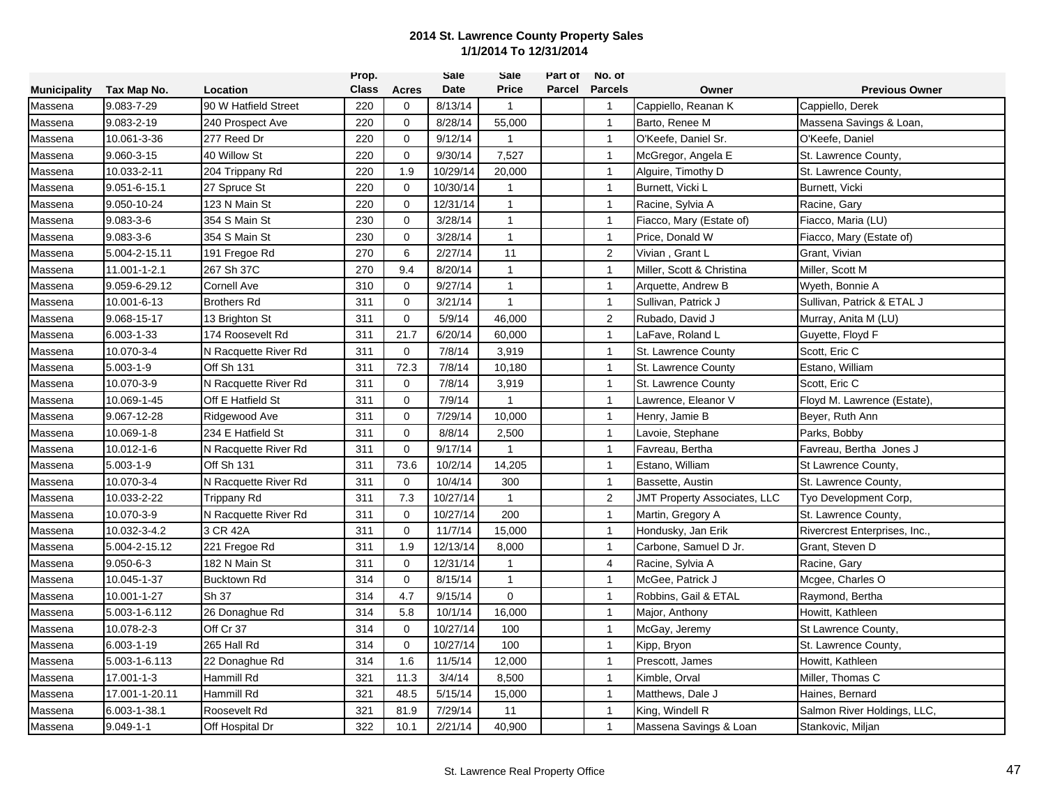**2014 St. Lawrence County Property Sales**
**1/1/2014 To 12/31/2014**

| Municipality | Tax Map No. | Location | Prop. Class | Acres | Sale Date | Sale Price | Part of Parcel | No. of Parcels | Owner | Previous Owner |
|---|---|---|---|---|---|---|---|---|---|---|
| Massena | 9.083-7-29 | 90 W Hatfield Street | 220 | 0 | 8/13/14 | 1 | | 1 | Cappiello, Reanan K | Cappiello, Derek |
| Massena | 9.083-2-19 | 240 Prospect Ave | 220 | 0 | 8/28/14 | 55,000 | | 1 | Barto, Renee M | Massena Savings & Loan, |
| Massena | 10.061-3-36 | 277 Reed Dr | 220 | 0 | 9/12/14 | 1 | | 1 | O'Keefe, Daniel Sr. | O'Keefe, Daniel |
| Massena | 9.060-3-15 | 40 Willow St | 220 | 0 | 9/30/14 | 7,527 | | 1 | McGregor, Angela E | St. Lawrence County, |
| Massena | 10.033-2-11 | 204 Trippany Rd | 220 | 1.9 | 10/29/14 | 20,000 | | 1 | Alguire, Timothy D | St. Lawrence County, |
| Massena | 9.051-6-15.1 | 27 Spruce St | 220 | 0 | 10/30/14 | 1 | | 1 | Burnett, Vicki L | Burnett, Vicki |
| Massena | 9.050-10-24 | 123 N Main St | 220 | 0 | 12/31/14 | 1 | | 1 | Racine, Sylvia A | Racine, Gary |
| Massena | 9.083-3-6 | 354 S Main St | 230 | 0 | 3/28/14 | 1 | | 1 | Fiacco, Mary (Estate of) | Fiacco, Maria (LU) |
| Massena | 9.083-3-6 | 354 S Main St | 230 | 0 | 3/28/14 | 1 | | 1 | Price, Donald W | Fiacco, Mary (Estate of) |
| Massena | 5.004-2-15.11 | 191 Fregoe Rd | 270 | 6 | 2/27/14 | 11 | | 2 | Vivian , Grant L | Grant, Vivian |
| Massena | 11.001-1-2.1 | 267 Sh 37C | 270 | 9.4 | 8/20/14 | 1 | | 1 | Miller, Scott & Christina | Miller, Scott M |
| Massena | 9.059-6-29.12 | Cornell Ave | 310 | 0 | 9/27/14 | 1 | | 1 | Arquette, Andrew B | Wyeth, Bonnie A |
| Massena | 10.001-6-13 | Brothers Rd | 311 | 0 | 3/21/14 | 1 | | 1 | Sullivan, Patrick J | Sullivan, Patrick & ETAL J |
| Massena | 9.068-15-17 | 13 Brighton St | 311 | 0 | 5/9/14 | 46,000 | | 2 | Rubado, David J | Murray, Anita M (LU) |
| Massena | 6.003-1-33 | 174 Roosevelt Rd | 311 | 21.7 | 6/20/14 | 60,000 | | 1 | LaFave, Roland L | Guyette, Floyd F |
| Massena | 10.070-3-4 | N Racquette River Rd | 311 | 0 | 7/8/14 | 3,919 | | 1 | St. Lawrence County | Scott, Eric C |
| Massena | 5.003-1-9 | Off Sh 131 | 311 | 72.3 | 7/8/14 | 10,180 | | 1 | St. Lawrence County | Estano, William |
| Massena | 10.070-3-9 | N Racquette River Rd | 311 | 0 | 7/8/14 | 3,919 | | 1 | St. Lawrence County | Scott, Eric C |
| Massena | 10.069-1-45 | Off E Hatfield St | 311 | 0 | 7/9/14 | 1 | | 1 | Lawrence, Eleanor V | Floyd M. Lawrence (Estate), |
| Massena | 9.067-12-28 | Ridgewood Ave | 311 | 0 | 7/29/14 | 10,000 | | 1 | Henry, Jamie B | Beyer, Ruth Ann |
| Massena | 10.069-1-8 | 234 E Hatfield St | 311 | 0 | 8/8/14 | 2,500 | | 1 | Lavoie, Stephane | Parks, Bobby |
| Massena | 10.012-1-6 | N Racquette River Rd | 311 | 0 | 9/17/14 | 1 | | 1 | Favreau, Bertha | Favreau, Bertha Jones J |
| Massena | 5.003-1-9 | Off Sh 131 | 311 | 73.6 | 10/2/14 | 14,205 | | 1 | Estano, William | St Lawrence County, |
| Massena | 10.070-3-4 | N Racquette River Rd | 311 | 0 | 10/4/14 | 300 | | 1 | Bassette, Austin | St. Lawrence County, |
| Massena | 10.033-2-22 | Trippany Rd | 311 | 7.3 | 10/27/14 | 1 | | 2 | JMT Property Associates, LLC | Tyo Development Corp, |
| Massena | 10.070-3-9 | N Racquette River Rd | 311 | 0 | 10/27/14 | 200 | | 1 | Martin, Gregory A | St. Lawrence County, |
| Massena | 10.032-3-4.2 | 3 CR 42A | 311 | 0 | 11/7/14 | 15,000 | | 1 | Hondusky, Jan Erik | Rivercrest Enterprises, Inc., |
| Massena | 5.004-2-15.12 | 221 Fregoe Rd | 311 | 1.9 | 12/13/14 | 8,000 | | 1 | Carbone, Samuel D Jr. | Grant, Steven D |
| Massena | 9.050-6-3 | 182 N Main St | 311 | 0 | 12/31/14 | 1 | | 4 | Racine, Sylvia A | Racine, Gary |
| Massena | 10.045-1-37 | Bucktown Rd | 314 | 0 | 8/15/14 | 1 | | 1 | McGee, Patrick J | Mcgee, Charles O |
| Massena | 10.001-1-27 | Sh 37 | 314 | 4.7 | 9/15/14 | 0 | | 1 | Robbins, Gail & ETAL | Raymond, Bertha |
| Massena | 5.003-1-6.112 | 26 Donaghue Rd | 314 | 5.8 | 10/1/14 | 16,000 | | 1 | Major, Anthony | Howitt, Kathleen |
| Massena | 10.078-2-3 | Off Cr 37 | 314 | 0 | 10/27/14 | 100 | | 1 | McGay, Jeremy | St Lawrence County, |
| Massena | 6.003-1-19 | 265 Hall Rd | 314 | 0 | 10/27/14 | 100 | | 1 | Kipp, Bryon | St. Lawrence County, |
| Massena | 5.003-1-6.113 | 22 Donaghue Rd | 314 | 1.6 | 11/5/14 | 12,000 | | 1 | Prescott, James | Howitt, Kathleen |
| Massena | 17.001-1-3 | Hammill Rd | 321 | 11.3 | 3/4/14 | 8,500 | | 1 | Kimble, Orval | Miller, Thomas C |
| Massena | 17.001-1-20.11 | Hammill Rd | 321 | 48.5 | 5/15/14 | 15,000 | | 1 | Matthews, Dale J | Haines, Bernard |
| Massena | 6.003-1-38.1 | Roosevelt Rd | 321 | 81.9 | 7/29/14 | 11 | | 1 | King, Windell R | Salmon River Holdings, LLC, |
| Massena | 9.049-1-1 | Off Hospital Dr | 322 | 10.1 | 2/21/14 | 40,900 | | 1 | Massena Savings & Loan | Stankovic, Miljan |

St. Lawrence Real Property Office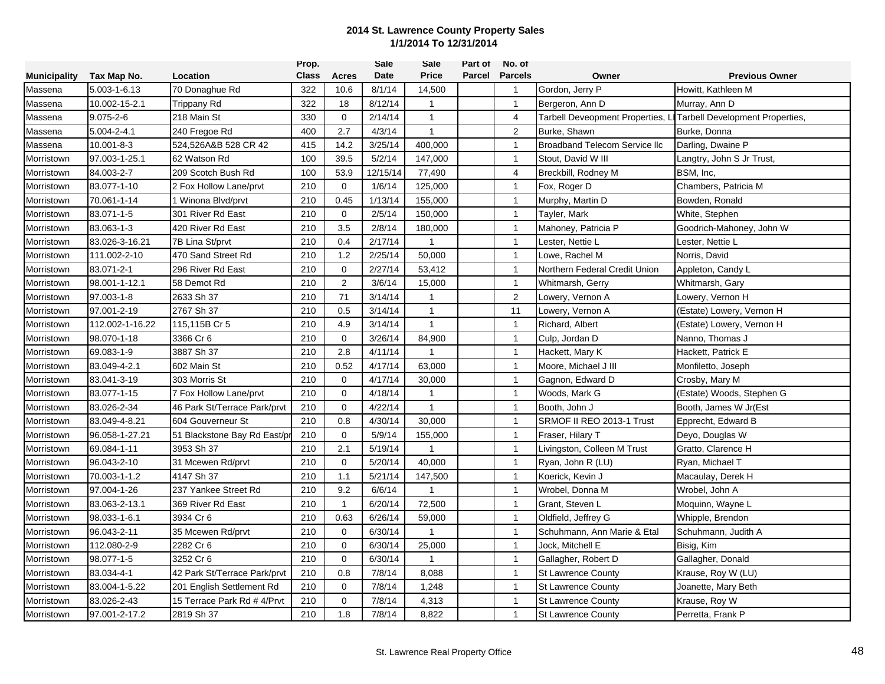**2014 St. Lawrence County Property Sales**
**1/1/2014 To 12/31/2014**

| Municipality | Tax Map No. | Location | Prop. Class | Acres | Sale Date | Sale Price | Part of Parcel | No. of Parcels | Owner | Previous Owner |
|---|---|---|---|---|---|---|---|---|---|---|
| Massena | 5.003-1-6.13 | 70 Donaghue Rd | 322 | 10.6 | 8/1/14 | 14,500 | | 1 | Gordon, Jerry P | Howitt, Kathleen M |
| Massena | 10.002-15-2.1 | Trippany Rd | 322 | 18 | 8/12/14 | 1 | | 1 | Bergeron, Ann D | Murray, Ann D |
| Massena | 9.075-2-6 | 218 Main St | 330 | 0 | 2/14/14 | 1 | | 4 | Tarbell Deveopment Properties, Ll | Tarbell Development Properties, |
| Massena | 5.004-2-4.1 | 240 Fregoe Rd | 400 | 2.7 | 4/3/14 | 1 | | 2 | Burke, Shawn | Burke, Donna |
| Massena | 10.001-8-3 | 524,526A&B 528 CR 42 | 415 | 14.2 | 3/25/14 | 400,000 | | 1 | Broadband Telecom Service llc | Darling, Dwaine P |
| Morristown | 97.003-1-25.1 | 62 Watson Rd | 100 | 39.5 | 5/2/14 | 147,000 | | 1 | Stout, David W III | Langtry, John S Jr Trust, |
| Morristown | 84.003-2-7 | 209 Scotch Bush Rd | 100 | 53.9 | 12/15/14 | 77,490 | | 4 | Breckbill, Rodney M | BSM, Inc, |
| Morristown | 83.077-1-10 | 2 Fox Hollow Lane/prvt | 210 | 0 | 1/6/14 | 125,000 | | 1 | Fox, Roger D | Chambers, Patricia M |
| Morristown | 70.061-1-14 | 1 Winona Blvd/prvt | 210 | 0.45 | 1/13/14 | 155,000 | | 1 | Murphy, Martin D | Bowden, Ronald |
| Morristown | 83.071-1-5 | 301 River Rd East | 210 | 0 | 2/5/14 | 150,000 | | 1 | Tayler, Mark | White, Stephen |
| Morristown | 83.063-1-3 | 420 River Rd East | 210 | 3.5 | 2/8/14 | 180,000 | | 1 | Mahoney, Patricia P | Goodrich-Mahoney, John W |
| Morristown | 83.026-3-16.21 | 7B Lina St/prvt | 210 | 0.4 | 2/17/14 | 1 | | 1 | Lester, Nettie L | Lester, Nettie L |
| Morristown | 111.002-2-10 | 470 Sand Street Rd | 210 | 1.2 | 2/25/14 | 50,000 | | 1 | Lowe, Rachel M | Norris, David |
| Morristown | 83.071-2-1 | 296 River Rd East | 210 | 0 | 2/27/14 | 53,412 | | 1 | Northern Federal Credit Union | Appleton, Candy L |
| Morristown | 98.001-1-12.1 | 58 Demot Rd | 210 | 2 | 3/6/14 | 15,000 | | 1 | Whitmarsh, Gerry | Whitmarsh, Gary |
| Morristown | 97.003-1-8 | 2633 Sh 37 | 210 | 71 | 3/14/14 | 1 | | 2 | Lowery, Vernon A | Lowery, Vernon H |
| Morristown | 97.001-2-19 | 2767 Sh 37 | 210 | 0.5 | 3/14/14 | 1 | | 11 | Lowery, Vernon A | (Estate) Lowery, Vernon H |
| Morristown | 112.002-1-16.22 | 115,115B Cr 5 | 210 | 4.9 | 3/14/14 | 1 | | 1 | Richard, Albert | (Estate) Lowery, Vernon H |
| Morristown | 98.070-1-18 | 3366 Cr 6 | 210 | 0 | 3/26/14 | 84,900 | | 1 | Culp, Jordan D | Nanno, Thomas J |
| Morristown | 69.083-1-9 | 3887 Sh 37 | 210 | 2.8 | 4/11/14 | 1 | | 1 | Hackett, Mary K | Hackett, Patrick E |
| Morristown | 83.049-4-2.1 | 602 Main St | 210 | 0.52 | 4/17/14 | 63,000 | | 1 | Moore, Michael J III | Monfiletto, Joseph |
| Morristown | 83.041-3-19 | 303 Morris St | 210 | 0 | 4/17/14 | 30,000 | | 1 | Gagnon, Edward D | Crosby, Mary M |
| Morristown | 83.077-1-15 | 7 Fox Hollow Lane/prvt | 210 | 0 | 4/18/14 | 1 | | 1 | Woods, Mark G | (Estate) Woods, Stephen G |
| Morristown | 83.026-2-34 | 46 Park St/Terrace Park/prvt | 210 | 0 | 4/22/14 | 1 | | 1 | Booth, John J | Booth, James W Jr(Est |
| Morristown | 83.049-4-8.21 | 604 Gouverneur St | 210 | 0.8 | 4/30/14 | 30,000 | | 1 | SRMOF II REO 2013-1 Trust | Epprecht, Edward B |
| Morristown | 96.058-1-27.21 | 51 Blackstone Bay Rd East/pr | 210 | 0 | 5/9/14 | 155,000 | | 1 | Fraser, Hilary T | Deyo, Douglas W |
| Morristown | 69.084-1-11 | 3953 Sh 37 | 210 | 2.1 | 5/19/14 | 1 | | 1 | Livingston, Colleen M Trust | Gratto, Clarence H |
| Morristown | 96.043-2-10 | 31 Mcewen Rd/prvt | 210 | 0 | 5/20/14 | 40,000 | | 1 | Ryan, John R (LU) | Ryan, Michael T |
| Morristown | 70.003-1-1.2 | 4147 Sh 37 | 210 | 1.1 | 5/21/14 | 147,500 | | 1 | Koerick, Kevin J | Macaulay, Derek H |
| Morristown | 97.004-1-26 | 237 Yankee Street Rd | 210 | 9.2 | 6/6/14 | 1 | | 1 | Wrobel, Donna M | Wrobel, John A |
| Morristown | 83.063-2-13.1 | 369 River Rd East | 210 | 1 | 6/20/14 | 72,500 | | 1 | Grant, Steven L | Moquinn, Wayne L |
| Morristown | 98.033-1-6.1 | 3934 Cr 6 | 210 | 0.63 | 6/26/14 | 59,000 | | 1 | Oldfield, Jeffrey G | Whipple, Brendon |
| Morristown | 96.043-2-11 | 35 Mcewen Rd/prvt | 210 | 0 | 6/30/14 | 1 | | 1 | Schuhmann, Ann Marie & Etal | Schuhmann, Judith A |
| Morristown | 112.080-2-9 | 2282 Cr 6 | 210 | 0 | 6/30/14 | 25,000 | | 1 | Jock, Mitchell E | Bisig, Kim |
| Morristown | 98.077-1-5 | 3252 Cr 6 | 210 | 0 | 6/30/14 | 1 | | 1 | Gallagher, Robert D | Gallagher, Donald |
| Morristown | 83.034-4-1 | 42 Park St/Terrace Park/prvt | 210 | 0.8 | 7/8/14 | 8,088 | | 1 | St Lawrence County | Krause, Roy W (LU) |
| Morristown | 83.004-1-5.22 | 201 English Settlement Rd | 210 | 0 | 7/8/14 | 1,248 | | 1 | St Lawrence County | Joanette, Mary Beth |
| Morristown | 83.026-2-43 | 15 Terrace Park Rd # 4/Prvt | 210 | 0 | 7/8/14 | 4,313 | | 1 | St Lawrence County | Krause, Roy W |
| Morristown | 97.001-2-17.2 | 2819 Sh 37 | 210 | 1.8 | 7/8/14 | 8,822 | | 1 | St Lawrence County | Perretta, Frank P |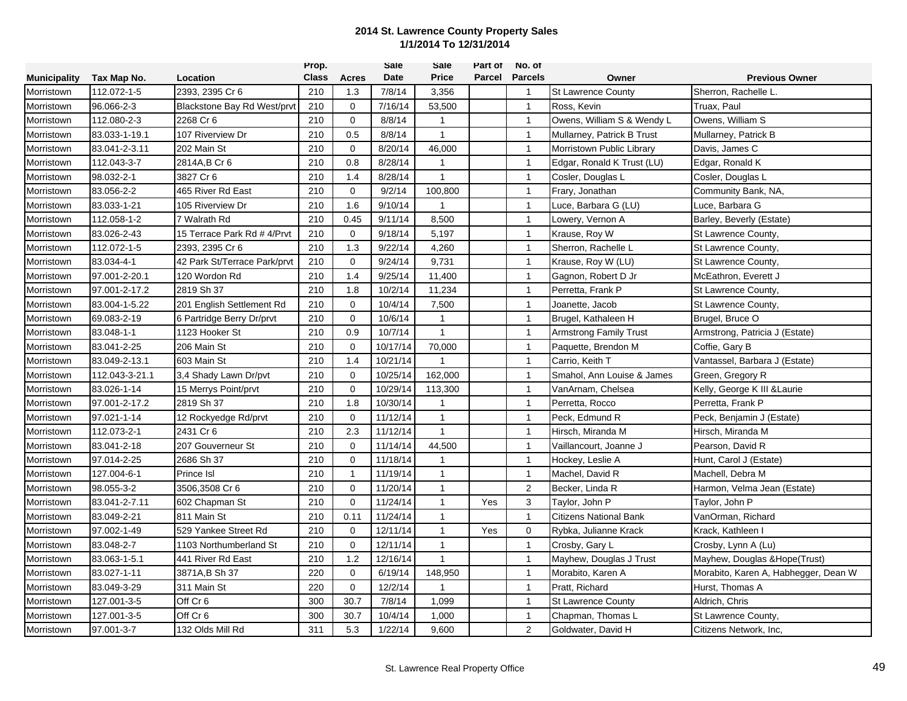**2014 St. Lawrence County Property Sales**
**1/1/2014 To 12/31/2014**

| Municipality | Tax Map No. | Location | Prop. Class | Acres | Sale Date | Sale Price | Part of Parcel | No. of Parcels | Owner | Previous Owner |
|---|---|---|---|---|---|---|---|---|---|---|
| Morristown | 112.072-1-5 | 2393, 2395 Cr 6 | 210 | 1.3 | 7/8/14 | 3,356 | | 1 | St Lawrence County | Sherron, Rachelle L. |
| Morristown | 96.066-2-3 | Blackstone Bay Rd West/prvt | 210 | 0 | 7/16/14 | 53,500 | | 1 | Ross, Kevin | Truax, Paul |
| Morristown | 112.080-2-3 | 2268 Cr 6 | 210 | 0 | 8/8/14 | 1 | | 1 | Owens, William S & Wendy L | Owens, William S |
| Morristown | 83.033-1-19.1 | 107 Riverview Dr | 210 | 0.5 | 8/8/14 | 1 | | 1 | Mullarney, Patrick B Trust | Mullarney, Patrick B |
| Morristown | 83.041-2-3.11 | 202 Main St | 210 | 0 | 8/20/14 | 46,000 | | 1 | Morristown Public Library | Davis, James C |
| Morristown | 112.043-3-7 | 2814A,B Cr 6 | 210 | 0.8 | 8/28/14 | 1 | | 1 | Edgar, Ronald K Trust (LU) | Edgar, Ronald K |
| Morristown | 98.032-2-1 | 3827 Cr 6 | 210 | 1.4 | 8/28/14 | 1 | | 1 | Cosler, Douglas L | Cosler, Douglas L |
| Morristown | 83.056-2-2 | 465 River Rd East | 210 | 0 | 9/2/14 | 100,800 | | 1 | Frary, Jonathan | Community Bank, NA, |
| Morristown | 83.033-1-21 | 105 Riverview Dr | 210 | 1.6 | 9/10/14 | 1 | | 1 | Luce, Barbara G (LU) | Luce, Barbara G |
| Morristown | 112.058-1-2 | 7 Walrath Rd | 210 | 0.45 | 9/11/14 | 8,500 | | 1 | Lowery, Vernon A | Barley, Beverly (Estate) |
| Morristown | 83.026-2-43 | 15 Terrace Park Rd # 4/Prvt | 210 | 0 | 9/18/14 | 5,197 | | 1 | Krause, Roy W | St Lawrence County, |
| Morristown | 112.072-1-5 | 2393, 2395 Cr 6 | 210 | 1.3 | 9/22/14 | 4,260 | | 1 | Sherron, Rachelle L | St Lawrence County, |
| Morristown | 83.034-4-1 | 42 Park St/Terrace Park/prvt | 210 | 0 | 9/24/14 | 9,731 | | 1 | Krause, Roy W (LU) | St Lawrence County, |
| Morristown | 97.001-2-20.1 | 120 Wordon Rd | 210 | 1.4 | 9/25/14 | 11,400 | | 1 | Gagnon, Robert D Jr | McEathron, Everett J |
| Morristown | 97.001-2-17.2 | 2819 Sh 37 | 210 | 1.8 | 10/2/14 | 11,234 | | 1 | Perretta, Frank P | St Lawrence County, |
| Morristown | 83.004-1-5.22 | 201 English Settlement Rd | 210 | 0 | 10/4/14 | 7,500 | | 1 | Joanette, Jacob | St Lawrence County, |
| Morristown | 69.083-2-19 | 6 Partridge Berry Dr/prvt | 210 | 0 | 10/6/14 | 1 | | 1 | Brugel, Kathaleen H | Brugel, Bruce O |
| Morristown | 83.048-1-1 | 1123 Hooker St | 210 | 0.9 | 10/7/14 | 1 | | 1 | Armstrong Family Trust | Armstrong, Patricia J (Estate) |
| Morristown | 83.041-2-25 | 206 Main St | 210 | 0 | 10/17/14 | 70,000 | | 1 | Paquette, Brendon M | Coffie, Gary B |
| Morristown | 83.049-2-13.1 | 603 Main St | 210 | 1.4 | 10/21/14 | 1 | | 1 | Carrio, Keith T | Vantassel, Barbara J (Estate) |
| Morristown | 112.043-3-21.1 | 3,4 Shady Lawn Dr/pvt | 210 | 0 | 10/25/14 | 162,000 | | 1 | Smahol, Ann Louise & James | Green, Gregory R |
| Morristown | 83.026-1-14 | 15 Merrys Point/prvt | 210 | 0 | 10/29/14 | 113,300 | | 1 | VanArnam, Chelsea | Kelly, George K III &Laurie |
| Morristown | 97.001-2-17.2 | 2819 Sh 37 | 210 | 1.8 | 10/30/14 | 1 | | 1 | Perretta, Rocco | Perretta, Frank P |
| Morristown | 97.021-1-14 | 12 Rockyedge Rd/prvt | 210 | 0 | 11/12/14 | 1 | | 1 | Peck, Edmund R | Peck, Benjamin J (Estate) |
| Morristown | 112.073-2-1 | 2431 Cr 6 | 210 | 2.3 | 11/12/14 | 1 | | 1 | Hirsch, Miranda M | Hirsch, Miranda M |
| Morristown | 83.041-2-18 | 207 Gouverneur St | 210 | 0 | 11/14/14 | 44,500 | | 1 | Vaillancourt, Joanne J | Pearson, David R |
| Morristown | 97.014-2-25 | 2686 Sh 37 | 210 | 0 | 11/18/14 | 1 | | 1 | Hockey, Leslie A | Hunt, Carol J (Estate) |
| Morristown | 127.004-6-1 | Prince Isl | 210 | 1 | 11/19/14 | 1 | | 1 | Machel, David R | Machell, Debra M |
| Morristown | 98.055-3-2 | 3506,3508 Cr 6 | 210 | 0 | 11/20/14 | 1 | | 2 | Becker, Linda R | Harmon, Velma Jean (Estate) |
| Morristown | 83.041-2-7.11 | 602 Chapman St | 210 | 0 | 11/24/14 | 1 | Yes | 3 | Taylor, John P | Taylor, John P |
| Morristown | 83.049-2-21 | 811 Main St | 210 | 0.11 | 11/24/14 | 1 | | 1 | Citizens National Bank | VanOrman, Richard |
| Morristown | 97.002-1-49 | 529 Yankee Street Rd | 210 | 0 | 12/11/14 | 1 | Yes | 0 | Rybka, Julianne Krack | Krack, Kathleen I |
| Morristown | 83.048-2-7 | 1103 Northumberland St | 210 | 0 | 12/11/14 | 1 | | 1 | Crosby, Gary L | Crosby, Lynn A (Lu) |
| Morristown | 83.063-1-5.1 | 441 River Rd East | 210 | 1.2 | 12/16/14 | 1 | | 1 | Mayhew, Douglas J Trust | Mayhew, Douglas &Hope(Trust) |
| Morristown | 83.027-1-11 | 3871A,B Sh 37 | 220 | 0 | 6/19/14 | 148,950 | | 1 | Morabito, Karen A | Morabito, Karen A, Habhegger, Dean W |
| Morristown | 83.049-3-29 | 311 Main St | 220 | 0 | 12/2/14 | 1 | | 1 | Pratt, Richard | Hurst, Thomas A |
| Morristown | 127.001-3-5 | Off Cr 6 | 300 | 30.7 | 7/8/14 | 1,099 | | 1 | St Lawrence County | Aldrich, Chris |
| Morristown | 127.001-3-5 | Off Cr 6 | 300 | 30.7 | 10/4/14 | 1,000 | | 1 | Chapman, Thomas L | St Lawrence County, |
| Morristown | 97.001-3-7 | 132 Olds Mill Rd | 311 | 5.3 | 1/22/14 | 9,600 | | 2 | Goldwater, David H | Citizens Network, Inc, |

St. Lawrence Real Property Office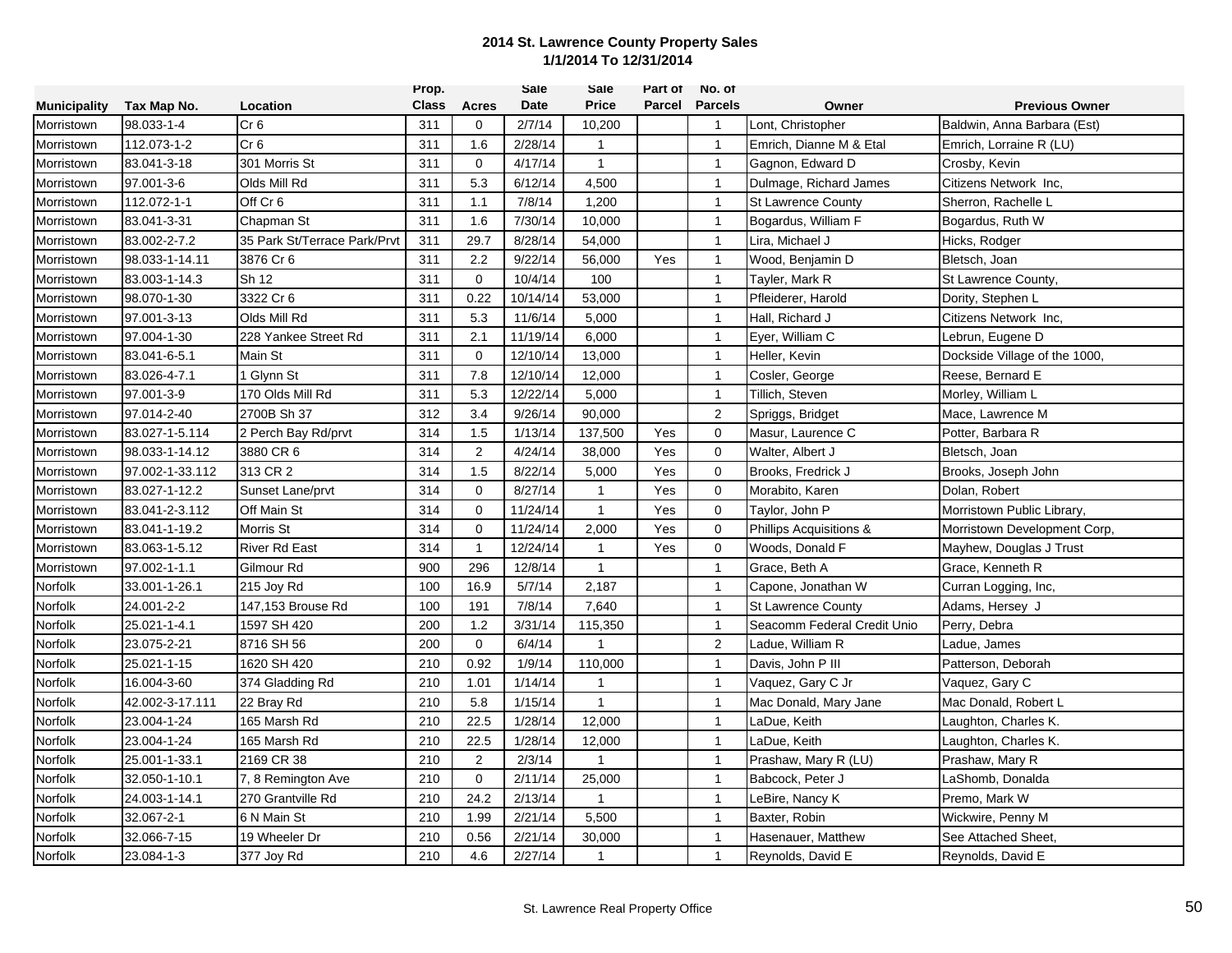**2014 St. Lawrence County Property Sales**
**1/1/2014 To 12/31/2014**

| Municipality | Tax Map No. | Location | Prop. Class | Acres | Sale Date | Sale Price | Part of Parcel | No. of Parcels | Owner | Previous Owner |
|---|---|---|---|---|---|---|---|---|---|---|
| Morristown | 98.033-1-4 | Cr 6 | 311 | 0 | 2/7/14 | 10,200 | | 1 | Lont, Christopher | Baldwin, Anna Barbara (Est) |
| Morristown | 112.073-1-2 | Cr 6 | 311 | 1.6 | 2/28/14 | 1 | | 1 | Emrich, Dianne M & Etal | Emrich, Lorraine R (LU) |
| Morristown | 83.041-3-18 | 301 Morris St | 311 | 0 | 4/17/14 | 1 | | 1 | Gagnon, Edward D | Crosby, Kevin |
| Morristown | 97.001-3-6 | Olds Mill Rd | 311 | 5.3 | 6/12/14 | 4,500 | | 1 | Dulmage, Richard James | Citizens Network Inc, |
| Morristown | 112.072-1-1 | Off Cr 6 | 311 | 1.1 | 7/8/14 | 1,200 | | 1 | St Lawrence County | Sherron, Rachelle L |
| Morristown | 83.041-3-31 | Chapman St | 311 | 1.6 | 7/30/14 | 10,000 | | 1 | Bogardus, William F | Bogardus, Ruth W |
| Morristown | 83.002-2-7.2 | 35 Park St/Terrace Park/Prvt | 311 | 29.7 | 8/28/14 | 54,000 | | 1 | Lira, Michael J | Hicks, Rodger |
| Morristown | 98.033-1-14.11 | 3876 Cr 6 | 311 | 2.2 | 9/22/14 | 56,000 | Yes | 1 | Wood, Benjamin D | Bletsch, Joan |
| Morristown | 83.003-1-14.3 | Sh 12 | 311 | 0 | 10/4/14 | 100 | | 1 | Tayler, Mark R | St Lawrence County, |
| Morristown | 98.070-1-30 | 3322 Cr 6 | 311 | 0.22 | 10/14/14 | 53,000 | | 1 | Pfleiderer, Harold | Dority, Stephen L |
| Morristown | 97.001-3-13 | Olds Mill Rd | 311 | 5.3 | 11/6/14 | 5,000 | | 1 | Hall, Richard J | Citizens Network Inc, |
| Morristown | 97.004-1-30 | 228 Yankee Street Rd | 311 | 2.1 | 11/19/14 | 6,000 | | 1 | Eyer, William C | Lebrun, Eugene D |
| Morristown | 83.041-6-5.1 | Main St | 311 | 0 | 12/10/14 | 13,000 | | 1 | Heller, Kevin | Dockside Village of the 1000, |
| Morristown | 83.026-4-7.1 | 1 Glynn St | 311 | 7.8 | 12/10/14 | 12,000 | | 1 | Cosler, George | Reese, Bernard E |
| Morristown | 97.001-3-9 | 170 Olds Mill Rd | 311 | 5.3 | 12/22/14 | 5,000 | | 1 | Tillich, Steven | Morley, William L |
| Morristown | 97.014-2-40 | 2700B Sh 37 | 312 | 3.4 | 9/26/14 | 90,000 | | 2 | Spriggs, Bridget | Mace, Lawrence M |
| Morristown | 83.027-1-5.114 | 2 Perch Bay Rd/prvt | 314 | 1.5 | 1/13/14 | 137,500 | Yes | 0 | Masur, Laurence C | Potter, Barbara R |
| Morristown | 98.033-1-14.12 | 3880 CR 6 | 314 | 2 | 4/24/14 | 38,000 | Yes | 0 | Walter, Albert J | Bletsch, Joan |
| Morristown | 97.002-1-33.112 | 313 CR 2 | 314 | 1.5 | 8/22/14 | 5,000 | Yes | 0 | Brooks, Fredrick J | Brooks, Joseph John |
| Morristown | 83.027-1-12.2 | Sunset Lane/prvt | 314 | 0 | 8/27/14 | 1 | Yes | 0 | Morabito, Karen | Dolan, Robert |
| Morristown | 83.041-2-3.112 | Off Main St | 314 | 0 | 11/24/14 | 1 | Yes | 0 | Taylor, John P | Morristown Public Library, |
| Morristown | 83.041-1-19.2 | Morris St | 314 | 0 | 11/24/14 | 2,000 | Yes | 0 | Phillips Acquisitions & | Morristown Development Corp, |
| Morristown | 83.063-1-5.12 | River Rd East | 314 | 1 | 12/24/14 | 1 | Yes | 0 | Woods, Donald F | Mayhew, Douglas J Trust |
| Morristown | 97.002-1-1.1 | Gilmour Rd | 900 | 296 | 12/8/14 | 1 | | 1 | Grace, Beth A | Grace, Kenneth R |
| Norfolk | 33.001-1-26.1 | 215 Joy Rd | 100 | 16.9 | 5/7/14 | 2,187 | | 1 | Capone, Jonathan W | Curran Logging, Inc, |
| Norfolk | 24.001-2-2 | 147,153 Brouse Rd | 100 | 191 | 7/8/14 | 7,640 | | 1 | St Lawrence County | Adams, Hersey J |
| Norfolk | 25.021-1-4.1 | 1597 SH 420 | 200 | 1.2 | 3/31/14 | 115,350 | | 1 | Seacomm Federal Credit Unio | Perry, Debra |
| Norfolk | 23.075-2-21 | 8716 SH 56 | 200 | 0 | 6/4/14 | 1 | | 2 | Ladue, William R | Ladue, James |
| Norfolk | 25.021-1-15 | 1620 SH 420 | 210 | 0.92 | 1/9/14 | 110,000 | | 1 | Davis, John P III | Patterson, Deborah |
| Norfolk | 16.004-3-60 | 374 Gladding Rd | 210 | 1.01 | 1/14/14 | 1 | | 1 | Vaquez, Gary C Jr | Vaquez, Gary C |
| Norfolk | 42.002-3-17.111 | 22 Bray Rd | 210 | 5.8 | 1/15/14 | 1 | | 1 | Mac Donald, Mary Jane | Mac Donald, Robert L |
| Norfolk | 23.004-1-24 | 165 Marsh Rd | 210 | 22.5 | 1/28/14 | 12,000 | | 1 | LaDue, Keith | Laughton, Charles K. |
| Norfolk | 23.004-1-24 | 165 Marsh Rd | 210 | 22.5 | 1/28/14 | 12,000 | | 1 | LaDue, Keith | Laughton, Charles K. |
| Norfolk | 25.001-1-33.1 | 2169 CR 38 | 210 | 2 | 2/3/14 | 1 | | 1 | Prashaw, Mary R (LU) | Prashaw, Mary R |
| Norfolk | 32.050-1-10.1 | 7, 8 Remington Ave | 210 | 0 | 2/11/14 | 25,000 | | 1 | Babcock, Peter J | LaShomb, Donalda |
| Norfolk | 24.003-1-14.1 | 270 Grantville Rd | 210 | 24.2 | 2/13/14 | 1 | | 1 | LeBire, Nancy K | Premo, Mark W |
| Norfolk | 32.067-2-1 | 6 N Main St | 210 | 1.99 | 2/21/14 | 5,500 | | 1 | Baxter, Robin | Wickwire, Penny M |
| Norfolk | 32.066-7-15 | 19 Wheeler Dr | 210 | 0.56 | 2/21/14 | 30,000 | | 1 | Hasenauer, Matthew | See Attached Sheet, |
| Norfolk | 23.084-1-3 | 377 Joy Rd | 210 | 4.6 | 2/27/14 | 1 | | 1 | Reynolds, David E | Reynolds, David E |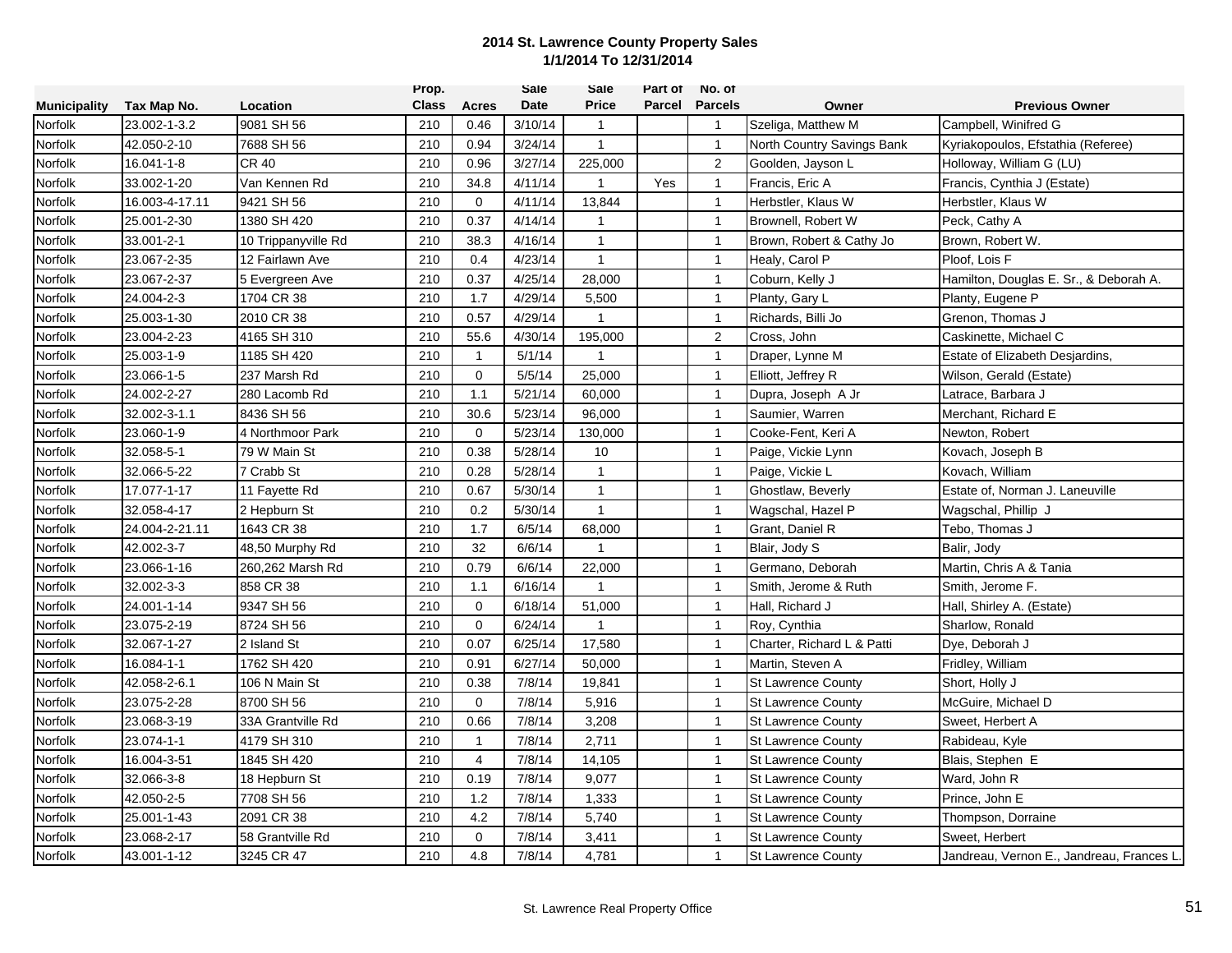**2014 St. Lawrence County Property Sales**
**1/1/2014 To 12/31/2014**

| Municipality | Tax Map No. | Location | Prop. Class | Acres | Sale Date | Sale Price | Part of Parcel | No. of Parcels | Owner | Previous Owner |
|---|---|---|---|---|---|---|---|---|---|---|
| Norfolk | 23.002-1-3.2 | 9081 SH 56 | 210 | 0.46 | 3/10/14 | 1 | | 1 | Szeliga, Matthew M | Campbell, Winifred G |
| Norfolk | 42.050-2-10 | 7688 SH 56 | 210 | 0.94 | 3/24/14 | 1 | | 1 | North Country Savings Bank | Kyriakopoulos, Efstathia (Referee) |
| Norfolk | 16.041-1-8 | CR 40 | 210 | 0.96 | 3/27/14 | 225,000 | | 2 | Goolden, Jayson L | Holloway, William G (LU) |
| Norfolk | 33.002-1-20 | Van Kennen Rd | 210 | 34.8 | 4/11/14 | 1 | Yes | 1 | Francis, Eric A | Francis, Cynthia J (Estate) |
| Norfolk | 16.003-4-17.11 | 9421 SH 56 | 210 | 0 | 4/11/14 | 13,844 | | 1 | Herbstler, Klaus W | Herbstler, Klaus W |
| Norfolk | 25.001-2-30 | 1380 SH 420 | 210 | 0.37 | 4/14/14 | 1 | | 1 | Brownell, Robert W | Peck, Cathy A |
| Norfolk | 33.001-2-1 | 10 Trippanyville Rd | 210 | 38.3 | 4/16/14 | 1 | | 1 | Brown, Robert & Cathy Jo | Brown, Robert W. |
| Norfolk | 23.067-2-35 | 12 Fairlawn Ave | 210 | 0.4 | 4/23/14 | 1 | | 1 | Healy, Carol P | Ploof, Lois F |
| Norfolk | 23.067-2-37 | 5 Evergreen Ave | 210 | 0.37 | 4/25/14 | 28,000 | | 1 | Coburn, Kelly J | Hamilton, Douglas E. Sr., & Deborah A. |
| Norfolk | 24.004-2-3 | 1704 CR 38 | 210 | 1.7 | 4/29/14 | 5,500 | | 1 | Planty, Gary L | Planty, Eugene P |
| Norfolk | 25.003-1-30 | 2010 CR 38 | 210 | 0.57 | 4/29/14 | 1 | | 1 | Richards, Billi Jo | Grenon, Thomas J |
| Norfolk | 23.004-2-23 | 4165 SH 310 | 210 | 55.6 | 4/30/14 | 195,000 | | 2 | Cross, John | Caskinette, Michael C |
| Norfolk | 25.003-1-9 | 1185 SH 420 | 210 | 1 | 5/1/14 | 1 | | 1 | Draper, Lynne M | Estate of Elizabeth Desjardins, |
| Norfolk | 23.066-1-5 | 237 Marsh Rd | 210 | 0 | 5/5/14 | 25,000 | | 1 | Elliott, Jeffrey R | Wilson, Gerald (Estate) |
| Norfolk | 24.002-2-27 | 280 Lacomb Rd | 210 | 1.1 | 5/21/14 | 60,000 | | 1 | Dupra, Joseph A Jr | Latrace, Barbara J |
| Norfolk | 32.002-3-1.1 | 8436 SH 56 | 210 | 30.6 | 5/23/14 | 96,000 | | 1 | Saumier, Warren | Merchant, Richard E |
| Norfolk | 23.060-1-9 | 4 Northmoor Park | 210 | 0 | 5/23/14 | 130,000 | | 1 | Cooke-Fent, Keri A | Newton, Robert |
| Norfolk | 32.058-5-1 | 79 W Main St | 210 | 0.38 | 5/28/14 | 10 | | 1 | Paige, Vickie Lynn | Kovach, Joseph B |
| Norfolk | 32.066-5-22 | 7 Crabb St | 210 | 0.28 | 5/28/14 | 1 | | 1 | Paige, Vickie L | Kovach, William |
| Norfolk | 17.077-1-17 | 11 Fayette Rd | 210 | 0.67 | 5/30/14 | 1 | | 1 | Ghostlaw, Beverly | Estate of, Norman J. Laneuville |
| Norfolk | 32.058-4-17 | 2 Hepburn St | 210 | 0.2 | 5/30/14 | 1 | | 1 | Wagschal, Hazel P | Wagschal, Phillip J |
| Norfolk | 24.004-2-21.11 | 1643 CR 38 | 210 | 1.7 | 6/5/14 | 68,000 | | 1 | Grant, Daniel R | Tebo, Thomas J |
| Norfolk | 42.002-3-7 | 48,50 Murphy Rd | 210 | 32 | 6/6/14 | 1 | | 1 | Blair, Jody S | Balir, Jody |
| Norfolk | 23.066-1-16 | 260,262 Marsh Rd | 210 | 0.79 | 6/6/14 | 22,000 | | 1 | Germano, Deborah | Martin, Chris A & Tania |
| Norfolk | 32.002-3-3 | 858 CR 38 | 210 | 1.1 | 6/16/14 | 1 | | 1 | Smith, Jerome & Ruth | Smith, Jerome F. |
| Norfolk | 24.001-1-14 | 9347 SH 56 | 210 | 0 | 6/18/14 | 51,000 | | 1 | Hall, Richard J | Hall, Shirley A. (Estate) |
| Norfolk | 23.075-2-19 | 8724 SH 56 | 210 | 0 | 6/24/14 | 1 | | 1 | Roy, Cynthia | Sharlow, Ronald |
| Norfolk | 32.067-1-27 | 2 Island St | 210 | 0.07 | 6/25/14 | 17,580 | | 1 | Charter, Richard L & Patti | Dye, Deborah J |
| Norfolk | 16.084-1-1 | 1762 SH 420 | 210 | 0.91 | 6/27/14 | 50,000 | | 1 | Martin, Steven A | Fridley, William |
| Norfolk | 42.058-2-6.1 | 106 N Main St | 210 | 0.38 | 7/8/14 | 19,841 | | 1 | St Lawrence County | Short, Holly J |
| Norfolk | 23.075-2-28 | 8700 SH 56 | 210 | 0 | 7/8/14 | 5,916 | | 1 | St Lawrence County | McGuire, Michael D |
| Norfolk | 23.068-3-19 | 33A Grantville Rd | 210 | 0.66 | 7/8/14 | 3,208 | | 1 | St Lawrence County | Sweet, Herbert A |
| Norfolk | 23.074-1-1 | 4179 SH 310 | 210 | 1 | 7/8/14 | 2,711 | | 1 | St Lawrence County | Rabideau, Kyle |
| Norfolk | 16.004-3-51 | 1845 SH 420 | 210 | 4 | 7/8/14 | 14,105 | | 1 | St Lawrence County | Blais, Stephen E |
| Norfolk | 32.066-3-8 | 18 Hepburn St | 210 | 0.19 | 7/8/14 | 9,077 | | 1 | St Lawrence County | Ward, John R |
| Norfolk | 42.050-2-5 | 7708 SH 56 | 210 | 1.2 | 7/8/14 | 1,333 | | 1 | St Lawrence County | Prince, John E |
| Norfolk | 25.001-1-43 | 2091 CR 38 | 210 | 4.2 | 7/8/14 | 5,740 | | 1 | St Lawrence County | Thompson, Dorraine |
| Norfolk | 23.068-2-17 | 58 Grantville Rd | 210 | 0 | 7/8/14 | 3,411 | | 1 | St Lawrence County | Sweet, Herbert |
| Norfolk | 43.001-1-12 | 3245 CR 47 | 210 | 4.8 | 7/8/14 | 4,781 | | 1 | St Lawrence County | Jandreau, Vernon E., Jandreau, Frances L. |

St. Lawrence Real Property Office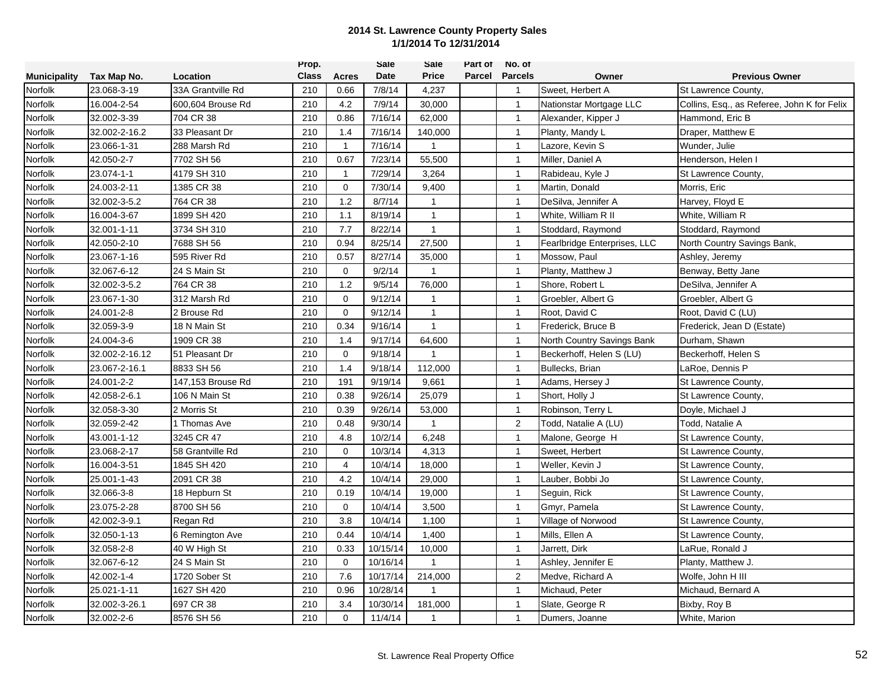**2014 St. Lawrence County Property Sales**
**1/1/2014 To 12/31/2014**

| Municipality | Tax Map No. | Location | Prop. Class | Acres | Sale Date | Sale Price | Part of Parcel | No. of Parcels | Owner | Previous Owner |
|---|---|---|---|---|---|---|---|---|---|---|
| Norfolk | 23.068-3-19 | 33A Grantville Rd | 210 | 0.66 | 7/8/14 | 4,237 | | 1 | Sweet, Herbert A | St Lawrence County, |
| Norfolk | 16.004-2-54 | 600,604 Brouse Rd | 210 | 4.2 | 7/9/14 | 30,000 | | 1 | Nationstar Mortgage LLC | Collins, Esq., as Referee, John K for Felix |
| Norfolk | 32.002-3-39 | 704 CR 38 | 210 | 0.86 | 7/16/14 | 62,000 | | 1 | Alexander, Kipper J | Hammond, Eric B |
| Norfolk | 32.002-2-16.2 | 33 Pleasant Dr | 210 | 1.4 | 7/16/14 | 140,000 | | 1 | Planty, Mandy L | Draper, Matthew E |
| Norfolk | 23.066-1-31 | 288 Marsh Rd | 210 | 1 | 7/16/14 | 1 | | 1 | Lazore, Kevin S | Wunder, Julie |
| Norfolk | 42.050-2-7 | 7702 SH 56 | 210 | 0.67 | 7/23/14 | 55,500 | | 1 | Miller, Daniel A | Henderson, Helen I |
| Norfolk | 23.074-1-1 | 4179 SH 310 | 210 | 1 | 7/29/14 | 3,264 | | 1 | Rabideau, Kyle J | St Lawrence County, |
| Norfolk | 24.003-2-11 | 1385 CR 38 | 210 | 0 | 7/30/14 | 9,400 | | 1 | Martin, Donald | Morris, Eric |
| Norfolk | 32.002-3-5.2 | 764 CR 38 | 210 | 1.2 | 8/7/14 | 1 | | 1 | DeSilva, Jennifer A | Harvey, Floyd E |
| Norfolk | 16.004-3-67 | 1899 SH 420 | 210 | 1.1 | 8/19/14 | 1 | | 1 | White, William R II | White, William R |
| Norfolk | 32.001-1-11 | 3734 SH 310 | 210 | 7.7 | 8/22/14 | 1 | | 1 | Stoddard, Raymond | Stoddard, Raymond |
| Norfolk | 42.050-2-10 | 7688 SH 56 | 210 | 0.94 | 8/25/14 | 27,500 | | 1 | Fearlbridge Enterprises, LLC | North Country Savings Bank, |
| Norfolk | 23.067-1-16 | 595 River Rd | 210 | 0.57 | 8/27/14 | 35,000 | | 1 | Mossow, Paul | Ashley, Jeremy |
| Norfolk | 32.067-6-12 | 24 S Main St | 210 | 0 | 9/2/14 | 1 | | 1 | Planty, Matthew J | Benway, Betty Jane |
| Norfolk | 32.002-3-5.2 | 764 CR 38 | 210 | 1.2 | 9/5/14 | 76,000 | | 1 | Shore, Robert L | DeSilva, Jennifer A |
| Norfolk | 23.067-1-30 | 312 Marsh Rd | 210 | 0 | 9/12/14 | 1 | | 1 | Groebler, Albert G | Groebler, Albert G |
| Norfolk | 24.001-2-8 | 2 Brouse Rd | 210 | 0 | 9/12/14 | 1 | | 1 | Root, David C | Root, David C (LU) |
| Norfolk | 32.059-3-9 | 18 N Main St | 210 | 0.34 | 9/16/14 | 1 | | 1 | Frederick, Bruce B | Frederick, Jean D (Estate) |
| Norfolk | 24.004-3-6 | 1909 CR 38 | 210 | 1.4 | 9/17/14 | 64,600 | | 1 | North Country Savings Bank | Durham, Shawn |
| Norfolk | 32.002-2-16.12 | 51 Pleasant Dr | 210 | 0 | 9/18/14 | 1 | | 1 | Beckerhoff, Helen S (LU) | Beckerhoff, Helen S |
| Norfolk | 23.067-2-16.1 | 8833 SH 56 | 210 | 1.4 | 9/18/14 | 112,000 | | 1 | Bullecks, Brian | LaRoe, Dennis P |
| Norfolk | 24.001-2-2 | 147,153 Brouse Rd | 210 | 191 | 9/19/14 | 9,661 | | 1 | Adams, Hersey J | St Lawrence County, |
| Norfolk | 42.058-2-6.1 | 106 N Main St | 210 | 0.38 | 9/26/14 | 25,079 | | 1 | Short, Holly J | St Lawrence County, |
| Norfolk | 32.058-3-30 | 2 Morris St | 210 | 0.39 | 9/26/14 | 53,000 | | 1 | Robinson, Terry L | Doyle, Michael J |
| Norfolk | 32.059-2-42 | 1 Thomas Ave | 210 | 0.48 | 9/30/14 | 1 | | 2 | Todd, Natalie A (LU) | Todd, Natalie A |
| Norfolk | 43.001-1-12 | 3245 CR 47 | 210 | 4.8 | 10/2/14 | 6,248 | | 1 | Malone, George H | St Lawrence County, |
| Norfolk | 23.068-2-17 | 58 Grantville Rd | 210 | 0 | 10/3/14 | 4,313 | | 1 | Sweet, Herbert | St Lawrence County, |
| Norfolk | 16.004-3-51 | 1845 SH 420 | 210 | 4 | 10/4/14 | 18,000 | | 1 | Weller, Kevin J | St Lawrence County, |
| Norfolk | 25.001-1-43 | 2091 CR 38 | 210 | 4.2 | 10/4/14 | 29,000 | | 1 | Lauber, Bobbi Jo | St Lawrence County, |
| Norfolk | 32.066-3-8 | 18 Hepburn St | 210 | 0.19 | 10/4/14 | 19,000 | | 1 | Seguin, Rick | St Lawrence County, |
| Norfolk | 23.075-2-28 | 8700 SH 56 | 210 | 0 | 10/4/14 | 3,500 | | 1 | Gmyr, Pamela | St Lawrence County, |
| Norfolk | 42.002-3-9.1 | Regan Rd | 210 | 3.8 | 10/4/14 | 1,100 | | 1 | Village of Norwood | St Lawrence County, |
| Norfolk | 32.050-1-13 | 6 Remington Ave | 210 | 0.44 | 10/4/14 | 1,400 | | 1 | Mills, Ellen A | St Lawrence County, |
| Norfolk | 32.058-2-8 | 40 W High St | 210 | 0.33 | 10/15/14 | 10,000 | | 1 | Jarrett, Dirk | LaRue, Ronald J |
| Norfolk | 32.067-6-12 | 24 S Main St | 210 | 0 | 10/16/14 | 1 | | 1 | Ashley, Jennifer E | Planty, Matthew J. |
| Norfolk | 42.002-1-4 | 1720 Sober St | 210 | 7.6 | 10/17/14 | 214,000 | | 2 | Medve, Richard A | Wolfe, John H III |
| Norfolk | 25.021-1-11 | 1627 SH 420 | 210 | 0.96 | 10/28/14 | 1 | | 1 | Michaud, Peter | Michaud, Bernard A |
| Norfolk | 32.002-3-26.1 | 697 CR 38 | 210 | 3.4 | 10/30/14 | 181,000 | | 1 | Slate, George R | Bixby, Roy B |
| Norfolk | 32.002-2-6 | 8576 SH 56 | 210 | 0 | 11/4/14 | 1 | | 1 | Dumers, Joanne | White, Marion |

St. Lawrence Real Property Office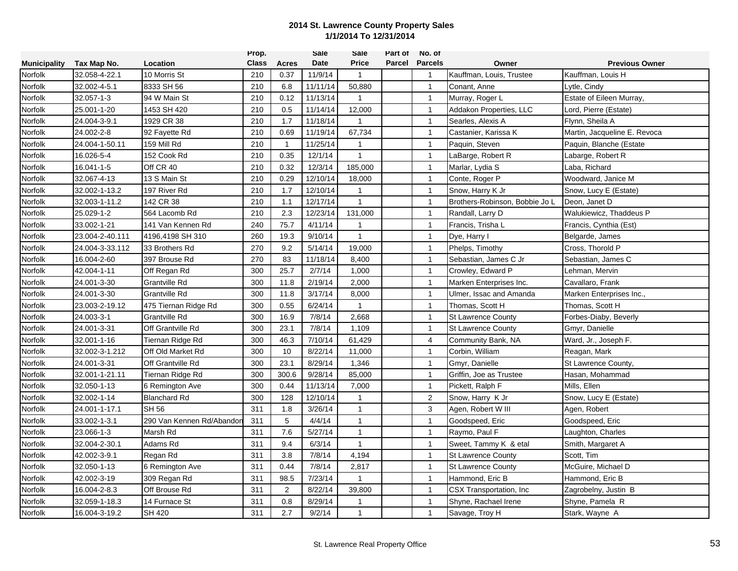# 2014 St. Lawrence County Property Sales

## 1/1/2014 To 12/31/2014

| Municipality | Tax Map No. | Location | Prop. Class | Acres | Sale Date | Sale Price | Part of Parcel | No. of Parcels | Owner | Previous Owner |
|---|---|---|---|---|---|---|---|---|---|---|
| Norfolk | 32.058-4-22.1 | 10 Morris St | 210 | 0.37 | 11/9/14 | 1 | | 1 | Kauffman, Louis, Trustee | Kauffman, Louis H |
| Norfolk | 32.002-4-5.1 | 8333 SH 56 | 210 | 6.8 | 11/11/14 | 50,880 | | 1 | Conant, Anne | Lytle, Cindy |
| Norfolk | 32.057-1-3 | 94 W Main St | 210 | 0.12 | 11/13/14 | 1 | | 1 | Murray, Roger L | Estate of Eileen Murray, |
| Norfolk | 25.001-1-20 | 1453 SH 420 | 210 | 0.5 | 11/14/14 | 12,000 | | 1 | Addakon Properties, LLC | Lord, Pierre (Estate) |
| Norfolk | 24.004-3-9.1 | 1929 CR 38 | 210 | 1.7 | 11/18/14 | 1 | | 1 | Searles, Alexis A | Flynn, Sheila A |
| Norfolk | 24.002-2-8 | 92 Fayette Rd | 210 | 0.69 | 11/19/14 | 67,734 | | 1 | Castanier, Karissa K | Martin, Jacqueline E. Revoca |
| Norfolk | 24.004-1-50.11 | 159 Mill Rd | 210 | 1 | 11/25/14 | 1 | | 1 | Paquin, Steven | Paquin, Blanche (Estate |
| Norfolk | 16.026-5-4 | 152 Cook Rd | 210 | 0.35 | 12/1/14 | 1 | | 1 | LaBarge, Robert R | Labarge, Robert R |
| Norfolk | 16.041-1-5 | Off CR 40 | 210 | 0.32 | 12/3/14 | 185,000 | | 1 | Marlar, Lydia S | Laba, Richard |
| Norfolk | 32.067-4-13 | 13 S Main St | 210 | 0.29 | 12/10/14 | 18,000 | | 1 | Conte, Roger P | Woodward, Janice M |
| Norfolk | 32.002-1-13.2 | 197 River Rd | 210 | 1.7 | 12/10/14 | 1 | | 1 | Snow, Harry K Jr | Snow, Lucy E (Estate) |
| Norfolk | 32.003-1-11.2 | 142 CR 38 | 210 | 1.1 | 12/17/14 | 1 | | 1 | Brothers-Robinson, Bobbie Jo L | Deon, Janet D |
| Norfolk | 25.029-1-2 | 564 Lacomb Rd | 210 | 2.3 | 12/23/14 | 131,000 | | 1 | Randall, Larry D | Walukiewicz, Thaddeus P |
| Norfolk | 33.002-1-21 | 141 Van Kennen Rd | 240 | 75.7 | 4/11/14 | 1 | | 1 | Francis, Trisha L | Francis, Cynthia (Est) |
| Norfolk | 23.004-2-40.111 | 4196,4198 SH 310 | 260 | 19.3 | 9/10/14 | 1 | | 1 | Dye, Harry I | Belgarde, James |
| Norfolk | 24.004-3-33.112 | 33 Brothers Rd | 270 | 9.2 | 5/14/14 | 19,000 | | 1 | Phelps, Timothy | Cross, Thorold P |
| Norfolk | 16.004-2-60 | 397 Brouse Rd | 270 | 83 | 11/18/14 | 8,400 | | 1 | Sebastian, James C Jr | Sebastian, James C |
| Norfolk | 42.004-1-11 | Off Regan Rd | 300 | 25.7 | 2/7/14 | 1,000 | | 1 | Crowley, Edward P | Lehman, Mervin |
| Norfolk | 24.001-3-30 | Grantville Rd | 300 | 11.8 | 2/19/14 | 2,000 | | 1 | Marken Enterprises Inc. | Cavallaro, Frank |
| Norfolk | 24.001-3-30 | Grantville Rd | 300 | 11.8 | 3/17/14 | 8,000 | | 1 | Ulmer, Issac and Amanda | Marken Enterprises Inc., |
| Norfolk | 23.003-2-19.12 | 475 Tiernan Ridge Rd | 300 | 0.55 | 6/24/14 | 1 | | 1 | Thomas, Scott H | Thomas, Scott H |
| Norfolk | 24.003-3-1 | Grantville Rd | 300 | 16.9 | 7/8/14 | 2,668 | | 1 | St Lawrence County | Forbes-Diaby, Beverly |
| Norfolk | 24.001-3-31 | Off Grantville Rd | 300 | 23.1 | 7/8/14 | 1,109 | | 1 | St Lawrence County | Gmyr, Danielle |
| Norfolk | 32.001-1-16 | Tiernan Ridge Rd | 300 | 46.3 | 7/10/14 | 61,429 | | 4 | Community Bank, NA | Ward, Jr., Joseph F. |
| Norfolk | 32.002-3-1.212 | Off Old Market Rd | 300 | 10 | 8/22/14 | 11,000 | | 1 | Corbin, William | Reagan, Mark |
| Norfolk | 24.001-3-31 | Off Grantville Rd | 300 | 23.1 | 8/29/14 | 1,346 | | 1 | Gmyr, Danielle | St Lawrence County, |
| Norfolk | 32.001-1-21.11 | Tiernan Ridge Rd | 300 | 300.6 | 9/28/14 | 85,000 | | 1 | Griffin, Joe as Trustee | Hasan, Mohammad |
| Norfolk | 32.050-1-13 | 6 Remington Ave | 300 | 0.44 | 11/13/14 | 7,000 | | 1 | Pickett, Ralph F | Mills, Ellen |
| Norfolk | 32.002-1-14 | Blanchard Rd | 300 | 128 | 12/10/14 | 1 | | 2 | Snow, Harry K Jr | Snow, Lucy E (Estate) |
| Norfolk | 24.001-1-17.1 | SH 56 | 311 | 1.8 | 3/26/14 | 1 | | 3 | Agen, Robert W III | Agen, Robert |
| Norfolk | 33.002-1-3.1 | 290 Van Kennen Rd/Abandon | 311 | 5 | 4/4/14 | 1 | | 1 | Goodspeed, Eric | Goodspeed, Eric |
| Norfolk | 23.066-1-3 | Marsh Rd | 311 | 7.6 | 5/27/14 | 1 | | 1 | Raymo, Paul F | Laughton, Charles |
| Norfolk | 32.004-2-30.1 | Adams Rd | 311 | 9.4 | 6/3/14 | 1 | | 1 | Sweet, Tammy K & etal | Smith, Margaret A |
| Norfolk | 42.002-3-9.1 | Regan Rd | 311 | 3.8 | 7/8/14 | 4,194 | | 1 | St Lawrence County | Scott, Tim |
| Norfolk | 32.050-1-13 | 6 Remington Ave | 311 | 0.44 | 7/8/14 | 2,817 | | 1 | St Lawrence County | McGuire, Michael D |
| Norfolk | 42.002-3-19 | 309 Regan Rd | 311 | 98.5 | 7/23/14 | 1 | | 1 | Hammond, Eric B | Hammond, Eric B |
| Norfolk | 16.004-2-8.3 | Off Brouse Rd | 311 | 2 | 8/22/14 | 39,800 | | 1 | CSX Transportation, Inc | Zagrobelny, Justin B |
| Norfolk | 32.059-1-18.3 | 14 Furnace St | 311 | 0.8 | 8/29/14 | 1 | | 1 | Shyne, Rachael Irene | Shyne, Pamela R |
| Norfolk | 16.004-3-19.2 | SH 420 | 311 | 2.7 | 9/2/14 | 1 | | 1 | Savage, Troy H | Stark, Wayne A |

St. Lawrence Real Property Office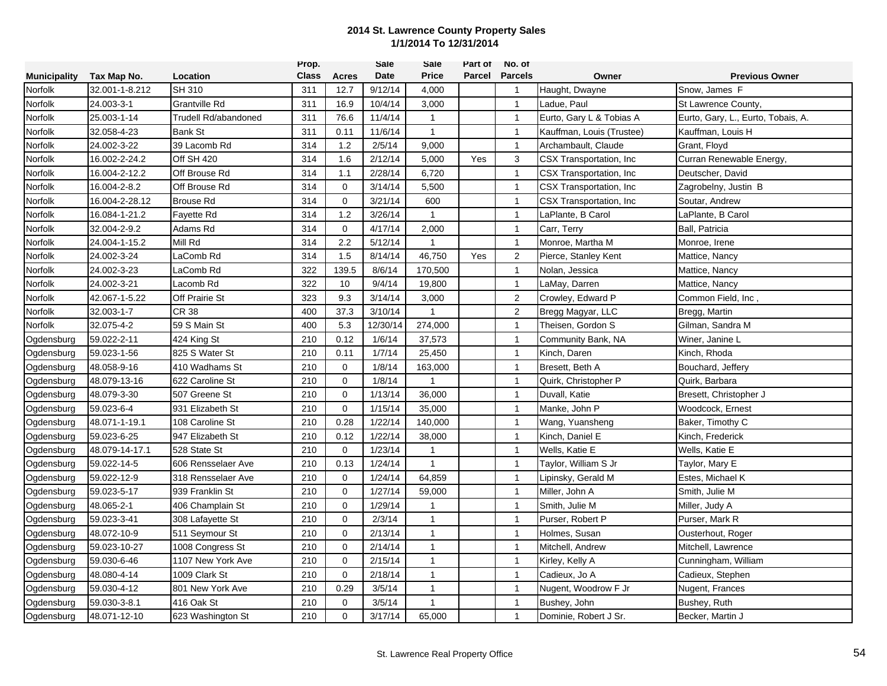**2014 St. Lawrence County Property Sales**
**1/1/2014 To 12/31/2014**

| Municipality | Tax Map No. | Location | Prop. Class | Acres | Sale Date | Sale Price | Part of Parcel | No. of Parcels | Owner | Previous Owner |
|---|---|---|---|---|---|---|---|---|---|---|
| Norfolk | 32.001-1-8.212 | SH 310 | 311 | 12.7 | 9/12/14 | 4,000 | | 1 | Haught, Dwayne | Snow, James F |
| Norfolk | 24.003-3-1 | Grantville Rd | 311 | 16.9 | 10/4/14 | 3,000 | | 1 | Ladue, Paul | St Lawrence County, |
| Norfolk | 25.003-1-14 | Trudell Rd/abandoned | 311 | 76.6 | 11/4/14 | 1 | | 1 | Eurto, Gary L & Tobias A | Eurto, Gary, L., Eurto, Tobais, A. |
| Norfolk | 32.058-4-23 | Bank St | 311 | 0.11 | 11/6/14 | 1 | | 1 | Kauffman, Louis (Trustee) | Kauffman, Louis H |
| Norfolk | 24.002-3-22 | 39 Lacomb Rd | 314 | 1.2 | 2/5/14 | 9,000 | | 1 | Archambault, Claude | Grant, Floyd |
| Norfolk | 16.002-2-24.2 | Off SH 420 | 314 | 1.6 | 2/12/14 | 5,000 | Yes | 3 | CSX Transportation, Inc | Curran Renewable Energy, |
| Norfolk | 16.004-2-12.2 | Off Brouse Rd | 314 | 1.1 | 2/28/14 | 6,720 | | 1 | CSX Transportation, Inc | Deutscher, David |
| Norfolk | 16.004-2-8.2 | Off Brouse Rd | 314 | 0 | 3/14/14 | 5,500 | | 1 | CSX Transportation, Inc | Zagrobelny, Justin B |
| Norfolk | 16.004-2-28.12 | Brouse Rd | 314 | 0 | 3/21/14 | 600 | | 1 | CSX Transportation, Inc | Soutar, Andrew |
| Norfolk | 16.084-1-21.2 | Fayette Rd | 314 | 1.2 | 3/26/14 | 1 | | 1 | LaPlante, B Carol | LaPlante, B Carol |
| Norfolk | 32.004-2-9.2 | Adams Rd | 314 | 0 | 4/17/14 | 2,000 | | 1 | Carr, Terry | Ball, Patricia |
| Norfolk | 24.004-1-15.2 | Mill Rd | 314 | 2.2 | 5/12/14 | 1 | | 1 | Monroe, Martha M | Monroe, Irene |
| Norfolk | 24.002-3-24 | LaComb Rd | 314 | 1.5 | 8/14/14 | 46,750 | Yes | 2 | Pierce, Stanley Kent | Mattice, Nancy |
| Norfolk | 24.002-3-23 | LaComb Rd | 322 | 139.5 | 8/6/14 | 170,500 | | 1 | Nolan, Jessica | Mattice, Nancy |
| Norfolk | 24.002-3-21 | Lacomb Rd | 322 | 10 | 9/4/14 | 19,800 | | 1 | LaMay, Darren | Mattice, Nancy |
| Norfolk | 42.067-1-5.22 | Off Prairie St | 323 | 9.3 | 3/14/14 | 3,000 | | 2 | Crowley, Edward P | Common Field, Inc , |
| Norfolk | 32.003-1-7 | CR 38 | 400 | 37.3 | 3/10/14 | 1 | | 2 | Bregg Magyar, LLC | Bregg, Martin |
| Norfolk | 32.075-4-2 | 59 S Main St | 400 | 5.3 | 12/30/14 | 274,000 | | 1 | Theisen, Gordon S | Gilman, Sandra M |
| Ogdensburg | 59.022-2-11 | 424 King St | 210 | 0.12 | 1/6/14 | 37,573 | | 1 | Community Bank, NA | Winer, Janine L |
| Ogdensburg | 59.023-1-56 | 825 S Water St | 210 | 0.11 | 1/7/14 | 25,450 | | 1 | Kinch, Daren | Kinch, Rhoda |
| Ogdensburg | 48.058-9-16 | 410 Wadhams St | 210 | 0 | 1/8/14 | 163,000 | | 1 | Bresett, Beth A | Bouchard, Jeffery |
| Ogdensburg | 48.079-13-16 | 622 Caroline St | 210 | 0 | 1/8/14 | 1 | | 1 | Quirk, Christopher P | Quirk, Barbara |
| Ogdensburg | 48.079-3-30 | 507 Greene St | 210 | 0 | 1/13/14 | 36,000 | | 1 | Duvall, Katie | Bresett, Christopher J |
| Ogdensburg | 59.023-6-4 | 931 Elizabeth St | 210 | 0 | 1/15/14 | 35,000 | | 1 | Manke, John P | Woodcock, Ernest |
| Ogdensburg | 48.071-1-19.1 | 108 Caroline St | 210 | 0.28 | 1/22/14 | 140,000 | | 1 | Wang, Yuansheng | Baker, Timothy C |
| Ogdensburg | 59.023-6-25 | 947 Elizabeth St | 210 | 0.12 | 1/22/14 | 38,000 | | 1 | Kinch, Daniel E | Kinch, Frederick |
| Ogdensburg | 48.079-14-17.1 | 528 State St | 210 | 0 | 1/23/14 | 1 | | 1 | Wells, Katie E | Wells, Katie E |
| Ogdensburg | 59.022-14-5 | 606 Rensselaer Ave | 210 | 0.13 | 1/24/14 | 1 | | 1 | Taylor, William S Jr | Taylor, Mary E |
| Ogdensburg | 59.022-12-9 | 318 Rensselaer Ave | 210 | 0 | 1/24/14 | 64,859 | | 1 | Lipinsky, Gerald M | Estes, Michael K |
| Ogdensburg | 59.023-5-17 | 939 Franklin St | 210 | 0 | 1/27/14 | 59,000 | | 1 | Miller, John A | Smith, Julie M |
| Ogdensburg | 48.065-2-1 | 406 Champlain St | 210 | 0 | 1/29/14 | 1 | | 1 | Smith, Julie M | Miller, Judy A |
| Ogdensburg | 59.023-3-41 | 308 Lafayette St | 210 | 0 | 2/3/14 | 1 | | 1 | Purser, Robert P | Purser, Mark R |
| Ogdensburg | 48.072-10-9 | 511 Seymour St | 210 | 0 | 2/13/14 | 1 | | 1 | Holmes, Susan | Ousterhout, Roger |
| Ogdensburg | 59.023-10-27 | 1008 Congress St | 210 | 0 | 2/14/14 | 1 | | 1 | Mitchell, Andrew | Mitchell, Lawrence |
| Ogdensburg | 59.030-6-46 | 1107 New York Ave | 210 | 0 | 2/15/14 | 1 | | 1 | Kirley, Kelly A | Cunningham, William |
| Ogdensburg | 48.080-4-14 | 1009 Clark St | 210 | 0 | 2/18/14 | 1 | | 1 | Cadieux, Jo A | Cadieux, Stephen |
| Ogdensburg | 59.030-4-12 | 801 New York Ave | 210 | 0.29 | 3/5/14 | 1 | | 1 | Nugent, Woodrow F Jr | Nugent, Frances |
| Ogdensburg | 59.030-3-8.1 | 416 Oak St | 210 | 0 | 3/5/14 | 1 | | 1 | Bushey, John | Bushey, Ruth |
| Ogdensburg | 48.071-12-10 | 623 Washington St | 210 | 0 | 3/17/14 | 65,000 | | 1 | Dominie, Robert J Sr. | Becker, Martin J |

St. Lawrence Real Property Office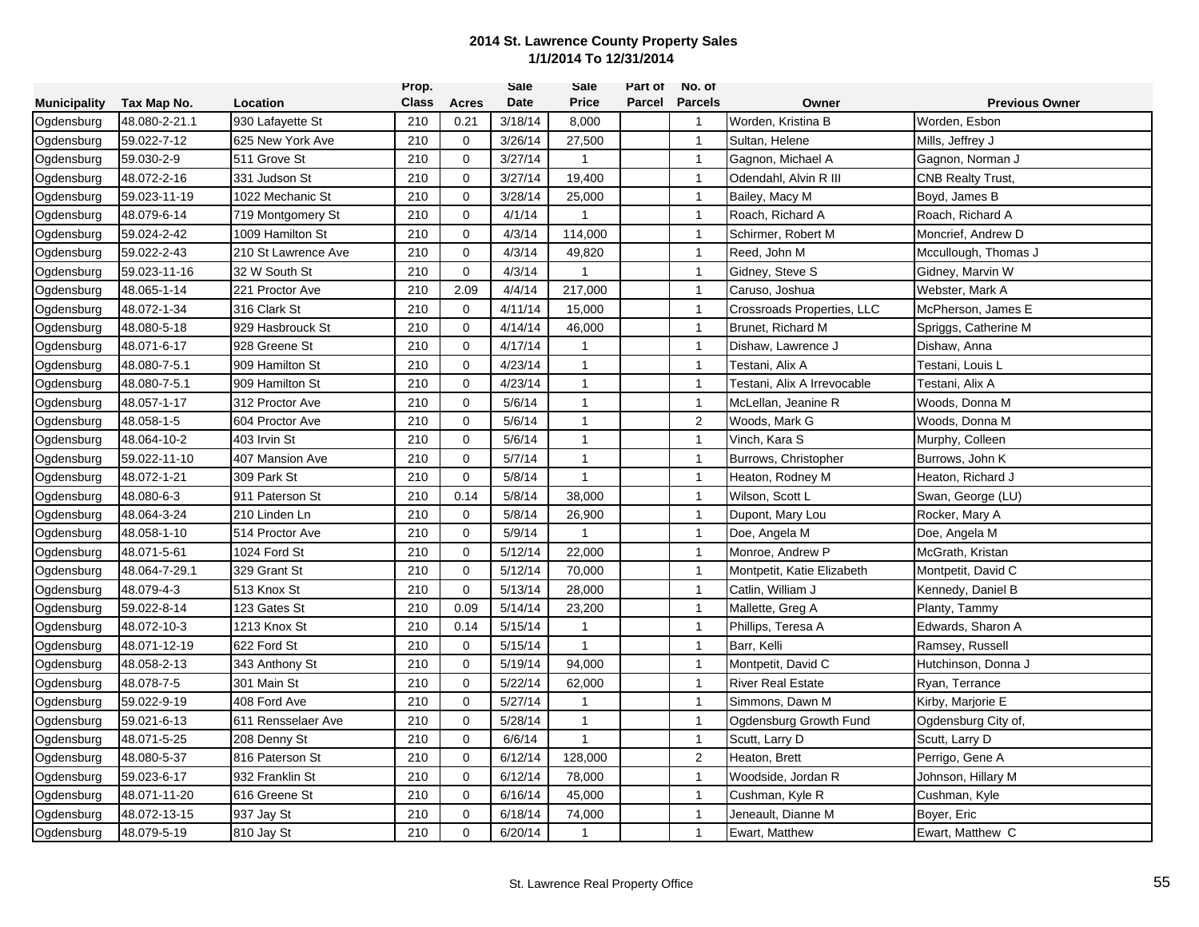## 2014 St. Lawrence County Property Sales
## 1/1/2014 To 12/31/2014

| Municipality | Tax Map No. | Location | Prop. Class | Acres | Sale Date | Sale Price | Part of Parcel | No. of Parcels | Owner | Previous Owner |
|---|---|---|---|---|---|---|---|---|---|---|
| Ogdensburg | 48.080-2-21.1 | 930 Lafayette St | 210 | 0.21 | 3/18/14 | 8,000 | | 1 | Worden, Kristina B | Worden, Esbon |
| Ogdensburg | 59.022-7-12 | 625 New York Ave | 210 | 0 | 3/26/14 | 27,500 | | 1 | Sultan, Helene | Mills, Jeffrey J |
| Ogdensburg | 59.030-2-9 | 511 Grove St | 210 | 0 | 3/27/14 | 1 | | 1 | Gagnon, Michael A | Gagnon, Norman J |
| Ogdensburg | 48.072-2-16 | 331 Judson St | 210 | 0 | 3/27/14 | 19,400 | | 1 | Odendahl, Alvin R III | CNB Realty Trust, |
| Ogdensburg | 59.023-11-19 | 1022 Mechanic St | 210 | 0 | 3/28/14 | 25,000 | | 1 | Bailey, Macy M | Boyd, James B |
| Ogdensburg | 48.079-6-14 | 719 Montgomery St | 210 | 0 | 4/1/14 | 1 | | 1 | Roach, Richard A | Roach, Richard A |
| Ogdensburg | 59.024-2-42 | 1009 Hamilton St | 210 | 0 | 4/3/14 | 114,000 | | 1 | Schirmer, Robert M | Moncrief, Andrew D |
| Ogdensburg | 59.022-2-43 | 210 St Lawrence Ave | 210 | 0 | 4/3/14 | 49,820 | | 1 | Reed, John M | Mccullough, Thomas J |
| Ogdensburg | 59.023-11-16 | 32 W South St | 210 | 0 | 4/3/14 | 1 | | 1 | Gidney, Steve S | Gidney, Marvin W |
| Ogdensburg | 48.065-1-14 | 221 Proctor Ave | 210 | 2.09 | 4/4/14 | 217,000 | | 1 | Caruso, Joshua | Webster, Mark A |
| Ogdensburg | 48.072-1-34 | 316 Clark St | 210 | 0 | 4/11/14 | 15,000 | | 1 | Crossroads Properties, LLC | McPherson, James E |
| Ogdensburg | 48.080-5-18 | 929 Hasbrouck St | 210 | 0 | 4/14/14 | 46,000 | | 1 | Brunet, Richard M | Spriggs, Catherine M |
| Ogdensburg | 48.071-6-17 | 928 Greene St | 210 | 0 | 4/17/14 | 1 | | 1 | Dishaw, Lawrence J | Dishaw, Anna |
| Ogdensburg | 48.080-7-5.1 | 909 Hamilton St | 210 | 0 | 4/23/14 | 1 | | 1 | Testani, Alix A | Testani, Louis L |
| Ogdensburg | 48.080-7-5.1 | 909 Hamilton St | 210 | 0 | 4/23/14 | 1 | | 1 | Testani, Alix A Irrevocable | Testani, Alix A |
| Ogdensburg | 48.057-1-17 | 312 Proctor Ave | 210 | 0 | 5/6/14 | 1 | | 1 | McLellan, Jeanine R | Woods, Donna M |
| Ogdensburg | 48.058-1-5 | 604 Proctor Ave | 210 | 0 | 5/6/14 | 1 | | 2 | Woods, Mark G | Woods, Donna M |
| Ogdensburg | 48.064-10-2 | 403 Irvin St | 210 | 0 | 5/6/14 | 1 | | 1 | Vinch, Kara S | Murphy, Colleen |
| Ogdensburg | 59.022-11-10 | 407 Mansion Ave | 210 | 0 | 5/7/14 | 1 | | 1 | Burrows, Christopher | Burrows, John K |
| Ogdensburg | 48.072-1-21 | 309 Park St | 210 | 0 | 5/8/14 | 1 | | 1 | Heaton, Rodney M | Heaton, Richard J |
| Ogdensburg | 48.080-6-3 | 911 Paterson St | 210 | 0.14 | 5/8/14 | 38,000 | | 1 | Wilson, Scott L | Swan, George (LU) |
| Ogdensburg | 48.064-3-24 | 210 Linden Ln | 210 | 0 | 5/8/14 | 26,900 | | 1 | Dupont, Mary Lou | Rocker, Mary A |
| Ogdensburg | 48.058-1-10 | 514 Proctor Ave | 210 | 0 | 5/9/14 | 1 | | 1 | Doe, Angela M | Doe, Angela M |
| Ogdensburg | 48.071-5-61 | 1024 Ford St | 210 | 0 | 5/12/14 | 22,000 | | 1 | Monroe, Andrew P | McGrath, Kristan |
| Ogdensburg | 48.064-7-29.1 | 329 Grant St | 210 | 0 | 5/12/14 | 70,000 | | 1 | Montpetit, Katie Elizabeth | Montpetit, David C |
| Ogdensburg | 48.079-4-3 | 513 Knox St | 210 | 0 | 5/13/14 | 28,000 | | 1 | Catlin, William J | Kennedy, Daniel B |
| Ogdensburg | 59.022-8-14 | 123 Gates St | 210 | 0.09 | 5/14/14 | 23,200 | | 1 | Mallette, Greg A | Planty, Tammy |
| Ogdensburg | 48.072-10-3 | 1213 Knox St | 210 | 0.14 | 5/15/14 | 1 | | 1 | Phillips, Teresa A | Edwards, Sharon A |
| Ogdensburg | 48.071-12-19 | 622 Ford St | 210 | 0 | 5/15/14 | 1 | | 1 | Barr, Kelli | Ramsey, Russell |
| Ogdensburg | 48.058-2-13 | 343 Anthony St | 210 | 0 | 5/19/14 | 94,000 | | 1 | Montpetit, David C | Hutchinson, Donna J |
| Ogdensburg | 48.078-7-5 | 301 Main St | 210 | 0 | 5/22/14 | 62,000 | | 1 | River Real Estate | Ryan, Terrance |
| Ogdensburg | 59.022-9-19 | 408 Ford Ave | 210 | 0 | 5/27/14 | 1 | | 1 | Simmons, Dawn M | Kirby, Marjorie E |
| Ogdensburg | 59.021-6-13 | 611 Rensselaer Ave | 210 | 0 | 5/28/14 | 1 | | 1 | Ogdensburg Growth Fund | Ogdensburg City of, |
| Ogdensburg | 48.071-5-25 | 208 Denny St | 210 | 0 | 6/6/14 | 1 | | 1 | Scutt, Larry D | Scutt, Larry D |
| Ogdensburg | 48.080-5-37 | 816 Paterson St | 210 | 0 | 6/12/14 | 128,000 | | 2 | Heaton, Brett | Perrigo, Gene A |
| Ogdensburg | 59.023-6-17 | 932 Franklin St | 210 | 0 | 6/12/14 | 78,000 | | 1 | Woodside, Jordan R | Johnson, Hillary M |
| Ogdensburg | 48.071-11-20 | 616 Greene St | 210 | 0 | 6/16/14 | 45,000 | | 1 | Cushman, Kyle R | Cushman, Kyle |
| Ogdensburg | 48.072-13-15 | 937 Jay St | 210 | 0 | 6/18/14 | 74,000 | | 1 | Jeneault, Dianne M | Boyer, Eric |
| Ogdensburg | 48.079-5-19 | 810 Jay St | 210 | 0 | 6/20/14 | 1 | | 1 | Ewart, Matthew | Ewart, Matthew C |

St. Lawrence Real Property Office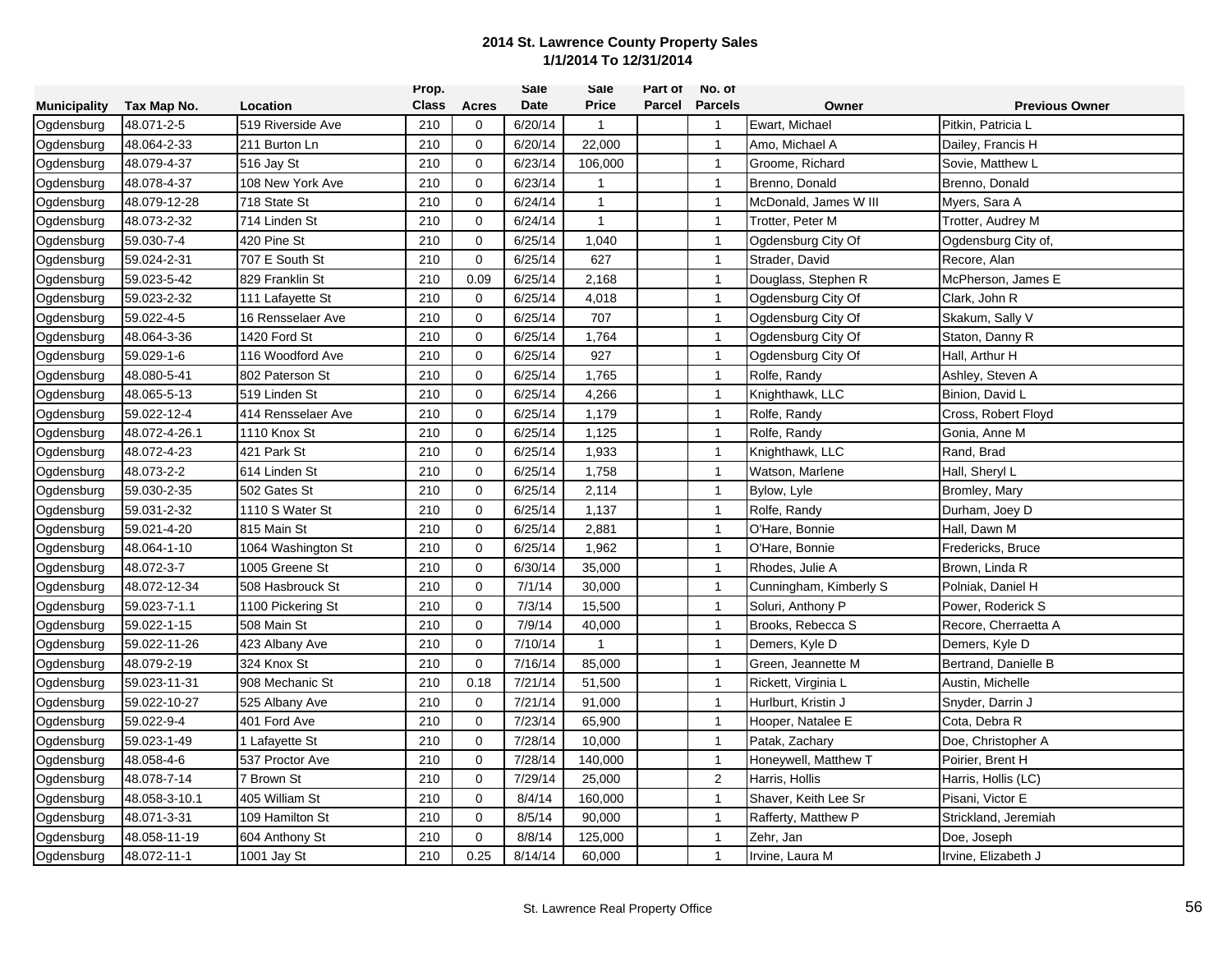# 2014 St. Lawrence County Property Sales
## 1/1/2014 To 12/31/2014

| Municipality | Tax Map No. | Location | Prop. Class | Acres | Sale Date | Sale Price | Part of Parcel | No. of Parcels | Owner | Previous Owner |
|---|---|---|---|---|---|---|---|---|---|---|
| Ogdensburg | 48.071-2-5 | 519 Riverside Ave | 210 | 0 | 6/20/14 | 1 | | 1 | Ewart, Michael | Pitkin, Patricia L |
| Ogdensburg | 48.064-2-33 | 211 Burton Ln | 210 | 0 | 6/20/14 | 22,000 | | 1 | Amo, Michael A | Dailey, Francis H |
| Ogdensburg | 48.079-4-37 | 516 Jay St | 210 | 0 | 6/23/14 | 106,000 | | 1 | Groome, Richard | Sovie, Matthew L |
| Ogdensburg | 48.078-4-37 | 108 New York Ave | 210 | 0 | 6/23/14 | 1 | | 1 | Brenno, Donald | Brenno, Donald |
| Ogdensburg | 48.079-12-28 | 718 State St | 210 | 0 | 6/24/14 | 1 | | 1 | McDonald, James W III | Myers, Sara A |
| Ogdensburg | 48.073-2-32 | 714 Linden St | 210 | 0 | 6/24/14 | 1 | | 1 | Trotter, Peter M | Trotter, Audrey M |
| Ogdensburg | 59.030-7-4 | 420 Pine St | 210 | 0 | 6/25/14 | 1,040 | | 1 | Ogdensburg City Of | Ogdensburg City of, |
| Ogdensburg | 59.024-2-31 | 707 E South St | 210 | 0 | 6/25/14 | 627 | | 1 | Strader, David | Recore, Alan |
| Ogdensburg | 59.023-5-42 | 829 Franklin St | 210 | 0.09 | 6/25/14 | 2,168 | | 1 | Douglass, Stephen R | McPherson, James E |
| Ogdensburg | 59.023-2-32 | 111 Lafayette St | 210 | 0 | 6/25/14 | 4,018 | | 1 | Ogdensburg City Of | Clark, John R |
| Ogdensburg | 59.022-4-5 | 16 Rensselaer Ave | 210 | 0 | 6/25/14 | 707 | | 1 | Ogdensburg City Of | Skakum, Sally V |
| Ogdensburg | 48.064-3-36 | 1420 Ford St | 210 | 0 | 6/25/14 | 1,764 | | 1 | Ogdensburg City Of | Staton, Danny R |
| Ogdensburg | 59.029-1-6 | 116 Woodford Ave | 210 | 0 | 6/25/14 | 927 | | 1 | Ogdensburg City Of | Hall, Arthur H |
| Ogdensburg | 48.080-5-41 | 802 Paterson St | 210 | 0 | 6/25/14 | 1,765 | | 1 | Rolfe, Randy | Ashley, Steven A |
| Ogdensburg | 48.065-5-13 | 519 Linden St | 210 | 0 | 6/25/14 | 4,266 | | 1 | Knighthawk, LLC | Binion, David L |
| Ogdensburg | 59.022-12-4 | 414 Rensselaer Ave | 210 | 0 | 6/25/14 | 1,179 | | 1 | Rolfe, Randy | Cross, Robert Floyd |
| Ogdensburg | 48.072-4-26.1 | 1110 Knox St | 210 | 0 | 6/25/14 | 1,125 | | 1 | Rolfe, Randy | Gonia, Anne M |
| Ogdensburg | 48.072-4-23 | 421 Park St | 210 | 0 | 6/25/14 | 1,933 | | 1 | Knighthawk, LLC | Rand, Brad |
| Ogdensburg | 48.073-2-2 | 614 Linden St | 210 | 0 | 6/25/14 | 1,758 | | 1 | Watson, Marlene | Hall, Sheryl L |
| Ogdensburg | 59.030-2-35 | 502 Gates St | 210 | 0 | 6/25/14 | 2,114 | | 1 | Bylow, Lyle | Bromley, Mary |
| Ogdensburg | 59.031-2-32 | 1110 S Water St | 210 | 0 | 6/25/14 | 1,137 | | 1 | Rolfe, Randy | Durham, Joey D |
| Ogdensburg | 59.021-4-20 | 815 Main St | 210 | 0 | 6/25/14 | 2,881 | | 1 | O'Hare, Bonnie | Hall, Dawn M |
| Ogdensburg | 48.064-1-10 | 1064 Washington St | 210 | 0 | 6/25/14 | 1,962 | | 1 | O'Hare, Bonnie | Fredericks, Bruce |
| Ogdensburg | 48.072-3-7 | 1005 Greene St | 210 | 0 | 6/30/14 | 35,000 | | 1 | Rhodes, Julie A | Brown, Linda R |
| Ogdensburg | 48.072-12-34 | 508 Hasbrouck St | 210 | 0 | 7/1/14 | 30,000 | | 1 | Cunningham, Kimberly S | Polniak, Daniel H |
| Ogdensburg | 59.023-7-1.1 | 1100 Pickering St | 210 | 0 | 7/3/14 | 15,500 | | 1 | Soluri, Anthony P | Power, Roderick S |
| Ogdensburg | 59.022-1-15 | 508 Main St | 210 | 0 | 7/9/14 | 40,000 | | 1 | Brooks, Rebecca S | Recore, Cherraetta A |
| Ogdensburg | 59.022-11-26 | 423 Albany Ave | 210 | 0 | 7/10/14 | 1 | | 1 | Demers, Kyle D | Demers, Kyle D |
| Ogdensburg | 48.079-2-19 | 324 Knox St | 210 | 0 | 7/16/14 | 85,000 | | 1 | Green, Jeannette M | Bertrand, Danielle B |
| Ogdensburg | 59.023-11-31 | 908 Mechanic St | 210 | 0.18 | 7/21/14 | 51,500 | | 1 | Rickett, Virginia L | Austin, Michelle |
| Ogdensburg | 59.022-10-27 | 525 Albany Ave | 210 | 0 | 7/21/14 | 91,000 | | 1 | Hurlburt, Kristin J | Snyder, Darrin J |
| Ogdensburg | 59.022-9-4 | 401 Ford Ave | 210 | 0 | 7/23/14 | 65,900 | | 1 | Hooper, Natalee E | Cota, Debra R |
| Ogdensburg | 59.023-1-49 | 1 Lafayette St | 210 | 0 | 7/28/14 | 10,000 | | 1 | Patak, Zachary | Doe, Christopher A |
| Ogdensburg | 48.058-4-6 | 537 Proctor Ave | 210 | 0 | 7/28/14 | 140,000 | | 1 | Honeywell, Matthew T | Poirier, Brent H |
| Ogdensburg | 48.078-7-14 | 7 Brown St | 210 | 0 | 7/29/14 | 25,000 | | 2 | Harris, Hollis | Harris, Hollis (LC) |
| Ogdensburg | 48.058-3-10.1 | 405 William St | 210 | 0 | 8/4/14 | 160,000 | | 1 | Shaver, Keith Lee Sr | Pisani, Victor E |
| Ogdensburg | 48.071-3-31 | 109 Hamilton St | 210 | 0 | 8/5/14 | 90,000 | | 1 | Rafferty, Matthew P | Strickland, Jeremiah |
| Ogdensburg | 48.058-11-19 | 604 Anthony St | 210 | 0 | 8/8/14 | 125,000 | | 1 | Zehr, Jan | Doe, Joseph |
| Ogdensburg | 48.072-11-1 | 1001 Jay St | 210 | 0.25 | 8/14/14 | 60,000 | | 1 | Irvine, Laura M | Irvine, Elizabeth J |

St. Lawrence Real Property Office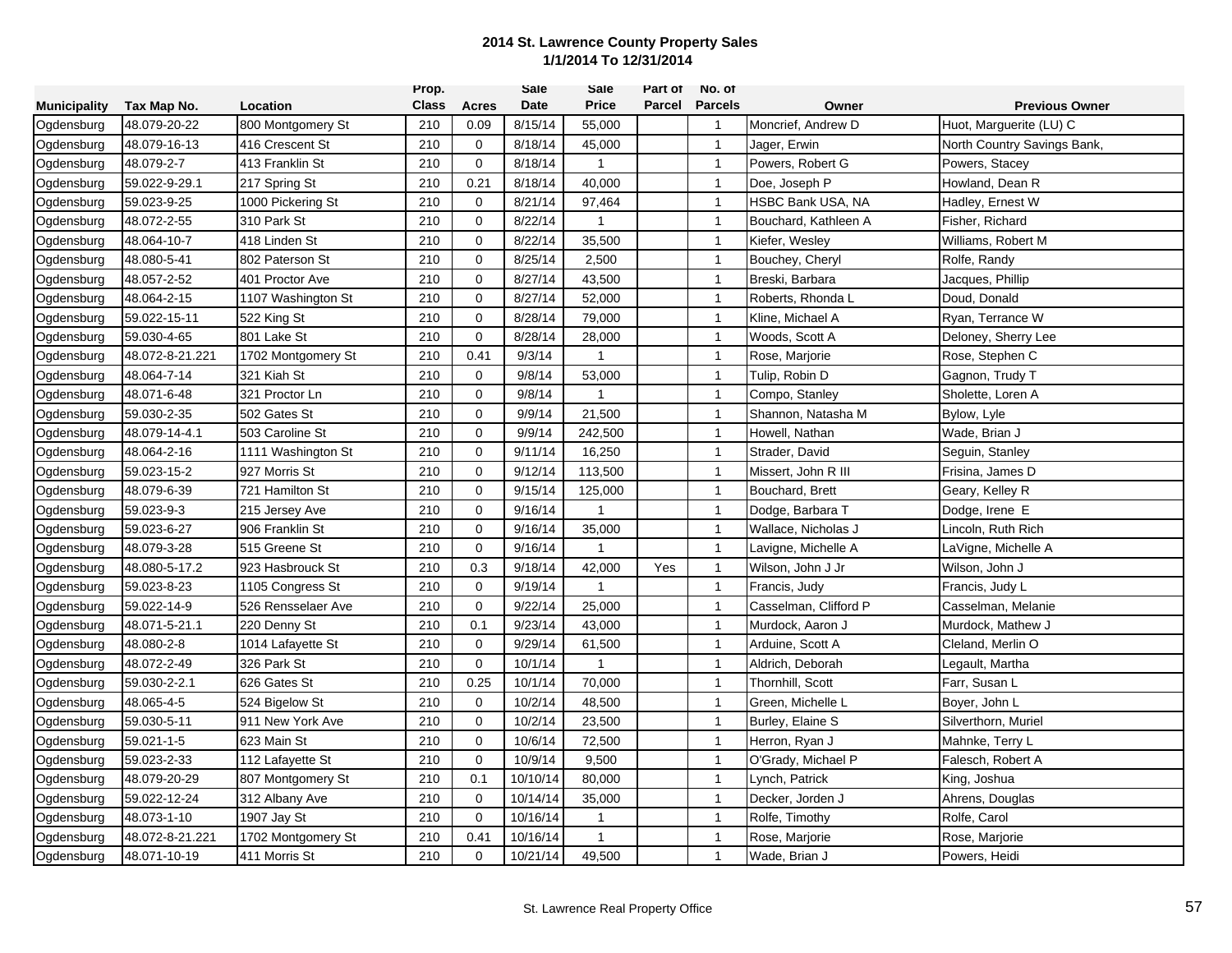# 2014 St. Lawrence County Property Sales
## 1/1/2014 To 12/31/2014

| Municipality | Tax Map No. | Location | Prop. Class | Acres | Sale Date | Sale Price | Part of Parcel | No. of Parcels | Owner | Previous Owner |
|---|---|---|---|---|---|---|---|---|---|---|
| Ogdensburg | 48.079-20-22 | 800 Montgomery St | 210 | 0.09 | 8/15/14 | 55,000 | | 1 | Moncrief, Andrew D | Huot, Marguerite (LU) C |
| Ogdensburg | 48.079-16-13 | 416 Crescent St | 210 | 0 | 8/18/14 | 45,000 | | 1 | Jager, Erwin | North Country Savings Bank, |
| Ogdensburg | 48.079-2-7 | 413 Franklin St | 210 | 0 | 8/18/14 | 1 | | 1 | Powers, Robert G | Powers, Stacey |
| Ogdensburg | 59.022-9-29.1 | 217 Spring St | 210 | 0.21 | 8/18/14 | 40,000 | | 1 | Doe, Joseph P | Howland, Dean R |
| Ogdensburg | 59.023-9-25 | 1000 Pickering St | 210 | 0 | 8/21/14 | 97,464 | | 1 | HSBC Bank USA, NA | Hadley, Ernest W |
| Ogdensburg | 48.072-2-55 | 310 Park St | 210 | 0 | 8/22/14 | 1 | | 1 | Bouchard, Kathleen A | Fisher, Richard |
| Ogdensburg | 48.064-10-7 | 418 Linden St | 210 | 0 | 8/22/14 | 35,500 | | 1 | Kiefer, Wesley | Williams, Robert M |
| Ogdensburg | 48.080-5-41 | 802 Paterson St | 210 | 0 | 8/25/14 | 2,500 | | 1 | Bouchey, Cheryl | Rolfe, Randy |
| Ogdensburg | 48.057-2-52 | 401 Proctor Ave | 210 | 0 | 8/27/14 | 43,500 | | 1 | Breski, Barbara | Jacques, Phillip |
| Ogdensburg | 48.064-2-15 | 1107 Washington St | 210 | 0 | 8/27/14 | 52,000 | | 1 | Roberts, Rhonda L | Doud, Donald |
| Ogdensburg | 59.022-15-11 | 522 King St | 210 | 0 | 8/28/14 | 79,000 | | 1 | Kline, Michael A | Ryan, Terrance W |
| Ogdensburg | 59.030-4-65 | 801 Lake St | 210 | 0 | 8/28/14 | 28,000 | | 1 | Woods, Scott A | Deloney, Sherry Lee |
| Ogdensburg | 48.072-8-21.221 | 1702 Montgomery St | 210 | 0.41 | 9/3/14 | 1 | | 1 | Rose, Marjorie | Rose, Stephen C |
| Ogdensburg | 48.064-7-14 | 321 Kiah St | 210 | 0 | 9/8/14 | 53,000 | | 1 | Tulip, Robin D | Gagnon, Trudy T |
| Ogdensburg | 48.071-6-48 | 321 Proctor Ln | 210 | 0 | 9/8/14 | 1 | | 1 | Compo, Stanley | Sholette, Loren A |
| Ogdensburg | 59.030-2-35 | 502 Gates St | 210 | 0 | 9/9/14 | 21,500 | | 1 | Shannon, Natasha M | Bylow, Lyle |
| Ogdensburg | 48.079-14-4.1 | 503 Caroline St | 210 | 0 | 9/9/14 | 242,500 | | 1 | Howell, Nathan | Wade, Brian J |
| Ogdensburg | 48.064-2-16 | 1111 Washington St | 210 | 0 | 9/11/14 | 16,250 | | 1 | Strader, David | Seguin, Stanley |
| Ogdensburg | 59.023-15-2 | 927 Morris St | 210 | 0 | 9/12/14 | 113,500 | | 1 | Missert, John R III | Frisina, James D |
| Ogdensburg | 48.079-6-39 | 721 Hamilton St | 210 | 0 | 9/15/14 | 125,000 | | 1 | Bouchard, Brett | Geary, Kelley R |
| Ogdensburg | 59.023-9-3 | 215 Jersey Ave | 210 | 0 | 9/16/14 | 1 | | 1 | Dodge, Barbara T | Dodge, Irene E |
| Ogdensburg | 59.023-6-27 | 906 Franklin St | 210 | 0 | 9/16/14 | 35,000 | | 1 | Wallace, Nicholas J | Lincoln, Ruth Rich |
| Ogdensburg | 48.079-3-28 | 515 Greene St | 210 | 0 | 9/16/14 | 1 | | 1 | Lavigne, Michelle A | LaVigne, Michelle A |
| Ogdensburg | 48.080-5-17.2 | 923 Hasbrouck St | 210 | 0.3 | 9/18/14 | 42,000 | Yes | 1 | Wilson, John J Jr | Wilson, John J |
| Ogdensburg | 59.023-8-23 | 1105 Congress St | 210 | 0 | 9/19/14 | 1 | | 1 | Francis, Judy | Francis, Judy L |
| Ogdensburg | 59.022-14-9 | 526 Rensselaer Ave | 210 | 0 | 9/22/14 | 25,000 | | 1 | Casselman, Clifford P | Casselman, Melanie |
| Ogdensburg | 48.071-5-21.1 | 220 Denny St | 210 | 0.1 | 9/23/14 | 43,000 | | 1 | Murdock, Aaron J | Murdock, Mathew J |
| Ogdensburg | 48.080-2-8 | 1014 Lafayette St | 210 | 0 | 9/29/14 | 61,500 | | 1 | Arduine, Scott A | Cleland, Merlin O |
| Ogdensburg | 48.072-2-49 | 326 Park St | 210 | 0 | 10/1/14 | 1 | | 1 | Aldrich, Deborah | Legault, Martha |
| Ogdensburg | 59.030-2-2.1 | 626 Gates St | 210 | 0.25 | 10/1/14 | 70,000 | | 1 | Thornhill, Scott | Farr, Susan L |
| Ogdensburg | 48.065-4-5 | 524 Bigelow St | 210 | 0 | 10/2/14 | 48,500 | | 1 | Green, Michelle L | Boyer, John L |
| Ogdensburg | 59.030-5-11 | 911 New York Ave | 210 | 0 | 10/2/14 | 23,500 | | 1 | Burley, Elaine S | Silverthorn, Muriel |
| Ogdensburg | 59.021-1-5 | 623 Main St | 210 | 0 | 10/6/14 | 72,500 | | 1 | Herron, Ryan J | Mahnke, Terry L |
| Ogdensburg | 59.023-2-33 | 112 Lafayette St | 210 | 0 | 10/9/14 | 9,500 | | 1 | O'Grady, Michael P | Falesch, Robert A |
| Ogdensburg | 48.079-20-29 | 807 Montgomery St | 210 | 0.1 | 10/10/14 | 80,000 | | 1 | Lynch, Patrick | King, Joshua |
| Ogdensburg | 59.022-12-24 | 312 Albany Ave | 210 | 0 | 10/14/14 | 35,000 | | 1 | Decker, Jorden J | Ahrens, Douglas |
| Ogdensburg | 48.073-1-10 | 1907 Jay St | 210 | 0 | 10/16/14 | 1 | | 1 | Rolfe, Timothy | Rolfe, Carol |
| Ogdensburg | 48.072-8-21.221 | 1702 Montgomery St | 210 | 0.41 | 10/16/14 | 1 | | 1 | Rose, Marjorie | Rose, Marjorie |
| Ogdensburg | 48.071-10-19 | 411 Morris St | 210 | 0 | 10/21/14 | 49,500 | | 1 | Wade, Brian J | Powers, Heidi |

St. Lawrence Real Property Office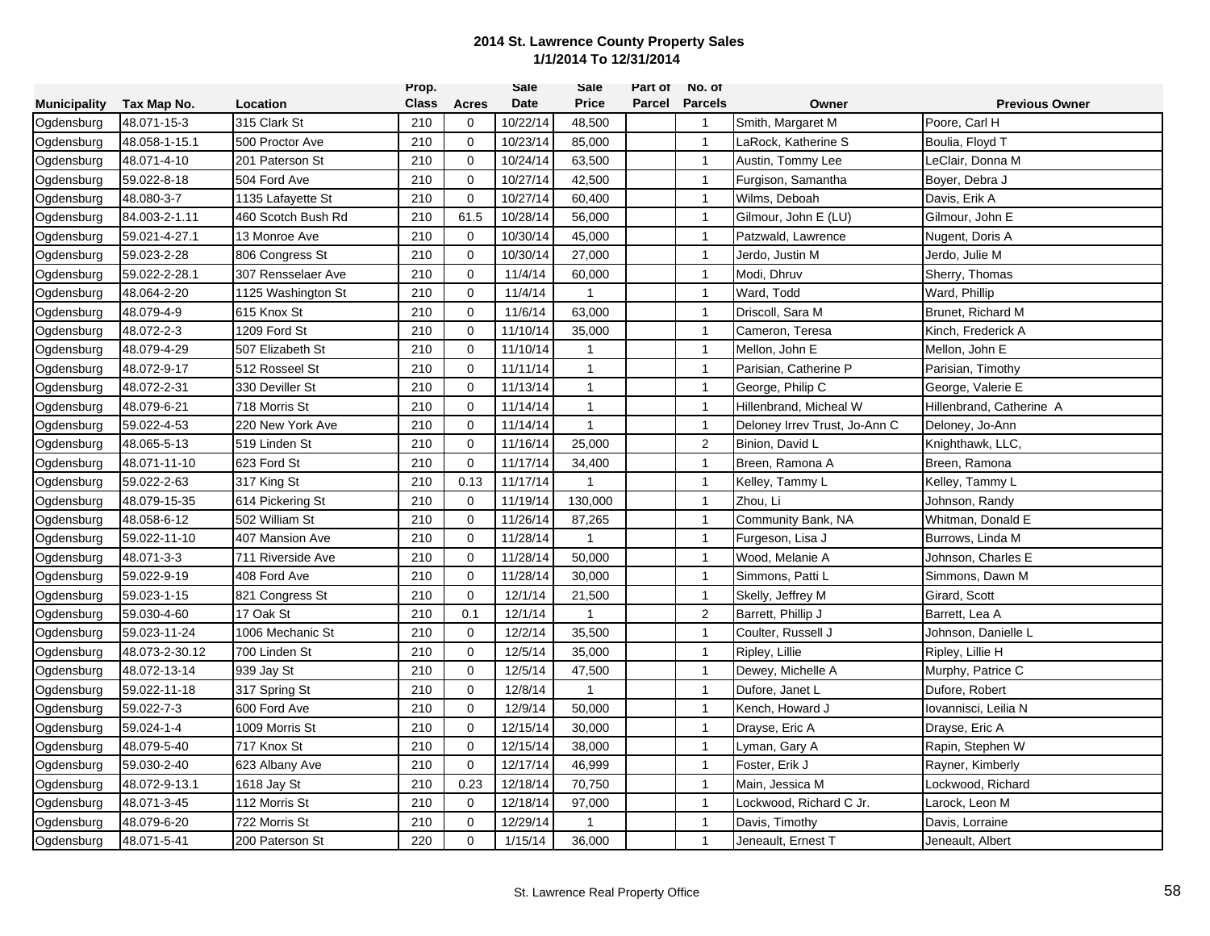# 2014 St. Lawrence County Property Sales
## 1/1/2014 To 12/31/2014

| Municipality | Tax Map No. | Location | Prop. Class | Acres | Sale Date | Sale Price | Part of Parcel | No. of Parcels | Owner | Previous Owner |
|---|---|---|---|---|---|---|---|---|---|---|
| Ogdensburg | 48.071-15-3 | 315 Clark St | 210 | 0 | 10/22/14 | 48,500 | | 1 | Smith, Margaret M | Poore, Carl H |
| Ogdensburg | 48.058-1-15.1 | 500 Proctor Ave | 210 | 0 | 10/23/14 | 85,000 | | 1 | LaRock, Katherine S | Boulia, Floyd T |
| Ogdensburg | 48.071-4-10 | 201 Paterson St | 210 | 0 | 10/24/14 | 63,500 | | 1 | Austin, Tommy Lee | LeClair, Donna M |
| Ogdensburg | 59.022-8-18 | 504 Ford Ave | 210 | 0 | 10/27/14 | 42,500 | | 1 | Furgison, Samantha | Boyer, Debra J |
| Ogdensburg | 48.080-3-7 | 1135 Lafayette St | 210 | 0 | 10/27/14 | 60,400 | | 1 | Wilms, Deboah | Davis, Erik A |
| Ogdensburg | 84.003-2-1.11 | 460 Scotch Bush Rd | 210 | 61.5 | 10/28/14 | 56,000 | | 1 | Gilmour, John E (LU) | Gilmour, John E |
| Ogdensburg | 59.021-4-27.1 | 13 Monroe Ave | 210 | 0 | 10/30/14 | 45,000 | | 1 | Patzwald, Lawrence | Nugent, Doris A |
| Ogdensburg | 59.023-2-28 | 806 Congress St | 210 | 0 | 10/30/14 | 27,000 | | 1 | Jerdo, Justin M | Jerdo, Julie M |
| Ogdensburg | 59.022-2-28.1 | 307 Rensselaer Ave | 210 | 0 | 11/4/14 | 60,000 | | 1 | Modi, Dhruv | Sherry, Thomas |
| Ogdensburg | 48.064-2-20 | 1125 Washington St | 210 | 0 | 11/4/14 | 1 | | 1 | Ward, Todd | Ward, Phillip |
| Ogdensburg | 48.079-4-9 | 615 Knox St | 210 | 0 | 11/6/14 | 63,000 | | 1 | Driscoll, Sara M | Brunet, Richard M |
| Ogdensburg | 48.072-2-3 | 1209 Ford St | 210 | 0 | 11/10/14 | 35,000 | | 1 | Cameron, Teresa | Kinch, Frederick A |
| Ogdensburg | 48.079-4-29 | 507 Elizabeth St | 210 | 0 | 11/10/14 | 1 | | 1 | Mellon, John E | Mellon, John E |
| Ogdensburg | 48.072-9-17 | 512 Rosseel St | 210 | 0 | 11/11/14 | 1 | | 1 | Parisian, Catherine P | Parisian, Timothy |
| Ogdensburg | 48.072-2-31 | 330 Deviller St | 210 | 0 | 11/13/14 | 1 | | 1 | George, Philip C | George, Valerie E |
| Ogdensburg | 48.079-6-21 | 718 Morris St | 210 | 0 | 11/14/14 | 1 | | 1 | Hillenbrand, Micheal W | Hillenbrand, Catherine A |
| Ogdensburg | 59.022-4-53 | 220 New York Ave | 210 | 0 | 11/14/14 | 1 | | 1 | Deloney Irrev Trust, Jo-Ann C | Deloney, Jo-Ann |
| Ogdensburg | 48.065-5-13 | 519 Linden St | 210 | 0 | 11/16/14 | 25,000 | | 2 | Binion, David L | Knighthawk, LLC, |
| Ogdensburg | 48.071-11-10 | 623 Ford St | 210 | 0 | 11/17/14 | 34,400 | | 1 | Breen, Ramona A | Breen, Ramona |
| Ogdensburg | 59.022-2-63 | 317 King St | 210 | 0.13 | 11/17/14 | 1 | | 1 | Kelley, Tammy L | Kelley, Tammy L |
| Ogdensburg | 48.079-15-35 | 614 Pickering St | 210 | 0 | 11/19/14 | 130,000 | | 1 | Zhou, Li | Johnson, Randy |
| Ogdensburg | 48.058-6-12 | 502 William St | 210 | 0 | 11/26/14 | 87,265 | | 1 | Community Bank, NA | Whitman, Donald E |
| Ogdensburg | 59.022-11-10 | 407 Mansion Ave | 210 | 0 | 11/28/14 | 1 | | 1 | Furgeson, Lisa J | Burrows, Linda M |
| Ogdensburg | 48.071-3-3 | 711 Riverside Ave | 210 | 0 | 11/28/14 | 50,000 | | 1 | Wood, Melanie A | Johnson, Charles E |
| Ogdensburg | 59.022-9-19 | 408 Ford Ave | 210 | 0 | 11/28/14 | 30,000 | | 1 | Simmons, Patti L | Simmons, Dawn M |
| Ogdensburg | 59.023-1-15 | 821 Congress St | 210 | 0 | 12/1/14 | 21,500 | | 1 | Skelly, Jeffrey M | Girard, Scott |
| Ogdensburg | 59.030-4-60 | 17 Oak St | 210 | 0.1 | 12/1/14 | 1 | | 2 | Barrett, Phillip J | Barrett, Lea A |
| Ogdensburg | 59.023-11-24 | 1006 Mechanic St | 210 | 0 | 12/2/14 | 35,500 | | 1 | Coulter, Russell J | Johnson, Danielle L |
| Ogdensburg | 48.073-2-30.12 | 700 Linden St | 210 | 0 | 12/5/14 | 35,000 | | 1 | Ripley, Lillie | Ripley, Lillie H |
| Ogdensburg | 48.072-13-14 | 939 Jay St | 210 | 0 | 12/5/14 | 47,500 | | 1 | Dewey, Michelle A | Murphy, Patrice C |
| Ogdensburg | 59.022-11-18 | 317 Spring St | 210 | 0 | 12/8/14 | 1 | | 1 | Dufore, Janet L | Dufore, Robert |
| Ogdensburg | 59.022-7-3 | 600 Ford Ave | 210 | 0 | 12/9/14 | 50,000 | | 1 | Kench, Howard J | Iovannisci, Leilia N |
| Ogdensburg | 59.024-1-4 | 1009 Morris St | 210 | 0 | 12/15/14 | 30,000 | | 1 | Drayse, Eric A | Drayse, Eric A |
| Ogdensburg | 48.079-5-40 | 717 Knox St | 210 | 0 | 12/15/14 | 38,000 | | 1 | Lyman, Gary A | Rapin, Stephen W |
| Ogdensburg | 59.030-2-40 | 623 Albany Ave | 210 | 0 | 12/17/14 | 46,999 | | 1 | Foster, Erik J | Rayner, Kimberly |
| Ogdensburg | 48.072-9-13.1 | 1618 Jay St | 210 | 0.23 | 12/18/14 | 70,750 | | 1 | Main, Jessica M | Lockwood, Richard |
| Ogdensburg | 48.071-3-45 | 112 Morris St | 210 | 0 | 12/18/14 | 97,000 | | 1 | Lockwood, Richard C Jr. | Larock, Leon M |
| Ogdensburg | 48.079-6-20 | 722 Morris St | 210 | 0 | 12/29/14 | 1 | | 1 | Davis, Timothy | Davis, Lorraine |
| Ogdensburg | 48.071-5-41 | 200 Paterson St | 220 | 0 | 1/15/14 | 36,000 | | 1 | Jeneault, Ernest T | Jeneault, Albert |

St. Lawrence Real Property Office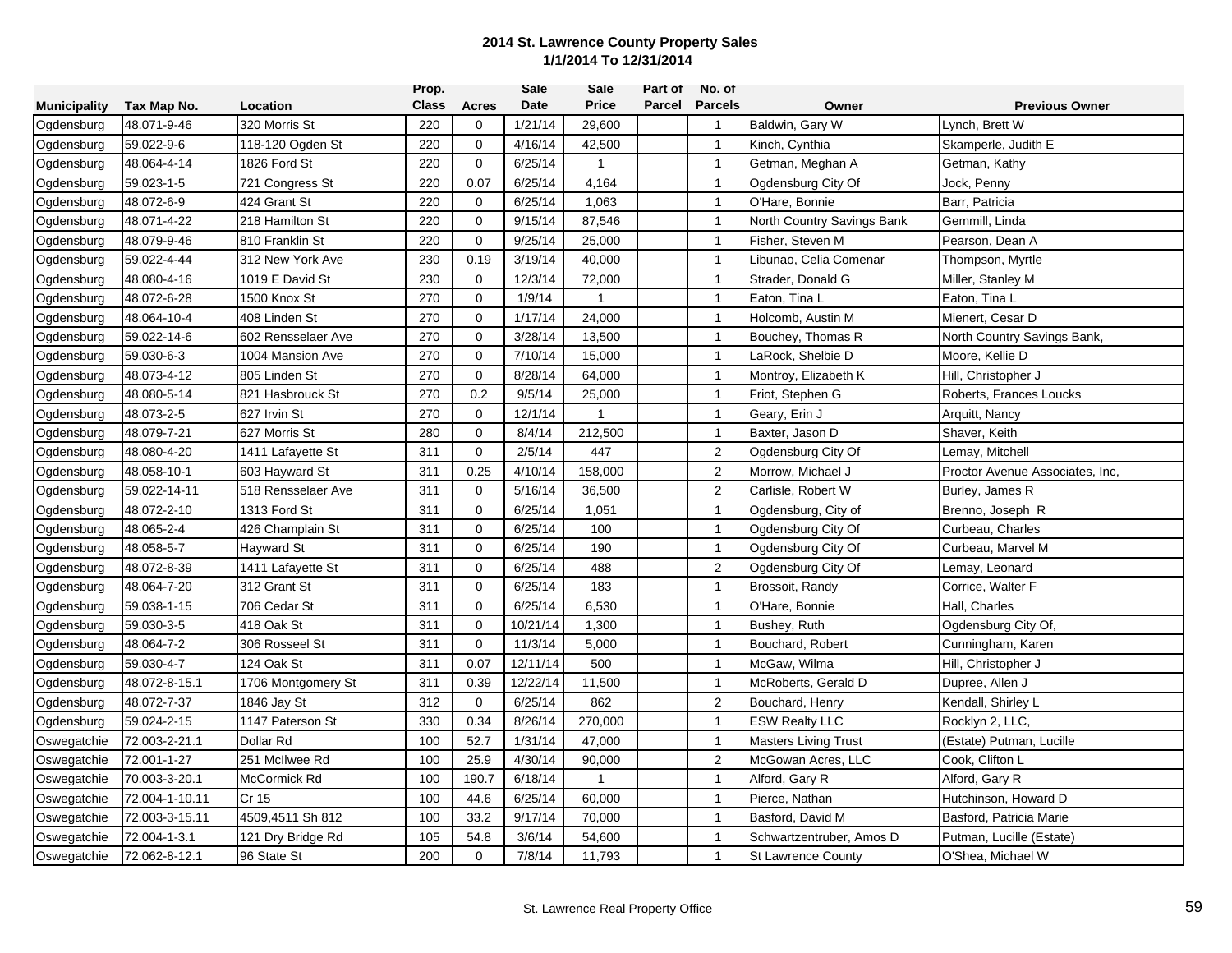**2014 St. Lawrence County Property Sales**
**1/1/2014 To 12/31/2014**

| Municipality | Tax Map No. | Location | Prop. Class | Acres | Sale Date | Sale Price | Part of Parcel | No. of Parcels | Owner | Previous Owner |
|---|---|---|---|---|---|---|---|---|---|---|
| Ogdensburg | 48.071-9-46 | 320 Morris St | 220 | 0 | 1/21/14 | 29,600 | | 1 | Baldwin, Gary W | Lynch, Brett W |
| Ogdensburg | 59.022-9-6 | 118-120 Ogden St | 220 | 0 | 4/16/14 | 42,500 | | 1 | Kinch, Cynthia | Skamperle, Judith E |
| Ogdensburg | 48.064-4-14 | 1826 Ford St | 220 | 0 | 6/25/14 | 1 | | 1 | Getman, Meghan A | Getman, Kathy |
| Ogdensburg | 59.023-1-5 | 721 Congress St | 220 | 0.07 | 6/25/14 | 4,164 | | 1 | Ogdensburg City Of | Jock, Penny |
| Ogdensburg | 48.072-6-9 | 424 Grant St | 220 | 0 | 6/25/14 | 1,063 | | 1 | O'Hare, Bonnie | Barr, Patricia |
| Ogdensburg | 48.071-4-22 | 218 Hamilton St | 220 | 0 | 9/15/14 | 87,546 | | 1 | North Country Savings Bank | Gemmill, Linda |
| Ogdensburg | 48.079-9-46 | 810 Franklin St | 220 | 0 | 9/25/14 | 25,000 | | 1 | Fisher, Steven M | Pearson, Dean A |
| Ogdensburg | 59.022-4-44 | 312 New York Ave | 230 | 0.19 | 3/19/14 | 40,000 | | 1 | Libunao, Celia Comenar | Thompson, Myrtle |
| Ogdensburg | 48.080-4-16 | 1019 E David St | 230 | 0 | 12/3/14 | 72,000 | | 1 | Strader, Donald G | Miller, Stanley M |
| Ogdensburg | 48.072-6-28 | 1500 Knox St | 270 | 0 | 1/9/14 | 1 | | 1 | Eaton, Tina L | Eaton, Tina L |
| Ogdensburg | 48.064-10-4 | 408 Linden St | 270 | 0 | 1/17/14 | 24,000 | | 1 | Holcomb, Austin M | Mienert, Cesar D |
| Ogdensburg | 59.022-14-6 | 602 Rensselaer Ave | 270 | 0 | 3/28/14 | 13,500 | | 1 | Bouchey, Thomas R | North Country Savings Bank, |
| Ogdensburg | 59.030-6-3 | 1004 Mansion Ave | 270 | 0 | 7/10/14 | 15,000 | | 1 | LaRock, Shelbie D | Moore, Kellie D |
| Ogdensburg | 48.073-4-12 | 805 Linden St | 270 | 0 | 8/28/14 | 64,000 | | 1 | Montroy, Elizabeth K | Hill, Christopher J |
| Ogdensburg | 48.080-5-14 | 821 Hasbrouck St | 270 | 0.2 | 9/5/14 | 25,000 | | 1 | Friot, Stephen G | Roberts, Frances Loucks |
| Ogdensburg | 48.073-2-5 | 627 Irvin St | 270 | 0 | 12/1/14 | 1 | | 1 | Geary, Erin J | Arquitt, Nancy |
| Ogdensburg | 48.079-7-21 | 627 Morris St | 280 | 0 | 8/4/14 | 212,500 | | 1 | Baxter, Jason D | Shaver, Keith |
| Ogdensburg | 48.080-4-20 | 1411 Lafayette St | 311 | 0 | 2/5/14 | 447 | | 2 | Ogdensburg City Of | Lemay, Mitchell |
| Ogdensburg | 48.058-10-1 | 603 Hayward St | 311 | 0.25 | 4/10/14 | 158,000 | | 2 | Morrow, Michael J | Proctor Avenue Associates, Inc, |
| Ogdensburg | 59.022-14-11 | 518 Rensselaer Ave | 311 | 0 | 5/16/14 | 36,500 | | 2 | Carlisle, Robert W | Burley, James R |
| Ogdensburg | 48.072-2-10 | 1313 Ford St | 311 | 0 | 6/25/14 | 1,051 | | 1 | Ogdensburg, City of | Brenno, Joseph R |
| Ogdensburg | 48.065-2-4 | 426 Champlain St | 311 | 0 | 6/25/14 | 100 | | 1 | Ogdensburg City Of | Curbeau, Charles |
| Ogdensburg | 48.058-5-7 | Hayward St | 311 | 0 | 6/25/14 | 190 | | 1 | Ogdensburg City Of | Curbeau, Marvel M |
| Ogdensburg | 48.072-8-39 | 1411 Lafayette St | 311 | 0 | 6/25/14 | 488 | | 2 | Ogdensburg City Of | Lemay, Leonard |
| Ogdensburg | 48.064-7-20 | 312 Grant St | 311 | 0 | 6/25/14 | 183 | | 1 | Brossoit, Randy | Corrice, Walter F |
| Ogdensburg | 59.038-1-15 | 706 Cedar St | 311 | 0 | 6/25/14 | 6,530 | | 1 | O'Hare, Bonnie | Hall, Charles |
| Ogdensburg | 59.030-3-5 | 418 Oak St | 311 | 0 | 10/21/14 | 1,300 | | 1 | Bushey, Ruth | Ogdensburg City Of, |
| Ogdensburg | 48.064-7-2 | 306 Rosseel St | 311 | 0 | 11/3/14 | 5,000 | | 1 | Bouchard, Robert | Cunningham, Karen |
| Ogdensburg | 59.030-4-7 | 124 Oak St | 311 | 0.07 | 12/11/14 | 500 | | 1 | McGaw, Wilma | Hill, Christopher J |
| Ogdensburg | 48.072-8-15.1 | 1706 Montgomery St | 311 | 0.39 | 12/22/14 | 11,500 | | 1 | McRoberts, Gerald D | Dupree, Allen J |
| Ogdensburg | 48.072-7-37 | 1846 Jay St | 312 | 0 | 6/25/14 | 862 | | 2 | Bouchard, Henry | Kendall, Shirley L |
| Ogdensburg | 59.024-2-15 | 1147 Paterson St | 330 | 0.34 | 8/26/14 | 270,000 | | 1 | ESW Realty LLC | Rocklyn 2, LLC, |
| Oswegatchie | 72.003-2-21.1 | Dollar Rd | 100 | 52.7 | 1/31/14 | 47,000 | | 1 | Masters Living Trust | (Estate) Putman, Lucille |
| Oswegatchie | 72.001-1-27 | 251 McIlwee Rd | 100 | 25.9 | 4/30/14 | 90,000 | | 2 | McGowan Acres, LLC | Cook, Clifton L |
| Oswegatchie | 70.003-3-20.1 | McCormick Rd | 100 | 190.7 | 6/18/14 | 1 | | 1 | Alford, Gary R | Alford, Gary R |
| Oswegatchie | 72.004-1-10.11 | Cr 15 | 100 | 44.6 | 6/25/14 | 60,000 | | 1 | Pierce, Nathan | Hutchinson, Howard D |
| Oswegatchie | 72.003-3-15.11 | 4509,4511 Sh 812 | 100 | 33.2 | 9/17/14 | 70,000 | | 1 | Basford, David M | Basford, Patricia Marie |
| Oswegatchie | 72.004-1-3.1 | 121 Dry Bridge Rd | 105 | 54.8 | 3/6/14 | 54,600 | | 1 | Schwartzentruber, Amos D | Putman, Lucille (Estate) |
| Oswegatchie | 72.062-8-12.1 | 96 State St | 200 | 0 | 7/8/14 | 11,793 | | 1 | St Lawrence County | O'Shea, Michael W |

St. Lawrence Real Property Office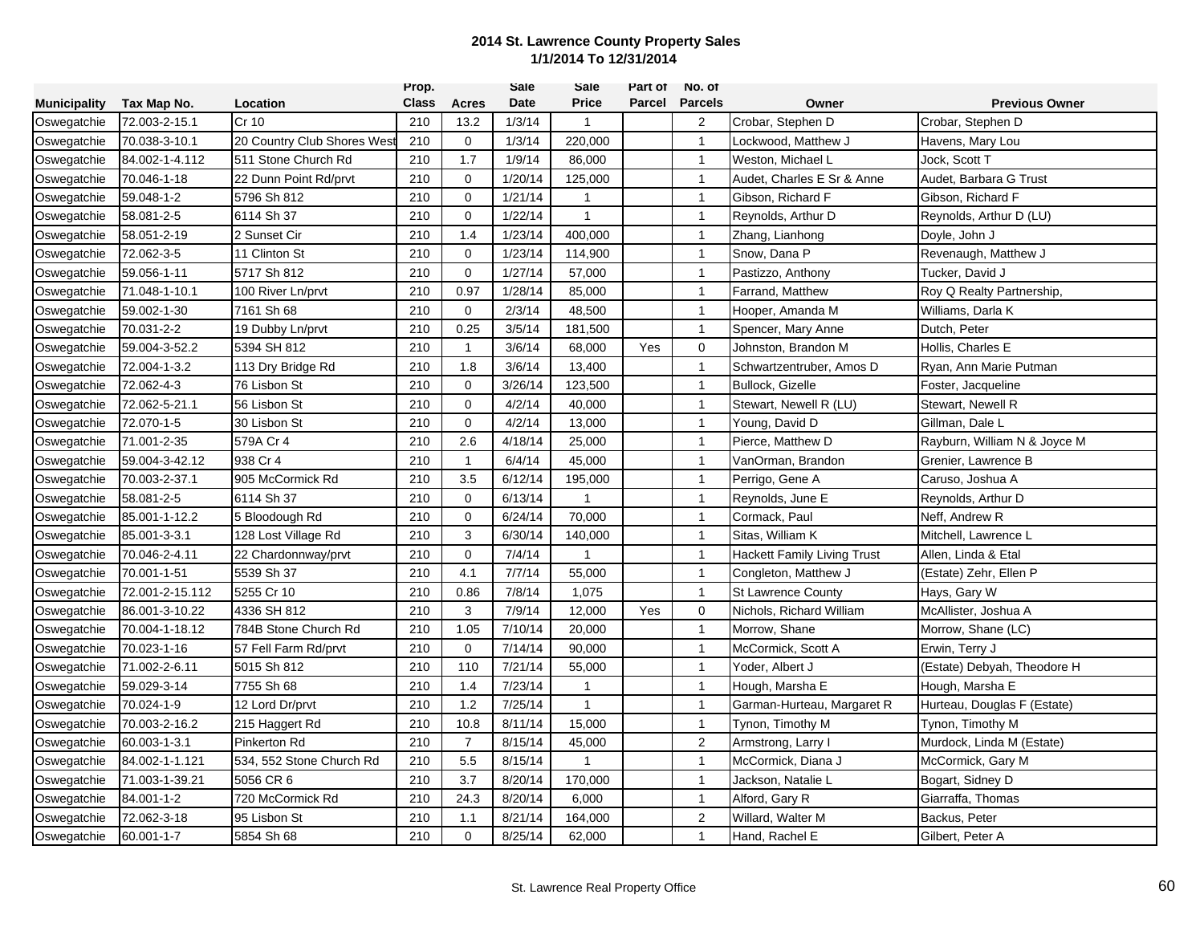**2014 St. Lawrence County Property Sales**
**1/1/2014 To 12/31/2014**

| Municipality | Tax Map No. | Location | Prop. Class | Acres | Sale Date | Sale Price | Part of Parcel | No. of Parcels | Owner | Previous Owner |
|---|---|---|---|---|---|---|---|---|---|---|
| Oswegatchie | 72.003-2-15.1 | Cr 10 | 210 | 13.2 | 1/3/14 | 1 | | 2 | Crobar, Stephen D | Crobar, Stephen D |
| Oswegatchie | 70.038-3-10.1 | 20 Country Club Shores West | 210 | 0 | 1/3/14 | 220,000 | | 1 | Lockwood, Matthew J | Havens, Mary Lou |
| Oswegatchie | 84.002-1-4.112 | 511 Stone Church Rd | 210 | 1.7 | 1/9/14 | 86,000 | | 1 | Weston, Michael L | Jock, Scott T |
| Oswegatchie | 70.046-1-18 | 22 Dunn Point Rd/prvt | 210 | 0 | 1/20/14 | 125,000 | | 1 | Audet, Charles E Sr & Anne | Audet, Barbara G Trust |
| Oswegatchie | 59.048-1-2 | 5796 Sh 812 | 210 | 0 | 1/21/14 | 1 | | 1 | Gibson, Richard F | Gibson, Richard F |
| Oswegatchie | 58.081-2-5 | 6114 Sh 37 | 210 | 0 | 1/22/14 | 1 | | 1 | Reynolds, Arthur D | Reynolds, Arthur D (LU) |
| Oswegatchie | 58.051-2-19 | 2 Sunset Cir | 210 | 1.4 | 1/23/14 | 400,000 | | 1 | Zhang, Lianhong | Doyle, John J |
| Oswegatchie | 72.062-3-5 | 11 Clinton St | 210 | 0 | 1/23/14 | 114,900 | | 1 | Snow, Dana P | Revenaugh, Matthew J |
| Oswegatchie | 59.056-1-11 | 5717 Sh 812 | 210 | 0 | 1/27/14 | 57,000 | | 1 | Pastizzo, Anthony | Tucker, David J |
| Oswegatchie | 71.048-1-10.1 | 100 River Ln/prvt | 210 | 0.97 | 1/28/14 | 85,000 | | 1 | Farrand, Matthew | Roy Q Realty Partnership, |
| Oswegatchie | 59.002-1-30 | 7161 Sh 68 | 210 | 0 | 2/3/14 | 48,500 | | 1 | Hooper, Amanda M | Williams, Darla K |
| Oswegatchie | 70.031-2-2 | 19 Dubby Ln/prvt | 210 | 0.25 | 3/5/14 | 181,500 | | 1 | Spencer, Mary Anne | Dutch, Peter |
| Oswegatchie | 59.004-3-52.2 | 5394 SH 812 | 210 | 1 | 3/6/14 | 68,000 | Yes | 0 | Johnston, Brandon M | Hollis, Charles E |
| Oswegatchie | 72.004-1-3.2 | 113 Dry Bridge Rd | 210 | 1.8 | 3/6/14 | 13,400 | | 1 | Schwartzentruber, Amos D | Ryan, Ann Marie Putman |
| Oswegatchie | 72.062-4-3 | 76 Lisbon St | 210 | 0 | 3/26/14 | 123,500 | | 1 | Bullock, Gizelle | Foster, Jacqueline |
| Oswegatchie | 72.062-5-21.1 | 56 Lisbon St | 210 | 0 | 4/2/14 | 40,000 | | 1 | Stewart, Newell R (LU) | Stewart, Newell R |
| Oswegatchie | 72.070-1-5 | 30 Lisbon St | 210 | 0 | 4/2/14 | 13,000 | | 1 | Young, David D | Gillman, Dale L |
| Oswegatchie | 71.001-2-35 | 579A Cr 4 | 210 | 2.6 | 4/18/14 | 25,000 | | 1 | Pierce, Matthew D | Rayburn, William N & Joyce M |
| Oswegatchie | 59.004-3-42.12 | 938 Cr 4 | 210 | 1 | 6/4/14 | 45,000 | | 1 | VanOrman, Brandon | Grenier, Lawrence B |
| Oswegatchie | 70.003-2-37.1 | 905 McCormick Rd | 210 | 3.5 | 6/12/14 | 195,000 | | 1 | Perrigo, Gene A | Caruso, Joshua A |
| Oswegatchie | 58.081-2-5 | 6114 Sh 37 | 210 | 0 | 6/13/14 | 1 | | 1 | Reynolds, June E | Reynolds, Arthur D |
| Oswegatchie | 85.001-1-12.2 | 5 Bloodough Rd | 210 | 0 | 6/24/14 | 70,000 | | 1 | Cormack, Paul | Neff, Andrew R |
| Oswegatchie | 85.001-3-3.1 | 128 Lost Village Rd | 210 | 3 | 6/30/14 | 140,000 | | 1 | Sitas, William K | Mitchell, Lawrence L |
| Oswegatchie | 70.046-2-4.11 | 22 Chardonnway/prvt | 210 | 0 | 7/4/14 | 1 | | 1 | Hackett Family Living Trust | Allen, Linda & Etal |
| Oswegatchie | 70.001-1-51 | 5539 Sh 37 | 210 | 4.1 | 7/7/14 | 55,000 | | 1 | Congleton, Matthew J | (Estate) Zehr, Ellen P |
| Oswegatchie | 72.001-2-15.112 | 5255 Cr 10 | 210 | 0.86 | 7/8/14 | 1,075 | | 1 | St Lawrence County | Hays, Gary W |
| Oswegatchie | 86.001-3-10.22 | 4336 SH 812 | 210 | 3 | 7/9/14 | 12,000 | Yes | 0 | Nichols, Richard William | McAllister, Joshua A |
| Oswegatchie | 70.004-1-18.12 | 784B Stone Church Rd | 210 | 1.05 | 7/10/14 | 20,000 | | 1 | Morrow, Shane | Morrow, Shane (LC) |
| Oswegatchie | 70.023-1-16 | 57 Fell Farm Rd/prvt | 210 | 0 | 7/14/14 | 90,000 | | 1 | McCormick, Scott A | Erwin, Terry J |
| Oswegatchie | 71.002-2-6.11 | 5015 Sh 812 | 210 | 110 | 7/21/14 | 55,000 | | 1 | Yoder, Albert J | (Estate) Debyah, Theodore H |
| Oswegatchie | 59.029-3-14 | 7755 Sh 68 | 210 | 1.4 | 7/23/14 | 1 | | 1 | Hough, Marsha E | Hough, Marsha E |
| Oswegatchie | 70.024-1-9 | 12 Lord Dr/prvt | 210 | 1.2 | 7/25/14 | 1 | | 1 | Garman-Hurteau, Margaret R | Hurteau, Douglas F (Estate) |
| Oswegatchie | 70.003-2-16.2 | 215 Haggert Rd | 210 | 10.8 | 8/11/14 | 15,000 | | 1 | Tynon, Timothy M | Tynon, Timothy M |
| Oswegatchie | 60.003-1-3.1 | Pinkerton Rd | 210 | 7 | 8/15/14 | 45,000 | | 2 | Armstrong, Larry I | Murdock, Linda M (Estate) |
| Oswegatchie | 84.002-1-1.121 | 534, 552 Stone Church Rd | 210 | 5.5 | 8/15/14 | 1 | | 1 | McCormick, Diana J | McCormick, Gary M |
| Oswegatchie | 71.003-1-39.21 | 5056 CR 6 | 210 | 3.7 | 8/20/14 | 170,000 | | 1 | Jackson, Natalie L | Bogart, Sidney D |
| Oswegatchie | 84.001-1-2 | 720 McCormick Rd | 210 | 24.3 | 8/20/14 | 6,000 | | 1 | Alford, Gary R | Giarraffa, Thomas |
| Oswegatchie | 72.062-3-18 | 95 Lisbon St | 210 | 1.1 | 8/21/14 | 164,000 | | 2 | Willard, Walter M | Backus, Peter |
| Oswegatchie | 60.001-1-7 | 5854 Sh 68 | 210 | 0 | 8/25/14 | 62,000 | | 1 | Hand, Rachel E | Gilbert, Peter A |

St. Lawrence Real Property Office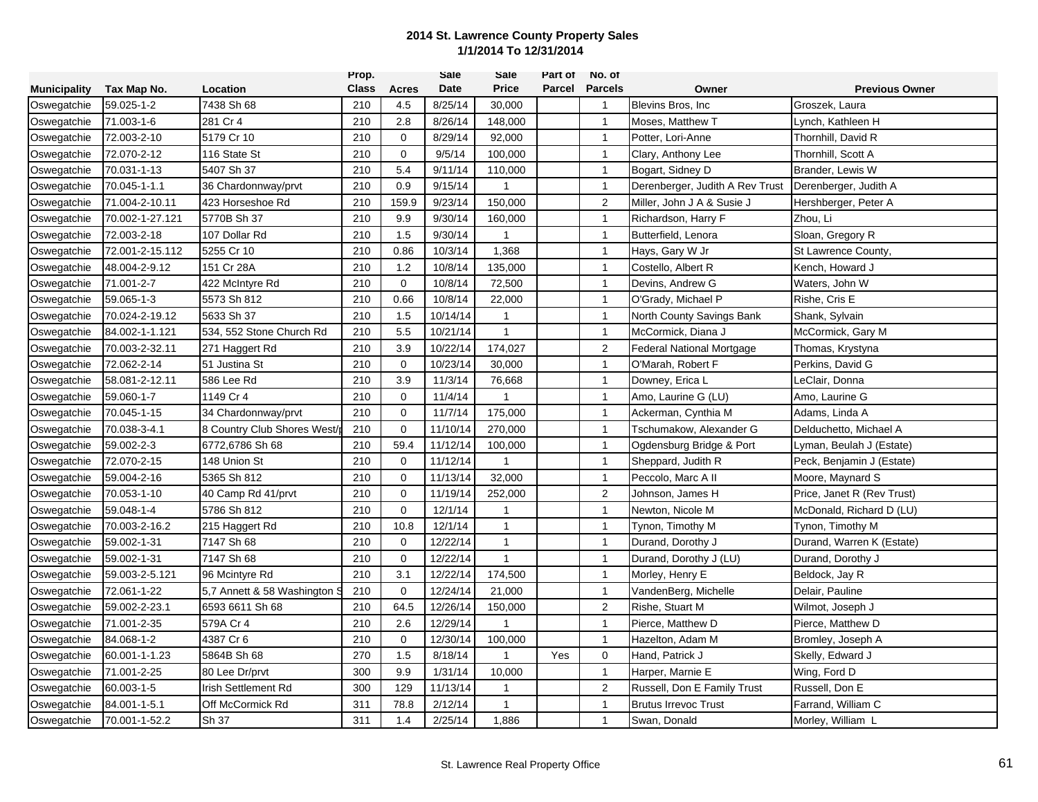**2014 St. Lawrence County Property Sales**
**1/1/2014 To 12/31/2014**

| Municipality | Tax Map No. | Location | Prop. Class | Acres | Sale Date | Sale Price | Part of Parcel | No. of Parcels | Owner | Previous Owner |
|---|---|---|---|---|---|---|---|---|---|---|
| Oswegatchie | 59.025-1-2 | 7438 Sh 68 | 210 | 4.5 | 8/25/14 | 30,000 | | 1 | Blevins Bros, Inc | Groszek, Laura |
| Oswegatchie | 71.003-1-6 | 281 Cr 4 | 210 | 2.8 | 8/26/14 | 148,000 | | 1 | Moses, Matthew T | Lynch, Kathleen H |
| Oswegatchie | 72.003-2-10 | 5179 Cr 10 | 210 | 0 | 8/29/14 | 92,000 | | 1 | Potter, Lori-Anne | Thornhill, David R |
| Oswegatchie | 72.070-2-12 | 116 State St | 210 | 0 | 9/5/14 | 100,000 | | 1 | Clary, Anthony Lee | Thornhill, Scott A |
| Oswegatchie | 70.031-1-13 | 5407 Sh 37 | 210 | 5.4 | 9/11/14 | 110,000 | | 1 | Bogart, Sidney D | Brander, Lewis W |
| Oswegatchie | 70.045-1-1.1 | 36 Chardonnway/prvt | 210 | 0.9 | 9/15/14 | 1 | | 1 | Derenberger, Judith A Rev Trust | Derenberger, Judith A |
| Oswegatchie | 71.004-2-10.11 | 423 Horseshoe Rd | 210 | 159.9 | 9/23/14 | 150,000 | | 2 | Miller, John J A & Susie J | Hershberger, Peter A |
| Oswegatchie | 70.002-1-27.121 | 5770B Sh 37 | 210 | 9.9 | 9/30/14 | 160,000 | | 1 | Richardson, Harry F | Zhou, Li |
| Oswegatchie | 72.003-2-18 | 107 Dollar Rd | 210 | 1.5 | 9/30/14 | 1 | | 1 | Butterfield, Lenora | Sloan, Gregory R |
| Oswegatchie | 72.001-2-15.112 | 5255 Cr 10 | 210 | 0.86 | 10/3/14 | 1,368 | | 1 | Hays, Gary W Jr | St Lawrence County, |
| Oswegatchie | 48.004-2-9.12 | 151 Cr 28A | 210 | 1.2 | 10/8/14 | 135,000 | | 1 | Costello, Albert R | Kench, Howard J |
| Oswegatchie | 71.001-2-7 | 422 McIntyre Rd | 210 | 0 | 10/8/14 | 72,500 | | 1 | Devins, Andrew G | Waters, John W |
| Oswegatchie | 59.065-1-3 | 5573 Sh 812 | 210 | 0.66 | 10/8/14 | 22,000 | | 1 | O'Grady, Michael P | Rishe, Cris E |
| Oswegatchie | 70.024-2-19.12 | 5633 Sh 37 | 210 | 1.5 | 10/14/14 | 1 | | 1 | North County Savings Bank | Shank, Sylvain |
| Oswegatchie | 84.002-1-1.121 | 534, 552 Stone Church Rd | 210 | 5.5 | 10/21/14 | 1 | | 1 | McCormick, Diana J | McCormick, Gary M |
| Oswegatchie | 70.003-2-32.11 | 271 Haggert Rd | 210 | 3.9 | 10/22/14 | 174,027 | | 2 | Federal National Mortgage | Thomas, Krystyna |
| Oswegatchie | 72.062-2-14 | 51 Justina St | 210 | 0 | 10/23/14 | 30,000 | | 1 | O'Marah, Robert F | Perkins, David G |
| Oswegatchie | 58.081-2-12.11 | 586 Lee Rd | 210 | 3.9 | 11/3/14 | 76,668 | | 1 | Downey, Erica L | LeClair, Donna |
| Oswegatchie | 59.060-1-7 | 1149 Cr 4 | 210 | 0 | 11/4/14 | 1 | | 1 | Amo, Laurine G (LU) | Amo, Laurine G |
| Oswegatchie | 70.045-1-15 | 34 Chardonnway/prvt | 210 | 0 | 11/7/14 | 175,000 | | 1 | Ackerman, Cynthia M | Adams, Linda A |
| Oswegatchie | 70.038-3-4.1 | 8 Country Club Shores West/p | 210 | 0 | 11/10/14 | 270,000 | | 1 | Tschumakow, Alexander G | Delduchetto, Michael A |
| Oswegatchie | 59.002-2-3 | 6772,6786 Sh 68 | 210 | 59.4 | 11/12/14 | 100,000 | | 1 | Ogdensburg Bridge & Port | Lyman, Beulah J (Estate) |
| Oswegatchie | 72.070-2-15 | 148 Union St | 210 | 0 | 11/12/14 | 1 | | 1 | Sheppard, Judith R | Peck, Benjamin J (Estate) |
| Oswegatchie | 59.004-2-16 | 5365 Sh 812 | 210 | 0 | 11/13/14 | 32,000 | | 1 | Peccolo, Marc A II | Moore, Maynard S |
| Oswegatchie | 70.053-1-10 | 40 Camp Rd 41/prvt | 210 | 0 | 11/19/14 | 252,000 | | 2 | Johnson, James H | Price, Janet R (Rev Trust) |
| Oswegatchie | 59.048-1-4 | 5786 Sh 812 | 210 | 0 | 12/1/14 | 1 | | 1 | Newton, Nicole M | McDonald, Richard D (LU) |
| Oswegatchie | 70.003-2-16.2 | 215 Haggert Rd | 210 | 10.8 | 12/1/14 | 1 | | 1 | Tynon, Timothy M | Tynon, Timothy M |
| Oswegatchie | 59.002-1-31 | 7147 Sh 68 | 210 | 0 | 12/22/14 | 1 | | 1 | Durand, Dorothy J | Durand, Warren K (Estate) |
| Oswegatchie | 59.002-1-31 | 7147 Sh 68 | 210 | 0 | 12/22/14 | 1 | | 1 | Durand, Dorothy J (LU) | Durand, Dorothy J |
| Oswegatchie | 59.003-2-5.121 | 96 Mcintyre Rd | 210 | 3.1 | 12/22/14 | 174,500 | | 1 | Morley, Henry E | Beldock, Jay R |
| Oswegatchie | 72.061-1-22 | 5,7 Annett & 58 Washington S | 210 | 0 | 12/24/14 | 21,000 | | 1 | VandenBerg, Michelle | Delair, Pauline |
| Oswegatchie | 59.002-2-23.1 | 6593 6611 Sh 68 | 210 | 64.5 | 12/26/14 | 150,000 | | 2 | Rishe, Stuart M | Wilmot, Joseph J |
| Oswegatchie | 71.001-2-35 | 579A Cr 4 | 210 | 2.6 | 12/29/14 | 1 | | 1 | Pierce, Matthew D | Pierce, Matthew D |
| Oswegatchie | 84.068-1-2 | 4387 Cr 6 | 210 | 0 | 12/30/14 | 100,000 | | 1 | Hazelton, Adam M | Bromley, Joseph A |
| Oswegatchie | 60.001-1-1.23 | 5864B Sh 68 | 270 | 1.5 | 8/18/14 | 1 | Yes | 0 | Hand, Patrick J | Skelly, Edward J |
| Oswegatchie | 71.001-2-25 | 80 Lee Dr/prvt | 300 | 9.9 | 1/31/14 | 10,000 | | 1 | Harper, Marnie E | Wing, Ford D |
| Oswegatchie | 60.003-1-5 | Irish Settlement Rd | 300 | 129 | 11/13/14 | 1 | | 2 | Russell, Don E Family Trust | Russell, Don E |
| Oswegatchie | 84.001-1-5.1 | Off McCormick Rd | 311 | 78.8 | 2/12/14 | 1 | | 1 | Brutus Irrevoc Trust | Farrand, William C |
| Oswegatchie | 70.001-1-52.2 | Sh 37 | 311 | 1.4 | 2/25/14 | 1,886 | | 1 | Swan, Donald | Morley, William L |

St. Lawrence Real Property Office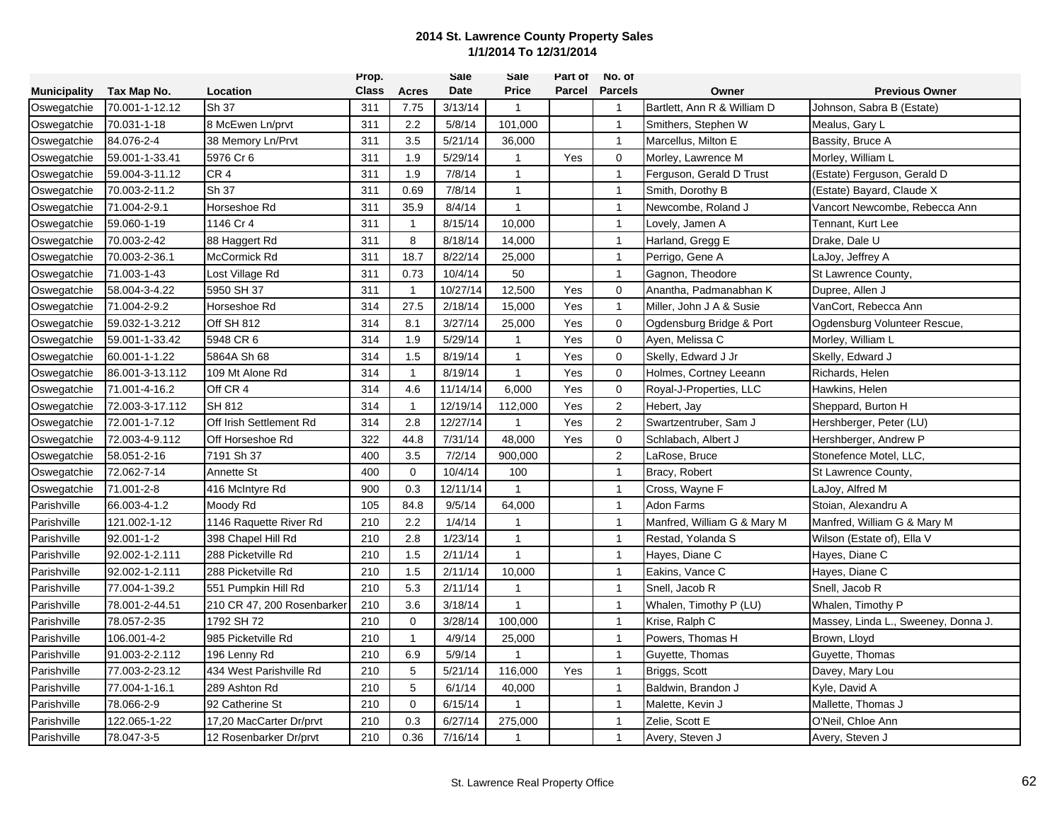**2014 St. Lawrence County Property Sales**
**1/1/2014 To 12/31/2014**

| Municipality | Tax Map No. | Location | Prop. Class | Acres | Sale Date | Sale Price | Part of Parcel | No. of Parcels | Owner | Previous Owner |
|---|---|---|---|---|---|---|---|---|---|---|
| Oswegatchie | 70.001-1-12.12 | Sh 37 | 311 | 7.75 | 3/13/14 | 1 | | 1 | Bartlett, Ann R & William D | Johnson, Sabra B (Estate) |
| Oswegatchie | 70.031-1-18 | 8 McEwen Ln/prvt | 311 | 2.2 | 5/8/14 | 101,000 | | 1 | Smithers, Stephen W | Mealus, Gary L |
| Oswegatchie | 84.076-2-4 | 38 Memory Ln/Prvt | 311 | 3.5 | 5/21/14 | 36,000 | | 1 | Marcellus, Milton E | Bassity, Bruce A |
| Oswegatchie | 59.001-1-33.41 | 5976 Cr 6 | 311 | 1.9 | 5/29/14 | 1 | Yes | 0 | Morley, Lawrence M | Morley, William L |
| Oswegatchie | 59.004-3-11.12 | CR 4 | 311 | 1.9 | 7/8/14 | 1 | | 1 | Ferguson, Gerald D Trust | (Estate) Ferguson, Gerald D |
| Oswegatchie | 70.003-2-11.2 | Sh 37 | 311 | 0.69 | 7/8/14 | 1 | | 1 | Smith, Dorothy B | (Estate) Bayard, Claude X |
| Oswegatchie | 71.004-2-9.1 | Horseshoe Rd | 311 | 35.9 | 8/4/14 | 1 | | 1 | Newcombe, Roland J | Vancort Newcombe, Rebecca Ann |
| Oswegatchie | 59.060-1-19 | 1146 Cr 4 | 311 | 1 | 8/15/14 | 10,000 | | 1 | Lovely, Jamen A | Tennant, Kurt Lee |
| Oswegatchie | 70.003-2-42 | 88 Haggert Rd | 311 | 8 | 8/18/14 | 14,000 | | 1 | Harland, Gregg E | Drake, Dale U |
| Oswegatchie | 70.003-2-36.1 | McCormick Rd | 311 | 18.7 | 8/22/14 | 25,000 | | 1 | Perrigo, Gene A | LaJoy, Jeffrey A |
| Oswegatchie | 71.003-1-43 | Lost Village Rd | 311 | 0.73 | 10/4/14 | 50 | | 1 | Gagnon, Theodore | St Lawrence County, |
| Oswegatchie | 58.004-3-4.22 | 5950 SH 37 | 311 | 1 | 10/27/14 | 12,500 | Yes | 0 | Anantha, Padmanabhan K | Dupree, Allen J |
| Oswegatchie | 71.004-2-9.2 | Horseshoe Rd | 314 | 27.5 | 2/18/14 | 15,000 | Yes | 1 | Miller, John J A & Susie | VanCort, Rebecca Ann |
| Oswegatchie | 59.032-1-3.212 | Off SH 812 | 314 | 8.1 | 3/27/14 | 25,000 | Yes | 0 | Ogdensburg Bridge & Port | Ogdensburg Volunteer Rescue, |
| Oswegatchie | 59.001-1-33.42 | 5948 CR 6 | 314 | 1.9 | 5/29/14 | 1 | Yes | 0 | Ayen, Melissa C | Morley, William L |
| Oswegatchie | 60.001-1-1.22 | 5864A Sh 68 | 314 | 1.5 | 8/19/14 | 1 | Yes | 0 | Skelly, Edward J Jr | Skelly, Edward J |
| Oswegatchie | 86.001-3-13.112 | 109 Mt Alone Rd | 314 | 1 | 8/19/14 | 1 | Yes | 0 | Holmes, Cortney Leeann | Richards, Helen |
| Oswegatchie | 71.001-4-16.2 | Off CR 4 | 314 | 4.6 | 11/14/14 | 6,000 | Yes | 0 | Royal-J-Properties, LLC | Hawkins, Helen |
| Oswegatchie | 72.003-3-17.112 | SH 812 | 314 | 1 | 12/19/14 | 112,000 | Yes | 2 | Hebert, Jay | Sheppard, Burton H |
| Oswegatchie | 72.001-1-7.12 | Off Irish Settlement Rd | 314 | 2.8 | 12/27/14 | 1 | Yes | 2 | Swartzentruber, Sam J | Hershberger, Peter (LU) |
| Oswegatchie | 72.003-4-9.112 | Off Horseshoe Rd | 322 | 44.8 | 7/31/14 | 48,000 | Yes | 0 | Schlabach, Albert J | Hershberger, Andrew P |
| Oswegatchie | 58.051-2-16 | 7191 Sh 37 | 400 | 3.5 | 7/2/14 | 900,000 | | 2 | LaRose, Bruce | Stonefence Motel, LLC, |
| Oswegatchie | 72.062-7-14 | Annette St | 400 | 0 | 10/4/14 | 100 | | 1 | Bracy, Robert | St Lawrence County, |
| Oswegatchie | 71.001-2-8 | 416 McIntyre Rd | 900 | 0.3 | 12/11/14 | 1 | | 1 | Cross, Wayne F | LaJoy, Alfred M |
| Parishville | 66.003-4-1.2 | Moody Rd | 105 | 84.8 | 9/5/14 | 64,000 | | 1 | Adon Farms | Stoian, Alexandru A |
| Parishville | 121.002-1-12 | 1146 Raquette River Rd | 210 | 2.2 | 1/4/14 | 1 | | 1 | Manfred, William G & Mary M | Manfred, William G & Mary M |
| Parishville | 92.001-1-2 | 398 Chapel Hill Rd | 210 | 2.8 | 1/23/14 | 1 | | 1 | Restad, Yolanda S | Wilson (Estate of), Ella V |
| Parishville | 92.002-1-2.111 | 288 Picketville Rd | 210 | 1.5 | 2/11/14 | 1 | | 1 | Hayes, Diane C | Hayes, Diane C |
| Parishville | 92.002-1-2.111 | 288 Picketville Rd | 210 | 1.5 | 2/11/14 | 10,000 | | 1 | Eakins, Vance C | Hayes, Diane C |
| Parishville | 77.004-1-39.2 | 551 Pumpkin Hill Rd | 210 | 5.3 | 2/11/14 | 1 | | 1 | Snell, Jacob R | Snell, Jacob R |
| Parishville | 78.001-2-44.51 | 210 CR 47, 200 Rosenbarker | 210 | 3.6 | 3/18/14 | 1 | | 1 | Whalen, Timothy P (LU) | Whalen, Timothy P |
| Parishville | 78.057-2-35 | 1792 SH 72 | 210 | 0 | 3/28/14 | 100,000 | | 1 | Krise, Ralph C | Massey, Linda L., Sweeney, Donna J. |
| Parishville | 106.001-4-2 | 985 Picketville Rd | 210 | 1 | 4/9/14 | 25,000 | | 1 | Powers, Thomas H | Brown, Lloyd |
| Parishville | 91.003-2-2.112 | 196 Lenny Rd | 210 | 6.9 | 5/9/14 | 1 | | 1 | Guyette, Thomas | Guyette, Thomas |
| Parishville | 77.003-2-23.12 | 434 West Parishville Rd | 210 | 5 | 5/21/14 | 116,000 | Yes | 1 | Briggs, Scott | Davey, Mary Lou |
| Parishville | 77.004-1-16.1 | 289 Ashton Rd | 210 | 5 | 6/1/14 | 40,000 | | 1 | Baldwin, Brandon J | Kyle, David A |
| Parishville | 78.066-2-9 | 92 Catherine St | 210 | 0 | 6/15/14 | 1 | | 1 | Malette, Kevin J | Mallette, Thomas J |
| Parishville | 122.065-1-22 | 17,20 MacCarter Dr/prvt | 210 | 0.3 | 6/27/14 | 275,000 | | 1 | Zelie, Scott E | O'Neil, Chloe Ann |
| Parishville | 78.047-3-5 | 12 Rosenbarker Dr/prvt | 210 | 0.36 | 7/16/14 | 1 | | 1 | Avery, Steven J | Avery, Steven J |

St. Lawrence Real Property Office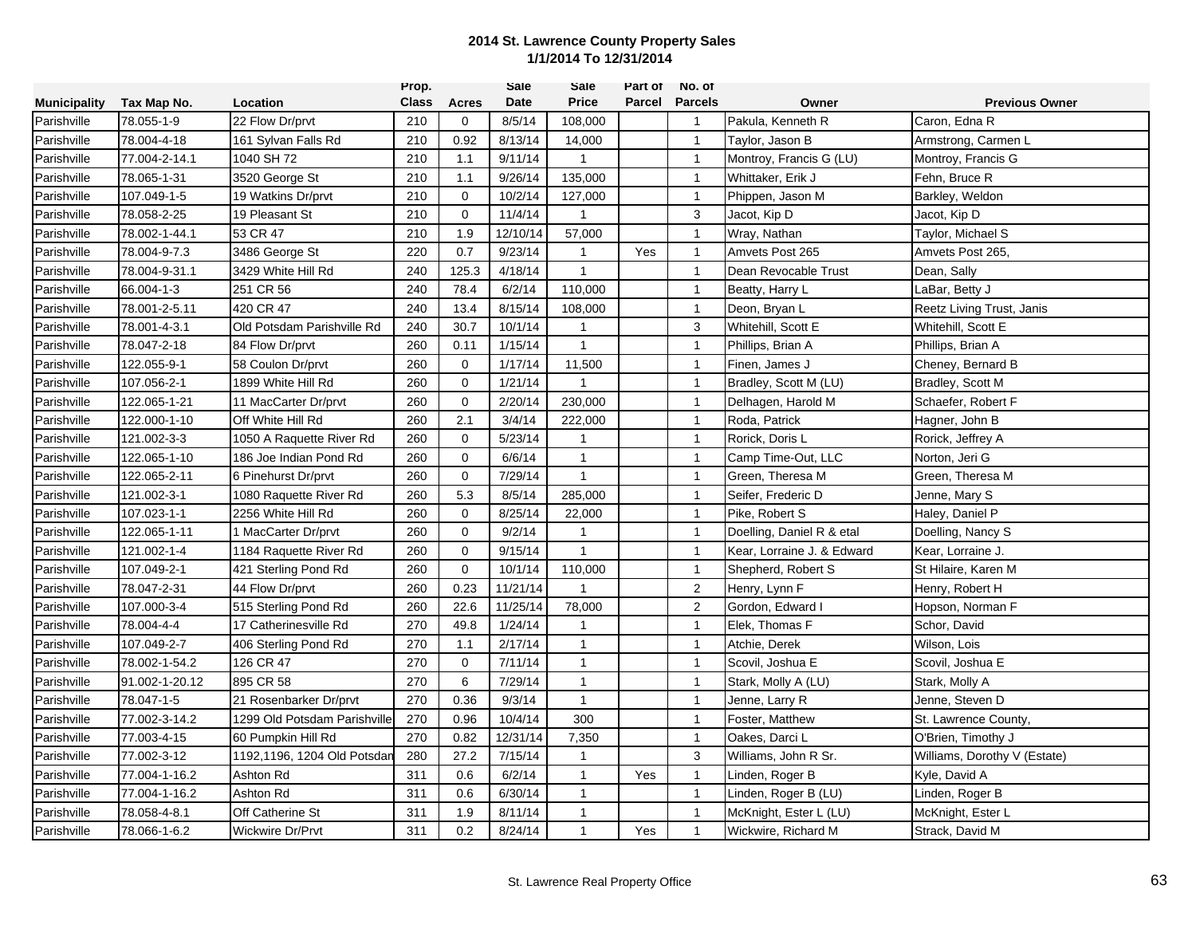**2014 St. Lawrence County Property Sales**
**1/1/2014 To 12/31/2014**

| Municipality | Tax Map No. | Location | Prop. Class | Acres | Sale Date | Sale Price | Part of Parcel | No. of Parcels | Owner | Previous Owner |
|---|---|---|---|---|---|---|---|---|---|---|
| Parishville | 78.055-1-9 | 22 Flow Dr/prvt | 210 | 0 | 8/5/14 | 108,000 | | 1 | Pakula, Kenneth R | Caron, Edna R |
| Parishville | 78.004-4-18 | 161 Sylvan Falls Rd | 210 | 0.92 | 8/13/14 | 14,000 | | 1 | Taylor, Jason B | Armstrong, Carmen L |
| Parishville | 77.004-2-14.1 | 1040 SH 72 | 210 | 1.1 | 9/11/14 | 1 | | 1 | Montroy, Francis G (LU) | Montroy, Francis G |
| Parishville | 78.065-1-31 | 3520 George St | 210 | 1.1 | 9/26/14 | 135,000 | | 1 | Whittaker, Erik J | Fehn, Bruce R |
| Parishville | 107.049-1-5 | 19 Watkins Dr/prvt | 210 | 0 | 10/2/14 | 127,000 | | 1 | Phippen, Jason M | Barkley, Weldon |
| Parishville | 78.058-2-25 | 19 Pleasant St | 210 | 0 | 11/4/14 | 1 | | 3 | Jacot, Kip D | Jacot, Kip D |
| Parishville | 78.002-1-44.1 | 53 CR 47 | 210 | 1.9 | 12/10/14 | 57,000 | | 1 | Wray, Nathan | Taylor, Michael S |
| Parishville | 78.004-9-7.3 | 3486 George St | 220 | 0.7 | 9/23/14 | 1 | Yes | 1 | Amvets Post 265 | Amvets Post 265, |
| Parishville | 78.004-9-31.1 | 3429 White Hill Rd | 240 | 125.3 | 4/18/14 | 1 | | 1 | Dean Revocable Trust | Dean, Sally |
| Parishville | 66.004-1-3 | 251 CR 56 | 240 | 78.4 | 6/2/14 | 110,000 | | 1 | Beatty, Harry L | LaBar, Betty J |
| Parishville | 78.001-2-5.11 | 420 CR 47 | 240 | 13.4 | 8/15/14 | 108,000 | | 1 | Deon, Bryan L | Reetz Living Trust, Janis |
| Parishville | 78.001-4-3.1 | Old Potsdam Parishville Rd | 240 | 30.7 | 10/1/14 | 1 | | 3 | Whitehill, Scott E | Whitehill, Scott E |
| Parishville | 78.047-2-18 | 84 Flow Dr/prvt | 260 | 0.11 | 1/15/14 | 1 | | 1 | Phillips, Brian A | Phillips, Brian A |
| Parishville | 122.055-9-1 | 58 Coulon Dr/prvt | 260 | 0 | 1/17/14 | 11,500 | | 1 | Finen, James J | Cheney, Bernard B |
| Parishville | 107.056-2-1 | 1899 White Hill Rd | 260 | 0 | 1/21/14 | 1 | | 1 | Bradley, Scott M (LU) | Bradley, Scott M |
| Parishville | 122.065-1-21 | 11 MacCarter Dr/prvt | 260 | 0 | 2/20/14 | 230,000 | | 1 | Delhagen, Harold M | Schaefer, Robert F |
| Parishville | 122.000-1-10 | Off White Hill Rd | 260 | 2.1 | 3/4/14 | 222,000 | | 1 | Roda, Patrick | Hagner, John B |
| Parishville | 121.002-3-3 | 1050 A Raquette River Rd | 260 | 0 | 5/23/14 | 1 | | 1 | Rorick, Doris L | Rorick, Jeffrey A |
| Parishville | 122.065-1-10 | 186 Joe Indian Pond Rd | 260 | 0 | 6/6/14 | 1 | | 1 | Camp Time-Out, LLC | Norton, Jeri G |
| Parishville | 122.065-2-11 | 6 Pinehurst Dr/prvt | 260 | 0 | 7/29/14 | 1 | | 1 | Green, Theresa M | Green, Theresa M |
| Parishville | 121.002-3-1 | 1080 Raquette River Rd | 260 | 5.3 | 8/5/14 | 285,000 | | 1 | Seifer, Frederic D | Jenne, Mary S |
| Parishville | 107.023-1-1 | 2256 White Hill Rd | 260 | 0 | 8/25/14 | 22,000 | | 1 | Pike, Robert S | Haley, Daniel P |
| Parishville | 122.065-1-11 | 1 MacCarter Dr/prvt | 260 | 0 | 9/2/14 | 1 | | 1 | Doelling, Daniel R & etal | Doelling, Nancy S |
| Parishville | 121.002-1-4 | 1184 Raquette River Rd | 260 | 0 | 9/15/14 | 1 | | 1 | Kear, Lorraine J. & Edward | Kear, Lorraine J. |
| Parishville | 107.049-2-1 | 421 Sterling Pond Rd | 260 | 0 | 10/1/14 | 110,000 | | 1 | Shepherd, Robert S | St Hilaire, Karen M |
| Parishville | 78.047-2-31 | 44 Flow Dr/prvt | 260 | 0.23 | 11/21/14 | 1 | | 2 | Henry, Lynn F | Henry, Robert H |
| Parishville | 107.000-3-4 | 515 Sterling Pond Rd | 260 | 22.6 | 11/25/14 | 78,000 | | 2 | Gordon, Edward I | Hopson, Norman F |
| Parishville | 78.004-4-4 | 17 Catherinesville Rd | 270 | 49.8 | 1/24/14 | 1 | | 1 | Elek, Thomas F | Schor, David |
| Parishville | 107.049-2-7 | 406 Sterling Pond Rd | 270 | 1.1 | 2/17/14 | 1 | | 1 | Atchie, Derek | Wilson, Lois |
| Parishville | 78.002-1-54.2 | 126 CR 47 | 270 | 0 | 7/11/14 | 1 | | 1 | Scovil, Joshua E | Scovil, Joshua E |
| Parishville | 91.002-1-20.12 | 895 CR 58 | 270 | 6 | 7/29/14 | 1 | | 1 | Stark, Molly A (LU) | Stark, Molly A |
| Parishville | 78.047-1-5 | 21 Rosenbarker Dr/prvt | 270 | 0.36 | 9/3/14 | 1 | | 1 | Jenne, Larry R | Jenne, Steven D |
| Parishville | 77.002-3-14.2 | 1299 Old Potsdam Parishville | 270 | 0.96 | 10/4/14 | 300 | | 1 | Foster, Matthew | St. Lawrence County, |
| Parishville | 77.003-4-15 | 60 Pumpkin Hill Rd | 270 | 0.82 | 12/31/14 | 7,350 | | 1 | Oakes, Darci L | O'Brien, Timothy J |
| Parishville | 77.002-3-12 | 1192,1196, 1204 Old Potsdan | 280 | 27.2 | 7/15/14 | 1 | | 3 | Williams, John R Sr. | Williams, Dorothy V (Estate) |
| Parishville | 77.004-1-16.2 | Ashton Rd | 311 | 0.6 | 6/2/14 | 1 | Yes | 1 | Linden, Roger B | Kyle, David A |
| Parishville | 77.004-1-16.2 | Ashton Rd | 311 | 0.6 | 6/30/14 | 1 | | 1 | Linden, Roger B (LU) | Linden, Roger B |
| Parishville | 78.058-4-8.1 | Off Catherine St | 311 | 1.9 | 8/11/14 | 1 | | 1 | McKnight, Ester L (LU) | McKnight, Ester L |
| Parishville | 78.066-1-6.2 | Wickwire Dr/Prvt | 311 | 0.2 | 8/24/14 | 1 | Yes | 1 | Wickwire, Richard M | Strack, David M |

St. Lawrence Real Property Office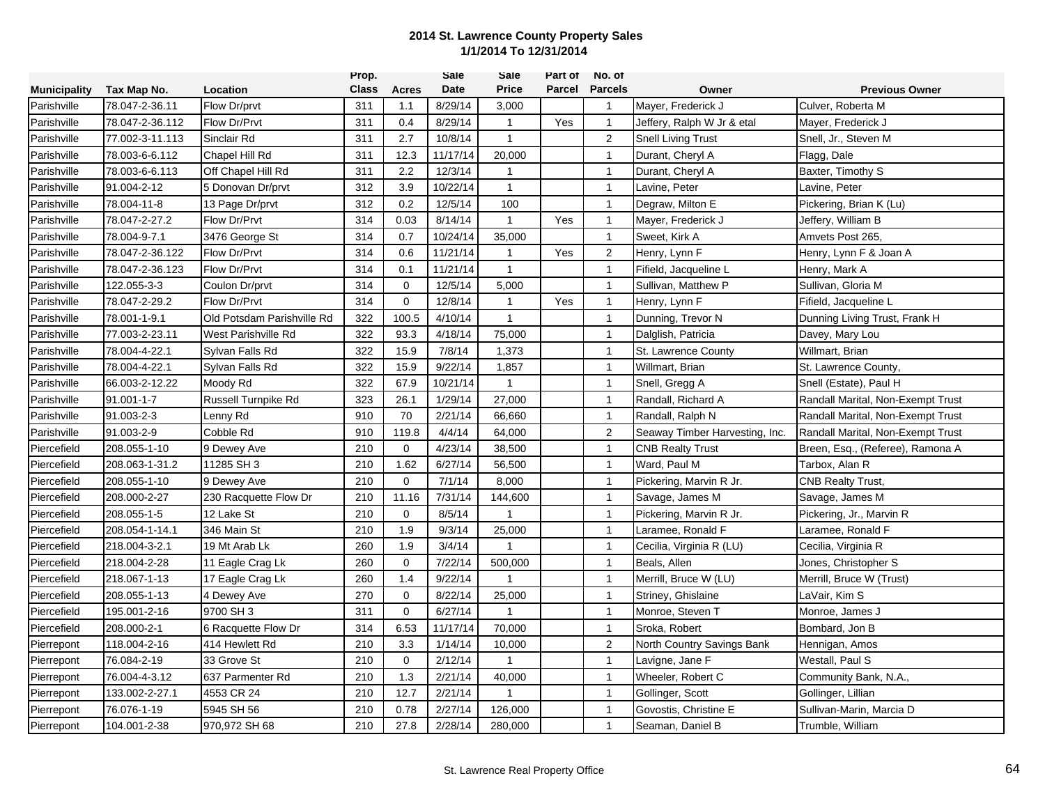**2014 St. Lawrence County Property Sales**
**1/1/2014 To 12/31/2014**

| Municipality | Tax Map No. | Location | Prop. Class | Acres | Sale Date | Sale Price | Part of Parcel | No. of Parcels | Owner | Previous Owner |
|---|---|---|---|---|---|---|---|---|---|---|
| Parishville | 78.047-2-36.11 | Flow Dr/prvt | 311 | 1.1 | 8/29/14 | 3,000 | | 1 | Mayer, Frederick J | Culver, Roberta M |
| Parishville | 78.047-2-36.112 | Flow Dr/Prvt | 311 | 0.4 | 8/29/14 | 1 | Yes | 1 | Jeffery, Ralph W Jr & etal | Mayer, Frederick J |
| Parishville | 77.002-3-11.113 | Sinclair Rd | 311 | 2.7 | 10/8/14 | 1 | | 2 | Snell Living Trust | Snell, Jr., Steven M |
| Parishville | 78.003-6-6.112 | Chapel Hill Rd | 311 | 12.3 | 11/17/14 | 20,000 | | 1 | Durant, Cheryl A | Flagg, Dale |
| Parishville | 78.003-6-6.113 | Off Chapel Hill Rd | 311 | 2.2 | 12/3/14 | 1 | | 1 | Durant, Cheryl A | Baxter, Timothy S |
| Parishville | 91.004-2-12 | 5 Donovan Dr/prvt | 312 | 3.9 | 10/22/14 | 1 | | 1 | Lavine, Peter | Lavine, Peter |
| Parishville | 78.004-11-8 | 13 Page Dr/prvt | 312 | 0.2 | 12/5/14 | 100 | | 1 | Degraw, Milton E | Pickering, Brian K (Lu) |
| Parishville | 78.047-2-27.2 | Flow Dr/Prvt | 314 | 0.03 | 8/14/14 | 1 | Yes | 1 | Mayer, Frederick J | Jeffery, William B |
| Parishville | 78.004-9-7.1 | 3476 George St | 314 | 0.7 | 10/24/14 | 35,000 | | 1 | Sweet, Kirk A | Amvets Post 265, |
| Parishville | 78.047-2-36.122 | Flow Dr/Prvt | 314 | 0.6 | 11/21/14 | 1 | Yes | 2 | Henry, Lynn F | Henry, Lynn F & Joan A |
| Parishville | 78.047-2-36.123 | Flow Dr/Prvt | 314 | 0.1 | 11/21/14 | 1 | | 1 | Fifield, Jacqueline L | Henry, Mark A |
| Parishville | 122.055-3-3 | Coulon Dr/prvt | 314 | 0 | 12/5/14 | 5,000 | | 1 | Sullivan, Matthew P | Sullivan, Gloria M |
| Parishville | 78.047-2-29.2 | Flow Dr/Prvt | 314 | 0 | 12/8/14 | 1 | Yes | 1 | Henry, Lynn F | Fifield, Jacqueline L |
| Parishville | 78.001-1-9.1 | Old Potsdam Parishville Rd | 322 | 100.5 | 4/10/14 | 1 | | 1 | Dunning, Trevor N | Dunning Living Trust, Frank H |
| Parishville | 77.003-2-23.11 | West Parishville Rd | 322 | 93.3 | 4/18/14 | 75,000 | | 1 | Dalglish, Patricia | Davey, Mary Lou |
| Parishville | 78.004-4-22.1 | Sylvan Falls Rd | 322 | 15.9 | 7/8/14 | 1,373 | | 1 | St. Lawrence County | Willmart, Brian |
| Parishville | 78.004-4-22.1 | Sylvan Falls Rd | 322 | 15.9 | 9/22/14 | 1,857 | | 1 | Willmart, Brian | St. Lawrence County, |
| Parishville | 66.003-2-12.22 | Moody Rd | 322 | 67.9 | 10/21/14 | 1 | | 1 | Snell, Gregg A | Snell (Estate), Paul H |
| Parishville | 91.001-1-7 | Russell Turnpike Rd | 323 | 26.1 | 1/29/14 | 27,000 | | 1 | Randall, Richard A | Randall Marital, Non-Exempt Trust |
| Parishville | 91.003-2-3 | Lenny Rd | 910 | 70 | 2/21/14 | 66,660 | | 1 | Randall, Ralph N | Randall Marital, Non-Exempt Trust |
| Parishville | 91.003-2-9 | Cobble Rd | 910 | 119.8 | 4/4/14 | 64,000 | | 2 | Seaway Timber Harvesting, Inc. | Randall Marital, Non-Exempt Trust |
| Piercefield | 208.055-1-10 | 9 Dewey Ave | 210 | 0 | 4/23/14 | 38,500 | | 1 | CNB Realty Trust | Breen, Esq., (Referee), Ramona A |
| Piercefield | 208.063-1-31.2 | 11285 SH 3 | 210 | 1.62 | 6/27/14 | 56,500 | | 1 | Ward, Paul M | Tarbox, Alan R |
| Piercefield | 208.055-1-10 | 9 Dewey Ave | 210 | 0 | 7/1/14 | 8,000 | | 1 | Pickering, Marvin R Jr. | CNB Realty Trust, |
| Piercefield | 208.000-2-27 | 230 Racquette Flow Dr | 210 | 11.16 | 7/31/14 | 144,600 | | 1 | Savage, James M | Savage, James M |
| Piercefield | 208.055-1-5 | 12 Lake St | 210 | 0 | 8/5/14 | 1 | | 1 | Pickering, Marvin R Jr. | Pickering, Jr., Marvin R |
| Piercefield | 208.054-1-14.1 | 346 Main St | 210 | 1.9 | 9/3/14 | 25,000 | | 1 | Laramee, Ronald F | Laramee, Ronald F |
| Piercefield | 218.004-3-2.1 | 19 Mt Arab Lk | 260 | 1.9 | 3/4/14 | 1 | | 1 | Cecilia, Virginia R (LU) | Cecilia, Virginia R |
| Piercefield | 218.004-2-28 | 11 Eagle Crag Lk | 260 | 0 | 7/22/14 | 500,000 | | 1 | Beals, Allen | Jones, Christopher S |
| Piercefield | 218.067-1-13 | 17 Eagle Crag Lk | 260 | 1.4 | 9/22/14 | 1 | | 1 | Merrill, Bruce W (LU) | Merrill, Bruce W (Trust) |
| Piercefield | 208.055-1-13 | 4 Dewey Ave | 270 | 0 | 8/22/14 | 25,000 | | 1 | Striney, Ghislaine | LaVair, Kim S |
| Piercefield | 195.001-2-16 | 9700 SH 3 | 311 | 0 | 6/27/14 | 1 | | 1 | Monroe, Steven T | Monroe, James J |
| Piercefield | 208.000-2-1 | 6 Racquette Flow Dr | 314 | 6.53 | 11/17/14 | 70,000 | | 1 | Sroka, Robert | Bombard, Jon B |
| Pierrepont | 118.004-2-16 | 414 Hewlett Rd | 210 | 3.3 | 1/14/14 | 10,000 | | 2 | North Country Savings Bank | Hennigan, Amos |
| Pierrepont | 76.084-2-19 | 33 Grove St | 210 | 0 | 2/12/14 | 1 | | 1 | Lavigne, Jane F | Westall, Paul S |
| Pierrepont | 76.004-4-3.12 | 637 Parmenter Rd | 210 | 1.3 | 2/21/14 | 40,000 | | 1 | Wheeler, Robert C | Community Bank, N.A., |
| Pierrepont | 133.002-2-27.1 | 4553 CR 24 | 210 | 12.7 | 2/21/14 | 1 | | 1 | Gollinger, Scott | Gollinger, Lillian |
| Pierrepont | 76.076-1-19 | 5945 SH 56 | 210 | 0.78 | 2/27/14 | 126,000 | | 1 | Govostis, Christine E | Sullivan-Marin, Marcia D |
| Pierrepont | 104.001-2-38 | 970,972 SH 68 | 210 | 27.8 | 2/28/14 | 280,000 | | 1 | Seaman, Daniel B | Trumble, William |

St. Lawrence Real Property Office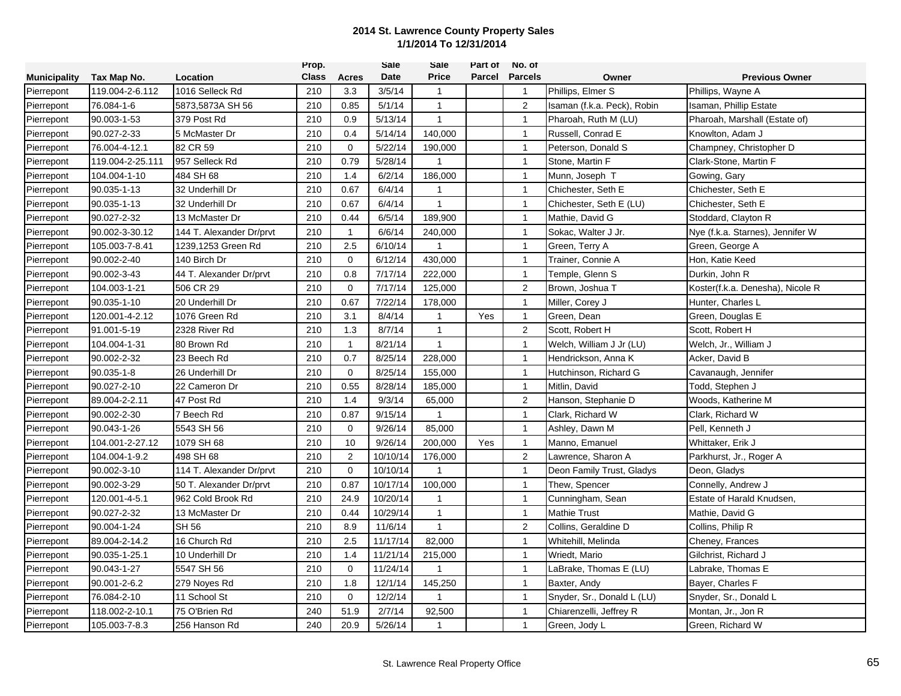# 2014 St. Lawrence County Property Sales

## 1/1/2014 To 12/31/2014

| Municipality | Tax Map No. | Location | Prop. Class | Acres | Sale Date | Sale Price | Part of Parcel | No. of Parcels | Owner | Previous Owner |
|---|---|---|---|---|---|---|---|---|---|---|
| Pierrepont | 119.004-2-6.112 | 1016 Selleck Rd | 210 | 3.3 | 3/5/14 | 1 | | 1 | Phillips, Elmer S | Phillips, Wayne A |
| Pierrepont | 76.084-1-6 | 5873,5873A SH 56 | 210 | 0.85 | 5/1/14 | 1 | | 2 | Isaman (f.k.a. Peck), Robin | Isaman, Phillip Estate |
| Pierrepont | 90.003-1-53 | 379 Post Rd | 210 | 0.9 | 5/13/14 | 1 | | 1 | Pharoah, Ruth M (LU) | Pharoah, Marshall (Estate of) |
| Pierrepont | 90.027-2-33 | 5 McMaster Dr | 210 | 0.4 | 5/14/14 | 140,000 | | 1 | Russell, Conrad E | Knowlton, Adam J |
| Pierrepont | 76.004-4-12.1 | 82 CR 59 | 210 | 0 | 5/22/14 | 190,000 | | 1 | Peterson, Donald S | Champney, Christopher D |
| Pierrepont | 119.004-2-25.111 | 957 Selleck Rd | 210 | 0.79 | 5/28/14 | 1 | | 1 | Stone, Martin F | Clark-Stone, Martin F |
| Pierrepont | 104.004-1-10 | 484 SH 68 | 210 | 1.4 | 6/2/14 | 186,000 | | 1 | Munn, Joseph T | Gowing, Gary |
| Pierrepont | 90.035-1-13 | 32 Underhill Dr | 210 | 0.67 | 6/4/14 | 1 | | 1 | Chichester, Seth E | Chichester, Seth E |
| Pierrepont | 90.035-1-13 | 32 Underhill Dr | 210 | 0.67 | 6/4/14 | 1 | | 1 | Chichester, Seth E (LU) | Chichester, Seth E |
| Pierrepont | 90.027-2-32 | 13 McMaster Dr | 210 | 0.44 | 6/5/14 | 189,900 | | 1 | Mathie, David G | Stoddard, Clayton R |
| Pierrepont | 90.002-3-30.12 | 144 T. Alexander Dr/prvt | 210 | 1 | 6/6/14 | 240,000 | | 1 | Sokac, Walter J Jr. | Nye (f.k.a. Starnes), Jennifer W |
| Pierrepont | 105.003-7-8.41 | 1239,1253 Green Rd | 210 | 2.5 | 6/10/14 | 1 | | 1 | Green, Terry A | Green, George A |
| Pierrepont | 90.002-2-40 | 140 Birch Dr | 210 | 0 | 6/12/14 | 430,000 | | 1 | Trainer, Connie A | Hon, Katie Keed |
| Pierrepont | 90.002-3-43 | 44 T. Alexander Dr/prvt | 210 | 0.8 | 7/17/14 | 222,000 | | 1 | Temple, Glenn S | Durkin, John R |
| Pierrepont | 104.003-1-21 | 506 CR 29 | 210 | 0 | 7/17/14 | 125,000 | | 2 | Brown, Joshua T | Koster(f.k.a. Denesha), Nicole R |
| Pierrepont | 90.035-1-10 | 20 Underhill Dr | 210 | 0.67 | 7/22/14 | 178,000 | | 1 | Miller, Corey J | Hunter, Charles L |
| Pierrepont | 120.001-4-2.12 | 1076 Green Rd | 210 | 3.1 | 8/4/14 | 1 | Yes | 1 | Green, Dean | Green, Douglas E |
| Pierrepont | 91.001-5-19 | 2328 River Rd | 210 | 1.3 | 8/7/14 | 1 | | 2 | Scott, Robert H | Scott, Robert H |
| Pierrepont | 104.004-1-31 | 80 Brown Rd | 210 | 1 | 8/21/14 | 1 | | 1 | Welch, William J Jr (LU) | Welch, Jr., William J |
| Pierrepont | 90.002-2-32 | 23 Beech Rd | 210 | 0.7 | 8/25/14 | 228,000 | | 1 | Hendrickson, Anna K | Acker, David B |
| Pierrepont | 90.035-1-8 | 26 Underhill Dr | 210 | 0 | 8/25/14 | 155,000 | | 1 | Hutchinson, Richard G | Cavanaugh, Jennifer |
| Pierrepont | 90.027-2-10 | 22 Cameron Dr | 210 | 0.55 | 8/28/14 | 185,000 | | 1 | Mitlin, David | Todd, Stephen J |
| Pierrepont | 89.004-2-2.11 | 47 Post Rd | 210 | 1.4 | 9/3/14 | 65,000 | | 2 | Hanson, Stephanie D | Woods, Katherine M |
| Pierrepont | 90.002-2-30 | 7 Beech Rd | 210 | 0.87 | 9/15/14 | 1 | | 1 | Clark, Richard W | Clark, Richard W |
| Pierrepont | 90.043-1-26 | 5543 SH 56 | 210 | 0 | 9/26/14 | 85,000 | | 1 | Ashley, Dawn M | Pell, Kenneth J |
| Pierrepont | 104.001-2-27.12 | 1079 SH 68 | 210 | 10 | 9/26/14 | 200,000 | Yes | 1 | Manno, Emanuel | Whittaker, Erik J |
| Pierrepont | 104.004-1-9.2 | 498 SH 68 | 210 | 2 | 10/10/14 | 176,000 | | 2 | Lawrence, Sharon A | Parkhurst, Jr., Roger A |
| Pierrepont | 90.002-3-10 | 114 T. Alexander Dr/prvt | 210 | 0 | 10/10/14 | 1 | | 1 | Deon Family Trust, Gladys | Deon, Gladys |
| Pierrepont | 90.002-3-29 | 50 T. Alexander Dr/prvt | 210 | 0.87 | 10/17/14 | 100,000 | | 1 | Thew, Spencer | Connelly, Andrew J |
| Pierrepont | 120.001-4-5.1 | 962 Cold Brook Rd | 210 | 24.9 | 10/20/14 | 1 | | 1 | Cunningham, Sean | Estate of Harald Knudsen, |
| Pierrepont | 90.027-2-32 | 13 McMaster Dr | 210 | 0.44 | 10/29/14 | 1 | | 1 | Mathie Trust | Mathie, David G |
| Pierrepont | 90.004-1-24 | SH 56 | 210 | 8.9 | 11/6/14 | 1 | | 2 | Collins, Geraldine D | Collins, Philip R |
| Pierrepont | 89.004-2-14.2 | 16 Church Rd | 210 | 2.5 | 11/17/14 | 82,000 | | 1 | Whitehill, Melinda | Cheney, Frances |
| Pierrepont | 90.035-1-25.1 | 10 Underhill Dr | 210 | 1.4 | 11/21/14 | 215,000 | | 1 | Wriedt, Mario | Gilchrist, Richard J |
| Pierrepont | 90.043-1-27 | 5547 SH 56 | 210 | 0 | 11/24/14 | 1 | | 1 | LaBrake, Thomas E (LU) | Labrake, Thomas E |
| Pierrepont | 90.001-2-6.2 | 279 Noyes Rd | 210 | 1.8 | 12/1/14 | 145,250 | | 1 | Baxter, Andy | Bayer, Charles F |
| Pierrepont | 76.084-2-10 | 11 School St | 210 | 0 | 12/2/14 | 1 | | 1 | Snyder, Sr., Donald L (LU) | Snyder, Sr., Donald L |
| Pierrepont | 118.002-2-10.1 | 75 O'Brien Rd | 240 | 51.9 | 2/7/14 | 92,500 | | 1 | Chiarenzelli, Jeffrey R | Montan, Jr., Jon R |
| Pierrepont | 105.003-7-8.3 | 256 Hanson Rd | 240 | 20.9 | 5/26/14 | 1 | | 1 | Green, Jody L | Green, Richard W |

St. Lawrence Real Property Office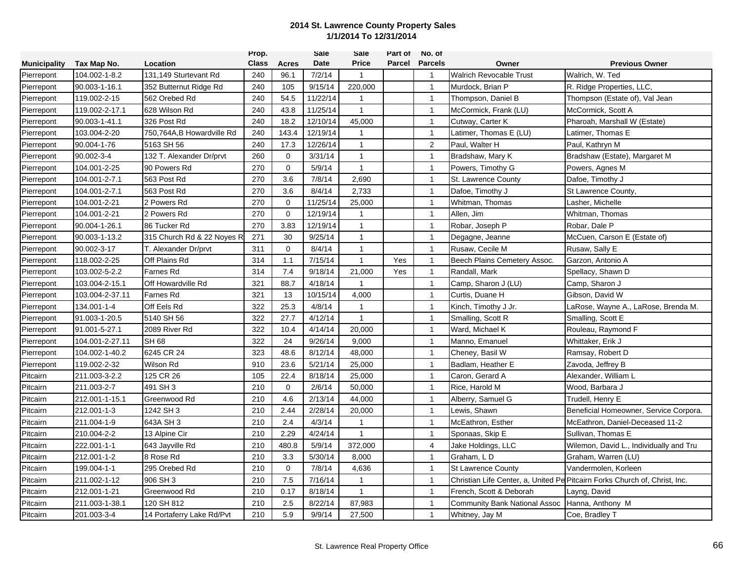**2014 St. Lawrence County Property Sales**
**1/1/2014 To 12/31/2014**

| Municipality | Tax Map No. | Location | Prop. Class | Acres | Sale Date | Sale Price | Part of Parcel | No. of Parcels | Owner | Previous Owner |
|---|---|---|---|---|---|---|---|---|---|---|
| Pierrepont | 104.002-1-8.2 | 131,149 Sturtevant Rd | 240 | 96.1 | 7/2/14 | 1 | | 1 | Walrich Revocable Trust | Walrich, W. Ted |
| Pierrepont | 90.003-1-16.1 | 352 Butternut Ridge Rd | 240 | 105 | 9/15/14 | 220,000 | | 1 | Murdock, Brian P | R. Ridge Properties, LLC, |
| Pierrepont | 119.002-2-15 | 562 Orebed Rd | 240 | 54.5 | 11/22/14 | 1 | | 1 | Thompson, Daniel B | Thompson (Estate of), Val Jean |
| Pierrepont | 119.002-2-17.1 | 628 Wilson Rd | 240 | 43.8 | 11/25/14 | 1 | | 1 | McCormick, Frank (LU) | McCormick, Scott A |
| Pierrepont | 90.003-1-41.1 | 326 Post Rd | 240 | 18.2 | 12/10/14 | 45,000 | | 1 | Cutway, Carter K | Pharoah, Marshall W (Estate) |
| Pierrepont | 103.004-2-20 | 750,764A,B Howardville Rd | 240 | 143.4 | 12/19/14 | 1 | | 1 | Latimer, Thomas E (LU) | Latimer, Thomas E |
| Pierrepont | 90.004-1-76 | 5163 SH 56 | 240 | 17.3 | 12/26/14 | 1 | | 2 | Paul, Walter H | Paul, Kathryn M |
| Pierrepont | 90.002-3-4 | 132 T. Alexander Dr/prvt | 260 | 0 | 3/31/14 | 1 | | 1 | Bradshaw, Mary K | Bradshaw (Estate), Margaret M |
| Pierrepont | 104.001-2-25 | 90 Powers Rd | 270 | 0 | 5/9/14 | 1 | | 1 | Powers, Timothy G | Powers, Agnes M |
| Pierrepont | 104.001-2-7.1 | 563 Post Rd | 270 | 3.6 | 7/8/14 | 2,690 | | 1 | St. Lawrence County | Dafoe, Timothy J |
| Pierrepont | 104.001-2-7.1 | 563 Post Rd | 270 | 3.6 | 8/4/14 | 2,733 | | 1 | Dafoe, Timothy J | St Lawrence County, |
| Pierrepont | 104.001-2-21 | 2 Powers Rd | 270 | 0 | 11/25/14 | 25,000 | | 1 | Whitman, Thomas | Lasher, Michelle |
| Pierrepont | 104.001-2-21 | 2 Powers Rd | 270 | 0 | 12/19/14 | 1 | | 1 | Allen, Jim | Whitman, Thomas |
| Pierrepont | 90.004-1-26.1 | 86 Tucker Rd | 270 | 3.83 | 12/19/14 | 1 | | 1 | Robar, Joseph P | Robar, Dale P |
| Pierrepont | 90.003-1-13.2 | 315 Church Rd & 22 Noyes R | 271 | 30 | 9/25/14 | 1 | | 1 | Degagne, Jeanne | McCuen, Carson E (Estate of) |
| Pierrepont | 90.002-3-17 | T. Alexander Dr/prvt | 311 | 0 | 8/4/14 | 1 | | 1 | Rusaw, Cecile M | Rusaw, Sally E |
| Pierrepont | 118.002-2-25 | Off Plains Rd | 314 | 1.1 | 7/15/14 | 1 | Yes | 1 | Beech Plains Cemetery Assoc. | Garzon, Antonio A |
| Pierrepont | 103.002-5-2.2 | Farnes Rd | 314 | 7.4 | 9/18/14 | 21,000 | Yes | 1 | Randall, Mark | Spellacy, Shawn D |
| Pierrepont | 103.004-2-15.1 | Off Howardville Rd | 321 | 88.7 | 4/18/14 | 1 | | 1 | Camp, Sharon J (LU) | Camp, Sharon J |
| Pierrepont | 103.004-2-37.11 | Farnes Rd | 321 | 13 | 10/15/14 | 4,000 | | 1 | Curtis, Duane H | Gibson, David W |
| Pierrepont | 134.001-1-4 | Off Eels Rd | 322 | 25.3 | 4/8/14 | 1 | | 1 | Kinch, Timothy J Jr. | LaRose, Wayne A., LaRose, Brenda M. |
| Pierrepont | 91.003-1-20.5 | 5140 SH 56 | 322 | 27.7 | 4/12/14 | 1 | | 1 | Smalling, Scott R | Smalling, Scott E |
| Pierrepont | 91.001-5-27.1 | 2089 River Rd | 322 | 10.4 | 4/14/14 | 20,000 | | 1 | Ward, Michael K | Rouleau, Raymond F |
| Pierrepont | 104.001-2-27.11 | SH 68 | 322 | 24 | 9/26/14 | 9,000 | | 1 | Manno, Emanuel | Whittaker, Erik J |
| Pierrepont | 104.002-1-40.2 | 6245 CR 24 | 323 | 48.6 | 8/12/14 | 48,000 | | 1 | Cheney, Basil W | Ramsay, Robert D |
| Pierrepont | 119.002-2-32 | Wilson Rd | 910 | 23.6 | 5/21/14 | 25,000 | | 1 | Badlam, Heather E | Zavoda, Jeffrey B |
| Pitcairn | 211.003-3-2.2 | 125 CR 26 | 105 | 22.4 | 8/18/14 | 25,000 | | 1 | Caron, Gerard A | Alexander, William L |
| Pitcairn | 211.003-2-7 | 491 SH 3 | 210 | 0 | 2/6/14 | 50,000 | | 1 | Rice, Harold M | Wood, Barbara J |
| Pitcairn | 212.001-1-15.1 | Greenwood Rd | 210 | 4.6 | 2/13/14 | 44,000 | | 1 | Alberry, Samuel G | Trudell, Henry E |
| Pitcairn | 212.001-1-3 | 1242 SH 3 | 210 | 2.44 | 2/28/14 | 20,000 | | 1 | Lewis, Shawn | Beneficial Homeowner, Service Corpora. |
| Pitcairn | 211.004-1-9 | 643A SH 3 | 210 | 2.4 | 4/3/14 | 1 | | 1 | McEathron, Esther | McEathron, Daniel-Deceased 11-2 |
| Pitcairn | 210.004-2-2 | 13 Alpine Cir | 210 | 2.29 | 4/24/14 | 1 | | 1 | Sponaas, Skip E | Sullivan, Thomas E |
| Pitcairn | 222.001-1-1 | 643 Jayville Rd | 210 | 480.8 | 5/9/14 | 372,000 | | 4 | Jake Holdings, LLC | Wilemon, David L., Individually and Tru |
| Pitcairn | 212.001-1-2 | 8 Rose Rd | 210 | 3.3 | 5/30/14 | 8,000 | | 1 | Graham, L D | Graham, Warren (LU) |
| Pitcairn | 199.004-1-1 | 295 Orebed Rd | 210 | 0 | 7/8/14 | 4,636 | | 1 | St Lawrence County | Vandermolen, Korleen |
| Pitcairn | 211.002-1-12 | 906 SH 3 | 210 | 7.5 | 7/16/14 | 1 | | 1 | Christian Life Center, a, United Pe | Pitcairn Forks Church of, Christ, Inc. |
| Pitcairn | 212.001-1-21 | Greenwood Rd | 210 | 0.17 | 8/18/14 | 1 | | 1 | French, Scott & Deborah | Layng, David |
| Pitcairn | 211.003-1-38.1 | 120 SH 812 | 210 | 2.5 | 8/22/14 | 87,983 | | 1 | Community Bank National Assoc | Hanna, Anthony M |
| Pitcairn | 201.003-3-4 | 14 Portaferry Lake Rd/Pvt | 210 | 5.9 | 9/9/14 | 27,500 | | 1 | Whitney, Jay M | Coe, Bradley T |

St. Lawrence Real Property Office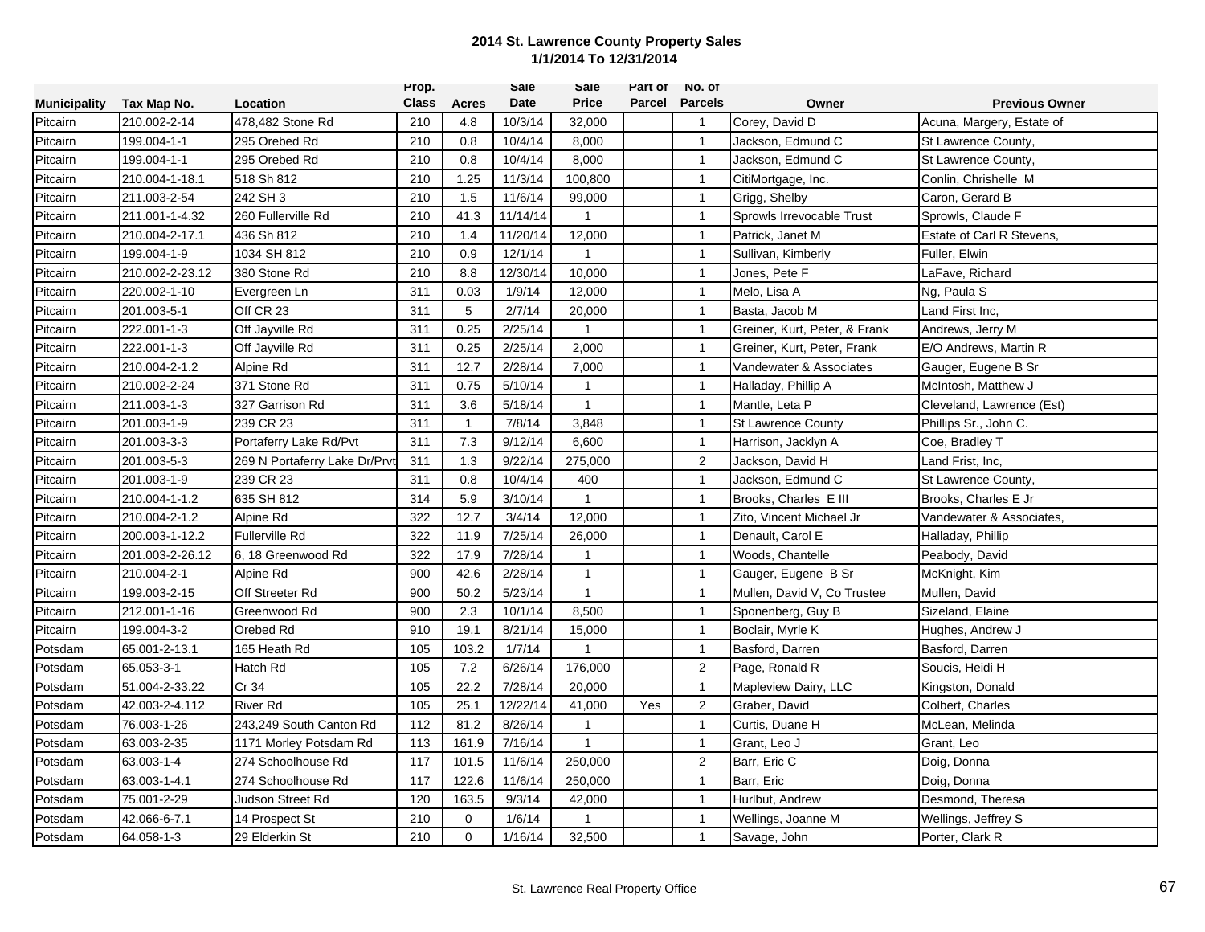**2014 St. Lawrence County Property Sales**
**1/1/2014 To 12/31/2014**

| Municipality | Tax Map No. | Location | Prop. Class | Acres | Sale Date | Sale Price | Part of Parcel | No. of Parcels | Owner | Previous Owner |
|---|---|---|---|---|---|---|---|---|---|---|
| Pitcairn | 210.002-2-14 | 478,482 Stone Rd | 210 | 4.8 | 10/3/14 | 32,000 | | 1 | Corey, David D | Acuna, Margery, Estate of |
| Pitcairn | 199.004-1-1 | 295 Orebed Rd | 210 | 0.8 | 10/4/14 | 8,000 | | 1 | Jackson, Edmund C | St Lawrence County, |
| Pitcairn | 199.004-1-1 | 295 Orebed Rd | 210 | 0.8 | 10/4/14 | 8,000 | | 1 | Jackson, Edmund C | St Lawrence County, |
| Pitcairn | 210.004-1-18.1 | 518 Sh 812 | 210 | 1.25 | 11/3/14 | 100,800 | | 1 | CitiMortgage, Inc. | Conlin, Chrishelle M |
| Pitcairn | 211.003-2-54 | 242 SH 3 | 210 | 1.5 | 11/6/14 | 99,000 | | 1 | Grigg, Shelby | Caron, Gerard B |
| Pitcairn | 211.001-1-4.32 | 260 Fullerville Rd | 210 | 41.3 | 11/14/14 | 1 | | 1 | Sprowls Irrevocable Trust | Sprowls, Claude F |
| Pitcairn | 210.004-2-17.1 | 436 Sh 812 | 210 | 1.4 | 11/20/14 | 12,000 | | 1 | Patrick, Janet M | Estate of Carl R Stevens, |
| Pitcairn | 199.004-1-9 | 1034 SH 812 | 210 | 0.9 | 12/1/14 | 1 | | 1 | Sullivan, Kimberly | Fuller, Elwin |
| Pitcairn | 210.002-2-23.12 | 380 Stone Rd | 210 | 8.8 | 12/30/14 | 10,000 | | 1 | Jones, Pete F | LaFave, Richard |
| Pitcairn | 220.002-1-10 | Evergreen Ln | 311 | 0.03 | 1/9/14 | 12,000 | | 1 | Melo, Lisa A | Ng, Paula S |
| Pitcairn | 201.003-5-1 | Off CR 23 | 311 | 5 | 2/7/14 | 20,000 | | 1 | Basta, Jacob M | Land First Inc, |
| Pitcairn | 222.001-1-3 | Off Jayville Rd | 311 | 0.25 | 2/25/14 | 1 | | 1 | Greiner, Kurt, Peter, & Frank | Andrews, Jerry M |
| Pitcairn | 222.001-1-3 | Off Jayville Rd | 311 | 0.25 | 2/25/14 | 2,000 | | 1 | Greiner, Kurt, Peter, Frank | E/O Andrews, Martin R |
| Pitcairn | 210.004-2-1.2 | Alpine Rd | 311 | 12.7 | 2/28/14 | 7,000 | | 1 | Vandewater & Associates | Gauger, Eugene B Sr |
| Pitcairn | 210.002-2-24 | 371 Stone Rd | 311 | 0.75 | 5/10/14 | 1 | | 1 | Halladay, Phillip A | McIntosh, Matthew J |
| Pitcairn | 211.003-1-3 | 327 Garrison Rd | 311 | 3.6 | 5/18/14 | 1 | | 1 | Mantle, Leta P | Cleveland, Lawrence (Est) |
| Pitcairn | 201.003-1-9 | 239 CR 23 | 311 | 1 | 7/8/14 | 3,848 | | 1 | St Lawrence County | Phillips Sr., John C. |
| Pitcairn | 201.003-3-3 | Portaferry Lake Rd/Pvt | 311 | 7.3 | 9/12/14 | 6,600 | | 1 | Harrison, Jacklyn A | Coe, Bradley T |
| Pitcairn | 201.003-5-3 | 269 N Portaferry Lake Dr/Prvt | 311 | 1.3 | 9/22/14 | 275,000 | | 2 | Jackson, David H | Land Frist, Inc, |
| Pitcairn | 201.003-1-9 | 239 CR 23 | 311 | 0.8 | 10/4/14 | 400 | | 1 | Jackson, Edmund C | St Lawrence County, |
| Pitcairn | 210.004-1-1.2 | 635 SH 812 | 314 | 5.9 | 3/10/14 | 1 | | 1 | Brooks, Charles E III | Brooks, Charles E Jr |
| Pitcairn | 210.004-2-1.2 | Alpine Rd | 322 | 12.7 | 3/4/14 | 12,000 | | 1 | Zito, Vincent Michael Jr | Vandewater & Associates, |
| Pitcairn | 200.003-1-12.2 | Fullerville Rd | 322 | 11.9 | 7/25/14 | 26,000 | | 1 | Denault, Carol E | Halladay, Phillip |
| Pitcairn | 201.003-2-26.12 | 6, 18 Greenwood Rd | 322 | 17.9 | 7/28/14 | 1 | | 1 | Woods, Chantelle | Peabody, David |
| Pitcairn | 210.004-2-1 | Alpine Rd | 900 | 42.6 | 2/28/14 | 1 | | 1 | Gauger, Eugene B Sr | McKnight, Kim |
| Pitcairn | 199.003-2-15 | Off Streeter Rd | 900 | 50.2 | 5/23/14 | 1 | | 1 | Mullen, David V, Co Trustee | Mullen, David |
| Pitcairn | 212.001-1-16 | Greenwood Rd | 900 | 2.3 | 10/1/14 | 8,500 | | 1 | Sponenberg, Guy B | Sizeland, Elaine |
| Pitcairn | 199.004-3-2 | Orebed Rd | 910 | 19.1 | 8/21/14 | 15,000 | | 1 | Boclair, Myrle K | Hughes, Andrew J |
| Potsdam | 65.001-2-13.1 | 165 Heath Rd | 105 | 103.2 | 1/7/14 | 1 | | 1 | Basford, Darren | Basford, Darren |
| Potsdam | 65.053-3-1 | Hatch Rd | 105 | 7.2 | 6/26/14 | 176,000 | | 2 | Page, Ronald R | Soucis, Heidi H |
| Potsdam | 51.004-2-33.22 | Cr 34 | 105 | 22.2 | 7/28/14 | 20,000 | | 1 | Mapleview Dairy, LLC | Kingston, Donald |
| Potsdam | 42.003-2-4.112 | River Rd | 105 | 25.1 | 12/22/14 | 41,000 | Yes | 2 | Graber, David | Colbert, Charles |
| Potsdam | 76.003-1-26 | 243,249 South Canton Rd | 112 | 81.2 | 8/26/14 | 1 | | 1 | Curtis, Duane H | McLean, Melinda |
| Potsdam | 63.003-2-35 | 1171 Morley Potsdam Rd | 113 | 161.9 | 7/16/14 | 1 | | 1 | Grant, Leo J | Grant, Leo |
| Potsdam | 63.003-1-4 | 274 Schoolhouse Rd | 117 | 101.5 | 11/6/14 | 250,000 | | 2 | Barr, Eric C | Doig, Donna |
| Potsdam | 63.003-1-4.1 | 274 Schoolhouse Rd | 117 | 122.6 | 11/6/14 | 250,000 | | 1 | Barr, Eric | Doig, Donna |
| Potsdam | 75.001-2-29 | Judson Street Rd | 120 | 163.5 | 9/3/14 | 42,000 | | 1 | Hurlbut, Andrew | Desmond, Theresa |
| Potsdam | 42.066-6-7.1 | 14 Prospect St | 210 | 0 | 1/6/14 | 1 | | 1 | Wellings, Joanne M | Wellings, Jeffrey S |
| Potsdam | 64.058-1-3 | 29 Elderkin St | 210 | 0 | 1/16/14 | 32,500 | | 1 | Savage, John | Porter, Clark R |

St. Lawrence Real Property Office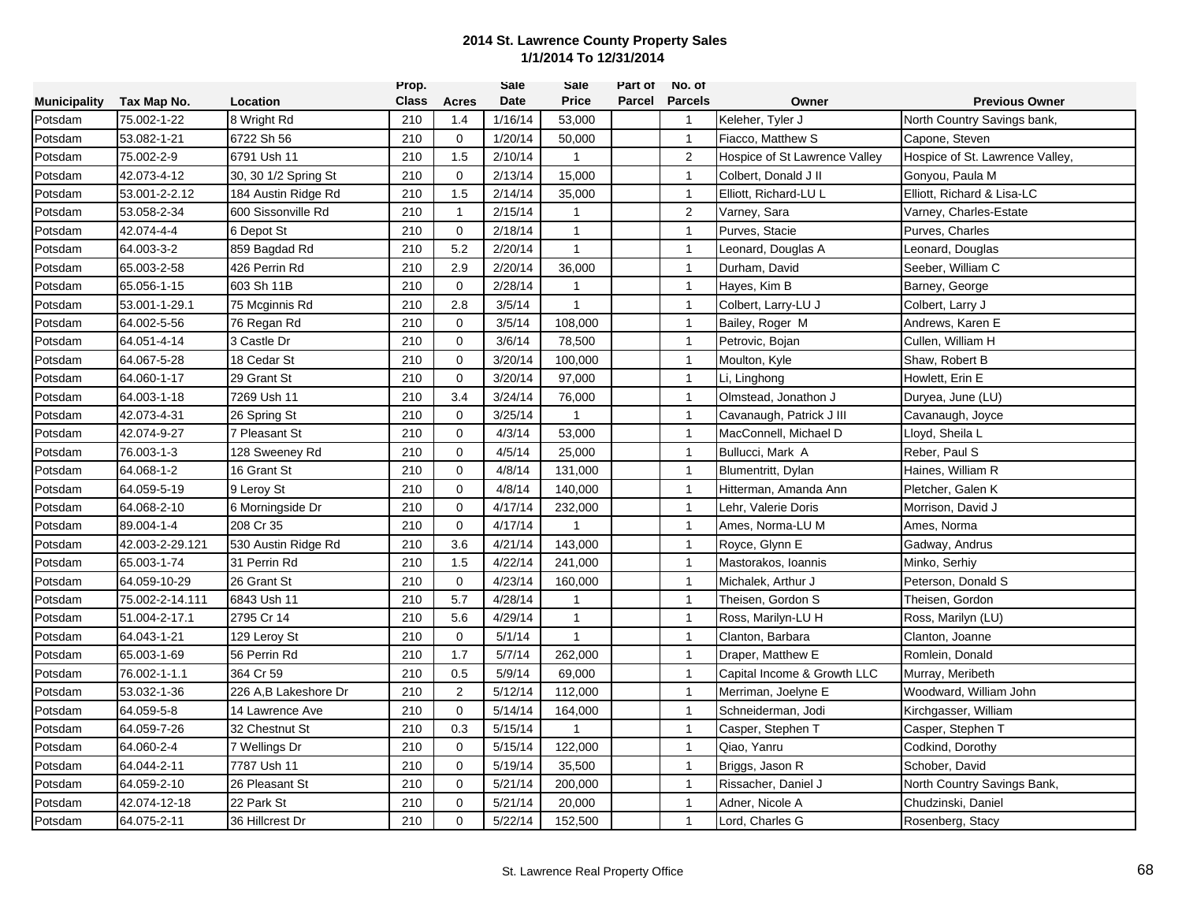# 2014 St. Lawrence County Property Sales
## 1/1/2014 To 12/31/2014

| Municipality | Tax Map No. | Location | Prop. Class | Acres | Sale Date | Sale Price | Part of Parcel | No. of Parcels | Owner | Previous Owner |
|---|---|---|---|---|---|---|---|---|---|---|
| Potsdam | 75.002-1-22 | 8 Wright Rd | 210 | 1.4 | 1/16/14 | 53,000 | | 1 | Keleher, Tyler J | North Country Savings bank, |
| Potsdam | 53.082-1-21 | 6722 Sh 56 | 210 | 0 | 1/20/14 | 50,000 | | 1 | Fiacco, Matthew S | Capone, Steven |
| Potsdam | 75.002-2-9 | 6791 Ush 11 | 210 | 1.5 | 2/10/14 | 1 | | 2 | Hospice of St Lawrence Valley | Hospice of St. Lawrence Valley, |
| Potsdam | 42.073-4-12 | 30, 30 1/2 Spring St | 210 | 0 | 2/13/14 | 15,000 | | 1 | Colbert, Donald J II | Gonyou, Paula M |
| Potsdam | 53.001-2-2.12 | 184 Austin Ridge Rd | 210 | 1.5 | 2/14/14 | 35,000 | | 1 | Elliott, Richard-LU L | Elliott, Richard & Lisa-LC |
| Potsdam | 53.058-2-34 | 600 Sissonville Rd | 210 | 1 | 2/15/14 | 1 | | 2 | Varney, Sara | Varney, Charles-Estate |
| Potsdam | 42.074-4-4 | 6 Depot St | 210 | 0 | 2/18/14 | 1 | | 1 | Purves, Stacie | Purves, Charles |
| Potsdam | 64.003-3-2 | 859 Bagdad Rd | 210 | 5.2 | 2/20/14 | 1 | | 1 | Leonard, Douglas A | Leonard, Douglas |
| Potsdam | 65.003-2-58 | 426 Perrin Rd | 210 | 2.9 | 2/20/14 | 36,000 | | 1 | Durham, David | Seeber, William C |
| Potsdam | 65.056-1-15 | 603 Sh 11B | 210 | 0 | 2/28/14 | 1 | | 1 | Hayes, Kim B | Barney, George |
| Potsdam | 53.001-1-29.1 | 75 Mcginnis Rd | 210 | 2.8 | 3/5/14 | 1 | | 1 | Colbert, Larry-LU J | Colbert, Larry J |
| Potsdam | 64.002-5-56 | 76 Regan Rd | 210 | 0 | 3/5/14 | 108,000 | | 1 | Bailey, Roger M | Andrews, Karen E |
| Potsdam | 64.051-4-14 | 3 Castle Dr | 210 | 0 | 3/6/14 | 78,500 | | 1 | Petrovic, Bojan | Cullen, William H |
| Potsdam | 64.067-5-28 | 18 Cedar St | 210 | 0 | 3/20/14 | 100,000 | | 1 | Moulton, Kyle | Shaw, Robert B |
| Potsdam | 64.060-1-17 | 29 Grant St | 210 | 0 | 3/20/14 | 97,000 | | 1 | Li, Linghong | Howlett, Erin E |
| Potsdam | 64.003-1-18 | 7269 Ush 11 | 210 | 3.4 | 3/24/14 | 76,000 | | 1 | Olmstead, Jonathon J | Duryea, June (LU) |
| Potsdam | 42.073-4-31 | 26 Spring St | 210 | 0 | 3/25/14 | 1 | | 1 | Cavanaugh, Patrick J III | Cavanaugh, Joyce |
| Potsdam | 42.074-9-27 | 7 Pleasant St | 210 | 0 | 4/3/14 | 53,000 | | 1 | MacConnell, Michael D | Lloyd, Sheila L |
| Potsdam | 76.003-1-3 | 128 Sweeney Rd | 210 | 0 | 4/5/14 | 25,000 | | 1 | Bullucci, Mark A | Reber, Paul S |
| Potsdam | 64.068-1-2 | 16 Grant St | 210 | 0 | 4/8/14 | 131,000 | | 1 | Blumentritt, Dylan | Haines, William R |
| Potsdam | 64.059-5-19 | 9 Leroy St | 210 | 0 | 4/8/14 | 140,000 | | 1 | Hitterman, Amanda Ann | Pletcher, Galen K |
| Potsdam | 64.068-2-10 | 6 Morningside Dr | 210 | 0 | 4/17/14 | 232,000 | | 1 | Lehr, Valerie Doris | Morrison, David J |
| Potsdam | 89.004-1-4 | 208 Cr 35 | 210 | 0 | 4/17/14 | 1 | | 1 | Ames, Norma-LU M | Ames, Norma |
| Potsdam | 42.003-2-29.121 | 530 Austin Ridge Rd | 210 | 3.6 | 4/21/14 | 143,000 | | 1 | Royce, Glynn E | Gadway, Andrus |
| Potsdam | 65.003-1-74 | 31 Perrin Rd | 210 | 1.5 | 4/22/14 | 241,000 | | 1 | Mastorakos, Ioannis | Minko, Serhiy |
| Potsdam | 64.059-10-29 | 26 Grant St | 210 | 0 | 4/23/14 | 160,000 | | 1 | Michalek, Arthur J | Peterson, Donald S |
| Potsdam | 75.002-2-14.111 | 6843 Ush 11 | 210 | 5.7 | 4/28/14 | 1 | | 1 | Theisen, Gordon S | Theisen, Gordon |
| Potsdam | 51.004-2-17.1 | 2795 Cr 14 | 210 | 5.6 | 4/29/14 | 1 | | 1 | Ross, Marilyn-LU H | Ross, Marilyn (LU) |
| Potsdam | 64.043-1-21 | 129 Leroy St | 210 | 0 | 5/1/14 | 1 | | 1 | Clanton, Barbara | Clanton, Joanne |
| Potsdam | 65.003-1-69 | 56 Perrin Rd | 210 | 1.7 | 5/7/14 | 262,000 | | 1 | Draper, Matthew E | Romlein, Donald |
| Potsdam | 76.002-1-1.1 | 364 Cr 59 | 210 | 0.5 | 5/9/14 | 69,000 | | 1 | Capital Income & Growth LLC | Murray, Meribeth |
| Potsdam | 53.032-1-36 | 226 A,B Lakeshore Dr | 210 | 2 | 5/12/14 | 112,000 | | 1 | Merriman, Joelyne E | Woodward, William John |
| Potsdam | 64.059-5-8 | 14 Lawrence Ave | 210 | 0 | 5/14/14 | 164,000 | | 1 | Schneiderman, Jodi | Kirchgasser, William |
| Potsdam | 64.059-7-26 | 32 Chestnut St | 210 | 0.3 | 5/15/14 | 1 | | 1 | Casper, Stephen T | Casper, Stephen T |
| Potsdam | 64.060-2-4 | 7 Wellings Dr | 210 | 0 | 5/15/14 | 122,000 | | 1 | Qiao, Yanru | Codkind, Dorothy |
| Potsdam | 64.044-2-11 | 7787 Ush 11 | 210 | 0 | 5/19/14 | 35,500 | | 1 | Briggs, Jason R | Schober, David |
| Potsdam | 64.059-2-10 | 26 Pleasant St | 210 | 0 | 5/21/14 | 200,000 | | 1 | Rissacher, Daniel J | North Country Savings Bank, |
| Potsdam | 42.074-12-18 | 22 Park St | 210 | 0 | 5/21/14 | 20,000 | | 1 | Adner, Nicole A | Chudzinski, Daniel |
| Potsdam | 64.075-2-11 | 36 Hillcrest Dr | 210 | 0 | 5/22/14 | 152,500 | | 1 | Lord, Charles G | Rosenberg, Stacy |

St. Lawrence Real Property Office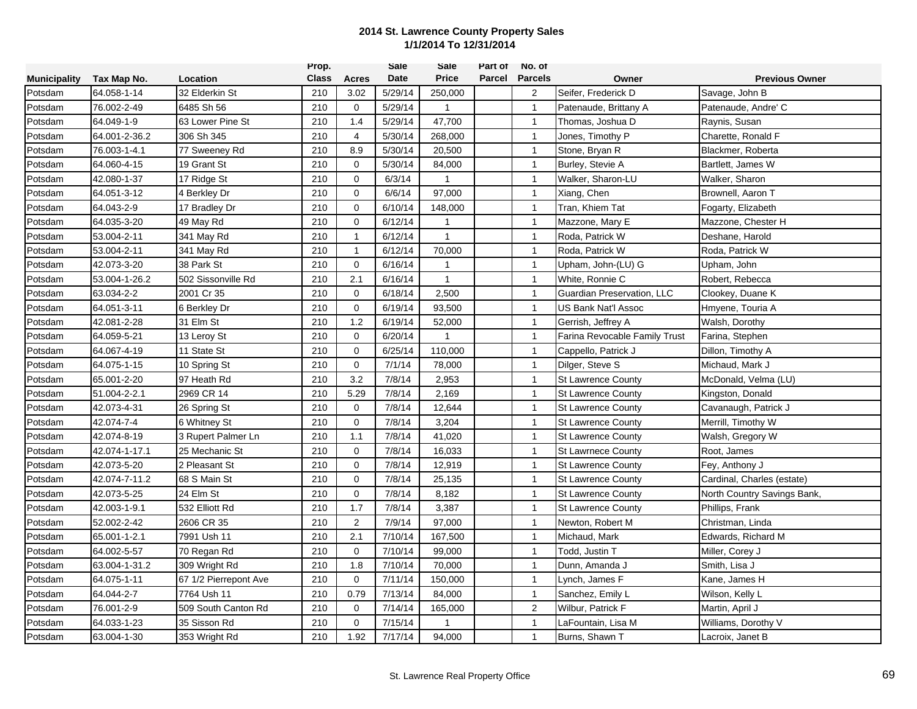# 2014 St. Lawrence County Property Sales
## 1/1/2014 To 12/31/2014

| Municipality | Tax Map No. | Location | Prop. Class | Acres | Sale Date | Sale Price | Part of Parcel | No. of Parcels | Owner | Previous Owner |
|---|---|---|---|---|---|---|---|---|---|---|
| Potsdam | 64.058-1-14 | 32 Elderkin St | 210 | 3.02 | 5/29/14 | 250,000 | | 2 | Seifer, Frederick D | Savage, John B |
| Potsdam | 76.002-2-49 | 6485 Sh 56 | 210 | 0 | 5/29/14 | 1 | | 1 | Patenaude, Brittany A | Patenaude, Andre' C |
| Potsdam | 64.049-1-9 | 63 Lower Pine St | 210 | 1.4 | 5/29/14 | 47,700 | | 1 | Thomas, Joshua D | Raynis, Susan |
| Potsdam | 64.001-2-36.2 | 306 Sh 345 | 210 | 4 | 5/30/14 | 268,000 | | 1 | Jones, Timothy P | Charette, Ronald F |
| Potsdam | 76.003-1-4.1 | 77 Sweeney Rd | 210 | 8.9 | 5/30/14 | 20,500 | | 1 | Stone, Bryan R | Blackmer, Roberta |
| Potsdam | 64.060-4-15 | 19 Grant St | 210 | 0 | 5/30/14 | 84,000 | | 1 | Burley, Stevie A | Bartlett, James W |
| Potsdam | 42.080-1-37 | 17 Ridge St | 210 | 0 | 6/3/14 | 1 | | 1 | Walker, Sharon-LU | Walker, Sharon |
| Potsdam | 64.051-3-12 | 4 Berkley Dr | 210 | 0 | 6/6/14 | 97,000 | | 1 | Xiang, Chen | Brownell, Aaron T |
| Potsdam | 64.043-2-9 | 17 Bradley Dr | 210 | 0 | 6/10/14 | 148,000 | | 1 | Tran, Khiem Tat | Fogarty, Elizabeth |
| Potsdam | 64.035-3-20 | 49 May Rd | 210 | 0 | 6/12/14 | 1 | | 1 | Mazzone, Mary E | Mazzone, Chester H |
| Potsdam | 53.004-2-11 | 341 May Rd | 210 | 1 | 6/12/14 | 1 | | 1 | Roda, Patrick W | Deshane, Harold |
| Potsdam | 53.004-2-11 | 341 May Rd | 210 | 1 | 6/12/14 | 70,000 | | 1 | Roda, Patrick W | Roda, Patrick W |
| Potsdam | 42.073-3-20 | 38 Park St | 210 | 0 | 6/16/14 | 1 | | 1 | Upham, John-(LU) G | Upham, John |
| Potsdam | 53.004-1-26.2 | 502 Sissonville Rd | 210 | 2.1 | 6/16/14 | 1 | | 1 | White, Ronnie C | Robert, Rebecca |
| Potsdam | 63.034-2-2 | 2001 Cr 35 | 210 | 0 | 6/18/14 | 2,500 | | 1 | Guardian Preservation, LLC | Clookey, Duane K |
| Potsdam | 64.051-3-11 | 6 Berkley Dr | 210 | 0 | 6/19/14 | 93,500 | | 1 | US Bank Nat'l Assoc | Hmyene, Touria A |
| Potsdam | 42.081-2-28 | 31 Elm St | 210 | 1.2 | 6/19/14 | 52,000 | | 1 | Gerrish, Jeffrey A | Walsh, Dorothy |
| Potsdam | 64.059-5-21 | 13 Leroy St | 210 | 0 | 6/20/14 | 1 | | 1 | Farina Revocable Family Trust | Farina, Stephen |
| Potsdam | 64.067-4-19 | 11 State St | 210 | 0 | 6/25/14 | 110,000 | | 1 | Cappello, Patrick J | Dillon, Timothy A |
| Potsdam | 64.075-1-15 | 10 Spring St | 210 | 0 | 7/1/14 | 78,000 | | 1 | Dilger, Steve S | Michaud, Mark J |
| Potsdam | 65.001-2-20 | 97 Heath Rd | 210 | 3.2 | 7/8/14 | 2,953 | | 1 | St Lawrence County | McDonald, Velma (LU) |
| Potsdam | 51.004-2-2.1 | 2969 CR 14 | 210 | 5.29 | 7/8/14 | 2,169 | | 1 | St Lawrence County | Kingston, Donald |
| Potsdam | 42.073-4-31 | 26 Spring St | 210 | 0 | 7/8/14 | 12,644 | | 1 | St Lawrence County | Cavanaugh, Patrick J |
| Potsdam | 42.074-7-4 | 6 Whitney St | 210 | 0 | 7/8/14 | 3,204 | | 1 | St Lawrence County | Merrill, Timothy W |
| Potsdam | 42.074-8-19 | 3 Rupert Palmer Ln | 210 | 1.1 | 7/8/14 | 41,020 | | 1 | St Lawrence County | Walsh, Gregory W |
| Potsdam | 42.074-1-17.1 | 25 Mechanic St | 210 | 0 | 7/8/14 | 16,033 | | 1 | St Lawrnece County | Root, James |
| Potsdam | 42.073-5-20 | 2 Pleasant St | 210 | 0 | 7/8/14 | 12,919 | | 1 | St Lawrence County | Fey, Anthony J |
| Potsdam | 42.074-7-11.2 | 68 S Main St | 210 | 0 | 7/8/14 | 25,135 | | 1 | St Lawrence County | Cardinal, Charles (estate) |
| Potsdam | 42.073-5-25 | 24 Elm St | 210 | 0 | 7/8/14 | 8,182 | | 1 | St Lawrence County | North Country Savings Bank, |
| Potsdam | 42.003-1-9.1 | 532 Elliott Rd | 210 | 1.7 | 7/8/14 | 3,387 | | 1 | St Lawrence County | Phillips, Frank |
| Potsdam | 52.002-2-42 | 2606 CR 35 | 210 | 2 | 7/9/14 | 97,000 | | 1 | Newton, Robert M | Christman, Linda |
| Potsdam | 65.001-1-2.1 | 7991 Ush 11 | 210 | 2.1 | 7/10/14 | 167,500 | | 1 | Michaud, Mark | Edwards, Richard M |
| Potsdam | 64.002-5-57 | 70 Regan Rd | 210 | 0 | 7/10/14 | 99,000 | | 1 | Todd, Justin T | Miller, Corey J |
| Potsdam | 63.004-1-31.2 | 309 Wright Rd | 210 | 1.8 | 7/10/14 | 70,000 | | 1 | Dunn, Amanda J | Smith, Lisa J |
| Potsdam | 64.075-1-11 | 67 1/2 Pierrepont Ave | 210 | 0 | 7/11/14 | 150,000 | | 1 | Lynch, James F | Kane, James H |
| Potsdam | 64.044-2-7 | 7764 Ush 11 | 210 | 0.79 | 7/13/14 | 84,000 | | 1 | Sanchez, Emily L | Wilson, Kelly L |
| Potsdam | 76.001-2-9 | 509 South Canton Rd | 210 | 0 | 7/14/14 | 165,000 | | 2 | Wilbur, Patrick F | Martin, April J |
| Potsdam | 64.033-1-23 | 35 Sisson Rd | 210 | 0 | 7/15/14 | 1 | | 1 | LaFountain, Lisa M | Williams, Dorothy V |
| Potsdam | 63.004-1-30 | 353 Wright Rd | 210 | 1.92 | 7/17/14 | 94,000 | | 1 | Burns, Shawn T | Lacroix, Janet B |

St. Lawrence Real Property Office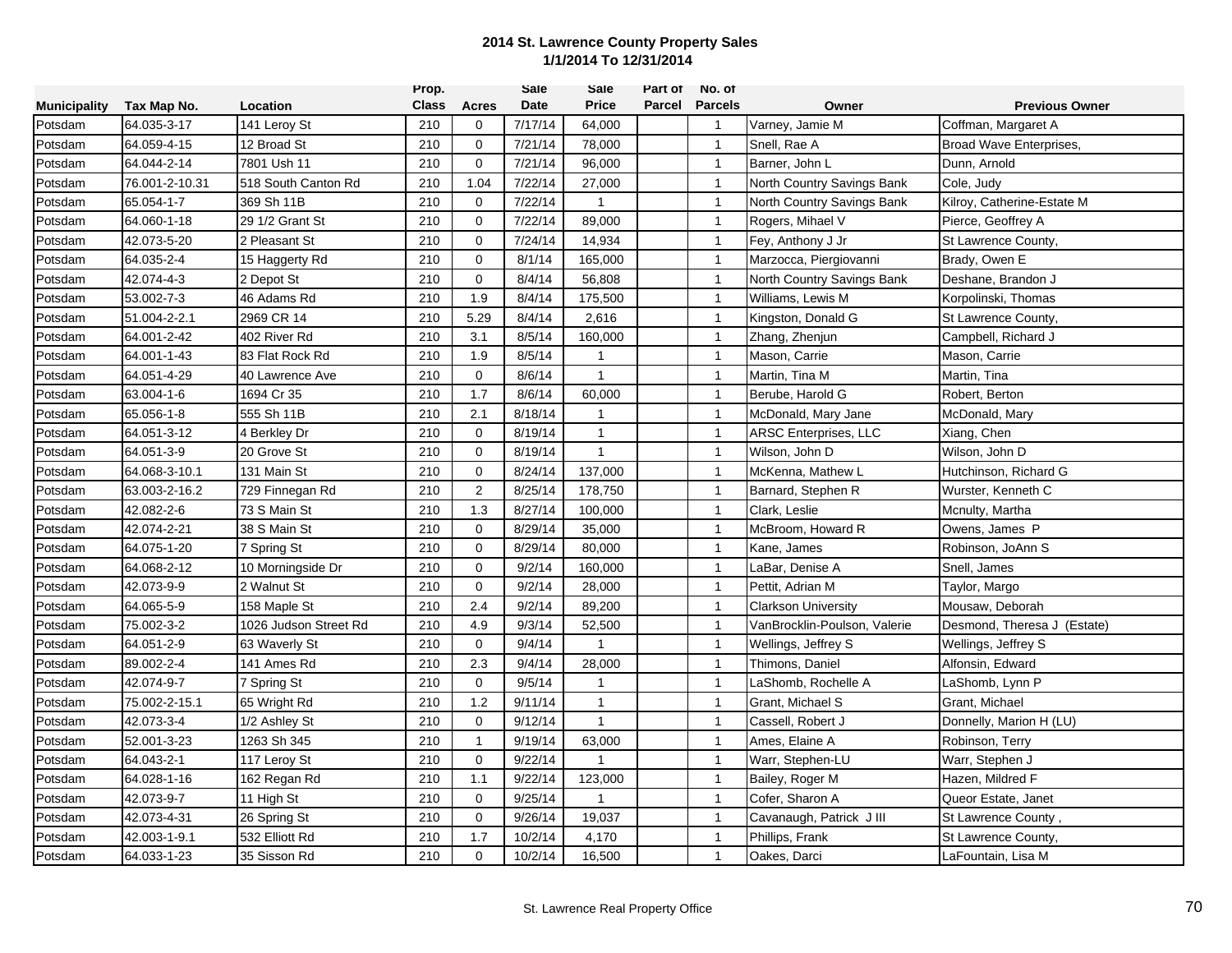# 2014 St. Lawrence County Property Sales
## 1/1/2014 To 12/31/2014

| Municipality | Tax Map No. | Location | Prop. Class | Acres | Sale Date | Sale Price | Part of Parcel | No. of Parcels | Owner | Previous Owner |
|---|---|---|---|---|---|---|---|---|---|---|
| Potsdam | 64.035-3-17 | 141 Leroy St | 210 | 0 | 7/17/14 | 64,000 | | 1 | Varney, Jamie M | Coffman, Margaret A |
| Potsdam | 64.059-4-15 | 12 Broad St | 210 | 0 | 7/21/14 | 78,000 | | 1 | Snell, Rae A | Broad Wave Enterprises, |
| Potsdam | 64.044-2-14 | 7801 Ush 11 | 210 | 0 | 7/21/14 | 96,000 | | 1 | Barner, John L | Dunn, Arnold |
| Potsdam | 76.001-2-10.31 | 518 South Canton Rd | 210 | 1.04 | 7/22/14 | 27,000 | | 1 | North Country Savings Bank | Cole, Judy |
| Potsdam | 65.054-1-7 | 369 Sh 11B | 210 | 0 | 7/22/14 | 1 | | 1 | North Country Savings Bank | Kilroy, Catherine-Estate M |
| Potsdam | 64.060-1-18 | 29 1/2 Grant St | 210 | 0 | 7/22/14 | 89,000 | | 1 | Rogers, Mihael V | Pierce, Geoffrey A |
| Potsdam | 42.073-5-20 | 2 Pleasant St | 210 | 0 | 7/24/14 | 14,934 | | 1 | Fey, Anthony J Jr | St Lawrence County, |
| Potsdam | 64.035-2-4 | 15 Haggerty Rd | 210 | 0 | 8/1/14 | 165,000 | | 1 | Marzocca, Piergiovanni | Brady, Owen E |
| Potsdam | 42.074-4-3 | 2 Depot St | 210 | 0 | 8/4/14 | 56,808 | | 1 | North Country Savings Bank | Deshane, Brandon J |
| Potsdam | 53.002-7-3 | 46 Adams Rd | 210 | 1.9 | 8/4/14 | 175,500 | | 1 | Williams, Lewis M | Korpolinski, Thomas |
| Potsdam | 51.004-2-2.1 | 2969 CR 14 | 210 | 5.29 | 8/4/14 | 2,616 | | 1 | Kingston, Donald G | St Lawrence County, |
| Potsdam | 64.001-2-42 | 402 River Rd | 210 | 3.1 | 8/5/14 | 160,000 | | 1 | Zhang, Zhenjun | Campbell, Richard J |
| Potsdam | 64.001-1-43 | 83 Flat Rock Rd | 210 | 1.9 | 8/5/14 | 1 | | 1 | Mason, Carrie | Mason, Carrie |
| Potsdam | 64.051-4-29 | 40 Lawrence Ave | 210 | 0 | 8/6/14 | 1 | | 1 | Martin, Tina M | Martin, Tina |
| Potsdam | 63.004-1-6 | 1694 Cr 35 | 210 | 1.7 | 8/6/14 | 60,000 | | 1 | Berube, Harold G | Robert, Berton |
| Potsdam | 65.056-1-8 | 555 Sh 11B | 210 | 2.1 | 8/18/14 | 1 | | 1 | McDonald, Mary Jane | McDonald, Mary |
| Potsdam | 64.051-3-12 | 4 Berkley Dr | 210 | 0 | 8/19/14 | 1 | | 1 | ARSC Enterprises, LLC | Xiang, Chen |
| Potsdam | 64.051-3-9 | 20 Grove St | 210 | 0 | 8/19/14 | 1 | | 1 | Wilson, John D | Wilson, John D |
| Potsdam | 64.068-3-10.1 | 131 Main St | 210 | 0 | 8/24/14 | 137,000 | | 1 | McKenna, Mathew L | Hutchinson, Richard G |
| Potsdam | 63.003-2-16.2 | 729 Finnegan Rd | 210 | 2 | 8/25/14 | 178,750 | | 1 | Barnard, Stephen R | Wurster, Kenneth C |
| Potsdam | 42.082-2-6 | 73 S Main St | 210 | 1.3 | 8/27/14 | 100,000 | | 1 | Clark, Leslie | Mcnulty, Martha |
| Potsdam | 42.074-2-21 | 38 S Main St | 210 | 0 | 8/29/14 | 35,000 | | 1 | McBroom, Howard R | Owens, James P |
| Potsdam | 64.075-1-20 | 7 Spring St | 210 | 0 | 8/29/14 | 80,000 | | 1 | Kane, James | Robinson, JoAnn S |
| Potsdam | 64.068-2-12 | 10 Morningside Dr | 210 | 0 | 9/2/14 | 160,000 | | 1 | LaBar, Denise A | Snell, James |
| Potsdam | 42.073-9-9 | 2 Walnut St | 210 | 0 | 9/2/14 | 28,000 | | 1 | Pettit, Adrian M | Taylor, Margo |
| Potsdam | 64.065-5-9 | 158 Maple St | 210 | 2.4 | 9/2/14 | 89,200 | | 1 | Clarkson University | Mousaw, Deborah |
| Potsdam | 75.002-3-2 | 1026 Judson Street Rd | 210 | 4.9 | 9/3/14 | 52,500 | | 1 | VanBrocklin-Poulson, Valerie | Desmond, Theresa J (Estate) |
| Potsdam | 64.051-2-9 | 63 Waverly St | 210 | 0 | 9/4/14 | 1 | | 1 | Wellings, Jeffrey S | Wellings, Jeffrey S |
| Potsdam | 89.002-2-4 | 141 Ames Rd | 210 | 2.3 | 9/4/14 | 28,000 | | 1 | Thimons, Daniel | Alfonsin, Edward |
| Potsdam | 42.074-9-7 | 7 Spring St | 210 | 0 | 9/5/14 | 1 | | 1 | LaShomb, Rochelle A | LaShomb, Lynn P |
| Potsdam | 75.002-2-15.1 | 65 Wright Rd | 210 | 1.2 | 9/11/14 | 1 | | 1 | Grant, Michael S | Grant, Michael |
| Potsdam | 42.073-3-4 | 1/2 Ashley St | 210 | 0 | 9/12/14 | 1 | | 1 | Cassell, Robert J | Donnelly, Marion H (LU) |
| Potsdam | 52.001-3-23 | 1263 Sh 345 | 210 | 1 | 9/19/14 | 63,000 | | 1 | Ames, Elaine A | Robinson, Terry |
| Potsdam | 64.043-2-1 | 117 Leroy St | 210 | 0 | 9/22/14 | 1 | | 1 | Warr, Stephen-LU | Warr, Stephen J |
| Potsdam | 64.028-1-16 | 162 Regan Rd | 210 | 1.1 | 9/22/14 | 123,000 | | 1 | Bailey, Roger M | Hazen, Mildred F |
| Potsdam | 42.073-9-7 | 11 High St | 210 | 0 | 9/25/14 | 1 | | 1 | Cofer, Sharon A | Queor Estate, Janet |
| Potsdam | 42.073-4-31 | 26 Spring St | 210 | 0 | 9/26/14 | 19,037 | | 1 | Cavanaugh, Patrick J III | St Lawrence County , |
| Potsdam | 42.003-1-9.1 | 532 Elliott Rd | 210 | 1.7 | 10/2/14 | 4,170 | | 1 | Phillips, Frank | St Lawrence County, |
| Potsdam | 64.033-1-23 | 35 Sisson Rd | 210 | 0 | 10/2/14 | 16,500 | | 1 | Oakes, Darci | LaFountain, Lisa M |

St. Lawrence Real Property Office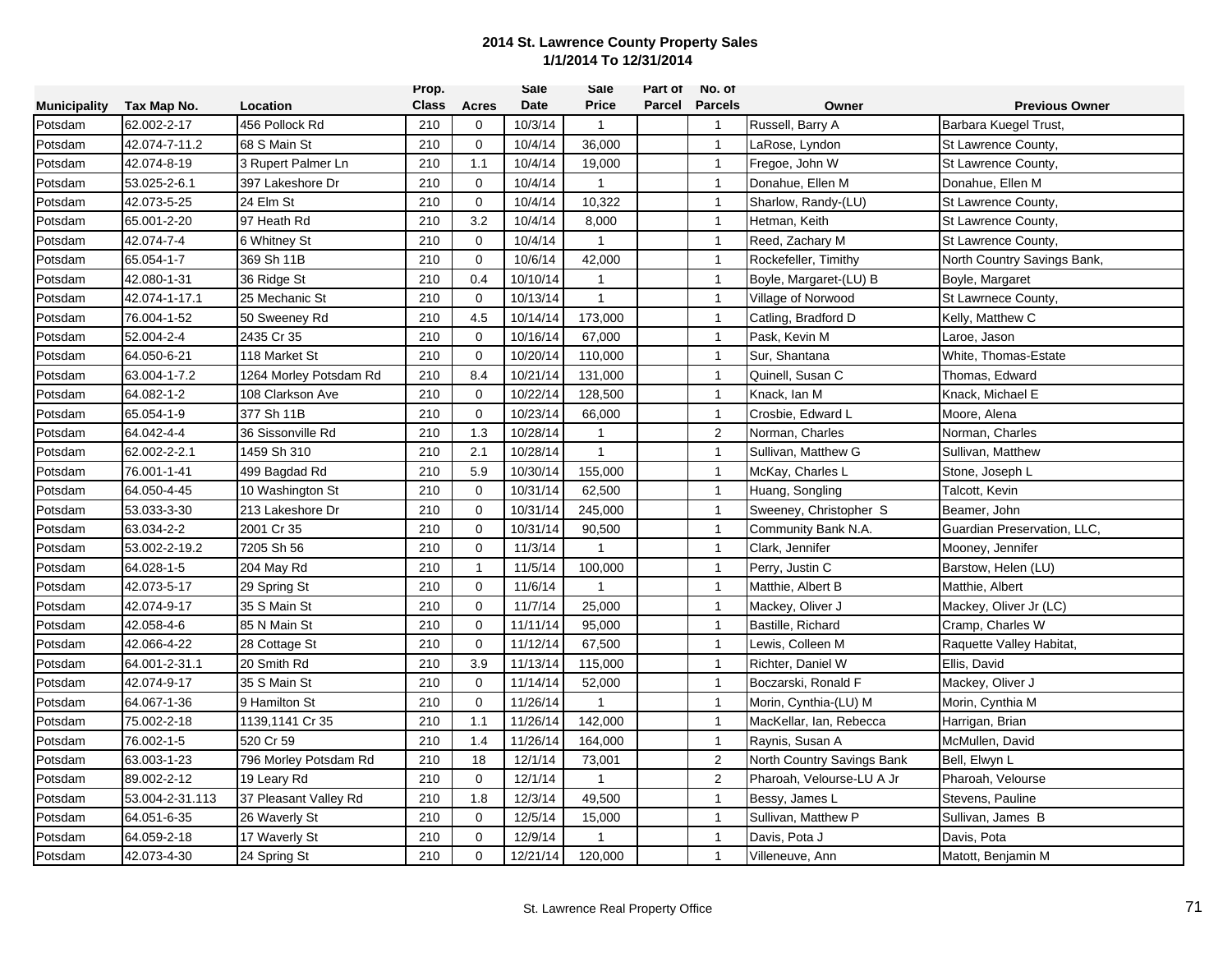**2014 St. Lawrence County Property Sales**
**1/1/2014 To 12/31/2014**

| Municipality | Tax Map No. | Location | Prop. Class | Acres | Sale Date | Sale Price | Part of Parcel | No. of Parcels | Owner | Previous Owner |
|---|---|---|---|---|---|---|---|---|---|---|
| Potsdam | 62.002-2-17 | 456 Pollock Rd | 210 | 0 | 10/3/14 | 1 | | 1 | Russell, Barry A | Barbara Kuegel Trust, |
| Potsdam | 42.074-7-11.2 | 68 S Main St | 210 | 0 | 10/4/14 | 36,000 | | 1 | LaRose, Lyndon | St Lawrence County, |
| Potsdam | 42.074-8-19 | 3 Rupert Palmer Ln | 210 | 1.1 | 10/4/14 | 19,000 | | 1 | Fregoe, John W | St Lawrence County, |
| Potsdam | 53.025-2-6.1 | 397 Lakeshore Dr | 210 | 0 | 10/4/14 | 1 | | 1 | Donahue, Ellen M | Donahue, Ellen M |
| Potsdam | 42.073-5-25 | 24 Elm St | 210 | 0 | 10/4/14 | 10,322 | | 1 | Sharlow, Randy-(LU) | St Lawrence County, |
| Potsdam | 65.001-2-20 | 97 Heath Rd | 210 | 3.2 | 10/4/14 | 8,000 | | 1 | Hetman, Keith | St Lawrence County, |
| Potsdam | 42.074-7-4 | 6 Whitney St | 210 | 0 | 10/4/14 | 1 | | 1 | Reed, Zachary M | St Lawrence County, |
| Potsdam | 65.054-1-7 | 369 Sh 11B | 210 | 0 | 10/6/14 | 42,000 | | 1 | Rockefeller, Timithy | North Country Savings Bank, |
| Potsdam | 42.080-1-31 | 36 Ridge St | 210 | 0.4 | 10/10/14 | 1 | | 1 | Boyle, Margaret-(LU) B | Boyle, Margaret |
| Potsdam | 42.074-1-17.1 | 25 Mechanic St | 210 | 0 | 10/13/14 | 1 | | 1 | Village of Norwood | St Lawrnece County, |
| Potsdam | 76.004-1-52 | 50 Sweeney Rd | 210 | 4.5 | 10/14/14 | 173,000 | | 1 | Catling, Bradford D | Kelly, Matthew C |
| Potsdam | 52.004-2-4 | 2435 Cr 35 | 210 | 0 | 10/16/14 | 67,000 | | 1 | Pask, Kevin M | Laroe, Jason |
| Potsdam | 64.050-6-21 | 118 Market St | 210 | 0 | 10/20/14 | 110,000 | | 1 | Sur, Shantana | White, Thomas-Estate |
| Potsdam | 63.004-1-7.2 | 1264 Morley Potsdam Rd | 210 | 8.4 | 10/21/14 | 131,000 | | 1 | Quinell, Susan C | Thomas, Edward |
| Potsdam | 64.082-1-2 | 108 Clarkson Ave | 210 | 0 | 10/22/14 | 128,500 | | 1 | Knack, Ian M | Knack, Michael E |
| Potsdam | 65.054-1-9 | 377 Sh 11B | 210 | 0 | 10/23/14 | 66,000 | | 1 | Crosbie, Edward L | Moore, Alena |
| Potsdam | 64.042-4-4 | 36 Sissonville Rd | 210 | 1.3 | 10/28/14 | 1 | | 2 | Norman, Charles | Norman, Charles |
| Potsdam | 62.002-2-2.1 | 1459 Sh 310 | 210 | 2.1 | 10/28/14 | 1 | | 1 | Sullivan, Matthew G | Sullivan, Matthew |
| Potsdam | 76.001-1-41 | 499 Bagdad Rd | 210 | 5.9 | 10/30/14 | 155,000 | | 1 | McKay, Charles L | Stone, Joseph L |
| Potsdam | 64.050-4-45 | 10 Washington St | 210 | 0 | 10/31/14 | 62,500 | | 1 | Huang, Songling | Talcott, Kevin |
| Potsdam | 53.033-3-30 | 213 Lakeshore Dr | 210 | 0 | 10/31/14 | 245,000 | | 1 | Sweeney, Christopher S | Beamer, John |
| Potsdam | 63.034-2-2 | 2001 Cr 35 | 210 | 0 | 10/31/14 | 90,500 | | 1 | Community Bank N.A. | Guardian Preservation, LLC, |
| Potsdam | 53.002-2-19.2 | 7205 Sh 56 | 210 | 0 | 11/3/14 | 1 | | 1 | Clark, Jennifer | Mooney, Jennifer |
| Potsdam | 64.028-1-5 | 204 May Rd | 210 | 1 | 11/5/14 | 100,000 | | 1 | Perry, Justin C | Barstow, Helen (LU) |
| Potsdam | 42.073-5-17 | 29 Spring St | 210 | 0 | 11/6/14 | 1 | | 1 | Matthie, Albert B | Matthie, Albert |
| Potsdam | 42.074-9-17 | 35 S Main St | 210 | 0 | 11/7/14 | 25,000 | | 1 | Mackey, Oliver J | Mackey, Oliver Jr (LC) |
| Potsdam | 42.058-4-6 | 85 N Main St | 210 | 0 | 11/11/14 | 95,000 | | 1 | Bastille, Richard | Cramp, Charles W |
| Potsdam | 42.066-4-22 | 28 Cottage St | 210 | 0 | 11/12/14 | 67,500 | | 1 | Lewis, Colleen M | Raquette Valley Habitat, |
| Potsdam | 64.001-2-31.1 | 20 Smith Rd | 210 | 3.9 | 11/13/14 | 115,000 | | 1 | Richter, Daniel W | Ellis, David |
| Potsdam | 42.074-9-17 | 35 S Main St | 210 | 0 | 11/14/14 | 52,000 | | 1 | Boczarski, Ronald F | Mackey, Oliver J |
| Potsdam | 64.067-1-36 | 9 Hamilton St | 210 | 0 | 11/26/14 | 1 | | 1 | Morin, Cynthia-(LU) M | Morin, Cynthia M |
| Potsdam | 75.002-2-18 | 1139,1141 Cr 35 | 210 | 1.1 | 11/26/14 | 142,000 | | 1 | MacKellar, Ian, Rebecca | Harrigan, Brian |
| Potsdam | 76.002-1-5 | 520 Cr 59 | 210 | 1.4 | 11/26/14 | 164,000 | | 1 | Raynis, Susan A | McMullen, David |
| Potsdam | 63.003-1-23 | 796 Morley Potsdam Rd | 210 | 18 | 12/1/14 | 73,001 | | 2 | North Country Savings Bank | Bell, Elwyn L |
| Potsdam | 89.002-2-12 | 19 Leary Rd | 210 | 0 | 12/1/14 | 1 | | 2 | Pharoah, Velourse-LU A Jr | Pharoah, Velourse |
| Potsdam | 53.004-2-31.113 | 37 Pleasant Valley Rd | 210 | 1.8 | 12/3/14 | 49,500 | | 1 | Bessy, James L | Stevens, Pauline |
| Potsdam | 64.051-6-35 | 26 Waverly St | 210 | 0 | 12/5/14 | 15,000 | | 1 | Sullivan, Matthew P | Sullivan, James B |
| Potsdam | 64.059-2-18 | 17 Waverly St | 210 | 0 | 12/9/14 | 1 | | 1 | Davis, Pota J | Davis, Pota |
| Potsdam | 42.073-4-30 | 24 Spring St | 210 | 0 | 12/21/14 | 120,000 | | 1 | Villeneuve, Ann | Matott, Benjamin M |

St. Lawrence Real Property Office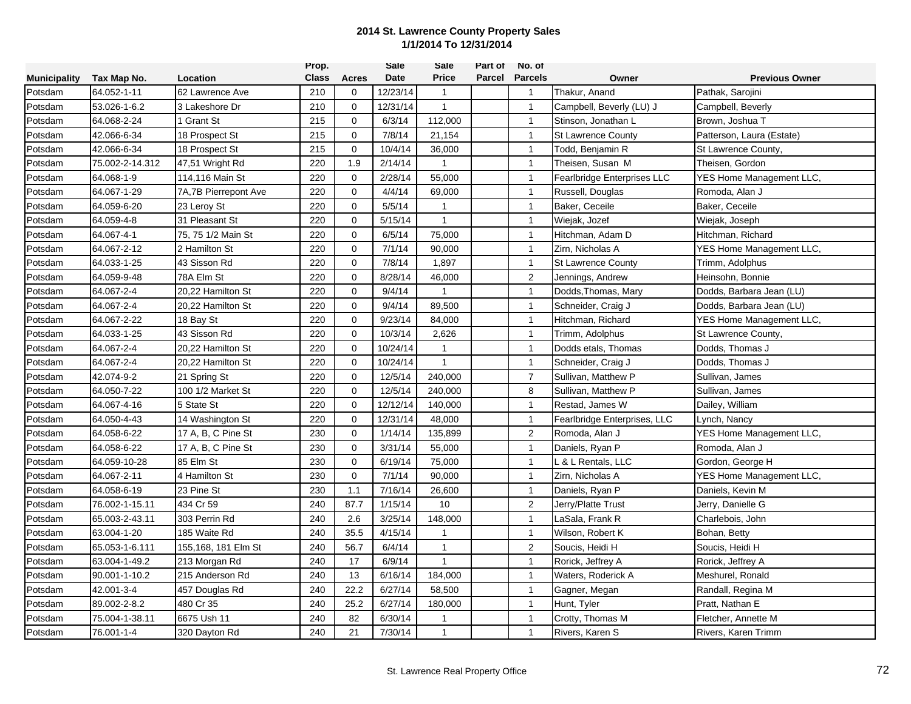**2014 St. Lawrence County Property Sales**
**1/1/2014 To 12/31/2014**

| Municipality | Tax Map No. | Location | Prop. Class | Acres | Sale Date | Sale Price | Part of Parcel | No. of Parcels | Owner | Previous Owner |
|---|---|---|---|---|---|---|---|---|---|---|
| Potsdam | 64.052-1-11 | 62 Lawrence Ave | 210 | 0 | 12/23/14 | 1 | | 1 | Thakur, Anand | Pathak, Sarojini |
| Potsdam | 53.026-1-6.2 | 3 Lakeshore Dr | 210 | 0 | 12/31/14 | 1 | | 1 | Campbell, Beverly (LU) J | Campbell, Beverly |
| Potsdam | 64.068-2-24 | 1 Grant St | 215 | 0 | 6/3/14 | 112,000 | | 1 | Stinson, Jonathan L | Brown, Joshua T |
| Potsdam | 42.066-6-34 | 18 Prospect St | 215 | 0 | 7/8/14 | 21,154 | | 1 | St Lawrence County | Patterson, Laura (Estate) |
| Potsdam | 42.066-6-34 | 18 Prospect St | 215 | 0 | 10/4/14 | 36,000 | | 1 | Todd, Benjamin R | St Lawrence County, |
| Potsdam | 75.002-2-14.312 | 47,51 Wright Rd | 220 | 1.9 | 2/14/14 | 1 | | 1 | Theisen, Susan M | Theisen, Gordon |
| Potsdam | 64.068-1-9 | 114,116 Main St | 220 | 0 | 2/28/14 | 55,000 | | 1 | Fearlbridge Enterprises LLC | YES Home Management LLC, |
| Potsdam | 64.067-1-29 | 7A,7B Pierrepont Ave | 220 | 0 | 4/4/14 | 69,000 | | 1 | Russell, Douglas | Romoda, Alan J |
| Potsdam | 64.059-6-20 | 23 Leroy St | 220 | 0 | 5/5/14 | 1 | | 1 | Baker, Ceceile | Baker, Ceceile |
| Potsdam | 64.059-4-8 | 31 Pleasant St | 220 | 0 | 5/15/14 | 1 | | 1 | Wiejak, Jozef | Wiejak, Joseph |
| Potsdam | 64.067-4-1 | 75, 75 1/2 Main St | 220 | 0 | 6/5/14 | 75,000 | | 1 | Hitchman, Adam D | Hitchman, Richard |
| Potsdam | 64.067-2-12 | 2 Hamilton St | 220 | 0 | 7/1/14 | 90,000 | | 1 | Zirn, Nicholas A | YES Home Management LLC, |
| Potsdam | 64.033-1-25 | 43 Sisson Rd | 220 | 0 | 7/8/14 | 1,897 | | 1 | St Lawrence County | Trimm, Adolphus |
| Potsdam | 64.059-9-48 | 78A Elm St | 220 | 0 | 8/28/14 | 46,000 | | 2 | Jennings, Andrew | Heinsohn, Bonnie |
| Potsdam | 64.067-2-4 | 20,22 Hamilton St | 220 | 0 | 9/4/14 | 1 | | 1 | Dodds,Thomas, Mary | Dodds, Barbara Jean (LU) |
| Potsdam | 64.067-2-4 | 20,22 Hamilton St | 220 | 0 | 9/4/14 | 89,500 | | 1 | Schneider, Craig J | Dodds, Barbara Jean (LU) |
| Potsdam | 64.067-2-22 | 18 Bay St | 220 | 0 | 9/23/14 | 84,000 | | 1 | Hitchman, Richard | YES Home Management LLC, |
| Potsdam | 64.033-1-25 | 43 Sisson Rd | 220 | 0 | 10/3/14 | 2,626 | | 1 | Trimm, Adolphus | St Lawrence County, |
| Potsdam | 64.067-2-4 | 20,22 Hamilton St | 220 | 0 | 10/24/14 | 1 | | 1 | Dodds etals, Thomas | Dodds, Thomas J |
| Potsdam | 64.067-2-4 | 20,22 Hamilton St | 220 | 0 | 10/24/14 | 1 | | 1 | Schneider, Craig J | Dodds, Thomas J |
| Potsdam | 42.074-9-2 | 21 Spring St | 220 | 0 | 12/5/14 | 240,000 | | 7 | Sullivan, Matthew P | Sullivan, James |
| Potsdam | 64.050-7-22 | 100 1/2 Market St | 220 | 0 | 12/5/14 | 240,000 | | 8 | Sullivan, Matthew P | Sullivan, James |
| Potsdam | 64.067-4-16 | 5 State St | 220 | 0 | 12/12/14 | 140,000 | | 1 | Restad, James W | Dailey, William |
| Potsdam | 64.050-4-43 | 14 Washington St | 220 | 0 | 12/31/14 | 48,000 | | 1 | Fearlbridge Enterprises, LLC | Lynch, Nancy |
| Potsdam | 64.058-6-22 | 17 A, B, C Pine St | 230 | 0 | 1/14/14 | 135,899 | | 2 | Romoda, Alan J | YES Home Management LLC, |
| Potsdam | 64.058-6-22 | 17 A, B, C Pine St | 230 | 0 | 3/31/14 | 55,000 | | 1 | Daniels, Ryan P | Romoda, Alan J |
| Potsdam | 64.059-10-28 | 85 Elm St | 230 | 0 | 6/19/14 | 75,000 | | 1 | L & L Rentals, LLC | Gordon, George H |
| Potsdam | 64.067-2-11 | 4 Hamilton St | 230 | 0 | 7/1/14 | 90,000 | | 1 | Zirn, Nicholas A | YES Home Management LLC, |
| Potsdam | 64.058-6-19 | 23 Pine St | 230 | 1.1 | 7/16/14 | 26,600 | | 1 | Daniels, Ryan P | Daniels, Kevin M |
| Potsdam | 76.002-1-15.11 | 434 Cr 59 | 240 | 87.7 | 1/15/14 | 10 | | 2 | Jerry/Platte Trust | Jerry, Danielle G |
| Potsdam | 65.003-2-43.11 | 303 Perrin Rd | 240 | 2.6 | 3/25/14 | 148,000 | | 1 | LaSala, Frank R | Charlebois, John |
| Potsdam | 63.004-1-20 | 185 Waite Rd | 240 | 35.5 | 4/15/14 | 1 | | 1 | Wilson, Robert K | Bohan, Betty |
| Potsdam | 65.053-1-6.111 | 155,168, 181 Elm St | 240 | 56.7 | 6/4/14 | 1 | | 2 | Soucis, Heidi H | Soucis, Heidi H |
| Potsdam | 63.004-1-49.2 | 213 Morgan Rd | 240 | 17 | 6/9/14 | 1 | | 1 | Rorick, Jeffrey A | Rorick, Jeffrey A |
| Potsdam | 90.001-1-10.2 | 215 Anderson Rd | 240 | 13 | 6/16/14 | 184,000 | | 1 | Waters, Roderick A | Meshurel, Ronald |
| Potsdam | 42.001-3-4 | 457 Douglas Rd | 240 | 22.2 | 6/27/14 | 58,500 | | 1 | Gagner, Megan | Randall, Regina M |
| Potsdam | 89.002-2-8.2 | 480 Cr 35 | 240 | 25.2 | 6/27/14 | 180,000 | | 1 | Hunt, Tyler | Pratt, Nathan E |
| Potsdam | 75.004-1-38.11 | 6675 Ush 11 | 240 | 82 | 6/30/14 | 1 | | 1 | Crotty, Thomas M | Fletcher, Annette M |
| Potsdam | 76.001-1-4 | 320 Dayton Rd | 240 | 21 | 7/30/14 | 1 | | 1 | Rivers, Karen S | Rivers, Karen Trimm |

St. Lawrence Real Property Office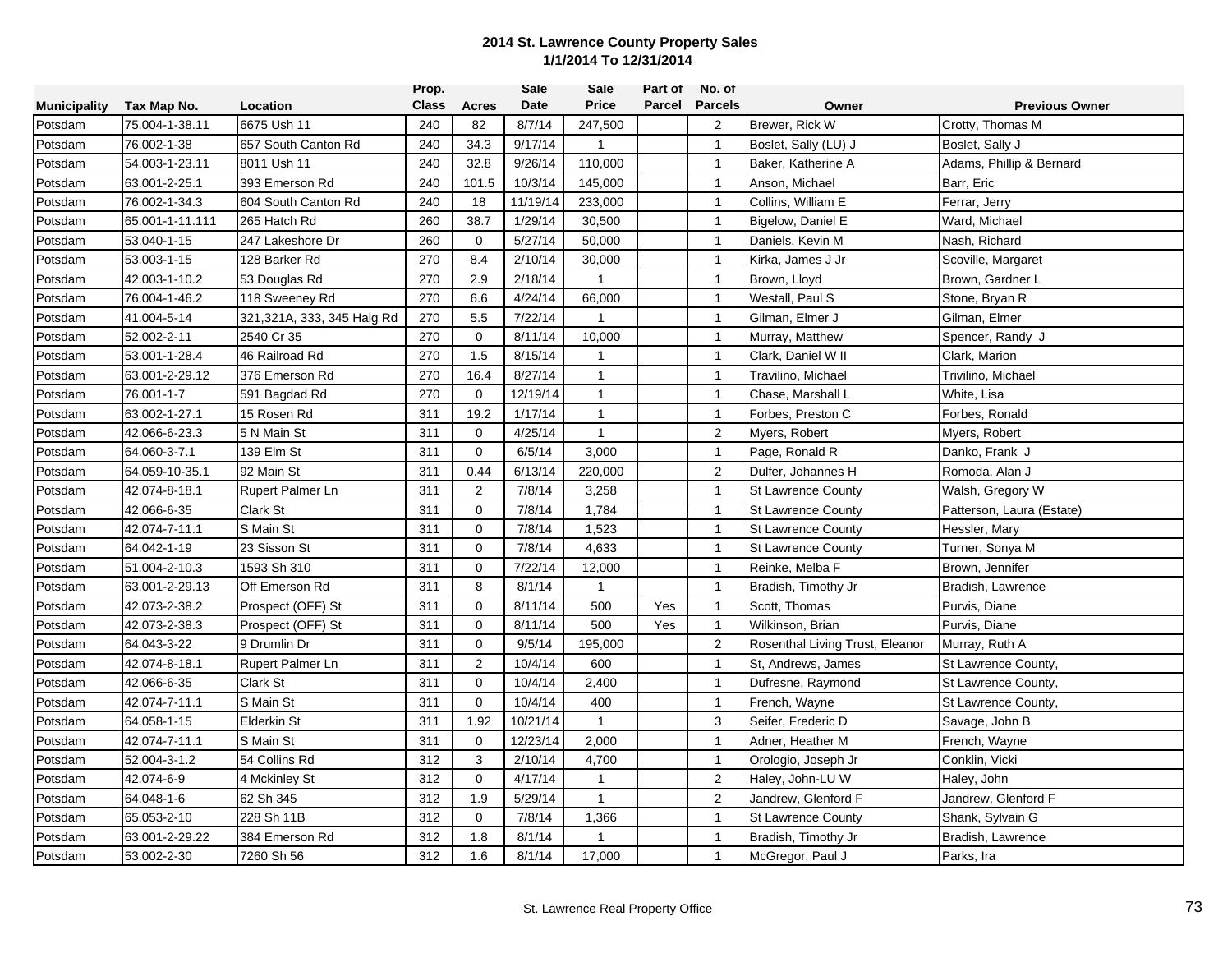# 2014 St. Lawrence County Property Sales
## 1/1/2014 To 12/31/2014

| Municipality | Tax Map No. | Location | Prop. Class | Acres | Sale Date | Sale Price | Part of Parcel | No. of Parcels | Owner | Previous Owner |
|---|---|---|---|---|---|---|---|---|---|---|
| Potsdam | 75.004-1-38.11 | 6675 Ush 11 | 240 | 82 | 8/7/14 | 247,500 | | 2 | Brewer, Rick W | Crotty, Thomas M |
| Potsdam | 76.002-1-38 | 657 South Canton Rd | 240 | 34.3 | 9/17/14 | 1 | | 1 | Boslet, Sally (LU) J | Boslet, Sally J |
| Potsdam | 54.003-1-23.11 | 8011 Ush 11 | 240 | 32.8 | 9/26/14 | 110,000 | | 1 | Baker, Katherine A | Adams, Phillip & Bernard |
| Potsdam | 63.001-2-25.1 | 393 Emerson Rd | 240 | 101.5 | 10/3/14 | 145,000 | | 1 | Anson, Michael | Barr, Eric |
| Potsdam | 76.002-1-34.3 | 604 South Canton Rd | 240 | 18 | 11/19/14 | 233,000 | | 1 | Collins, William E | Ferrar, Jerry |
| Potsdam | 65.001-1-11.111 | 265 Hatch Rd | 260 | 38.7 | 1/29/14 | 30,500 | | 1 | Bigelow, Daniel E | Ward, Michael |
| Potsdam | 53.040-1-15 | 247 Lakeshore Dr | 260 | 0 | 5/27/14 | 50,000 | | 1 | Daniels, Kevin M | Nash, Richard |
| Potsdam | 53.003-1-15 | 128 Barker Rd | 270 | 8.4 | 2/10/14 | 30,000 | | 1 | Kirka, James J Jr | Scoville, Margaret |
| Potsdam | 42.003-1-10.2 | 53 Douglas Rd | 270 | 2.9 | 2/18/14 | 1 | | 1 | Brown, Lloyd | Brown, Gardner L |
| Potsdam | 76.004-1-46.2 | 118 Sweeney Rd | 270 | 6.6 | 4/24/14 | 66,000 | | 1 | Westall, Paul S | Stone, Bryan R |
| Potsdam | 41.004-5-14 | 321,321A, 333, 345 Haig Rd | 270 | 5.5 | 7/22/14 | 1 | | 1 | Gilman, Elmer J | Gilman, Elmer |
| Potsdam | 52.002-2-11 | 2540 Cr 35 | 270 | 0 | 8/11/14 | 10,000 | | 1 | Murray, Matthew | Spencer, Randy J |
| Potsdam | 53.001-1-28.4 | 46 Railroad Rd | 270 | 1.5 | 8/15/14 | 1 | | 1 | Clark, Daniel W II | Clark, Marion |
| Potsdam | 63.001-2-29.12 | 376 Emerson Rd | 270 | 16.4 | 8/27/14 | 1 | | 1 | Travilino, Michael | Trivilino, Michael |
| Potsdam | 76.001-1-7 | 591 Bagdad Rd | 270 | 0 | 12/19/14 | 1 | | 1 | Chase, Marshall L | White, Lisa |
| Potsdam | 63.002-1-27.1 | 15 Rosen Rd | 311 | 19.2 | 1/17/14 | 1 | | 1 | Forbes, Preston C | Forbes, Ronald |
| Potsdam | 42.066-6-23.3 | 5 N Main St | 311 | 0 | 4/25/14 | 1 | | 2 | Myers, Robert | Myers, Robert |
| Potsdam | 64.060-3-7.1 | 139 Elm St | 311 | 0 | 6/5/14 | 3,000 | | 1 | Page, Ronald R | Danko, Frank J |
| Potsdam | 64.059-10-35.1 | 92 Main St | 311 | 0.44 | 6/13/14 | 220,000 | | 2 | Dulfer, Johannes H | Romoda, Alan J |
| Potsdam | 42.074-8-18.1 | Rupert Palmer Ln | 311 | 2 | 7/8/14 | 3,258 | | 1 | St Lawrence County | Walsh, Gregory W |
| Potsdam | 42.066-6-35 | Clark St | 311 | 0 | 7/8/14 | 1,784 | | 1 | St Lawrence County | Patterson, Laura (Estate) |
| Potsdam | 42.074-7-11.1 | S Main St | 311 | 0 | 7/8/14 | 1,523 | | 1 | St Lawrence County | Hessler, Mary |
| Potsdam | 64.042-1-19 | 23 Sisson St | 311 | 0 | 7/8/14 | 4,633 | | 1 | St Lawrence County | Turner, Sonya M |
| Potsdam | 51.004-2-10.3 | 1593 Sh 310 | 311 | 0 | 7/22/14 | 12,000 | | 1 | Reinke, Melba F | Brown, Jennifer |
| Potsdam | 63.001-2-29.13 | Off Emerson Rd | 311 | 8 | 8/1/14 | 1 | | 1 | Bradish, Timothy Jr | Bradish, Lawrence |
| Potsdam | 42.073-2-38.2 | Prospect (OFF) St | 311 | 0 | 8/11/14 | 500 | Yes | 1 | Scott, Thomas | Purvis, Diane |
| Potsdam | 42.073-2-38.3 | Prospect (OFF) St | 311 | 0 | 8/11/14 | 500 | Yes | 1 | Wilkinson, Brian | Purvis, Diane |
| Potsdam | 64.043-3-22 | 9 Drumlin Dr | 311 | 0 | 9/5/14 | 195,000 | | 2 | Rosenthal Living Trust, Eleanor | Murray, Ruth A |
| Potsdam | 42.074-8-18.1 | Rupert Palmer Ln | 311 | 2 | 10/4/14 | 600 | | 1 | St, Andrews, James | St Lawrence County, |
| Potsdam | 42.066-6-35 | Clark St | 311 | 0 | 10/4/14 | 2,400 | | 1 | Dufresne, Raymond | St Lawrence County, |
| Potsdam | 42.074-7-11.1 | S Main St | 311 | 0 | 10/4/14 | 400 | | 1 | French, Wayne | St Lawrence County, |
| Potsdam | 64.058-1-15 | Elderkin St | 311 | 1.92 | 10/21/14 | 1 | | 3 | Seifer, Frederic D | Savage, John B |
| Potsdam | 42.074-7-11.1 | S Main St | 311 | 0 | 12/23/14 | 2,000 | | 1 | Adner, Heather M | French, Wayne |
| Potsdam | 52.004-3-1.2 | 54 Collins Rd | 312 | 3 | 2/10/14 | 4,700 | | 1 | Orologio, Joseph Jr | Conklin, Vicki |
| Potsdam | 42.074-6-9 | 4 Mckinley St | 312 | 0 | 4/17/14 | 1 | | 2 | Haley, John-LU W | Haley, John |
| Potsdam | 64.048-1-6 | 62 Sh 345 | 312 | 1.9 | 5/29/14 | 1 | | 2 | Jandrew, Glenford F | Jandrew, Glenford F |
| Potsdam | 65.053-2-10 | 228 Sh 11B | 312 | 0 | 7/8/14 | 1,366 | | 1 | St Lawrence County | Shank, Sylvain G |
| Potsdam | 63.001-2-29.22 | 384 Emerson Rd | 312 | 1.8 | 8/1/14 | 1 | | 1 | Bradish, Timothy Jr | Bradish, Lawrence |
| Potsdam | 53.002-2-30 | 7260 Sh 56 | 312 | 1.6 | 8/1/14 | 17,000 | | 1 | McGregor, Paul J | Parks, Ira |

St. Lawrence Real Property Office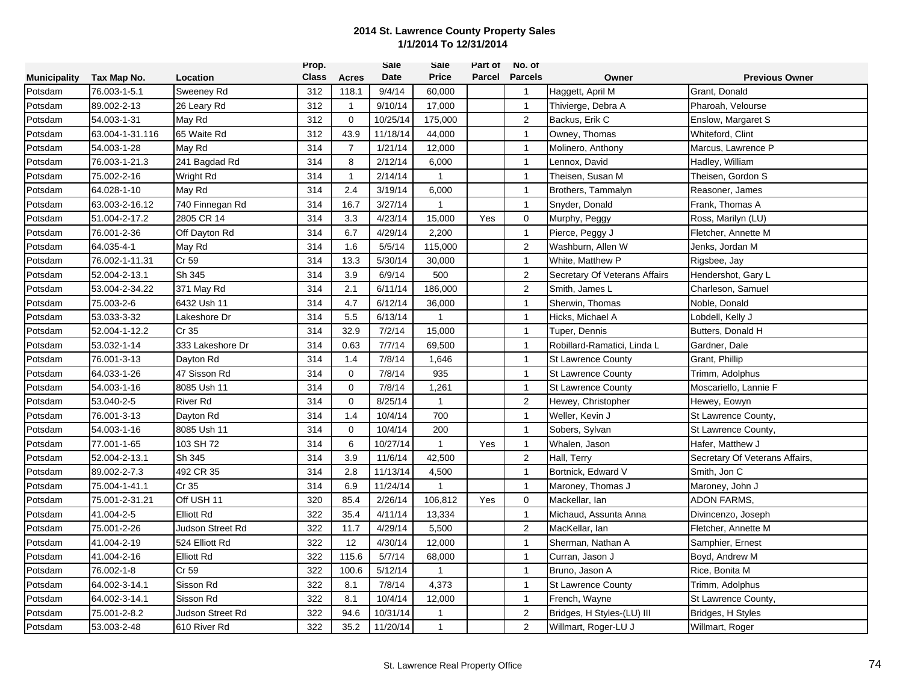# 2014 St. Lawrence County Property Sales
## 1/1/2014 To 12/31/2014

| Municipality | Tax Map No. | Location | Prop. Class | Acres | Sale Date | Sale Price | Part of Parcel | No. of Parcels | Owner | Previous Owner |
|---|---|---|---|---|---|---|---|---|---|---|
| Potsdam | 76.003-1-5.1 | Sweeney Rd | 312 | 118.1 | 9/4/14 | 60,000 | | 1 | Haggett, April M | Grant, Donald |
| Potsdam | 89.002-2-13 | 26 Leary Rd | 312 | 1 | 9/10/14 | 17,000 | | 1 | Thivierge, Debra A | Pharoah, Velourse |
| Potsdam | 54.003-1-31 | May Rd | 312 | 0 | 10/25/14 | 175,000 | | 2 | Backus, Erik C | Enslow, Margaret S |
| Potsdam | 63.004-1-31.116 | 65 Waite Rd | 312 | 43.9 | 11/18/14 | 44,000 | | 1 | Owney, Thomas | Whiteford, Clint |
| Potsdam | 54.003-1-28 | May Rd | 314 | 7 | 1/21/14 | 12,000 | | 1 | Molinero, Anthony | Marcus, Lawrence P |
| Potsdam | 76.003-1-21.3 | 241 Bagdad Rd | 314 | 8 | 2/12/14 | 6,000 | | 1 | Lennox, David | Hadley, William |
| Potsdam | 75.002-2-16 | Wright Rd | 314 | 1 | 2/14/14 | 1 | | 1 | Theisen, Susan M | Theisen, Gordon S |
| Potsdam | 64.028-1-10 | May Rd | 314 | 2.4 | 3/19/14 | 6,000 | | 1 | Brothers, Tammalyn | Reasoner, James |
| Potsdam | 63.003-2-16.12 | 740 Finnegan Rd | 314 | 16.7 | 3/27/14 | 1 | | 1 | Snyder, Donald | Frank, Thomas A |
| Potsdam | 51.004-2-17.2 | 2805 CR 14 | 314 | 3.3 | 4/23/14 | 15,000 | Yes | 0 | Murphy, Peggy | Ross, Marilyn (LU) |
| Potsdam | 76.001-2-36 | Off Dayton Rd | 314 | 6.7 | 4/29/14 | 2,200 | | 1 | Pierce, Peggy J | Fletcher, Annette M |
| Potsdam | 64.035-4-1 | May Rd | 314 | 1.6 | 5/5/14 | 115,000 | | 2 | Washburn, Allen W | Jenks, Jordan M |
| Potsdam | 76.002-1-11.31 | Cr 59 | 314 | 13.3 | 5/30/14 | 30,000 | | 1 | White, Matthew P | Rigsbee, Jay |
| Potsdam | 52.004-2-13.1 | Sh 345 | 314 | 3.9 | 6/9/14 | 500 | | 2 | Secretary Of Veterans Affairs | Hendershot, Gary L |
| Potsdam | 53.004-2-34.22 | 371 May Rd | 314 | 2.1 | 6/11/14 | 186,000 | | 2 | Smith, James L | Charleson, Samuel |
| Potsdam | 75.003-2-6 | 6432 Ush 11 | 314 | 4.7 | 6/12/14 | 36,000 | | 1 | Sherwin, Thomas | Noble, Donald |
| Potsdam | 53.033-3-32 | Lakeshore Dr | 314 | 5.5 | 6/13/14 | 1 | | 1 | Hicks, Michael A | Lobdell, Kelly J |
| Potsdam | 52.004-1-12.2 | Cr 35 | 314 | 32.9 | 7/2/14 | 15,000 | | 1 | Tuper, Dennis | Butters, Donald H |
| Potsdam | 53.032-1-14 | 333 Lakeshore Dr | 314 | 0.63 | 7/7/14 | 69,500 | | 1 | Robillard-Ramatici, Linda L | Gardner, Dale |
| Potsdam | 76.001-3-13 | Dayton Rd | 314 | 1.4 | 7/8/14 | 1,646 | | 1 | St Lawrence County | Grant, Phillip |
| Potsdam | 64.033-1-26 | 47 Sisson Rd | 314 | 0 | 7/8/14 | 935 | | 1 | St Lawrence County | Trimm, Adolphus |
| Potsdam | 54.003-1-16 | 8085 Ush 11 | 314 | 0 | 7/8/14 | 1,261 | | 1 | St Lawrence County | Moscariello, Lannie F |
| Potsdam | 53.040-2-5 | River Rd | 314 | 0 | 8/25/14 | 1 | | 2 | Hewey, Christopher | Hewey, Eowyn |
| Potsdam | 76.001-3-13 | Dayton Rd | 314 | 1.4 | 10/4/14 | 700 | | 1 | Weller, Kevin J | St Lawrence County, |
| Potsdam | 54.003-1-16 | 8085 Ush 11 | 314 | 0 | 10/4/14 | 200 | | 1 | Sobers, Sylvan | St Lawrence County, |
| Potsdam | 77.001-1-65 | 103 SH 72 | 314 | 6 | 10/27/14 | 1 | Yes | 1 | Whalen, Jason | Hafer, Matthew J |
| Potsdam | 52.004-2-13.1 | Sh 345 | 314 | 3.9 | 11/6/14 | 42,500 | | 2 | Hall, Terry | Secretary Of Veterans Affairs, |
| Potsdam | 89.002-2-7.3 | 492 CR 35 | 314 | 2.8 | 11/13/14 | 4,500 | | 1 | Bortnick, Edward V | Smith, Jon C |
| Potsdam | 75.004-1-41.1 | Cr 35 | 314 | 6.9 | 11/24/14 | 1 | | 1 | Maroney, Thomas J | Maroney, John J |
| Potsdam | 75.001-2-31.21 | Off USH 11 | 320 | 85.4 | 2/26/14 | 106,812 | Yes | 0 | Mackellar, Ian | ADON FARMS, |
| Potsdam | 41.004-2-5 | Elliott Rd | 322 | 35.4 | 4/11/14 | 13,334 | | 1 | Michaud, Assunta Anna | Divincenzo, Joseph |
| Potsdam | 75.001-2-26 | Judson Street Rd | 322 | 11.7 | 4/29/14 | 5,500 | | 2 | MacKellar, Ian | Fletcher, Annette M |
| Potsdam | 41.004-2-19 | 524 Elliott Rd | 322 | 12 | 4/30/14 | 12,000 | | 1 | Sherman, Nathan A | Samphier, Ernest |
| Potsdam | 41.004-2-16 | Elliott Rd | 322 | 115.6 | 5/7/14 | 68,000 | | 1 | Curran, Jason J | Boyd, Andrew M |
| Potsdam | 76.002-1-8 | Cr 59 | 322 | 100.6 | 5/12/14 | 1 | | 1 | Bruno, Jason A | Rice, Bonita M |
| Potsdam | 64.002-3-14.1 | Sisson Rd | 322 | 8.1 | 7/8/14 | 4,373 | | 1 | St Lawrence County | Trimm, Adolphus |
| Potsdam | 64.002-3-14.1 | Sisson Rd | 322 | 8.1 | 10/4/14 | 12,000 | | 1 | French, Wayne | St Lawrence County, |
| Potsdam | 75.001-2-8.2 | Judson Street Rd | 322 | 94.6 | 10/31/14 | 1 | | 2 | Bridges, H Styles-(LU) III | Bridges, H Styles |
| Potsdam | 53.003-2-48 | 610 River Rd | 322 | 35.2 | 11/20/14 | 1 | | 2 | Willmart, Roger-LU J | Willmart, Roger |

St. Lawrence Real Property Office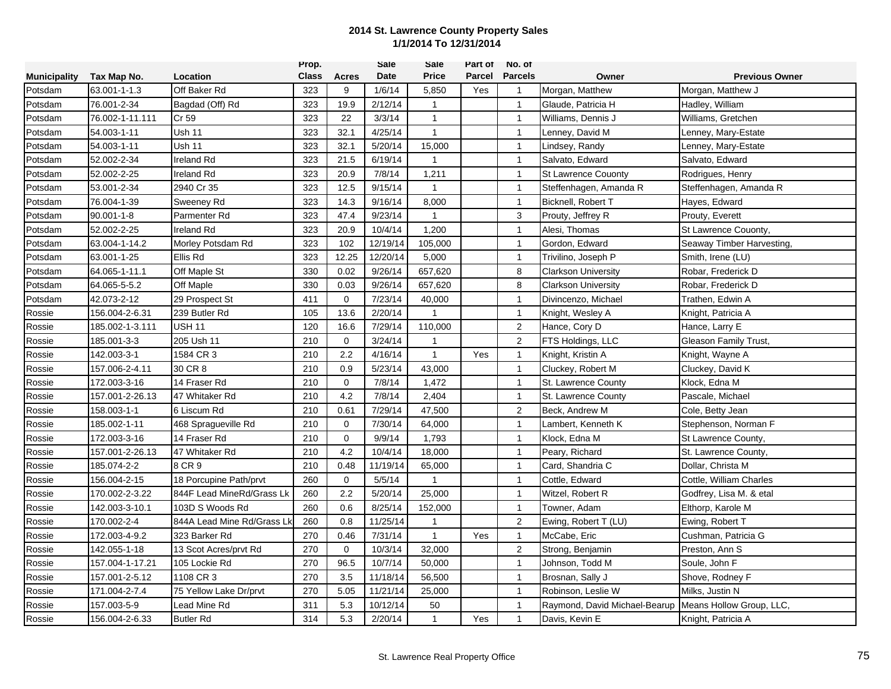**2014 St. Lawrence County Property Sales**
**1/1/2014 To 12/31/2014**

| Municipality | Tax Map No. | Location | Prop. Class | Acres | Sale Date | Sale Price | Part of Parcel | No. of Parcels | Owner | Previous Owner |
|---|---|---|---|---|---|---|---|---|---|---|
| Potsdam | 63.001-1-1.3 | Off Baker Rd | 323 | 9 | 1/6/14 | 5,850 | Yes | 1 | Morgan, Matthew | Morgan, Matthew J |
| Potsdam | 76.001-2-34 | Bagdad (Off) Rd | 323 | 19.9 | 2/12/14 | 1 | | 1 | Glaude, Patricia H | Hadley, William |
| Potsdam | 76.002-1-11.111 | Cr 59 | 323 | 22 | 3/3/14 | 1 | | 1 | Williams, Dennis J | Williams, Gretchen |
| Potsdam | 54.003-1-11 | Ush 11 | 323 | 32.1 | 4/25/14 | 1 | | 1 | Lenney, David M | Lenney, Mary-Estate |
| Potsdam | 54.003-1-11 | Ush 11 | 323 | 32.1 | 5/20/14 | 15,000 | | 1 | Lindsey, Randy | Lenney, Mary-Estate |
| Potsdam | 52.002-2-34 | Ireland Rd | 323 | 21.5 | 6/19/14 | 1 | | 1 | Salvato, Edward | Salvato, Edward |
| Potsdam | 52.002-2-25 | Ireland Rd | 323 | 20.9 | 7/8/14 | 1,211 | | 1 | St Lawrence Couonty | Rodrigues, Henry |
| Potsdam | 53.001-2-34 | 2940 Cr 35 | 323 | 12.5 | 9/15/14 | 1 | | 1 | Steffenhagen, Amanda R | Steffenhagen, Amanda R |
| Potsdam | 76.004-1-39 | Sweeney Rd | 323 | 14.3 | 9/16/14 | 8,000 | | 1 | Bicknell, Robert T | Hayes, Edward |
| Potsdam | 90.001-1-8 | Parmenter Rd | 323 | 47.4 | 9/23/14 | 1 | | 3 | Prouty, Jeffrey R | Prouty, Everett |
| Potsdam | 52.002-2-25 | Ireland Rd | 323 | 20.9 | 10/4/14 | 1,200 | | 1 | Alesi, Thomas | St Lawrence Couonty, |
| Potsdam | 63.004-1-14.2 | Morley Potsdam Rd | 323 | 102 | 12/19/14 | 105,000 | | 1 | Gordon, Edward | Seaway Timber Harvesting, |
| Potsdam | 63.001-1-25 | Ellis Rd | 323 | 12.25 | 12/20/14 | 5,000 | | 1 | Trivilino, Joseph P | Smith, Irene (LU) |
| Potsdam | 64.065-1-11.1 | Off Maple St | 330 | 0.02 | 9/26/14 | 657,620 | | 8 | Clarkson University | Robar, Frederick D |
| Potsdam | 64.065-5-5.2 | Off Maple | 330 | 0.03 | 9/26/14 | 657,620 | | 8 | Clarkson University | Robar, Frederick D |
| Potsdam | 42.073-2-12 | 29 Prospect St | 411 | 0 | 7/23/14 | 40,000 | | 1 | Divincenzo, Michael | Trathen, Edwin A |
| Rossie | 156.004-2-6.31 | 239 Butler Rd | 105 | 13.6 | 2/20/14 | 1 | | 1 | Knight, Wesley A | Knight, Patricia A |
| Rossie | 185.002-1-3.111 | USH 11 | 120 | 16.6 | 7/29/14 | 110,000 | | 2 | Hance, Cory D | Hance, Larry E |
| Rossie | 185.001-3-3 | 205 Ush 11 | 210 | 0 | 3/24/14 | 1 | | 2 | FTS Holdings, LLC | Gleason Family Trust, |
| Rossie | 142.003-3-1 | 1584 CR 3 | 210 | 2.2 | 4/16/14 | 1 | Yes | 1 | Knight, Kristin A | Knight, Wayne A |
| Rossie | 157.006-2-4.11 | 30 CR 8 | 210 | 0.9 | 5/23/14 | 43,000 | | 1 | Cluckey, Robert M | Cluckey, David K |
| Rossie | 172.003-3-16 | 14 Fraser Rd | 210 | 0 | 7/8/14 | 1,472 | | 1 | St. Lawrence County | Klock, Edna M |
| Rossie | 157.001-2-26.13 | 47 Whitaker Rd | 210 | 4.2 | 7/8/14 | 2,404 | | 1 | St. Lawrence County | Pascale, Michael |
| Rossie | 158.003-1-1 | 6 Liscum Rd | 210 | 0.61 | 7/29/14 | 47,500 | | 2 | Beck, Andrew M | Cole, Betty Jean |
| Rossie | 185.002-1-11 | 468 Spragueville Rd | 210 | 0 | 7/30/14 | 64,000 | | 1 | Lambert, Kenneth K | Stephenson, Norman F |
| Rossie | 172.003-3-16 | 14 Fraser Rd | 210 | 0 | 9/9/14 | 1,793 | | 1 | Klock, Edna M | St Lawrence County, |
| Rossie | 157.001-2-26.13 | 47 Whitaker Rd | 210 | 4.2 | 10/4/14 | 18,000 | | 1 | Peary, Richard | St. Lawrence County, |
| Rossie | 185.074-2-2 | 8 CR 9 | 210 | 0.48 | 11/19/14 | 65,000 | | 1 | Card, Shandria C | Dollar, Christa M |
| Rossie | 156.004-2-15 | 18 Porcupine Path/prvt | 260 | 0 | 5/5/14 | 1 | | 1 | Cottle, Edward | Cottle, William Charles |
| Rossie | 170.002-2-3.22 | 844F Lead MineRd/Grass Lk | 260 | 2.2 | 5/20/14 | 25,000 | | 1 | Witzel, Robert R | Godfrey, Lisa M. & etal |
| Rossie | 142.003-3-10.1 | 103D S Woods Rd | 260 | 0.6 | 8/25/14 | 152,000 | | 1 | Towner, Adam | Elthorp, Karole M |
| Rossie | 170.002-2-4 | 844A Lead Mine Rd/Grass Lk | 260 | 0.8 | 11/25/14 | 1 | | 2 | Ewing, Robert T (LU) | Ewing, Robert T |
| Rossie | 172.003-4-9.2 | 323 Barker Rd | 270 | 0.46 | 7/31/14 | 1 | Yes | 1 | McCabe, Eric | Cushman, Patricia G |
| Rossie | 142.055-1-18 | 13 Scot Acres/prvt Rd | 270 | 0 | 10/3/14 | 32,000 | | 2 | Strong, Benjamin | Preston, Ann S |
| Rossie | 157.004-1-17.21 | 105 Lockie Rd | 270 | 96.5 | 10/7/14 | 50,000 | | 1 | Johnson, Todd M | Soule, John F |
| Rossie | 157.001-2-5.12 | 1108 CR 3 | 270 | 3.5 | 11/18/14 | 56,500 | | 1 | Brosnan, Sally J | Shove, Rodney F |
| Rossie | 171.004-2-7.4 | 75 Yellow Lake Dr/prvt | 270 | 5.05 | 11/21/14 | 25,000 | | 1 | Robinson, Leslie W | Milks, Justin N |
| Rossie | 157.003-5-9 | Lead Mine Rd | 311 | 5.3 | 10/12/14 | 50 | | 1 | Raymond, David Michael-Bearup | Means Hollow Group, LLC, |
| Rossie | 156.004-2-6.33 | Butler Rd | 314 | 5.3 | 2/20/14 | 1 | Yes | 1 | Davis, Kevin E | Knight, Patricia A |

St. Lawrence Real Property Office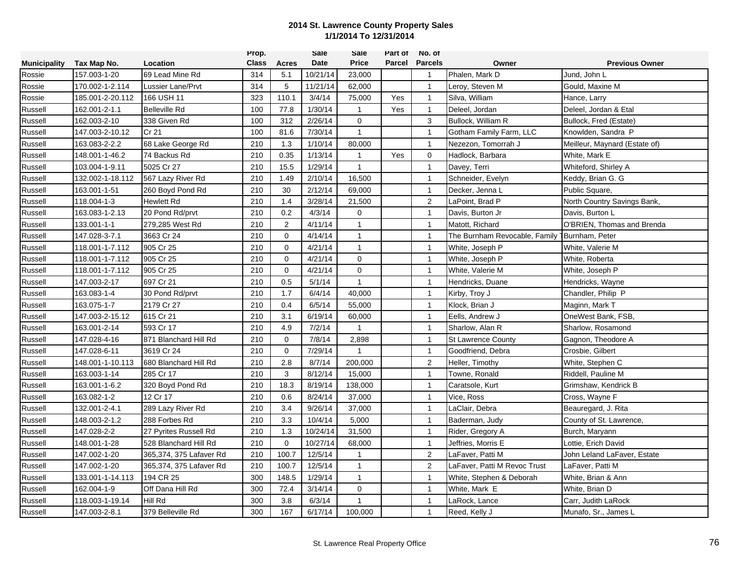# 2014 St. Lawrence County Property Sales
## 1/1/2014 To 12/31/2014

| Municipality | Tax Map No. | Location | Prop. Class | Acres | Sale Date | Sale Price | Part of Parcel | No. of Parcels | Owner | Previous Owner |
|---|---|---|---|---|---|---|---|---|---|---|
| Rossie | 157.003-1-20 | 69 Lead Mine Rd | 314 | 5.1 | 10/21/14 | 23,000 | | 1 | Phalen, Mark D | Jund, John L |
| Rossie | 170.002-1-2.114 | Lussier Lane/Prvt | 314 | 5 | 11/21/14 | 62,000 | | 1 | Leroy, Steven M | Gould, Maxine M |
| Rossie | 185.001-2-20.112 | 166 USH 11 | 323 | 110.1 | 3/4/14 | 75,000 | Yes | 1 | Silva, William | Hance, Larry |
| Russell | 162.001-2-1.1 | Belleville Rd | 100 | 77.8 | 1/30/14 | 1 | Yes | 1 | Deleel, Jordan | Deleel, Jordan & Etal |
| Russell | 162.003-2-10 | 338 Given Rd | 100 | 312 | 2/26/14 | 0 | | 3 | Bullock, William R | Bullock, Fred (Estate) |
| Russell | 147.003-2-10.12 | Cr 21 | 100 | 81.6 | 7/30/14 | 1 | | 1 | Gotham Family Farm, LLC | Knowlden, Sandra P |
| Russell | 163.083-2-2.2 | 68 Lake George Rd | 210 | 1.3 | 1/10/14 | 80,000 | | 1 | Nezezon, Tomorrah J | Meilleur, Maynard (Estate of) |
| Russell | 148.001-1-46.2 | 74 Backus Rd | 210 | 0.35 | 1/13/14 | 1 | Yes | 0 | Hadlock, Barbara | White, Mark E |
| Russell | 103.004-1-9.11 | 5025 Cr 27 | 210 | 15.5 | 1/29/14 | 1 | | 1 | Davey, Terri | Whiteford, Shirley A |
| Russell | 132.002-1-18.112 | 567 Lazy River Rd | 210 | 1.49 | 2/10/14 | 16,500 | | 1 | Schneider, Evelyn | Keddy, Brian G. G |
| Russell | 163.001-1-51 | 260 Boyd Pond Rd | 210 | 30 | 2/12/14 | 69,000 | | 1 | Decker, Jenna L | Public Square, |
| Russell | 118.004-1-3 | Hewlett Rd | 210 | 1.4 | 3/28/14 | 21,500 | | 2 | LaPoint, Brad P | North Country Savings Bank, |
| Russell | 163.083-1-2.13 | 20 Pond Rd/prvt | 210 | 0.2 | 4/3/14 | 0 | | 1 | Davis, Burton Jr | Davis, Burton L |
| Russell | 133.001-1-1 | 279,285 West Rd | 210 | 2 | 4/11/14 | 1 | | 1 | Matott, Richard | O'BRIEN, Thomas and Brenda |
| Russell | 147.028-3-7.1 | 3663 Cr 24 | 210 | 0 | 4/14/14 | 1 | | 1 | The Burnham Revocable, Family T | Burnham, Peter |
| Russell | 118.001-1-7.112 | 905 Cr 25 | 210 | 0 | 4/21/14 | 1 | | 1 | White, Joseph P | White, Valerie M |
| Russell | 118.001-1-7.112 | 905 Cr 25 | 210 | 0 | 4/21/14 | 0 | | 1 | White, Joseph P | White, Roberta |
| Russell | 118.001-1-7.112 | 905 Cr 25 | 210 | 0 | 4/21/14 | 0 | | 1 | White, Valerie M | White, Joseph P |
| Russell | 147.003-2-17 | 697 Cr 21 | 210 | 0.5 | 5/1/14 | 1 | | 1 | Hendricks, Duane | Hendricks, Wayne |
| Russell | 163.083-1-4 | 30 Pond Rd/prvt | 210 | 1.7 | 6/4/14 | 40,000 | | 1 | Kirby, Troy J | Chandler, Philip P |
| Russell | 163.075-1-7 | 2179 Cr 27 | 210 | 0.4 | 6/5/14 | 55,000 | | 1 | Klock, Brian J | Maginn, Mark T |
| Russell | 147.003-2-15.12 | 615 Cr 21 | 210 | 3.1 | 6/19/14 | 60,000 | | 1 | Eells, Andrew J | OneWest Bank, FSB, |
| Russell | 163.001-2-14 | 593 Cr 17 | 210 | 4.9 | 7/2/14 | 1 | | 1 | Sharlow, Alan R | Sharlow, Rosamond |
| Russell | 147.028-4-16 | 871 Blanchard Hill Rd | 210 | 0 | 7/8/14 | 2,898 | | 1 | St Lawrence County | Gagnon, Theodore A |
| Russell | 147.028-6-11 | 3619 Cr 24 | 210 | 0 | 7/29/14 | 1 | | 1 | Goodfriend, Debra | Crosbie, Gilbert |
| Russell | 148.001-1-10.113 | 680 Blanchard Hill Rd | 210 | 2.8 | 8/7/14 | 200,000 | | 2 | Heller, Timothy | White, Stephen C |
| Russell | 163.003-1-14 | 285 Cr 17 | 210 | 3 | 8/12/14 | 15,000 | | 1 | Towne, Ronald | Riddell, Pauline M |
| Russell | 163.001-1-6.2 | 320 Boyd Pond Rd | 210 | 18.3 | 8/19/14 | 138,000 | | 1 | Caratsole, Kurt | Grimshaw, Kendrick B |
| Russell | 163.082-1-2 | 12 Cr 17 | 210 | 0.6 | 8/24/14 | 37,000 | | 1 | Vice, Ross | Cross, Wayne F |
| Russell | 132.001-2-4.1 | 289 Lazy River Rd | 210 | 3.4 | 9/26/14 | 37,000 | | 1 | LaClair, Debra | Beauregard, J. Rita |
| Russell | 148.003-2-1.2 | 288 Forbes Rd | 210 | 3.3 | 10/4/14 | 5,000 | | 1 | Baderman, Judy | County of St. Lawrence, |
| Russell | 147.028-2-2 | 27 Pyrites Russell Rd | 210 | 1.3 | 10/24/14 | 31,500 | | 1 | Rider, Gregory A | Burch, Maryann |
| Russell | 148.001-1-28 | 528 Blanchard Hill Rd | 210 | 0 | 10/27/14 | 68,000 | | 1 | Jeffries, Morris E | Lottie, Erich David |
| Russell | 147.002-1-20 | 365,374, 375 Lafaver Rd | 210 | 100.7 | 12/5/14 | 1 | | 2 | LaFaver, Patti M | John Leland LaFaver, Estate |
| Russell | 147.002-1-20 | 365,374, 375 Lafaver Rd | 210 | 100.7 | 12/5/14 | 1 | | 2 | LaFaver, Patti M Revoc Trust | LaFaver, Patti M |
| Russell | 133.001-1-14.113 | 194 CR 25 | 300 | 148.5 | 1/29/14 | 1 | | 1 | White, Stephen & Deborah | White, Brian & Ann |
| Russell | 162.004-1-9 | Off Dana Hill Rd | 300 | 72.4 | 3/14/14 | 0 | | 1 | White, Mark E | White, Brian D |
| Russell | 118.003-1-19.14 | Hill Rd | 300 | 3.8 | 6/3/14 | 1 | | 1 | LaRock, Lance | Carr, Judith LaRock |
| Russell | 147.003-2-8.1 | 379 Belleville Rd | 300 | 167 | 6/17/14 | 100,000 | | 1 | Reed, Kelly J | Munafo, Sr., James L |

St. Lawrence Real Property Office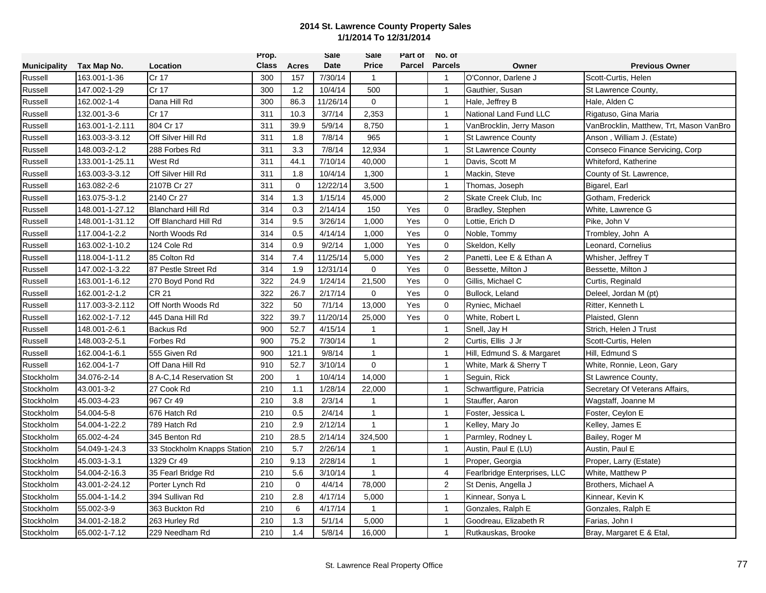**2014 St. Lawrence County Property Sales**
**1/1/2014 To 12/31/2014**

| Municipality | Tax Map No. | Location | Prop. Class | Acres | Sale Date | Sale Price | Part of Parcel | No. of Parcels | Owner | Previous Owner |
|---|---|---|---|---|---|---|---|---|---|---|
| Russell | 163.001-1-36 | Cr 17 | 300 | 157 | 7/30/14 | 1 | | 1 | O'Connor, Darlene J | Scott-Curtis, Helen |
| Russell | 147.002-1-29 | Cr 17 | 300 | 1.2 | 10/4/14 | 500 | | 1 | Gauthier, Susan | St Lawrence County, |
| Russell | 162.002-1-4 | Dana Hill Rd | 300 | 86.3 | 11/26/14 | 0 | | 1 | Hale, Jeffrey B | Hale, Alden C |
| Russell | 132.001-3-6 | Cr 17 | 311 | 10.3 | 3/7/14 | 2,353 | | 1 | National Land Fund LLC | Rigatuso, Gina Maria |
| Russell | 163.001-1-2.111 | 804 Cr 17 | 311 | 39.9 | 5/9/14 | 8,750 | | 1 | VanBrocklin, Jerry Mason | VanBrocklin, Matthew, Trt, Mason VanBro |
| Russell | 163.003-3-3.12 | Off Silver Hill Rd | 311 | 1.8 | 7/8/14 | 965 | | 1 | St Lawrence County | Anson , William J. (Estate) |
| Russell | 148.003-2-1.2 | 288 Forbes Rd | 311 | 3.3 | 7/8/14 | 12,934 | | 1 | St Lawrence County | Conseco Finance Servicing, Corp |
| Russell | 133.001-1-25.11 | West Rd | 311 | 44.1 | 7/10/14 | 40,000 | | 1 | Davis, Scott M | Whiteford, Katherine |
| Russell | 163.003-3-3.12 | Off Silver Hill Rd | 311 | 1.8 | 10/4/14 | 1,300 | | 1 | Mackin, Steve | County of St. Lawrence, |
| Russell | 163.082-2-6 | 2107B Cr 27 | 311 | 0 | 12/22/14 | 3,500 | | 1 | Thomas, Joseph | Bigarel, Earl |
| Russell | 163.075-3-1.2 | 2140 Cr 27 | 314 | 1.3 | 1/15/14 | 45,000 | | 2 | Skate Creek Club, Inc | Gotham, Frederick |
| Russell | 148.001-1-27.12 | Blanchard Hill Rd | 314 | 0.3 | 2/14/14 | 150 | Yes | 0 | Bradley, Stephen | White, Lawrence G |
| Russell | 148.001-1-31.12 | Off Blanchard Hill Rd | 314 | 9.5 | 3/26/14 | 1,000 | Yes | 0 | Lottie, Erich D | Pike, John V |
| Russell | 117.004-1-2.2 | North Woods Rd | 314 | 0.5 | 4/14/14 | 1,000 | Yes | 0 | Noble, Tommy | Trombley, John A |
| Russell | 163.002-1-10.2 | 124 Cole Rd | 314 | 0.9 | 9/2/14 | 1,000 | Yes | 0 | Skeldon, Kelly | Leonard, Cornelius |
| Russell | 118.004-1-11.2 | 85 Colton Rd | 314 | 7.4 | 11/25/14 | 5,000 | Yes | 2 | Panetti, Lee E & Ethan A | Whisher, Jeffrey T |
| Russell | 147.002-1-3.22 | 87 Pestle Street Rd | 314 | 1.9 | 12/31/14 | 0 | Yes | 0 | Bessette, Milton J | Bessette, Milton J |
| Russell | 163.001-1-6.12 | 270 Boyd Pond Rd | 322 | 24.9 | 1/24/14 | 21,500 | Yes | 0 | Gillis, Michael C | Curtis, Reginald |
| Russell | 162.001-2-1.2 | CR 21 | 322 | 26.7 | 2/17/14 | 0 | Yes | 0 | Bullock, Leland | Deleel, Jordan M (pt) |
| Russell | 117.003-3-2.112 | Off North Woods Rd | 322 | 50 | 7/1/14 | 13,000 | Yes | 0 | Ryniec, Michael | Ritter, Kenneth L |
| Russell | 162.002-1-7.12 | 445 Dana Hill Rd | 322 | 39.7 | 11/20/14 | 25,000 | Yes | 0 | White, Robert L | Plaisted, Glenn |
| Russell | 148.001-2-6.1 | Backus Rd | 900 | 52.7 | 4/15/14 | 1 | | 1 | Snell, Jay H | Strich, Helen J Trust |
| Russell | 148.003-2-5.1 | Forbes Rd | 900 | 75.2 | 7/30/14 | 1 | | 2 | Curtis, Ellis J Jr | Scott-Curtis, Helen |
| Russell | 162.004-1-6.1 | 555 Given Rd | 900 | 121.1 | 9/8/14 | 1 | | 1 | Hill, Edmund S. & Margaret | Hill, Edmund S |
| Russell | 162.004-1-7 | Off Dana Hill Rd | 910 | 52.7 | 3/10/14 | 0 | | 1 | White, Mark & Sherry T | White, Ronnie, Leon, Gary |
| Stockholm | 34.076-2-14 | 8 A-C,14 Reservation St | 200 | 1 | 10/4/14 | 14,000 | | 1 | Seguin, Rick | St Lawrence County, |
| Stockholm | 43.001-3-2 | 27 Cook Rd | 210 | 1.1 | 1/28/14 | 22,000 | | 1 | Schwartfigure, Patricia | Secretary Of Veterans Affairs, |
| Stockholm | 45.003-4-23 | 967 Cr 49 | 210 | 3.8 | 2/3/14 | 1 | | 1 | Stauffer, Aaron | Wagstaff, Joanne M |
| Stockholm | 54.004-5-8 | 676 Hatch Rd | 210 | 0.5 | 2/4/14 | 1 | | 1 | Foster, Jessica L | Foster, Ceylon E |
| Stockholm | 54.004-1-22.2 | 789 Hatch Rd | 210 | 2.9 | 2/12/14 | 1 | | 1 | Kelley, Mary Jo | Kelley, James E |
| Stockholm | 65.002-4-24 | 345 Benton Rd | 210 | 28.5 | 2/14/14 | 324,500 | | 1 | Parmley, Rodney L | Bailey, Roger M |
| Stockholm | 54.049-1-24.3 | 33 Stockholm Knapps Station | 210 | 5.7 | 2/26/14 | 1 | | 1 | Austin, Paul E (LU) | Austin, Paul E |
| Stockholm | 45.003-1-3.1 | 1329 Cr 49 | 210 | 9.13 | 2/28/14 | 1 | | 1 | Proper, Georgia | Proper, Larry (Estate) |
| Stockholm | 54.004-2-16.3 | 35 Fearl Bridge Rd | 210 | 5.6 | 3/10/14 | 1 | | 4 | Fearlbridge Enterprises, LLC | White, Matthew P |
| Stockholm | 43.001-2-24.12 | Porter Lynch Rd | 210 | 0 | 4/4/14 | 78,000 | | 2 | St Denis, Angella J | Brothers, Michael A |
| Stockholm | 55.004-1-14.2 | 394 Sullivan Rd | 210 | 2.8 | 4/17/14 | 5,000 | | 1 | Kinnear, Sonya L | Kinnear, Kevin K |
| Stockholm | 55.002-3-9 | 363 Buckton Rd | 210 | 6 | 4/17/14 | 1 | | 1 | Gonzales, Ralph E | Gonzales, Ralph E |
| Stockholm | 34.001-2-18.2 | 263 Hurley Rd | 210 | 1.3 | 5/1/14 | 5,000 | | 1 | Goodreau, Elizabeth R | Farias, John I |
| Stockholm | 65.002-1-7.12 | 229 Needham Rd | 210 | 1.4 | 5/8/14 | 16,000 | | 1 | Rutkauskas, Brooke | Bray, Margaret E & Etal, |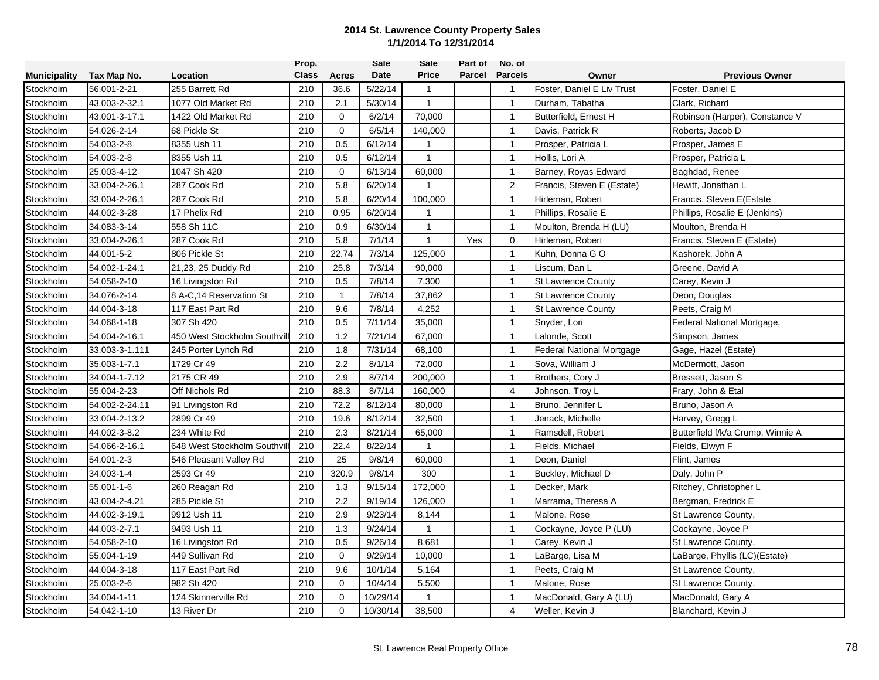# 2014 St. Lawrence County Property Sales
## 1/1/2014 To 12/31/2014

| Municipality | Tax Map No. | Location | Prop. Class | Acres | Sale Date | Sale Price | Part of Parcel | No. of Parcels | Owner | Previous Owner |
|---|---|---|---|---|---|---|---|---|---|---|
| Stockholm | 56.001-2-21 | 255 Barrett Rd | 210 | 36.6 | 5/22/14 | 1 | | 1 | Foster, Daniel E Liv Trust | Foster, Daniel E |
| Stockholm | 43.003-2-32.1 | 1077 Old Market Rd | 210 | 2.1 | 5/30/14 | 1 | | 1 | Durham, Tabatha | Clark, Richard |
| Stockholm | 43.001-3-17.1 | 1422 Old Market Rd | 210 | 0 | 6/2/14 | 70,000 | | 1 | Butterfield, Ernest H | Robinson (Harper), Constance V |
| Stockholm | 54.026-2-14 | 68 Pickle St | 210 | 0 | 6/5/14 | 140,000 | | 1 | Davis, Patrick R | Roberts, Jacob D |
| Stockholm | 54.003-2-8 | 8355 Ush 11 | 210 | 0.5 | 6/12/14 | 1 | | 1 | Prosper, Patricia L | Prosper, James E |
| Stockholm | 54.003-2-8 | 8355 Ush 11 | 210 | 0.5 | 6/12/14 | 1 | | 1 | Hollis, Lori A | Prosper, Patricia L |
| Stockholm | 25.003-4-12 | 1047 Sh 420 | 210 | 0 | 6/13/14 | 60,000 | | 1 | Barney, Royas Edward | Baghdad, Renee |
| Stockholm | 33.004-2-26.1 | 287 Cook Rd | 210 | 5.8 | 6/20/14 | 1 | | 2 | Francis, Steven E (Estate) | Hewitt, Jonathan L |
| Stockholm | 33.004-2-26.1 | 287 Cook Rd | 210 | 5.8 | 6/20/14 | 100,000 | | 1 | Hirleman, Robert | Francis, Steven E(Estate |
| Stockholm | 44.002-3-28 | 17 Phelix Rd | 210 | 0.95 | 6/20/14 | 1 | | 1 | Phillips, Rosalie E | Phillips, Rosalie E (Jenkins) |
| Stockholm | 34.083-3-14 | 558 Sh 11C | 210 | 0.9 | 6/30/14 | 1 | | 1 | Moulton, Brenda H (LU) | Moulton, Brenda H |
| Stockholm | 33.004-2-26.1 | 287 Cook Rd | 210 | 5.8 | 7/1/14 | 1 | Yes | 0 | Hirleman, Robert | Francis, Steven E (Estate) |
| Stockholm | 44.001-5-2 | 806 Pickle St | 210 | 22.74 | 7/3/14 | 125,000 | | 1 | Kuhn, Donna G O | Kashorek, John A |
| Stockholm | 54.002-1-24.1 | 21,23, 25 Duddy Rd | 210 | 25.8 | 7/3/14 | 90,000 | | 1 | Liscum, Dan L | Greene, David A |
| Stockholm | 54.058-2-10 | 16 Livingston Rd | 210 | 0.5 | 7/8/14 | 7,300 | | 1 | St Lawrence County | Carey, Kevin J |
| Stockholm | 34.076-2-14 | 8 A-C,14 Reservation St | 210 | 1 | 7/8/14 | 37,862 | | 1 | St Lawrence County | Deon, Douglas |
| Stockholm | 44.004-3-18 | 117 East Part Rd | 210 | 9.6 | 7/8/14 | 4,252 | | 1 | St Lawrence County | Peets, Craig M |
| Stockholm | 34.068-1-18 | 307 Sh 420 | 210 | 0.5 | 7/11/14 | 35,000 | | 1 | Snyder, Lori | Federal National Mortgage, |
| Stockholm | 54.004-2-16.1 | 450 West Stockholm Southvill | 210 | 1.2 | 7/21/14 | 67,000 | | 1 | Lalonde, Scott | Simpson, James |
| Stockholm | 33.003-3-1.111 | 245 Porter Lynch Rd | 210 | 1.8 | 7/31/14 | 68,100 | | 1 | Federal National Mortgage | Gage, Hazel (Estate) |
| Stockholm | 35.003-1-7.1 | 1729 Cr 49 | 210 | 2.2 | 8/1/14 | 72,000 | | 1 | Sova, William J | McDermott, Jason |
| Stockholm | 34.004-1-7.12 | 2175 CR 49 | 210 | 2.9 | 8/7/14 | 200,000 | | 1 | Brothers, Cory J | Bressett, Jason S |
| Stockholm | 55.004-2-23 | Off Nichols Rd | 210 | 88.3 | 8/7/14 | 160,000 | | 4 | Johnson, Troy L | Frary, John & Etal |
| Stockholm | 54.002-2-24.11 | 91 Livingston Rd | 210 | 72.2 | 8/12/14 | 80,000 | | 1 | Bruno, Jennifer L | Bruno, Jason A |
| Stockholm | 33.004-2-13.2 | 2899 Cr 49 | 210 | 19.6 | 8/12/14 | 32,500 | | 1 | Jenack, Michelle | Harvey, Gregg L |
| Stockholm | 44.002-3-8.2 | 234 White Rd | 210 | 2.3 | 8/21/14 | 65,000 | | 1 | Ramsdell, Robert | Butterfield f/k/a Crump, Winnie A |
| Stockholm | 54.066-2-16.1 | 648 West Stockholm Southvill | 210 | 22.4 | 8/22/14 | 1 | | 1 | Fields, Michael | Fields, Elwyn F |
| Stockholm | 54.001-2-3 | 546 Pleasant Valley Rd | 210 | 25 | 9/8/14 | 60,000 | | 1 | Deon, Daniel | Flint, James |
| Stockholm | 34.003-1-4 | 2593 Cr 49 | 210 | 320.9 | 9/8/14 | 300 | | 1 | Buckley, Michael D | Daly, John P |
| Stockholm | 55.001-1-6 | 260 Reagan Rd | 210 | 1.3 | 9/15/14 | 172,000 | | 1 | Decker, Mark | Ritchey, Christopher L |
| Stockholm | 43.004-2-4.21 | 285 Pickle St | 210 | 2.2 | 9/19/14 | 126,000 | | 1 | Marrama, Theresa A | Bergman, Fredrick E |
| Stockholm | 44.002-3-19.1 | 9912 Ush 11 | 210 | 2.9 | 9/23/14 | 8,144 | | 1 | Malone, Rose | St Lawrence County, |
| Stockholm | 44.003-2-7.1 | 9493 Ush 11 | 210 | 1.3 | 9/24/14 | 1 | | 1 | Cockayne, Joyce P (LU) | Cockayne, Joyce P |
| Stockholm | 54.058-2-10 | 16 Livingston Rd | 210 | 0.5 | 9/26/14 | 8,681 | | 1 | Carey, Kevin J | St Lawrence County, |
| Stockholm | 55.004-1-19 | 449 Sullivan Rd | 210 | 0 | 9/29/14 | 10,000 | | 1 | LaBarge, Lisa M | LaBarge, Phyllis (LC)(Estate) |
| Stockholm | 44.004-3-18 | 117 East Part Rd | 210 | 9.6 | 10/1/14 | 5,164 | | 1 | Peets, Craig M | St Lawrence County, |
| Stockholm | 25.003-2-6 | 982 Sh 420 | 210 | 0 | 10/4/14 | 5,500 | | 1 | Malone, Rose | St Lawrence County, |
| Stockholm | 34.004-1-11 | 124 Skinnerville Rd | 210 | 0 | 10/29/14 | 1 | | 1 | MacDonald, Gary A (LU) | MacDonald, Gary A |
| Stockholm | 54.042-1-10 | 13 River Dr | 210 | 0 | 10/30/14 | 38,500 | | 4 | Weller, Kevin J | Blanchard, Kevin J |

St. Lawrence Real Property Office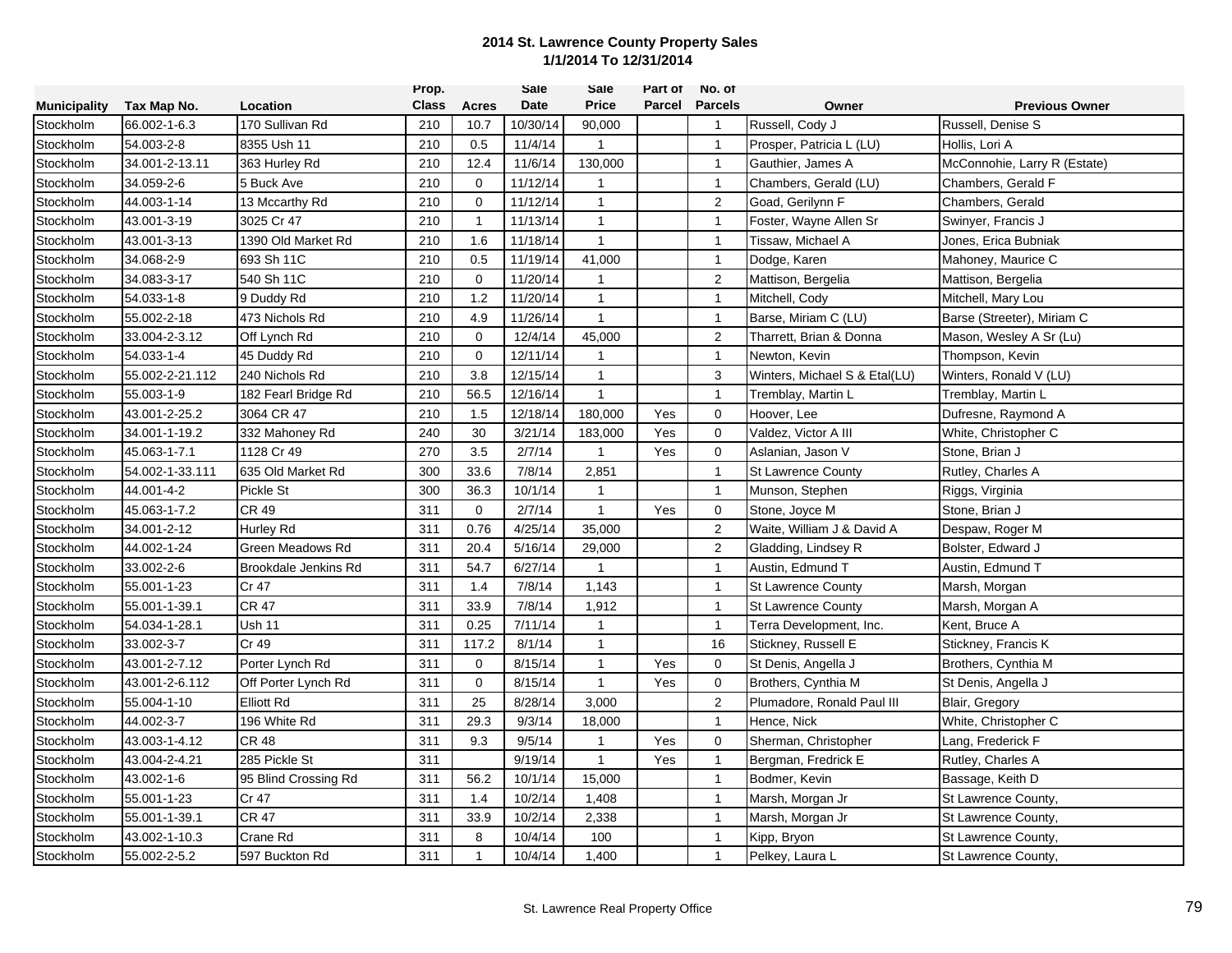# 2014 St. Lawrence County Property Sales
## 1/1/2014 To 12/31/2014

| Municipality | Tax Map No. | Location | Prop. Class | Acres | Sale Date | Sale Price | Part of Parcel | No. of Parcels | Owner | Previous Owner |
|---|---|---|---|---|---|---|---|---|---|---|
| Stockholm | 66.002-1-6.3 | 170 Sullivan Rd | 210 | 10.7 | 10/30/14 | 90,000 | | 1 | Russell, Cody J | Russell, Denise S |
| Stockholm | 54.003-2-8 | 8355 Ush 11 | 210 | 0.5 | 11/4/14 | 1 | | 1 | Prosper, Patricia L (LU) | Hollis, Lori A |
| Stockholm | 34.001-2-13.11 | 363 Hurley Rd | 210 | 12.4 | 11/6/14 | 130,000 | | 1 | Gauthier, James A | McConnohie, Larry R (Estate) |
| Stockholm | 34.059-2-6 | 5 Buck Ave | 210 | 0 | 11/12/14 | 1 | | 1 | Chambers, Gerald (LU) | Chambers, Gerald F |
| Stockholm | 44.003-1-14 | 13 Mccarthy Rd | 210 | 0 | 11/12/14 | 1 | | 2 | Goad, Gerilynn F | Chambers, Gerald |
| Stockholm | 43.001-3-19 | 3025 Cr 47 | 210 | 1 | 11/13/14 | 1 | | 1 | Foster, Wayne Allen Sr | Swinyer, Francis J |
| Stockholm | 43.001-3-13 | 1390 Old Market Rd | 210 | 1.6 | 11/18/14 | 1 | | 1 | Tissaw, Michael A | Jones, Erica Bubniak |
| Stockholm | 34.068-2-9 | 693 Sh 11C | 210 | 0.5 | 11/19/14 | 41,000 | | 1 | Dodge, Karen | Mahoney, Maurice C |
| Stockholm | 34.083-3-17 | 540 Sh 11C | 210 | 0 | 11/20/14 | 1 | | 2 | Mattison, Bergelia | Mattison, Bergelia |
| Stockholm | 54.033-1-8 | 9 Duddy Rd | 210 | 1.2 | 11/20/14 | 1 | | 1 | Mitchell, Cody | Mitchell, Mary Lou |
| Stockholm | 55.002-2-18 | 473 Nichols Rd | 210 | 4.9 | 11/26/14 | 1 | | 1 | Barse, Miriam C (LU) | Barse (Streeter), Miriam C |
| Stockholm | 33.004-2-3.12 | Off Lynch Rd | 210 | 0 | 12/4/14 | 45,000 | | 2 | Tharrett, Brian & Donna | Mason, Wesley A Sr (Lu) |
| Stockholm | 54.033-1-4 | 45 Duddy Rd | 210 | 0 | 12/11/14 | 1 | | 1 | Newton, Kevin | Thompson, Kevin |
| Stockholm | 55.002-2-21.112 | 240 Nichols Rd | 210 | 3.8 | 12/15/14 | 1 | | 3 | Winters, Michael S & Etal(LU) | Winters, Ronald V (LU) |
| Stockholm | 55.003-1-9 | 182 Fearl Bridge Rd | 210 | 56.5 | 12/16/14 | 1 | | 1 | Tremblay, Martin L | Tremblay, Martin L |
| Stockholm | 43.001-2-25.2 | 3064 CR 47 | 210 | 1.5 | 12/18/14 | 180,000 | Yes | 0 | Hoover, Lee | Dufresne, Raymond A |
| Stockholm | 34.001-1-19.2 | 332 Mahoney Rd | 240 | 30 | 3/21/14 | 183,000 | Yes | 0 | Valdez, Victor A III | White, Christopher C |
| Stockholm | 45.063-1-7.1 | 1128 Cr 49 | 270 | 3.5 | 2/7/14 | 1 | Yes | 0 | Aslanian, Jason V | Stone, Brian J |
| Stockholm | 54.002-1-33.111 | 635 Old Market Rd | 300 | 33.6 | 7/8/14 | 2,851 | | 1 | St Lawrence County | Rutley, Charles A |
| Stockholm | 44.001-4-2 | Pickle St | 300 | 36.3 | 10/1/14 | 1 | | 1 | Munson, Stephen | Riggs, Virginia |
| Stockholm | 45.063-1-7.2 | CR 49 | 311 | 0 | 2/7/14 | 1 | Yes | 0 | Stone, Joyce M | Stone, Brian J |
| Stockholm | 34.001-2-12 | Hurley Rd | 311 | 0.76 | 4/25/14 | 35,000 | | 2 | Waite, William J & David A | Despaw, Roger M |
| Stockholm | 44.002-1-24 | Green Meadows Rd | 311 | 20.4 | 5/16/14 | 29,000 | | 2 | Gladding, Lindsey R | Bolster, Edward J |
| Stockholm | 33.002-2-6 | Brookdale Jenkins Rd | 311 | 54.7 | 6/27/14 | 1 | | 1 | Austin, Edmund T | Austin, Edmund T |
| Stockholm | 55.001-1-23 | Cr 47 | 311 | 1.4 | 7/8/14 | 1,143 | | 1 | St Lawrence County | Marsh, Morgan |
| Stockholm | 55.001-1-39.1 | CR 47 | 311 | 33.9 | 7/8/14 | 1,912 | | 1 | St Lawrence County | Marsh, Morgan A |
| Stockholm | 54.034-1-28.1 | Ush 11 | 311 | 0.25 | 7/11/14 | 1 | | 1 | Terra Development, Inc. | Kent, Bruce A |
| Stockholm | 33.002-3-7 | Cr 49 | 311 | 117.2 | 8/1/14 | 1 | | 16 | Stickney, Russell E | Stickney, Francis K |
| Stockholm | 43.001-2-7.12 | Porter Lynch Rd | 311 | 0 | 8/15/14 | 1 | Yes | 0 | St Denis, Angella J | Brothers, Cynthia M |
| Stockholm | 43.001-2-6.112 | Off Porter Lynch Rd | 311 | 0 | 8/15/14 | 1 | Yes | 0 | Brothers, Cynthia M | St Denis, Angella J |
| Stockholm | 55.004-1-10 | Elliott Rd | 311 | 25 | 8/28/14 | 3,000 | | 2 | Plumadore, Ronald Paul III | Blair, Gregory |
| Stockholm | 44.002-3-7 | 196 White Rd | 311 | 29.3 | 9/3/14 | 18,000 | | 1 | Hence, Nick | White, Christopher C |
| Stockholm | 43.003-1-4.12 | CR 48 | 311 | 9.3 | 9/5/14 | 1 | Yes | 0 | Sherman, Christopher | Lang, Frederick F |
| Stockholm | 43.004-2-4.21 | 285 Pickle St | 311 | | 9/19/14 | 1 | Yes | 1 | Bergman, Fredrick E | Rutley, Charles A |
| Stockholm | 43.002-1-6 | 95 Blind Crossing Rd | 311 | 56.2 | 10/1/14 | 15,000 | | 1 | Bodmer, Kevin | Bassage, Keith D |
| Stockholm | 55.001-1-23 | Cr 47 | 311 | 1.4 | 10/2/14 | 1,408 | | 1 | Marsh, Morgan Jr | St Lawrence County, |
| Stockholm | 55.001-1-39.1 | CR 47 | 311 | 33.9 | 10/2/14 | 2,338 | | 1 | Marsh, Morgan Jr | St Lawrence County, |
| Stockholm | 43.002-1-10.3 | Crane Rd | 311 | 8 | 10/4/14 | 100 | | 1 | Kipp, Bryon | St Lawrence County, |
| Stockholm | 55.002-2-5.2 | 597 Buckton Rd | 311 | 1 | 10/4/14 | 1,400 | | 1 | Pelkey, Laura L | St Lawrence County, |

St. Lawrence Real Property Office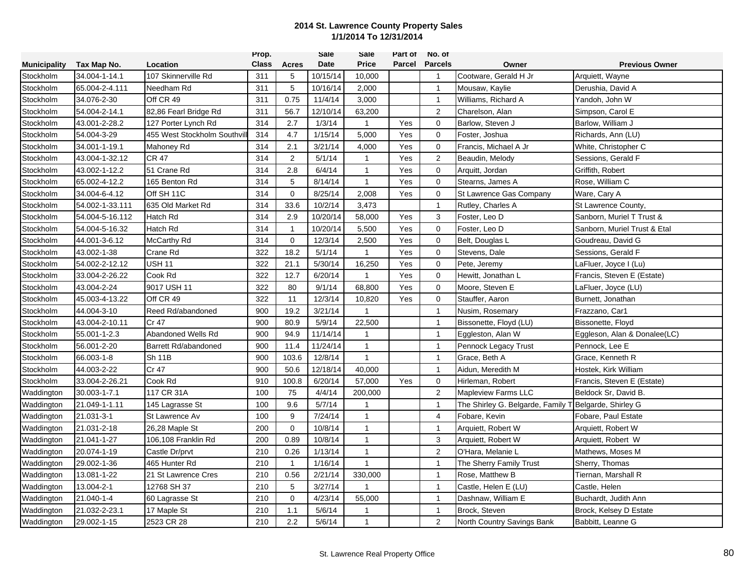# 2014 St. Lawrence County Property Sales
## 1/1/2014 To 12/31/2014

| Municipality | Tax Map No. | Location | Prop. Class | Acres | Sale Date | Sale Price | Part of Parcel | No. of Parcels | Owner | Previous Owner |
|---|---|---|---|---|---|---|---|---|---|---|
| Stockholm | 34.004-1-14.1 | 107 Skinnerville Rd | 311 | 5 | 10/15/14 | 10,000 | | 1 | Cootware, Gerald H Jr | Arquiett, Wayne |
| Stockholm | 65.004-2-4.111 | Needham Rd | 311 | 5 | 10/16/14 | 2,000 | | 1 | Mousaw, Kaylie | Derushia, David A |
| Stockholm | 34.076-2-30 | Off CR 49 | 311 | 0.75 | 11/4/14 | 3,000 | | 1 | Williams, Richard A | Yandoh, John W |
| Stockholm | 54.004-2-14.1 | 82,86 Fearl Bridge Rd | 311 | 56.7 | 12/10/14 | 63,200 | | 2 | Charelson, Alan | Simpson, Carol E |
| Stockholm | 43.001-2-28.2 | 127 Porter Lynch Rd | 314 | 2.7 | 1/3/14 | 1 | Yes | 0 | Barlow, Steven J | Barlow, William J |
| Stockholm | 54.004-3-29 | 455 West Stockholm Southvill | 314 | 4.7 | 1/15/14 | 5,000 | Yes | 0 | Foster, Joshua | Richards, Ann (LU) |
| Stockholm | 34.001-1-19.1 | Mahoney Rd | 314 | 2.1 | 3/21/14 | 4,000 | Yes | 0 | Francis, Michael A Jr | White, Christopher C |
| Stockholm | 43.004-1-32.12 | CR 47 | 314 | 2 | 5/1/14 | 1 | Yes | 2 | Beaudin, Melody | Sessions, Gerald F |
| Stockholm | 43.002-1-12.2 | 51 Crane Rd | 314 | 2.8 | 6/4/14 | 1 | Yes | 0 | Arquitt, Jordan | Griffith, Robert |
| Stockholm | 65.002-4-12.2 | 165 Benton Rd | 314 | 5 | 8/14/14 | 1 | Yes | 0 | Stearns, James A | Rose, William C |
| Stockholm | 34.004-6-4.12 | Off SH 11C | 314 | 0 | 8/25/14 | 2,008 | Yes | 0 | St Lawrence Gas Company | Ware, Cary A |
| Stockholm | 54.002-1-33.111 | 635 Old Market Rd | 314 | 33.6 | 10/2/14 | 3,473 | | 1 | Rutley, Charles A | St Lawrence County, |
| Stockholm | 54.004-5-16.112 | Hatch Rd | 314 | 2.9 | 10/20/14 | 58,000 | Yes | 3 | Foster, Leo D | Sanborn, Muriel T Trust & |
| Stockholm | 54.004-5-16.32 | Hatch Rd | 314 | 1 | 10/20/14 | 5,500 | Yes | 0 | Foster, Leo D | Sanborn, Muriel Trust & Etal |
| Stockholm | 44.001-3-6.12 | McCarthy Rd | 314 | 0 | 12/3/14 | 2,500 | Yes | 0 | Belt, Douglas L | Goudreau, David G |
| Stockholm | 43.002-1-38 | Crane Rd | 322 | 18.2 | 5/1/14 | 1 | Yes | 0 | Stevens, Dale | Sessions, Gerald F |
| Stockholm | 54.002-2-12.12 | USH 11 | 322 | 21.1 | 5/30/14 | 16,250 | Yes | 0 | Pete, Jeremy | LaFluer, Joyce I (Lu) |
| Stockholm | 33.004-2-26.22 | Cook Rd | 322 | 12.7 | 6/20/14 | 1 | Yes | 0 | Hewitt, Jonathan L | Francis, Steven E (Estate) |
| Stockholm | 43.004-2-24 | 9017 USH 11 | 322 | 80 | 9/1/14 | 68,800 | Yes | 0 | Moore, Steven E | LaFluer, Joyce (LU) |
| Stockholm | 45.003-4-13.22 | Off CR 49 | 322 | 11 | 12/3/14 | 10,820 | Yes | 0 | Stauffer, Aaron | Burnett, Jonathan |
| Stockholm | 44.004-3-10 | Reed Rd/abandoned | 900 | 19.2 | 3/21/14 | 1 | | 1 | Nusim, Rosemary | Frazzano, Car1 |
| Stockholm | 43.004-2-10.11 | Cr 47 | 900 | 80.9 | 5/9/14 | 22,500 | | 1 | Bissonette, Floyd (LU) | Bissonette, Floyd |
| Stockholm | 55.001-1-2.3 | Abandoned Wells Rd | 900 | 94.9 | 11/14/14 | 1 | | 1 | Eggleston, Alan W | Eggleson, Alan & Donalee(LC) |
| Stockholm | 56.001-2-20 | Barrett Rd/abandoned | 900 | 11.4 | 11/24/14 | 1 | | 1 | Pennock Legacy Trust | Pennock, Lee E |
| Stockholm | 66.003-1-8 | Sh 11B | 900 | 103.6 | 12/8/14 | 1 | | 1 | Grace, Beth A | Grace, Kenneth R |
| Stockholm | 44.003-2-22 | Cr 47 | 900 | 50.6 | 12/18/14 | 40,000 | | 1 | Aidun, Meredith M | Hostek, Kirk William |
| Stockholm | 33.004-2-26.21 | Cook Rd | 910 | 100.8 | 6/20/14 | 57,000 | Yes | 0 | Hirleman, Robert | Francis, Steven E (Estate) |
| Waddington | 30.003-1-7.1 | 117 CR 31A | 100 | 75 | 4/4/14 | 200,000 | | 2 | Mapleview Farms LLC | Beldock Sr, David B. |
| Waddington | 21.049-1-1.11 | 145 Lagrasse St | 100 | 9.6 | 5/7/14 | 1 | | 1 | The Shirley G. Belgarde, Family T | Belgarde, Shirley G |
| Waddington | 21.031-3-1 | St Lawrence Av | 100 | 9 | 7/24/14 | 1 | | 4 | Fobare, Kevin | Fobare, Paul Estate |
| Waddington | 21.031-2-18 | 26,28 Maple St | 200 | 0 | 10/8/14 | 1 | | 1 | Arquiett, Robert W | Arquiett, Robert W |
| Waddington | 21.041-1-27 | 106,108 Franklin Rd | 200 | 0.89 | 10/8/14 | 1 | | 3 | Arquiett, Robert W | Arquiett, Robert W |
| Waddington | 20.074-1-19 | Castle Dr/prvt | 210 | 0.26 | 1/13/14 | 1 | | 2 | O'Hara, Melanie L | Mathews, Moses M |
| Waddington | 29.002-1-36 | 465 Hunter Rd | 210 | 1 | 1/16/14 | 1 | | 1 | The Sherry Family Trust | Sherry, Thomas |
| Waddington | 13.081-1-22 | 21 St Lawrence Cres | 210 | 0.56 | 2/21/14 | 330,000 | | 1 | Rose, Matthew B | Tiernan, Marshall R |
| Waddington | 13.004-2-1 | 12768 SH 37 | 210 | 5 | 3/27/14 | 1 | | 1 | Castle, Helen E (LU) | Castle, Helen |
| Waddington | 21.040-1-4 | 60 Lagrasse St | 210 | 0 | 4/23/14 | 55,000 | | 1 | Dashnaw, William E | Buchardt, Judith Ann |
| Waddington | 21.032-2-23.1 | 17 Maple St | 210 | 1.1 | 5/6/14 | 1 | | 1 | Brock, Steven | Brock, Kelsey D Estate |
| Waddington | 29.002-1-15 | 2523 CR 28 | 210 | 2.2 | 5/6/14 | 1 | | 2 | North Country Savings Bank | Babbitt, Leanne G |

St. Lawrence Real Property Office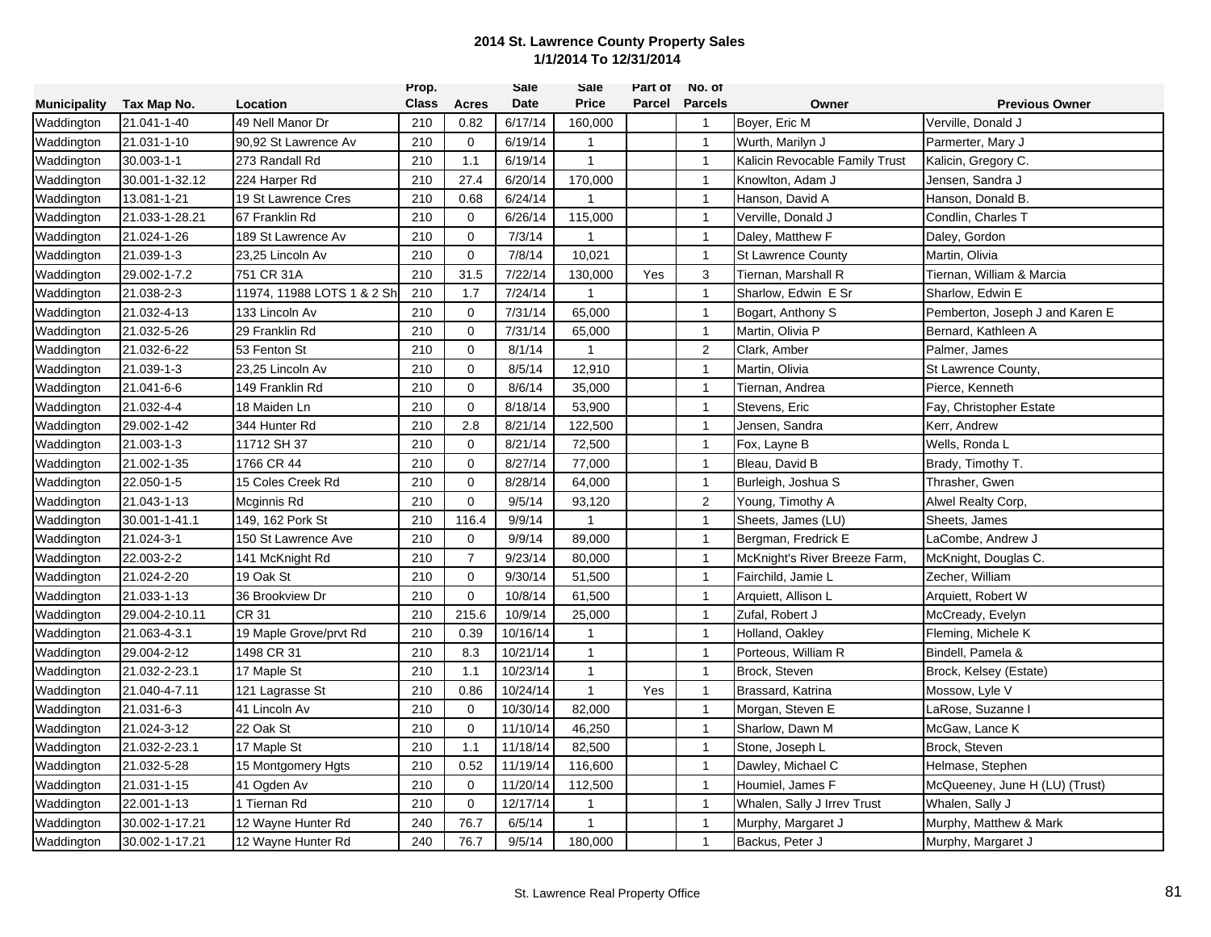**2014 St. Lawrence County Property Sales**
**1/1/2014 To 12/31/2014**

| Municipality | Tax Map No. | Location | Prop. Class | Acres | Sale Date | Sale Price | Part of Parcel | No. of Parcels | Owner | Previous Owner |
|---|---|---|---|---|---|---|---|---|---|---|
| Waddington | 21.041-1-40 | 49 Nell Manor Dr | 210 | 0.82 | 6/17/14 | 160,000 | | 1 | Boyer, Eric M | Verville, Donald J |
| Waddington | 21.031-1-10 | 90,92 St Lawrence Av | 210 | 0 | 6/19/14 | 1 | | 1 | Wurth, Marilyn J | Parmerter, Mary J |
| Waddington | 30.003-1-1 | 273 Randall Rd | 210 | 1.1 | 6/19/14 | 1 | | 1 | Kalicin Revocable Family Trust | Kalicin, Gregory C. |
| Waddington | 30.001-1-32.12 | 224 Harper Rd | 210 | 27.4 | 6/20/14 | 170,000 | | 1 | Knowlton, Adam J | Jensen, Sandra J |
| Waddington | 13.081-1-21 | 19 St Lawrence Cres | 210 | 0.68 | 6/24/14 | 1 | | 1 | Hanson, David A | Hanson, Donald B. |
| Waddington | 21.033-1-28.21 | 67 Franklin Rd | 210 | 0 | 6/26/14 | 115,000 | | 1 | Verville, Donald J | Condlin, Charles T |
| Waddington | 21.024-1-26 | 189 St Lawrence Av | 210 | 0 | 7/3/14 | 1 | | 1 | Daley, Matthew F | Daley, Gordon |
| Waddington | 21.039-1-3 | 23,25 Lincoln Av | 210 | 0 | 7/8/14 | 10,021 | | 1 | St Lawrence County | Martin, Olivia |
| Waddington | 29.002-1-7.2 | 751 CR 31A | 210 | 31.5 | 7/22/14 | 130,000 | Yes | 3 | Tiernan, Marshall R | Tiernan, William & Marcia |
| Waddington | 21.038-2-3 | 11974, 11988 LOTS 1 & 2 Sh | 210 | 1.7 | 7/24/14 | 1 | | 1 | Sharlow, Edwin E Sr | Sharlow, Edwin E |
| Waddington | 21.032-4-13 | 133 Lincoln Av | 210 | 0 | 7/31/14 | 65,000 | | 1 | Bogart, Anthony S | Pemberton, Joseph J and Karen E |
| Waddington | 21.032-5-26 | 29 Franklin Rd | 210 | 0 | 7/31/14 | 65,000 | | 1 | Martin, Olivia P | Bernard, Kathleen A |
| Waddington | 21.032-6-22 | 53 Fenton St | 210 | 0 | 8/1/14 | 1 | | 2 | Clark, Amber | Palmer, James |
| Waddington | 21.039-1-3 | 23,25 Lincoln Av | 210 | 0 | 8/5/14 | 12,910 | | 1 | Martin, Olivia | St Lawrence County, |
| Waddington | 21.041-6-6 | 149 Franklin Rd | 210 | 0 | 8/6/14 | 35,000 | | 1 | Tiernan, Andrea | Pierce, Kenneth |
| Waddington | 21.032-4-4 | 18 Maiden Ln | 210 | 0 | 8/18/14 | 53,900 | | 1 | Stevens, Eric | Fay, Christopher Estate |
| Waddington | 29.002-1-42 | 344 Hunter Rd | 210 | 2.8 | 8/21/14 | 122,500 | | 1 | Jensen, Sandra | Kerr, Andrew |
| Waddington | 21.003-1-3 | 11712 SH 37 | 210 | 0 | 8/21/14 | 72,500 | | 1 | Fox, Layne B | Wells, Ronda L |
| Waddington | 21.002-1-35 | 1766 CR 44 | 210 | 0 | 8/27/14 | 77,000 | | 1 | Bleau, David B | Brady, Timothy T. |
| Waddington | 22.050-1-5 | 15 Coles Creek Rd | 210 | 0 | 8/28/14 | 64,000 | | 1 | Burleigh, Joshua S | Thrasher, Gwen |
| Waddington | 21.043-1-13 | Mcginnis Rd | 210 | 0 | 9/5/14 | 93,120 | | 2 | Young, Timothy A | Alwel Realty Corp, |
| Waddington | 30.001-1-41.1 | 149, 162 Pork St | 210 | 116.4 | 9/9/14 | 1 | | 1 | Sheets, James (LU) | Sheets, James |
| Waddington | 21.024-3-1 | 150 St Lawrence Ave | 210 | 0 | 9/9/14 | 89,000 | | 1 | Bergman, Fredrick E | LaCombe, Andrew J |
| Waddington | 22.003-2-2 | 141 McKnight Rd | 210 | 7 | 9/23/14 | 80,000 | | 1 | McKnight's River Breeze Farm, | McKnight, Douglas C. |
| Waddington | 21.024-2-20 | 19 Oak St | 210 | 0 | 9/30/14 | 51,500 | | 1 | Fairchild, Jamie L | Zecher, William |
| Waddington | 21.033-1-13 | 36 Brookview Dr | 210 | 0 | 10/8/14 | 61,500 | | 1 | Arquiett, Allison L | Arquiett, Robert W |
| Waddington | 29.004-2-10.11 | CR 31 | 210 | 215.6 | 10/9/14 | 25,000 | | 1 | Zufal, Robert J | McCready, Evelyn |
| Waddington | 21.063-4-3.1 | 19 Maple Grove/prvt Rd | 210 | 0.39 | 10/16/14 | 1 | | 1 | Holland, Oakley | Fleming, Michele K |
| Waddington | 29.004-2-12 | 1498 CR 31 | 210 | 8.3 | 10/21/14 | 1 | | 1 | Porteous, William R | Bindell, Pamela & |
| Waddington | 21.032-2-23.1 | 17 Maple St | 210 | 1.1 | 10/23/14 | 1 | | 1 | Brock, Steven | Brock, Kelsey (Estate) |
| Waddington | 21.040-4-7.11 | 121 Lagrasse St | 210 | 0.86 | 10/24/14 | 1 | Yes | 1 | Brassard, Katrina | Mossow, Lyle V |
| Waddington | 21.031-6-3 | 41 Lincoln Av | 210 | 0 | 10/30/14 | 82,000 | | 1 | Morgan, Steven E | LaRose, Suzanne I |
| Waddington | 21.024-3-12 | 22 Oak St | 210 | 0 | 11/10/14 | 46,250 | | 1 | Sharlow, Dawn M | McGaw, Lance K |
| Waddington | 21.032-2-23.1 | 17 Maple St | 210 | 1.1 | 11/18/14 | 82,500 | | 1 | Stone, Joseph L | Brock, Steven |
| Waddington | 21.032-5-28 | 15 Montgomery Hgts | 210 | 0.52 | 11/19/14 | 116,600 | | 1 | Dawley, Michael C | Helmase, Stephen |
| Waddington | 21.031-1-15 | 41 Ogden Av | 210 | 0 | 11/20/14 | 112,500 | | 1 | Houmiel, James F | McQueeney, June H (LU) (Trust) |
| Waddington | 22.001-1-13 | 1 Tiernan Rd | 210 | 0 | 12/17/14 | 1 | | 1 | Whalen, Sally J Irrev Trust | Whalen, Sally J |
| Waddington | 30.002-1-17.21 | 12 Wayne Hunter Rd | 240 | 76.7 | 6/5/14 | 1 | | 1 | Murphy, Margaret J | Murphy, Matthew & Mark |
| Waddington | 30.002-1-17.21 | 12 Wayne Hunter Rd | 240 | 76.7 | 9/5/14 | 180,000 | | 1 | Backus, Peter J | Murphy, Margaret J |

St. Lawrence Real Property Office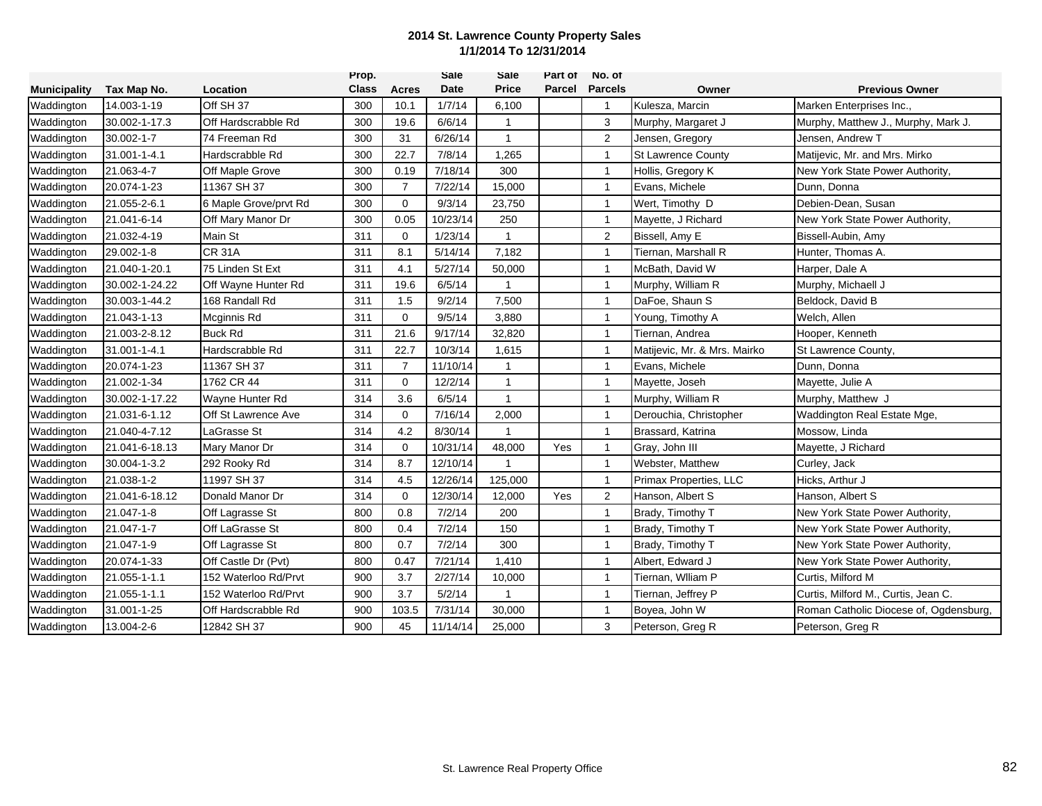**2014 St. Lawrence County Property Sales**
**1/1/2014 To 12/31/2014**

| Municipality | Tax Map No. | Location | Prop. Class | Acres | Sale Date | Sale Price | Part of Parcel | No. of Parcels | Owner | Previous Owner |
|---|---|---|---|---|---|---|---|---|---|---|
| Waddington | 14.003-1-19 | Off SH 37 | 300 | 10.1 | 1/7/14 | 6,100 | | 1 | Kulesza, Marcin | Marken Enterprises Inc., |
| Waddington | 30.002-1-17.3 | Off Hardscrabble Rd | 300 | 19.6 | 6/6/14 | 1 | | 3 | Murphy, Margaret J | Murphy, Matthew J., Murphy, Mark J. |
| Waddington | 30.002-1-7 | 74 Freeman Rd | 300 | 31 | 6/26/14 | 1 | | 2 | Jensen, Gregory | Jensen, Andrew T |
| Waddington | 31.001-1-4.1 | Hardscrabble Rd | 300 | 22.7 | 7/8/14 | 1,265 | | 1 | St Lawrence County | Matijevic, Mr. and Mrs. Mirko |
| Waddington | 21.063-4-7 | Off Maple Grove | 300 | 0.19 | 7/18/14 | 300 | | 1 | Hollis, Gregory K | New York State Power Authority, |
| Waddington | 20.074-1-23 | 11367 SH 37 | 300 | 7 | 7/22/14 | 15,000 | | 1 | Evans, Michele | Dunn, Donna |
| Waddington | 21.055-2-6.1 | 6 Maple Grove/prvt Rd | 300 | 0 | 9/3/14 | 23,750 | | 1 | Wert, Timothy D | Debien-Dean, Susan |
| Waddington | 21.041-6-14 | Off Mary Manor Dr | 300 | 0.05 | 10/23/14 | 250 | | 1 | Mayette, J Richard | New York State Power Authority, |
| Waddington | 21.032-4-19 | Main St | 311 | 0 | 1/23/14 | 1 | | 2 | Bissell, Amy E | Bissell-Aubin, Amy |
| Waddington | 29.002-1-8 | CR 31A | 311 | 8.1 | 5/14/14 | 7,182 | | 1 | Tiernan, Marshall R | Hunter, Thomas A. |
| Waddington | 21.040-1-20.1 | 75 Linden St Ext | 311 | 4.1 | 5/27/14 | 50,000 | | 1 | McBath, David W | Harper, Dale A |
| Waddington | 30.002-1-24.22 | Off Wayne Hunter Rd | 311 | 19.6 | 6/5/14 | 1 | | 1 | Murphy, William R | Murphy, Michaell J |
| Waddington | 30.003-1-44.2 | 168 Randall Rd | 311 | 1.5 | 9/2/14 | 7,500 | | 1 | DaFoe, Shaun S | Beldock, David B |
| Waddington | 21.043-1-13 | Mcginnis Rd | 311 | 0 | 9/5/14 | 3,880 | | 1 | Young, Timothy A | Welch, Allen |
| Waddington | 21.003-2-8.12 | Buck Rd | 311 | 21.6 | 9/17/14 | 32,820 | | 1 | Tiernan, Andrea | Hooper, Kenneth |
| Waddington | 31.001-1-4.1 | Hardscrabble Rd | 311 | 22.7 | 10/3/14 | 1,615 | | 1 | Matijevic, Mr. & Mrs. Mairko | St Lawrence County, |
| Waddington | 20.074-1-23 | 11367 SH 37 | 311 | 7 | 11/10/14 | 1 | | 1 | Evans, Michele | Dunn, Donna |
| Waddington | 21.002-1-34 | 1762 CR 44 | 311 | 0 | 12/2/14 | 1 | | 1 | Mayette, Joseh | Mayette, Julie A |
| Waddington | 30.002-1-17.22 | Wayne Hunter Rd | 314 | 3.6 | 6/5/14 | 1 | | 1 | Murphy, William R | Murphy, Matthew J |
| Waddington | 21.031-6-1.12 | Off St Lawrence Ave | 314 | 0 | 7/16/14 | 2,000 | | 1 | Derouchia, Christopher | Waddington Real Estate Mge, |
| Waddington | 21.040-4-7.12 | LaGrasse St | 314 | 4.2 | 8/30/14 | 1 | | 1 | Brassard, Katrina | Mossow, Linda |
| Waddington | 21.041-6-18.13 | Mary Manor Dr | 314 | 0 | 10/31/14 | 48,000 | Yes | 1 | Gray, John III | Mayette, J Richard |
| Waddington | 30.004-1-3.2 | 292 Rooky Rd | 314 | 8.7 | 12/10/14 | 1 | | 1 | Webster, Matthew | Curley, Jack |
| Waddington | 21.038-1-2 | 11997 SH 37 | 314 | 4.5 | 12/26/14 | 125,000 | | 1 | Primax Properties, LLC | Hicks, Arthur J |
| Waddington | 21.041-6-18.12 | Donald Manor Dr | 314 | 0 | 12/30/14 | 12,000 | Yes | 2 | Hanson, Albert S | Hanson, Albert S |
| Waddington | 21.047-1-8 | Off Lagrasse St | 800 | 0.8 | 7/2/14 | 200 | | 1 | Brady, Timothy T | New York State Power Authority, |
| Waddington | 21.047-1-7 | Off LaGrasse St | 800 | 0.4 | 7/2/14 | 150 | | 1 | Brady, Timothy T | New York State Power Authority, |
| Waddington | 21.047-1-9 | Off Lagrasse St | 800 | 0.7 | 7/2/14 | 300 | | 1 | Brady, Timothy T | New York State Power Authority, |
| Waddington | 20.074-1-33 | Off Castle Dr (Pvt) | 800 | 0.47 | 7/21/14 | 1,410 | | 1 | Albert, Edward J | New York State Power Authority, |
| Waddington | 21.055-1-1.1 | 152 Waterloo Rd/Prvt | 900 | 3.7 | 2/27/14 | 10,000 | | 1 | Tiernan, Wlliam P | Curtis, Milford M |
| Waddington | 21.055-1-1.1 | 152 Waterloo Rd/Prvt | 900 | 3.7 | 5/2/14 | 1 | | 1 | Tiernan, Jeffrey P | Curtis, Milford M., Curtis, Jean C. |
| Waddington | 31.001-1-25 | Off Hardscrabble Rd | 900 | 103.5 | 7/31/14 | 30,000 | | 1 | Boyea, John W | Roman Catholic Diocese of, Ogdensburg, |
| Waddington | 13.004-2-6 | 12842 SH 37 | 900 | 45 | 11/14/14 | 25,000 | | 3 | Peterson, Greg R | Peterson, Greg R |

St. Lawrence Real Property Office